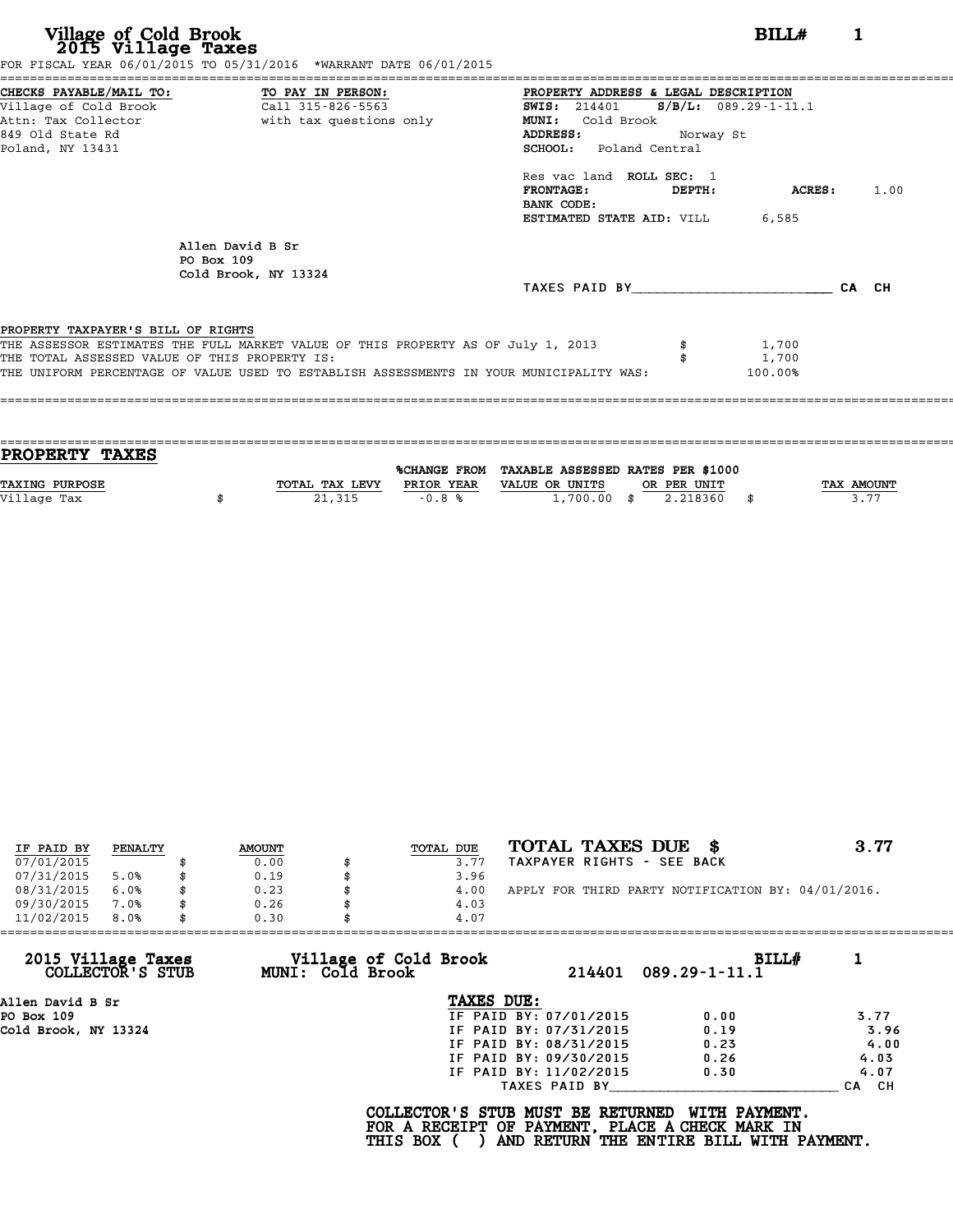# Village of Cold Brook
## 2015 Village Taxes

**BILL# 1**

FOR FISCAL YEAR 06/01/2015 TO 05/31/2016 *WARRANT DATE 06/01/2015

**CHECKS PAYABLE/MAIL TO:**
Village of Cold Brook
Attn: Tax Collector
849 Old State Rd
Poland, NY 13431

**TO PAY IN PERSON:**
Call 315-826-5563
with tax questions only

**PROPERTY ADDRESS & LEGAL DESCRIPTION**
**SWIS:** 214401 **S/B/L:** 089.29-1-11.1
**MUNI:** Cold Brook
**ADDRESS:** Norway St
**SCHOOL:** Poland Central

Res vac land **ROLL SEC:** 1
**FRONTAGE:** **DEPTH:** **ACRES:** 1.00
**BANK CODE:**
**ESTIMATED STATE AID:** VILL 6,585

Allen David B Sr
PO Box 109
Cold Brook, NY 13324

TAXES PAID BY________________________ CA CH

**PROPERTY TAXPAYER'S BILL OF RIGHTS**

THE ASSESSOR ESTIMATES THE FULL MARKET VALUE OF THIS PROPERTY AS OF July 1, 2013 $ 1,700
THE TOTAL ASSESSED VALUE OF THIS PROPERTY IS: $ 1,700
THE UNIFORM PERCENTAGE OF VALUE USED TO ESTABLISH ASSESSMENTS IN YOUR MUNICIPALITY WAS: 100.00%

## PROPERTY TAXES

| TAXING PURPOSE | TOTAL TAX LEVY | %CHANGE FROM PRIOR YEAR | TAXABLE ASSESSED VALUE OR UNITS | RATES PER $1000 OR PER UNIT | TAX AMOUNT |
|---|---|---|---|---|---|
| Village Tax | $ 21,315 | -0.8 % | 1,700.00 | $ 2.218360 | $ 3.77 |

| IF PAID BY | PENALTY | AMOUNT | TOTAL DUE |
|---|---|---|---|
| 07/01/2015 | | $ 0.00 | $ 3.77 |
| 07/31/2015 | 5.0% | $ 0.19 | $ 3.96 |
| 08/31/2015 | 6.0% | $ 0.23 | $ 4.00 |
| 09/30/2015 | 7.0% | $ 0.26 | $ 4.03 |
| 11/02/2015 | 8.0% | $ 0.30 | $ 4.07 |

**TOTAL TAXES DUE $ 3.77**
TAXPAYER RIGHTS - SEE BACK

APPLY FOR THIRD PARTY NOTIFICATION BY: 04/01/2016.

**2015 Village Taxes COLLECTOR'S STUB**
**Village of Cold Brook MUNI: Cold Brook**
214401 089.29-1-11.1 **BILL# 1**

Allen David B Sr
PO Box 109
Cold Brook, NY 13324

**TAXES DUE:**

| | | |
|---|---|---|
| IF PAID BY: 07/01/2015 | 0.00 | 3.77 |
| IF PAID BY: 07/31/2015 | 0.19 | 3.96 |
| IF PAID BY: 08/31/2015 | 0.23 | 4.00 |
| IF PAID BY: 09/30/2015 | 0.26 | 4.03 |
| IF PAID BY: 11/02/2015 | 0.30 | 4.07 |

TAXES PAID BY____________________________ CA CH

**COLLECTOR'S STUB MUST BE RETURNED WITH PAYMENT.
FOR A RECEIPT OF PAYMENT, PLACE A CHECK MARK IN
THIS BOX ( ) AND RETURN THE ENTIRE BILL WITH PAYMENT.**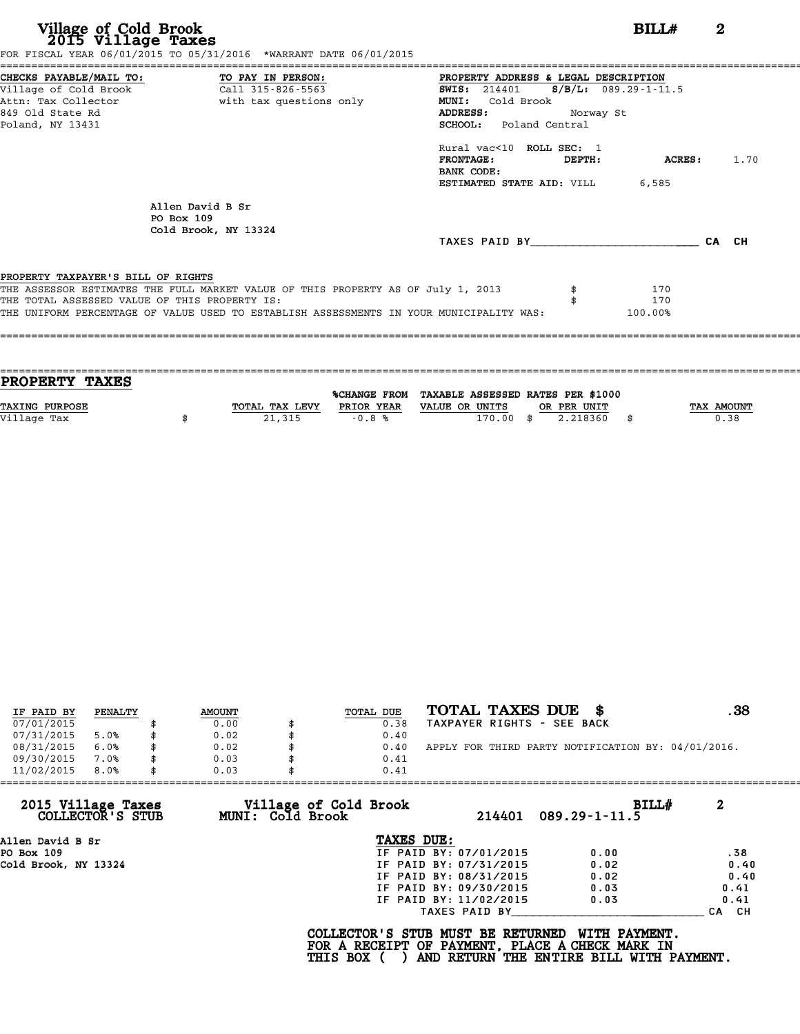# Village of Cold Brook
## 2015 Village Taxes

**BILL#** 2

FOR FISCAL YEAR 06/01/2015 TO 05/31/2016 *WARRANT DATE 06/01/2015

**CHECKS PAYABLE/MAIL TO:**
Village of Cold Brook
Attn: Tax Collector
849 Old State Rd
Poland, NY 13431

**TO PAY IN PERSON:**
Call 315-826-5563
with tax questions only

**PROPERTY ADDRESS & LEGAL DESCRIPTION**
**SWIS:** 214401 **S/B/L:** 089.29-1-11.5
**MUNI:** Cold Brook
**ADDRESS:** Norway St
**SCHOOL:** Poland Central

Rural vac<10 **ROLL SEC:** 1
**FRONTAGE:** **DEPTH:** **ACRES:** 1.70
**BANK CODE:**
**ESTIMATED STATE AID:** VILL 6,585

Allen David B Sr
PO Box 109
Cold Brook, NY 13324

TAXES PAID BY________________________ CA CH

**PROPERTY TAXPAYER'S BILL OF RIGHTS**

THE ASSESSOR ESTIMATES THE FULL MARKET VALUE OF THIS PROPERTY AS OF July 1, 2013 $ 170
THE TOTAL ASSESSED VALUE OF THIS PROPERTY IS: $ 170
THE UNIFORM PERCENTAGE OF VALUE USED TO ESTABLISH ASSESSMENTS IN YOUR MUNICIPALITY WAS: 100.00%

## PROPERTY TAXES

| TAXING PURPOSE | TOTAL TAX LEVY | %CHANGE FROM PRIOR YEAR | TAXABLE ASSESSED VALUE OR UNITS | RATES PER $1000 OR PER UNIT | TAX AMOUNT |
|---|---|---|---|---|---|
| Village Tax | $ 21,315 | -0.8 % | 170.00 | $ 2.218360 | $ 0.38 |

| IF PAID BY | PENALTY | AMOUNT | TOTAL DUE |
|---|---|---|---|
| 07/01/2015 | | $ 0.00 | $ 0.38 |
| 07/31/2015 | 5.0% | $ 0.02 | $ 0.40 |
| 08/31/2015 | 6.0% | $ 0.02 | $ 0.40 |
| 09/30/2015 | 7.0% | $ 0.03 | $ 0.41 |
| 11/02/2015 | 8.0% | $ 0.03 | $ 0.41 |

**TOTAL TAXES DUE $ .38**
TAXPAYER RIGHTS - SEE BACK

APPLY FOR THIRD PARTY NOTIFICATION BY: 04/01/2016.

---

**2015 Village Taxes COLLECTOR'S STUB** — **Village of Cold Brook MUNI: Cold Brook** — 214401 089.29-1-11.5 — **BILL#** 2

Allen David B Sr
PO Box 109
Cold Brook, NY 13324

**TAXES DUE:**

| | | |
|---|---|---|
| IF PAID BY: 07/01/2015 | 0.00 | .38 |
| IF PAID BY: 07/31/2015 | 0.02 | 0.40 |
| IF PAID BY: 08/31/2015 | 0.02 | 0.40 |
| IF PAID BY: 09/30/2015 | 0.03 | 0.41 |
| IF PAID BY: 11/02/2015 | 0.03 | 0.41 |

TAXES PAID BY____________________________ CA CH

**COLLECTOR'S STUB MUST BE RETURNED WITH PAYMENT.**
**FOR A RECEIPT OF PAYMENT, PLACE A CHECK MARK IN THIS BOX ( ) AND RETURN THE ENTIRE BILL WITH PAYMENT.**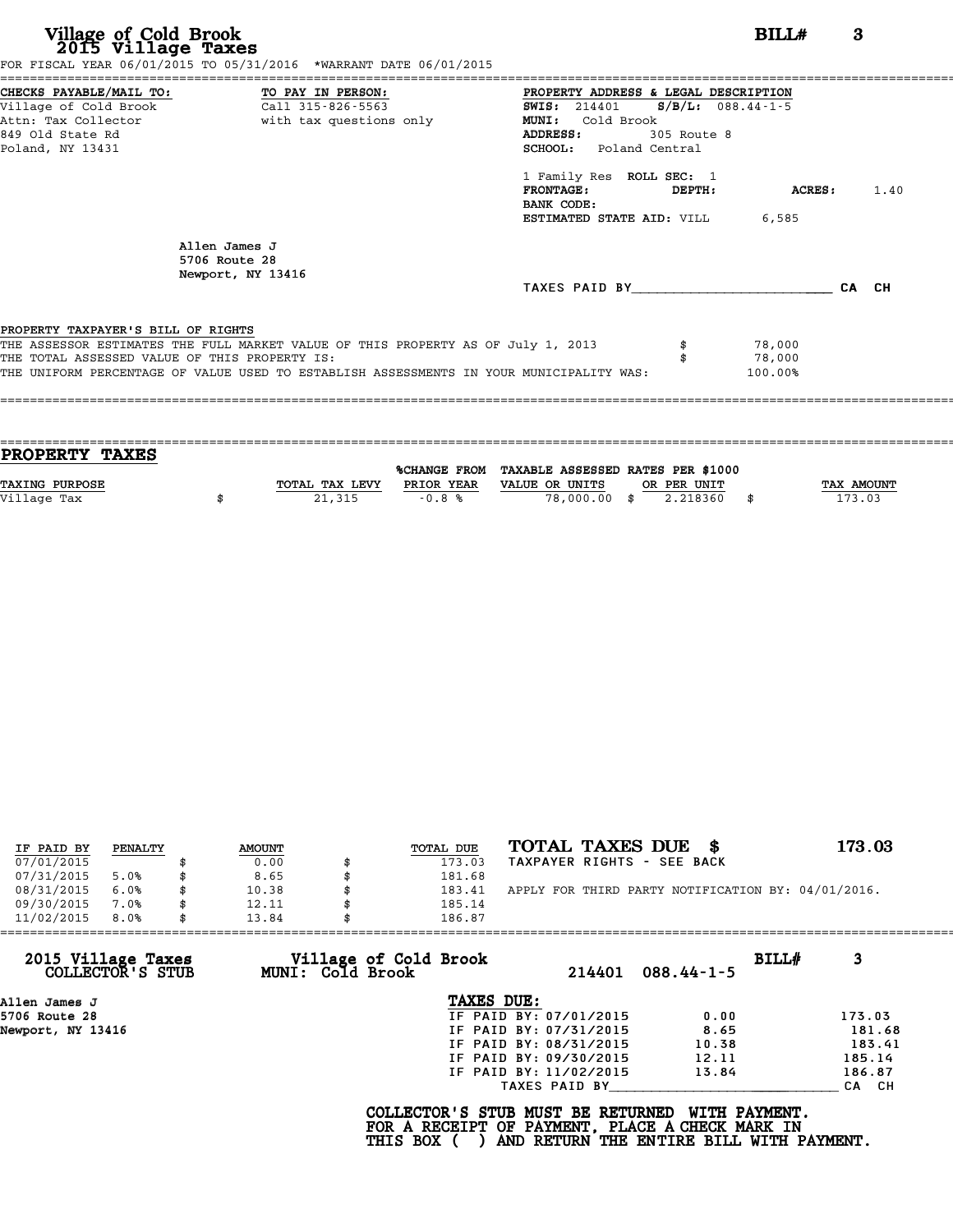# Village of Cold Brook
## 2015 Village Taxes

**BILL# 3**

FOR FISCAL YEAR 06/01/2015 TO 05/31/2016 *WARRANT DATE 06/01/2015

**CHECKS PAYABLE/MAIL TO:**
Village of Cold Brook
Attn: Tax Collector
849 Old State Rd
Poland, NY 13431

**TO PAY IN PERSON:**
Call 315-826-5563
with tax questions only

**PROPERTY ADDRESS & LEGAL DESCRIPTION**
**SWIS:** 214401 **S/B/L:** 088.44-1-5
**MUNI:** Cold Brook
**ADDRESS:** 305 Route 8
**SCHOOL:** Poland Central

1 Family Res **ROLL SEC:** 1
**FRONTAGE:** **DEPTH:** **ACRES:** 1.40
**BANK CODE:**
**ESTIMATED STATE AID:** VILL 6,585

Allen James J
5706 Route 28
Newport, NY 13416

TAXES PAID BY________________________ CA CH

PROPERTY TAXPAYER'S BILL OF RIGHTS

| | | |
|---|---|---|
| THE ASSESSOR ESTIMATES THE FULL MARKET VALUE OF THIS PROPERTY AS OF July 1, 2013 | $ | 78,000 |
| THE TOTAL ASSESSED VALUE OF THIS PROPERTY IS: | $ | 78,000 |
| THE UNIFORM PERCENTAGE OF VALUE USED TO ESTABLISH ASSESSMENTS IN YOUR MUNICIPALITY WAS: | | 100.00% |

## PROPERTY TAXES

| TAXING PURPOSE | | TOTAL TAX LEVY | %CHANGE FROM PRIOR YEAR | TAXABLE ASSESSED VALUE OR UNITS | | RATES PER $1000 OR PER UNIT | | TAX AMOUNT |
|---|---|---|---|---|---|---|---|---|
| Village Tax | $ | 21,315 | -0.8 % | 78,000.00 | $ | 2.218360 | $ | 173.03 |

| IF PAID BY | PENALTY | | AMOUNT | | TOTAL DUE |
|---|---|---|---|---|---|
| 07/01/2015 | | $ | 0.00 | $ | 173.03 |
| 07/31/2015 | 5.0% | $ | 8.65 | $ | 181.68 |
| 08/31/2015 | 6.0% | $ | 10.38 | $ | 183.41 |
| 09/30/2015 | 7.0% | $ | 12.11 | $ | 185.14 |
| 11/02/2015 | 8.0% | $ | 13.84 | $ | 186.87 |

**TOTAL TAXES DUE $ 173.03**
TAXPAYER RIGHTS - SEE BACK

APPLY FOR THIRD PARTY NOTIFICATION BY: 04/01/2016.

---

**2015 Village Taxes COLLECTOR'S STUB**
**Village of Cold Brook MUNI: Cold Brook** 214401 088.44-1-5 **BILL# 3**

Allen James J
5706 Route 28
Newport, NY 13416

**TAXES DUE:**

| | | |
|---|---|---|
| IF PAID BY: 07/01/2015 | 0.00 | 173.03 |
| IF PAID BY: 07/31/2015 | 8.65 | 181.68 |
| IF PAID BY: 08/31/2015 | 10.38 | 183.41 |
| IF PAID BY: 09/30/2015 | 12.11 | 185.14 |
| IF PAID BY: 11/02/2015 | 13.84 | 186.87 |

TAXES PAID BY____________________________ CA CH

**COLLECTOR'S STUB MUST BE RETURNED WITH PAYMENT.**
**FOR A RECEIPT OF PAYMENT, PLACE A CHECK MARK IN THIS BOX ( ) AND RETURN THE ENTIRE BILL WITH PAYMENT.**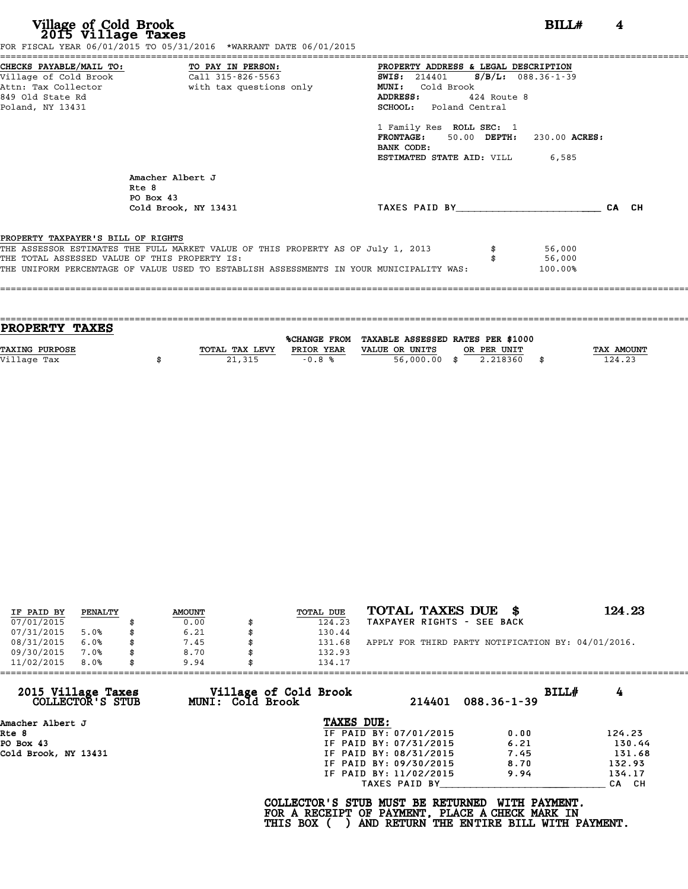# Village of Cold Brook
## 2015 Village Taxes

**BILL# 4**

FOR FISCAL YEAR 06/01/2015 TO 05/31/2016 *WARRANT DATE 06/01/2015

**CHECKS PAYABLE/MAIL TO:**
Village of Cold Brook
Attn: Tax Collector
849 Old State Rd
Poland, NY 13431

**TO PAY IN PERSON:**
Call 315-826-5563
with tax questions only

**PROPERTY ADDRESS & LEGAL DESCRIPTION**
**SWIS:** 214401 **S/B/L:** 088.36-1-39
**MUNI:** Cold Brook
**ADDRESS:** 424 Route 8
**SCHOOL:** Poland Central

1 Family Res **ROLL SEC:** 1
**FRONTAGE:** 50.00 **DEPTH:** 230.00 **ACRES:**
**BANK CODE:**
**ESTIMATED STATE AID:** VILL 6,585

Amacher Albert J
Rte 8
PO Box 43
Cold Brook, NY 13431

TAXES PAID BY________________________ CA CH

**PROPERTY TAXPAYER'S BILL OF RIGHTS**

THE ASSESSOR ESTIMATES THE FULL MARKET VALUE OF THIS PROPERTY AS OF July 1, 2013 $ 56,000
THE TOTAL ASSESSED VALUE OF THIS PROPERTY IS: $ 56,000
THE UNIFORM PERCENTAGE OF VALUE USED TO ESTABLISH ASSESSMENTS IN YOUR MUNICIPALITY WAS: 100.00%

## PROPERTY TAXES

| TAXING PURPOSE | TOTAL TAX LEVY | %CHANGE FROM PRIOR YEAR | TAXABLE ASSESSED VALUE OR UNITS | RATES PER $1000 OR PER UNIT | TAX AMOUNT |
|---|---|---|---|---|---|
| Village Tax | $ 21,315 | -0.8 % | 56,000.00 | $ 2.218360 | $ 124.23 |

| IF PAID BY | PENALTY | AMOUNT | TOTAL DUE |
|---|---|---|---|
| 07/01/2015 | | $ 0.00 | $ 124.23 |
| 07/31/2015 | 5.0% | $ 6.21 | $ 130.44 |
| 08/31/2015 | 6.0% | $ 7.45 | $ 131.68 |
| 09/30/2015 | 7.0% | $ 8.70 | $ 132.93 |
| 11/02/2015 | 8.0% | $ 9.94 | $ 134.17 |

**TOTAL TAXES DUE $ 124.23**

TAXPAYER RIGHTS - SEE BACK

APPLY FOR THIRD PARTY NOTIFICATION BY: 04/01/2016.

---

**2015 Village Taxes COLLECTOR'S STUB**

**Village of Cold Brook MUNI: Cold Brook** 214401 088.36-1-39 **BILL# 4**

Amacher Albert J
Rte 8
PO Box 43
Cold Brook, NY 13431

**TAXES DUE:**

| | | |
|---|---|---|
| IF PAID BY: 07/01/2015 | 0.00 | 124.23 |
| IF PAID BY: 07/31/2015 | 6.21 | 130.44 |
| IF PAID BY: 08/31/2015 | 7.45 | 131.68 |
| IF PAID BY: 09/30/2015 | 8.70 | 132.93 |
| IF PAID BY: 11/02/2015 | 9.94 | 134.17 |

TAXES PAID BY____________________________ CA CH

**COLLECTOR'S STUB MUST BE RETURNED WITH PAYMENT.**
**FOR A RECEIPT OF PAYMENT, PLACE A CHECK MARK IN**
**THIS BOX ( ) AND RETURN THE ENTIRE BILL WITH PAYMENT.**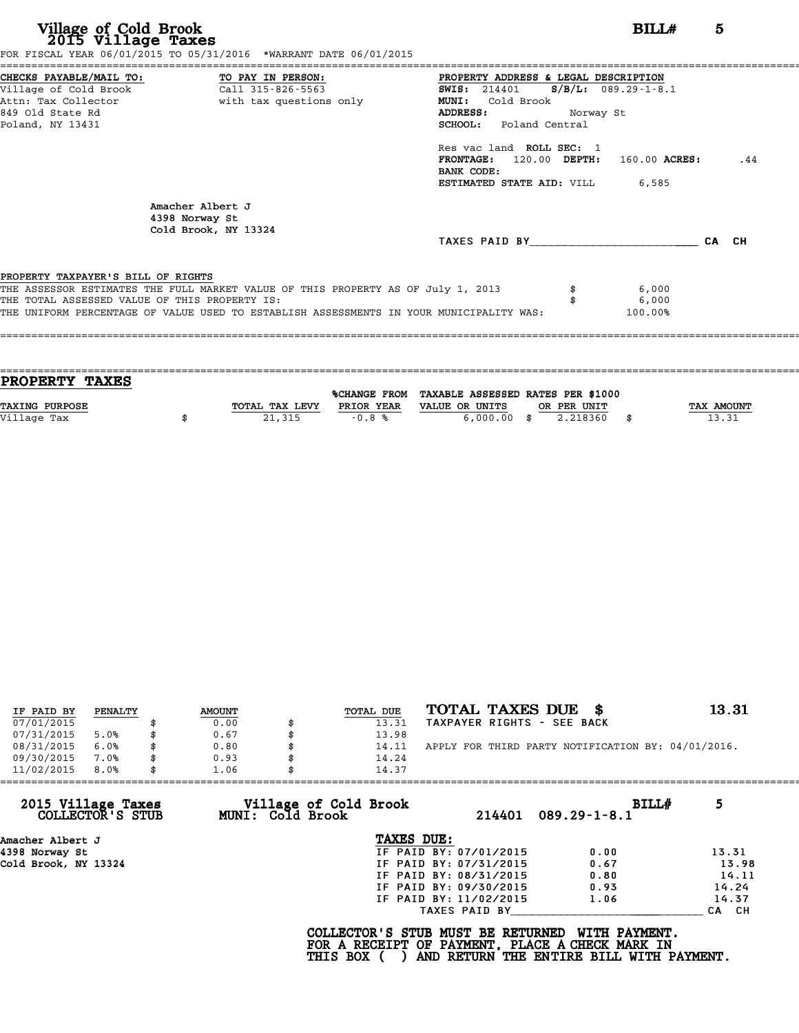# Village of Cold Brook
## 2015 Village Taxes

**BILL# 5**

FOR FISCAL YEAR 06/01/2015 TO 05/31/2016 *WARRANT DATE 06/01/2015

**CHECKS PAYABLE/MAIL TO:**
Village of Cold Brook
Attn: Tax Collector
849 Old State Rd
Poland, NY 13431

**TO PAY IN PERSON:**
Call 315-826-5563
with tax questions only

**PROPERTY ADDRESS & LEGAL DESCRIPTION**
**SWIS:** 214401 **S/B/L:** 089.29-1-8.1
**MUNI:** Cold Brook
**ADDRESS:** Norway St
**SCHOOL:** Poland Central

Res vac land **ROLL SEC:** 1
**FRONTAGE:** 120.00 **DEPTH:** 160.00 **ACRES:** .44
**BANK CODE:**
**ESTIMATED STATE AID:** VILL 6,585

Amacher Albert J
4398 Norway St
Cold Brook, NY 13324

TAXES PAID BY________________________ CA CH

PROPERTY TAXPAYER'S BILL OF RIGHTS

THE ASSESSOR ESTIMATES THE FULL MARKET VALUE OF THIS PROPERTY AS OF July 1, 2013 $ 6,000
THE TOTAL ASSESSED VALUE OF THIS PROPERTY IS: $ 6,000
THE UNIFORM PERCENTAGE OF VALUE USED TO ESTABLISH ASSESSMENTS IN YOUR MUNICIPALITY WAS: 100.00%

## PROPERTY TAXES

| TAXING PURPOSE | TOTAL TAX LEVY | %CHANGE FROM PRIOR YEAR | TAXABLE ASSESSED VALUE OR UNITS | RATES PER $1000 OR PER UNIT | TAX AMOUNT |
|---|---|---|---|---|---|
| Village Tax | $ 21,315 | -0.8 % | 6,000.00 | $ 2.218360 | $ 13.31 |

| IF PAID BY | PENALTY | AMOUNT | TOTAL DUE |
|---|---|---|---|
| 07/01/2015 | | $ 0.00 | $ 13.31 |
| 07/31/2015 | 5.0% | $ 0.67 | $ 13.98 |
| 08/31/2015 | 6.0% | $ 0.80 | $ 14.11 |
| 09/30/2015 | 7.0% | $ 0.93 | $ 14.24 |
| 11/02/2015 | 8.0% | $ 1.06 | $ 14.37 |

**TOTAL TAXES DUE $ 13.31**
TAXPAYER RIGHTS - SEE BACK

APPLY FOR THIRD PARTY NOTIFICATION BY: 04/01/2016.

---

**2015 Village Taxes COLLECTOR'S STUB**
**Village of Cold Brook MUNI: Cold Brook** 214401 089.29-1-8.1 **BILL# 5**

Amacher Albert J
4398 Norway St
Cold Brook, NY 13324

**TAXES DUE:**

| | | |
|---|---|---|
| IF PAID BY: 07/01/2015 | 0.00 | 13.31 |
| IF PAID BY: 07/31/2015 | 0.67 | 13.98 |
| IF PAID BY: 08/31/2015 | 0.80 | 14.11 |
| IF PAID BY: 09/30/2015 | 0.93 | 14.24 |
| IF PAID BY: 11/02/2015 | 1.06 | 14.37 |

TAXES PAID BY____________________________ CA CH

**COLLECTOR'S STUB MUST BE RETURNED WITH PAYMENT.
FOR A RECEIPT OF PAYMENT, PLACE A CHECK MARK IN
THIS BOX ( ) AND RETURN THE ENTIRE BILL WITH PAYMENT.**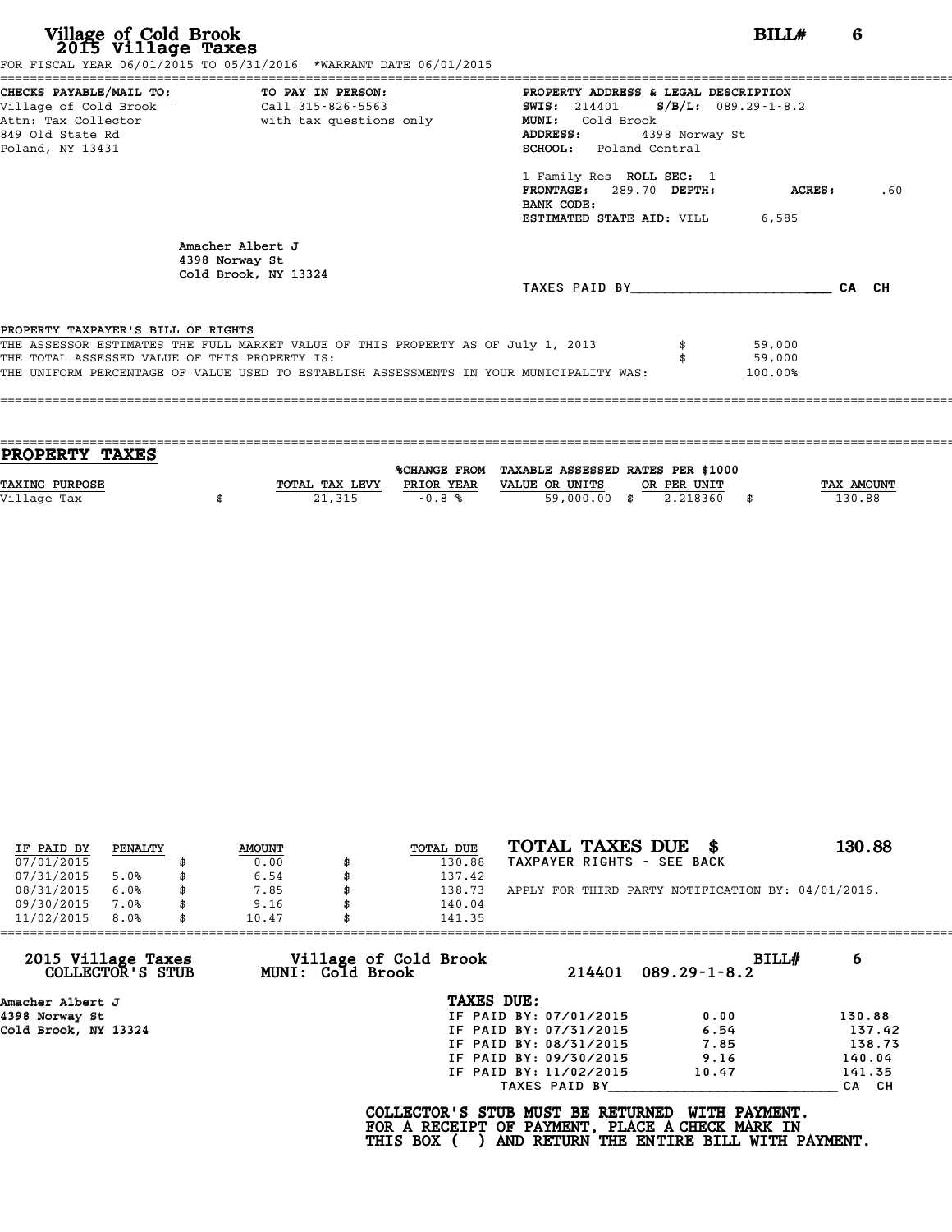# Village of Cold Brook
## 2015 Village Taxes

**BILL# 6**

FOR FISCAL YEAR 06/01/2015 TO 05/31/2016 *WARRANT DATE 06/01/2015

**CHECKS PAYABLE/MAIL TO:**
Village of Cold Brook
Attn: Tax Collector
849 Old State Rd
Poland, NY 13431

**TO PAY IN PERSON:**
Call 315-826-5563
with tax questions only

**PROPERTY ADDRESS & LEGAL DESCRIPTION**
**SWIS:** 214401 **S/B/L:** 089.29-1-8.2
**MUNI:** Cold Brook
**ADDRESS:** 4398 Norway St
**SCHOOL:** Poland Central

1 Family Res **ROLL SEC:** 1
**FRONTAGE:** 289.70 **DEPTH:** **ACRES:** .60
**BANK CODE:**
**ESTIMATED STATE AID:** VILL 6,585

Amacher Albert J
4398 Norway St
Cold Brook, NY 13324

TAXES PAID BY________________________ CA CH

**PROPERTY TAXPAYER'S BILL OF RIGHTS**

THE ASSESSOR ESTIMATES THE FULL MARKET VALUE OF THIS PROPERTY AS OF July 1, 2013 $ 59,000
THE TOTAL ASSESSED VALUE OF THIS PROPERTY IS: $ 59,000
THE UNIFORM PERCENTAGE OF VALUE USED TO ESTABLISH ASSESSMENTS IN YOUR MUNICIPALITY WAS: 100.00%

## PROPERTY TAXES

| TAXING PURPOSE | TOTAL TAX LEVY | %CHANGE FROM PRIOR YEAR | TAXABLE ASSESSED VALUE OR UNITS | RATES PER $1000 OR PER UNIT | TAX AMOUNT |
|---|---|---|---|---|---|
| Village Tax | $ 21,315 | -0.8 % | 59,000.00 | $ 2.218360 | $ 130.88 |

| IF PAID BY | PENALTY | AMOUNT | TOTAL DUE |
|---|---|---|---|
| 07/01/2015 | | $ 0.00 | $ 130.88 |
| 07/31/2015 | 5.0% | $ 6.54 | $ 137.42 |
| 08/31/2015 | 6.0% | $ 7.85 | $ 138.73 |
| 09/30/2015 | 7.0% | $ 9.16 | $ 140.04 |
| 11/02/2015 | 8.0% | $ 10.47 | $ 141.35 |

**TOTAL TAXES DUE $ 130.88**
TAXPAYER RIGHTS - SEE BACK

APPLY FOR THIRD PARTY NOTIFICATION BY: 04/01/2016.

---

**2015 Village Taxes — COLLECTOR'S STUB**
**Village of Cold Brook — MUNI: Cold Brook**
214401 089.29-1-8.2 **BILL# 6**

Amacher Albert J
4398 Norway St
Cold Brook, NY 13324

**TAXES DUE:**

| | | |
|---|---|---|
| IF PAID BY: 07/01/2015 | 0.00 | 130.88 |
| IF PAID BY: 07/31/2015 | 6.54 | 137.42 |
| IF PAID BY: 08/31/2015 | 7.85 | 138.73 |
| IF PAID BY: 09/30/2015 | 9.16 | 140.04 |
| IF PAID BY: 11/02/2015 | 10.47 | 141.35 |

TAXES PAID BY____________________________ CA CH

**COLLECTOR'S STUB MUST BE RETURNED WITH PAYMENT.
FOR A RECEIPT OF PAYMENT, PLACE A CHECK MARK IN
THIS BOX ( ) AND RETURN THE ENTIRE BILL WITH PAYMENT.**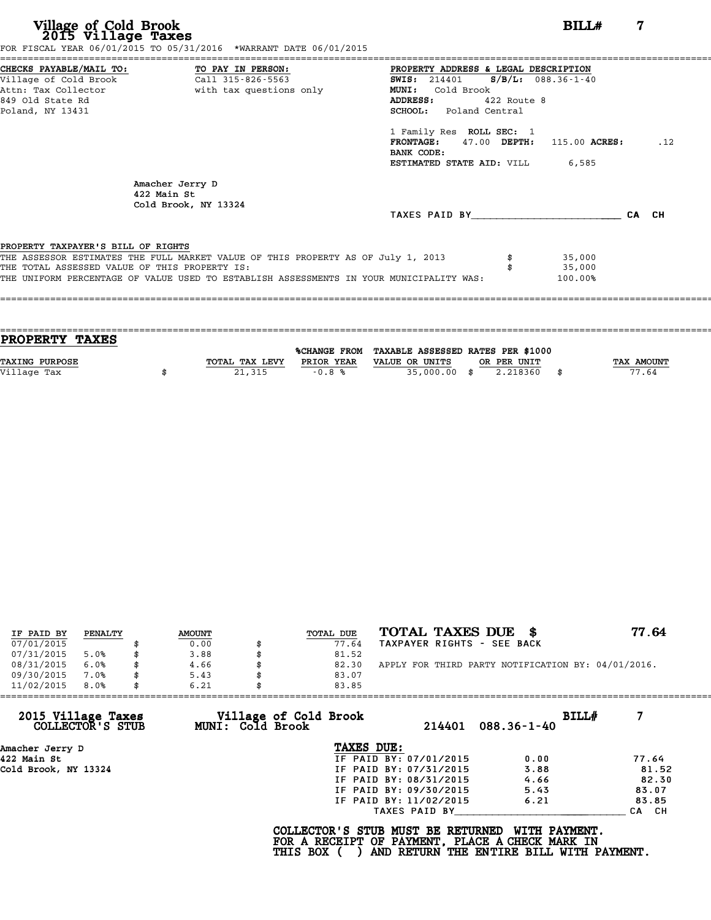# Village of Cold Brook
## 2015 Village Taxes

**BILL#** 7

FOR FISCAL YEAR 06/01/2015 TO 05/31/2016 \*WARRANT DATE 06/01/2015

**CHECKS PAYABLE/MAIL TO:**
Village of Cold Brook
Attn: Tax Collector
849 Old State Rd
Poland, NY 13431

**TO PAY IN PERSON:**
Call 315-826-5563
with tax questions only

**PROPERTY ADDRESS & LEGAL DESCRIPTION**
**SWIS:** 214401 **S/B/L:** 088.36-1-40
**MUNI:** Cold Brook
**ADDRESS:** 422 Route 8
**SCHOOL:** Poland Central

1 Family Res **ROLL SEC:** 1
**FRONTAGE:** 47.00 **DEPTH:** 115.00 **ACRES:** .12
**BANK CODE:**
**ESTIMATED STATE AID:** VILL 6,585

Amacher Jerry D
422 Main St
Cold Brook, NY 13324

TAXES PAID BY\_\_\_\_\_\_\_\_\_\_\_\_\_\_\_\_\_\_\_\_\_\_\_\_ CA CH

**PROPERTY TAXPAYER'S BILL OF RIGHTS**

THE ASSESSOR ESTIMATES THE FULL MARKET VALUE OF THIS PROPERTY AS OF July 1, 2013 $ 35,000
THE TOTAL ASSESSED VALUE OF THIS PROPERTY IS: $ 35,000
THE UNIFORM PERCENTAGE OF VALUE USED TO ESTABLISH ASSESSMENTS IN YOUR MUNICIPALITY WAS: 100.00%

## PROPERTY TAXES

| TAXING PURPOSE | TOTAL TAX LEVY | %CHANGE FROM PRIOR YEAR | TAXABLE ASSESSED VALUE OR UNITS | RATES PER $1000 OR PER UNIT | TAX AMOUNT |
|---|---|---|---|---|---|
| Village Tax | $ 21,315 | -0.8 % | 35,000.00 | $ 2.218360 | $ 77.64 |

| IF PAID BY | PENALTY | AMOUNT | TOTAL DUE |
|---|---|---|---|
| 07/01/2015 | | $ 0.00 | $ 77.64 |
| 07/31/2015 | 5.0% | $ 3.88 | $ 81.52 |
| 08/31/2015 | 6.0% | $ 4.66 | $ 82.30 |
| 09/30/2015 | 7.0% | $ 5.43 | $ 83.07 |
| 11/02/2015 | 8.0% | $ 6.21 | $ 83.85 |

**TOTAL TAXES DUE $ 77.64**
TAXPAYER RIGHTS - SEE BACK

APPLY FOR THIRD PARTY NOTIFICATION BY: 04/01/2016.

---

**2015 Village Taxes — COLLECTOR'S STUB**
**Village of Cold Brook — MUNI: Cold Brook**
214401 088.36-1-40 **BILL#** 7

Amacher Jerry D
422 Main St
Cold Brook, NY 13324

**TAXES DUE:**

| | | |
|---|---|---|
| IF PAID BY: 07/01/2015 | 0.00 | 77.64 |
| IF PAID BY: 07/31/2015 | 3.88 | 81.52 |
| IF PAID BY: 08/31/2015 | 4.66 | 82.30 |
| IF PAID BY: 09/30/2015 | 5.43 | 83.07 |
| IF PAID BY: 11/02/2015 | 6.21 | 83.85 |

TAXES PAID BY\_\_\_\_\_\_\_\_\_\_\_\_\_\_\_\_\_\_\_\_\_\_\_\_ CA CH

**COLLECTOR'S STUB MUST BE RETURNED WITH PAYMENT.**
**FOR A RECEIPT OF PAYMENT, PLACE A CHECK MARK IN**
**THIS BOX ( ) AND RETURN THE ENTIRE BILL WITH PAYMENT.**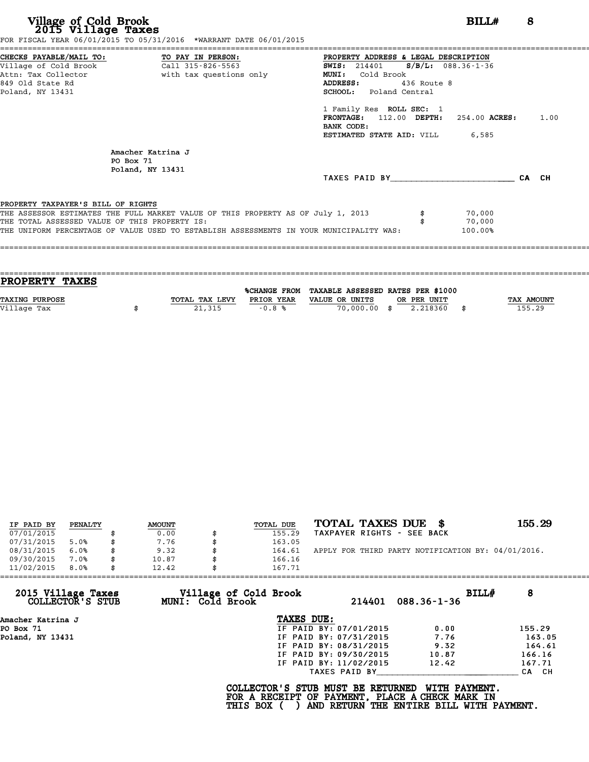# Village of Cold Brook
## 2015 Village Taxes

**BILL# 8**

FOR FISCAL YEAR 06/01/2015 TO 05/31/2016 *WARRANT DATE 06/01/2015

**CHECKS PAYABLE/MAIL TO:**
Village of Cold Brook
Attn: Tax Collector
849 Old State Rd
Poland, NY 13431

**TO PAY IN PERSON:**
Call 315-826-5563
with tax questions only

**PROPERTY ADDRESS & LEGAL DESCRIPTION**
**SWIS:** 214401 **S/B/L:** 088.36-1-36
**MUNI:** Cold Brook
**ADDRESS:** 436 Route 8
**SCHOOL:** Poland Central

1 Family Res **ROLL SEC:** 1
**FRONTAGE:** 112.00 **DEPTH:** 254.00 **ACRES:** 1.00
**BANK CODE:**
**ESTIMATED STATE AID:** VILL 6,585

Amacher Katrina J
PO Box 71
Poland, NY 13431

TAXES PAID BY________________________ CA CH

**PROPERTY TAXPAYER'S BILL OF RIGHTS**

THE ASSESSOR ESTIMATES THE FULL MARKET VALUE OF THIS PROPERTY AS OF July 1, 2013 $ 70,000
THE TOTAL ASSESSED VALUE OF THIS PROPERTY IS: $ 70,000
THE UNIFORM PERCENTAGE OF VALUE USED TO ESTABLISH ASSESSMENTS IN YOUR MUNICIPALITY WAS: 100.00%

## PROPERTY TAXES

| TAXING PURPOSE | TOTAL TAX LEVY | %CHANGE FROM PRIOR YEAR | TAXABLE ASSESSED VALUE OR UNITS | RATES PER $1000 OR PER UNIT | TAX AMOUNT |
|---|---|---|---|---|---|
| Village Tax | $ 21,315 | -0.8 % | 70,000.00 | $ 2.218360 | $ 155.29 |

| IF PAID BY | PENALTY | AMOUNT | TOTAL DUE |
|---|---|---|---|
| 07/01/2015 | | $ 0.00 | $ 155.29 |
| 07/31/2015 | 5.0% | $ 7.76 | $ 163.05 |
| 08/31/2015 | 6.0% | $ 9.32 | $ 164.61 |
| 09/30/2015 | 7.0% | $ 10.87 | $ 166.16 |
| 11/02/2015 | 8.0% | $ 12.42 | $ 167.71 |

**TOTAL TAXES DUE $ 155.29**
TAXPAYER RIGHTS - SEE BACK

APPLY FOR THIRD PARTY NOTIFICATION BY: 04/01/2016.

---

**2015 Village Taxes COLLECTOR'S STUB**
**Village of Cold Brook MUNI: Cold Brook** 214401 088.36-1-36 **BILL# 8**

Amacher Katrina J
PO Box 71
Poland, NY 13431

**TAXES DUE:**

| | | |
|---|---|---|
| IF PAID BY: 07/01/2015 | 0.00 | 155.29 |
| IF PAID BY: 07/31/2015 | 7.76 | 163.05 |
| IF PAID BY: 08/31/2015 | 9.32 | 164.61 |
| IF PAID BY: 09/30/2015 | 10.87 | 166.16 |
| IF PAID BY: 11/02/2015 | 12.42 | 167.71 |

TAXES PAID BY____________________________ CA CH

**COLLECTOR'S STUB MUST BE RETURNED WITH PAYMENT.**
**FOR A RECEIPT OF PAYMENT, PLACE A CHECK MARK IN**
**THIS BOX ( ) AND RETURN THE ENTIRE BILL WITH PAYMENT.**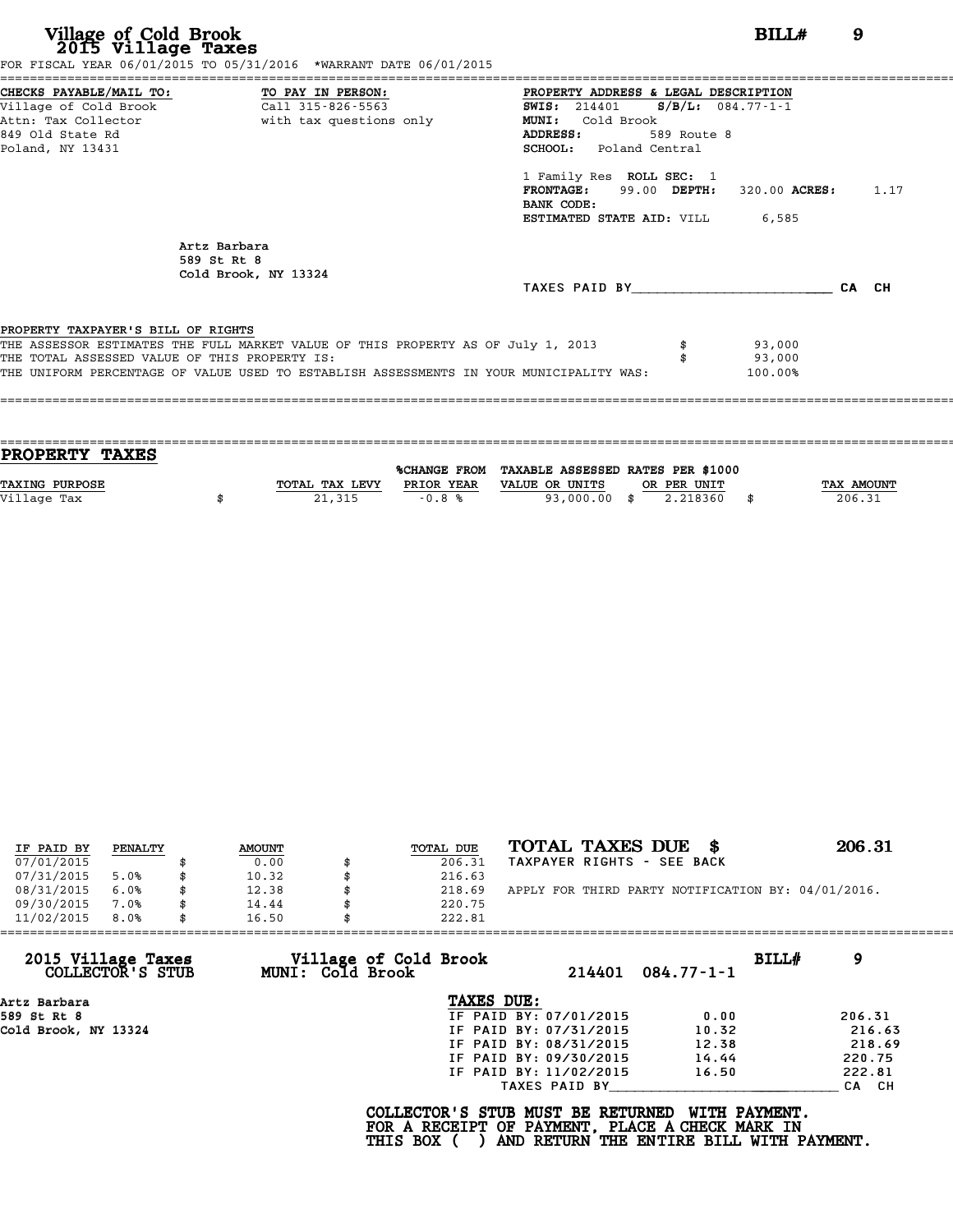# Village of Cold Brook
## 2015 Village Taxes

**BILL# 9**

FOR FISCAL YEAR 06/01/2015 TO 05/31/2016 *WARRANT DATE 06/01/2015

**CHECKS PAYABLE/MAIL TO:**
Village of Cold Brook
Attn: Tax Collector
849 Old State Rd
Poland, NY 13431

**TO PAY IN PERSON:**
Call 315-826-5563
with tax questions only

**PROPERTY ADDRESS & LEGAL DESCRIPTION**
**SWIS:** 214401 **S/B/L:** 084.77-1-1
**MUNI:** Cold Brook
**ADDRESS:** 589 Route 8
**SCHOOL:** Poland Central

1 Family Res **ROLL SEC:** 1
**FRONTAGE:** 99.00 **DEPTH:** 320.00 **ACRES:** 1.17
**BANK CODE:**
**ESTIMATED STATE AID:** VILL 6,585

Artz Barbara
589 St Rt 8
Cold Brook, NY 13324

TAXES PAID BY________________________ CA CH

**PROPERTY TAXPAYER'S BILL OF RIGHTS**

THE ASSESSOR ESTIMATES THE FULL MARKET VALUE OF THIS PROPERTY AS OF July 1, 2013 $ 93,000
THE TOTAL ASSESSED VALUE OF THIS PROPERTY IS: $ 93,000
THE UNIFORM PERCENTAGE OF VALUE USED TO ESTABLISH ASSESSMENTS IN YOUR MUNICIPALITY WAS: 100.00%

## PROPERTY TAXES

| TAXING PURPOSE | TOTAL TAX LEVY | %CHANGE FROM PRIOR YEAR | TAXABLE ASSESSED VALUE OR UNITS | RATES PER $1000 OR PER UNIT | TAX AMOUNT |
|---|---|---|---|---|---|
| Village Tax | $ 21,315 | -0.8 % | 93,000.00 | $ 2.218360 | $ 206.31 |

| IF PAID BY | PENALTY | AMOUNT | TOTAL DUE |
|---|---|---|---|
| 07/01/2015 | | $ 0.00 | $ 206.31 |
| 07/31/2015 | 5.0% | $ 10.32 | $ 216.63 |
| 08/31/2015 | 6.0% | $ 12.38 | $ 218.69 |
| 09/30/2015 | 7.0% | $ 14.44 | $ 220.75 |
| 11/02/2015 | 8.0% | $ 16.50 | $ 222.81 |

**TOTAL TAXES DUE $ 206.31**
TAXPAYER RIGHTS - SEE BACK

APPLY FOR THIRD PARTY NOTIFICATION BY: 04/01/2016.

---

**2015 Village Taxes COLLECTOR'S STUB**
**Village of Cold Brook MUNI: Cold Brook** 214401 084.77-1-1 **BILL# 9**

Artz Barbara
589 St Rt 8
Cold Brook, NY 13324

**TAXES DUE:**

| | | |
|---|---|---|
| IF PAID BY: 07/01/2015 | 0.00 | 206.31 |
| IF PAID BY: 07/31/2015 | 10.32 | 216.63 |
| IF PAID BY: 08/31/2015 | 12.38 | 218.69 |
| IF PAID BY: 09/30/2015 | 14.44 | 220.75 |
| IF PAID BY: 11/02/2015 | 16.50 | 222.81 |

TAXES PAID BY____________________________ CA CH

**COLLECTOR'S STUB MUST BE RETURNED WITH PAYMENT.
FOR A RECEIPT OF PAYMENT, PLACE A CHECK MARK IN
THIS BOX ( ) AND RETURN THE ENTIRE BILL WITH PAYMENT.**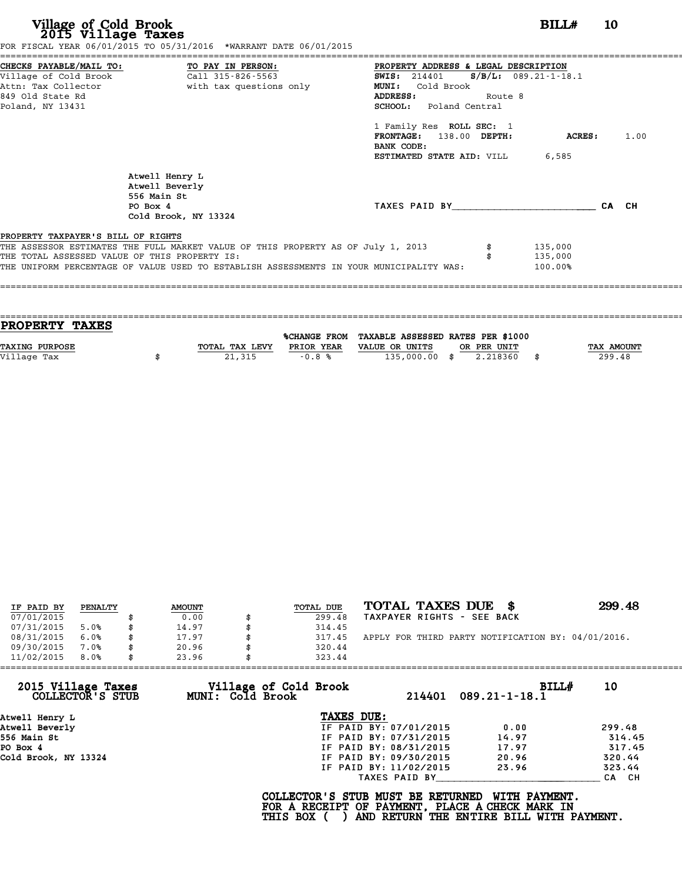# Village of Cold Brook
## 2015 Village Taxes

**BILL# 10**

FOR FISCAL YEAR 06/01/2015 TO 05/31/2016 *WARRANT DATE 06/01/2015

**CHECKS PAYABLE/MAIL TO:**
Village of Cold Brook
Attn: Tax Collector
849 Old State Rd
Poland, NY 13431

**TO PAY IN PERSON:**
Call 315-826-5563
with tax questions only

**PROPERTY ADDRESS & LEGAL DESCRIPTION**
**SWIS:** 214401 **S/B/L:** 089.21-1-18.1
**MUNI:** Cold Brook
**ADDRESS:** Route 8
**SCHOOL:** Poland Central

1 Family Res **ROLL SEC:** 1
**FRONTAGE:** 138.00 **DEPTH:** **ACRES:** 1.00
**BANK CODE:**
**ESTIMATED STATE AID:** VILL 6,585

Atwell Henry L
Atwell Beverly
556 Main St
PO Box 4
Cold Brook, NY 13324

TAXES PAID BY________________________ CA CH

**PROPERTY TAXPAYER'S BILL OF RIGHTS**

THE ASSESSOR ESTIMATES THE FULL MARKET VALUE OF THIS PROPERTY AS OF July 1, 2013 $ 135,000
THE TOTAL ASSESSED VALUE OF THIS PROPERTY IS: $ 135,000
THE UNIFORM PERCENTAGE OF VALUE USED TO ESTABLISH ASSESSMENTS IN YOUR MUNICIPALITY WAS: 100.00%

## PROPERTY TAXES

| TAXING PURPOSE | | TOTAL TAX LEVY | %CHANGE FROM PRIOR YEAR | TAXABLE ASSESSED VALUE OR UNITS | | RATES PER $1000 OR PER UNIT | | TAX AMOUNT |
|---|---|---|---|---|---|---|---|---|
| Village Tax | $ | 21,315 | -0.8 % | 135,000.00 | $ | 2.218360 | $ | 299.48 |

| IF PAID BY | PENALTY | | AMOUNT | | TOTAL DUE |
|---|---|---|---|---|---|
| 07/01/2015 | | $ | 0.00 | $ | 299.48 |
| 07/31/2015 | 5.0% | $ | 14.97 | $ | 314.45 |
| 08/31/2015 | 6.0% | $ | 17.97 | $ | 317.45 |
| 09/30/2015 | 7.0% | $ | 20.96 | $ | 320.44 |
| 11/02/2015 | 8.0% | $ | 23.96 | $ | 323.44 |

**TOTAL TAXES DUE $ 299.48**
TAXPAYER RIGHTS - SEE BACK

APPLY FOR THIRD PARTY NOTIFICATION BY: 04/01/2016.

---

**2015 Village Taxes — COLLECTOR'S STUB**
**Village of Cold Brook — MUNI: Cold Brook**
214401 089.21-1-18.1 **BILL# 10**

Atwell Henry L
Atwell Beverly
556 Main St
PO Box 4
Cold Brook, NY 13324

**TAXES DUE:**

| | Penalty | Total |
|---|---|---|
| IF PAID BY: 07/01/2015 | 0.00 | 299.48 |
| IF PAID BY: 07/31/2015 | 14.97 | 314.45 |
| IF PAID BY: 08/31/2015 | 17.97 | 317.45 |
| IF PAID BY: 09/30/2015 | 20.96 | 320.44 |
| IF PAID BY: 11/02/2015 | 23.96 | 323.44 |

TAXES PAID BY____________________________ CA CH

**COLLECTOR'S STUB MUST BE RETURNED WITH PAYMENT. FOR A RECEIPT OF PAYMENT, PLACE A CHECK MARK IN THIS BOX ( ) AND RETURN THE ENTIRE BILL WITH PAYMENT.**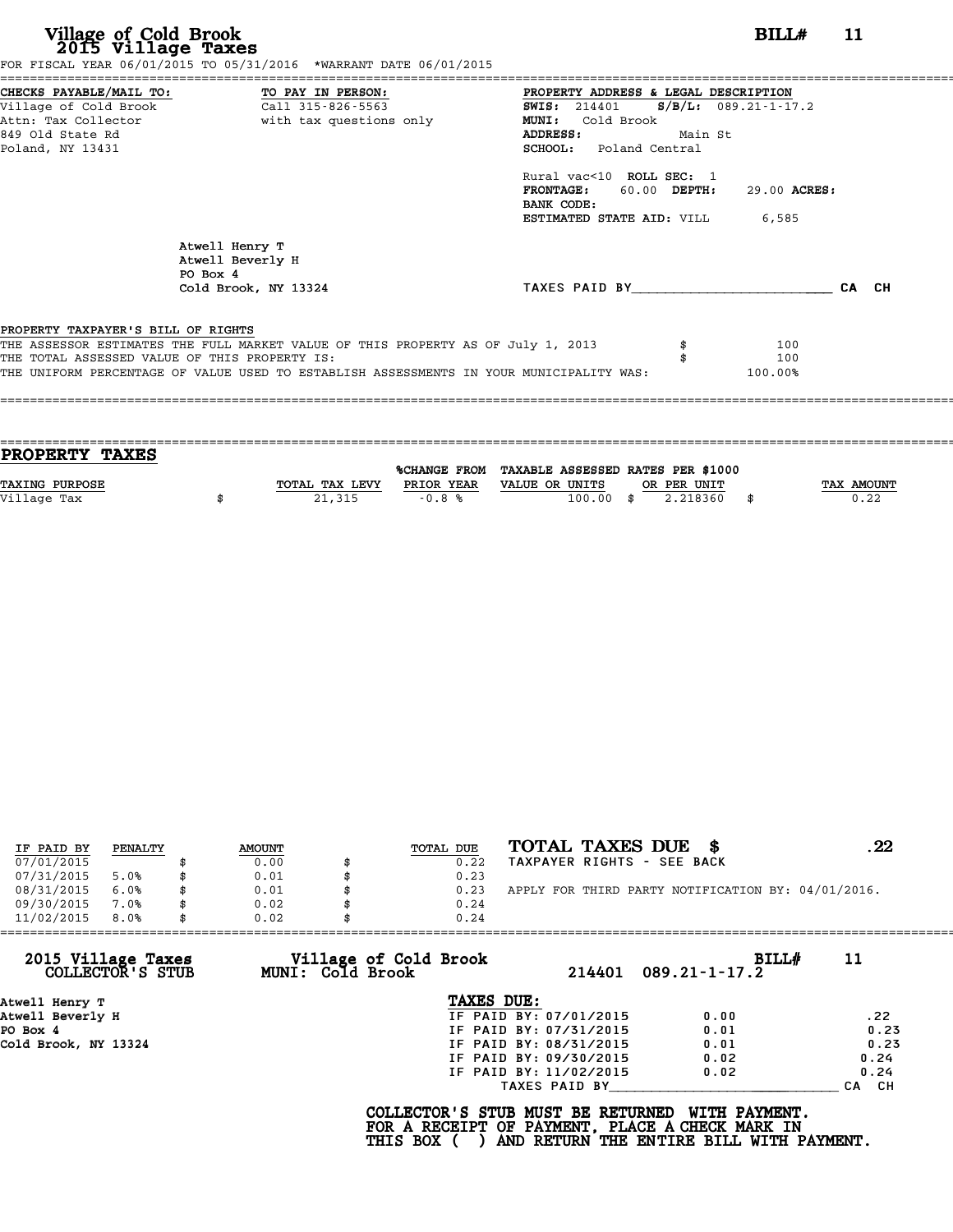# Village of Cold Brook
## 2015 Village Taxes

**BILL# 11**

FOR FISCAL YEAR 06/01/2015 TO 05/31/2016 *WARRANT DATE 06/01/2015

**CHECKS PAYABLE/MAIL TO:**
Village of Cold Brook
Attn: Tax Collector
849 Old State Rd
Poland, NY 13431

**TO PAY IN PERSON:**
Call 315-826-5563
with tax questions only

**PROPERTY ADDRESS & LEGAL DESCRIPTION**
**SWIS:** 214401 **S/B/L:** 089.21-1-17.2
**MUNI:** Cold Brook
**ADDRESS:** Main St
**SCHOOL:** Poland Central

Rural vac<10 **ROLL SEC:** 1
**FRONTAGE:** 60.00 **DEPTH:** 29.00 **ACRES:**
**BANK CODE:**
**ESTIMATED STATE AID:** VILL 6,585

Atwell Henry T
Atwell Beverly H
PO Box 4
Cold Brook, NY 13324

TAXES PAID BY________________________ CA CH

**PROPERTY TAXPAYER'S BILL OF RIGHTS**

THE ASSESSOR ESTIMATES THE FULL MARKET VALUE OF THIS PROPERTY AS OF July 1, 2013 $ 100
THE TOTAL ASSESSED VALUE OF THIS PROPERTY IS: $ 100
THE UNIFORM PERCENTAGE OF VALUE USED TO ESTABLISH ASSESSMENTS IN YOUR MUNICIPALITY WAS: 100.00%

## PROPERTY TAXES

| TAXING PURPOSE | TOTAL TAX LEVY | %CHANGE FROM PRIOR YEAR | TAXABLE ASSESSED VALUE OR UNITS | RATES PER $1000 OR PER UNIT | TAX AMOUNT |
|---|---|---|---|---|---|
| Village Tax | $ 21,315 | -0.8 % | 100.00 | $ 2.218360 | $ 0.22 |

| IF PAID BY | PENALTY | AMOUNT | TOTAL DUE |
|---|---|---|---|
| 07/01/2015 | | $ 0.00 | $ 0.22 |
| 07/31/2015 | 5.0% | $ 0.01 | $ 0.23 |
| 08/31/2015 | 6.0% | $ 0.01 | $ 0.23 |
| 09/30/2015 | 7.0% | $ 0.02 | $ 0.24 |
| 11/02/2015 | 8.0% | $ 0.02 | $ 0.24 |

**TOTAL TAXES DUE $ .22**
TAXPAYER RIGHTS - SEE BACK

APPLY FOR THIRD PARTY NOTIFICATION BY: 04/01/2016.

**2015 Village Taxes COLLECTOR'S STUB** — **Village of Cold Brook MUNI: Cold Brook** — 214401 089.21-1-17.2 — **BILL# 11**

Atwell Henry T
Atwell Beverly H
PO Box 4
Cold Brook, NY 13324

**TAXES DUE:**

| | | |
|---|---|---|
| IF PAID BY: 07/01/2015 | 0.00 | .22 |
| IF PAID BY: 07/31/2015 | 0.01 | 0.23 |
| IF PAID BY: 08/31/2015 | 0.01 | 0.23 |
| IF PAID BY: 09/30/2015 | 0.02 | 0.24 |
| IF PAID BY: 11/02/2015 | 0.02 | 0.24 |

TAXES PAID BY____________________________ CA CH

**COLLECTOR'S STUB MUST BE RETURNED WITH PAYMENT.
FOR A RECEIPT OF PAYMENT, PLACE A CHECK MARK IN
THIS BOX ( ) AND RETURN THE ENTIRE BILL WITH PAYMENT.**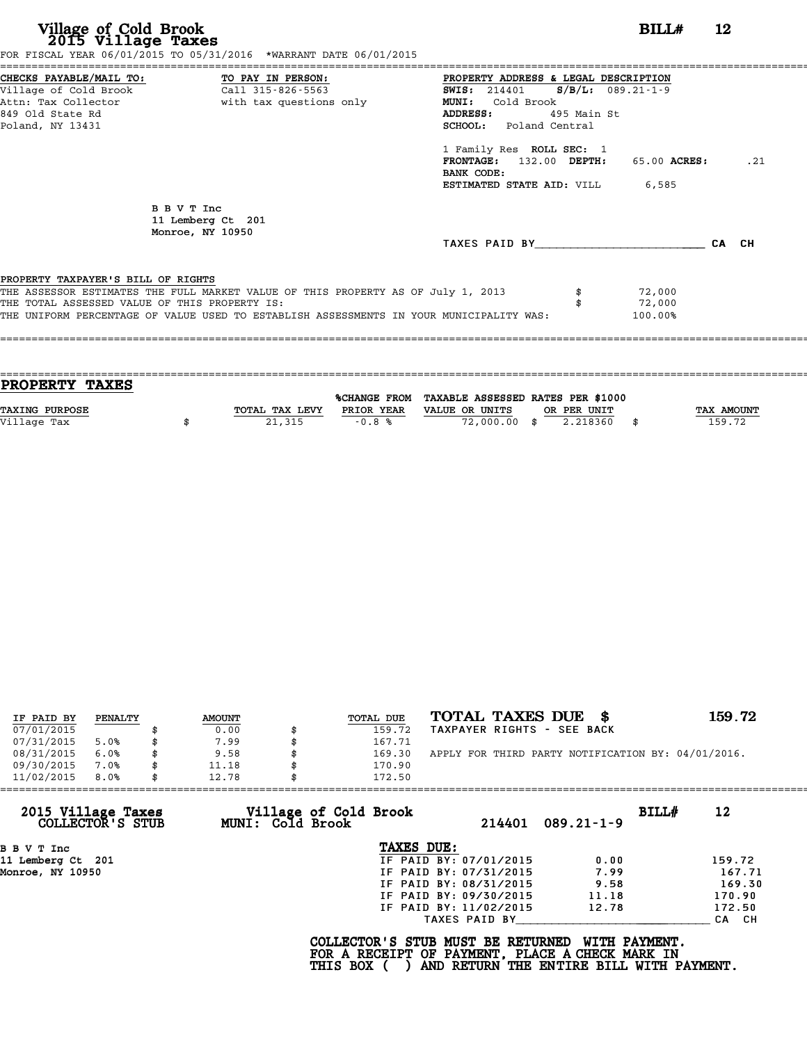# Village of Cold Brook
## 2015 Village Taxes

**BILL# 12**

FOR FISCAL YEAR 06/01/2015 TO 05/31/2016 *WARRANT DATE 06/01/2015

**CHECKS PAYABLE/MAIL TO:**
Village of Cold Brook
Attn: Tax Collector
849 Old State Rd
Poland, NY 13431

**TO PAY IN PERSON:**
Call 315-826-5563
with tax questions only

**PROPERTY ADDRESS & LEGAL DESCRIPTION**
**SWIS:** 214401 **S/B/L:** 089.21-1-9
**MUNI:** Cold Brook
**ADDRESS:** 495 Main St
**SCHOOL:** Poland Central

1 Family Res **ROLL SEC:** 1
**FRONTAGE:** 132.00 **DEPTH:** 65.00 **ACRES:** .21
**BANK CODE:**
**ESTIMATED STATE AID:** VILL 6,585

B B V T Inc
11 Lemberg Ct 201
Monroe, NY 10950

TAXES PAID BY________________________ CA CH

**PROPERTY TAXPAYER'S BILL OF RIGHTS**

THE ASSESSOR ESTIMATES THE FULL MARKET VALUE OF THIS PROPERTY AS OF July 1, 2013 $ 72,000
THE TOTAL ASSESSED VALUE OF THIS PROPERTY IS: $ 72,000
THE UNIFORM PERCENTAGE OF VALUE USED TO ESTABLISH ASSESSMENTS IN YOUR MUNICIPALITY WAS: 100.00%

## PROPERTY TAXES

| TAXING PURPOSE | TOTAL TAX LEVY | %CHANGE FROM PRIOR YEAR | TAXABLE ASSESSED VALUE OR UNITS | RATES PER $1000 OR PER UNIT | TAX AMOUNT |
|---|---|---|---|---|---|
| Village Tax | $ 21,315 | -0.8 % | 72,000.00 | $ 2.218360 | $ 159.72 |

| IF PAID BY | PENALTY | AMOUNT | TOTAL DUE |
|---|---|---|---|
| 07/01/2015 | | $ 0.00 | $ 159.72 |
| 07/31/2015 | 5.0% | $ 7.99 | $ 167.71 |
| 08/31/2015 | 6.0% | $ 9.58 | $ 169.30 |
| 09/30/2015 | 7.0% | $ 11.18 | $ 170.90 |
| 11/02/2015 | 8.0% | $ 12.78 | $ 172.50 |

**TOTAL TAXES DUE $ 159.72**

TAXPAYER RIGHTS - SEE BACK

APPLY FOR THIRD PARTY NOTIFICATION BY: 04/01/2016.

---

**2015 Village Taxes COLLECTOR'S STUB** — **Village of Cold Brook MUNI: Cold Brook** — 214401 089.21-1-9 — **BILL# 12**

B B V T Inc
11 Lemberg Ct 201
Monroe, NY 10950

**TAXES DUE:**

| | | |
|---|---|---|
| IF PAID BY: 07/01/2015 | 0.00 | 159.72 |
| IF PAID BY: 07/31/2015 | 7.99 | 167.71 |
| IF PAID BY: 08/31/2015 | 9.58 | 169.30 |
| IF PAID BY: 09/30/2015 | 11.18 | 170.90 |
| IF PAID BY: 11/02/2015 | 12.78 | 172.50 |

TAXES PAID BY____________________________ CA CH

**COLLECTOR'S STUB MUST BE RETURNED WITH PAYMENT.**
**FOR A RECEIPT OF PAYMENT, PLACE A CHECK MARK IN**
**THIS BOX ( ) AND RETURN THE ENTIRE BILL WITH PAYMENT.**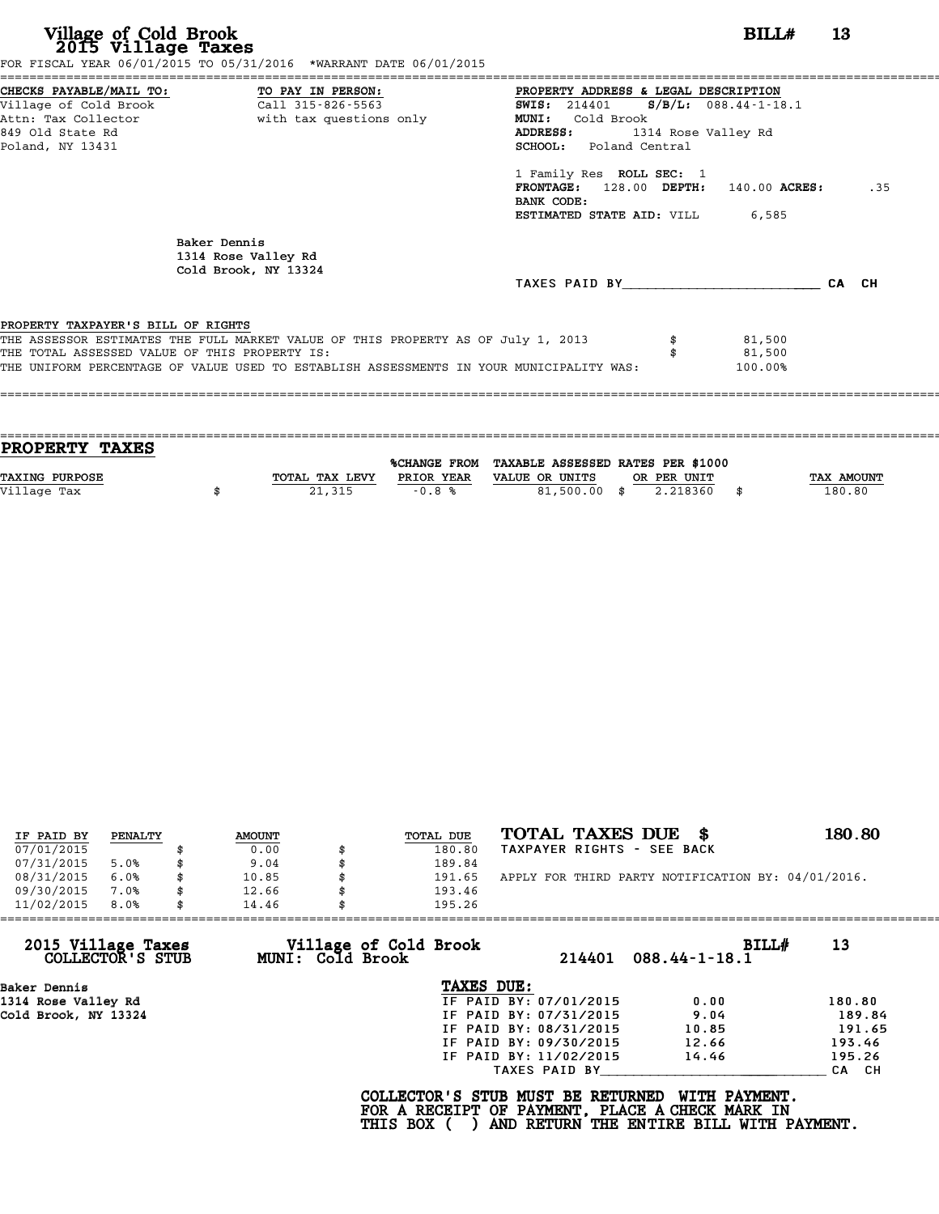# Village of Cold Brook
## 2015 Village Taxes

**BILL# 13**

FOR FISCAL YEAR 06/01/2015 TO 05/31/2016 *WARRANT DATE 06/01/2015

**CHECKS PAYABLE/MAIL TO:**
Village of Cold Brook
Attn: Tax Collector
849 Old State Rd
Poland, NY 13431

**TO PAY IN PERSON:**
Call 315-826-5563
with tax questions only

**PROPERTY ADDRESS & LEGAL DESCRIPTION**
**SWIS:** 214401 **S/B/L:** 088.44-1-18.1
**MUNI:** Cold Brook
**ADDRESS:** 1314 Rose Valley Rd
**SCHOOL:** Poland Central

1 Family Res **ROLL SEC:** 1
**FRONTAGE:** 128.00 **DEPTH:** 140.00 **ACRES:** .35
**BANK CODE:**
**ESTIMATED STATE AID:** VILL 6,585

Baker Dennis
1314 Rose Valley Rd
Cold Brook, NY 13324

TAXES PAID BY________________________ CA CH

**PROPERTY TAXPAYER'S BILL OF RIGHTS**

| | | |
|---|---|---|
| THE ASSESSOR ESTIMATES THE FULL MARKET VALUE OF THIS PROPERTY AS OF July 1, 2013 | $ | 81,500 |
| THE TOTAL ASSESSED VALUE OF THIS PROPERTY IS: | $ | 81,500 |
| THE UNIFORM PERCENTAGE OF VALUE USED TO ESTABLISH ASSESSMENTS IN YOUR MUNICIPALITY WAS: | | 100.00% |

## PROPERTY TAXES

| TAXING PURPOSE | | TOTAL TAX LEVY | %CHANGE FROM PRIOR YEAR | TAXABLE ASSESSED VALUE OR UNITS | | RATES PER $1000 OR PER UNIT | | TAX AMOUNT |
|---|---|---|---|---|---|---|---|---|
| Village Tax | $ | 21,315 | -0.8 % | 81,500.00 | $ | 2.218360 | $ | 180.80 |

| IF PAID BY | PENALTY | | AMOUNT | | TOTAL DUE |
|---|---|---|---|---|---|
| 07/01/2015 | | $ | 0.00 | $ | 180.80 |
| 07/31/2015 | 5.0% | $ | 9.04 | $ | 189.84 |
| 08/31/2015 | 6.0% | $ | 10.85 | $ | 191.65 |
| 09/30/2015 | 7.0% | $ | 12.66 | $ | 193.46 |
| 11/02/2015 | 8.0% | $ | 14.46 | $ | 195.26 |

**TOTAL TAXES DUE $ 180.80**
TAXPAYER RIGHTS - SEE BACK

APPLY FOR THIRD PARTY NOTIFICATION BY: 04/01/2016.

---

**2015 Village Taxes COLLECTOR'S STUB** — **Village of Cold Brook MUNI: Cold Brook** — 214401 088.44-1-18.1 — **BILL# 13**

Baker Dennis
1314 Rose Valley Rd
Cold Brook, NY 13324

**TAXES DUE:**

| | | |
|---|---|---|
| IF PAID BY: 07/01/2015 | 0.00 | 180.80 |
| IF PAID BY: 07/31/2015 | 9.04 | 189.84 |
| IF PAID BY: 08/31/2015 | 10.85 | 191.65 |
| IF PAID BY: 09/30/2015 | 12.66 | 193.46 |
| IF PAID BY: 11/02/2015 | 14.46 | 195.26 |

TAXES PAID BY____________________________ CA CH

**COLLECTOR'S STUB MUST BE RETURNED WITH PAYMENT.
FOR A RECEIPT OF PAYMENT, PLACE A CHECK MARK IN
THIS BOX ( ) AND RETURN THE ENTIRE BILL WITH PAYMENT.**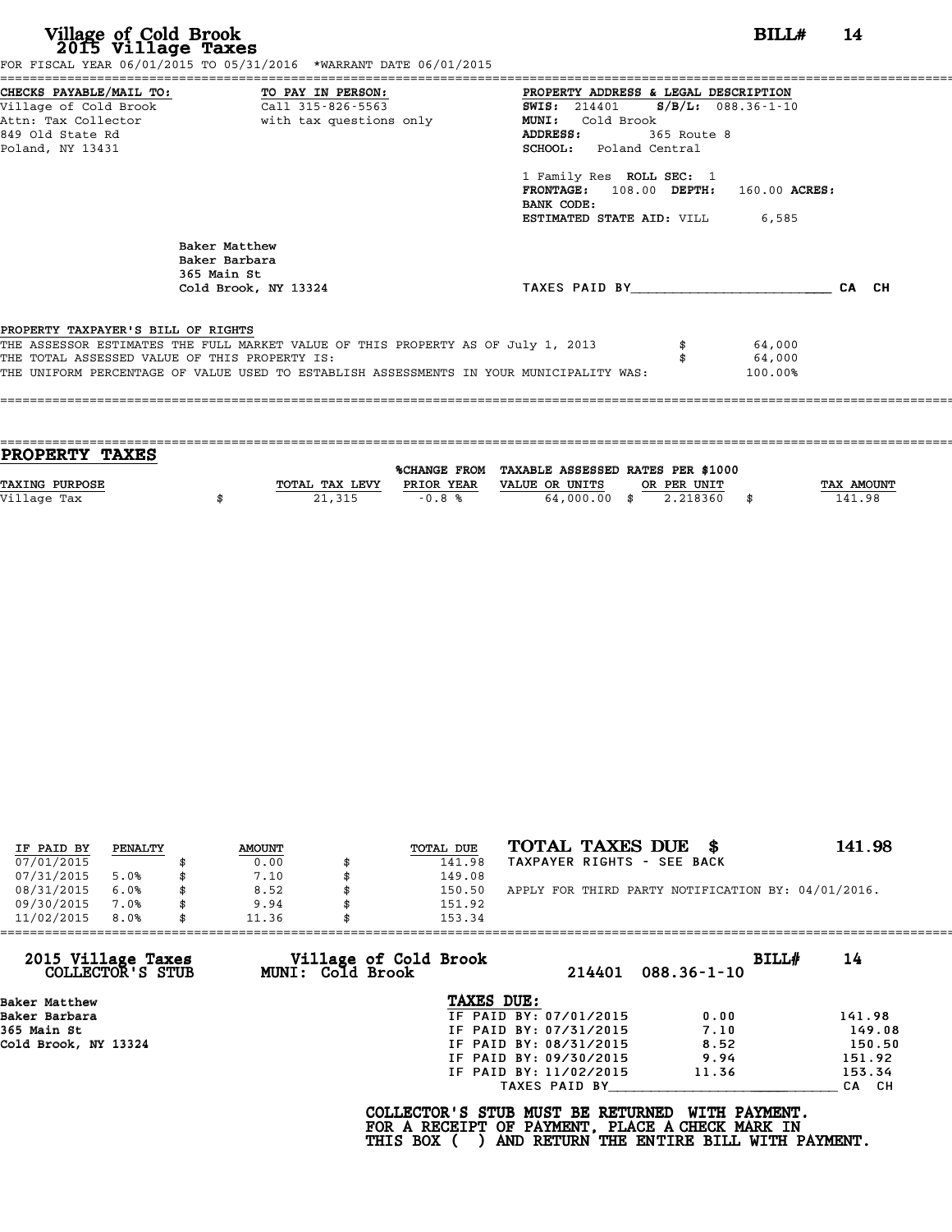# Village of Cold Brook
## 2015 Village Taxes

**BILL# 14**

FOR FISCAL YEAR 06/01/2015 TO 05/31/2016 *WARRANT DATE 06/01/2015

**CHECKS PAYABLE/MAIL TO:**
Village of Cold Brook
Attn: Tax Collector
849 Old State Rd
Poland, NY 13431

**TO PAY IN PERSON:**
Call 315-826-5563
with tax questions only

**PROPERTY ADDRESS & LEGAL DESCRIPTION**
**SWIS:** 214401 **S/B/L:** 088.36-1-10
**MUNI:** Cold Brook
**ADDRESS:** 365 Route 8
**SCHOOL:** Poland Central

1 Family Res **ROLL SEC:** 1
**FRONTAGE:** 108.00 **DEPTH:** 160.00 **ACRES:**
**BANK CODE:**
**ESTIMATED STATE AID:** VILL 6,585

Baker Matthew
Baker Barbara
365 Main St
Cold Brook, NY 13324

TAXES PAID BY________________________ CA CH

**PROPERTY TAXPAYER'S BILL OF RIGHTS**

| | | |
|---|---|---|
| THE ASSESSOR ESTIMATES THE FULL MARKET VALUE OF THIS PROPERTY AS OF July 1, 2013 | $ | 64,000 |
| THE TOTAL ASSESSED VALUE OF THIS PROPERTY IS: | $ | 64,000 |
| THE UNIFORM PERCENTAGE OF VALUE USED TO ESTABLISH ASSESSMENTS IN YOUR MUNICIPALITY WAS: | | 100.00% |

## PROPERTY TAXES

| TAXING PURPOSE | | TOTAL TAX LEVY | %CHANGE FROM PRIOR YEAR | TAXABLE ASSESSED VALUE OR UNITS | | RATES PER $1000 OR PER UNIT | | TAX AMOUNT |
|---|---|---|---|---|---|---|---|---|
| Village Tax | $ | 21,315 | -0.8 % | 64,000.00 | $ | 2.218360 | $ | 141.98 |

| IF PAID BY | PENALTY | | AMOUNT | | TOTAL DUE |
|---|---|---|---|---|---|
| 07/01/2015 | | $ | 0.00 | $ | 141.98 |
| 07/31/2015 | 5.0% | $ | 7.10 | $ | 149.08 |
| 08/31/2015 | 6.0% | $ | 8.52 | $ | 150.50 |
| 09/30/2015 | 7.0% | $ | 9.94 | $ | 151.92 |
| 11/02/2015 | 8.0% | $ | 11.36 | $ | 153.34 |

**TOTAL TAXES DUE $ 141.98**
TAXPAYER RIGHTS - SEE BACK

APPLY FOR THIRD PARTY NOTIFICATION BY: 04/01/2016.

---

**2015 Village Taxes COLLECTOR'S STUB**
**Village of Cold Brook MUNI: Cold Brook** 214401 088.36-1-10 **BILL# 14**

Baker Matthew
Baker Barbara
365 Main St
Cold Brook, NY 13324

**TAXES DUE:**

| | | |
|---|---|---|
| IF PAID BY: 07/01/2015 | 0.00 | 141.98 |
| IF PAID BY: 07/31/2015 | 7.10 | 149.08 |
| IF PAID BY: 08/31/2015 | 8.52 | 150.50 |
| IF PAID BY: 09/30/2015 | 9.94 | 151.92 |
| IF PAID BY: 11/02/2015 | 11.36 | 153.34 |

TAXES PAID BY____________________________ CA CH

**COLLECTOR'S STUB MUST BE RETURNED WITH PAYMENT.**
**FOR A RECEIPT OF PAYMENT, PLACE A CHECK MARK IN**
**THIS BOX ( ) AND RETURN THE ENTIRE BILL WITH PAYMENT.**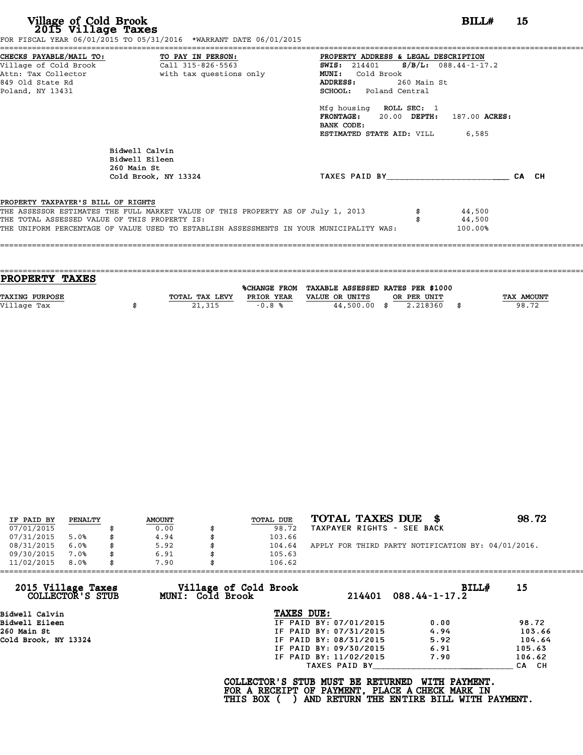# Village of Cold Brook
## 2015 Village Taxes

**BILL# 15**

FOR FISCAL YEAR 06/01/2015 TO 05/31/2016 *WARRANT DATE 06/01/2015

**CHECKS PAYABLE/MAIL TO:**
Village of Cold Brook
Attn: Tax Collector
849 Old State Rd
Poland, NY 13431

**TO PAY IN PERSON:**
Call 315-826-5563
with tax questions only

**PROPERTY ADDRESS & LEGAL DESCRIPTION**
**SWIS:** 214401 **S/B/L:** 088.44-1-17.2
**MUNI:** Cold Brook
**ADDRESS:** 260 Main St
**SCHOOL:** Poland Central

Mfg housing **ROLL SEC:** 1
**FRONTAGE:** 20.00 **DEPTH:** 187.00 **ACRES:**
**BANK CODE:**
**ESTIMATED STATE AID:** VILL 6,585

Bidwell Calvin
Bidwell Eileen
260 Main St
Cold Brook, NY 13324

TAXES PAID BY________________________ CA CH

**PROPERTY TAXPAYER'S BILL OF RIGHTS**

THE ASSESSOR ESTIMATES THE FULL MARKET VALUE OF THIS PROPERTY AS OF July 1, 2013 $ 44,500
THE TOTAL ASSESSED VALUE OF THIS PROPERTY IS: $ 44,500
THE UNIFORM PERCENTAGE OF VALUE USED TO ESTABLISH ASSESSMENTS IN YOUR MUNICIPALITY WAS: 100.00%

## PROPERTY TAXES

| TAXING PURPOSE | TOTAL TAX LEVY | %CHANGE FROM PRIOR YEAR | TAXABLE ASSESSED VALUE OR UNITS | RATES PER $1000 OR PER UNIT | TAX AMOUNT |
|---|---|---|---|---|---|
| Village Tax | $ 21,315 | -0.8 % | 44,500.00 | $ 2.218360 | $ 98.72 |

| IF PAID BY | PENALTY | AMOUNT | TOTAL DUE |
|---|---|---|---|
| 07/01/2015 | | $ 0.00 | $ 98.72 |
| 07/31/2015 | 5.0% | $ 4.94 | $ 103.66 |
| 08/31/2015 | 6.0% | $ 5.92 | $ 104.64 |
| 09/30/2015 | 7.0% | $ 6.91 | $ 105.63 |
| 11/02/2015 | 8.0% | $ 7.90 | $ 106.62 |

**TOTAL TAXES DUE $ 98.72**
TAXPAYER RIGHTS - SEE BACK

APPLY FOR THIRD PARTY NOTIFICATION BY: 04/01/2016.

---

**2015 Village Taxes COLLECTOR'S STUB** — **Village of Cold Brook MUNI: Cold Brook** — 214401 088.44-1-17.2 — **BILL# 15**

Bidwell Calvin
Bidwell Eileen
260 Main St
Cold Brook, NY 13324

**TAXES DUE:**

| | | |
|---|---|---|
| IF PAID BY: 07/01/2015 | 0.00 | 98.72 |
| IF PAID BY: 07/31/2015 | 4.94 | 103.66 |
| IF PAID BY: 08/31/2015 | 5.92 | 104.64 |
| IF PAID BY: 09/30/2015 | 6.91 | 105.63 |
| IF PAID BY: 11/02/2015 | 7.90 | 106.62 |

TAXES PAID BY____________________________ CA CH

**COLLECTOR'S STUB MUST BE RETURNED WITH PAYMENT. FOR A RECEIPT OF PAYMENT, PLACE A CHECK MARK IN THIS BOX ( ) AND RETURN THE ENTIRE BILL WITH PAYMENT.**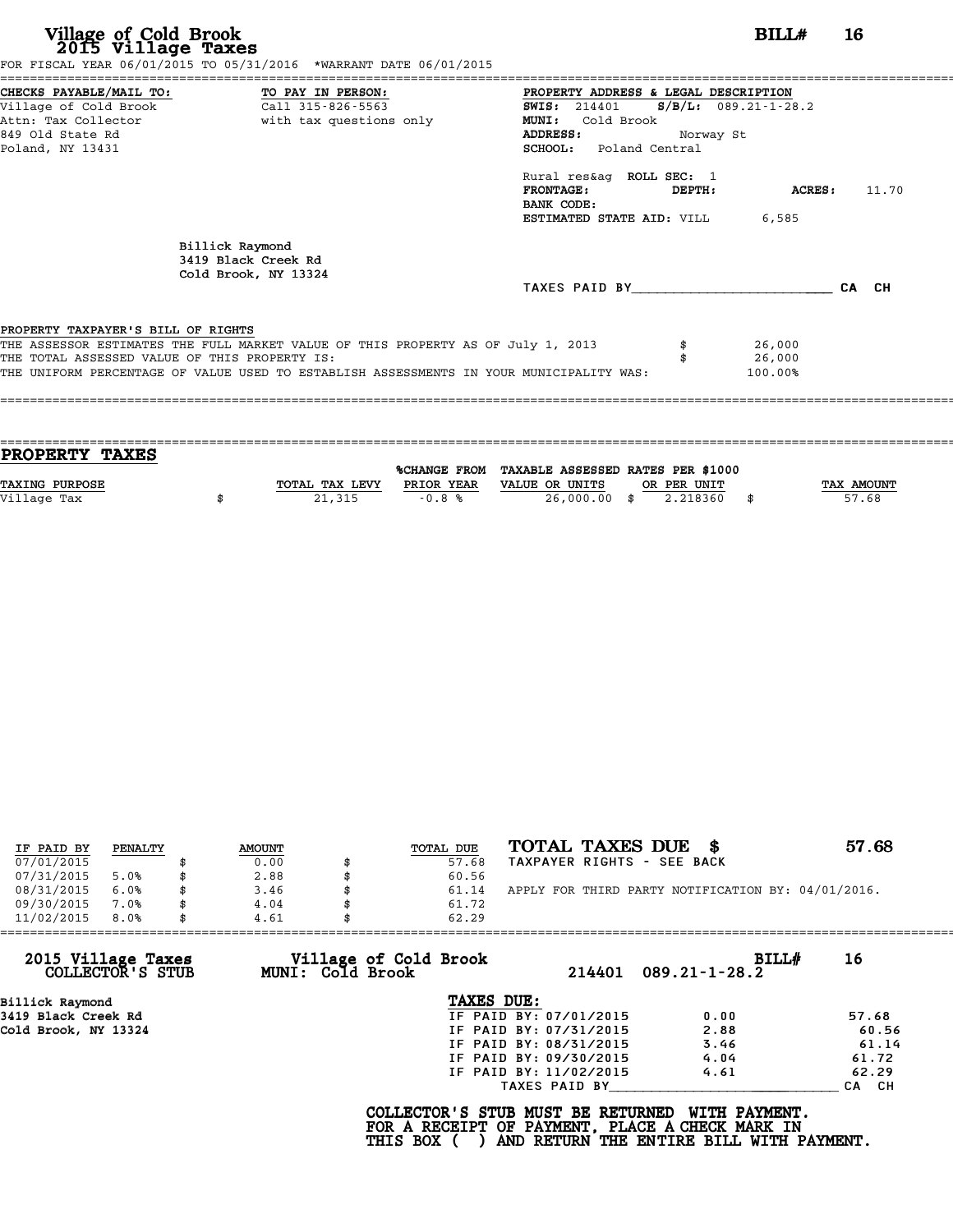# Village of Cold Brook
## 2015 Village Taxes

**BILL# 16**

FOR FISCAL YEAR 06/01/2015 TO 05/31/2016 *WARRANT DATE 06/01/2015

**CHECKS PAYABLE/MAIL TO:**
Village of Cold Brook
Attn: Tax Collector
849 Old State Rd
Poland, NY 13431

**TO PAY IN PERSON:**
Call 315-826-5563
with tax questions only

**PROPERTY ADDRESS & LEGAL DESCRIPTION**
**SWIS:** 214401 **S/B/L:** 089.21-1-28.2
**MUNI:** Cold Brook
**ADDRESS:** Norway St
**SCHOOL:** Poland Central

Rural res&ag **ROLL SEC:** 1
**FRONTAGE:** **DEPTH:** **ACRES:** 11.70
**BANK CODE:**
**ESTIMATED STATE AID:** VILL 6,585

Billick Raymond
3419 Black Creek Rd
Cold Brook, NY 13324

TAXES PAID BY________________________ CA CH

**PROPERTY TAXPAYER'S BILL OF RIGHTS**

| | |
|---|---|
| THE ASSESSOR ESTIMATES THE FULL MARKET VALUE OF THIS PROPERTY AS OF July 1, 2013 | $ 26,000 |
| THE TOTAL ASSESSED VALUE OF THIS PROPERTY IS: | $ 26,000 |
| THE UNIFORM PERCENTAGE OF VALUE USED TO ESTABLISH ASSESSMENTS IN YOUR MUNICIPALITY WAS: | 100.00% |

## PROPERTY TAXES

| TAXING PURPOSE | TOTAL TAX LEVY | %CHANGE FROM PRIOR YEAR | TAXABLE ASSESSED VALUE OR UNITS | RATES PER $1000 OR PER UNIT | TAX AMOUNT |
|---|---|---|---|---|---|
| Village Tax | $ 21,315 | -0.8 % | 26,000.00 | $ 2.218360 | $ 57.68 |

| IF PAID BY | PENALTY | AMOUNT | TOTAL DUE |
|---|---|---|---|
| 07/01/2015 | | $ 0.00 | $ 57.68 |
| 07/31/2015 | 5.0% | $ 2.88 | $ 60.56 |
| 08/31/2015 | 6.0% | $ 3.46 | $ 61.14 |
| 09/30/2015 | 7.0% | $ 4.04 | $ 61.72 |
| 11/02/2015 | 8.0% | $ 4.61 | $ 62.29 |

**TOTAL TAXES DUE $ 57.68**
TAXPAYER RIGHTS - SEE BACK

APPLY FOR THIRD PARTY NOTIFICATION BY: 04/01/2016.

---

**2015 Village Taxes COLLECTOR'S STUB** — **Village of Cold Brook MUNI: Cold Brook** — 214401 089.21-1-28.2 — **BILL# 16**

Billick Raymond
3419 Black Creek Rd
Cold Brook, NY 13324

**TAXES DUE:**

| | | |
|---|---|---|
| IF PAID BY: 07/01/2015 | 0.00 | 57.68 |
| IF PAID BY: 07/31/2015 | 2.88 | 60.56 |
| IF PAID BY: 08/31/2015 | 3.46 | 61.14 |
| IF PAID BY: 09/30/2015 | 4.04 | 61.72 |
| IF PAID BY: 11/02/2015 | 4.61 | 62.29 |

TAXES PAID BY____________________________ CA CH

**COLLECTOR'S STUB MUST BE RETURNED WITH PAYMENT. FOR A RECEIPT OF PAYMENT, PLACE A CHECK MARK IN THIS BOX ( ) AND RETURN THE ENTIRE BILL WITH PAYMENT.**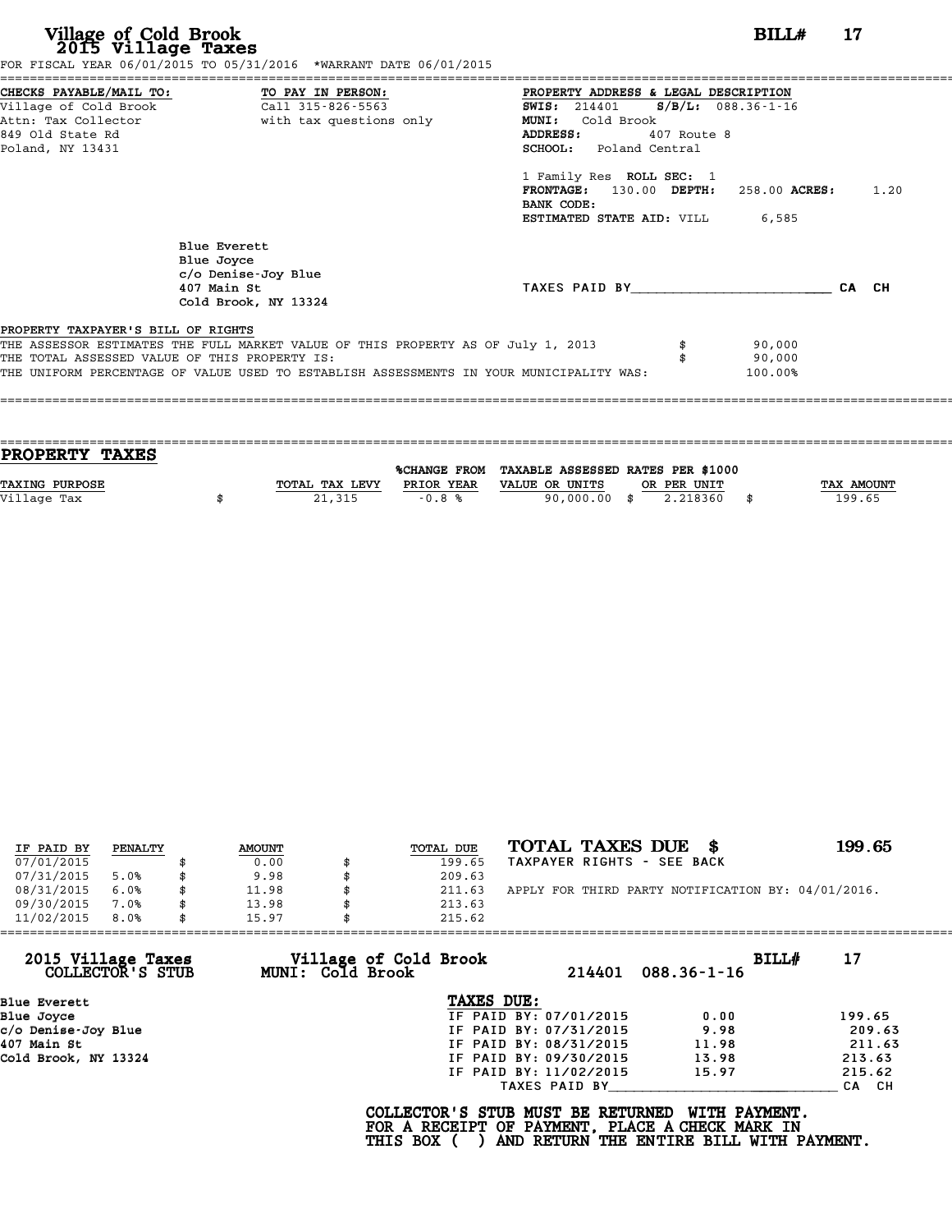# Village of Cold Brook
## 2015 Village Taxes

**BILL# 17**

FOR FISCAL YEAR 06/01/2015 TO 05/31/2016 *WARRANT DATE 06/01/2015

**CHECKS PAYABLE/MAIL TO:**
Village of Cold Brook
Attn: Tax Collector
849 Old State Rd
Poland, NY 13431

**TO PAY IN PERSON:**
Call 315-826-5563
with tax questions only

**PROPERTY ADDRESS & LEGAL DESCRIPTION**
**SWIS:** 214401 **S/B/L:** 088.36-1-16
**MUNI:** Cold Brook
**ADDRESS:** 407 Route 8
**SCHOOL:** Poland Central

1 Family Res **ROLL SEC:** 1
**FRONTAGE:** 130.00 **DEPTH:** 258.00 **ACRES:** 1.20
**BANK CODE:**
**ESTIMATED STATE AID:** VILL 6,585

Blue Everett
Blue Joyce
c/o Denise-Joy Blue
407 Main St
Cold Brook, NY 13324

TAXES PAID BY________________________ CA CH

**PROPERTY TAXPAYER'S BILL OF RIGHTS**

THE ASSESSOR ESTIMATES THE FULL MARKET VALUE OF THIS PROPERTY AS OF July 1, 2013 $ 90,000
THE TOTAL ASSESSED VALUE OF THIS PROPERTY IS: $ 90,000
THE UNIFORM PERCENTAGE OF VALUE USED TO ESTABLISH ASSESSMENTS IN YOUR MUNICIPALITY WAS: 100.00%

## PROPERTY TAXES

| TAXING PURPOSE | TOTAL TAX LEVY | %CHANGE FROM PRIOR YEAR | TAXABLE ASSESSED VALUE OR UNITS | RATES PER $1000 OR PER UNIT | TAX AMOUNT |
|---|---|---|---|---|---|
| Village Tax | $ 21,315 | -0.8 % | 90,000.00 | $ 2.218360 | $ 199.65 |

| IF PAID BY | PENALTY | AMOUNT | TOTAL DUE |
|---|---|---|---|
| 07/01/2015 | | $ 0.00 | $ 199.65 |
| 07/31/2015 | 5.0% | $ 9.98 | $ 209.63 |
| 08/31/2015 | 6.0% | $ 11.98 | $ 211.63 |
| 09/30/2015 | 7.0% | $ 13.98 | $ 213.63 |
| 11/02/2015 | 8.0% | $ 15.97 | $ 215.62 |

**TOTAL TAXES DUE $ 199.65**
TAXPAYER RIGHTS - SEE BACK

APPLY FOR THIRD PARTY NOTIFICATION BY: 04/01/2016.

---

**2015 Village Taxes COLLECTOR'S STUB** — **Village of Cold Brook MUNI: Cold Brook** — 214401 088.36-1-16 — **BILL# 17**

**Blue Everett**
**Blue Joyce**
**c/o Denise-Joy Blue**
**407 Main St**
**Cold Brook, NY 13324**

**TAXES DUE:**

| | PENALTY | TOTAL |
|---|---|---|
| IF PAID BY: 07/01/2015 | 0.00 | 199.65 |
| IF PAID BY: 07/31/2015 | 9.98 | 209.63 |
| IF PAID BY: 08/31/2015 | 11.98 | 211.63 |
| IF PAID BY: 09/30/2015 | 13.98 | 213.63 |
| IF PAID BY: 11/02/2015 | 15.97 | 215.62 |

TAXES PAID BY____________________________ CA CH

**COLLECTOR'S STUB MUST BE RETURNED WITH PAYMENT.**
**FOR A RECEIPT OF PAYMENT, PLACE A CHECK MARK IN**
**THIS BOX ( ) AND RETURN THE ENTIRE BILL WITH PAYMENT.**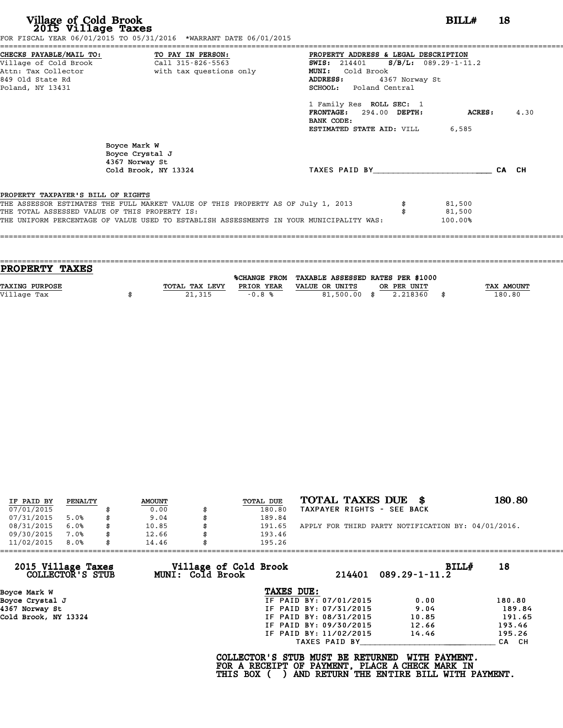# Village of Cold Brook
## 2015 Village Taxes

**BILL# 18**

FOR FISCAL YEAR 06/01/2015 TO 05/31/2016 *WARRANT DATE 06/01/2015

**CHECKS PAYABLE/MAIL TO:**
Village of Cold Brook
Attn: Tax Collector
849 Old State Rd
Poland, NY 13431

**TO PAY IN PERSON:**
Call 315-826-5563
with tax questions only

**PROPERTY ADDRESS & LEGAL DESCRIPTION**
**SWIS:** 214401 **S/B/L:** 089.29-1-11.2
**MUNI:** Cold Brook
**ADDRESS:** 4367 Norway St
**SCHOOL:** Poland Central

1 Family Res **ROLL SEC:** 1
**FRONTAGE:** 294.00 **DEPTH:** **ACRES:** 4.30
**BANK CODE:**
**ESTIMATED STATE AID:** VILL 6,585

Boyce Mark W
Boyce Crystal J
4367 Norway St
Cold Brook, NY 13324

TAXES PAID BY________________________ CA CH

**PROPERTY TAXPAYER'S BILL OF RIGHTS**

THE ASSESSOR ESTIMATES THE FULL MARKET VALUE OF THIS PROPERTY AS OF July 1, 2013 $ 81,500
THE TOTAL ASSESSED VALUE OF THIS PROPERTY IS: $ 81,500
THE UNIFORM PERCENTAGE OF VALUE USED TO ESTABLISH ASSESSMENTS IN YOUR MUNICIPALITY WAS: 100.00%

## PROPERTY TAXES

| TAXING PURPOSE | TOTAL TAX LEVY | %CHANGE FROM PRIOR YEAR | TAXABLE ASSESSED VALUE OR UNITS | RATES PER $1000 OR PER UNIT | TAX AMOUNT |
|---|---|---|---|---|---|
| Village Tax | $ 21,315 | -0.8 % | 81,500.00 | $ 2.218360 | $ 180.80 |

| IF PAID BY | PENALTY | AMOUNT | TOTAL DUE |
|---|---|---|---|
| 07/01/2015 | | $ 0.00 | $ 180.80 |
| 07/31/2015 | 5.0% | $ 9.04 | $ 189.84 |
| 08/31/2015 | 6.0% | $ 10.85 | $ 191.65 |
| 09/30/2015 | 7.0% | $ 12.66 | $ 193.46 |
| 11/02/2015 | 8.0% | $ 14.46 | $ 195.26 |

**TOTAL TAXES DUE $ 180.80**
TAXPAYER RIGHTS - SEE BACK

APPLY FOR THIRD PARTY NOTIFICATION BY: 04/01/2016.

---

**2015 Village Taxes COLLECTOR'S STUB** — **Village of Cold Brook MUNI: Cold Brook** — 214401 089.29-1-11.2 — **BILL# 18**

Boyce Mark W
Boyce Crystal J
4367 Norway St
Cold Brook, NY 13324

**TAXES DUE:**

| | | |
|---|---|---|
| IF PAID BY: 07/01/2015 | 0.00 | 180.80 |
| IF PAID BY: 07/31/2015 | 9.04 | 189.84 |
| IF PAID BY: 08/31/2015 | 10.85 | 191.65 |
| IF PAID BY: 09/30/2015 | 12.66 | 193.46 |
| IF PAID BY: 11/02/2015 | 14.46 | 195.26 |

TAXES PAID BY____________________________ CA CH

**COLLECTOR'S STUB MUST BE RETURNED WITH PAYMENT.**
**FOR A RECEIPT OF PAYMENT, PLACE A CHECK MARK IN**
**THIS BOX ( ) AND RETURN THE ENTIRE BILL WITH PAYMENT.**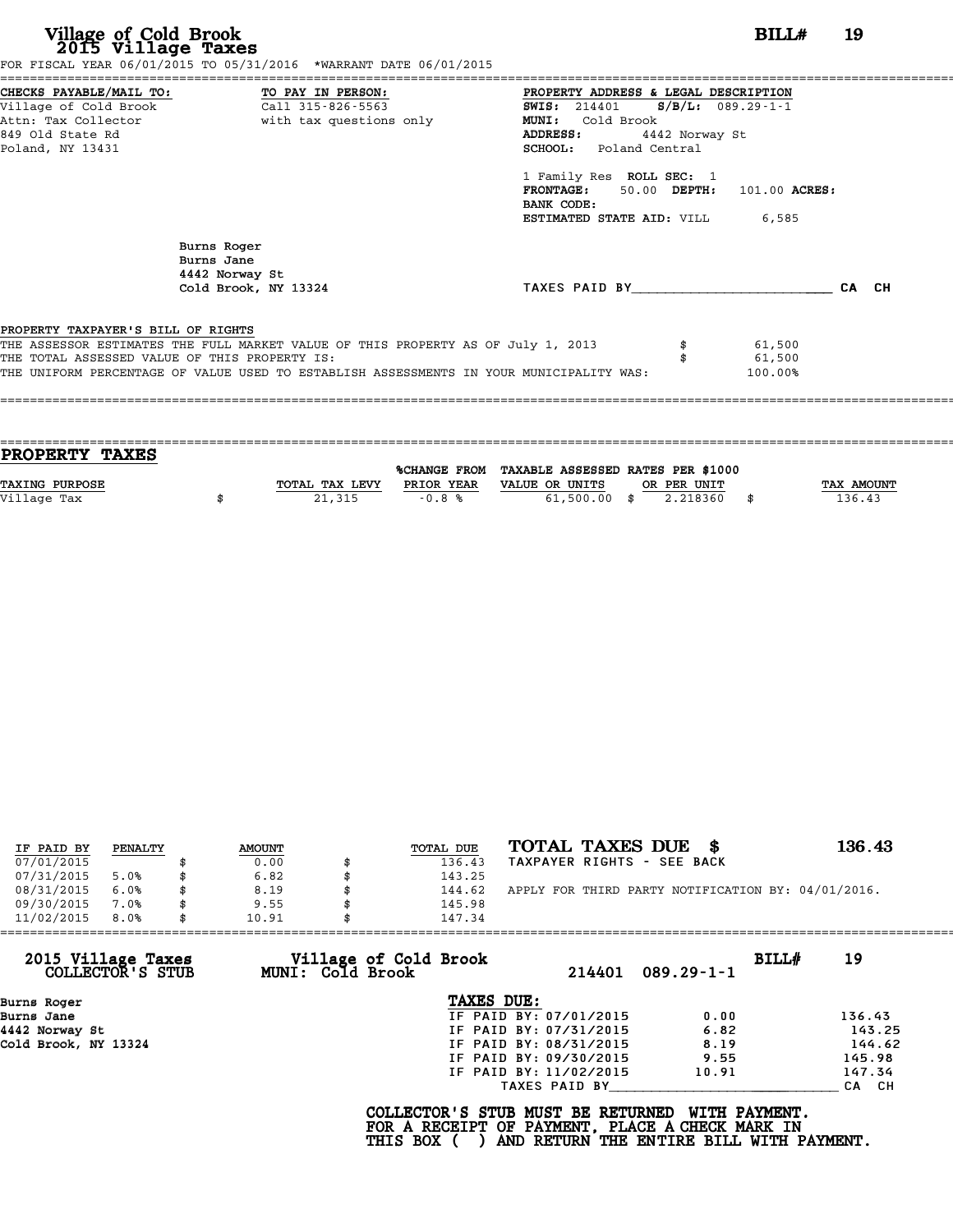# Village of Cold Brook
## 2015 Village Taxes

**BILL# 19**

FOR FISCAL YEAR 06/01/2015 TO 05/31/2016 *WARRANT DATE 06/01/2015

| CHECKS PAYABLE/MAIL TO: | TO PAY IN PERSON: | PROPERTY ADDRESS & LEGAL DESCRIPTION |
|---|---|---|
| Village of Cold Brook | Call 315-826-5563 | **SWIS:** 214401 **S/B/L:** 089.29-1-1 |
| Attn: Tax Collector | with tax questions only | **MUNI:** Cold Brook |
| 849 Old State Rd | | **ADDRESS:** 4442 Norway St |
| Poland, NY 13431 | | **SCHOOL:** Poland Central |

1 Family Res **ROLL SEC:** 1
**FRONTAGE:** 50.00 **DEPTH:** 101.00 **ACRES:**
**BANK CODE:**
**ESTIMATED STATE AID:** VILL 6,585

Burns Roger
Burns Jane
4442 Norway St
Cold Brook, NY 13324

TAXES PAID BY________________________ CA CH

PROPERTY TAXPAYER'S BILL OF RIGHTS

THE ASSESSOR ESTIMATES THE FULL MARKET VALUE OF THIS PROPERTY AS OF July 1, 2013 $ 61,500
THE TOTAL ASSESSED VALUE OF THIS PROPERTY IS: $ 61,500
THE UNIFORM PERCENTAGE OF VALUE USED TO ESTABLISH ASSESSMENTS IN YOUR MUNICIPALITY WAS: 100.00%

## PROPERTY TAXES

| TAXING PURPOSE | TOTAL TAX LEVY | %CHANGE FROM PRIOR YEAR | TAXABLE ASSESSED VALUE OR UNITS | RATES PER $1000 OR PER UNIT | TAX AMOUNT |
|---|---|---|---|---|---|
| Village Tax | $ 21,315 | -0.8 % | 61,500.00 | $ 2.218360 | $ 136.43 |

| IF PAID BY | PENALTY | AMOUNT | TOTAL DUE |
|---|---|---|---|
| 07/01/2015 | | $ 0.00 | $ 136.43 |
| 07/31/2015 | 5.0% | $ 6.82 | $ 143.25 |
| 08/31/2015 | 6.0% | $ 8.19 | $ 144.62 |
| 09/30/2015 | 7.0% | $ 9.55 | $ 145.98 |
| 11/02/2015 | 8.0% | $ 10.91 | $ 147.34 |

**TOTAL TAXES DUE $ 136.43**

TAXPAYER RIGHTS - SEE BACK

APPLY FOR THIRD PARTY NOTIFICATION BY: 04/01/2016.

---

**2015 Village Taxes COLLECTOR'S STUB** — **Village of Cold Brook MUNI: Cold Brook** — 214401 089.29-1-1 — **BILL# 19**

Burns Roger
Burns Jane
4442 Norway St
Cold Brook, NY 13324

**TAXES DUE:**

| | | |
|---|---|---|
| IF PAID BY: 07/01/2015 | 0.00 | 136.43 |
| IF PAID BY: 07/31/2015 | 6.82 | 143.25 |
| IF PAID BY: 08/31/2015 | 8.19 | 144.62 |
| IF PAID BY: 09/30/2015 | 9.55 | 145.98 |
| IF PAID BY: 11/02/2015 | 10.91 | 147.34 |

TAXES PAID BY____________________________ CA CH

**COLLECTOR'S STUB MUST BE RETURNED WITH PAYMENT.
FOR A RECEIPT OF PAYMENT, PLACE A CHECK MARK IN
THIS BOX ( ) AND RETURN THE ENTIRE BILL WITH PAYMENT.**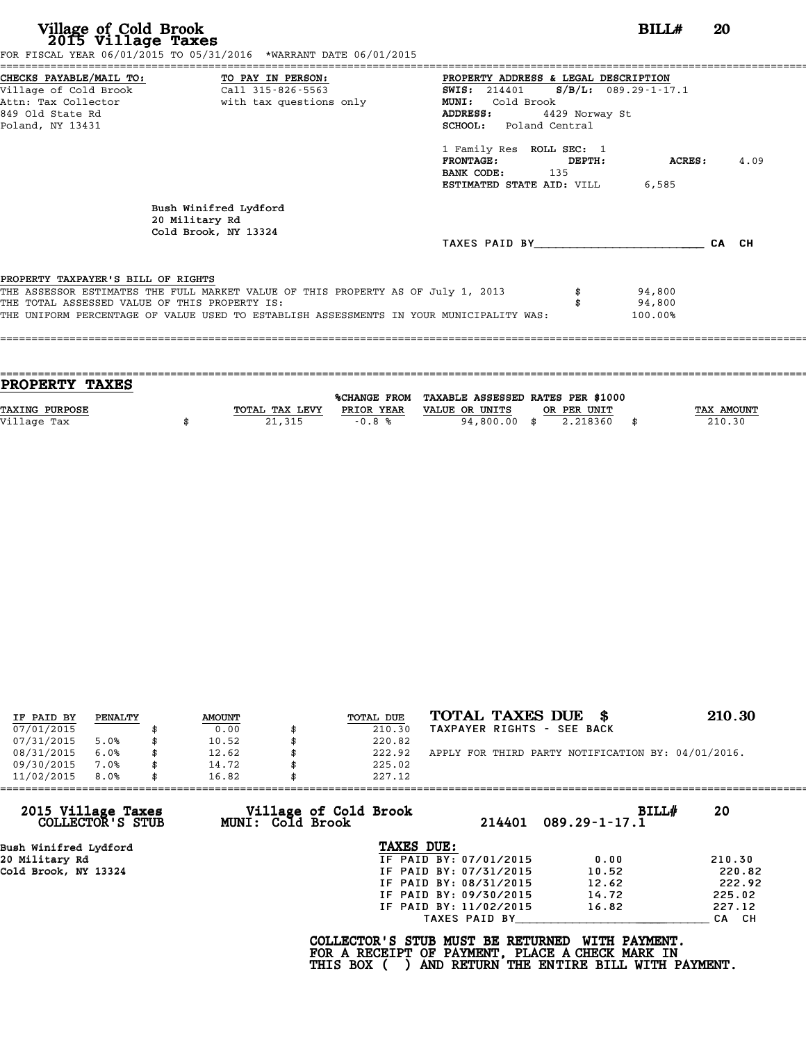# Village of Cold Brook
## 2015 Village Taxes

**BILL#** 20

FOR FISCAL YEAR 06/01/2015 TO 05/31/2016 *WARRANT DATE 06/01/2015

**CHECKS PAYABLE/MAIL TO:**
Village of Cold Brook
Attn: Tax Collector
849 Old State Rd
Poland, NY 13431

**TO PAY IN PERSON:**
Call 315-826-5563
with tax questions only

**PROPERTY ADDRESS & LEGAL DESCRIPTION**
**SWIS:** 214401 **S/B/L:** 089.29-1-17.1
**MUNI:** Cold Brook
**ADDRESS:** 4429 Norway St
**SCHOOL:** Poland Central

1 Family Res **ROLL SEC:** 1
**FRONTAGE:** **DEPTH:** **ACRES:** 4.09
**BANK CODE:** 135
**ESTIMATED STATE AID:** VILL 6,585

Bush Winifred Lydford
20 Military Rd
Cold Brook, NY 13324

TAXES PAID BY________________________ CA CH

**PROPERTY TAXPAYER'S BILL OF RIGHTS**

THE ASSESSOR ESTIMATES THE FULL MARKET VALUE OF THIS PROPERTY AS OF July 1, 2013 $ 94,800
THE TOTAL ASSESSED VALUE OF THIS PROPERTY IS: $ 94,800
THE UNIFORM PERCENTAGE OF VALUE USED TO ESTABLISH ASSESSMENTS IN YOUR MUNICIPALITY WAS: 100.00%

## PROPERTY TAXES

| TAXING PURPOSE | TOTAL TAX LEVY | %CHANGE FROM PRIOR YEAR | TAXABLE ASSESSED VALUE OR UNITS | RATES PER $1000 OR PER UNIT | TAX AMOUNT |
|---|---|---|---|---|---|
| Village Tax | $ 21,315 | -0.8 % | 94,800.00 | $ 2.218360 | $ 210.30 |

| IF PAID BY | PENALTY | AMOUNT | TOTAL DUE |
|---|---|---|---|
| 07/01/2015 | | $ 0.00 | $ 210.30 |
| 07/31/2015 | 5.0% | $ 10.52 | $ 220.82 |
| 08/31/2015 | 6.0% | $ 12.62 | $ 222.92 |
| 09/30/2015 | 7.0% | $ 14.72 | $ 225.02 |
| 11/02/2015 | 8.0% | $ 16.82 | $ 227.12 |

**TOTAL TAXES DUE $ 210.30**
TAXPAYER RIGHTS - SEE BACK

APPLY FOR THIRD PARTY NOTIFICATION BY: 04/01/2016.

---

**2015 Village Taxes COLLECTOR'S STUB**
**Village of Cold Brook MUNI: Cold Brook**
214401 089.29-1-17.1
**BILL#** 20

Bush Winifred Lydford
20 Military Rd
Cold Brook, NY 13324

**TAXES DUE:**

| | | |
|---|---|---|
| IF PAID BY: 07/01/2015 | 0.00 | 210.30 |
| IF PAID BY: 07/31/2015 | 10.52 | 220.82 |
| IF PAID BY: 08/31/2015 | 12.62 | 222.92 |
| IF PAID BY: 09/30/2015 | 14.72 | 225.02 |
| IF PAID BY: 11/02/2015 | 16.82 | 227.12 |

TAXES PAID BY____________________________ CA CH

**COLLECTOR'S STUB MUST BE RETURNED WITH PAYMENT.**
**FOR A RECEIPT OF PAYMENT, PLACE A CHECK MARK IN**
**THIS BOX ( ) AND RETURN THE ENTIRE BILL WITH PAYMENT.**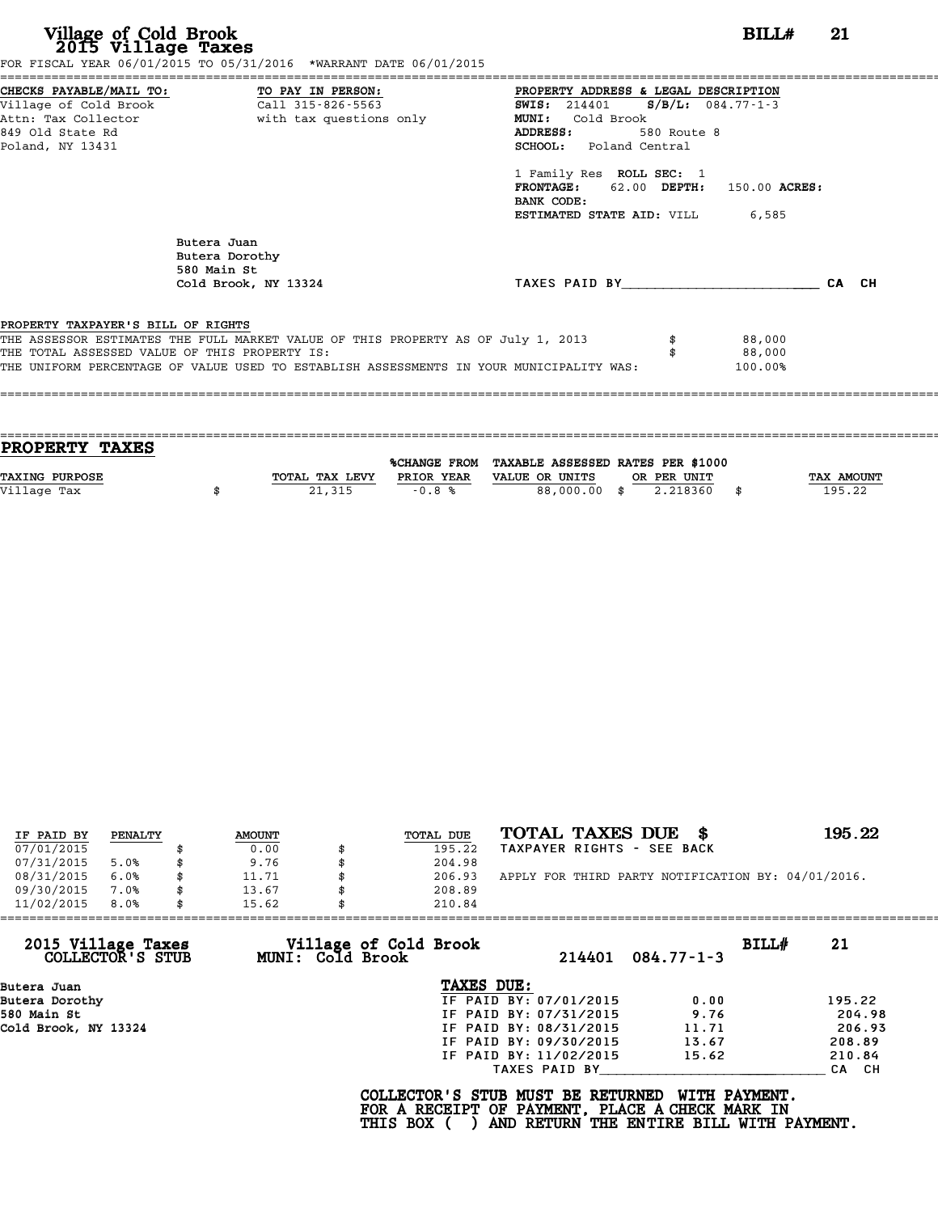# Village of Cold Brook
## 2015 Village Taxes

**BILL# 21**

FOR FISCAL YEAR 06/01/2015 TO 05/31/2016 *WARRANT DATE 06/01/2015

**CHECKS PAYABLE/MAIL TO:**
Village of Cold Brook
Attn: Tax Collector
849 Old State Rd
Poland, NY 13431

**TO PAY IN PERSON:**
Call 315-826-5563
with tax questions only

**PROPERTY ADDRESS & LEGAL DESCRIPTION**
**SWIS:** 214401 **S/B/L:** 084.77-1-3
**MUNI:** Cold Brook
**ADDRESS:** 580 Route 8
**SCHOOL:** Poland Central

1 Family Res **ROLL SEC:** 1
**FRONTAGE:** 62.00 **DEPTH:** 150.00 **ACRES:**
**BANK CODE:**
**ESTIMATED STATE AID:** VILL 6,585

Butera Juan
Butera Dorothy
580 Main St
Cold Brook, NY 13324

TAXES PAID BY________________________ CA CH

**PROPERTY TAXPAYER'S BILL OF RIGHTS**

THE ASSESSOR ESTIMATES THE FULL MARKET VALUE OF THIS PROPERTY AS OF July 1, 2013 $ 88,000
THE TOTAL ASSESSED VALUE OF THIS PROPERTY IS: $ 88,000
THE UNIFORM PERCENTAGE OF VALUE USED TO ESTABLISH ASSESSMENTS IN YOUR MUNICIPALITY WAS: 100.00%

## PROPERTY TAXES

| TAXING PURPOSE | TOTAL TAX LEVY | %CHANGE FROM PRIOR YEAR | TAXABLE ASSESSED VALUE OR UNITS | RATES PER $1000 OR PER UNIT | TAX AMOUNT |
|---|---|---|---|---|---|
| Village Tax | $ 21,315 | -0.8 % | 88,000.00 | $ 2.218360 | $ 195.22 |

| IF PAID BY | PENALTY | AMOUNT | TOTAL DUE |
|---|---|---|---|
| 07/01/2015 | | $ 0.00 | $ 195.22 |
| 07/31/2015 | 5.0% | $ 9.76 | $ 204.98 |
| 08/31/2015 | 6.0% | $ 11.71 | $ 206.93 |
| 09/30/2015 | 7.0% | $ 13.67 | $ 208.89 |
| 11/02/2015 | 8.0% | $ 15.62 | $ 210.84 |

**TOTAL TAXES DUE $ 195.22**
TAXPAYER RIGHTS - SEE BACK

APPLY FOR THIRD PARTY NOTIFICATION BY: 04/01/2016.

---

**2015 Village Taxes COLLECTOR'S STUB** — **Village of Cold Brook MUNI: Cold Brook** — 214401 084.77-1-3 — **BILL# 21**

Butera Juan
Butera Dorothy
580 Main St
Cold Brook, NY 13324

**TAXES DUE:**

| | | |
|---|---|---|
| IF PAID BY: 07/01/2015 | 0.00 | 195.22 |
| IF PAID BY: 07/31/2015 | 9.76 | 204.98 |
| IF PAID BY: 08/31/2015 | 11.71 | 206.93 |
| IF PAID BY: 09/30/2015 | 13.67 | 208.89 |
| IF PAID BY: 11/02/2015 | 15.62 | 210.84 |

TAXES PAID BY____________________________ CA CH

**COLLECTOR'S STUB MUST BE RETURNED WITH PAYMENT.
FOR A RECEIPT OF PAYMENT, PLACE A CHECK MARK IN
THIS BOX ( ) AND RETURN THE ENTIRE BILL WITH PAYMENT.**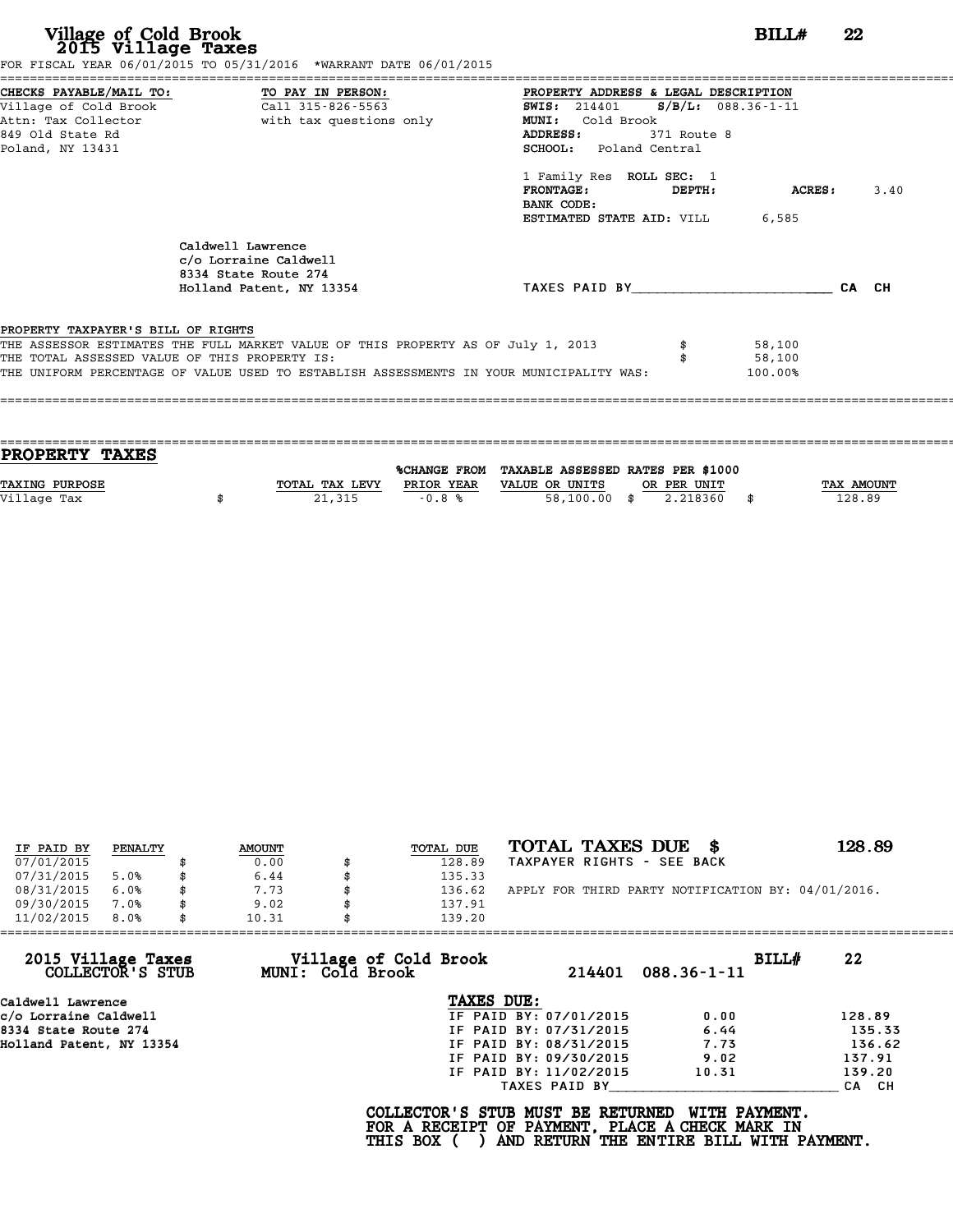# Village of Cold Brook
## 2015 Village Taxes

**BILL# 22**

FOR FISCAL YEAR 06/01/2015 TO 05/31/2016 *WARRANT DATE 06/01/2015

**CHECKS PAYABLE/MAIL TO:**
Village of Cold Brook
Attn: Tax Collector
849 Old State Rd
Poland, NY 13431

**TO PAY IN PERSON:**
Call 315-826-5563
with tax questions only

**PROPERTY ADDRESS & LEGAL DESCRIPTION**
**SWIS:** 214401 **S/B/L:** 088.36-1-11
**MUNI:** Cold Brook
**ADDRESS:** 371 Route 8
**SCHOOL:** Poland Central

1 Family Res **ROLL SEC:** 1
**FRONTAGE:** **DEPTH:** **ACRES:** 3.40
**BANK CODE:**
**ESTIMATED STATE AID:** VILL 6,585

Caldwell Lawrence
c/o Lorraine Caldwell
8334 State Route 274
Holland Patent, NY 13354

TAXES PAID BY_________________________ CA CH

**PROPERTY TAXPAYER'S BILL OF RIGHTS**

THE ASSESSOR ESTIMATES THE FULL MARKET VALUE OF THIS PROPERTY AS OF July 1, 2013 $ 58,100
THE TOTAL ASSESSED VALUE OF THIS PROPERTY IS: $ 58,100
THE UNIFORM PERCENTAGE OF VALUE USED TO ESTABLISH ASSESSMENTS IN YOUR MUNICIPALITY WAS: 100.00%

## PROPERTY TAXES

| TAXING PURPOSE | TOTAL TAX LEVY | %CHANGE FROM PRIOR YEAR | TAXABLE ASSESSED VALUE OR UNITS | RATES PER $1000 OR PER UNIT | TAX AMOUNT |
|---|---|---|---|---|---|
| Village Tax | $ 21,315 | -0.8 % | 58,100.00 | $ 2.218360 | $ 128.89 |

| IF PAID BY | PENALTY | AMOUNT | TOTAL DUE |
|---|---|---|---|
| 07/01/2015 | | $ 0.00 | $ 128.89 |
| 07/31/2015 | 5.0% | $ 6.44 | $ 135.33 |
| 08/31/2015 | 6.0% | $ 7.73 | $ 136.62 |
| 09/30/2015 | 7.0% | $ 9.02 | $ 137.91 |
| 11/02/2015 | 8.0% | $ 10.31 | $ 139.20 |

**TOTAL TAXES DUE $ 128.89**
TAXPAYER RIGHTS - SEE BACK

APPLY FOR THIRD PARTY NOTIFICATION BY: 04/01/2016.

---

**2015 Village Taxes COLLECTOR'S STUB**
**Village of Cold Brook MUNI: Cold Brook** 214401 088.36-1-11 **BILL# 22**

Caldwell Lawrence
c/o Lorraine Caldwell
8334 State Route 274
Holland Patent, NY 13354

**TAXES DUE:**

| | | |
|---|---|---|
| IF PAID BY: 07/01/2015 | 0.00 | 128.89 |
| IF PAID BY: 07/31/2015 | 6.44 | 135.33 |
| IF PAID BY: 08/31/2015 | 7.73 | 136.62 |
| IF PAID BY: 09/30/2015 | 9.02 | 137.91 |
| IF PAID BY: 11/02/2015 | 10.31 | 139.20 |

TAXES PAID BY_____________________________ CA CH

**COLLECTOR'S STUB MUST BE RETURNED WITH PAYMENT.
FOR A RECEIPT OF PAYMENT, PLACE A CHECK MARK IN
THIS BOX ( ) AND RETURN THE ENTIRE BILL WITH PAYMENT.**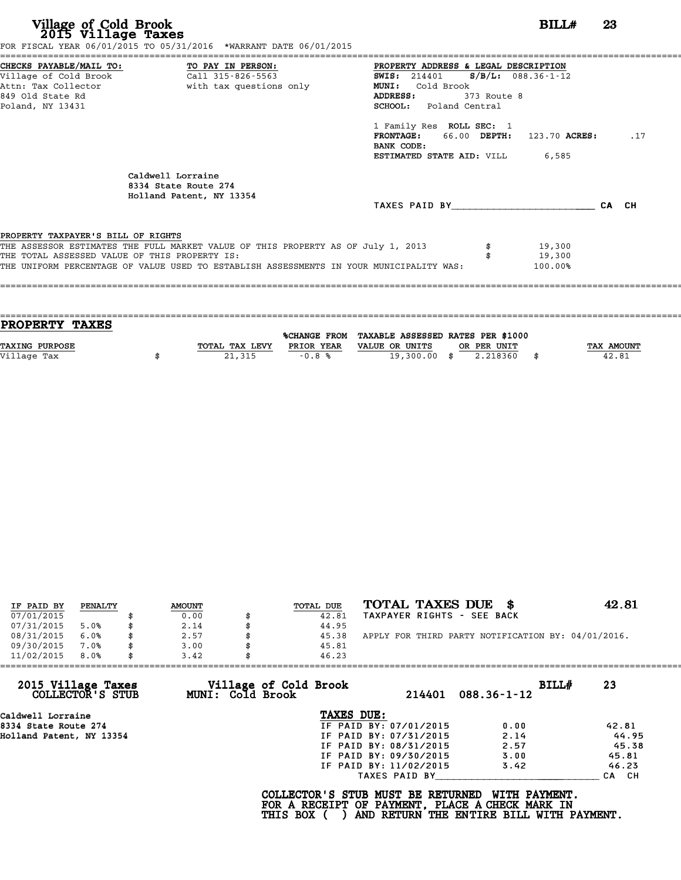# Village of Cold Brook
## 2015 Village Taxes

**BILL# 23**

FOR FISCAL YEAR 06/01/2015 TO 05/31/2016 *WARRANT DATE 06/01/2015

**CHECKS PAYABLE/MAIL TO:**
Village of Cold Brook
Attn: Tax Collector
849 Old State Rd
Poland, NY 13431

**TO PAY IN PERSON:**
Call 315-826-5563
with tax questions only

**PROPERTY ADDRESS & LEGAL DESCRIPTION**
**SWIS:** 214401 **S/B/L:** 088.36-1-12
**MUNI:** Cold Brook
**ADDRESS:** 373 Route 8
**SCHOOL:** Poland Central

1 Family Res **ROLL SEC:** 1
**FRONTAGE:** 66.00 **DEPTH:** 123.70 **ACRES:** .17
**BANK CODE:**
**ESTIMATED STATE AID:** VILL 6,585

Caldwell Lorraine
8334 State Route 274
Holland Patent, NY 13354

TAXES PAID BY________________________ CA CH

**PROPERTY TAXPAYER'S BILL OF RIGHTS**

THE ASSESSOR ESTIMATES THE FULL MARKET VALUE OF THIS PROPERTY AS OF July 1, 2013 $ 19,300
THE TOTAL ASSESSED VALUE OF THIS PROPERTY IS: $ 19,300
THE UNIFORM PERCENTAGE OF VALUE USED TO ESTABLISH ASSESSMENTS IN YOUR MUNICIPALITY WAS: 100.00%

## PROPERTY TAXES

| TAXING PURPOSE | TOTAL TAX LEVY | %CHANGE FROM PRIOR YEAR | TAXABLE ASSESSED VALUE OR UNITS | RATES PER $1000 OR PER UNIT | TAX AMOUNT |
|---|---|---|---|---|---|
| Village Tax | $ 21,315 | -0.8 % | 19,300.00 | $ 2.218360 | $ 42.81 |

| IF PAID BY | PENALTY | AMOUNT | TOTAL DUE |
|---|---|---|---|
| 07/01/2015 | | $ 0.00 | $ 42.81 |
| 07/31/2015 | 5.0% | $ 2.14 | $ 44.95 |
| 08/31/2015 | 6.0% | $ 2.57 | $ 45.38 |
| 09/30/2015 | 7.0% | $ 3.00 | $ 45.81 |
| 11/02/2015 | 8.0% | $ 3.42 | $ 46.23 |

**TOTAL TAXES DUE $ 42.81**
TAXPAYER RIGHTS - SEE BACK

APPLY FOR THIRD PARTY NOTIFICATION BY: 04/01/2016.

---

**2015 Village Taxes COLLECTOR'S STUB** — **Village of Cold Brook MUNI: Cold Brook** — 214401 088.36-1-12 — **BILL# 23**

Caldwell Lorraine
8334 State Route 274
Holland Patent, NY 13354

**TAXES DUE:**

| | | |
|---|---|---|
| IF PAID BY: 07/01/2015 | 0.00 | 42.81 |
| IF PAID BY: 07/31/2015 | 2.14 | 44.95 |
| IF PAID BY: 08/31/2015 | 2.57 | 45.38 |
| IF PAID BY: 09/30/2015 | 3.00 | 45.81 |
| IF PAID BY: 11/02/2015 | 3.42 | 46.23 |

TAXES PAID BY____________________________ CA CH

**COLLECTOR'S STUB MUST BE RETURNED WITH PAYMENT.**
**FOR A RECEIPT OF PAYMENT, PLACE A CHECK MARK IN**
**THIS BOX ( ) AND RETURN THE ENTIRE BILL WITH PAYMENT.**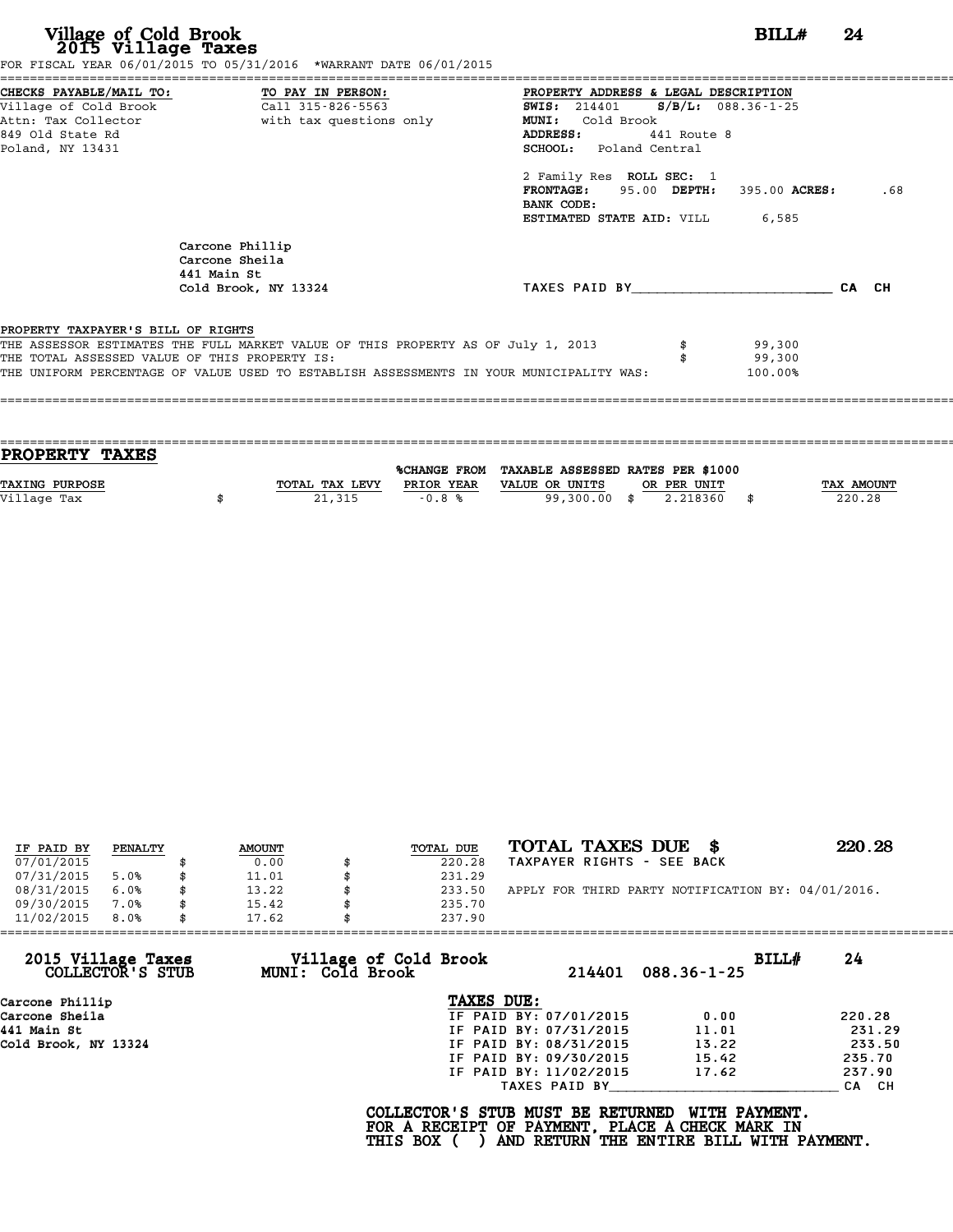# Village of Cold Brook
## 2015 Village Taxes

**BILL# 24**

FOR FISCAL YEAR 06/01/2015 TO 05/31/2016 *WARRANT DATE 06/01/2015

**CHECKS PAYABLE/MAIL TO:**
Village of Cold Brook
Attn: Tax Collector
849 Old State Rd
Poland, NY 13431

**TO PAY IN PERSON:**
Call 315-826-5563
with tax questions only

**PROPERTY ADDRESS & LEGAL DESCRIPTION**
**SWIS:** 214401 **S/B/L:** 088.36-1-25
**MUNI:** Cold Brook
**ADDRESS:** 441 Route 8
**SCHOOL:** Poland Central

2 Family Res **ROLL SEC:** 1
**FRONTAGE:** 95.00 **DEPTH:** 395.00 **ACRES:** .68
**BANK CODE:**
**ESTIMATED STATE AID:** VILL 6,585

Carcone Phillip
Carcone Sheila
441 Main St
Cold Brook, NY 13324

TAXES PAID BY________________________ CA CH

**PROPERTY TAXPAYER'S BILL OF RIGHTS**

THE ASSESSOR ESTIMATES THE FULL MARKET VALUE OF THIS PROPERTY AS OF July 1, 2013 $ 99,300
THE TOTAL ASSESSED VALUE OF THIS PROPERTY IS: $ 99,300
THE UNIFORM PERCENTAGE OF VALUE USED TO ESTABLISH ASSESSMENTS IN YOUR MUNICIPALITY WAS: 100.00%

## PROPERTY TAXES

| TAXING PURPOSE | TOTAL TAX LEVY | %CHANGE FROM PRIOR YEAR | TAXABLE ASSESSED VALUE OR UNITS | RATES PER $1000 OR PER UNIT | TAX AMOUNT |
|---|---|---|---|---|---|
| Village Tax | $ 21,315 | -0.8 % | 99,300.00 | $ 2.218360 | $ 220.28 |

| IF PAID BY | PENALTY | AMOUNT | TOTAL DUE |
|---|---|---|---|
| 07/01/2015 | | $ 0.00 | $ 220.28 |
| 07/31/2015 | 5.0% | $ 11.01 | $ 231.29 |
| 08/31/2015 | 6.0% | $ 13.22 | $ 233.50 |
| 09/30/2015 | 7.0% | $ 15.42 | $ 235.70 |
| 11/02/2015 | 8.0% | $ 17.62 | $ 237.90 |

**TOTAL TAXES DUE $ 220.28**
TAXPAYER RIGHTS - SEE BACK

APPLY FOR THIRD PARTY NOTIFICATION BY: 04/01/2016.

---

**2015 Village Taxes COLLECTOR'S STUB** — **Village of Cold Brook MUNI: Cold Brook** — 214401 088.36-1-25 — **BILL# 24**

Carcone Phillip
Carcone Sheila
441 Main St
Cold Brook, NY 13324

**TAXES DUE:**

| | | |
|---|---|---|
| IF PAID BY: 07/01/2015 | 0.00 | 220.28 |
| IF PAID BY: 07/31/2015 | 11.01 | 231.29 |
| IF PAID BY: 08/31/2015 | 13.22 | 233.50 |
| IF PAID BY: 09/30/2015 | 15.42 | 235.70 |
| IF PAID BY: 11/02/2015 | 17.62 | 237.90 |

TAXES PAID BY____________________________ CA CH

**COLLECTOR'S STUB MUST BE RETURNED WITH PAYMENT. FOR A RECEIPT OF PAYMENT, PLACE A CHECK MARK IN THIS BOX ( ) AND RETURN THE ENTIRE BILL WITH PAYMENT.**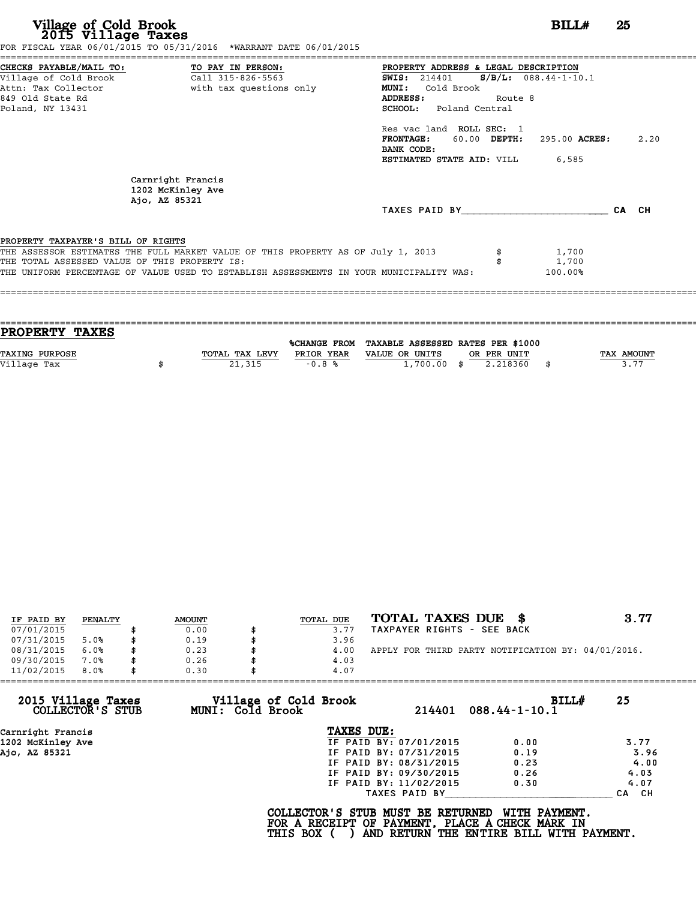# Village of Cold Brook
## 2015 Village Taxes

**BILL# 25**

FOR FISCAL YEAR 06/01/2015 TO 05/31/2016 *WARRANT DATE 06/01/2015

| CHECKS PAYABLE/MAIL TO: | TO PAY IN PERSON: | PROPERTY ADDRESS & LEGAL DESCRIPTION |
|---|---|---|
| Village of Cold Brook | Call 315-826-5563 | **SWIS:** 214401 **S/B/L:** 088.44-1-10.1 |
| Attn: Tax Collector | with tax questions only | **MUNI:** Cold Brook |
| 849 Old State Rd | | **ADDRESS:** Route 8 |
| Poland, NY 13431 | | **SCHOOL:** Poland Central |

Res vac land **ROLL SEC:** 1
**FRONTAGE:** 60.00 **DEPTH:** 295.00 **ACRES:** 2.20
**BANK CODE:**
**ESTIMATED STATE AID:** VILL 6,585

Carnright Francis
1202 McKinley Ave
Ajo, AZ 85321

TAXES PAID BY_________________________ CA CH

**PROPERTY TAXPAYER'S BILL OF RIGHTS**

THE ASSESSOR ESTIMATES THE FULL MARKET VALUE OF THIS PROPERTY AS OF July 1, 2013 $ 1,700
THE TOTAL ASSESSED VALUE OF THIS PROPERTY IS: $ 1,700
THE UNIFORM PERCENTAGE OF VALUE USED TO ESTABLISH ASSESSMENTS IN YOUR MUNICIPALITY WAS: 100.00%

## PROPERTY TAXES

| TAXING PURPOSE | TOTAL TAX LEVY | %CHANGE FROM PRIOR YEAR | TAXABLE ASSESSED VALUE OR UNITS | RATES PER $1000 OR PER UNIT | TAX AMOUNT |
|---|---|---|---|---|---|
| Village Tax | $ 21,315 | -0.8 % | 1,700.00 | $ 2.218360 | $ 3.77 |

| IF PAID BY | PENALTY | AMOUNT | TOTAL DUE |
|---|---|---|---|
| 07/01/2015 | | $ 0.00 | $ 3.77 |
| 07/31/2015 | 5.0% | $ 0.19 | $ 3.96 |
| 08/31/2015 | 6.0% | $ 0.23 | $ 4.00 |
| 09/30/2015 | 7.0% | $ 0.26 | $ 4.03 |
| 11/02/2015 | 8.0% | $ 0.30 | $ 4.07 |

**TOTAL TAXES DUE $ 3.77**
TAXPAYER RIGHTS - SEE BACK

APPLY FOR THIRD PARTY NOTIFICATION BY: 04/01/2016.

**2015 Village Taxes COLLECTOR'S STUB** | **Village of Cold Brook MUNI: Cold Brook** | 214401 088.44-1-10.1 | **BILL# 25**

Carnright Francis
1202 McKinley Ave
Ajo, AZ 85321

**TAXES DUE:**

| | | |
|---|---|---|
| IF PAID BY: 07/01/2015 | 0.00 | 3.77 |
| IF PAID BY: 07/31/2015 | 0.19 | 3.96 |
| IF PAID BY: 08/31/2015 | 0.23 | 4.00 |
| IF PAID BY: 09/30/2015 | 0.26 | 4.03 |
| IF PAID BY: 11/02/2015 | 0.30 | 4.07 |

TAXES PAID BY_____________________________ CA CH

**COLLECTOR'S STUB MUST BE RETURNED WITH PAYMENT.
FOR A RECEIPT OF PAYMENT, PLACE A CHECK MARK IN
THIS BOX ( ) AND RETURN THE ENTIRE BILL WITH PAYMENT.**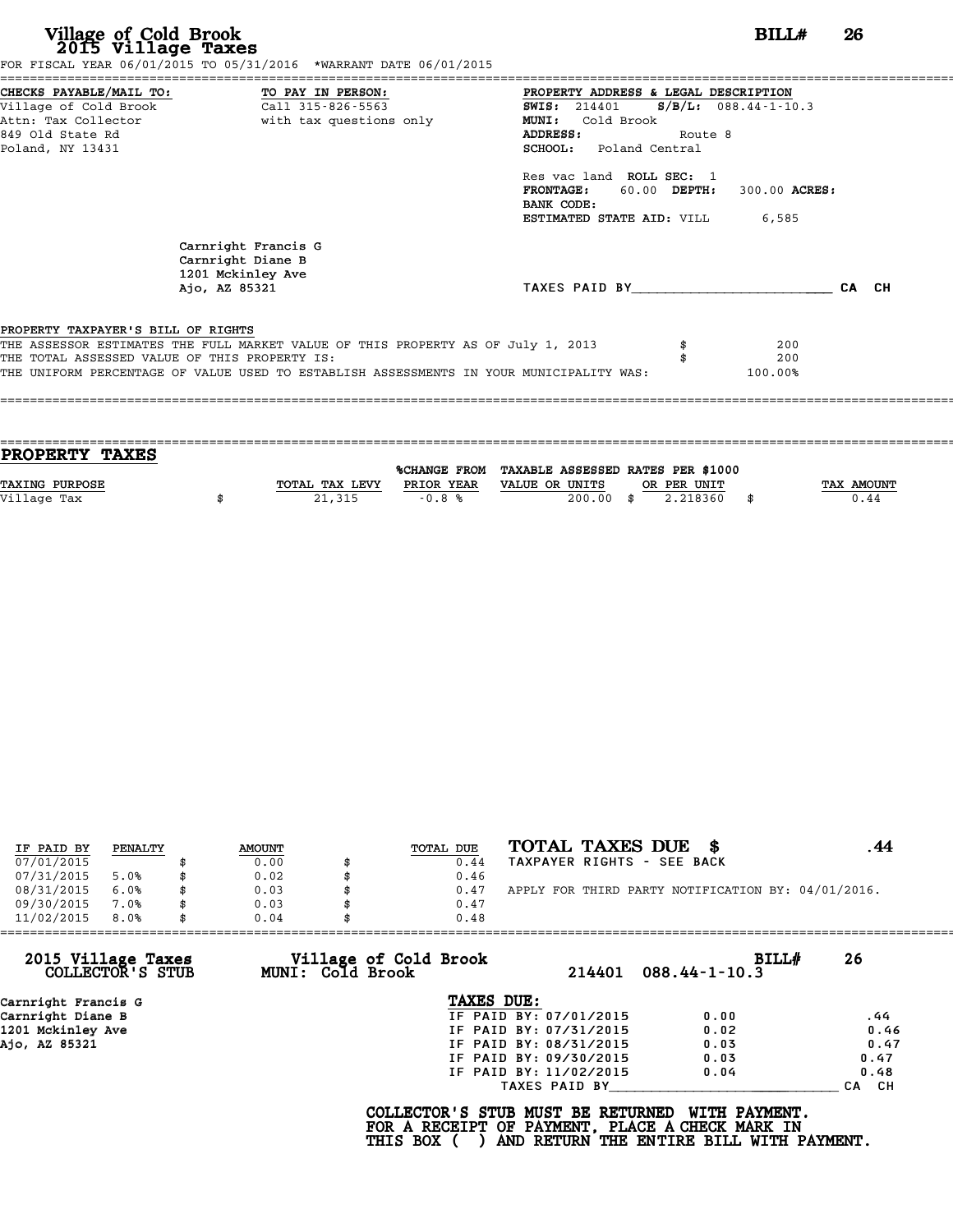# Village of Cold Brook
## 2015 Village Taxes

**BILL# 26**

FOR FISCAL YEAR 06/01/2015 TO 05/31/2016 *WARRANT DATE 06/01/2015

**CHECKS PAYABLE/MAIL TO:**
Village of Cold Brook
Attn: Tax Collector
849 Old State Rd
Poland, NY 13431

**TO PAY IN PERSON:**
Call 315-826-5563
with tax questions only

**PROPERTY ADDRESS & LEGAL DESCRIPTION**
**SWIS:** 214401 **S/B/L:** 088.44-1-10.3
**MUNI:** Cold Brook
**ADDRESS:** Route 8
**SCHOOL:** Poland Central

Res vac land **ROLL SEC:** 1
**FRONTAGE:** 60.00 **DEPTH:** 300.00 **ACRES:**
**BANK CODE:**
**ESTIMATED STATE AID:** VILL 6,585

Carnright Francis G
Carnright Diane B
1201 Mckinley Ave
Ajo, AZ 85321

TAXES PAID BY\_\_\_\_\_\_\_\_\_\_\_\_\_\_\_\_\_\_\_\_\_\_\_\_\_ CA CH

**PROPERTY TAXPAYER'S BILL OF RIGHTS**

THE ASSESSOR ESTIMATES THE FULL MARKET VALUE OF THIS PROPERTY AS OF July 1, 2013 $ 200
THE TOTAL ASSESSED VALUE OF THIS PROPERTY IS: $ 200
THE UNIFORM PERCENTAGE OF VALUE USED TO ESTABLISH ASSESSMENTS IN YOUR MUNICIPALITY WAS: 100.00%

## PROPERTY TAXES

| TAXING PURPOSE | TOTAL TAX LEVY | %CHANGE FROM PRIOR YEAR | TAXABLE ASSESSED VALUE OR UNITS | RATES PER $1000 OR PER UNIT | TAX AMOUNT |
|---|---|---|---|---|---|
| Village Tax | $ 21,315 | -0.8 % | 200.00 | $ 2.218360 | $ 0.44 |

| IF PAID BY | PENALTY | AMOUNT | TOTAL DUE |
|---|---|---|---|
| 07/01/2015 | | $ 0.00 | $ 0.44 |
| 07/31/2015 | 5.0% | $ 0.02 | $ 0.46 |
| 08/31/2015 | 6.0% | $ 0.03 | $ 0.47 |
| 09/30/2015 | 7.0% | $ 0.03 | $ 0.47 |
| 11/02/2015 | 8.0% | $ 0.04 | $ 0.48 |

**TOTAL TAXES DUE $ .44**
TAXPAYER RIGHTS - SEE BACK

APPLY FOR THIRD PARTY NOTIFICATION BY: 04/01/2016.

---

**2015 Village Taxes COLLECTOR'S STUB** — **Village of Cold Brook MUNI: Cold Brook** — 214401 088.44-1-10.3 — **BILL# 26**

Carnright Francis G
Carnright Diane B
1201 Mckinley Ave
Ajo, AZ 85321

**TAXES DUE:**

| | | |
|---|---|---|
| IF PAID BY: 07/01/2015 | 0.00 | .44 |
| IF PAID BY: 07/31/2015 | 0.02 | 0.46 |
| IF PAID BY: 08/31/2015 | 0.03 | 0.47 |
| IF PAID BY: 09/30/2015 | 0.03 | 0.47 |
| IF PAID BY: 11/02/2015 | 0.04 | 0.48 |

TAXES PAID BY\_\_\_\_\_\_\_\_\_\_\_\_\_\_\_\_\_\_\_\_\_\_\_\_\_ CA CH

**COLLECTOR'S STUB MUST BE RETURNED WITH PAYMENT.
FOR A RECEIPT OF PAYMENT, PLACE A CHECK MARK IN
THIS BOX ( ) AND RETURN THE ENTIRE BILL WITH PAYMENT.**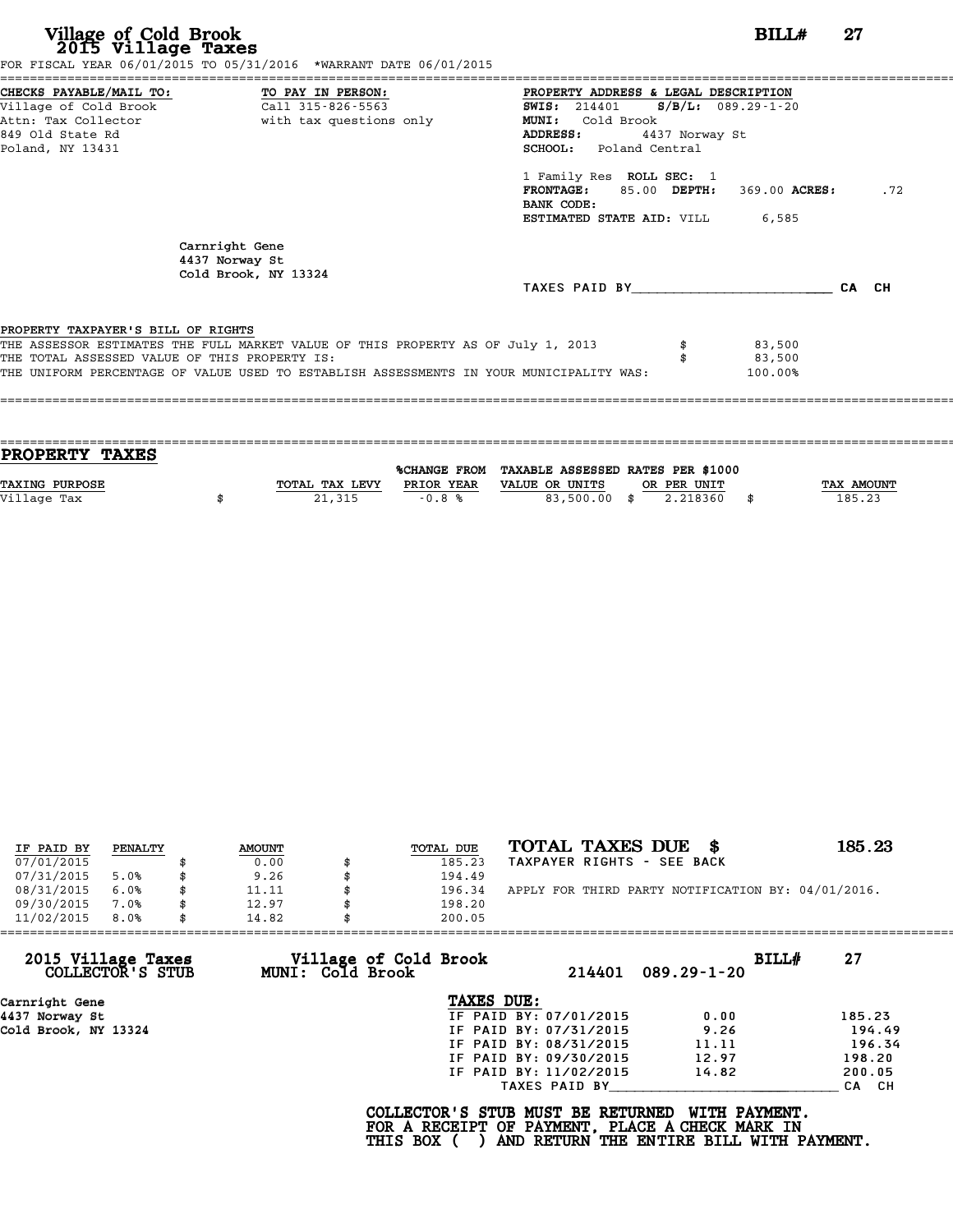# Village of Cold Brook
## 2015 Village Taxes

**BILL# 27**

FOR FISCAL YEAR 06/01/2015 TO 05/31/2016 \*WARRANT DATE 06/01/2015

**CHECKS PAYABLE/MAIL TO:**
Village of Cold Brook
Attn: Tax Collector
849 Old State Rd
Poland, NY 13431

**TO PAY IN PERSON:**
Call 315-826-5563
with tax questions only

**PROPERTY ADDRESS & LEGAL DESCRIPTION**
**SWIS:** 214401 **S/B/L:** 089.29-1-20
**MUNI:** Cold Brook
**ADDRESS:** 4437 Norway St
**SCHOOL:** Poland Central

1 Family Res **ROLL SEC:** 1
**FRONTAGE:** 85.00 **DEPTH:** 369.00 **ACRES:** .72
**BANK CODE:**
**ESTIMATED STATE AID:** VILL 6,585

Carnright Gene
4437 Norway St
Cold Brook, NY 13324

TAXES PAID BY\_\_\_\_\_\_\_\_\_\_\_\_\_\_\_\_\_\_\_\_\_\_\_\_ CA CH

**PROPERTY TAXPAYER'S BILL OF RIGHTS**

THE ASSESSOR ESTIMATES THE FULL MARKET VALUE OF THIS PROPERTY AS OF July 1, 2013: $ 83,500
THE TOTAL ASSESSED VALUE OF THIS PROPERTY IS: $ 83,500
THE UNIFORM PERCENTAGE OF VALUE USED TO ESTABLISH ASSESSMENTS IN YOUR MUNICIPALITY WAS: 100.00%

## PROPERTY TAXES

| TAXING PURPOSE | TOTAL TAX LEVY | %CHANGE FROM PRIOR YEAR | TAXABLE ASSESSED VALUE OR UNITS | RATES PER $1000 OR PER UNIT | TAX AMOUNT |
|---|---|---|---|---|---|
| Village Tax | $ 21,315 | -0.8 % | 83,500.00 | $ 2.218360 | $ 185.23 |

| IF PAID BY | PENALTY | AMOUNT | TOTAL DUE |
|---|---|---|---|
| 07/01/2015 | | $ 0.00 | $ 185.23 |
| 07/31/2015 | 5.0% | $ 9.26 | $ 194.49 |
| 08/31/2015 | 6.0% | $ 11.11 | $ 196.34 |
| 09/30/2015 | 7.0% | $ 12.97 | $ 198.20 |
| 11/02/2015 | 8.0% | $ 14.82 | $ 200.05 |

**TOTAL TAXES DUE $ 185.23**

TAXPAYER RIGHTS - SEE BACK

APPLY FOR THIRD PARTY NOTIFICATION BY: 04/01/2016.

---

**2015 Village Taxes COLLECTOR'S STUB** — **Village of Cold Brook MUNI: Cold Brook** — 214401 089.29-1-20 — **BILL# 27**

Carnright Gene
4437 Norway St
Cold Brook, NY 13324

**TAXES DUE:**

| | | |
|---|---|---|
| IF PAID BY: 07/01/2015 | 0.00 | 185.23 |
| IF PAID BY: 07/31/2015 | 9.26 | 194.49 |
| IF PAID BY: 08/31/2015 | 11.11 | 196.34 |
| IF PAID BY: 09/30/2015 | 12.97 | 198.20 |
| IF PAID BY: 11/02/2015 | 14.82 | 200.05 |

TAXES PAID BY\_\_\_\_\_\_\_\_\_\_\_\_\_\_\_\_\_\_\_\_\_\_\_\_ CA CH

**COLLECTOR'S STUB MUST BE RETURNED WITH PAYMENT.
FOR A RECEIPT OF PAYMENT, PLACE A CHECK MARK IN
THIS BOX ( ) AND RETURN THE ENTIRE BILL WITH PAYMENT.**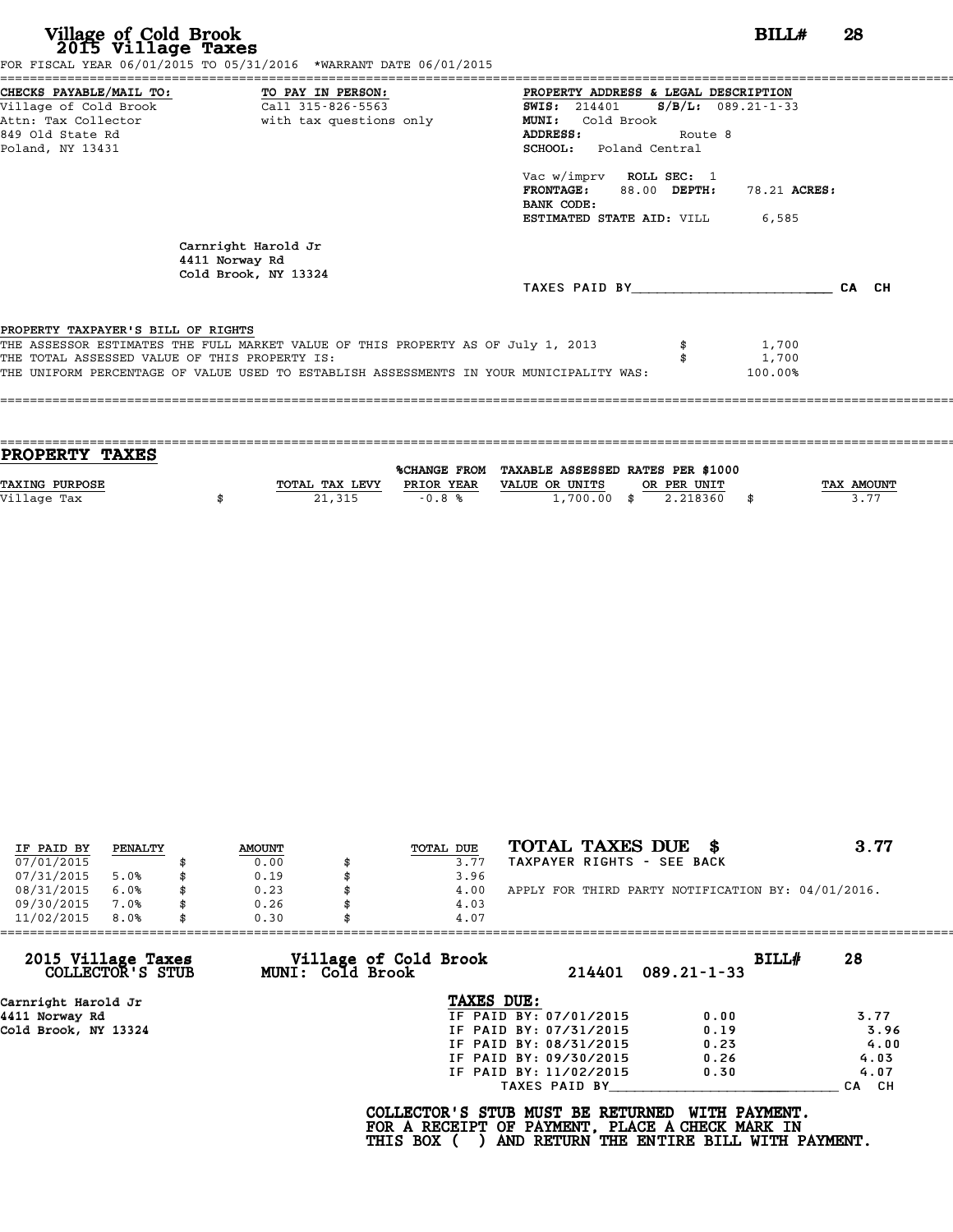# Village of Cold Brook
## 2015 Village Taxes

**BILL# 28**

FOR FISCAL YEAR 06/01/2015 TO 05/31/2016 *WARRANT DATE 06/01/2015

**CHECKS PAYABLE/MAIL TO:**
Village of Cold Brook
Attn: Tax Collector
849 Old State Rd
Poland, NY 13431

**TO PAY IN PERSON:**
Call 315-826-5563
with tax questions only

**PROPERTY ADDRESS & LEGAL DESCRIPTION**
**SWIS:** 214401 **S/B/L:** 089.21-1-33
**MUNI:** Cold Brook
**ADDRESS:** Route 8
**SCHOOL:** Poland Central

Vac w/imprv **ROLL SEC:** 1
**FRONTAGE:** 88.00 **DEPTH:** 78.21 **ACRES:**
**BANK CODE:**
**ESTIMATED STATE AID:** VILL 6,585

Carnright Harold Jr
4411 Norway Rd
Cold Brook, NY 13324

TAXES PAID BY________________________ CA CH

**PROPERTY TAXPAYER'S BILL OF RIGHTS**

THE ASSESSOR ESTIMATES THE FULL MARKET VALUE OF THIS PROPERTY AS OF July 1, 2013 $ 1,700
THE TOTAL ASSESSED VALUE OF THIS PROPERTY IS: $ 1,700
THE UNIFORM PERCENTAGE OF VALUE USED TO ESTABLISH ASSESSMENTS IN YOUR MUNICIPALITY WAS: 100.00%

## PROPERTY TAXES

| TAXING PURPOSE | TOTAL TAX LEVY | %CHANGE FROM PRIOR YEAR | TAXABLE ASSESSED VALUE OR UNITS | RATES PER $1000 OR PER UNIT | TAX AMOUNT |
|---|---|---|---|---|---|
| Village Tax | $ 21,315 | -0.8 % | 1,700.00 | $ 2.218360 | $ 3.77 |

| IF PAID BY | PENALTY | AMOUNT | TOTAL DUE |
|---|---|---|---|
| 07/01/2015 | | $ 0.00 | $ 3.77 |
| 07/31/2015 | 5.0% | $ 0.19 | $ 3.96 |
| 08/31/2015 | 6.0% | $ 0.23 | $ 4.00 |
| 09/30/2015 | 7.0% | $ 0.26 | $ 4.03 |
| 11/02/2015 | 8.0% | $ 0.30 | $ 4.07 |

**TOTAL TAXES DUE $ 3.77**
TAXPAYER RIGHTS - SEE BACK

APPLY FOR THIRD PARTY NOTIFICATION BY: 04/01/2016.

**2015 Village Taxes COLLECTOR'S STUB** — **Village of Cold Brook MUNI: Cold Brook** — 214401 089.21-1-33 — **BILL# 28**

Carnright Harold Jr
4411 Norway Rd
Cold Brook, NY 13324

**TAXES DUE:**

| | | |
|---|---|---|
| IF PAID BY: 07/01/2015 | 0.00 | 3.77 |
| IF PAID BY: 07/31/2015 | 0.19 | 3.96 |
| IF PAID BY: 08/31/2015 | 0.23 | 4.00 |
| IF PAID BY: 09/30/2015 | 0.26 | 4.03 |
| IF PAID BY: 11/02/2015 | 0.30 | 4.07 |

TAXES PAID BY________________________ CA CH

**COLLECTOR'S STUB MUST BE RETURNED WITH PAYMENT. FOR A RECEIPT OF PAYMENT, PLACE A CHECK MARK IN THIS BOX ( ) AND RETURN THE ENTIRE BILL WITH PAYMENT.**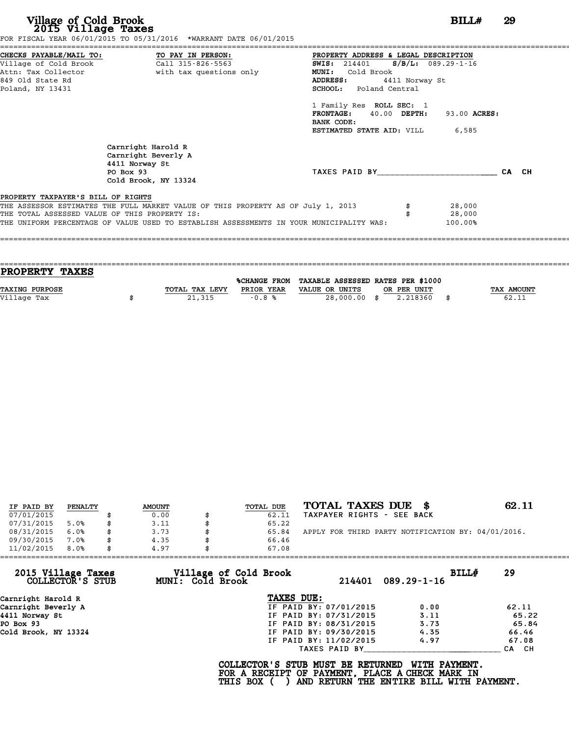# Village of Cold Brook
## 2015 Village Taxes

**BILL# 29**

FOR FISCAL YEAR 06/01/2015 TO 05/31/2016 *WARRANT DATE 06/01/2015

**CHECKS PAYABLE/MAIL TO:**
Village of Cold Brook
Attn: Tax Collector
849 Old State Rd
Poland, NY 13431

**TO PAY IN PERSON:**
Call 315-826-5563
with tax questions only

**PROPERTY ADDRESS & LEGAL DESCRIPTION**
**SWIS:** 214401 **S/B/L:** 089.29-1-16
**MUNI:** Cold Brook
**ADDRESS:** 4411 Norway St
**SCHOOL:** Poland Central

1 Family Res **ROLL SEC:** 1
**FRONTAGE:** 40.00 **DEPTH:** 93.00 **ACRES:**
**BANK CODE:**
**ESTIMATED STATE AID:** VILL 6,585

Carnright Harold R
Carnright Beverly A
4411 Norway St
PO Box 93
Cold Brook, NY 13324

TAXES PAID BY________________________ CA CH

**PROPERTY TAXPAYER'S BILL OF RIGHTS**

THE ASSESSOR ESTIMATES THE FULL MARKET VALUE OF THIS PROPERTY AS OF July 1, 2013 $ 28,000
THE TOTAL ASSESSED VALUE OF THIS PROPERTY IS: $ 28,000
THE UNIFORM PERCENTAGE OF VALUE USED TO ESTABLISH ASSESSMENTS IN YOUR MUNICIPALITY WAS: 100.00%

## PROPERTY TAXES

| TAXING PURPOSE | TOTAL TAX LEVY | %CHANGE FROM PRIOR YEAR | TAXABLE ASSESSED VALUE OR UNITS | RATES PER $1000 OR PER UNIT | TAX AMOUNT |
|---|---|---|---|---|---|
| Village Tax | $ 21,315 | -0.8 % | 28,000.00 | $ 2.218360 | $ 62.11 |

| IF PAID BY | PENALTY | AMOUNT | TOTAL DUE |
|---|---|---|---|
| 07/01/2015 | | $ 0.00 | $ 62.11 |
| 07/31/2015 | 5.0% | $ 3.11 | $ 65.22 |
| 08/31/2015 | 6.0% | $ 3.73 | $ 65.84 |
| 09/30/2015 | 7.0% | $ 4.35 | $ 66.46 |
| 11/02/2015 | 8.0% | $ 4.97 | $ 67.08 |

**TOTAL TAXES DUE $ 62.11**
TAXPAYER RIGHTS - SEE BACK

APPLY FOR THIRD PARTY NOTIFICATION BY: 04/01/2016.

---

**2015 Village Taxes — COLLECTOR'S STUB**
**Village of Cold Brook — MUNI: Cold Brook**
214401 089.29-1-16 **BILL# 29**

Carnright Harold R
Carnright Beverly A
4411 Norway St
PO Box 93
Cold Brook, NY 13324

**TAXES DUE:**

| | | |
|---|---|---|
| IF PAID BY: 07/01/2015 | 0.00 | 62.11 |
| IF PAID BY: 07/31/2015 | 3.11 | 65.22 |
| IF PAID BY: 08/31/2015 | 3.73 | 65.84 |
| IF PAID BY: 09/30/2015 | 4.35 | 66.46 |
| IF PAID BY: 11/02/2015 | 4.97 | 67.08 |

TAXES PAID BY____________________________ CA CH

**COLLECTOR'S STUB MUST BE RETURNED WITH PAYMENT.**
**FOR A RECEIPT OF PAYMENT, PLACE A CHECK MARK IN**
**THIS BOX ( ) AND RETURN THE ENTIRE BILL WITH PAYMENT.**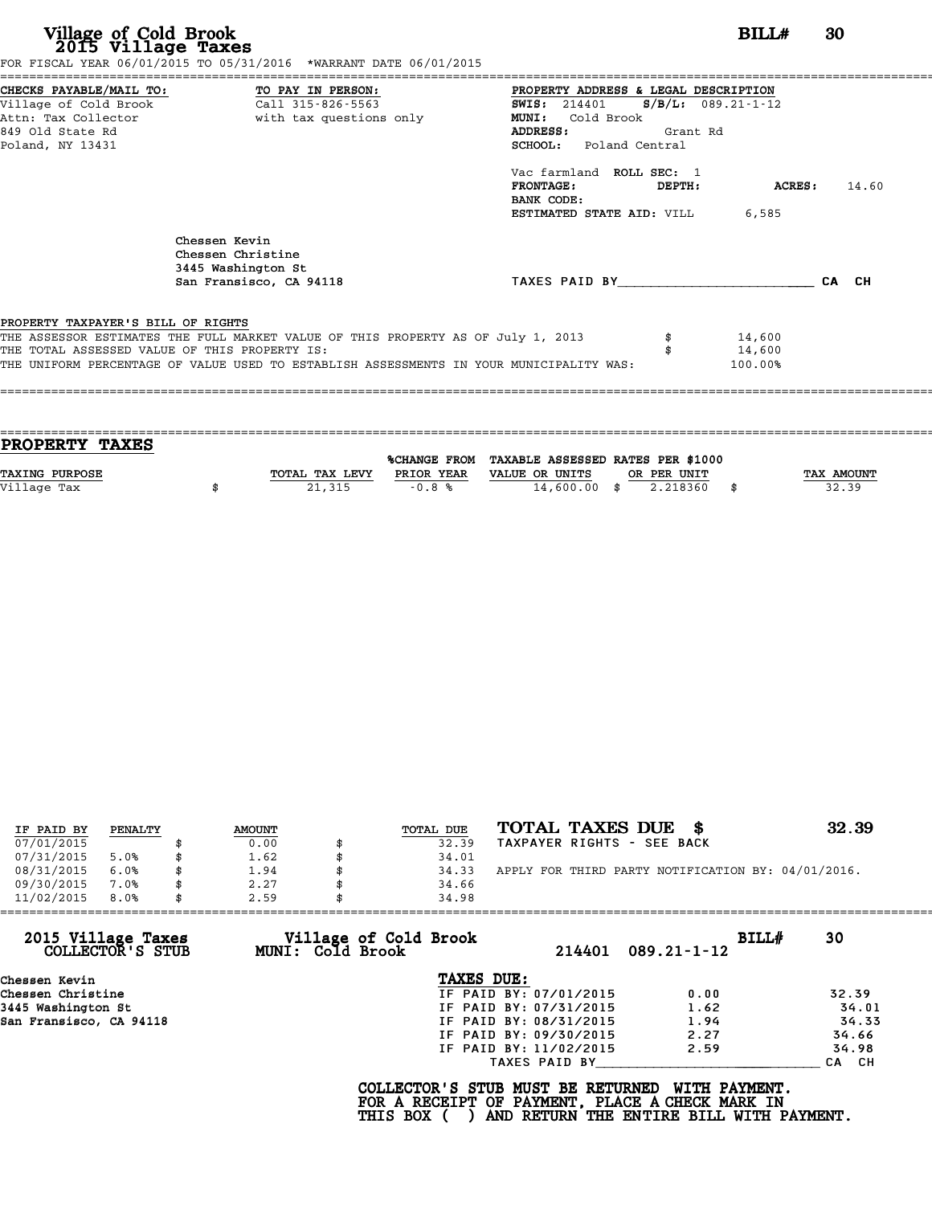# Village of Cold Brook
## 2015 Village Taxes

BILL# 30

FOR FISCAL YEAR 06/01/2015 TO 05/31/2016 *WARRANT DATE 06/01/2015

**CHECKS PAYABLE/MAIL TO:**
Village of Cold Brook
Attn: Tax Collector
849 Old State Rd
Poland, NY 13431

**TO PAY IN PERSON:**
Call 315-826-5563
with tax questions only

**PROPERTY ADDRESS & LEGAL DESCRIPTION**
**SWIS:** 214401 **S/B/L:** 089.21-1-12
**MUNI:** Cold Brook
**ADDRESS:** Grant Rd
**SCHOOL:** Poland Central

Vac farmland **ROLL SEC:** 1
**FRONTAGE:** **DEPTH:** **ACRES:** 14.60
**BANK CODE:**
**ESTIMATED STATE AID:** VILL 6,585

Chessen Kevin
Chessen Christine
3445 Washington St
San Fransisco, CA 94118

TAXES PAID BY________________________ CA CH

**PROPERTY TAXPAYER'S BILL OF RIGHTS**

THE ASSESSOR ESTIMATES THE FULL MARKET VALUE OF THIS PROPERTY AS OF July 1, 2013 $ 14,600
THE TOTAL ASSESSED VALUE OF THIS PROPERTY IS: $ 14,600
THE UNIFORM PERCENTAGE OF VALUE USED TO ESTABLISH ASSESSMENTS IN YOUR MUNICIPALITY WAS: 100.00%

## PROPERTY TAXES

| TAXING PURPOSE | TOTAL TAX LEVY | %CHANGE FROM PRIOR YEAR | TAXABLE ASSESSED VALUE OR UNITS | RATES PER $1000 OR PER UNIT | TAX AMOUNT |
|---|---|---|---|---|---|
| Village Tax | $ 21,315 | -0.8 % | 14,600.00 | $ 2.218360 | $ 32.39 |

| IF PAID BY | PENALTY | AMOUNT | TOTAL DUE |
|---|---|---|---|
| 07/01/2015 | | $ 0.00 | $ 32.39 |
| 07/31/2015 | 5.0% | $ 1.62 | $ 34.01 |
| 08/31/2015 | 6.0% | $ 1.94 | $ 34.33 |
| 09/30/2015 | 7.0% | $ 2.27 | $ 34.66 |
| 11/02/2015 | 8.0% | $ 2.59 | $ 34.98 |

**TOTAL TAXES DUE $ 32.39**
TAXPAYER RIGHTS - SEE BACK

APPLY FOR THIRD PARTY NOTIFICATION BY: 04/01/2016.

---

**2015 Village Taxes COLLECTOR'S STUB** — Village of Cold Brook MUNI: Cold Brook — 214401 089.21-1-12 — BILL# 30

Chessen Kevin
Chessen Christine
3445 Washington St
San Fransisco, CA 94118

**TAXES DUE:**

| | | |
|---|---|---|
| IF PAID BY: 07/01/2015 | 0.00 | 32.39 |
| IF PAID BY: 07/31/2015 | 1.62 | 34.01 |
| IF PAID BY: 08/31/2015 | 1.94 | 34.33 |
| IF PAID BY: 09/30/2015 | 2.27 | 34.66 |
| IF PAID BY: 11/02/2015 | 2.59 | 34.98 |

TAXES PAID BY____________________________ CA CH

**COLLECTOR'S STUB MUST BE RETURNED WITH PAYMENT.**
**FOR A RECEIPT OF PAYMENT, PLACE A CHECK MARK IN**
**THIS BOX ( ) AND RETURN THE ENTIRE BILL WITH PAYMENT.**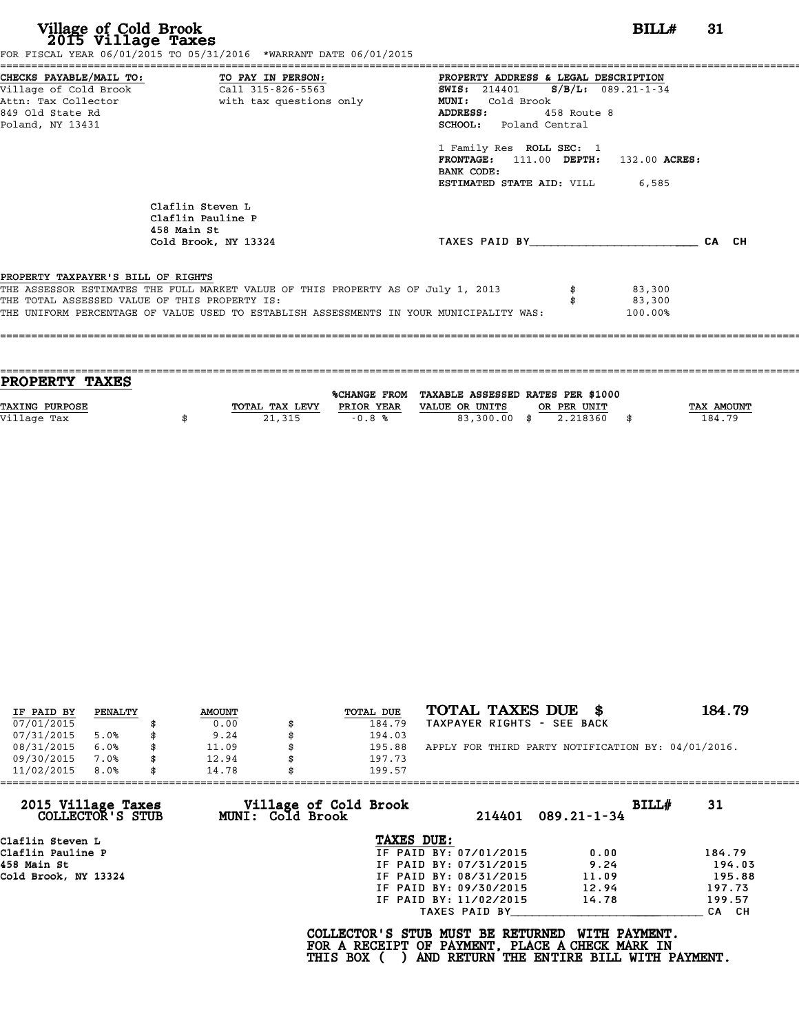# Village of Cold Brook
## 2015 Village Taxes

**BILL# 31**

FOR FISCAL YEAR 06/01/2015 TO 05/31/2016 *WARRANT DATE 06/01/2015

**CHECKS PAYABLE/MAIL TO:**
Village of Cold Brook
Attn: Tax Collector
849 Old State Rd
Poland, NY 13431

**TO PAY IN PERSON:**
Call 315-826-5563
with tax questions only

**PROPERTY ADDRESS & LEGAL DESCRIPTION**
**SWIS:** 214401 **S/B/L:** 089.21-1-34
**MUNI:** Cold Brook
**ADDRESS:** 458 Route 8
**SCHOOL:** Poland Central

1 Family Res **ROLL SEC:** 1
**FRONTAGE:** 111.00 **DEPTH:** 132.00 **ACRES:**
**BANK CODE:**
**ESTIMATED STATE AID:** VILL 6,585

Claflin Steven L
Claflin Pauline P
458 Main St
Cold Brook, NY 13324

TAXES PAID BY________________________ CA CH

**PROPERTY TAXPAYER'S BILL OF RIGHTS**

THE ASSESSOR ESTIMATES THE FULL MARKET VALUE OF THIS PROPERTY AS OF July 1, 2013 $ 83,300
THE TOTAL ASSESSED VALUE OF THIS PROPERTY IS: $ 83,300
THE UNIFORM PERCENTAGE OF VALUE USED TO ESTABLISH ASSESSMENTS IN YOUR MUNICIPALITY WAS: 100.00%

## PROPERTY TAXES

| TAXING PURPOSE | TOTAL TAX LEVY | %CHANGE FROM PRIOR YEAR | TAXABLE ASSESSED VALUE OR UNITS | RATES PER $1000 OR PER UNIT | TAX AMOUNT |
|---|---|---|---|---|---|
| Village Tax | $ 21,315 | -0.8 % | 83,300.00 | $ 2.218360 | $ 184.79 |

| IF PAID BY | PENALTY | AMOUNT | TOTAL DUE |
|---|---|---|---|
| 07/01/2015 | | $ 0.00 | $ 184.79 |
| 07/31/2015 | 5.0% | $ 9.24 | $ 194.03 |
| 08/31/2015 | 6.0% | $ 11.09 | $ 195.88 |
| 09/30/2015 | 7.0% | $ 12.94 | $ 197.73 |
| 11/02/2015 | 8.0% | $ 14.78 | $ 199.57 |

**TOTAL TAXES DUE $ 184.79**
TAXPAYER RIGHTS - SEE BACK

APPLY FOR THIRD PARTY NOTIFICATION BY: 04/01/2016.

---

**2015 Village Taxes COLLECTOR'S STUB** — **Village of Cold Brook MUNI: Cold Brook** — 214401 089.21-1-34 — **BILL# 31**

Claflin Steven L
Claflin Pauline P
458 Main St
Cold Brook, NY 13324

**TAXES DUE:**

| | | |
|---|---|---|
| IF PAID BY: 07/01/2015 | 0.00 | 184.79 |
| IF PAID BY: 07/31/2015 | 9.24 | 194.03 |
| IF PAID BY: 08/31/2015 | 11.09 | 195.88 |
| IF PAID BY: 09/30/2015 | 12.94 | 197.73 |
| IF PAID BY: 11/02/2015 | 14.78 | 199.57 |

TAXES PAID BY____________________________ CA CH

**COLLECTOR'S STUB MUST BE RETURNED WITH PAYMENT.**
**FOR A RECEIPT OF PAYMENT, PLACE A CHECK MARK IN**
**THIS BOX ( ) AND RETURN THE ENTIRE BILL WITH PAYMENT.**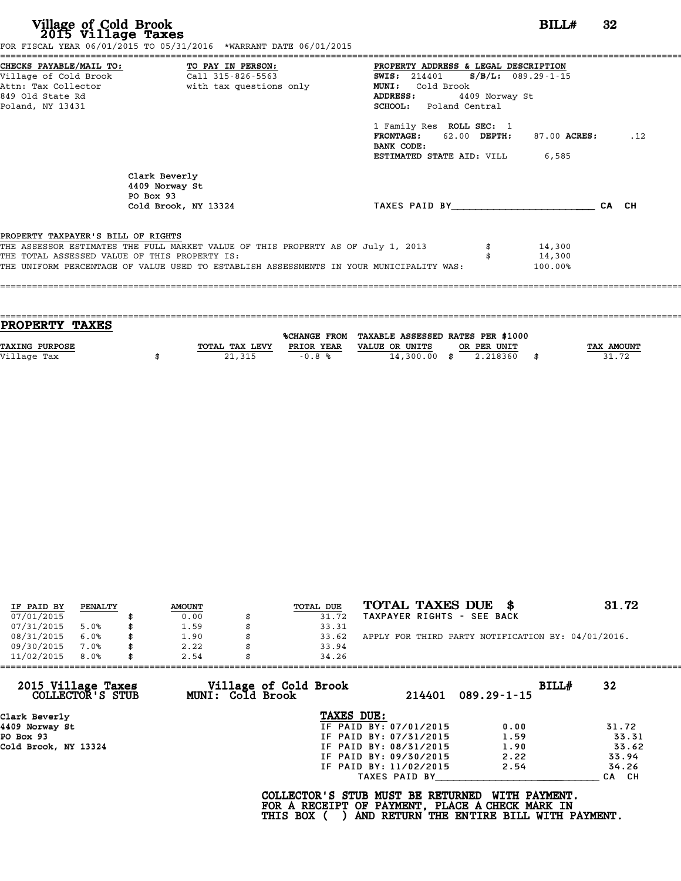# Village of Cold Brook
## 2015 Village Taxes

**BILL# 32**

FOR FISCAL YEAR 06/01/2015 TO 05/31/2016 *WARRANT DATE 06/01/2015

**CHECKS PAYABLE/MAIL TO:**
Village of Cold Brook
Attn: Tax Collector
849 Old State Rd
Poland, NY 13431

**TO PAY IN PERSON:**
Call 315-826-5563
with tax questions only

**PROPERTY ADDRESS & LEGAL DESCRIPTION**
**SWIS:** 214401 **S/B/L:** 089.29-1-15
**MUNI:** Cold Brook
**ADDRESS:** 4409 Norway St
**SCHOOL:** Poland Central

1 Family Res **ROLL SEC:** 1
**FRONTAGE:** 62.00 **DEPTH:** 87.00 **ACRES:** .12
**BANK CODE:**
**ESTIMATED STATE AID:** VILL 6,585

Clark Beverly
4409 Norway St
PO Box 93
Cold Brook, NY 13324

TAXES PAID BY________________________ CA CH

**PROPERTY TAXPAYER'S BILL OF RIGHTS**

THE ASSESSOR ESTIMATES THE FULL MARKET VALUE OF THIS PROPERTY AS OF July 1, 2013 $ 14,300
THE TOTAL ASSESSED VALUE OF THIS PROPERTY IS: $ 14,300
THE UNIFORM PERCENTAGE OF VALUE USED TO ESTABLISH ASSESSMENTS IN YOUR MUNICIPALITY WAS: 100.00%

## PROPERTY TAXES

| TAXING PURPOSE | TOTAL TAX LEVY | %CHANGE FROM PRIOR YEAR | TAXABLE ASSESSED VALUE OR UNITS | RATES PER $1000 OR PER UNIT | TAX AMOUNT |
|---|---|---|---|---|---|
| Village Tax | $ 21,315 | -0.8 % | 14,300.00 | $ 2.218360 | $ 31.72 |

| IF PAID BY | PENALTY | AMOUNT | TOTAL DUE |
|---|---|---|---|
| 07/01/2015 | | $ 0.00 | $ 31.72 |
| 07/31/2015 | 5.0% | $ 1.59 | $ 33.31 |
| 08/31/2015 | 6.0% | $ 1.90 | $ 33.62 |
| 09/30/2015 | 7.0% | $ 2.22 | $ 33.94 |
| 11/02/2015 | 8.0% | $ 2.54 | $ 34.26 |

**TOTAL TAXES DUE $ 31.72**
TAXPAYER RIGHTS - SEE BACK

APPLY FOR THIRD PARTY NOTIFICATION BY: 04/01/2016.

---

**2015 Village Taxes COLLECTOR'S STUB** — **Village of Cold Brook MUNI: Cold Brook** — 214401 089.29-1-15 — **BILL# 32**

Clark Beverly
4409 Norway St
PO Box 93
Cold Brook, NY 13324

**TAXES DUE:**

| | | |
|---|---|---|
| IF PAID BY: 07/01/2015 | 0.00 | 31.72 |
| IF PAID BY: 07/31/2015 | 1.59 | 33.31 |
| IF PAID BY: 08/31/2015 | 1.90 | 33.62 |
| IF PAID BY: 09/30/2015 | 2.22 | 33.94 |
| IF PAID BY: 11/02/2015 | 2.54 | 34.26 |

TAXES PAID BY____________________________ CA CH

**COLLECTOR'S STUB MUST BE RETURNED WITH PAYMENT.
FOR A RECEIPT OF PAYMENT, PLACE A CHECK MARK IN
THIS BOX ( ) AND RETURN THE ENTIRE BILL WITH PAYMENT.**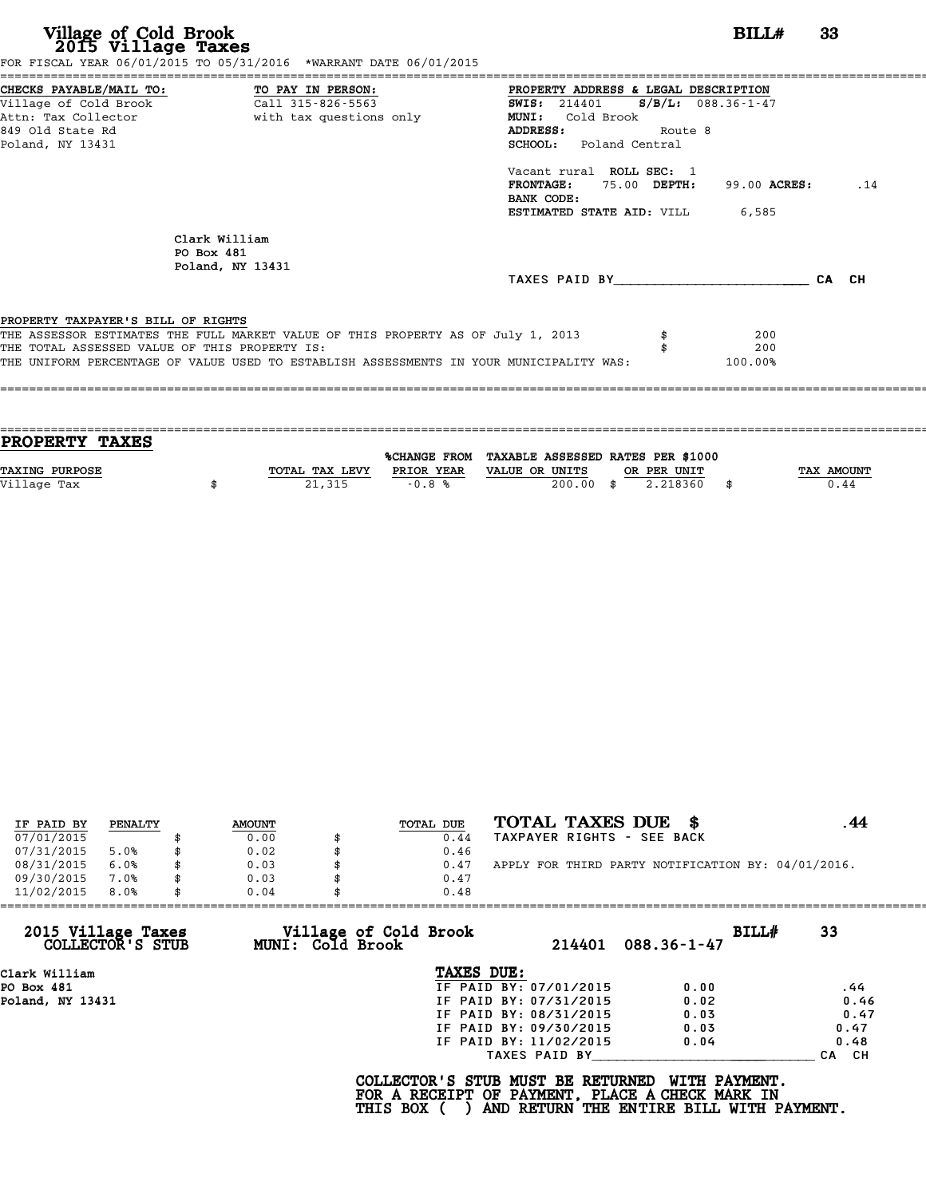# Village of Cold Brook
## 2015 Village Taxes

**BILL# 33**

FOR FISCAL YEAR 06/01/2015 TO 05/31/2016 *WARRANT DATE 06/01/2015

**CHECKS PAYABLE/MAIL TO:**
Village of Cold Brook
Attn: Tax Collector
849 Old State Rd
Poland, NY 13431

**TO PAY IN PERSON:**
Call 315-826-5563
with tax questions only

**PROPERTY ADDRESS & LEGAL DESCRIPTION**
**SWIS:** 214401 **S/B/L:** 088.36-1-47
**MUNI:** Cold Brook
**ADDRESS:** Route 8
**SCHOOL:** Poland Central

Vacant rural **ROLL SEC:** 1
**FRONTAGE:** 75.00 **DEPTH:** 99.00 **ACRES:** .14
**BANK CODE:**
**ESTIMATED STATE AID:** VILL 6,585

Clark William
PO Box 481
Poland, NY 13431

TAXES PAID BY________________________ CA CH

**PROPERTY TAXPAYER'S BILL OF RIGHTS**

THE ASSESSOR ESTIMATES THE FULL MARKET VALUE OF THIS PROPERTY AS OF July 1, 2013 $ 200
THE TOTAL ASSESSED VALUE OF THIS PROPERTY IS: $ 200
THE UNIFORM PERCENTAGE OF VALUE USED TO ESTABLISH ASSESSMENTS IN YOUR MUNICIPALITY WAS: 100.00%

## PROPERTY TAXES

| TAXING PURPOSE | TOTAL TAX LEVY | %CHANGE FROM PRIOR YEAR | TAXABLE ASSESSED VALUE OR UNITS | RATES PER $1000 OR PER UNIT | TAX AMOUNT |
|---|---|---|---|---|---|
| Village Tax | $ 21,315 | -0.8 % | 200.00 | $ 2.218360 | $ 0.44 |

| IF PAID BY | PENALTY | AMOUNT | TOTAL DUE |
|---|---|---|---|
| 07/01/2015 | | $ 0.00 | $ 0.44 |
| 07/31/2015 | 5.0% | $ 0.02 | $ 0.46 |
| 08/31/2015 | 6.0% | $ 0.03 | $ 0.47 |
| 09/30/2015 | 7.0% | $ 0.03 | $ 0.47 |
| 11/02/2015 | 8.0% | $ 0.04 | $ 0.48 |

**TOTAL TAXES DUE $ .44**
TAXPAYER RIGHTS - SEE BACK

APPLY FOR THIRD PARTY NOTIFICATION BY: 04/01/2016.

**2015 Village Taxes COLLECTOR'S STUB**
**Village of Cold Brook MUNI: Cold Brook** 214401 088.36-1-47 **BILL# 33**

Clark William
PO Box 481
Poland, NY 13431

**TAXES DUE:**

| | | |
|---|---|---|
| IF PAID BY: 07/01/2015 | 0.00 | .44 |
| IF PAID BY: 07/31/2015 | 0.02 | 0.46 |
| IF PAID BY: 08/31/2015 | 0.03 | 0.47 |
| IF PAID BY: 09/30/2015 | 0.03 | 0.47 |
| IF PAID BY: 11/02/2015 | 0.04 | 0.48 |

TAXES PAID BY____________________________ CA CH

**COLLECTOR'S STUB MUST BE RETURNED WITH PAYMENT.
FOR A RECEIPT OF PAYMENT, PLACE A CHECK MARK IN
THIS BOX ( ) AND RETURN THE ENTIRE BILL WITH PAYMENT.**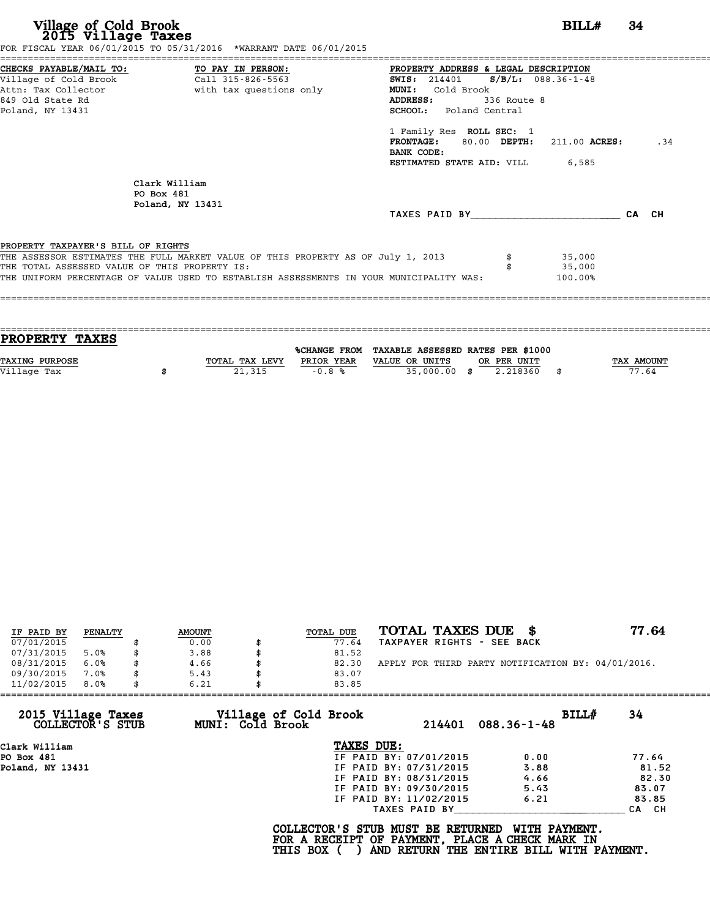# Village of Cold Brook
## 2015 Village Taxes

**BILL# 34**

FOR FISCAL YEAR 06/01/2015 TO 05/31/2016 *WARRANT DATE 06/01/2015

**CHECKS PAYABLE/MAIL TO:**
Village of Cold Brook
Attn: Tax Collector
849 Old State Rd
Poland, NY 13431

**TO PAY IN PERSON:**
Call 315-826-5563
with tax questions only

**PROPERTY ADDRESS & LEGAL DESCRIPTION**
**SWIS:** 214401 **S/B/L:** 088.36-1-48
**MUNI:** Cold Brook
**ADDRESS:** 336 Route 8
**SCHOOL:** Poland Central

1 Family Res **ROLL SEC:** 1
**FRONTAGE:** 80.00 **DEPTH:** 211.00 **ACRES:** .34
**BANK CODE:**
**ESTIMATED STATE AID:** VILL 6,585

Clark William
PO Box 481
Poland, NY 13431

TAXES PAID BY________________________ CA CH

**PROPERTY TAXPAYER'S BILL OF RIGHTS**

THE ASSESSOR ESTIMATES THE FULL MARKET VALUE OF THIS PROPERTY AS OF July 1, 2013 $ 35,000
THE TOTAL ASSESSED VALUE OF THIS PROPERTY IS: $ 35,000
THE UNIFORM PERCENTAGE OF VALUE USED TO ESTABLISH ASSESSMENTS IN YOUR MUNICIPALITY WAS: 100.00%

## PROPERTY TAXES

| TAXING PURPOSE | TOTAL TAX LEVY | %CHANGE FROM PRIOR YEAR | TAXABLE ASSESSED VALUE OR UNITS | RATES PER $1000 OR PER UNIT | TAX AMOUNT |
|---|---|---|---|---|---|
| Village Tax | $ 21,315 | -0.8 % | 35,000.00 | $ 2.218360 | $ 77.64 |

| IF PAID BY | PENALTY | AMOUNT | TOTAL DUE |
|---|---|---|---|
| 07/01/2015 | | $ 0.00 | $ 77.64 |
| 07/31/2015 | 5.0% | $ 3.88 | $ 81.52 |
| 08/31/2015 | 6.0% | $ 4.66 | $ 82.30 |
| 09/30/2015 | 7.0% | $ 5.43 | $ 83.07 |
| 11/02/2015 | 8.0% | $ 6.21 | $ 83.85 |

**TOTAL TAXES DUE $ 77.64**
TAXPAYER RIGHTS - SEE BACK

APPLY FOR THIRD PARTY NOTIFICATION BY: 04/01/2016.

---

**2015 Village Taxes COLLECTOR'S STUB**
**Village of Cold Brook MUNI: Cold Brook** 214401 088.36-1-48 **BILL# 34**

Clark William
PO Box 481
Poland, NY 13431

**TAXES DUE:**

| | | |
|---|---|---|
| IF PAID BY: 07/01/2015 | 0.00 | 77.64 |
| IF PAID BY: 07/31/2015 | 3.88 | 81.52 |
| IF PAID BY: 08/31/2015 | 4.66 | 82.30 |
| IF PAID BY: 09/30/2015 | 5.43 | 83.07 |
| IF PAID BY: 11/02/2015 | 6.21 | 83.85 |

TAXES PAID BY________________________ CA CH

**COLLECTOR'S STUB MUST BE RETURNED WITH PAYMENT.
FOR A RECEIPT OF PAYMENT, PLACE A CHECK MARK IN
THIS BOX ( ) AND RETURN THE ENTIRE BILL WITH PAYMENT.**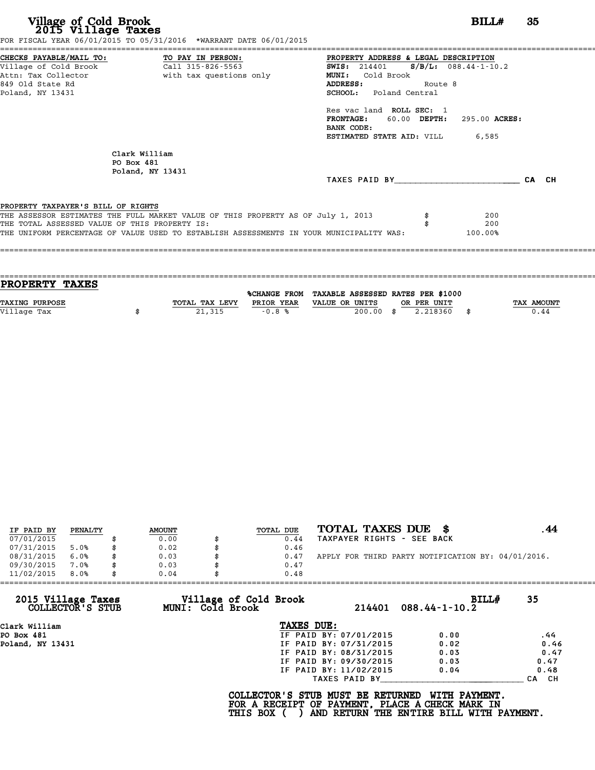# Village of Cold Brook
## 2015 Village Taxes

**BILL# 35**

FOR FISCAL YEAR 06/01/2015 TO 05/31/2016 *WARRANT DATE 06/01/2015

**CHECKS PAYABLE/MAIL TO:**
Village of Cold Brook
Attn: Tax Collector
849 Old State Rd
Poland, NY 13431

**TO PAY IN PERSON:**
Call 315-826-5563
with tax questions only

**PROPERTY ADDRESS & LEGAL DESCRIPTION**
**SWIS:** 214401 **S/B/L:** 088.44-1-10.2
**MUNI:** Cold Brook
**ADDRESS:** Route 8
**SCHOOL:** Poland Central

Res vac land **ROLL SEC:** 1
**FRONTAGE:** 60.00 **DEPTH:** 295.00 **ACRES:**
**BANK CODE:**
**ESTIMATED STATE AID:** VILL 6,585

Clark William
PO Box 481
Poland, NY 13431

TAXES PAID BY________________________ CA CH

**PROPERTY TAXPAYER'S BILL OF RIGHTS**

THE ASSESSOR ESTIMATES THE FULL MARKET VALUE OF THIS PROPERTY AS OF July 1, 2013: $ 200
THE TOTAL ASSESSED VALUE OF THIS PROPERTY IS: $ 200
THE UNIFORM PERCENTAGE OF VALUE USED TO ESTABLISH ASSESSMENTS IN YOUR MUNICIPALITY WAS: 100.00%

## PROPERTY TAXES

| TAXING PURPOSE | TOTAL TAX LEVY | %CHANGE FROM PRIOR YEAR | TAXABLE ASSESSED VALUE OR UNITS | RATES PER $1000 OR PER UNIT | TAX AMOUNT |
|---|---|---|---|---|---|
| Village Tax | $ 21,315 | -0.8 % | 200.00 | $ 2.218360 | $ 0.44 |

| IF PAID BY | PENALTY | AMOUNT | TOTAL DUE |
|---|---|---|---|
| 07/01/2015 | | $ 0.00 | $ 0.44 |
| 07/31/2015 | 5.0% | $ 0.02 | $ 0.46 |
| 08/31/2015 | 6.0% | $ 0.03 | $ 0.47 |
| 09/30/2015 | 7.0% | $ 0.03 | $ 0.47 |
| 11/02/2015 | 8.0% | $ 0.04 | $ 0.48 |

**TOTAL TAXES DUE $ .44**
TAXPAYER RIGHTS - SEE BACK

APPLY FOR THIRD PARTY NOTIFICATION BY: 04/01/2016.

---

**2015 Village Taxes COLLECTOR'S STUB** — **Village of Cold Brook MUNI: Cold Brook** — 214401 088.44-1-10.2 — **BILL# 35**

Clark William
PO Box 481
Poland, NY 13431

**TAXES DUE:**

| | | |
|---|---|---|
| IF PAID BY: 07/01/2015 | 0.00 | .44 |
| IF PAID BY: 07/31/2015 | 0.02 | 0.46 |
| IF PAID BY: 08/31/2015 | 0.03 | 0.47 |
| IF PAID BY: 09/30/2015 | 0.03 | 0.47 |
| IF PAID BY: 11/02/2015 | 0.04 | 0.48 |

TAXES PAID BY________________________ CA CH

**COLLECTOR'S STUB MUST BE RETURNED WITH PAYMENT.**
**FOR A RECEIPT OF PAYMENT, PLACE A CHECK MARK IN**
**THIS BOX ( ) AND RETURN THE ENTIRE BILL WITH PAYMENT.**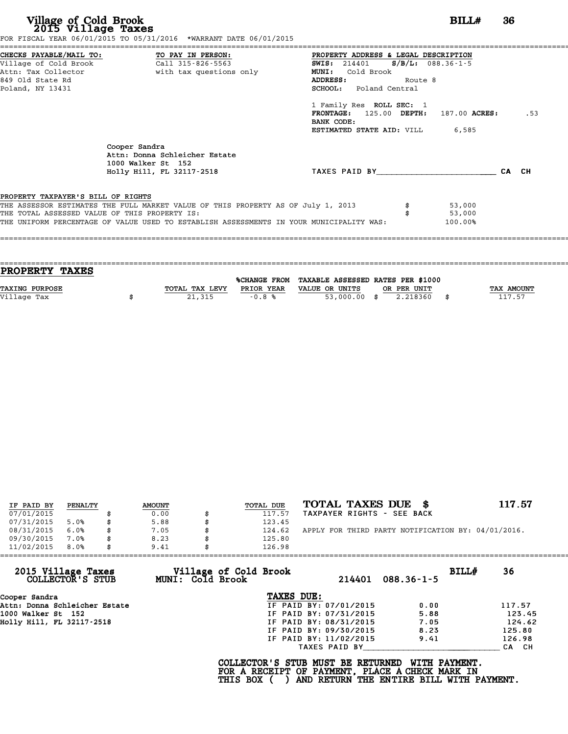# Village of Cold Brook
## 2015 Village Taxes

**BILL# 36**

FOR FISCAL YEAR 06/01/2015 TO 05/31/2016 *WARRANT DATE 06/01/2015

**CHECKS PAYABLE/MAIL TO:**
Village of Cold Brook
Attn: Tax Collector
849 Old State Rd
Poland, NY 13431

**TO PAY IN PERSON:**
Call 315-826-5563
with tax questions only

**PROPERTY ADDRESS & LEGAL DESCRIPTION**
**SWIS:** 214401 **S/B/L:** 088.36-1-5
**MUNI:** Cold Brook
**ADDRESS:** Route 8
**SCHOOL:** Poland Central

1 Family Res **ROLL SEC:** 1
**FRONTAGE:** 125.00 **DEPTH:** 187.00 **ACRES:** .53
**BANK CODE:**
**ESTIMATED STATE AID:** VILL 6,585

Cooper Sandra
Attn: Donna Schleicher Estate
1000 Walker St 152
Holly Hill, FL 32117-2518

TAXES PAID BY________________________ CA CH

**PROPERTY TAXPAYER'S BILL OF RIGHTS**

THE ASSESSOR ESTIMATES THE FULL MARKET VALUE OF THIS PROPERTY AS OF July 1, 2013 $ 53,000
THE TOTAL ASSESSED VALUE OF THIS PROPERTY IS: $ 53,000
THE UNIFORM PERCENTAGE OF VALUE USED TO ESTABLISH ASSESSMENTS IN YOUR MUNICIPALITY WAS: 100.00%

## PROPERTY TAXES

| TAXING PURPOSE | TOTAL TAX LEVY | %CHANGE FROM PRIOR YEAR | TAXABLE ASSESSED VALUE OR UNITS | RATES PER $1000 OR PER UNIT | TAX AMOUNT |
|---|---|---|---|---|---|
| Village Tax | $ 21,315 | -0.8 % | 53,000.00 | $ 2.218360 | $ 117.57 |

| IF PAID BY | PENALTY | AMOUNT | TOTAL DUE |
|---|---|---|---|
| 07/01/2015 | | $ 0.00 | $ 117.57 |
| 07/31/2015 | 5.0% | $ 5.88 | $ 123.45 |
| 08/31/2015 | 6.0% | $ 7.05 | $ 124.62 |
| 09/30/2015 | 7.0% | $ 8.23 | $ 125.80 |
| 11/02/2015 | 8.0% | $ 9.41 | $ 126.98 |

**TOTAL TAXES DUE $ 117.57**
TAXPAYER RIGHTS - SEE BACK

APPLY FOR THIRD PARTY NOTIFICATION BY: 04/01/2016.

---

**2015 Village Taxes COLLECTOR'S STUB** — **Village of Cold Brook MUNI: Cold Brook** — 214401 088.36-1-5 — **BILL# 36**

Cooper Sandra
Attn: Donna Schleicher Estate
1000 Walker St 152
Holly Hill, FL 32117-2518

**TAXES DUE:**

| | | |
|---|---|---|
| IF PAID BY: 07/01/2015 | 0.00 | 117.57 |
| IF PAID BY: 07/31/2015 | 5.88 | 123.45 |
| IF PAID BY: 08/31/2015 | 7.05 | 124.62 |
| IF PAID BY: 09/30/2015 | 8.23 | 125.80 |
| IF PAID BY: 11/02/2015 | 9.41 | 126.98 |

TAXES PAID BY____________________________ CA CH

**COLLECTOR'S STUB MUST BE RETURNED WITH PAYMENT.**
**FOR A RECEIPT OF PAYMENT, PLACE A CHECK MARK IN THIS BOX ( ) AND RETURN THE ENTIRE BILL WITH PAYMENT.**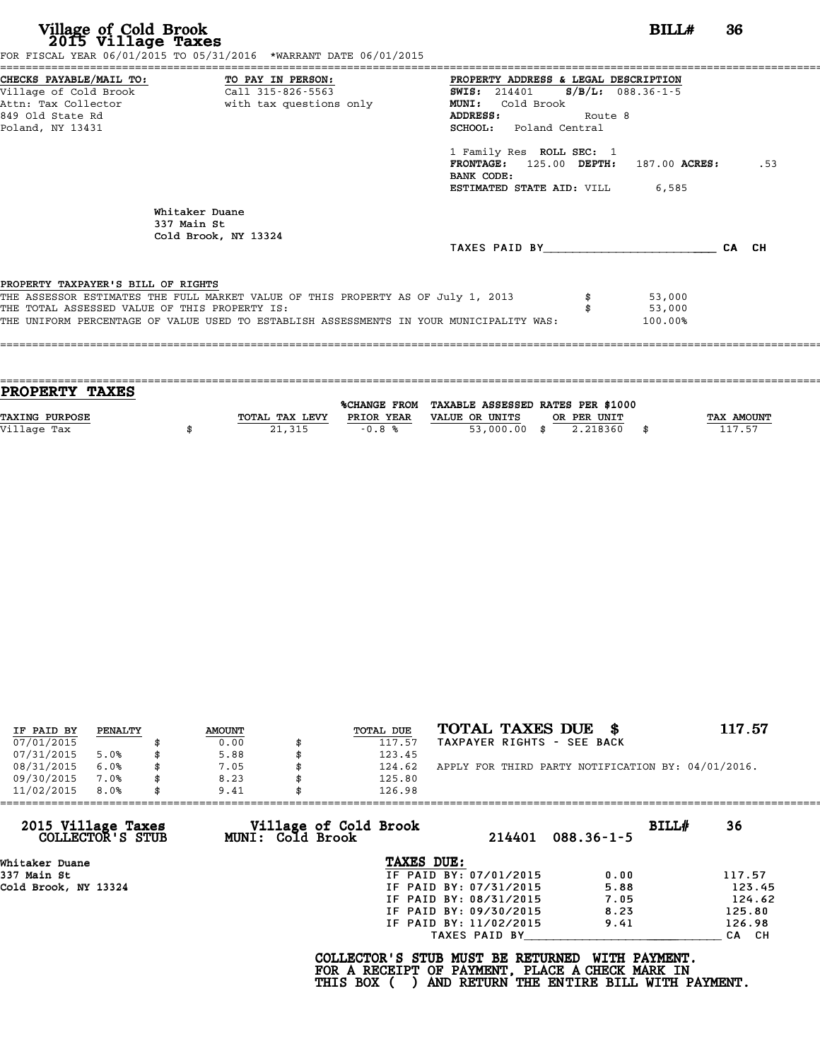# Village of Cold Brook
## 2015 Village Taxes

**BILL# 36**

FOR FISCAL YEAR 06/01/2015 TO 05/31/2016 *WARRANT DATE 06/01/2015

**CHECKS PAYABLE/MAIL TO:**
Village of Cold Brook
Attn: Tax Collector
849 Old State Rd
Poland, NY 13431

**TO PAY IN PERSON:**
Call 315-826-5563
with tax questions only

**PROPERTY ADDRESS & LEGAL DESCRIPTION**
**SWIS:** 214401 **S/B/L:** 088.36-1-5
**MUNI:** Cold Brook
**ADDRESS:** Route 8
**SCHOOL:** Poland Central

1 Family Res **ROLL SEC:** 1
**FRONTAGE:** 125.00 **DEPTH:** 187.00 **ACRES:** .53
**BANK CODE:**
**ESTIMATED STATE AID:** VILL 6,585

Whitaker Duane
337 Main St
Cold Brook, NY 13324

TAXES PAID BY________________________ CA CH

**PROPERTY TAXPAYER'S BILL OF RIGHTS**

THE ASSESSOR ESTIMATES THE FULL MARKET VALUE OF THIS PROPERTY AS OF July 1, 2013 $ 53,000
THE TOTAL ASSESSED VALUE OF THIS PROPERTY IS: $ 53,000
THE UNIFORM PERCENTAGE OF VALUE USED TO ESTABLISH ASSESSMENTS IN YOUR MUNICIPALITY WAS: 100.00%

## PROPERTY TAXES

| TAXING PURPOSE | TOTAL TAX LEVY | %CHANGE FROM PRIOR YEAR | TAXABLE ASSESSED VALUE OR UNITS | RATES PER $1000 OR PER UNIT | TAX AMOUNT |
|---|---|---|---|---|---|
| Village Tax | $ 21,315 | -0.8 % | 53,000.00 | $ 2.218360 | $ 117.57 |

| IF PAID BY | PENALTY | AMOUNT | TOTAL DUE |
|---|---|---|---|
| 07/01/2015 | | $ 0.00 | $ 117.57 |
| 07/31/2015 | 5.0% | $ 5.88 | $ 123.45 |
| 08/31/2015 | 6.0% | $ 7.05 | $ 124.62 |
| 09/30/2015 | 7.0% | $ 8.23 | $ 125.80 |
| 11/02/2015 | 8.0% | $ 9.41 | $ 126.98 |

**TOTAL TAXES DUE $ 117.57**
TAXPAYER RIGHTS - SEE BACK

APPLY FOR THIRD PARTY NOTIFICATION BY: 04/01/2016.

---

**2015 Village Taxes COLLECTOR'S STUB**
**Village of Cold Brook MUNI: Cold Brook**
214401 088.36-1-5
**BILL# 36**

Whitaker Duane
337 Main St
Cold Brook, NY 13324

**TAXES DUE:**

| | | |
|---|---|---|
| IF PAID BY: 07/01/2015 | 0.00 | 117.57 |
| IF PAID BY: 07/31/2015 | 5.88 | 123.45 |
| IF PAID BY: 08/31/2015 | 7.05 | 124.62 |
| IF PAID BY: 09/30/2015 | 8.23 | 125.80 |
| IF PAID BY: 11/02/2015 | 9.41 | 126.98 |

TAXES PAID BY____________________________ CA CH

**COLLECTOR'S STUB MUST BE RETURNED WITH PAYMENT. FOR A RECEIPT OF PAYMENT, PLACE A CHECK MARK IN THIS BOX ( ) AND RETURN THE ENTIRE BILL WITH PAYMENT.**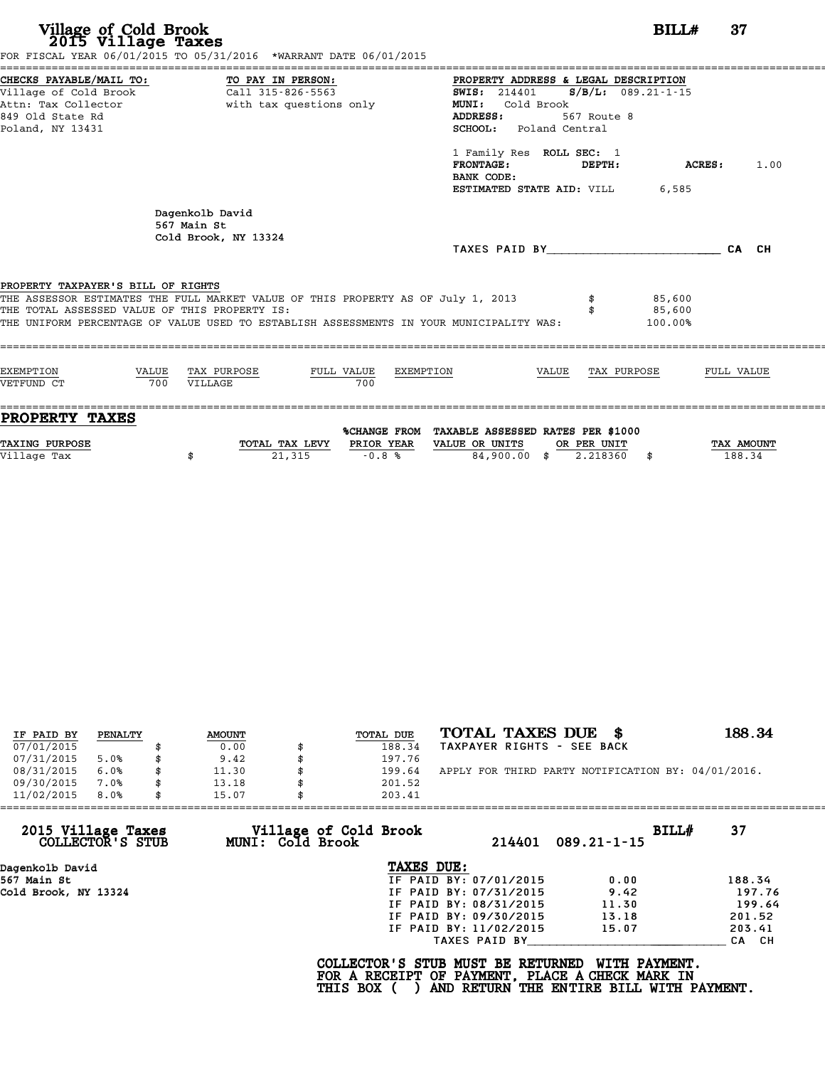# Village of Cold Brook
## 2015 Village Taxes

**BILL#** 37

FOR FISCAL YEAR 06/01/2015 TO 05/31/2016 *WARRANT DATE 06/01/2015

**CHECKS PAYABLE/MAIL TO:**
Village of Cold Brook
Attn: Tax Collector
849 Old State Rd
Poland, NY 13431

**TO PAY IN PERSON:**
Call 315-826-5563
with tax questions only

**PROPERTY ADDRESS & LEGAL DESCRIPTION**
**SWIS:** 214401 **S/B/L:** 089.21-1-15
**MUNI:** Cold Brook
**ADDRESS:** 567 Route 8
**SCHOOL:** Poland Central

1 Family Res **ROLL SEC:** 1
**FRONTAGE:** **DEPTH:** **ACRES:** 1.00
**BANK CODE:**
**ESTIMATED STATE AID:** VILL 6,585

Dagenkolb David
567 Main St
Cold Brook, NY 13324

TAXES PAID BY________________________ CA CH

**PROPERTY TAXPAYER'S BILL OF RIGHTS**

THE ASSESSOR ESTIMATES THE FULL MARKET VALUE OF THIS PROPERTY AS OF July 1, 2013 $ 85,600
THE TOTAL ASSESSED VALUE OF THIS PROPERTY IS: $ 85,600
THE UNIFORM PERCENTAGE OF VALUE USED TO ESTABLISH ASSESSMENTS IN YOUR MUNICIPALITY WAS: 100.00%

| EXEMPTION | VALUE | TAX PURPOSE | FULL VALUE | EXEMPTION | VALUE | TAX PURPOSE | FULL VALUE |
|---|---|---|---|---|---|---|---|
| VETFUND CT | 700 | VILLAGE | 700 | | | | |

## PROPERTY TAXES

| TAXING PURPOSE | TOTAL TAX LEVY | %CHANGE FROM PRIOR YEAR | TAXABLE ASSESSED VALUE OR UNITS | RATES PER $1000 OR PER UNIT | TAX AMOUNT |
|---|---|---|---|---|---|
| Village Tax | $ 21,315 | -0.8 % | 84,900.00 | $ 2.218360 | $ 188.34 |

| IF PAID BY | PENALTY | AMOUNT | TOTAL DUE |
|---|---|---|---|
| 07/01/2015 | | $ 0.00 | $ 188.34 |
| 07/31/2015 | 5.0% | $ 9.42 | $ 197.76 |
| 08/31/2015 | 6.0% | $ 11.30 | $ 199.64 |
| 09/30/2015 | 7.0% | $ 13.18 | $ 201.52 |
| 11/02/2015 | 8.0% | $ 15.07 | $ 203.41 |

**TOTAL TAXES DUE $ 188.34**

TAXPAYER RIGHTS - SEE BACK

APPLY FOR THIRD PARTY NOTIFICATION BY: 04/01/2016.

---

**2015 Village Taxes COLLECTOR'S STUB** — **Village of Cold Brook MUNI: Cold Brook** — 214401 089.21-1-15 — **BILL#** 37

Dagenkolb David
567 Main St
Cold Brook, NY 13324

**TAXES DUE:**

| | | |
|---|---|---|
| IF PAID BY: 07/01/2015 | 0.00 | 188.34 |
| IF PAID BY: 07/31/2015 | 9.42 | 197.76 |
| IF PAID BY: 08/31/2015 | 11.30 | 199.64 |
| IF PAID BY: 09/30/2015 | 13.18 | 201.52 |
| IF PAID BY: 11/02/2015 | 15.07 | 203.41 |

TAXES PAID BY____________________________ CA CH

**COLLECTOR'S STUB MUST BE RETURNED WITH PAYMENT.
FOR A RECEIPT OF PAYMENT, PLACE A CHECK MARK IN
THIS BOX ( ) AND RETURN THE ENTIRE BILL WITH PAYMENT.**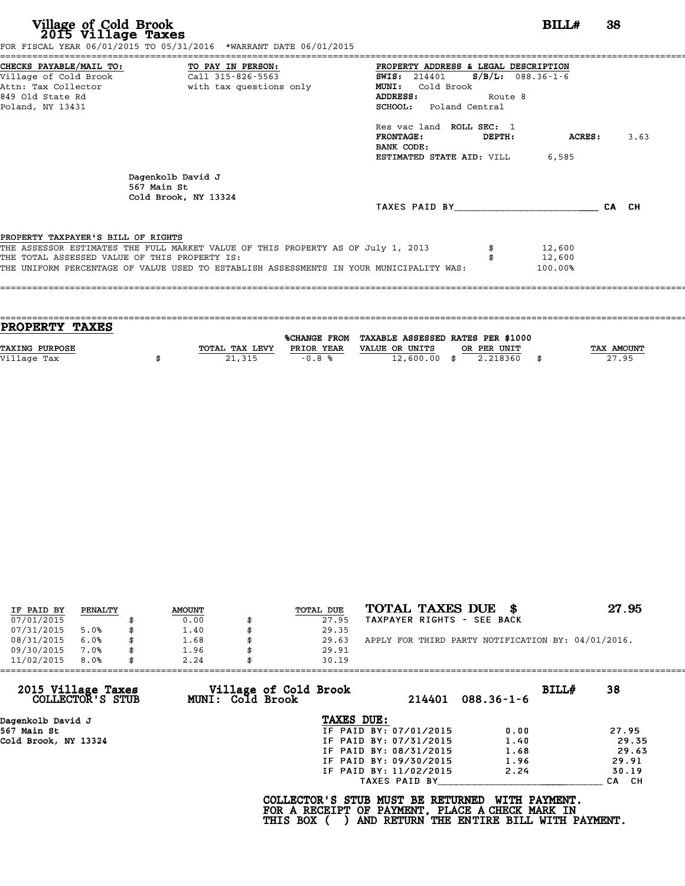# Village of Cold Brook

## 2015 Village Taxes

**BILL# 38**

FOR FISCAL YEAR 06/01/2015 TO 05/31/2016 \*WARRANT DATE 06/01/2015

**CHECKS PAYABLE/MAIL TO:**
Village of Cold Brook
Attn: Tax Collector
849 Old State Rd
Poland, NY 13431

**TO PAY IN PERSON:**
Call 315-826-5563
with tax questions only

**PROPERTY ADDRESS & LEGAL DESCRIPTION**
**SWIS:** 214401 **S/B/L:** 088.36-1-6
**MUNI:** Cold Brook
**ADDRESS:** Route 8
**SCHOOL:** Poland Central

Res vac land **ROLL SEC:** 1
**FRONTAGE:** **DEPTH:** **ACRES:** 3.63
**BANK CODE:**
**ESTIMATED STATE AID:** VILL 6,585

Dagenkolb David J
567 Main St
Cold Brook, NY 13324

TAXES PAID BY________________________ CA CH

**PROPERTY TAXPAYER'S BILL OF RIGHTS**

THE ASSESSOR ESTIMATES THE FULL MARKET VALUE OF THIS PROPERTY AS OF July 1, 2013 $ 12,600
THE TOTAL ASSESSED VALUE OF THIS PROPERTY IS: $ 12,600
THE UNIFORM PERCENTAGE OF VALUE USED TO ESTABLISH ASSESSMENTS IN YOUR MUNICIPALITY WAS: 100.00%

## PROPERTY TAXES

| TAXING PURPOSE | TOTAL TAX LEVY | %CHANGE FROM PRIOR YEAR | TAXABLE ASSESSED VALUE OR UNITS | RATES PER $1000 OR PER UNIT | TAX AMOUNT |
|---|---|---|---|---|---|
| Village Tax | $ 21,315 | -0.8 % | 12,600.00 | $ 2.218360 | $ 27.95 |

| IF PAID BY | PENALTY | AMOUNT | TOTAL DUE |
|---|---|---|---|
| 07/01/2015 | | $ 0.00 | $ 27.95 |
| 07/31/2015 | 5.0% | $ 1.40 | $ 29.35 |
| 08/31/2015 | 6.0% | $ 1.68 | $ 29.63 |
| 09/30/2015 | 7.0% | $ 1.96 | $ 29.91 |
| 11/02/2015 | 8.0% | $ 2.24 | $ 30.19 |

**TOTAL TAXES DUE $ 27.95**
TAXPAYER RIGHTS - SEE BACK

APPLY FOR THIRD PARTY NOTIFICATION BY: 04/01/2016.

---

**2015 Village Taxes COLLECTOR'S STUB**
**Village of Cold Brook MUNI: Cold Brook** 214401 088.36-1-6 **BILL# 38**

Dagenkolb David J
567 Main St
Cold Brook, NY 13324

**TAXES DUE:**

| | | |
|---|---|---|
| IF PAID BY: 07/01/2015 | 0.00 | 27.95 |
| IF PAID BY: 07/31/2015 | 1.40 | 29.35 |
| IF PAID BY: 08/31/2015 | 1.68 | 29.63 |
| IF PAID BY: 09/30/2015 | 1.96 | 29.91 |
| IF PAID BY: 11/02/2015 | 2.24 | 30.19 |

TAXES PAID BY________________________ CA CH

**COLLECTOR'S STUB MUST BE RETURNED WITH PAYMENT.**
**FOR A RECEIPT OF PAYMENT, PLACE A CHECK MARK IN**
**THIS BOX ( ) AND RETURN THE ENTIRE BILL WITH PAYMENT.**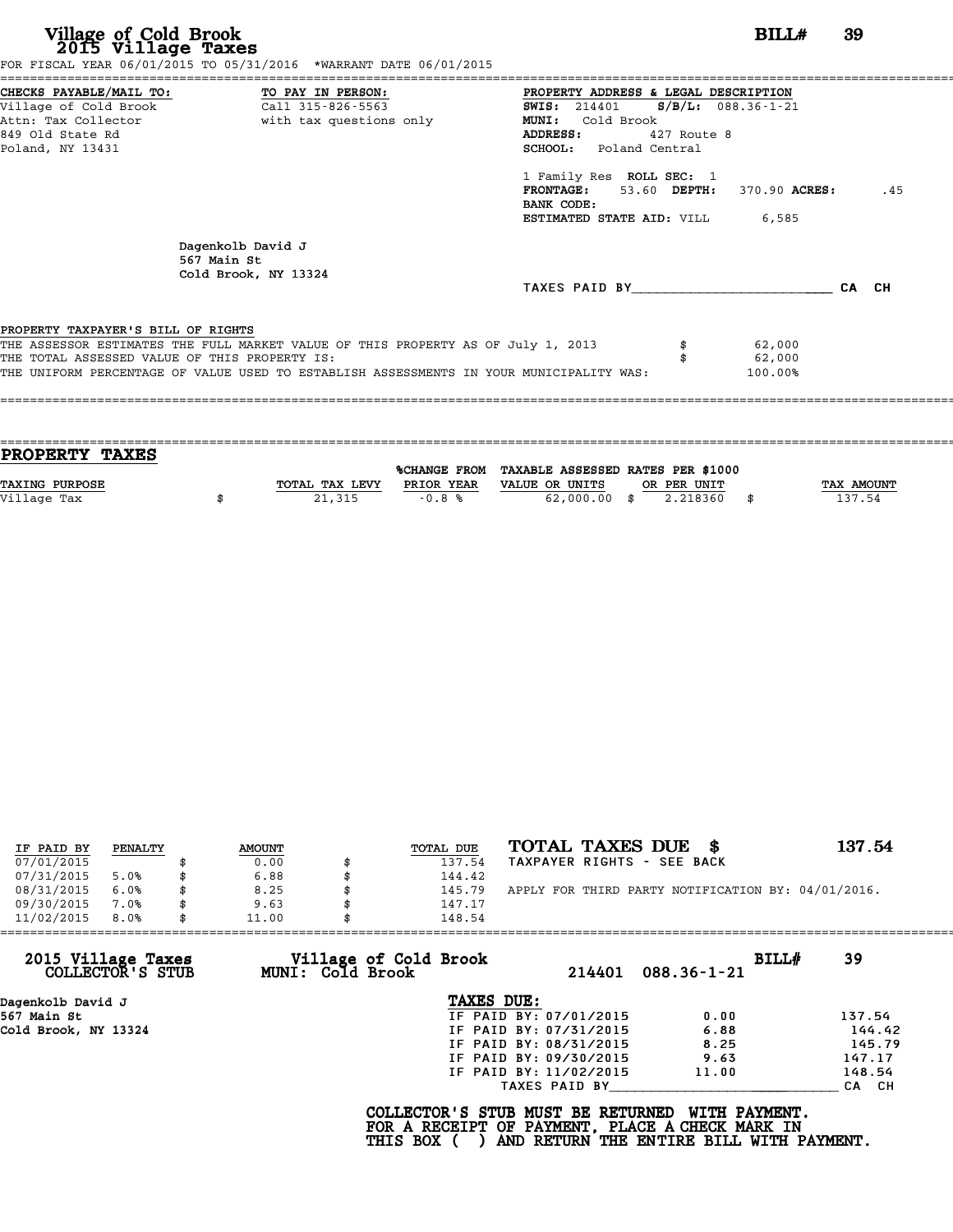# Village of Cold Brook
## 2015 Village Taxes

**BILL# 39**

FOR FISCAL YEAR 06/01/2015 TO 05/31/2016 *WARRANT DATE 06/01/2015

**CHECKS PAYABLE/MAIL TO:**
Village of Cold Brook
Attn: Tax Collector
849 Old State Rd
Poland, NY 13431

**TO PAY IN PERSON:**
Call 315-826-5563
with tax questions only

**PROPERTY ADDRESS & LEGAL DESCRIPTION**
**SWIS:** 214401 **S/B/L:** 088.36-1-21
**MUNI:** Cold Brook
**ADDRESS:** 427 Route 8
**SCHOOL:** Poland Central

1 Family Res **ROLL SEC:** 1
**FRONTAGE:** 53.60 **DEPTH:** 370.90 **ACRES:** .45
**BANK CODE:**
**ESTIMATED STATE AID:** VILL 6,585

Dagenkolb David J
567 Main St
Cold Brook, NY 13324

TAXES PAID BY________________________ CA CH

**PROPERTY TAXPAYER'S BILL OF RIGHTS**

THE ASSESSOR ESTIMATES THE FULL MARKET VALUE OF THIS PROPERTY AS OF July 1, 2013 $ 62,000
THE TOTAL ASSESSED VALUE OF THIS PROPERTY IS: $ 62,000
THE UNIFORM PERCENTAGE OF VALUE USED TO ESTABLISH ASSESSMENTS IN YOUR MUNICIPALITY WAS: 100.00%

## PROPERTY TAXES

| TAXING PURPOSE | TOTAL TAX LEVY | %CHANGE FROM PRIOR YEAR | TAXABLE ASSESSED VALUE OR UNITS | RATES PER $1000 OR PER UNIT | TAX AMOUNT |
|---|---|---|---|---|---|
| Village Tax | $ 21,315 | -0.8 % | 62,000.00 | $ 2.218360 | $ 137.54 |

| IF PAID BY | PENALTY | AMOUNT | TOTAL DUE |
|---|---|---|---|
| 07/01/2015 | | $ 0.00 | $ 137.54 |
| 07/31/2015 | 5.0% | $ 6.88 | $ 144.42 |
| 08/31/2015 | 6.0% | $ 8.25 | $ 145.79 |
| 09/30/2015 | 7.0% | $ 9.63 | $ 147.17 |
| 11/02/2015 | 8.0% | $ 11.00 | $ 148.54 |

**TOTAL TAXES DUE $ 137.54**
TAXPAYER RIGHTS - SEE BACK

APPLY FOR THIRD PARTY NOTIFICATION BY: 04/01/2016.

---

**2015 Village Taxes COLLECTOR'S STUB** — **Village of Cold Brook MUNI: Cold Brook** — 214401 088.36-1-21 — **BILL# 39**

Dagenkolb David J
567 Main St
Cold Brook, NY 13324

**TAXES DUE:**

| | | |
|---|---|---|
| IF PAID BY: 07/01/2015 | 0.00 | 137.54 |
| IF PAID BY: 07/31/2015 | 6.88 | 144.42 |
| IF PAID BY: 08/31/2015 | 8.25 | 145.79 |
| IF PAID BY: 09/30/2015 | 9.63 | 147.17 |
| IF PAID BY: 11/02/2015 | 11.00 | 148.54 |

TAXES PAID BY____________________________ CA CH

**COLLECTOR'S STUB MUST BE RETURNED WITH PAYMENT.**
**FOR A RECEIPT OF PAYMENT, PLACE A CHECK MARK IN**
**THIS BOX ( ) AND RETURN THE ENTIRE BILL WITH PAYMENT.**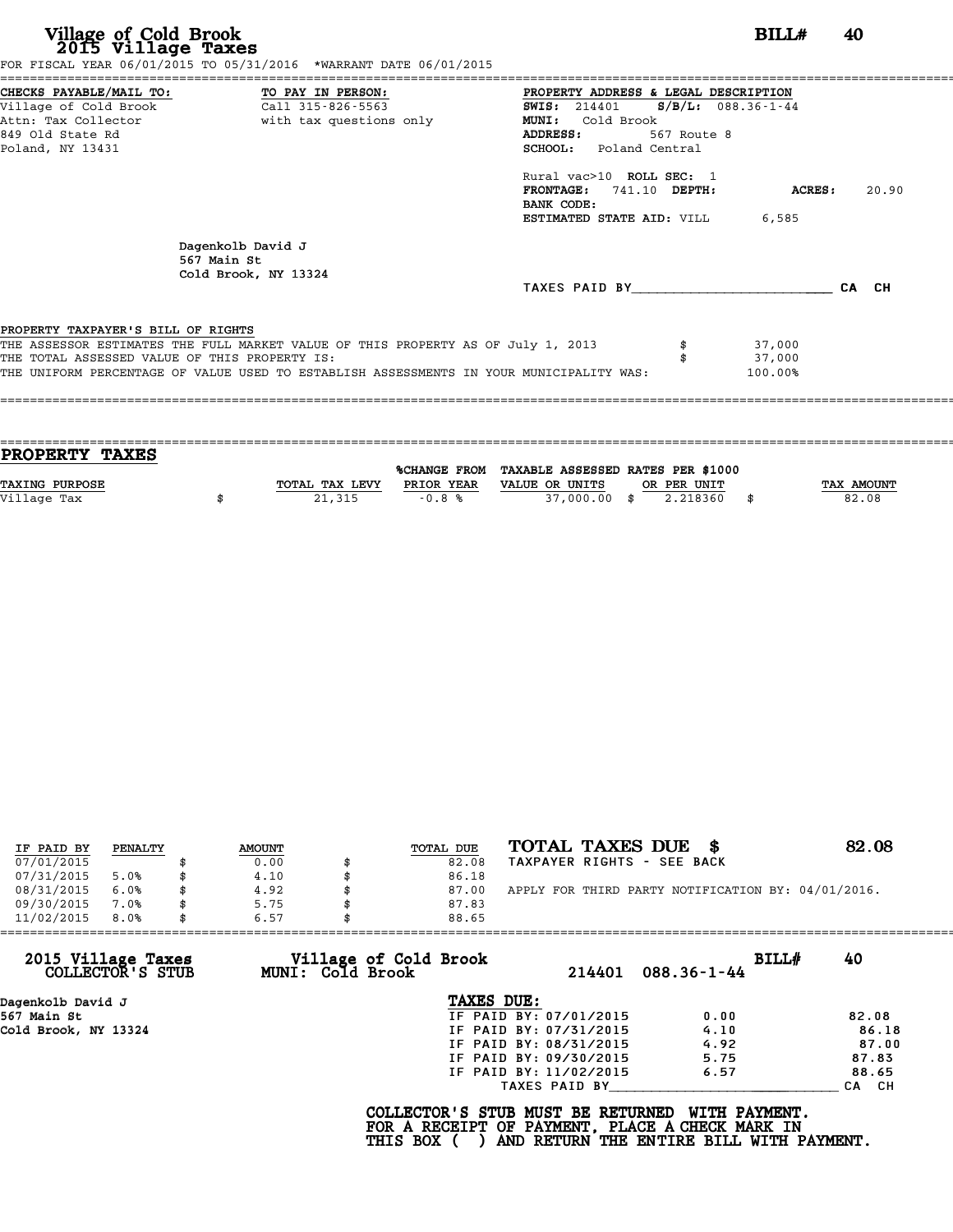# Village of Cold Brook
## 2015 Village Taxes

**BILL# 40**

FOR FISCAL YEAR 06/01/2015 TO 05/31/2016 *WARRANT DATE 06/01/2015

**CHECKS PAYABLE/MAIL TO:**
Village of Cold Brook
Attn: Tax Collector
849 Old State Rd
Poland, NY 13431

**TO PAY IN PERSON:**
Call 315-826-5563
with tax questions only

**PROPERTY ADDRESS & LEGAL DESCRIPTION**
**SWIS:** 214401 **S/B/L:** 088.36-1-44
**MUNI:** Cold Brook
**ADDRESS:** 567 Route 8
**SCHOOL:** Poland Central

Rural vac>10 **ROLL SEC:** 1
**FRONTAGE:** 741.10 **DEPTH:** **ACRES:** 20.90
**BANK CODE:**
**ESTIMATED STATE AID:** VILL 6,585

Dagenkolb David J
567 Main St
Cold Brook, NY 13324

TAXES PAID BY________________________ CA CH

**PROPERTY TAXPAYER'S BILL OF RIGHTS**

THE ASSESSOR ESTIMATES THE FULL MARKET VALUE OF THIS PROPERTY AS OF July 1, 2013 $ 37,000
THE TOTAL ASSESSED VALUE OF THIS PROPERTY IS: $ 37,000
THE UNIFORM PERCENTAGE OF VALUE USED TO ESTABLISH ASSESSMENTS IN YOUR MUNICIPALITY WAS: 100.00%

## PROPERTY TAXES

| TAXING PURPOSE | TOTAL TAX LEVY | %CHANGE FROM PRIOR YEAR | TAXABLE ASSESSED VALUE OR UNITS | RATES PER $1000 OR PER UNIT | TAX AMOUNT |
|---|---|---|---|---|---|
| Village Tax | $ 21,315 | -0.8 % | 37,000.00 | $ 2.218360 | $ 82.08 |

| IF PAID BY | PENALTY | AMOUNT | TOTAL DUE |
|---|---|---|---|
| 07/01/2015 | | $ 0.00 | $ 82.08 |
| 07/31/2015 | 5.0% | $ 4.10 | $ 86.18 |
| 08/31/2015 | 6.0% | $ 4.92 | $ 87.00 |
| 09/30/2015 | 7.0% | $ 5.75 | $ 87.83 |
| 11/02/2015 | 8.0% | $ 6.57 | $ 88.65 |

**TOTAL TAXES DUE $ 82.08**
TAXPAYER RIGHTS - SEE BACK

APPLY FOR THIRD PARTY NOTIFICATION BY: 04/01/2016.

---

**2015 Village Taxes COLLECTOR'S STUB** — **Village of Cold Brook MUNI: Cold Brook** — 214401 088.36-1-44 — **BILL# 40**

Dagenkolb David J
567 Main St
Cold Brook, NY 13324

**TAXES DUE:**

| | | |
|---|---|---|
| IF PAID BY: 07/01/2015 | 0.00 | 82.08 |
| IF PAID BY: 07/31/2015 | 4.10 | 86.18 |
| IF PAID BY: 08/31/2015 | 4.92 | 87.00 |
| IF PAID BY: 09/30/2015 | 5.75 | 87.83 |
| IF PAID BY: 11/02/2015 | 6.57 | 88.65 |

TAXES PAID BY____________________________ CA CH

**COLLECTOR'S STUB MUST BE RETURNED WITH PAYMENT.
FOR A RECEIPT OF PAYMENT, PLACE A CHECK MARK IN
THIS BOX ( ) AND RETURN THE ENTIRE BILL WITH PAYMENT.**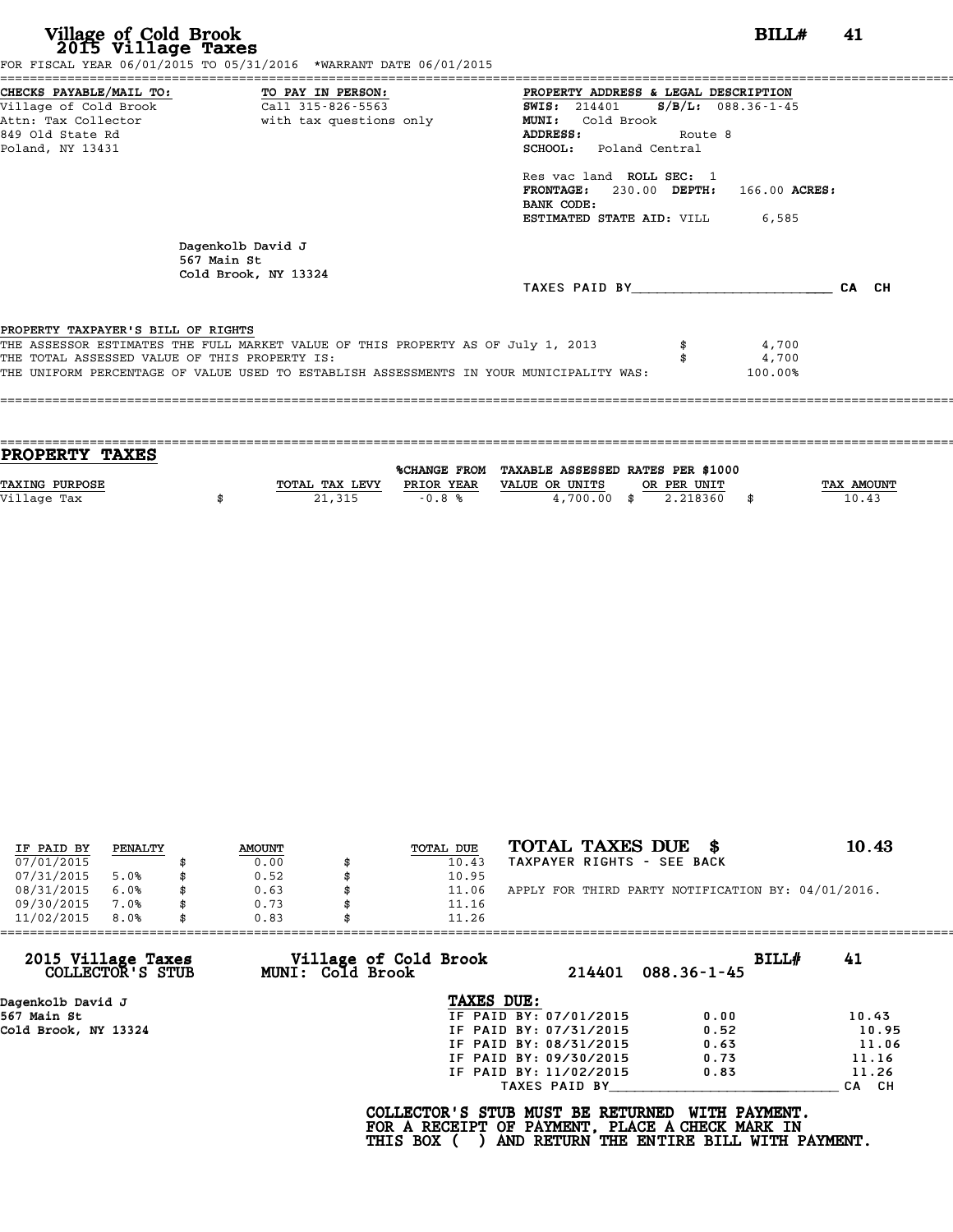# Village of Cold Brook
## 2015 Village Taxes

**BILL# 41**

FOR FISCAL YEAR 06/01/2015 TO 05/31/2016 *WARRANT DATE 06/01/2015

**CHECKS PAYABLE/MAIL TO:**
Village of Cold Brook
Attn: Tax Collector
849 Old State Rd
Poland, NY 13431

**TO PAY IN PERSON:**
Call 315-826-5563
with tax questions only

**PROPERTY ADDRESS & LEGAL DESCRIPTION**
**SWIS:** 214401 **S/B/L:** 088.36-1-45
**MUNI:** Cold Brook
**ADDRESS:** Route 8
**SCHOOL:** Poland Central

Res vac land **ROLL SEC:** 1
**FRONTAGE:** 230.00 **DEPTH:** 166.00 **ACRES:**
**BANK CODE:**
**ESTIMATED STATE AID:** VILL 6,585

Dagenkolb David J
567 Main St
Cold Brook, NY 13324

TAXES PAID BY________________________ CA CH

**PROPERTY TAXPAYER'S BILL OF RIGHTS**

THE ASSESSOR ESTIMATES THE FULL MARKET VALUE OF THIS PROPERTY AS OF July 1, 2013 $ 4,700
THE TOTAL ASSESSED VALUE OF THIS PROPERTY IS: $ 4,700
THE UNIFORM PERCENTAGE OF VALUE USED TO ESTABLISH ASSESSMENTS IN YOUR MUNICIPALITY WAS: 100.00%

## PROPERTY TAXES

| TAXING PURPOSE | TOTAL TAX LEVY | %CHANGE FROM PRIOR YEAR | TAXABLE ASSESSED VALUE OR UNITS | RATES PER $1000 OR PER UNIT | TAX AMOUNT |
|---|---|---|---|---|---|
| Village Tax | $ 21,315 | -0.8 % | 4,700.00 | $ 2.218360 | $ 10.43 |

| IF PAID BY | PENALTY | AMOUNT | TOTAL DUE |
|---|---|---|---|
| 07/01/2015 | | $ 0.00 | $ 10.43 |
| 07/31/2015 | 5.0% | $ 0.52 | $ 10.95 |
| 08/31/2015 | 6.0% | $ 0.63 | $ 11.06 |
| 09/30/2015 | 7.0% | $ 0.73 | $ 11.16 |
| 11/02/2015 | 8.0% | $ 0.83 | $ 11.26 |

**TOTAL TAXES DUE $ 10.43**
TAXPAYER RIGHTS - SEE BACK

APPLY FOR THIRD PARTY NOTIFICATION BY: 04/01/2016.

---

**2015 Village Taxes COLLECTOR'S STUB** | **Village of Cold Brook MUNI: Cold Brook** | 214401 088.36-1-45 | **BILL# 41**

Dagenkolb David J
567 Main St
Cold Brook, NY 13324

**TAXES DUE:**

| | | |
|---|---|---|
| IF PAID BY: 07/01/2015 | 0.00 | 10.43 |
| IF PAID BY: 07/31/2015 | 0.52 | 10.95 |
| IF PAID BY: 08/31/2015 | 0.63 | 11.06 |
| IF PAID BY: 09/30/2015 | 0.73 | 11.16 |
| IF PAID BY: 11/02/2015 | 0.83 | 11.26 |

TAXES PAID BY______________________________ CA CH

**COLLECTOR'S STUB MUST BE RETURNED WITH PAYMENT.
FOR A RECEIPT OF PAYMENT, PLACE A CHECK MARK IN
THIS BOX ( ) AND RETURN THE ENTIRE BILL WITH PAYMENT.**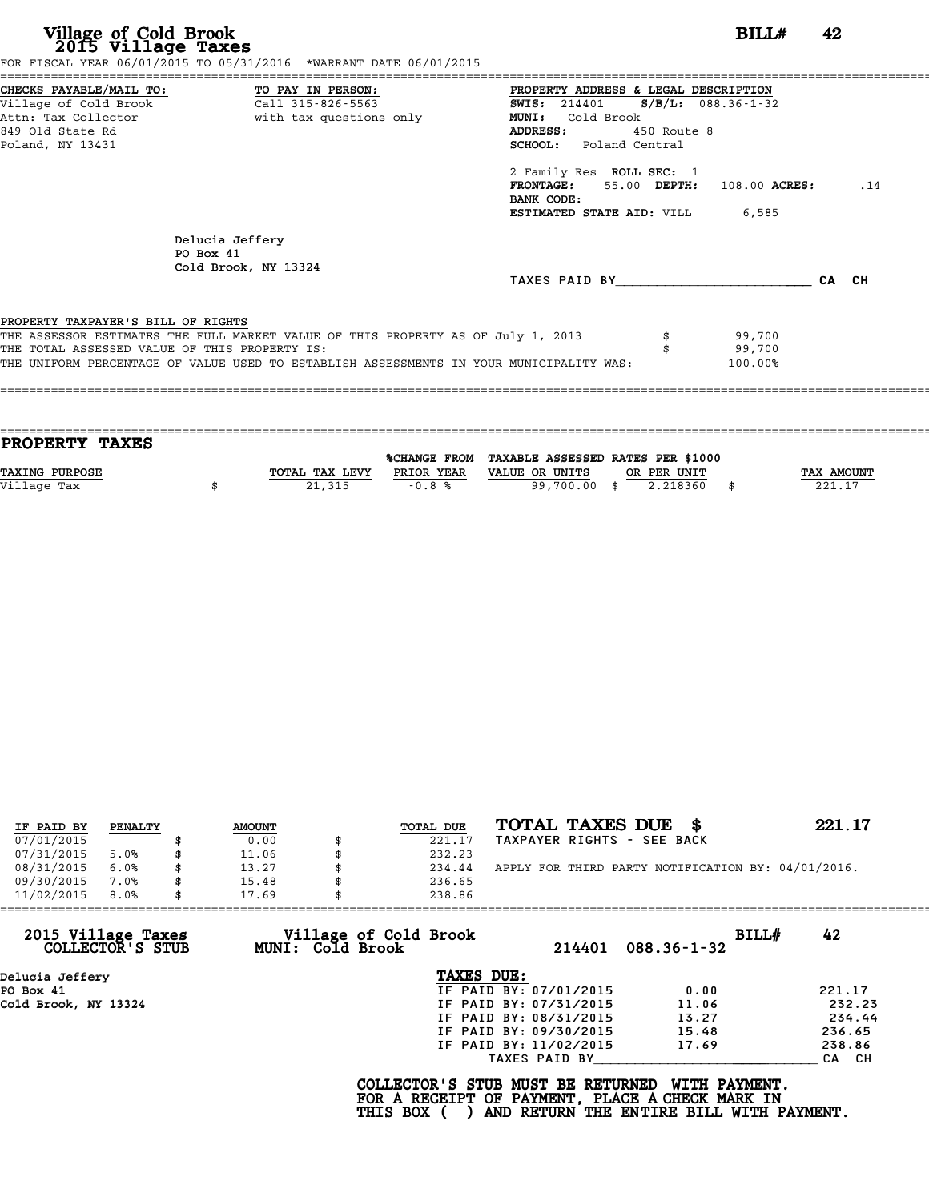# Village of Cold Brook
## 2015 Village Taxes

**BILL# 42**

FOR FISCAL YEAR 06/01/2015 TO 05/31/2016 *WARRANT DATE 06/01/2015

**CHECKS PAYABLE/MAIL TO:**
Village of Cold Brook
Attn: Tax Collector
849 Old State Rd
Poland, NY 13431

**TO PAY IN PERSON:**
Call 315-826-5563
with tax questions only

**PROPERTY ADDRESS & LEGAL DESCRIPTION**
**SWIS:** 214401 **S/B/L:** 088.36-1-32
**MUNI:** Cold Brook
**ADDRESS:** 450 Route 8
**SCHOOL:** Poland Central

2 Family Res **ROLL SEC:** 1
**FRONTAGE:** 55.00 **DEPTH:** 108.00 **ACRES:** .14
**BANK CODE:**
**ESTIMATED STATE AID:** VILL 6,585

Delucia Jeffery
PO Box 41
Cold Brook, NY 13324

TAXES PAID BY________________________ CA CH

**PROPERTY TAXPAYER'S BILL OF RIGHTS**

THE ASSESSOR ESTIMATES THE FULL MARKET VALUE OF THIS PROPERTY AS OF July 1, 2013 $ 99,700
THE TOTAL ASSESSED VALUE OF THIS PROPERTY IS: $ 99,700
THE UNIFORM PERCENTAGE OF VALUE USED TO ESTABLISH ASSESSMENTS IN YOUR MUNICIPALITY WAS: 100.00%

## PROPERTY TAXES

| TAXING PURPOSE | TOTAL TAX LEVY | %CHANGE FROM PRIOR YEAR | TAXABLE ASSESSED VALUE OR UNITS | RATES PER $1000 OR PER UNIT | TAX AMOUNT |
|---|---|---|---|---|---|
| Village Tax | $ 21,315 | -0.8 % | 99,700.00 | $ 2.218360 | $ 221.17 |

| IF PAID BY | PENALTY | AMOUNT | TOTAL DUE |
|---|---|---|---|
| 07/01/2015 | | $ 0.00 | $ 221.17 |
| 07/31/2015 | 5.0% | $ 11.06 | $ 232.23 |
| 08/31/2015 | 6.0% | $ 13.27 | $ 234.44 |
| 09/30/2015 | 7.0% | $ 15.48 | $ 236.65 |
| 11/02/2015 | 8.0% | $ 17.69 | $ 238.86 |

**TOTAL TAXES DUE $ 221.17**
TAXPAYER RIGHTS - SEE BACK

APPLY FOR THIRD PARTY NOTIFICATION BY: 04/01/2016.

---

**2015 Village Taxes COLLECTOR'S STUB** — **Village of Cold Brook MUNI: Cold Brook** — 214401 088.36-1-32 — **BILL# 42**

Delucia Jeffery
PO Box 41
Cold Brook, NY 13324

**TAXES DUE:**

| | | |
|---|---|---|
| IF PAID BY: 07/01/2015 | 0.00 | 221.17 |
| IF PAID BY: 07/31/2015 | 11.06 | 232.23 |
| IF PAID BY: 08/31/2015 | 13.27 | 234.44 |
| IF PAID BY: 09/30/2015 | 15.48 | 236.65 |
| IF PAID BY: 11/02/2015 | 17.69 | 238.86 |

TAXES PAID BY____________________________ CA CH

**COLLECTOR'S STUB MUST BE RETURNED WITH PAYMENT.
FOR A RECEIPT OF PAYMENT, PLACE A CHECK MARK IN
THIS BOX ( ) AND RETURN THE ENTIRE BILL WITH PAYMENT.**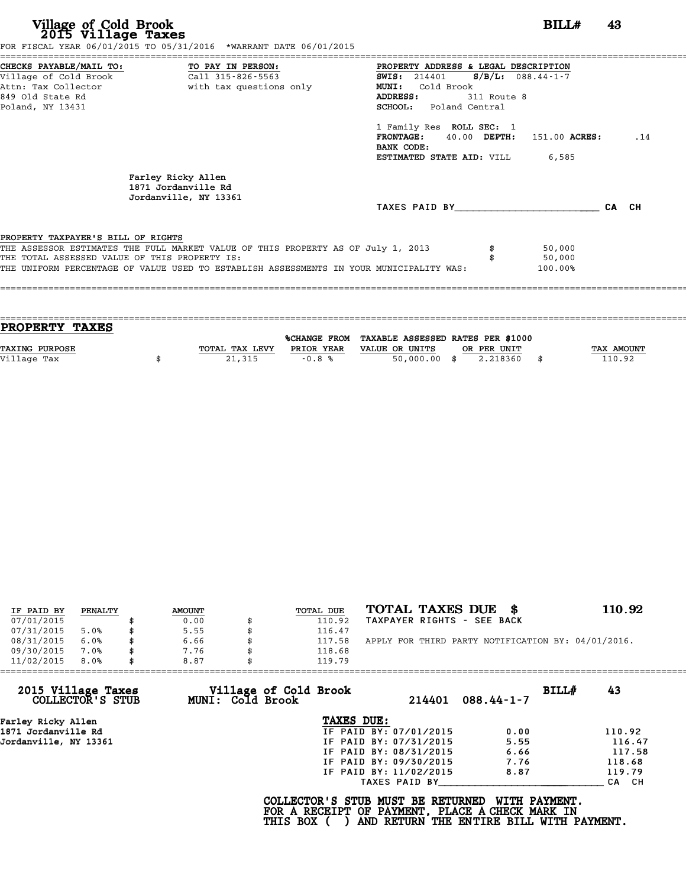# Village of Cold Brook
## 2015 Village Taxes

**BILL# 43**

FOR FISCAL YEAR 06/01/2015 TO 05/31/2016 *WARRANT DATE 06/01/2015

**CHECKS PAYABLE/MAIL TO:**
Village of Cold Brook
Attn: Tax Collector
849 Old State Rd
Poland, NY 13431

**TO PAY IN PERSON:**
Call 315-826-5563
with tax questions only

**PROPERTY ADDRESS & LEGAL DESCRIPTION**
**SWIS:** 214401 **S/B/L:** 088.44-1-7
**MUNI:** Cold Brook
**ADDRESS:** 311 Route 8
**SCHOOL:** Poland Central

1 Family Res **ROLL SEC:** 1
**FRONTAGE:** 40.00 **DEPTH:** 151.00 **ACRES:** .14
**BANK CODE:**
**ESTIMATED STATE AID:** VILL 6,585

Farley Ricky Allen
1871 Jordanville Rd
Jordanville, NY 13361

TAXES PAID BY________________________ CA CH

**PROPERTY TAXPAYER'S BILL OF RIGHTS**

THE ASSESSOR ESTIMATES THE FULL MARKET VALUE OF THIS PROPERTY AS OF July 1, 2013 $ 50,000
THE TOTAL ASSESSED VALUE OF THIS PROPERTY IS: $ 50,000
THE UNIFORM PERCENTAGE OF VALUE USED TO ESTABLISH ASSESSMENTS IN YOUR MUNICIPALITY WAS: 100.00%

## PROPERTY TAXES

| TAXING PURPOSE | TOTAL TAX LEVY | %CHANGE FROM PRIOR YEAR | TAXABLE ASSESSED VALUE OR UNITS | RATES PER $1000 OR PER UNIT | TAX AMOUNT |
|---|---|---|---|---|---|
| Village Tax | $ 21,315 | -0.8 % | 50,000.00 | $ 2.218360 | $ 110.92 |

| IF PAID BY | PENALTY | AMOUNT | TOTAL DUE |
|---|---|---|---|
| 07/01/2015 | | $ 0.00 | $ 110.92 |
| 07/31/2015 | 5.0% | $ 5.55 | $ 116.47 |
| 08/31/2015 | 6.0% | $ 6.66 | $ 117.58 |
| 09/30/2015 | 7.0% | $ 7.76 | $ 118.68 |
| 11/02/2015 | 8.0% | $ 8.87 | $ 119.79 |

**TOTAL TAXES DUE $ 110.92**
TAXPAYER RIGHTS - SEE BACK

APPLY FOR THIRD PARTY NOTIFICATION BY: 04/01/2016.

---

**2015 Village Taxes COLLECTOR'S STUB** — **Village of Cold Brook MUNI: Cold Brook** — 214401 088.44-1-7 — **BILL# 43**

Farley Ricky Allen
1871 Jordanville Rd
Jordanville, NY 13361

**TAXES DUE:**

| | | |
|---|---|---|
| IF PAID BY: 07/01/2015 | 0.00 | 110.92 |
| IF PAID BY: 07/31/2015 | 5.55 | 116.47 |
| IF PAID BY: 08/31/2015 | 6.66 | 117.58 |
| IF PAID BY: 09/30/2015 | 7.76 | 118.68 |
| IF PAID BY: 11/02/2015 | 8.87 | 119.79 |

TAXES PAID BY____________________________ CA CH

**COLLECTOR'S STUB MUST BE RETURNED WITH PAYMENT.
FOR A RECEIPT OF PAYMENT, PLACE A CHECK MARK IN
THIS BOX ( ) AND RETURN THE ENTIRE BILL WITH PAYMENT.**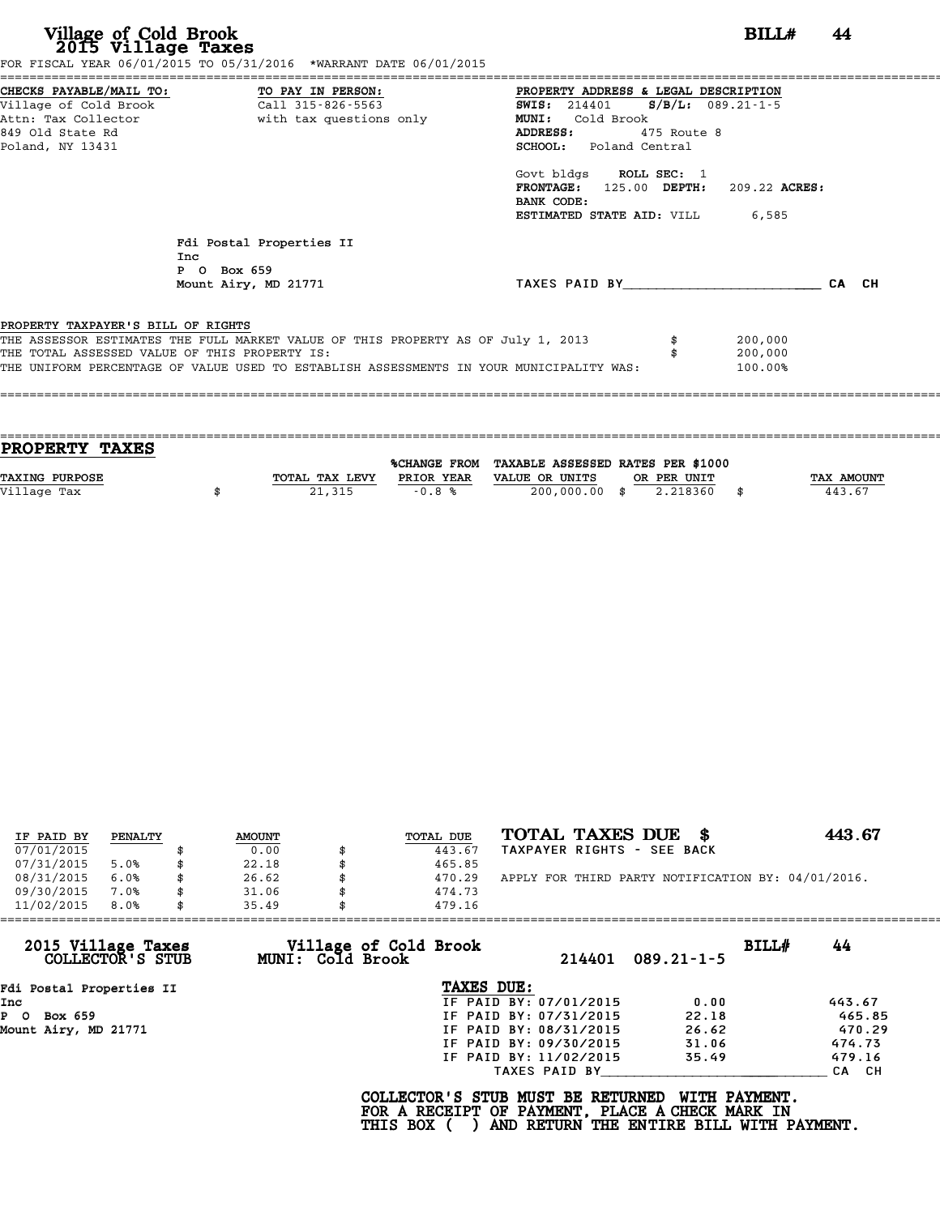# Village of Cold Brook
## 2015 Village Taxes

**BILL# 44**

FOR FISCAL YEAR 06/01/2015 TO 05/31/2016 *WARRANT DATE 06/01/2015

**CHECKS PAYABLE/MAIL TO:**
Village of Cold Brook
Attn: Tax Collector
849 Old State Rd
Poland, NY 13431

**TO PAY IN PERSON:**
Call 315-826-5563
with tax questions only

**PROPERTY ADDRESS & LEGAL DESCRIPTION**
**SWIS:** 214401 **S/B/L:** 089.21-1-5
**MUNI:** Cold Brook
**ADDRESS:** 475 Route 8
**SCHOOL:** Poland Central

Govt bldgs **ROLL SEC:** 1
**FRONTAGE:** 125.00 **DEPTH:** 209.22 **ACRES:**
**BANK CODE:**
**ESTIMATED STATE AID:** VILL 6,585

Fdi Postal Properties II
Inc
P O Box 659
Mount Airy, MD 21771

TAXES PAID BY________________________ CA CH

**PROPERTY TAXPAYER'S BILL OF RIGHTS**

| | | |
|---|---|---|
| THE ASSESSOR ESTIMATES THE FULL MARKET VALUE OF THIS PROPERTY AS OF July 1, 2013 | $ | 200,000 |
| THE TOTAL ASSESSED VALUE OF THIS PROPERTY IS: | $ | 200,000 |
| THE UNIFORM PERCENTAGE OF VALUE USED TO ESTABLISH ASSESSMENTS IN YOUR MUNICIPALITY WAS: | | 100.00% |

## PROPERTY TAXES

| TAXING PURPOSE | | TOTAL TAX LEVY | %CHANGE FROM PRIOR YEAR | TAXABLE ASSESSED VALUE OR UNITS | | RATES PER $1000 OR PER UNIT | | TAX AMOUNT |
|---|---|---|---|---|---|---|---|---|
| Village Tax | $ | 21,315 | -0.8 % | 200,000.00 | $ | 2.218360 | $ | 443.67 |

| IF PAID BY | PENALTY | | AMOUNT | | TOTAL DUE |
|---|---|---|---|---|---|
| 07/01/2015 | | $ | 0.00 | $ | 443.67 |
| 07/31/2015 | 5.0% | $ | 22.18 | $ | 465.85 |
| 08/31/2015 | 6.0% | $ | 26.62 | $ | 470.29 |
| 09/30/2015 | 7.0% | $ | 31.06 | $ | 474.73 |
| 11/02/2015 | 8.0% | $ | 35.49 | $ | 479.16 |

**TOTAL TAXES DUE $ 443.67**
TAXPAYER RIGHTS - SEE BACK

APPLY FOR THIRD PARTY NOTIFICATION BY: 04/01/2016.

---

**2015 Village Taxes COLLECTOR'S STUB** — **Village of Cold Brook MUNI: Cold Brook** — 214401 089.21-1-5 — **BILL# 44**

Fdi Postal Properties II
Inc
P O Box 659
Mount Airy, MD 21771

**TAXES DUE:**

| | | |
|---|---|---|
| IF PAID BY: 07/01/2015 | 0.00 | 443.67 |
| IF PAID BY: 07/31/2015 | 22.18 | 465.85 |
| IF PAID BY: 08/31/2015 | 26.62 | 470.29 |
| IF PAID BY: 09/30/2015 | 31.06 | 474.73 |
| IF PAID BY: 11/02/2015 | 35.49 | 479.16 |

TAXES PAID BY____________________________ CA CH

**COLLECTOR'S STUB MUST BE RETURNED WITH PAYMENT.**
**FOR A RECEIPT OF PAYMENT, PLACE A CHECK MARK IN**
**THIS BOX ( ) AND RETURN THE ENTIRE BILL WITH PAYMENT.**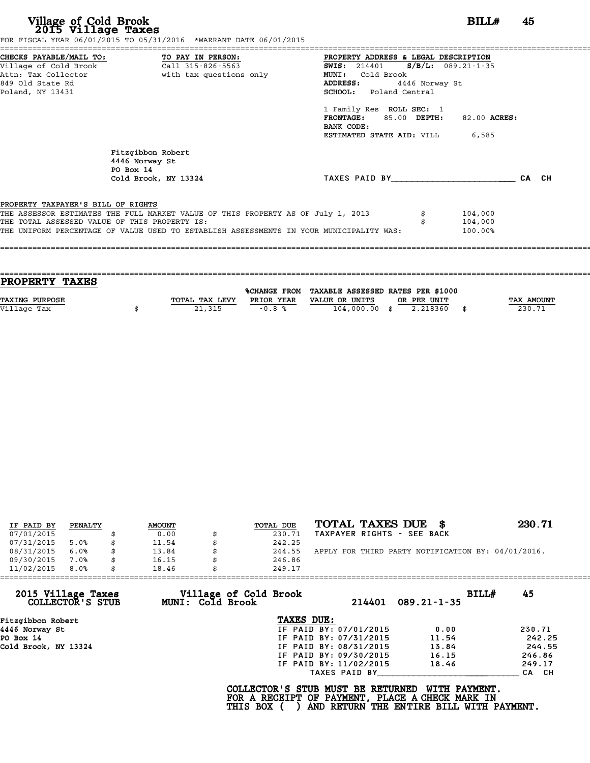# Village of Cold Brook
## 2015 Village Taxes

**BILL# 45**

FOR FISCAL YEAR 06/01/2015 TO 05/31/2016 *WARRANT DATE 06/01/2015

**CHECKS PAYABLE/MAIL TO:**
Village of Cold Brook
Attn: Tax Collector
849 Old State Rd
Poland, NY 13431

**TO PAY IN PERSON:**
Call 315-826-5563
with tax questions only

**PROPERTY ADDRESS & LEGAL DESCRIPTION**
**SWIS:** 214401 **S/B/L:** 089.21-1-35
**MUNI:** Cold Brook
**ADDRESS:** 4446 Norway St
**SCHOOL:** Poland Central

1 Family Res **ROLL SEC:** 1
**FRONTAGE:** 85.00 **DEPTH:** 82.00 **ACRES:**
**BANK CODE:**
**ESTIMATED STATE AID:** VILL 6,585

Fitzgibbon Robert
4446 Norway St
PO Box 14
Cold Brook, NY 13324

TAXES PAID BY________________________ CA CH

**PROPERTY TAXPAYER'S BILL OF RIGHTS**

THE ASSESSOR ESTIMATES THE FULL MARKET VALUE OF THIS PROPERTY AS OF July 1, 2013 $ 104,000
THE TOTAL ASSESSED VALUE OF THIS PROPERTY IS: $ 104,000
THE UNIFORM PERCENTAGE OF VALUE USED TO ESTABLISH ASSESSMENTS IN YOUR MUNICIPALITY WAS: 100.00%

## PROPERTY TAXES

| TAXING PURPOSE | TOTAL TAX LEVY | %CHANGE FROM PRIOR YEAR | TAXABLE ASSESSED VALUE OR UNITS | RATES PER $1000 OR PER UNIT | TAX AMOUNT |
|---|---|---|---|---|---|
| Village Tax | $ 21,315 | -0.8 % | 104,000.00 | $ 2.218360 | $ 230.71 |

| IF PAID BY | PENALTY | AMOUNT | TOTAL DUE |
|---|---|---|---|
| 07/01/2015 | | $ 0.00 | $ 230.71 |
| 07/31/2015 | 5.0% | $ 11.54 | $ 242.25 |
| 08/31/2015 | 6.0% | $ 13.84 | $ 244.55 |
| 09/30/2015 | 7.0% | $ 16.15 | $ 246.86 |
| 11/02/2015 | 8.0% | $ 18.46 | $ 249.17 |

**TOTAL TAXES DUE $ 230.71**
TAXPAYER RIGHTS - SEE BACK

APPLY FOR THIRD PARTY NOTIFICATION BY: 04/01/2016.

**2015 Village Taxes COLLECTOR'S STUB**
**Village of Cold Brook MUNI: Cold Brook** 214401 089.21-1-35 **BILL# 45**

Fitzgibbon Robert
4446 Norway St
PO Box 14
Cold Brook, NY 13324

**TAXES DUE:**

| | | |
|---|---|---|
| IF PAID BY: 07/01/2015 | 0.00 | 230.71 |
| IF PAID BY: 07/31/2015 | 11.54 | 242.25 |
| IF PAID BY: 08/31/2015 | 13.84 | 244.55 |
| IF PAID BY: 09/30/2015 | 16.15 | 246.86 |
| IF PAID BY: 11/02/2015 | 18.46 | 249.17 |

TAXES PAID BY____________________________ CA CH

**COLLECTOR'S STUB MUST BE RETURNED WITH PAYMENT.
FOR A RECEIPT OF PAYMENT, PLACE A CHECK MARK IN
THIS BOX ( ) AND RETURN THE ENTIRE BILL WITH PAYMENT.**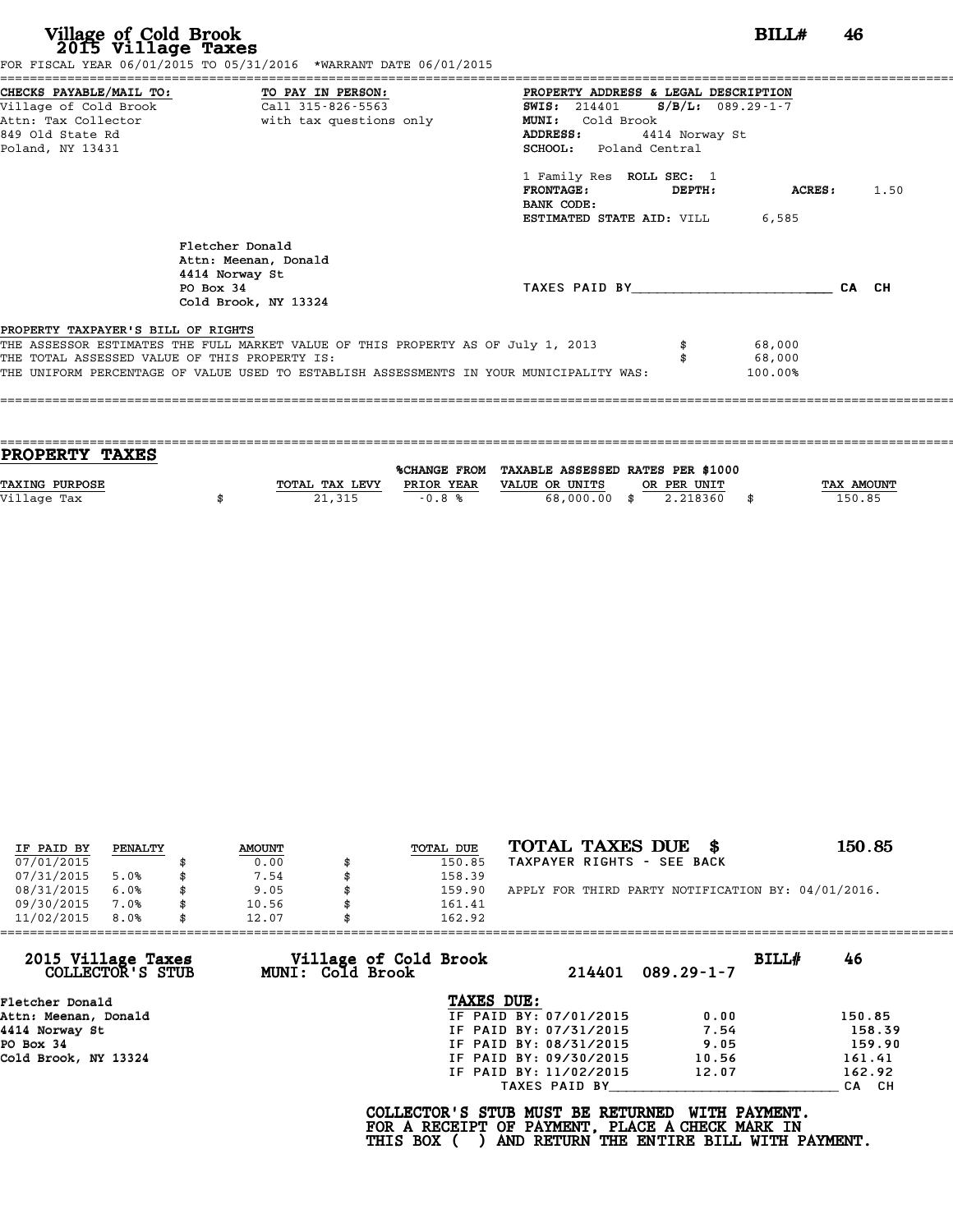# Village of Cold Brook
## 2015 Village Taxes

**BILL# 46**

FOR FISCAL YEAR 06/01/2015 TO 05/31/2016 *WARRANT DATE 06/01/2015

**CHECKS PAYABLE/MAIL TO:**
Village of Cold Brook
Attn: Tax Collector
849 Old State Rd
Poland, NY 13431

**TO PAY IN PERSON:**
Call 315-826-5563
with tax questions only

**PROPERTY ADDRESS & LEGAL DESCRIPTION**
**SWIS:** 214401 **S/B/L:** 089.29-1-7
**MUNI:** Cold Brook
**ADDRESS:** 4414 Norway St
**SCHOOL:** Poland Central

1 Family Res **ROLL SEC:** 1
**FRONTAGE:** **DEPTH:** **ACRES:** 1.50
**BANK CODE:**
**ESTIMATED STATE AID:** VILL 6,585

Fletcher Donald
Attn: Meenan, Donald
4414 Norway St
PO Box 34
Cold Brook, NY 13324

TAXES PAID BY________________________ CA CH

**PROPERTY TAXPAYER'S BILL OF RIGHTS**

THE ASSESSOR ESTIMATES THE FULL MARKET VALUE OF THIS PROPERTY AS OF July 1, 2013 $ 68,000
THE TOTAL ASSESSED VALUE OF THIS PROPERTY IS: $ 68,000
THE UNIFORM PERCENTAGE OF VALUE USED TO ESTABLISH ASSESSMENTS IN YOUR MUNICIPALITY WAS: 100.00%

## PROPERTY TAXES

| TAXING PURPOSE | TOTAL TAX LEVY | %CHANGE FROM PRIOR YEAR | TAXABLE ASSESSED VALUE OR UNITS | RATES PER $1000 OR PER UNIT | TAX AMOUNT |
|---|---|---|---|---|---|
| Village Tax | $ 21,315 | -0.8 % | 68,000.00 | $ 2.218360 | $ 150.85 |

| IF PAID BY | PENALTY | AMOUNT | TOTAL DUE |
|---|---|---|---|
| 07/01/2015 | | $ 0.00 | $ 150.85 |
| 07/31/2015 | 5.0% | $ 7.54 | $ 158.39 |
| 08/31/2015 | 6.0% | $ 9.05 | $ 159.90 |
| 09/30/2015 | 7.0% | $ 10.56 | $ 161.41 |
| 11/02/2015 | 8.0% | $ 12.07 | $ 162.92 |

**TOTAL TAXES DUE $ 150.85**
TAXPAYER RIGHTS - SEE BACK

APPLY FOR THIRD PARTY NOTIFICATION BY: 04/01/2016.

---

**2015 Village Taxes COLLECTOR'S STUB** — **Village of Cold Brook MUNI: Cold Brook** — 214401 089.29-1-7 — **BILL# 46**

Fletcher Donald
Attn: Meenan, Donald
4414 Norway St
PO Box 34
Cold Brook, NY 13324

**TAXES DUE:**

| | | |
|---|---|---|
| IF PAID BY: 07/01/2015 | 0.00 | 150.85 |
| IF PAID BY: 07/31/2015 | 7.54 | 158.39 |
| IF PAID BY: 08/31/2015 | 9.05 | 159.90 |
| IF PAID BY: 09/30/2015 | 10.56 | 161.41 |
| IF PAID BY: 11/02/2015 | 12.07 | 162.92 |

TAXES PAID BY____________________________ CA CH

**COLLECTOR'S STUB MUST BE RETURNED WITH PAYMENT.
FOR A RECEIPT OF PAYMENT, PLACE A CHECK MARK IN
THIS BOX ( ) AND RETURN THE ENTIRE BILL WITH PAYMENT.**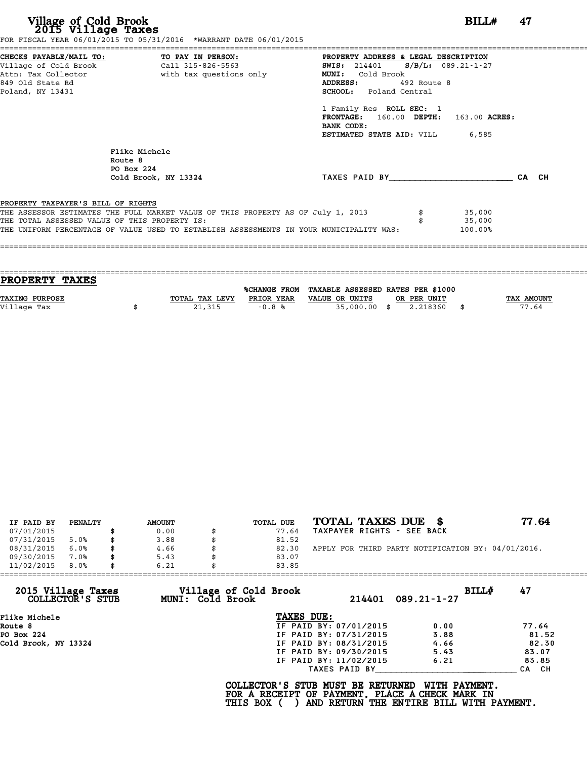# Village of Cold Brook
## 2015 Village Taxes

**BILL# 47**

FOR FISCAL YEAR 06/01/2015 TO 05/31/2016 *WARRANT DATE 06/01/2015

**CHECKS PAYABLE/MAIL TO:**
Village of Cold Brook
Attn: Tax Collector
849 Old State Rd
Poland, NY 13431

**TO PAY IN PERSON:**
Call 315-826-5563
with tax questions only

**PROPERTY ADDRESS & LEGAL DESCRIPTION**
**SWIS:** 214401 **S/B/L:** 089.21-1-27
**MUNI:** Cold Brook
**ADDRESS:** 492 Route 8
**SCHOOL:** Poland Central

1 Family Res **ROLL SEC:** 1
**FRONTAGE:** 160.00 **DEPTH:** 163.00 **ACRES:**
**BANK CODE:**
**ESTIMATED STATE AID:** VILL 6,585

Flike Michele
Route 8
PO Box 224
Cold Brook, NY 13324

TAXES PAID BY________________________ CA CH

**PROPERTY TAXPAYER'S BILL OF RIGHTS**

THE ASSESSOR ESTIMATES THE FULL MARKET VALUE OF THIS PROPERTY AS OF July 1, 2013 $ 35,000
THE TOTAL ASSESSED VALUE OF THIS PROPERTY IS: $ 35,000
THE UNIFORM PERCENTAGE OF VALUE USED TO ESTABLISH ASSESSMENTS IN YOUR MUNICIPALITY WAS: 100.00%

## PROPERTY TAXES

| TAXING PURPOSE | TOTAL TAX LEVY | %CHANGE FROM PRIOR YEAR | TAXABLE ASSESSED VALUE OR UNITS | RATES PER $1000 OR PER UNIT | TAX AMOUNT |
|---|---|---|---|---|---|
| Village Tax | $ 21,315 | -0.8 % | 35,000.00 | $ 2.218360 | $ 77.64 |

| IF PAID BY | PENALTY | AMOUNT | TOTAL DUE |
|---|---|---|---|
| 07/01/2015 | | $ 0.00 | $ 77.64 |
| 07/31/2015 | 5.0% | $ 3.88 | $ 81.52 |
| 08/31/2015 | 6.0% | $ 4.66 | $ 82.30 |
| 09/30/2015 | 7.0% | $ 5.43 | $ 83.07 |
| 11/02/2015 | 8.0% | $ 6.21 | $ 83.85 |

**TOTAL TAXES DUE $ 77.64**
TAXPAYER RIGHTS - SEE BACK

APPLY FOR THIRD PARTY NOTIFICATION BY: 04/01/2016.

---

**2015 Village Taxes COLLECTOR'S STUB** — **Village of Cold Brook MUNI: Cold Brook** — 214401 089.21-1-27 — **BILL# 47**

Flike Michele
Route 8
PO Box 224
Cold Brook, NY 13324

**TAXES DUE:**

| | | |
|---|---|---|
| IF PAID BY: 07/01/2015 | 0.00 | 77.64 |
| IF PAID BY: 07/31/2015 | 3.88 | 81.52 |
| IF PAID BY: 08/31/2015 | 4.66 | 82.30 |
| IF PAID BY: 09/30/2015 | 5.43 | 83.07 |
| IF PAID BY: 11/02/2015 | 6.21 | 83.85 |

TAXES PAID BY____________________________ CA CH

**COLLECTOR'S STUB MUST BE RETURNED WITH PAYMENT.
FOR A RECEIPT OF PAYMENT, PLACE A CHECK MARK IN
THIS BOX ( ) AND RETURN THE ENTIRE BILL WITH PAYMENT.**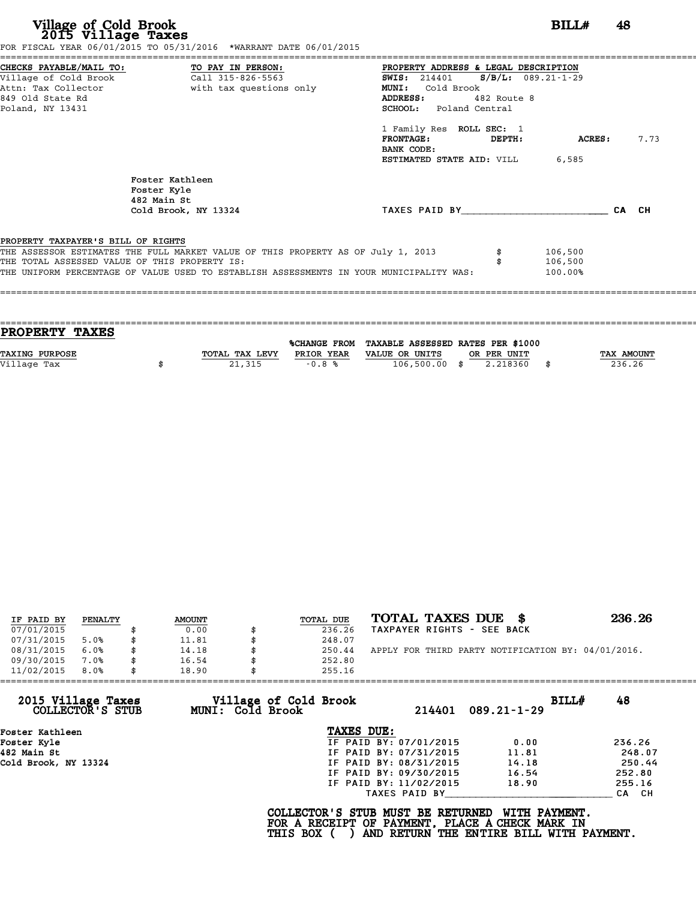# Village of Cold Brook
## 2015 Village Taxes

**BILL# 48**

FOR FISCAL YEAR 06/01/2015 TO 05/31/2016 *WARRANT DATE 06/01/2015

**CHECKS PAYABLE/MAIL TO:**
Village of Cold Brook
Attn: Tax Collector
849 Old State Rd
Poland, NY 13431

**TO PAY IN PERSON:**
Call 315-826-5563
with tax questions only

**PROPERTY ADDRESS & LEGAL DESCRIPTION**
**SWIS:** 214401 **S/B/L:** 089.21-1-29
**MUNI:** Cold Brook
**ADDRESS:** 482 Route 8
**SCHOOL:** Poland Central

1 Family Res **ROLL SEC:** 1
**FRONTAGE:** **DEPTH:** **ACRES:** 7.73
**BANK CODE:**
**ESTIMATED STATE AID:** VILL 6,585

Foster Kathleen
Foster Kyle
482 Main St
Cold Brook, NY 13324

TAXES PAID BY________________________ CA CH

**PROPERTY TAXPAYER'S BILL OF RIGHTS**

THE ASSESSOR ESTIMATES THE FULL MARKET VALUE OF THIS PROPERTY AS OF July 1, 2013 $ 106,500
THE TOTAL ASSESSED VALUE OF THIS PROPERTY IS: $ 106,500
THE UNIFORM PERCENTAGE OF VALUE USED TO ESTABLISH ASSESSMENTS IN YOUR MUNICIPALITY WAS: 100.00%

## PROPERTY TAXES

| TAXING PURPOSE | TOTAL TAX LEVY | %CHANGE FROM PRIOR YEAR | TAXABLE ASSESSED VALUE OR UNITS | RATES PER $1000 OR PER UNIT | TAX AMOUNT |
|---|---|---|---|---|---|
| Village Tax | $ 21,315 | -0.8 % | 106,500.00 | $ 2.218360 | $ 236.26 |

| IF PAID BY | PENALTY | AMOUNT | TOTAL DUE |
|---|---|---|---|
| 07/01/2015 | | $ 0.00 | $ 236.26 |
| 07/31/2015 | 5.0% | $ 11.81 | $ 248.07 |
| 08/31/2015 | 6.0% | $ 14.18 | $ 250.44 |
| 09/30/2015 | 7.0% | $ 16.54 | $ 252.80 |
| 11/02/2015 | 8.0% | $ 18.90 | $ 255.16 |

**TOTAL TAXES DUE $ 236.26**
TAXPAYER RIGHTS - SEE BACK

APPLY FOR THIRD PARTY NOTIFICATION BY: 04/01/2016.

---

**2015 Village Taxes COLLECTOR'S STUB** — **Village of Cold Brook MUNI: Cold Brook** — 214401 089.21-1-29 — **BILL# 48**

Foster Kathleen
Foster Kyle
482 Main St
Cold Brook, NY 13324

**TAXES DUE:**

| | Penalty | Total |
|---|---|---|
| IF PAID BY: 07/01/2015 | 0.00 | 236.26 |
| IF PAID BY: 07/31/2015 | 11.81 | 248.07 |
| IF PAID BY: 08/31/2015 | 14.18 | 250.44 |
| IF PAID BY: 09/30/2015 | 16.54 | 252.80 |
| IF PAID BY: 11/02/2015 | 18.90 | 255.16 |

TAXES PAID BY____________________________ CA CH

**COLLECTOR'S STUB MUST BE RETURNED WITH PAYMENT.**
**FOR A RECEIPT OF PAYMENT, PLACE A CHECK MARK IN THIS BOX ( ) AND RETURN THE ENTIRE BILL WITH PAYMENT.**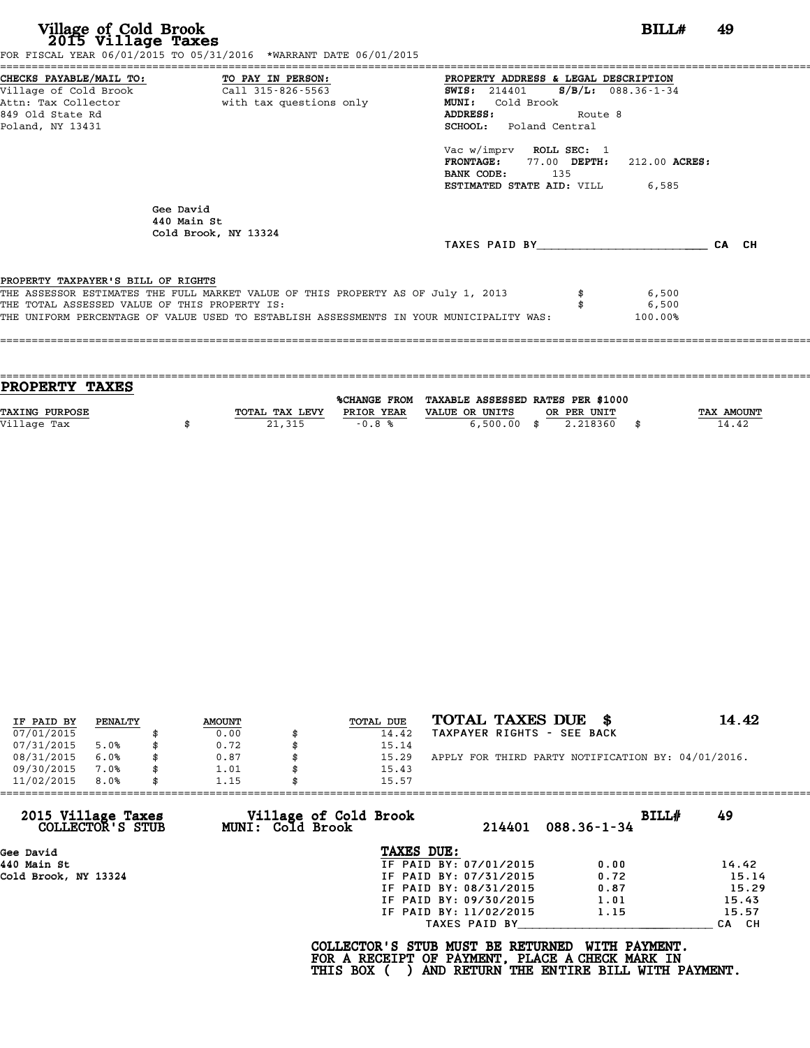# Village of Cold Brook
## 2015 Village Taxes

**BILL# 49**

FOR FISCAL YEAR 06/01/2015 TO 05/31/2016 *WARRANT DATE 06/01/2015

**CHECKS PAYABLE/MAIL TO:**
Village of Cold Brook
Attn: Tax Collector
849 Old State Rd
Poland, NY 13431

**TO PAY IN PERSON:**
Call 315-826-5563
with tax questions only

**PROPERTY ADDRESS & LEGAL DESCRIPTION**
**SWIS:** 214401 **S/B/L:** 088.36-1-34
**MUNI:** Cold Brook
**ADDRESS:** Route 8
**SCHOOL:** Poland Central

Vac w/imprv **ROLL SEC:** 1
**FRONTAGE:** 77.00 **DEPTH:** 212.00 **ACRES:**
**BANK CODE:** 135
**ESTIMATED STATE AID:** VILL 6,585

Gee David
440 Main St
Cold Brook, NY 13324

TAXES PAID BY________________________ CA CH

**PROPERTY TAXPAYER'S BILL OF RIGHTS**

THE ASSESSOR ESTIMATES THE FULL MARKET VALUE OF THIS PROPERTY AS OF July 1, 2013 $ 6,500
THE TOTAL ASSESSED VALUE OF THIS PROPERTY IS: $ 6,500
THE UNIFORM PERCENTAGE OF VALUE USED TO ESTABLISH ASSESSMENTS IN YOUR MUNICIPALITY WAS: 100.00%

## PROPERTY TAXES

| TAXING PURPOSE | TOTAL TAX LEVY | %CHANGE FROM PRIOR YEAR | TAXABLE ASSESSED VALUE OR UNITS | RATES PER $1000 OR PER UNIT | TAX AMOUNT |
|---|---|---|---|---|---|
| Village Tax | $ 21,315 | -0.8 % | 6,500.00 | $ 2.218360 | $ 14.42 |

| IF PAID BY | PENALTY | AMOUNT | TOTAL DUE |
|---|---|---|---|
| 07/01/2015 | | $ 0.00 | $ 14.42 |
| 07/31/2015 | 5.0% | $ 0.72 | $ 15.14 |
| 08/31/2015 | 6.0% | $ 0.87 | $ 15.29 |
| 09/30/2015 | 7.0% | $ 1.01 | $ 15.43 |
| 11/02/2015 | 8.0% | $ 1.15 | $ 15.57 |

**TOTAL TAXES DUE $ 14.42**
TAXPAYER RIGHTS - SEE BACK

APPLY FOR THIRD PARTY NOTIFICATION BY: 04/01/2016.

---

**2015 Village Taxes COLLECTOR'S STUB** — **Village of Cold Brook MUNI: Cold Brook** — 214401 088.36-1-34 — **BILL# 49**

Gee David
440 Main St
Cold Brook, NY 13324

**TAXES DUE:**

| | | |
|---|---|---|
| IF PAID BY: 07/01/2015 | 0.00 | 14.42 |
| IF PAID BY: 07/31/2015 | 0.72 | 15.14 |
| IF PAID BY: 08/31/2015 | 0.87 | 15.29 |
| IF PAID BY: 09/30/2015 | 1.01 | 15.43 |
| IF PAID BY: 11/02/2015 | 1.15 | 15.57 |

TAXES PAID BY____________________________ CA CH

**COLLECTOR'S STUB MUST BE RETURNED WITH PAYMENT.
FOR A RECEIPT OF PAYMENT, PLACE A CHECK MARK IN
THIS BOX ( ) AND RETURN THE ENTIRE BILL WITH PAYMENT.**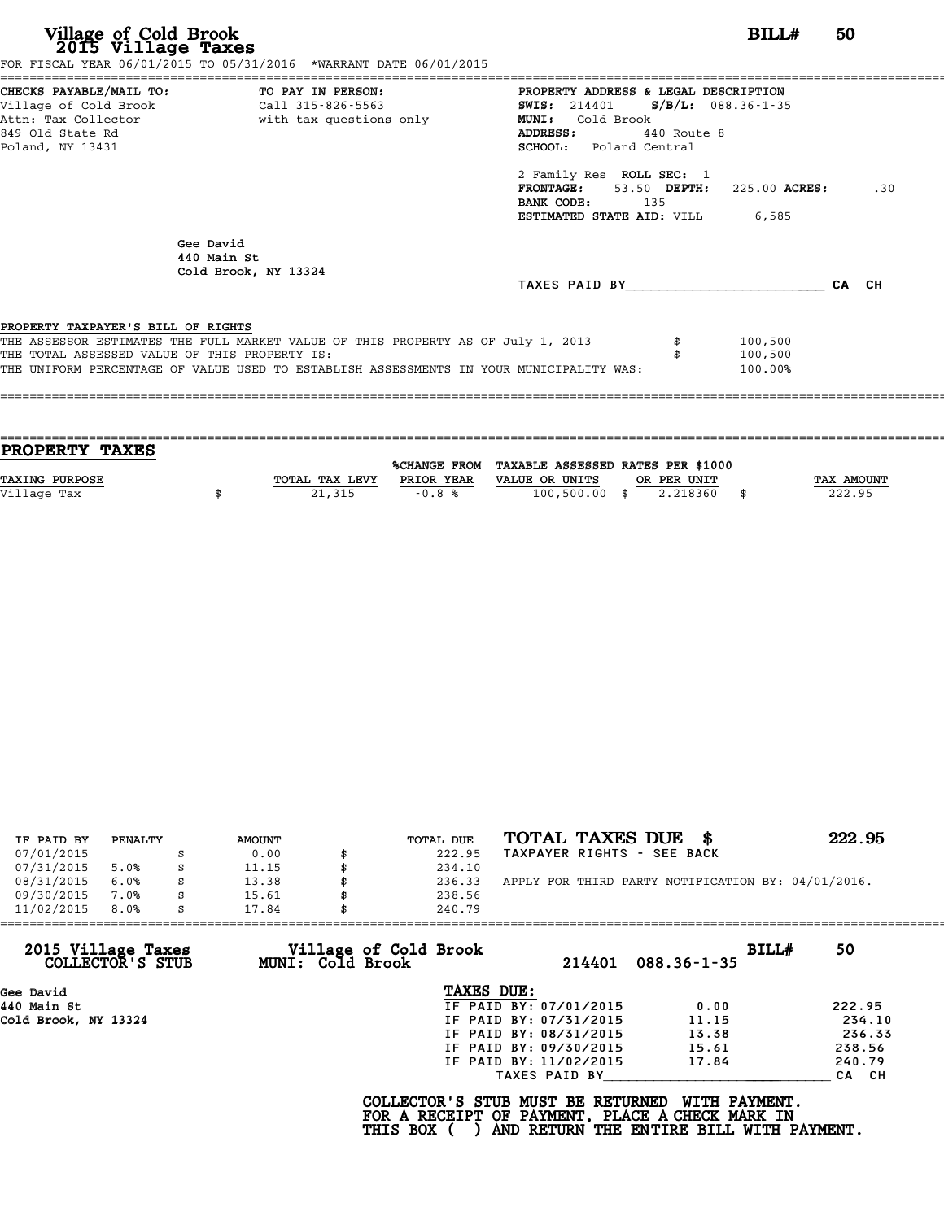# Village of Cold Brook
## 2015 Village Taxes

**BILL# 50**

FOR FISCAL YEAR 06/01/2015 TO 05/31/2016 *WARRANT DATE 06/01/2015

**CHECKS PAYABLE/MAIL TO:**
Village of Cold Brook
Attn: Tax Collector
849 Old State Rd
Poland, NY 13431

**TO PAY IN PERSON:**
Call 315-826-5563
with tax questions only

**PROPERTY ADDRESS & LEGAL DESCRIPTION**
**SWIS:** 214401 **S/B/L:** 088.36-1-35
**MUNI:** Cold Brook
**ADDRESS:** 440 Route 8
**SCHOOL:** Poland Central

2 Family Res **ROLL SEC:** 1
**FRONTAGE:** 53.50 **DEPTH:** 225.00 **ACRES:** .30
**BANK CODE:** 135
**ESTIMATED STATE AID:** VILL 6,585

Gee David
440 Main St
Cold Brook, NY 13324

TAXES PAID BY________________________ CA CH

**PROPERTY TAXPAYER'S BILL OF RIGHTS**

THE ASSESSOR ESTIMATES THE FULL MARKET VALUE OF THIS PROPERTY AS OF July 1, 2013 $ 100,500
THE TOTAL ASSESSED VALUE OF THIS PROPERTY IS: $ 100,500
THE UNIFORM PERCENTAGE OF VALUE USED TO ESTABLISH ASSESSMENTS IN YOUR MUNICIPALITY WAS: 100.00%

## PROPERTY TAXES

| TAXING PURPOSE | TOTAL TAX LEVY | %CHANGE FROM PRIOR YEAR | TAXABLE ASSESSED VALUE OR UNITS | RATES PER $1000 OR PER UNIT | TAX AMOUNT |
|---|---|---|---|---|---|
| Village Tax | $ 21,315 | -0.8 % | 100,500.00 | $ 2.218360 | $ 222.95 |

| IF PAID BY | PENALTY | AMOUNT | TOTAL DUE |
|---|---|---|---|
| 07/01/2015 | | $ 0.00 | $ 222.95 |
| 07/31/2015 | 5.0% | $ 11.15 | $ 234.10 |
| 08/31/2015 | 6.0% | $ 13.38 | $ 236.33 |
| 09/30/2015 | 7.0% | $ 15.61 | $ 238.56 |
| 11/02/2015 | 8.0% | $ 17.84 | $ 240.79 |

**TOTAL TAXES DUE $ 222.95**
TAXPAYER RIGHTS - SEE BACK

APPLY FOR THIRD PARTY NOTIFICATION BY: 04/01/2016.

---

**2015 Village Taxes**
**COLLECTOR'S STUB**

**Village of Cold Brook**
**MUNI: Cold Brook**

214401 088.36-1-35 **BILL# 50**

Gee David
440 Main St
Cold Brook, NY 13324

**TAXES DUE:**

| | | |
|---|---|---|
| IF PAID BY: 07/01/2015 | 0.00 | 222.95 |
| IF PAID BY: 07/31/2015 | 11.15 | 234.10 |
| IF PAID BY: 08/31/2015 | 13.38 | 236.33 |
| IF PAID BY: 09/30/2015 | 15.61 | 238.56 |
| IF PAID BY: 11/02/2015 | 17.84 | 240.79 |

TAXES PAID BY____________________________ CA CH

**COLLECTOR'S STUB MUST BE RETURNED WITH PAYMENT.**
**FOR A RECEIPT OF PAYMENT, PLACE A CHECK MARK IN**
**THIS BOX ( ) AND RETURN THE ENTIRE BILL WITH PAYMENT.**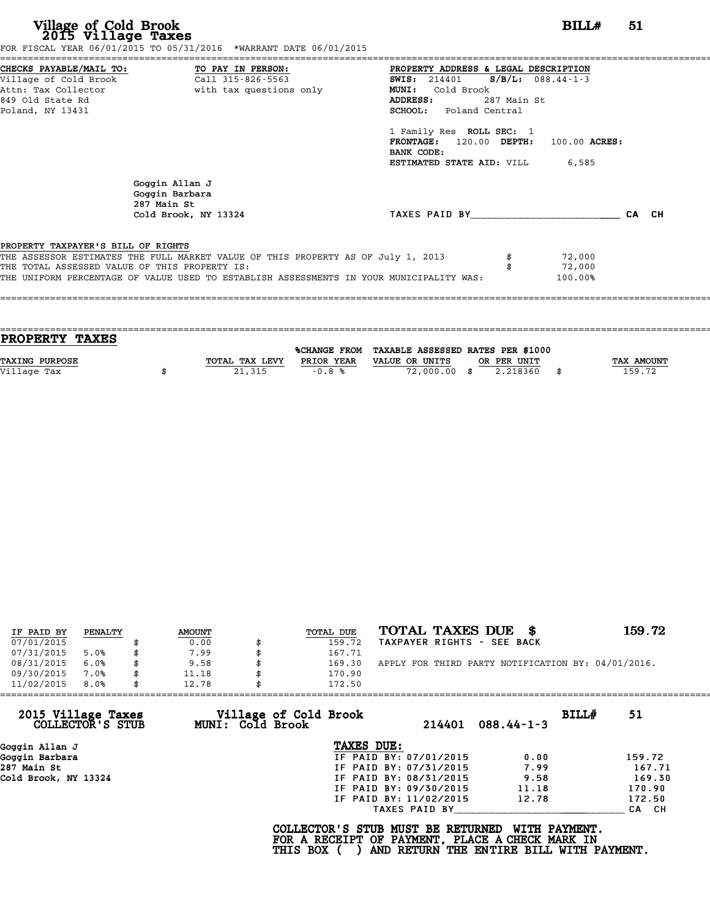# Village of Cold Brook
## 2015 Village Taxes

**BILL# 51**

FOR FISCAL YEAR 06/01/2015 TO 05/31/2016 *WARRANT DATE 06/01/2015

**CHECKS PAYABLE/MAIL TO:**
Village of Cold Brook
Attn: Tax Collector
849 Old State Rd
Poland, NY 13431

**TO PAY IN PERSON:**
Call 315-826-5563
with tax questions only

**PROPERTY ADDRESS & LEGAL DESCRIPTION**
**SWIS:** 214401 **S/B/L:** 088.44-1-3
**MUNI:** Cold Brook
**ADDRESS:** 287 Main St
**SCHOOL:** Poland Central

1 Family Res **ROLL SEC:** 1
**FRONTAGE:** 120.00 **DEPTH:** 100.00 **ACRES:**
**BANK CODE:**
**ESTIMATED STATE AID:** VILL 6,585

Goggin Allan J
Goggin Barbara
287 Main St
Cold Brook, NY 13324

TAXES PAID BY\_\_\_\_\_\_\_\_\_\_\_\_\_\_\_\_\_\_\_\_\_\_\_\_ CA CH

PROPERTY TAXPAYER'S BILL OF RIGHTS

THE ASSESSOR ESTIMATES THE FULL MARKET VALUE OF THIS PROPERTY AS OF July 1, 2013 $ 72,000
THE TOTAL ASSESSED VALUE OF THIS PROPERTY IS: $ 72,000
THE UNIFORM PERCENTAGE OF VALUE USED TO ESTABLISH ASSESSMENTS IN YOUR MUNICIPALITY WAS: 100.00%

## PROPERTY TAXES

| TAXING PURPOSE | TOTAL TAX LEVY | %CHANGE FROM PRIOR YEAR | TAXABLE ASSESSED VALUE OR UNITS | RATES PER $1000 OR PER UNIT | TAX AMOUNT |
|---|---|---|---|---|---|
| Village Tax | $ 21,315 | -0.8 % | 72,000.00 | $ 2.218360 | $ 159.72 |

| IF PAID BY | PENALTY | AMOUNT | TOTAL DUE |
|---|---|---|---|
| 07/01/2015 | | $ 0.00 | $ 159.72 |
| 07/31/2015 | 5.0% | $ 7.99 | $ 167.71 |
| 08/31/2015 | 6.0% | $ 9.58 | $ 169.30 |
| 09/30/2015 | 7.0% | $ 11.18 | $ 170.90 |
| 11/02/2015 | 8.0% | $ 12.78 | $ 172.50 |

**TOTAL TAXES DUE $ 159.72**
TAXPAYER RIGHTS - SEE BACK

APPLY FOR THIRD PARTY NOTIFICATION BY: 04/01/2016.

**2015 Village Taxes COLLECTOR'S STUB** — **Village of Cold Brook MUNI: Cold Brook** — 214401 088.44-1-3 — **BILL# 51**

Goggin Allan J
Goggin Barbara
287 Main St
Cold Brook, NY 13324

**TAXES DUE:**

| | | |
|---|---|---|
| IF PAID BY: 07/01/2015 | 0.00 | 159.72 |
| IF PAID BY: 07/31/2015 | 7.99 | 167.71 |
| IF PAID BY: 08/31/2015 | 9.58 | 169.30 |
| IF PAID BY: 09/30/2015 | 11.18 | 170.90 |
| IF PAID BY: 11/02/2015 | 12.78 | 172.50 |

TAXES PAID BY\_\_\_\_\_\_\_\_\_\_\_\_\_\_\_\_\_\_\_\_\_\_\_\_ CA CH

**COLLECTOR'S STUB MUST BE RETURNED WITH PAYMENT.
FOR A RECEIPT OF PAYMENT, PLACE A CHECK MARK IN
THIS BOX ( ) AND RETURN THE ENTIRE BILL WITH PAYMENT.**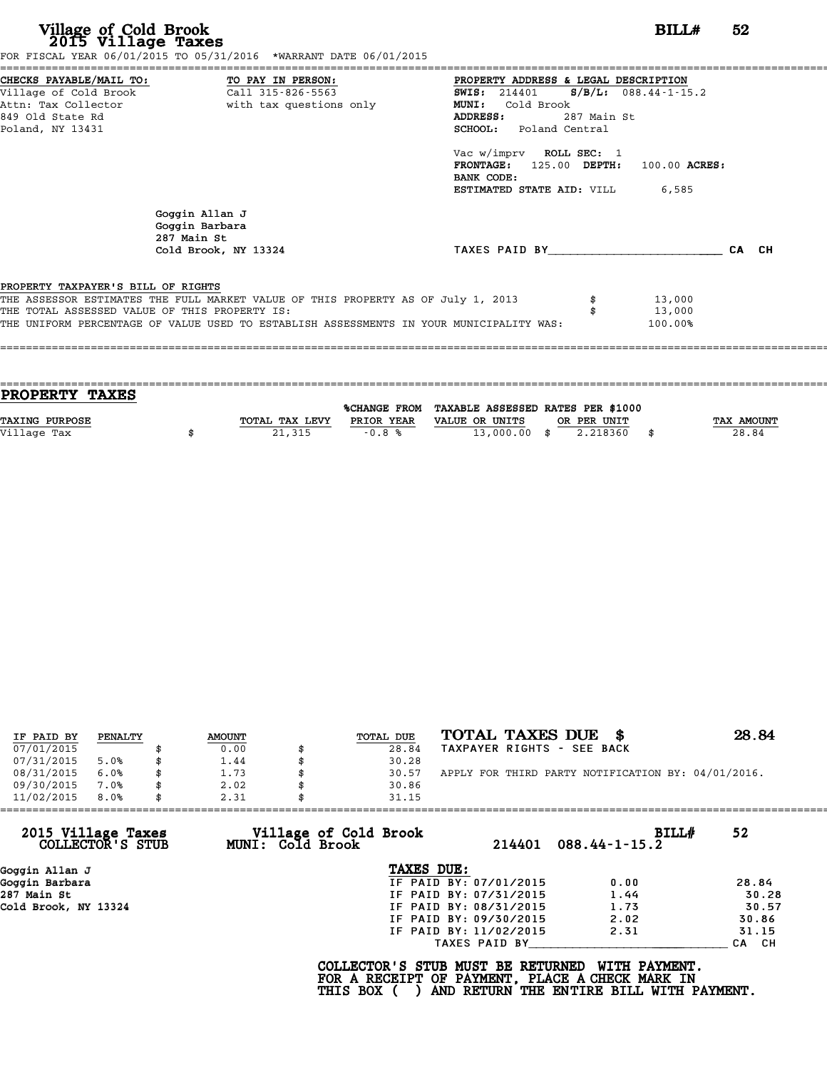# Village of Cold Brook
## 2015 Village Taxes

**BILL# 52**

FOR FISCAL YEAR 06/01/2015 TO 05/31/2016 *WARRANT DATE 06/01/2015

**CHECKS PAYABLE/MAIL TO:**
Village of Cold Brook
Attn: Tax Collector
849 Old State Rd
Poland, NY 13431

**TO PAY IN PERSON:**
Call 315-826-5563
with tax questions only

**PROPERTY ADDRESS & LEGAL DESCRIPTION**
**SWIS:** 214401 **S/B/L:** 088.44-1-15.2
**MUNI:** Cold Brook
**ADDRESS:** 287 Main St
**SCHOOL:** Poland Central

Vac w/imprv **ROLL SEC:** 1
**FRONTAGE:** 125.00 **DEPTH:** 100.00 **ACRES:**
**BANK CODE:**
**ESTIMATED STATE AID:** VILL 6,585

Goggin Allan J
Goggin Barbara
287 Main St
Cold Brook, NY 13324

TAXES PAID BY________________________ CA CH

**PROPERTY TAXPAYER'S BILL OF RIGHTS**

| | | |
|---|---|---|
| THE ASSESSOR ESTIMATES THE FULL MARKET VALUE OF THIS PROPERTY AS OF July 1, 2013 | $ | 13,000 |
| THE TOTAL ASSESSED VALUE OF THIS PROPERTY IS: | $ | 13,000 |
| THE UNIFORM PERCENTAGE OF VALUE USED TO ESTABLISH ASSESSMENTS IN YOUR MUNICIPALITY WAS: | | 100.00% |

## PROPERTY TAXES

| TAXING PURPOSE | TOTAL TAX LEVY | %CHANGE FROM PRIOR YEAR | TAXABLE ASSESSED VALUE OR UNITS | RATES PER $1000 OR PER UNIT | TAX AMOUNT |
|---|---|---|---|---|---|
| Village Tax | $ 21,315 | -0.8 % | 13,000.00 | $ 2.218360 | $ 28.84 |

| IF PAID BY | PENALTY | AMOUNT | TOTAL DUE |
|---|---|---|---|
| 07/01/2015 | | $ 0.00 | $ 28.84 |
| 07/31/2015 | 5.0% | $ 1.44 | $ 30.28 |
| 08/31/2015 | 6.0% | $ 1.73 | $ 30.57 |
| 09/30/2015 | 7.0% | $ 2.02 | $ 30.86 |
| 11/02/2015 | 8.0% | $ 2.31 | $ 31.15 |

**TOTAL TAXES DUE $ 28.84**
TAXPAYER RIGHTS - SEE BACK

APPLY FOR THIRD PARTY NOTIFICATION BY: 04/01/2016.

---

**2015 Village Taxes COLLECTOR'S STUB** — **Village of Cold Brook MUNI: Cold Brook** — 214401 088.44-1-15.2 — **BILL# 52**

Goggin Allan J
Goggin Barbara
287 Main St
Cold Brook, NY 13324

**TAXES DUE:**

| | | |
|---|---|---|
| IF PAID BY: 07/01/2015 | 0.00 | 28.84 |
| IF PAID BY: 07/31/2015 | 1.44 | 30.28 |
| IF PAID BY: 08/31/2015 | 1.73 | 30.57 |
| IF PAID BY: 09/30/2015 | 2.02 | 30.86 |
| IF PAID BY: 11/02/2015 | 2.31 | 31.15 |

TAXES PAID BY____________________________ CA CH

**COLLECTOR'S STUB MUST BE RETURNED WITH PAYMENT.**
**FOR A RECEIPT OF PAYMENT, PLACE A CHECK MARK IN**
**THIS BOX ( ) AND RETURN THE ENTIRE BILL WITH PAYMENT.**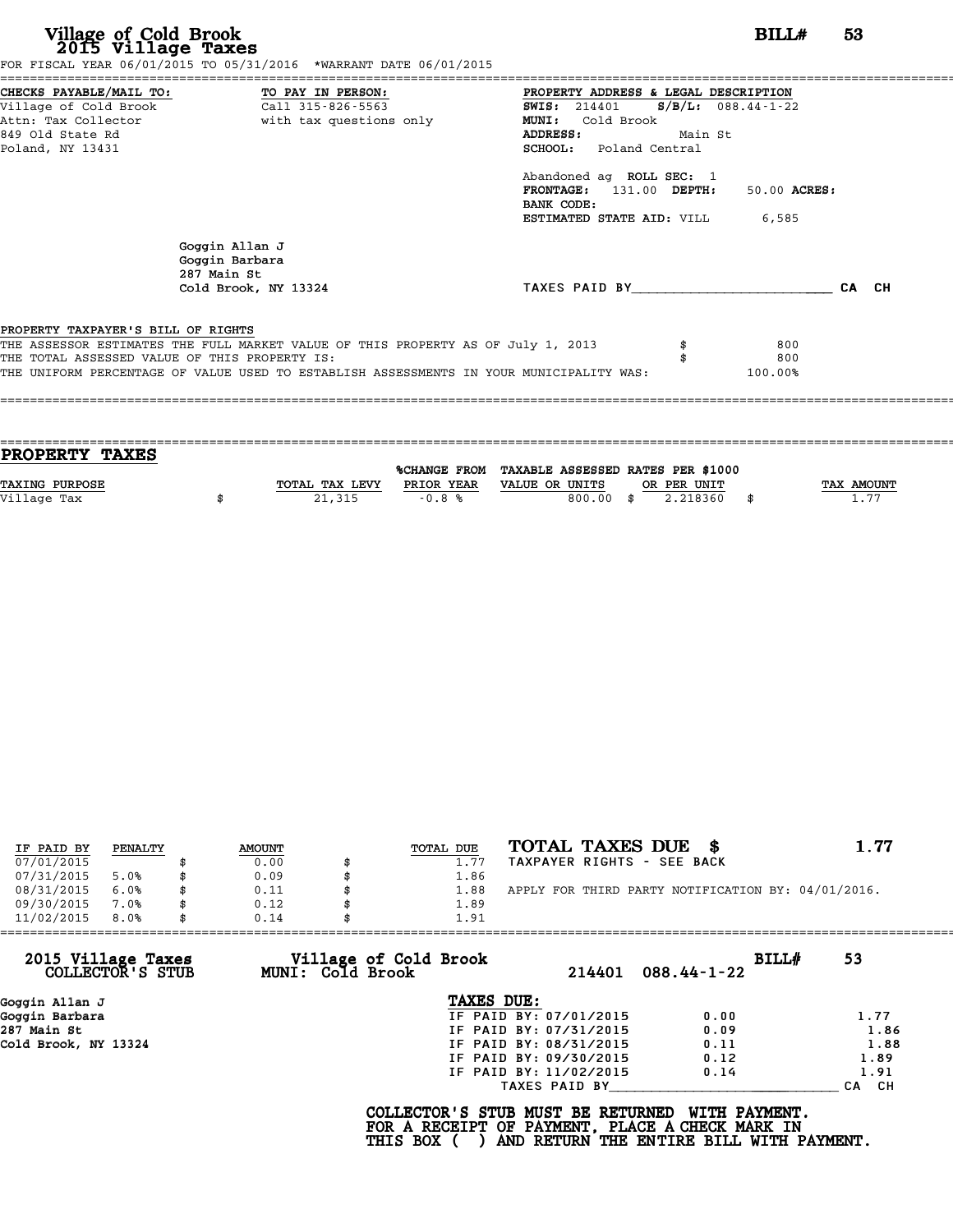# Village of Cold Brook
## 2015 Village Taxes

**BILL# 53**

FOR FISCAL YEAR 06/01/2015 TO 05/31/2016 *WARRANT DATE 06/01/2015

**CHECKS PAYABLE/MAIL TO:**
Village of Cold Brook
Attn: Tax Collector
849 Old State Rd
Poland, NY 13431

**TO PAY IN PERSON:**
Call 315-826-5563
with tax questions only

**PROPERTY ADDRESS & LEGAL DESCRIPTION**
**SWIS:** 214401 **S/B/L:** 088.44-1-22
**MUNI:** Cold Brook
**ADDRESS:** Main St
**SCHOOL:** Poland Central

Abandoned ag **ROLL SEC:** 1
**FRONTAGE:** 131.00 **DEPTH:** 50.00 **ACRES:**
**BANK CODE:**
**ESTIMATED STATE AID:** VILL 6,585

Goggin Allan J
Goggin Barbara
287 Main St
Cold Brook, NY 13324

TAXES PAID BY________________________ CA CH

PROPERTY TAXPAYER'S BILL OF RIGHTS

| | | |
|---|---|---|
| THE ASSESSOR ESTIMATES THE FULL MARKET VALUE OF THIS PROPERTY AS OF July 1, 2013 | $ | 800 |
| THE TOTAL ASSESSED VALUE OF THIS PROPERTY IS: | $ | 800 |
| THE UNIFORM PERCENTAGE OF VALUE USED TO ESTABLISH ASSESSMENTS IN YOUR MUNICIPALITY WAS: | | 100.00% |

## PROPERTY TAXES

| TAXING PURPOSE | TOTAL TAX LEVY | %CHANGE FROM PRIOR YEAR | TAXABLE ASSESSED VALUE OR UNITS | RATES PER $1000 OR PER UNIT | TAX AMOUNT |
|---|---|---|---|---|---|
| Village Tax | $ 21,315 | -0.8 % | 800.00 | $ 2.218360 | $ 1.77 |

| IF PAID BY | PENALTY | AMOUNT | TOTAL DUE |
|---|---|---|---|
| 07/01/2015 | | $ 0.00 | $ 1.77 |
| 07/31/2015 | 5.0% | $ 0.09 | $ 1.86 |
| 08/31/2015 | 6.0% | $ 0.11 | $ 1.88 |
| 09/30/2015 | 7.0% | $ 0.12 | $ 1.89 |
| 11/02/2015 | 8.0% | $ 0.14 | $ 1.91 |

**TOTAL TAXES DUE $ 1.77**
TAXPAYER RIGHTS - SEE BACK

APPLY FOR THIRD PARTY NOTIFICATION BY: 04/01/2016.

---

**2015 Village Taxes COLLECTOR'S STUB** — **Village of Cold Brook MUNI: Cold Brook** — 214401 088.44-1-22 — **BILL# 53**

Goggin Allan J
Goggin Barbara
287 Main St
Cold Brook, NY 13324

**TAXES DUE:**

| | | |
|---|---|---|
| IF PAID BY: 07/01/2015 | 0.00 | 1.77 |
| IF PAID BY: 07/31/2015 | 0.09 | 1.86 |
| IF PAID BY: 08/31/2015 | 0.11 | 1.88 |
| IF PAID BY: 09/30/2015 | 0.12 | 1.89 |
| IF PAID BY: 11/02/2015 | 0.14 | 1.91 |

TAXES PAID BY____________________________ CA CH

**COLLECTOR'S STUB MUST BE RETURNED WITH PAYMENT.
FOR A RECEIPT OF PAYMENT, PLACE A CHECK MARK IN
THIS BOX ( ) AND RETURN THE ENTIRE BILL WITH PAYMENT.**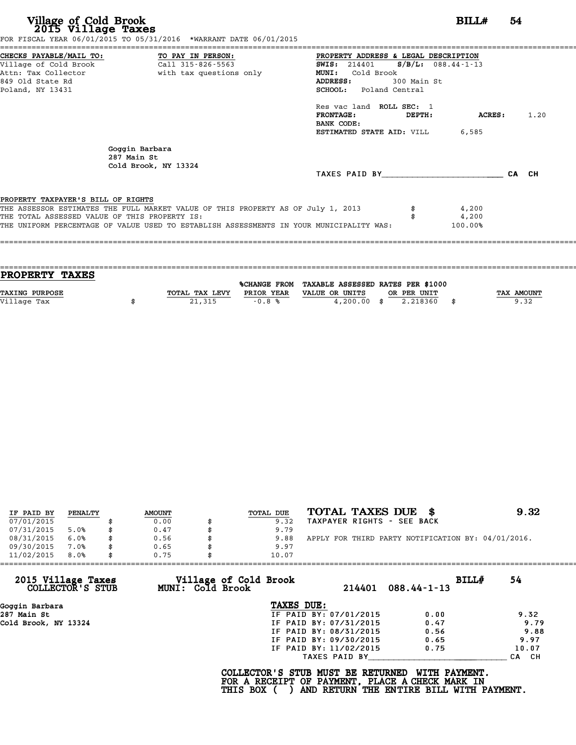# Village of Cold Brook
## 2015 Village Taxes

**BILL# 54**

FOR FISCAL YEAR 06/01/2015 TO 05/31/2016 *WARRANT DATE 06/01/2015

**CHECKS PAYABLE/MAIL TO:**
Village of Cold Brook
Attn: Tax Collector
849 Old State Rd
Poland, NY 13431

**TO PAY IN PERSON:**
Call 315-826-5563
with tax questions only

**PROPERTY ADDRESS & LEGAL DESCRIPTION**
**SWIS:** 214401 **S/B/L:** 088.44-1-13
**MUNI:** Cold Brook
**ADDRESS:** 300 Main St
**SCHOOL:** Poland Central

Res vac land **ROLL SEC:** 1
**FRONTAGE:** **DEPTH:** **ACRES:** 1.20
**BANK CODE:**
**ESTIMATED STATE AID:** VILL 6,585

Goggin Barbara
287 Main St
Cold Brook, NY 13324

TAXES PAID BY________________________ CA CH

**PROPERTY TAXPAYER'S BILL OF RIGHTS**

THE ASSESSOR ESTIMATES THE FULL MARKET VALUE OF THIS PROPERTY AS OF July 1, 2013 $ 4,200
THE TOTAL ASSESSED VALUE OF THIS PROPERTY IS: $ 4,200
THE UNIFORM PERCENTAGE OF VALUE USED TO ESTABLISH ASSESSMENTS IN YOUR MUNICIPALITY WAS: 100.00%

## PROPERTY TAXES

| TAXING PURPOSE | TOTAL TAX LEVY | %CHANGE FROM PRIOR YEAR | TAXABLE ASSESSED VALUE OR UNITS | RATES PER $1000 OR PER UNIT | TAX AMOUNT |
|---|---|---|---|---|---|
| Village Tax | $ 21,315 | -0.8 % | 4,200.00 | $ 2.218360 | $ 9.32 |

| IF PAID BY | PENALTY | AMOUNT | TOTAL DUE |
|---|---|---|---|
| 07/01/2015 | | $ 0.00 | $ 9.32 |
| 07/31/2015 | 5.0% | $ 0.47 | $ 9.79 |
| 08/31/2015 | 6.0% | $ 0.56 | $ 9.88 |
| 09/30/2015 | 7.0% | $ 0.65 | $ 9.97 |
| 11/02/2015 | 8.0% | $ 0.75 | $ 10.07 |

**TOTAL TAXES DUE $ 9.32**
TAXPAYER RIGHTS - SEE BACK

APPLY FOR THIRD PARTY NOTIFICATION BY: 04/01/2016.

---

**2015 Village Taxes COLLECTOR'S STUB** — **Village of Cold Brook MUNI: Cold Brook** — 214401 088.44-1-13 — **BILL# 54**

Goggin Barbara
287 Main St
Cold Brook, NY 13324

**TAXES DUE:**

| | | |
|---|---|---|
| IF PAID BY: 07/01/2015 | 0.00 | 9.32 |
| IF PAID BY: 07/31/2015 | 0.47 | 9.79 |
| IF PAID BY: 08/31/2015 | 0.56 | 9.88 |
| IF PAID BY: 09/30/2015 | 0.65 | 9.97 |
| IF PAID BY: 11/02/2015 | 0.75 | 10.07 |

TAXES PAID BY________________________ CA CH

**COLLECTOR'S STUB MUST BE RETURNED WITH PAYMENT.**
**FOR A RECEIPT OF PAYMENT, PLACE A CHECK MARK IN**
**THIS BOX ( ) AND RETURN THE ENTIRE BILL WITH PAYMENT.**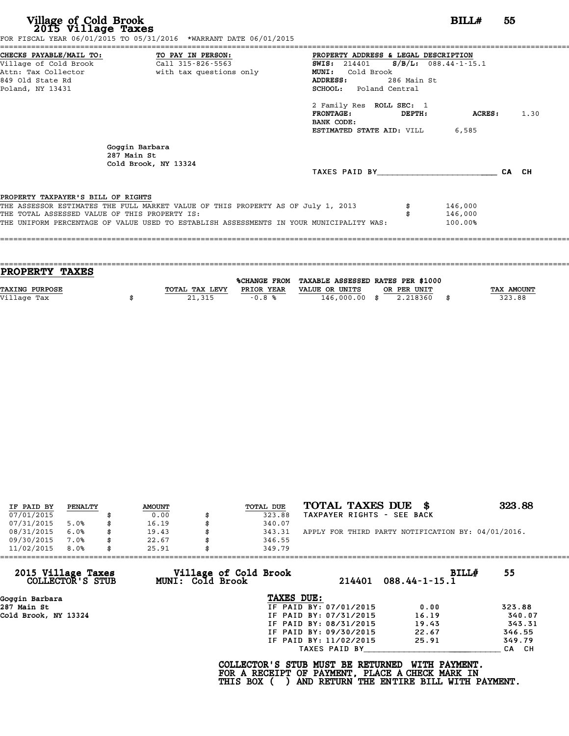# Village of Cold Brook
## 2015 Village Taxes

**BILL# 55**

FOR FISCAL YEAR 06/01/2015 TO 05/31/2016 *WARRANT DATE 06/01/2015

**CHECKS PAYABLE/MAIL TO:**
Village of Cold Brook
Attn: Tax Collector
849 Old State Rd
Poland, NY 13431

**TO PAY IN PERSON:**
Call 315-826-5563
with tax questions only

**PROPERTY ADDRESS & LEGAL DESCRIPTION**
**SWIS:** 214401 **S/B/L:** 088.44-1-15.1
**MUNI:** Cold Brook
**ADDRESS:** 286 Main St
**SCHOOL:** Poland Central

2 Family Res **ROLL SEC:** 1
**FRONTAGE:** **DEPTH:** **ACRES:** 1.30
**BANK CODE:**
**ESTIMATED STATE AID:** VILL 6,585

Goggin Barbara
287 Main St
Cold Brook, NY 13324

TAXES PAID BY________________________ CA CH

**PROPERTY TAXPAYER'S BILL OF RIGHTS**

| | |
|---|---|
| THE ASSESSOR ESTIMATES THE FULL MARKET VALUE OF THIS PROPERTY AS OF July 1, 2013 | $ 146,000 |
| THE TOTAL ASSESSED VALUE OF THIS PROPERTY IS: | $ 146,000 |
| THE UNIFORM PERCENTAGE OF VALUE USED TO ESTABLISH ASSESSMENTS IN YOUR MUNICIPALITY WAS: | 100.00% |

## PROPERTY TAXES

| TAXING PURPOSE | TOTAL TAX LEVY | %CHANGE FROM PRIOR YEAR | TAXABLE ASSESSED VALUE OR UNITS | RATES PER $1000 OR PER UNIT | TAX AMOUNT |
|---|---|---|---|---|---|
| Village Tax | $ 21,315 | -0.8 % | 146,000.00 | $ 2.218360 | $ 323.88 |

| IF PAID BY | PENALTY | AMOUNT | TOTAL DUE |
|---|---|---|---|
| 07/01/2015 | | $ 0.00 | $ 323.88 |
| 07/31/2015 | 5.0% | $ 16.19 | $ 340.07 |
| 08/31/2015 | 6.0% | $ 19.43 | $ 343.31 |
| 09/30/2015 | 7.0% | $ 22.67 | $ 346.55 |
| 11/02/2015 | 8.0% | $ 25.91 | $ 349.79 |

**TOTAL TAXES DUE $ 323.88**
TAXPAYER RIGHTS - SEE BACK

APPLY FOR THIRD PARTY NOTIFICATION BY: 04/01/2016.

---

**2015 Village Taxes COLLECTOR'S STUB** — **Village of Cold Brook MUNI: Cold Brook** — 214401 088.44-1-15.1 — **BILL# 55**

Goggin Barbara
287 Main St
Cold Brook, NY 13324

**TAXES DUE:**

| | | |
|---|---|---|
| IF PAID BY: 07/01/2015 | 0.00 | 323.88 |
| IF PAID BY: 07/31/2015 | 16.19 | 340.07 |
| IF PAID BY: 08/31/2015 | 19.43 | 343.31 |
| IF PAID BY: 09/30/2015 | 22.67 | 346.55 |
| IF PAID BY: 11/02/2015 | 25.91 | 349.79 |

TAXES PAID BY____________________________ CA CH

**COLLECTOR'S STUB MUST BE RETURNED WITH PAYMENT.
FOR A RECEIPT OF PAYMENT, PLACE A CHECK MARK IN
THIS BOX ( ) AND RETURN THE ENTIRE BILL WITH PAYMENT.**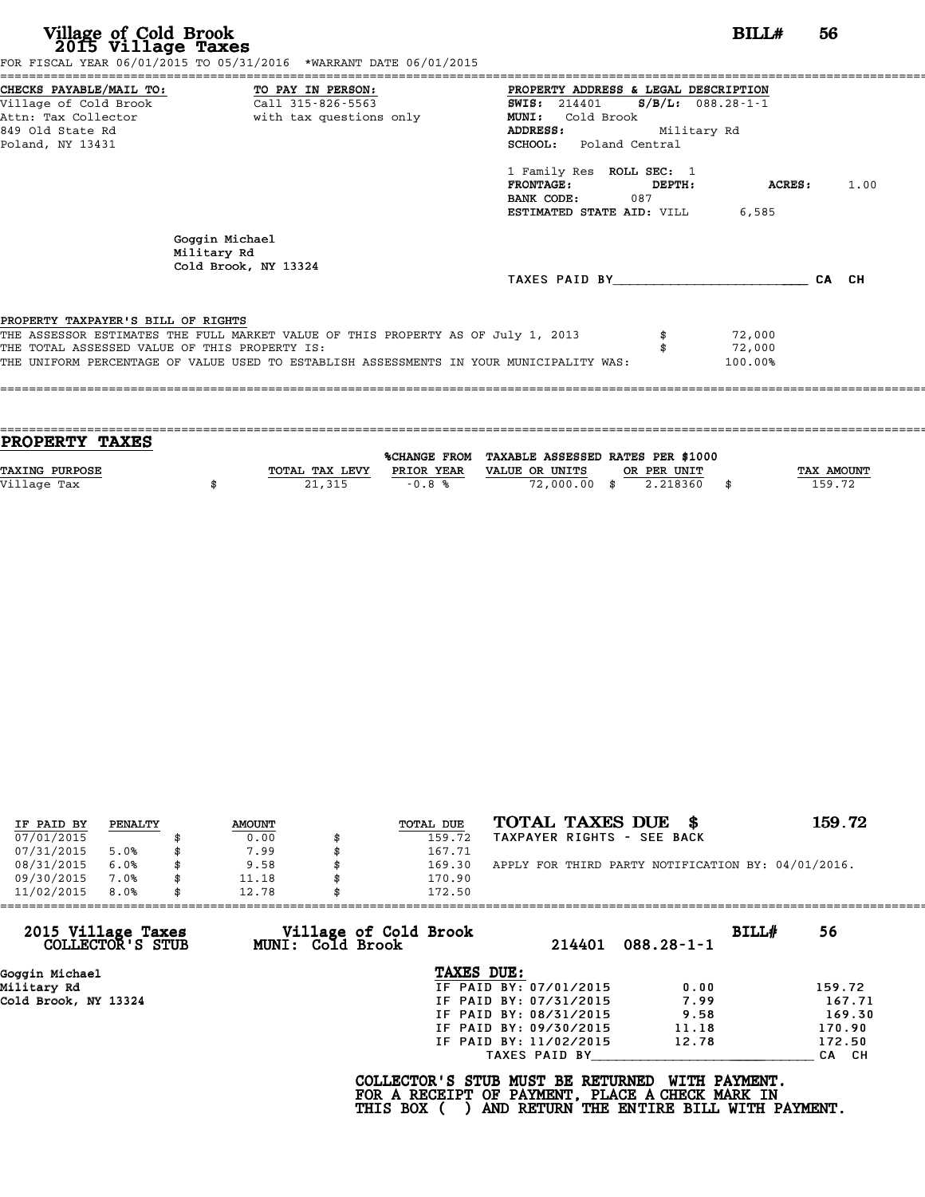# Village of Cold Brook
## 2015 Village Taxes

**BILL# 56**

FOR FISCAL YEAR 06/01/2015 TO 05/31/2016 *WARRANT DATE 06/01/2015

**CHECKS PAYABLE/MAIL TO:**
Village of Cold Brook
Attn: Tax Collector
849 Old State Rd
Poland, NY 13431

**TO PAY IN PERSON:**
Call 315-826-5563
with tax questions only

**PROPERTY ADDRESS & LEGAL DESCRIPTION**
**SWIS:** 214401 **S/B/L:** 088.28-1-1
**MUNI:** Cold Brook
**ADDRESS:** Military Rd
**SCHOOL:** Poland Central

1 Family Res **ROLL SEC:** 1
**FRONTAGE:** **DEPTH:** **ACRES:** 1.00
**BANK CODE:** 087
**ESTIMATED STATE AID:** VILL 6,585

Goggin Michael
Military Rd
Cold Brook, NY 13324

TAXES PAID BY________________________ CA CH

**PROPERTY TAXPAYER'S BILL OF RIGHTS**

THE ASSESSOR ESTIMATES THE FULL MARKET VALUE OF THIS PROPERTY AS OF July 1, 2013 $ 72,000
THE TOTAL ASSESSED VALUE OF THIS PROPERTY IS: $ 72,000
THE UNIFORM PERCENTAGE OF VALUE USED TO ESTABLISH ASSESSMENTS IN YOUR MUNICIPALITY WAS: 100.00%

## PROPERTY TAXES

| TAXING PURPOSE | TOTAL TAX LEVY | %CHANGE FROM PRIOR YEAR | TAXABLE ASSESSED VALUE OR UNITS | RATES PER $1000 OR PER UNIT | TAX AMOUNT |
|---|---|---|---|---|---|
| Village Tax | $ 21,315 | -0.8 % | 72,000.00 | $ 2.218360 | $ 159.72 |

| IF PAID BY | PENALTY | AMOUNT | TOTAL DUE |
|---|---|---|---|
| 07/01/2015 | | $ 0.00 | $ 159.72 |
| 07/31/2015 | 5.0% | $ 7.99 | $ 167.71 |
| 08/31/2015 | 6.0% | $ 9.58 | $ 169.30 |
| 09/30/2015 | 7.0% | $ 11.18 | $ 170.90 |
| 11/02/2015 | 8.0% | $ 12.78 | $ 172.50 |

**TOTAL TAXES DUE $ 159.72**
TAXPAYER RIGHTS - SEE BACK

APPLY FOR THIRD PARTY NOTIFICATION BY: 04/01/2016.

---

**2015 Village Taxes COLLECTOR'S STUB** — **Village of Cold Brook MUNI: Cold Brook** — 214401 088.28-1-1 — **BILL# 56**

Goggin Michael
Military Rd
Cold Brook, NY 13324

**TAXES DUE:**

| | | |
|---|---|---|
| IF PAID BY: 07/01/2015 | 0.00 | 159.72 |
| IF PAID BY: 07/31/2015 | 7.99 | 167.71 |
| IF PAID BY: 08/31/2015 | 9.58 | 169.30 |
| IF PAID BY: 09/30/2015 | 11.18 | 170.90 |
| IF PAID BY: 11/02/2015 | 12.78 | 172.50 |

TAXES PAID BY____________________________ CA CH

**COLLECTOR'S STUB MUST BE RETURNED WITH PAYMENT.
FOR A RECEIPT OF PAYMENT, PLACE A CHECK MARK IN
THIS BOX ( ) AND RETURN THE ENTIRE BILL WITH PAYMENT.**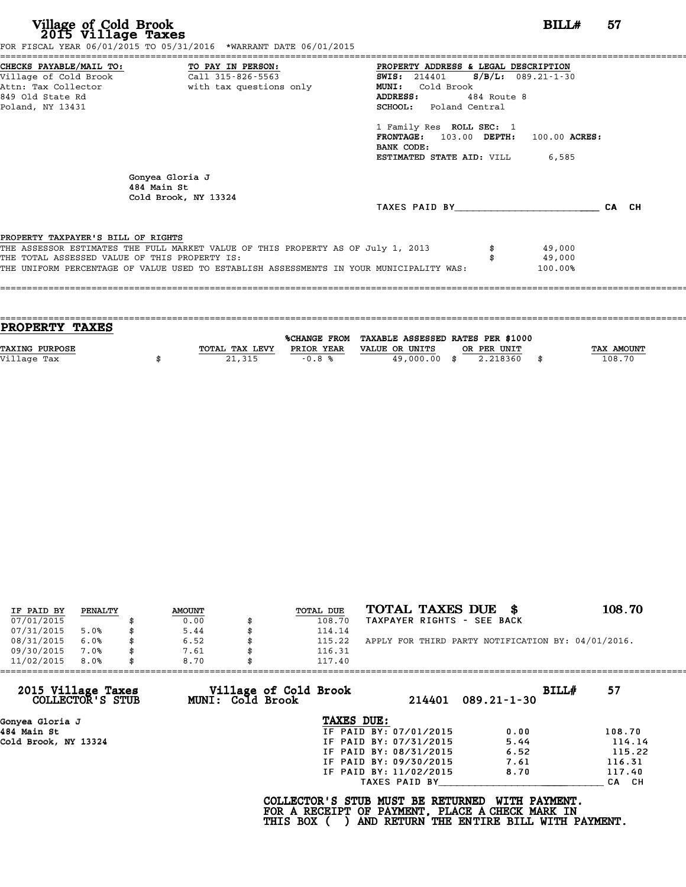# Village of Cold Brook
## 2015 Village Taxes

**BILL# 57**

FOR FISCAL YEAR 06/01/2015 TO 05/31/2016 *WARRANT DATE 06/01/2015

**CHECKS PAYABLE/MAIL TO:**
Village of Cold Brook
Attn: Tax Collector
849 Old State Rd
Poland, NY 13431

**TO PAY IN PERSON:**
Call 315-826-5563
with tax questions only

**PROPERTY ADDRESS & LEGAL DESCRIPTION**
**SWIS:** 214401 **S/B/L:** 089.21-1-30
**MUNI:** Cold Brook
**ADDRESS:** 484 Route 8
**SCHOOL:** Poland Central

1 Family Res **ROLL SEC:** 1
**FRONTAGE:** 103.00 **DEPTH:** 100.00 **ACRES:**
**BANK CODE:**
**ESTIMATED STATE AID:** VILL 6,585

Gonyea Gloria J
484 Main St
Cold Brook, NY 13324

TAXES PAID BY________________________ CA CH

PROPERTY TAXPAYER'S BILL OF RIGHTS

THE ASSESSOR ESTIMATES THE FULL MARKET VALUE OF THIS PROPERTY AS OF July 1, 2013 $ 49,000
THE TOTAL ASSESSED VALUE OF THIS PROPERTY IS: $ 49,000
THE UNIFORM PERCENTAGE OF VALUE USED TO ESTABLISH ASSESSMENTS IN YOUR MUNICIPALITY WAS: 100.00%

## PROPERTY TAXES

| TAXING PURPOSE | TOTAL TAX LEVY | %CHANGE FROM PRIOR YEAR | TAXABLE ASSESSED VALUE OR UNITS | RATES PER $1000 OR PER UNIT | TAX AMOUNT |
|---|---|---|---|---|---|
| Village Tax | $ 21,315 | -0.8 % | 49,000.00 | $ 2.218360 | $ 108.70 |

| IF PAID BY | PENALTY | AMOUNT | TOTAL DUE |
|---|---|---|---|
| 07/01/2015 | | $ 0.00 | $ 108.70 |
| 07/31/2015 | 5.0% | $ 5.44 | $ 114.14 |
| 08/31/2015 | 6.0% | $ 6.52 | $ 115.22 |
| 09/30/2015 | 7.0% | $ 7.61 | $ 116.31 |
| 11/02/2015 | 8.0% | $ 8.70 | $ 117.40 |

**TOTAL TAXES DUE $ 108.70**
TAXPAYER RIGHTS - SEE BACK

APPLY FOR THIRD PARTY NOTIFICATION BY: 04/01/2016.

**2015 Village Taxes COLLECTOR'S STUB** — **Village of Cold Brook MUNI: Cold Brook** — 214401 089.21-1-30 — **BILL# 57**

Gonyea Gloria J
484 Main St
Cold Brook, NY 13324

**TAXES DUE:**

| | | |
|---|---|---|
| IF PAID BY: 07/01/2015 | 0.00 | 108.70 |
| IF PAID BY: 07/31/2015 | 5.44 | 114.14 |
| IF PAID BY: 08/31/2015 | 6.52 | 115.22 |
| IF PAID BY: 09/30/2015 | 7.61 | 116.31 |
| IF PAID BY: 11/02/2015 | 8.70 | 117.40 |

TAXES PAID BY____________________________ CA CH

**COLLECTOR'S STUB MUST BE RETURNED WITH PAYMENT.
FOR A RECEIPT OF PAYMENT, PLACE A CHECK MARK IN
THIS BOX ( ) AND RETURN THE ENTIRE BILL WITH PAYMENT.**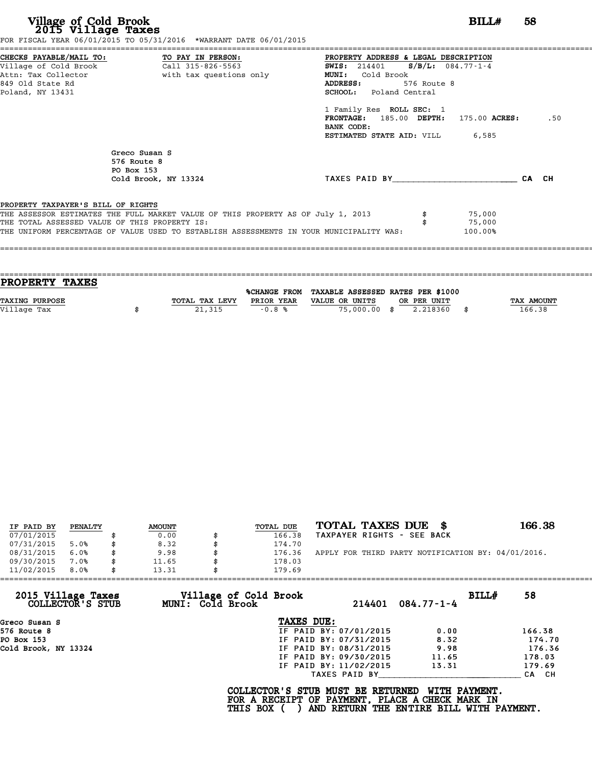# Village of Cold Brook
## 2015 Village Taxes

**BILL# 58**

FOR FISCAL YEAR 06/01/2015 TO 05/31/2016 *WARRANT DATE 06/01/2015

**CHECKS PAYABLE/MAIL TO:**
Village of Cold Brook
Attn: Tax Collector
849 Old State Rd
Poland, NY 13431

**TO PAY IN PERSON:**
Call 315-826-5563
with tax questions only

**PROPERTY ADDRESS & LEGAL DESCRIPTION**
**SWIS:** 214401 **S/B/L:** 084.77-1-4
**MUNI:** Cold Brook
**ADDRESS:** 576 Route 8
**SCHOOL:** Poland Central

1 Family Res **ROLL SEC:** 1
**FRONTAGE:** 185.00 **DEPTH:** 175.00 **ACRES:** .50
**BANK CODE:**
**ESTIMATED STATE AID:** VILL 6,585

Greco Susan S
576 Route 8
PO Box 153
Cold Brook, NY 13324

TAXES PAID BY________________________ CA CH

**PROPERTY TAXPAYER'S BILL OF RIGHTS**

| | | |
|---|---|---|
| THE ASSESSOR ESTIMATES THE FULL MARKET VALUE OF THIS PROPERTY AS OF July 1, 2013 | $ | 75,000 |
| THE TOTAL ASSESSED VALUE OF THIS PROPERTY IS: | $ | 75,000 |
| THE UNIFORM PERCENTAGE OF VALUE USED TO ESTABLISH ASSESSMENTS IN YOUR MUNICIPALITY WAS: | | 100.00% |

## PROPERTY TAXES

| TAXING PURPOSE | TOTAL TAX LEVY | %CHANGE FROM PRIOR YEAR | TAXABLE ASSESSED VALUE OR UNITS | RATES PER $1000 OR PER UNIT | TAX AMOUNT |
|---|---|---|---|---|---|
| Village Tax | $ 21,315 | -0.8 % | 75,000.00 | $ 2.218360 | $ 166.38 |

| IF PAID BY | PENALTY | AMOUNT | TOTAL DUE |
|---|---|---|---|
| 07/01/2015 | | $ 0.00 | $ 166.38 |
| 07/31/2015 | 5.0% | $ 8.32 | $ 174.70 |
| 08/31/2015 | 6.0% | $ 9.98 | $ 176.36 |
| 09/30/2015 | 7.0% | $ 11.65 | $ 178.03 |
| 11/02/2015 | 8.0% | $ 13.31 | $ 179.69 |

**TOTAL TAXES DUE $ 166.38**
TAXPAYER RIGHTS - SEE BACK

APPLY FOR THIRD PARTY NOTIFICATION BY: 04/01/2016.

---

**2015 Village Taxes COLLECTOR'S STUB** — **Village of Cold Brook MUNI: Cold Brook** — 214401 084.77-1-4 — **BILL# 58**

Greco Susan S
576 Route 8
PO Box 153
Cold Brook, NY 13324

**TAXES DUE:**

| | | |
|---|---|---|
| IF PAID BY: 07/01/2015 | 0.00 | 166.38 |
| IF PAID BY: 07/31/2015 | 8.32 | 174.70 |
| IF PAID BY: 08/31/2015 | 9.98 | 176.36 |
| IF PAID BY: 09/30/2015 | 11.65 | 178.03 |
| IF PAID BY: 11/02/2015 | 13.31 | 179.69 |

TAXES PAID BY____________________________ CA CH

**COLLECTOR'S STUB MUST BE RETURNED WITH PAYMENT.**
**FOR A RECEIPT OF PAYMENT, PLACE A CHECK MARK IN**
**THIS BOX ( ) AND RETURN THE ENTIRE BILL WITH PAYMENT.**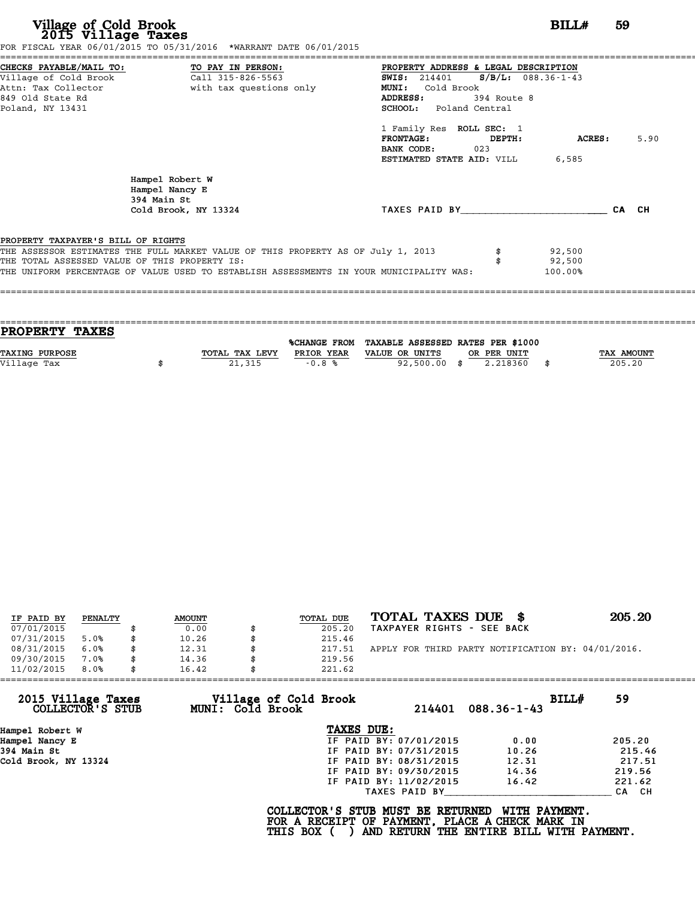# Village of Cold Brook
## 2015 Village Taxes

**BILL# 59**

FOR FISCAL YEAR 06/01/2015 TO 05/31/2016 *WARRANT DATE 06/01/2015

**CHECKS PAYABLE/MAIL TO:**
Village of Cold Brook
Attn: Tax Collector
849 Old State Rd
Poland, NY 13431

**TO PAY IN PERSON:**
Call 315-826-5563
with tax questions only

**PROPERTY ADDRESS & LEGAL DESCRIPTION**
**SWIS:** 214401 **S/B/L:** 088.36-1-43
**MUNI:** Cold Brook
**ADDRESS:** 394 Route 8
**SCHOOL:** Poland Central

1 Family Res **ROLL SEC:** 1
**FRONTAGE:** **DEPTH:** **ACRES:** 5.90
**BANK CODE:** 023
**ESTIMATED STATE AID:** VILL 6,585

Hampel Robert W
Hampel Nancy E
394 Main St
Cold Brook, NY 13324

TAXES PAID BY________________________ CA CH

**PROPERTY TAXPAYER'S BILL OF RIGHTS**

THE ASSESSOR ESTIMATES THE FULL MARKET VALUE OF THIS PROPERTY AS OF July 1, 2013 $ 92,500
THE TOTAL ASSESSED VALUE OF THIS PROPERTY IS: $ 92,500
THE UNIFORM PERCENTAGE OF VALUE USED TO ESTABLISH ASSESSMENTS IN YOUR MUNICIPALITY WAS: 100.00%

## PROPERTY TAXES

| TAXING PURPOSE | TOTAL TAX LEVY | %CHANGE FROM PRIOR YEAR | TAXABLE ASSESSED VALUE OR UNITS | RATES PER $1000 OR PER UNIT | TAX AMOUNT |
|---|---|---|---|---|---|
| Village Tax | $ 21,315 | -0.8 % | 92,500.00 | $ 2.218360 | $ 205.20 |

| IF PAID BY | PENALTY | AMOUNT | TOTAL DUE |
|---|---|---|---|
| 07/01/2015 | | $ 0.00 | $ 205.20 |
| 07/31/2015 | 5.0% | $ 10.26 | $ 215.46 |
| 08/31/2015 | 6.0% | $ 12.31 | $ 217.51 |
| 09/30/2015 | 7.0% | $ 14.36 | $ 219.56 |
| 11/02/2015 | 8.0% | $ 16.42 | $ 221.62 |

**TOTAL TAXES DUE $ 205.20**
TAXPAYER RIGHTS - SEE BACK

APPLY FOR THIRD PARTY NOTIFICATION BY: 04/01/2016.

---

**2015 Village Taxes COLLECTOR'S STUB** — **Village of Cold Brook MUNI: Cold Brook** — 214401 088.36-1-43 — **BILL# 59**

Hampel Robert W
Hampel Nancy E
394 Main St
Cold Brook, NY 13324

**TAXES DUE:**

| | | |
|---|---|---|
| IF PAID BY: 07/01/2015 | 0.00 | 205.20 |
| IF PAID BY: 07/31/2015 | 10.26 | 215.46 |
| IF PAID BY: 08/31/2015 | 12.31 | 217.51 |
| IF PAID BY: 09/30/2015 | 14.36 | 219.56 |
| IF PAID BY: 11/02/2015 | 16.42 | 221.62 |

TAXES PAID BY________________________ CA CH

**COLLECTOR'S STUB MUST BE RETURNED WITH PAYMENT. FOR A RECEIPT OF PAYMENT, PLACE A CHECK MARK IN THIS BOX ( ) AND RETURN THE ENTIRE BILL WITH PAYMENT.**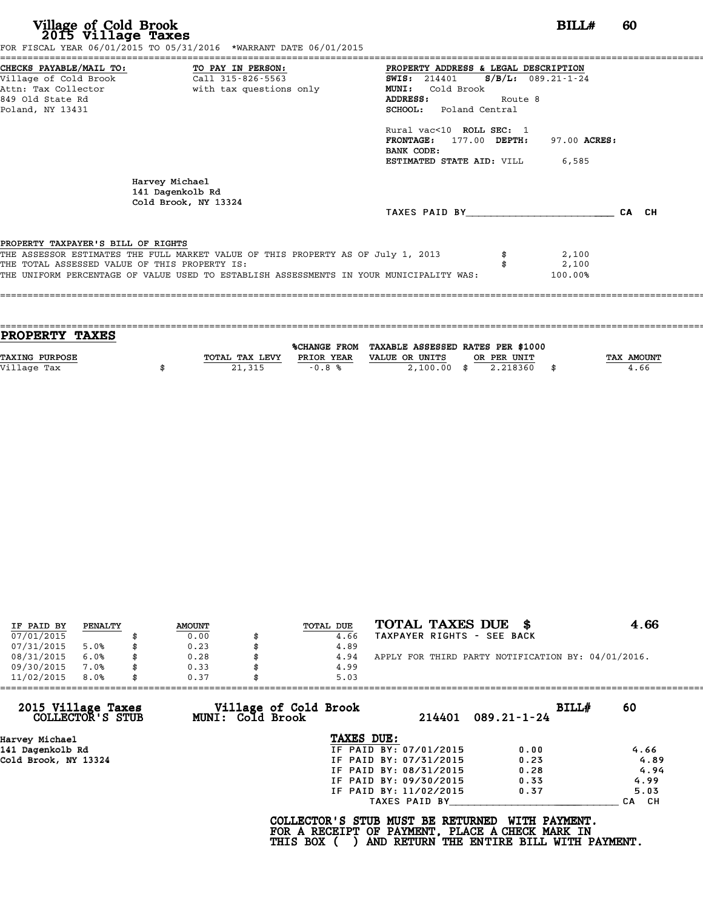# Village of Cold Brook
## 2015 Village Taxes

**BILL# 60**

FOR FISCAL YEAR 06/01/2015 TO 05/31/2016 *WARRANT DATE 06/01/2015

**CHECKS PAYABLE/MAIL TO:**
Village of Cold Brook
Attn: Tax Collector
849 Old State Rd
Poland, NY 13431

**TO PAY IN PERSON:**
Call 315-826-5563
with tax questions only

**PROPERTY ADDRESS & LEGAL DESCRIPTION**
**SWIS:** 214401 **S/B/L:** 089.21-1-24
**MUNI:** Cold Brook
**ADDRESS:** Route 8
**SCHOOL:** Poland Central

Rural vac<10 **ROLL SEC:** 1
**FRONTAGE:** 177.00 **DEPTH:** 97.00 **ACRES:**
**BANK CODE:**
**ESTIMATED STATE AID:** VILL 6,585

Harvey Michael
141 Dagenkolb Rd
Cold Brook, NY 13324

TAXES PAID BY________________________ CA CH

**PROPERTY TAXPAYER'S BILL OF RIGHTS**

| | |
|---|---|
| THE ASSESSOR ESTIMATES THE FULL MARKET VALUE OF THIS PROPERTY AS OF July 1, 2013 | $ 2,100 |
| THE TOTAL ASSESSED VALUE OF THIS PROPERTY IS: | $ 2,100 |
| THE UNIFORM PERCENTAGE OF VALUE USED TO ESTABLISH ASSESSMENTS IN YOUR MUNICIPALITY WAS: | 100.00% |

## PROPERTY TAXES

| TAXING PURPOSE | TOTAL TAX LEVY | %CHANGE FROM PRIOR YEAR | TAXABLE ASSESSED VALUE OR UNITS | RATES PER $1000 OR PER UNIT | TAX AMOUNT |
|---|---|---|---|---|---|
| Village Tax | $ 21,315 | -0.8 % | 2,100.00 | $ 2.218360 | $ 4.66 |

| IF PAID BY | PENALTY | AMOUNT | TOTAL DUE |
|---|---|---|---|
| 07/01/2015 | | $ 0.00 | $ 4.66 |
| 07/31/2015 | 5.0% | $ 0.23 | $ 4.89 |
| 08/31/2015 | 6.0% | $ 0.28 | $ 4.94 |
| 09/30/2015 | 7.0% | $ 0.33 | $ 4.99 |
| 11/02/2015 | 8.0% | $ 0.37 | $ 5.03 |

**TOTAL TAXES DUE $ 4.66**
TAXPAYER RIGHTS - SEE BACK

APPLY FOR THIRD PARTY NOTIFICATION BY: 04/01/2016.

---

**2015 Village Taxes COLLECTOR'S STUB** — **Village of Cold Brook MUNI: Cold Brook** — 214401 089.21-1-24 — **BILL# 60**

Harvey Michael
141 Dagenkolb Rd
Cold Brook, NY 13324

**TAXES DUE:**

| | | |
|---|---|---|
| IF PAID BY: 07/01/2015 | 0.00 | 4.66 |
| IF PAID BY: 07/31/2015 | 0.23 | 4.89 |
| IF PAID BY: 08/31/2015 | 0.28 | 4.94 |
| IF PAID BY: 09/30/2015 | 0.33 | 4.99 |
| IF PAID BY: 11/02/2015 | 0.37 | 5.03 |

TAXES PAID BY____________________________ CA CH

**COLLECTOR'S STUB MUST BE RETURNED WITH PAYMENT.**
**FOR A RECEIPT OF PAYMENT, PLACE A CHECK MARK IN**
**THIS BOX ( ) AND RETURN THE ENTIRE BILL WITH PAYMENT.**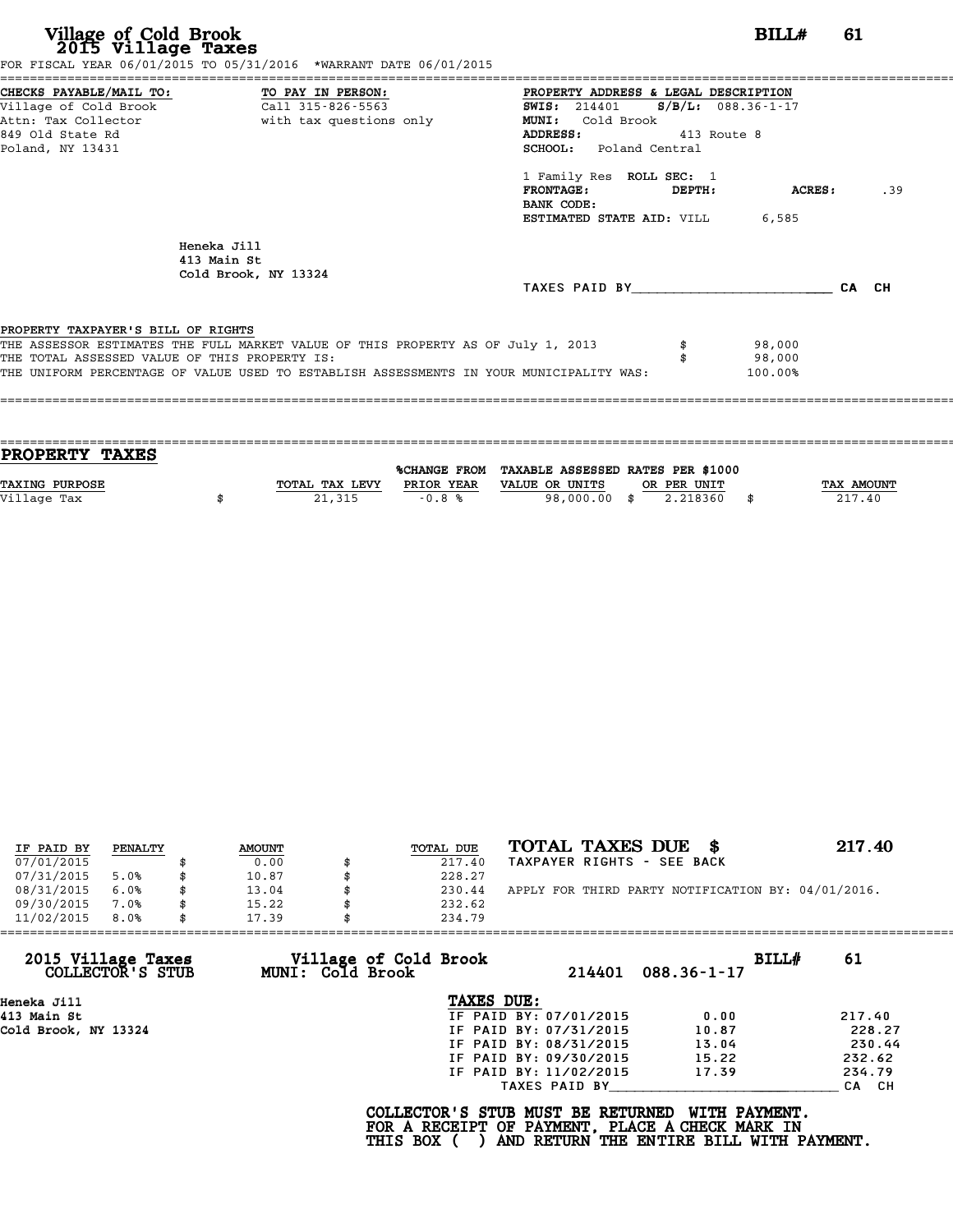# Village of Cold Brook
## 2015 Village Taxes

**BILL# 61**

FOR FISCAL YEAR 06/01/2015 TO 05/31/2016 *WARRANT DATE 06/01/2015

**CHECKS PAYABLE/MAIL TO:**
Village of Cold Brook
Attn: Tax Collector
849 Old State Rd
Poland, NY 13431

**TO PAY IN PERSON:**
Call 315-826-5563
with tax questions only

**PROPERTY ADDRESS & LEGAL DESCRIPTION**
**SWIS:** 214401 **S/B/L:** 088.36-1-17
**MUNI:** Cold Brook
**ADDRESS:** 413 Route 8
**SCHOOL:** Poland Central

1 Family Res **ROLL SEC:** 1
**FRONTAGE:** **DEPTH:** **ACRES:** .39
**BANK CODE:**
**ESTIMATED STATE AID:** VILL 6,585

Heneka Jill
413 Main St
Cold Brook, NY 13324

TAXES PAID BY________________________ CA CH

**PROPERTY TAXPAYER'S BILL OF RIGHTS**

| | |
|---|---|
| THE ASSESSOR ESTIMATES THE FULL MARKET VALUE OF THIS PROPERTY AS OF July 1, 2013 | $ 98,000 |
| THE TOTAL ASSESSED VALUE OF THIS PROPERTY IS: | $ 98,000 |
| THE UNIFORM PERCENTAGE OF VALUE USED TO ESTABLISH ASSESSMENTS IN YOUR MUNICIPALITY WAS: | 100.00% |

## PROPERTY TAXES

| TAXING PURPOSE | TOTAL TAX LEVY | %CHANGE FROM PRIOR YEAR | TAXABLE ASSESSED VALUE OR UNITS | RATES PER $1000 OR PER UNIT | TAX AMOUNT |
|---|---|---|---|---|---|
| Village Tax | $ 21,315 | -0.8 % | 98,000.00 | $ 2.218360 | $ 217.40 |

| IF PAID BY | PENALTY | AMOUNT | TOTAL DUE |
|---|---|---|---|
| 07/01/2015 | | $ 0.00 | $ 217.40 |
| 07/31/2015 | 5.0% | $ 10.87 | $ 228.27 |
| 08/31/2015 | 6.0% | $ 13.04 | $ 230.44 |
| 09/30/2015 | 7.0% | $ 15.22 | $ 232.62 |
| 11/02/2015 | 8.0% | $ 17.39 | $ 234.79 |

**TOTAL TAXES DUE $ 217.40**
TAXPAYER RIGHTS - SEE BACK

APPLY FOR THIRD PARTY NOTIFICATION BY: 04/01/2016.

---

**2015 Village Taxes COLLECTOR'S STUB** — **Village of Cold Brook MUNI: Cold Brook** — 214401 088.36-1-17 — **BILL# 61**

Heneka Jill
413 Main St
Cold Brook, NY 13324

**TAXES DUE:**

| | | |
|---|---|---|
| IF PAID BY: 07/01/2015 | 0.00 | 217.40 |
| IF PAID BY: 07/31/2015 | 10.87 | 228.27 |
| IF PAID BY: 08/31/2015 | 13.04 | 230.44 |
| IF PAID BY: 09/30/2015 | 15.22 | 232.62 |
| IF PAID BY: 11/02/2015 | 17.39 | 234.79 |

TAXES PAID BY________________________ CA CH

**COLLECTOR'S STUB MUST BE RETURNED WITH PAYMENT.**
**FOR A RECEIPT OF PAYMENT, PLACE A CHECK MARK IN THIS BOX ( ) AND RETURN THE ENTIRE BILL WITH PAYMENT.**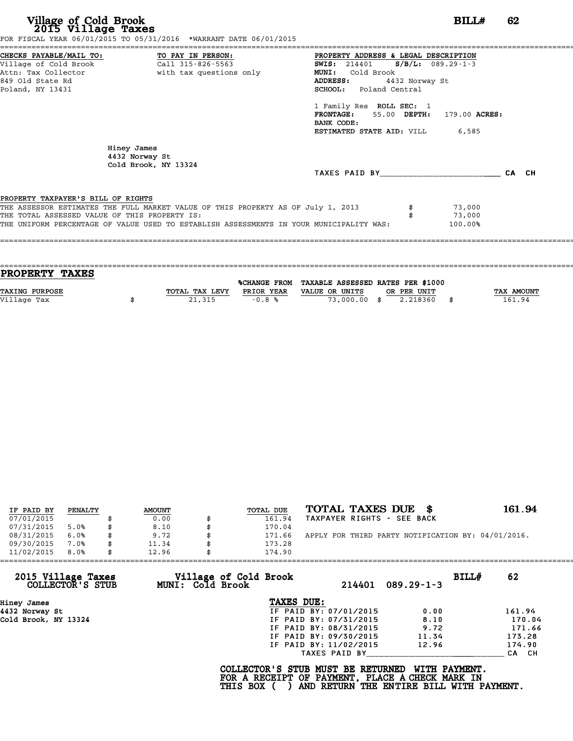# Village of Cold Brook
## 2015 Village Taxes

**BILL# 62**

FOR FISCAL YEAR 06/01/2015 TO 05/31/2016 *WARRANT DATE 06/01/2015

**CHECKS PAYABLE/MAIL TO:**
Village of Cold Brook
Attn: Tax Collector
849 Old State Rd
Poland, NY 13431

**TO PAY IN PERSON:**
Call 315-826-5563
with tax questions only

**PROPERTY ADDRESS & LEGAL DESCRIPTION**
**SWIS:** 214401 **S/B/L:** 089.29-1-3
**MUNI:** Cold Brook
**ADDRESS:** 4432 Norway St
**SCHOOL:** Poland Central

1 Family Res **ROLL SEC:** 1
**FRONTAGE:** 55.00 **DEPTH:** 179.00 **ACRES:**
**BANK CODE:**
**ESTIMATED STATE AID:** VILL 6,585

Hiney James
4432 Norway St
Cold Brook, NY 13324

TAXES PAID BY_______________________ CA CH

**PROPERTY TAXPAYER'S BILL OF RIGHTS**

THE ASSESSOR ESTIMATES THE FULL MARKET VALUE OF THIS PROPERTY AS OF July 1, 2013 $ 73,000
THE TOTAL ASSESSED VALUE OF THIS PROPERTY IS: $ 73,000
THE UNIFORM PERCENTAGE OF VALUE USED TO ESTABLISH ASSESSMENTS IN YOUR MUNICIPALITY WAS: 100.00%

## PROPERTY TAXES

| TAXING PURPOSE | TOTAL TAX LEVY | %CHANGE FROM PRIOR YEAR | TAXABLE ASSESSED VALUE OR UNITS | RATES PER $1000 OR PER UNIT | TAX AMOUNT |
|---|---|---|---|---|---|
| Village Tax | $ 21,315 | -0.8 % | 73,000.00 | $ 2.218360 | $ 161.94 |

| IF PAID BY | PENALTY | AMOUNT | TOTAL DUE |
|---|---|---|---|
| 07/01/2015 | | $ 0.00 | $ 161.94 |
| 07/31/2015 | 5.0% | $ 8.10 | $ 170.04 |
| 08/31/2015 | 6.0% | $ 9.72 | $ 171.66 |
| 09/30/2015 | 7.0% | $ 11.34 | $ 173.28 |
| 11/02/2015 | 8.0% | $ 12.96 | $ 174.90 |

**TOTAL TAXES DUE $ 161.94**

TAXPAYER RIGHTS - SEE BACK

APPLY FOR THIRD PARTY NOTIFICATION BY: 04/01/2016.

---

**2015 Village Taxes COLLECTOR'S STUB**
**Village of Cold Brook MUNI: Cold Brook**
214401 089.29-1-3
**BILL# 62**

Hiney James
4432 Norway St
Cold Brook, NY 13324

**TAXES DUE:**

| | | |
|---|---|---|
| IF PAID BY: 07/01/2015 | 0.00 | 161.94 |
| IF PAID BY: 07/31/2015 | 8.10 | 170.04 |
| IF PAID BY: 08/31/2015 | 9.72 | 171.66 |
| IF PAID BY: 09/30/2015 | 11.34 | 173.28 |
| IF PAID BY: 11/02/2015 | 12.96 | 174.90 |

TAXES PAID BY_______________________ CA CH

**COLLECTOR'S STUB MUST BE RETURNED WITH PAYMENT.**
**FOR A RECEIPT OF PAYMENT, PLACE A CHECK MARK IN THIS BOX ( ) AND RETURN THE ENTIRE BILL WITH PAYMENT.**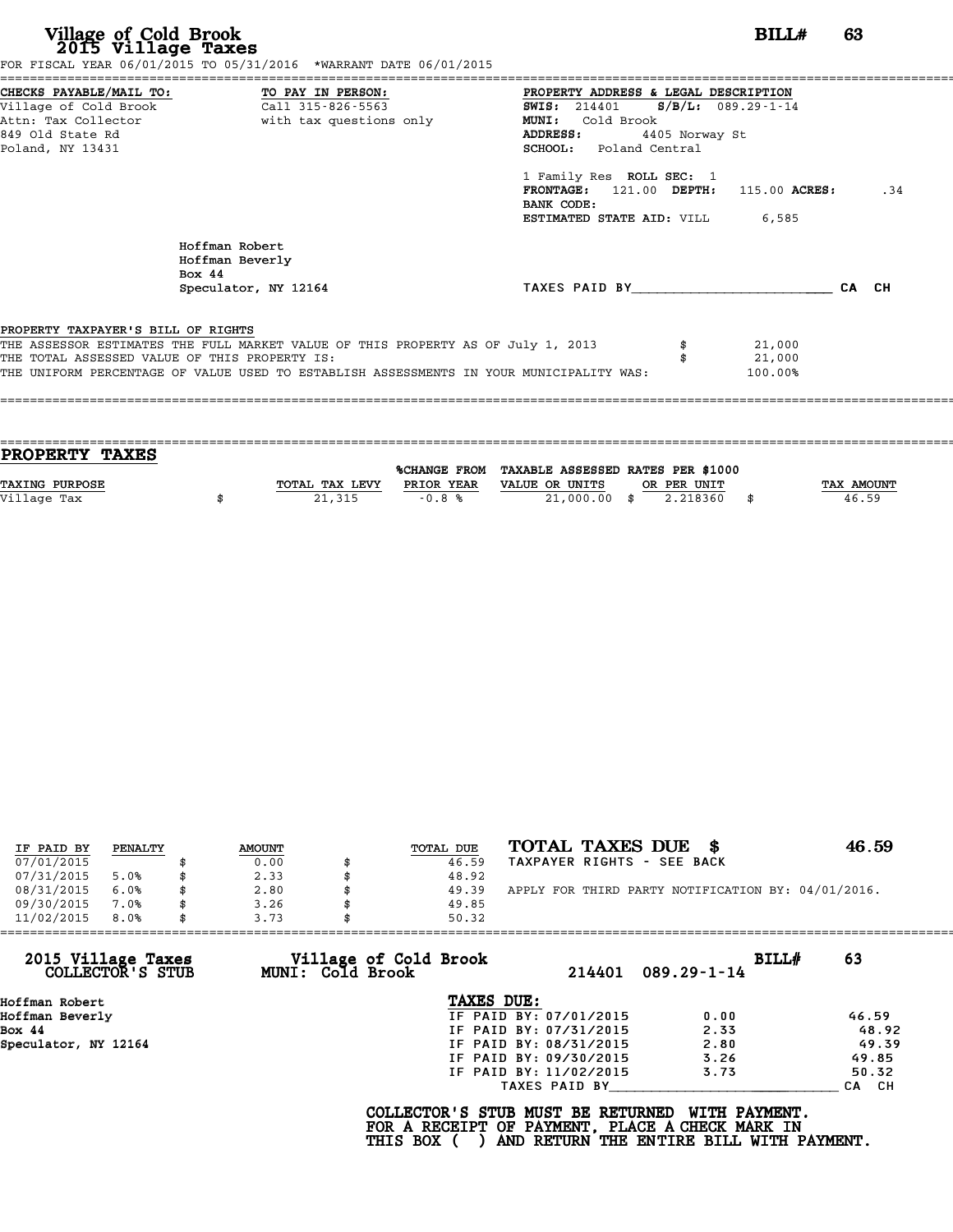# Village of Cold Brook
## 2015 Village Taxes

**BILL# 63**

FOR FISCAL YEAR 06/01/2015 TO 05/31/2016 *WARRANT DATE 06/01/2015

**CHECKS PAYABLE/MAIL TO:**
Village of Cold Brook
Attn: Tax Collector
849 Old State Rd
Poland, NY 13431

**TO PAY IN PERSON:**
Call 315-826-5563
with tax questions only

**PROPERTY ADDRESS & LEGAL DESCRIPTION**
**SWIS:** 214401 **S/B/L:** 089.29-1-14
**MUNI:** Cold Brook
**ADDRESS:** 4405 Norway St
**SCHOOL:** Poland Central

1 Family Res **ROLL SEC:** 1
**FRONTAGE:** 121.00 **DEPTH:** 115.00 **ACRES:** .34
**BANK CODE:**
**ESTIMATED STATE AID:** VILL 6,585

Hoffman Robert
Hoffman Beverly
Box 44
Speculator, NY 12164

TAXES PAID BY________________________ CA CH

**PROPERTY TAXPAYER'S BILL OF RIGHTS**

| | |
|---|---|
| THE ASSESSOR ESTIMATES THE FULL MARKET VALUE OF THIS PROPERTY AS OF July 1, 2013 | $ 21,000 |
| THE TOTAL ASSESSED VALUE OF THIS PROPERTY IS: | $ 21,000 |
| THE UNIFORM PERCENTAGE OF VALUE USED TO ESTABLISH ASSESSMENTS IN YOUR MUNICIPALITY WAS: | 100.00% |

## PROPERTY TAXES

| TAXING PURPOSE | TOTAL TAX LEVY | %CHANGE FROM PRIOR YEAR | TAXABLE ASSESSED VALUE OR UNITS | RATES PER $1000 OR PER UNIT | TAX AMOUNT |
|---|---|---|---|---|---|
| Village Tax | $ 21,315 | -0.8 % | 21,000.00 | $ 2.218360 | $ 46.59 |

| IF PAID BY | PENALTY | AMOUNT | TOTAL DUE |
|---|---|---|---|
| 07/01/2015 | | $ 0.00 | $ 46.59 |
| 07/31/2015 | 5.0% | $ 2.33 | $ 48.92 |
| 08/31/2015 | 6.0% | $ 2.80 | $ 49.39 |
| 09/30/2015 | 7.0% | $ 3.26 | $ 49.85 |
| 11/02/2015 | 8.0% | $ 3.73 | $ 50.32 |

**TOTAL TAXES DUE $ 46.59**
TAXPAYER RIGHTS - SEE BACK

APPLY FOR THIRD PARTY NOTIFICATION BY: 04/01/2016.

---

**2015 Village Taxes COLLECTOR'S STUB** — **Village of Cold Brook MUNI: Cold Brook** — 214401 089.29-1-14 — **BILL# 63**

Hoffman Robert
Hoffman Beverly
Box 44
Speculator, NY 12164

**TAXES DUE:**

| | | |
|---|---|---|
| IF PAID BY: 07/01/2015 | 0.00 | 46.59 |
| IF PAID BY: 07/31/2015 | 2.33 | 48.92 |
| IF PAID BY: 08/31/2015 | 2.80 | 49.39 |
| IF PAID BY: 09/30/2015 | 3.26 | 49.85 |
| IF PAID BY: 11/02/2015 | 3.73 | 50.32 |

TAXES PAID BY____________________________ CA CH

**COLLECTOR'S STUB MUST BE RETURNED WITH PAYMENT. FOR A RECEIPT OF PAYMENT, PLACE A CHECK MARK IN THIS BOX ( ) AND RETURN THE ENTIRE BILL WITH PAYMENT.**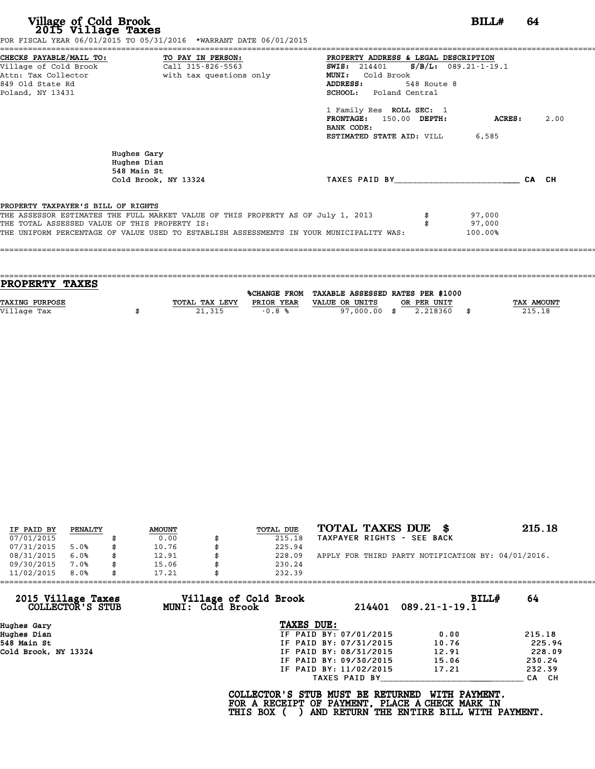# Village of Cold Brook
## 2015 Village Taxes

**BILL# 64**

FOR FISCAL YEAR 06/01/2015 TO 05/31/2016 *WARRANT DATE 06/01/2015

**CHECKS PAYABLE/MAIL TO:**
Village of Cold Brook
Attn: Tax Collector
849 Old State Rd
Poland, NY 13431

**TO PAY IN PERSON:**
Call 315-826-5563
with tax questions only

**PROPERTY ADDRESS & LEGAL DESCRIPTION**
**SWIS:** 214401 **S/B/L:** 089.21-1-19.1
**MUNI:** Cold Brook
**ADDRESS:** 548 Route 8
**SCHOOL:** Poland Central

1 Family Res **ROLL SEC:** 1
**FRONTAGE:** 150.00 **DEPTH:** **ACRES:** 2.00
**BANK CODE:**
**ESTIMATED STATE AID:** VILL 6,585

Hughes Gary
Hughes Dian
548 Main St
Cold Brook, NY 13324

TAXES PAID BY________________________ CA CH

**PROPERTY TAXPAYER'S BILL OF RIGHTS**

THE ASSESSOR ESTIMATES THE FULL MARKET VALUE OF THIS PROPERTY AS OF July 1, 2013 $ 97,000
THE TOTAL ASSESSED VALUE OF THIS PROPERTY IS: $ 97,000
THE UNIFORM PERCENTAGE OF VALUE USED TO ESTABLISH ASSESSMENTS IN YOUR MUNICIPALITY WAS: 100.00%

## PROPERTY TAXES

| TAXING PURPOSE | TOTAL TAX LEVY | %CHANGE FROM PRIOR YEAR | TAXABLE ASSESSED VALUE OR UNITS | RATES PER $1000 OR PER UNIT | TAX AMOUNT |
|---|---|---|---|---|---|
| Village Tax | $ 21,315 | -0.8 % | 97,000.00 | $ 2.218360 | $ 215.18 |

| IF PAID BY | PENALTY | AMOUNT | TOTAL DUE |
|---|---|---|---|
| 07/01/2015 | | $ 0.00 | $ 215.18 |
| 07/31/2015 | 5.0% | $ 10.76 | $ 225.94 |
| 08/31/2015 | 6.0% | $ 12.91 | $ 228.09 |
| 09/30/2015 | 7.0% | $ 15.06 | $ 230.24 |
| 11/02/2015 | 8.0% | $ 17.21 | $ 232.39 |

**TOTAL TAXES DUE $ 215.18**
TAXPAYER RIGHTS - SEE BACK

APPLY FOR THIRD PARTY NOTIFICATION BY: 04/01/2016.

---

**2015 Village Taxes COLLECTOR'S STUB** — **Village of Cold Brook MUNI: Cold Brook** — 214401 089.21-1-19.1 — **BILL# 64**

Hughes Gary
Hughes Dian
548 Main St
Cold Brook, NY 13324

**TAXES DUE:**

| | | |
|---|---|---|
| IF PAID BY: 07/01/2015 | 0.00 | 215.18 |
| IF PAID BY: 07/31/2015 | 10.76 | 225.94 |
| IF PAID BY: 08/31/2015 | 12.91 | 228.09 |
| IF PAID BY: 09/30/2015 | 15.06 | 230.24 |
| IF PAID BY: 11/02/2015 | 17.21 | 232.39 |

TAXES PAID BY____________________________ CA CH

**COLLECTOR'S STUB MUST BE RETURNED WITH PAYMENT.**
**FOR A RECEIPT OF PAYMENT, PLACE A CHECK MARK IN**
**THIS BOX ( ) AND RETURN THE ENTIRE BILL WITH PAYMENT.**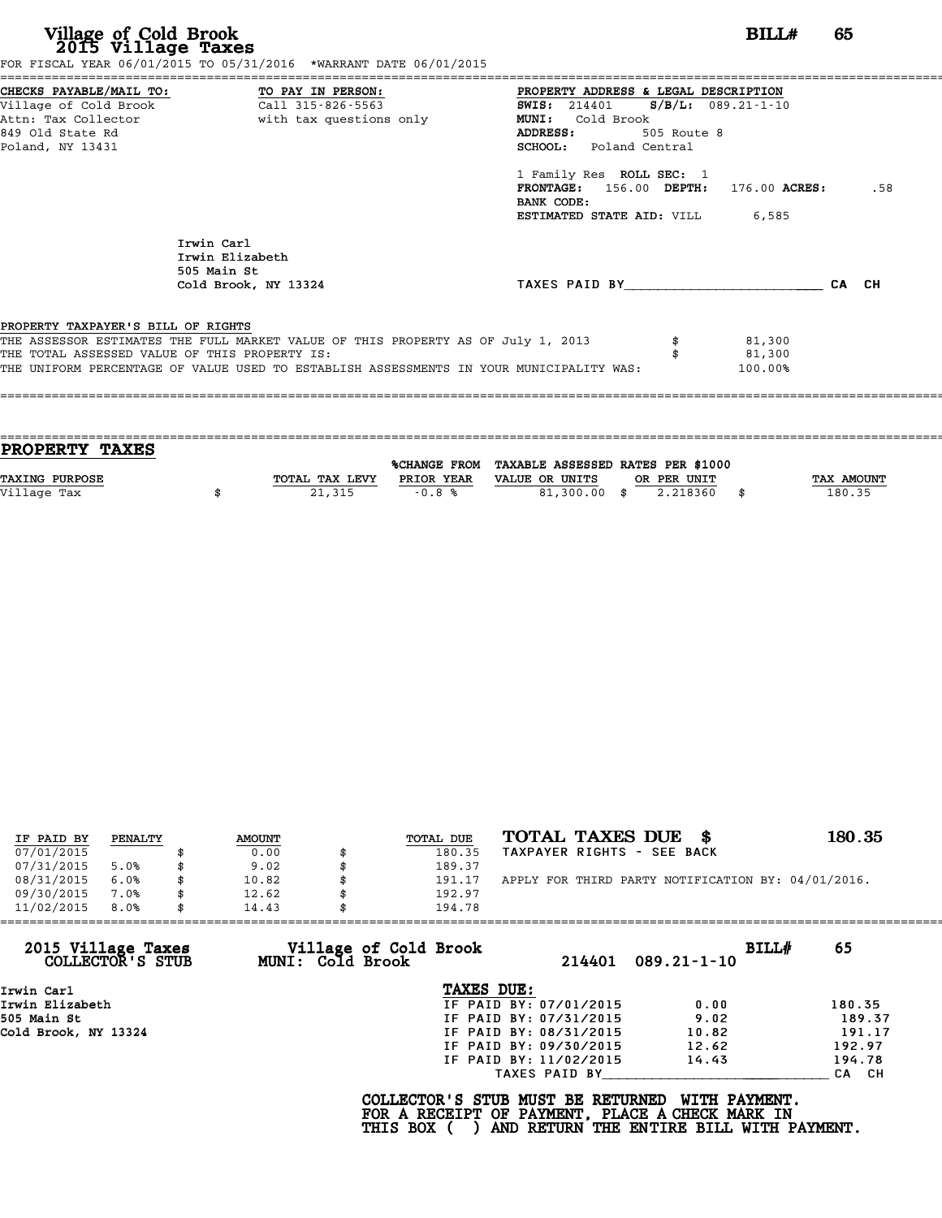# Village of Cold Brook
## 2015 Village Taxes

**BILL# 65**

FOR FISCAL YEAR 06/01/2015 TO 05/31/2016 *WARRANT DATE 06/01/2015

**CHECKS PAYABLE/MAIL TO:**
Village of Cold Brook
Attn: Tax Collector
849 Old State Rd
Poland, NY 13431

**TO PAY IN PERSON:**
Call 315-826-5563
with tax questions only

**PROPERTY ADDRESS & LEGAL DESCRIPTION**
**SWIS:** 214401 **S/B/L:** 089.21-1-10
**MUNI:** Cold Brook
**ADDRESS:** 505 Route 8
**SCHOOL:** Poland Central

1 Family Res **ROLL SEC:** 1
**FRONTAGE:** 156.00 **DEPTH:** 176.00 **ACRES:** .58
**BANK CODE:**
**ESTIMATED STATE AID:** VILL 6,585

Irwin Carl
Irwin Elizabeth
505 Main St
Cold Brook, NY 13324

TAXES PAID BY________________________ CA CH

**PROPERTY TAXPAYER'S BILL OF RIGHTS**

THE ASSESSOR ESTIMATES THE FULL MARKET VALUE OF THIS PROPERTY AS OF July 1, 2013 $ 81,300
THE TOTAL ASSESSED VALUE OF THIS PROPERTY IS: $ 81,300
THE UNIFORM PERCENTAGE OF VALUE USED TO ESTABLISH ASSESSMENTS IN YOUR MUNICIPALITY WAS: 100.00%

## PROPERTY TAXES

| TAXING PURPOSE | TOTAL TAX LEVY | %CHANGE FROM PRIOR YEAR | TAXABLE ASSESSED VALUE OR UNITS | RATES PER $1000 OR PER UNIT | TAX AMOUNT |
|---|---|---|---|---|---|
| Village Tax | $ 21,315 | -0.8 % | 81,300.00 | $ 2.218360 | $ 180.35 |

| IF PAID BY | PENALTY | AMOUNT | TOTAL DUE |
|---|---|---|---|
| 07/01/2015 | | $ 0.00 | $ 180.35 |
| 07/31/2015 | 5.0% | $ 9.02 | $ 189.37 |
| 08/31/2015 | 6.0% | $ 10.82 | $ 191.17 |
| 09/30/2015 | 7.0% | $ 12.62 | $ 192.97 |
| 11/02/2015 | 8.0% | $ 14.43 | $ 194.78 |

**TOTAL TAXES DUE $ 180.35**
TAXPAYER RIGHTS - SEE BACK

APPLY FOR THIRD PARTY NOTIFICATION BY: 04/01/2016.

---

**2015 Village Taxes COLLECTOR'S STUB** — **Village of Cold Brook MUNI: Cold Brook** — 214401 089.21-1-10 — **BILL# 65**

Irwin Carl
Irwin Elizabeth
505 Main St
Cold Brook, NY 13324

**TAXES DUE:**

| | | |
|---|---|---|
| IF PAID BY: 07/01/2015 | 0.00 | 180.35 |
| IF PAID BY: 07/31/2015 | 9.02 | 189.37 |
| IF PAID BY: 08/31/2015 | 10.82 | 191.17 |
| IF PAID BY: 09/30/2015 | 12.62 | 192.97 |
| IF PAID BY: 11/02/2015 | 14.43 | 194.78 |

TAXES PAID BY____________________________ CA CH

**COLLECTOR'S STUB MUST BE RETURNED WITH PAYMENT.
FOR A RECEIPT OF PAYMENT, PLACE A CHECK MARK IN
THIS BOX ( ) AND RETURN THE ENTIRE BILL WITH PAYMENT.**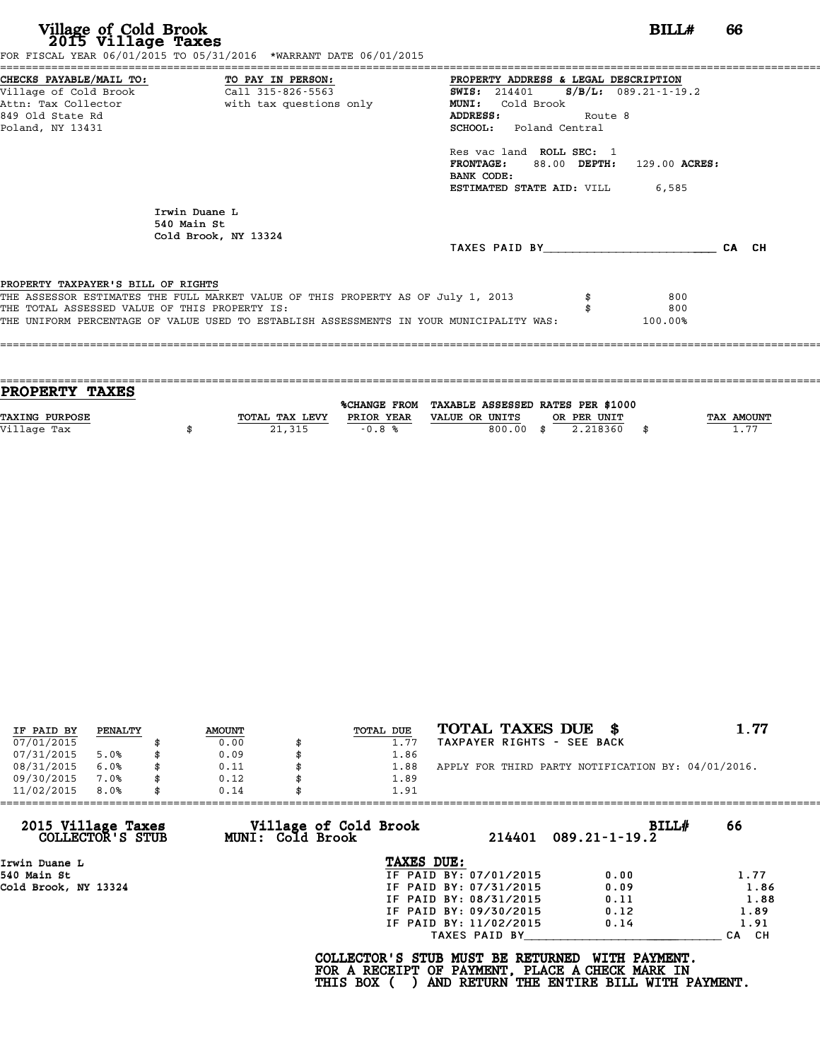# Village of Cold Brook
## 2015 Village Taxes

**BILL# 66**

FOR FISCAL YEAR 06/01/2015 TO 05/31/2016 *WARRANT DATE 06/01/2015

**CHECKS PAYABLE/MAIL TO:**
Village of Cold Brook
Attn: Tax Collector
849 Old State Rd
Poland, NY 13431

**TO PAY IN PERSON:**
Call 315-826-5563
with tax questions only

**PROPERTY ADDRESS & LEGAL DESCRIPTION**
**SWIS:** 214401 **S/B/L:** 089.21-1-19.2
**MUNI:** Cold Brook
**ADDRESS:** Route 8
**SCHOOL:** Poland Central

Res vac land **ROLL SEC:** 1
**FRONTAGE:** 88.00 **DEPTH:** 129.00 **ACRES:**
**BANK CODE:**
**ESTIMATED STATE AID:** VILL 6,585

Irwin Duane L
540 Main St
Cold Brook, NY 13324

TAXES PAID BY________________________ CA CH

**PROPERTY TAXPAYER'S BILL OF RIGHTS**

THE ASSESSOR ESTIMATES THE FULL MARKET VALUE OF THIS PROPERTY AS OF July 1, 2013 $ 800
THE TOTAL ASSESSED VALUE OF THIS PROPERTY IS: $ 800
THE UNIFORM PERCENTAGE OF VALUE USED TO ESTABLISH ASSESSMENTS IN YOUR MUNICIPALITY WAS: 100.00%

## PROPERTY TAXES

| TAXING PURPOSE | TOTAL TAX LEVY | %CHANGE FROM PRIOR YEAR | TAXABLE ASSESSED VALUE OR UNITS | RATES PER $1000 OR PER UNIT | TAX AMOUNT |
|---|---|---|---|---|---|
| Village Tax | $ 21,315 | -0.8 % | 800.00 | $ 2.218360 | $ 1.77 |

| IF PAID BY | PENALTY | AMOUNT | TOTAL DUE |
|---|---|---|---|
| 07/01/2015 | | $ 0.00 | $ 1.77 |
| 07/31/2015 | 5.0% | $ 0.09 | $ 1.86 |
| 08/31/2015 | 6.0% | $ 0.11 | $ 1.88 |
| 09/30/2015 | 7.0% | $ 0.12 | $ 1.89 |
| 11/02/2015 | 8.0% | $ 0.14 | $ 1.91 |

**TOTAL TAXES DUE $ 1.77**
TAXPAYER RIGHTS - SEE BACK

APPLY FOR THIRD PARTY NOTIFICATION BY: 04/01/2016.

---

**2015 Village Taxes COLLECTOR'S STUB** — **Village of Cold Brook MUNI: Cold Brook** — 214401 089.21-1-19.2 — **BILL# 66**

Irwin Duane L
540 Main St
Cold Brook, NY 13324

**TAXES DUE:**

| | | |
|---|---|---|
| IF PAID BY: 07/01/2015 | 0.00 | 1.77 |
| IF PAID BY: 07/31/2015 | 0.09 | 1.86 |
| IF PAID BY: 08/31/2015 | 0.11 | 1.88 |
| IF PAID BY: 09/30/2015 | 0.12 | 1.89 |
| IF PAID BY: 11/02/2015 | 0.14 | 1.91 |

TAXES PAID BY____________________________ CA CH

**COLLECTOR'S STUB MUST BE RETURNED WITH PAYMENT.
FOR A RECEIPT OF PAYMENT, PLACE A CHECK MARK IN
THIS BOX ( ) AND RETURN THE ENTIRE BILL WITH PAYMENT.**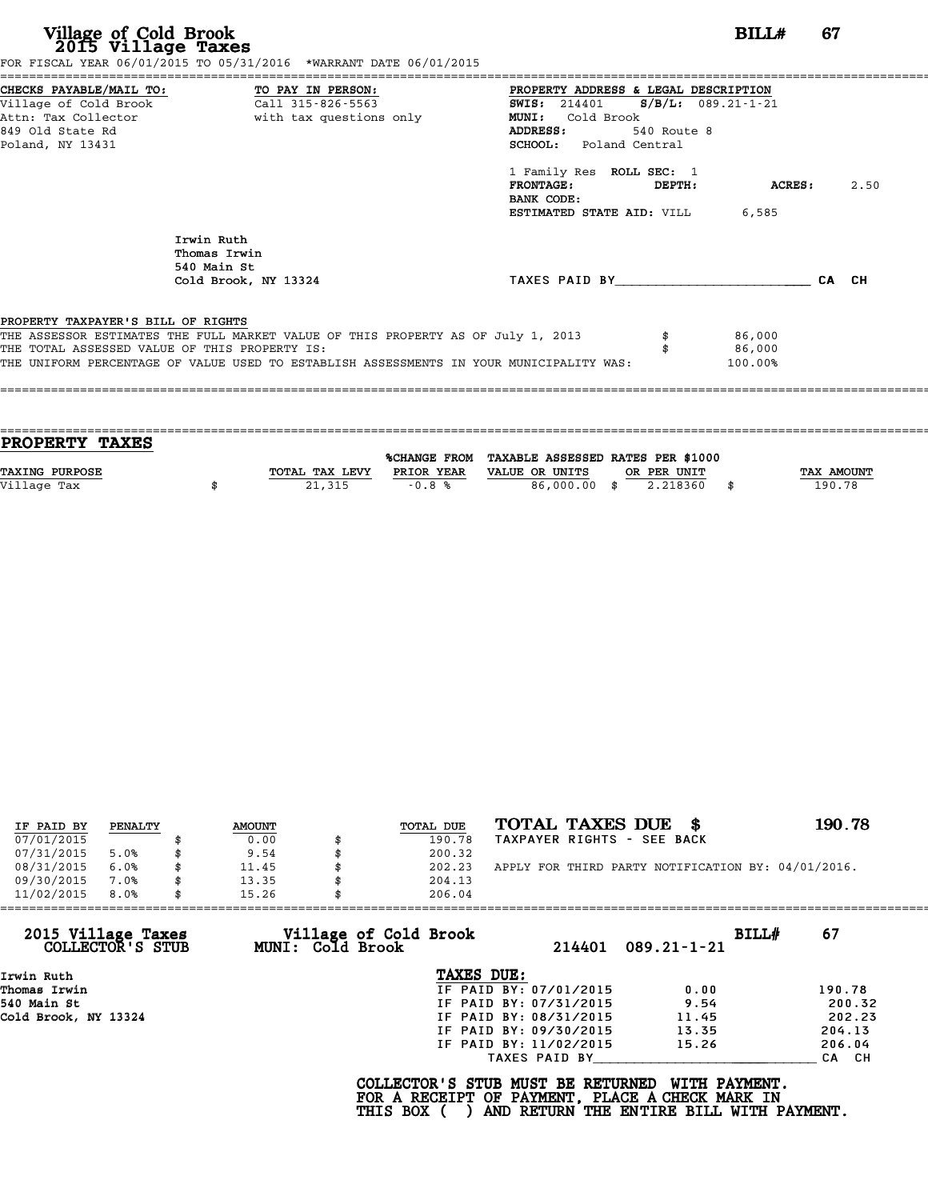# Village of Cold Brook
## 2015 Village Taxes

**BILL# 67**

FOR FISCAL YEAR 06/01/2015 TO 05/31/2016 *WARRANT DATE 06/01/2015

**CHECKS PAYABLE/MAIL TO:**
Village of Cold Brook
Attn: Tax Collector
849 Old State Rd
Poland, NY 13431

**TO PAY IN PERSON:**
Call 315-826-5563
with tax questions only

**PROPERTY ADDRESS & LEGAL DESCRIPTION**
**SWIS:** 214401 **S/B/L:** 089.21-1-21
**MUNI:** Cold Brook
**ADDRESS:** 540 Route 8
**SCHOOL:** Poland Central

1 Family Res **ROLL SEC:** 1
**FRONTAGE:** **DEPTH:** **ACRES:** 2.50
**BANK CODE:**
**ESTIMATED STATE AID:** VILL 6,585

Irwin Ruth
Thomas Irwin
540 Main St
Cold Brook, NY 13324

TAXES PAID BY________________________ CA CH

**PROPERTY TAXPAYER'S BILL OF RIGHTS**

THE ASSESSOR ESTIMATES THE FULL MARKET VALUE OF THIS PROPERTY AS OF July 1, 2013 $ 86,000
THE TOTAL ASSESSED VALUE OF THIS PROPERTY IS: $ 86,000
THE UNIFORM PERCENTAGE OF VALUE USED TO ESTABLISH ASSESSMENTS IN YOUR MUNICIPALITY WAS: 100.00%

## PROPERTY TAXES

| TAXING PURPOSE | TOTAL TAX LEVY | %CHANGE FROM PRIOR YEAR | TAXABLE ASSESSED VALUE OR UNITS | RATES PER $1000 OR PER UNIT | TAX AMOUNT |
|---|---|---|---|---|---|
| Village Tax | $ 21,315 | -0.8 % | 86,000.00 | $ 2.218360 | $ 190.78 |

| IF PAID BY | PENALTY | AMOUNT | TOTAL DUE |
|---|---|---|---|
| 07/01/2015 | | $ 0.00 | $ 190.78 |
| 07/31/2015 | 5.0% | $ 9.54 | $ 200.32 |
| 08/31/2015 | 6.0% | $ 11.45 | $ 202.23 |
| 09/30/2015 | 7.0% | $ 13.35 | $ 204.13 |
| 11/02/2015 | 8.0% | $ 15.26 | $ 206.04 |

**TOTAL TAXES DUE $ 190.78**
TAXPAYER RIGHTS - SEE BACK

APPLY FOR THIRD PARTY NOTIFICATION BY: 04/01/2016.

---

**2015 Village Taxes COLLECTOR'S STUB** — **Village of Cold Brook MUNI: Cold Brook** — 214401 089.21-1-21 — **BILL# 67**

Irwin Ruth
Thomas Irwin
540 Main St
Cold Brook, NY 13324

**TAXES DUE:**

| | | |
|---|---|---|
| IF PAID BY: 07/01/2015 | 0.00 | 190.78 |
| IF PAID BY: 07/31/2015 | 9.54 | 200.32 |
| IF PAID BY: 08/31/2015 | 11.45 | 202.23 |
| IF PAID BY: 09/30/2015 | 13.35 | 204.13 |
| IF PAID BY: 11/02/2015 | 15.26 | 206.04 |

TAXES PAID BY________________________ CA CH

**COLLECTOR'S STUB MUST BE RETURNED WITH PAYMENT. FOR A RECEIPT OF PAYMENT, PLACE A CHECK MARK IN THIS BOX ( ) AND RETURN THE ENTIRE BILL WITH PAYMENT.**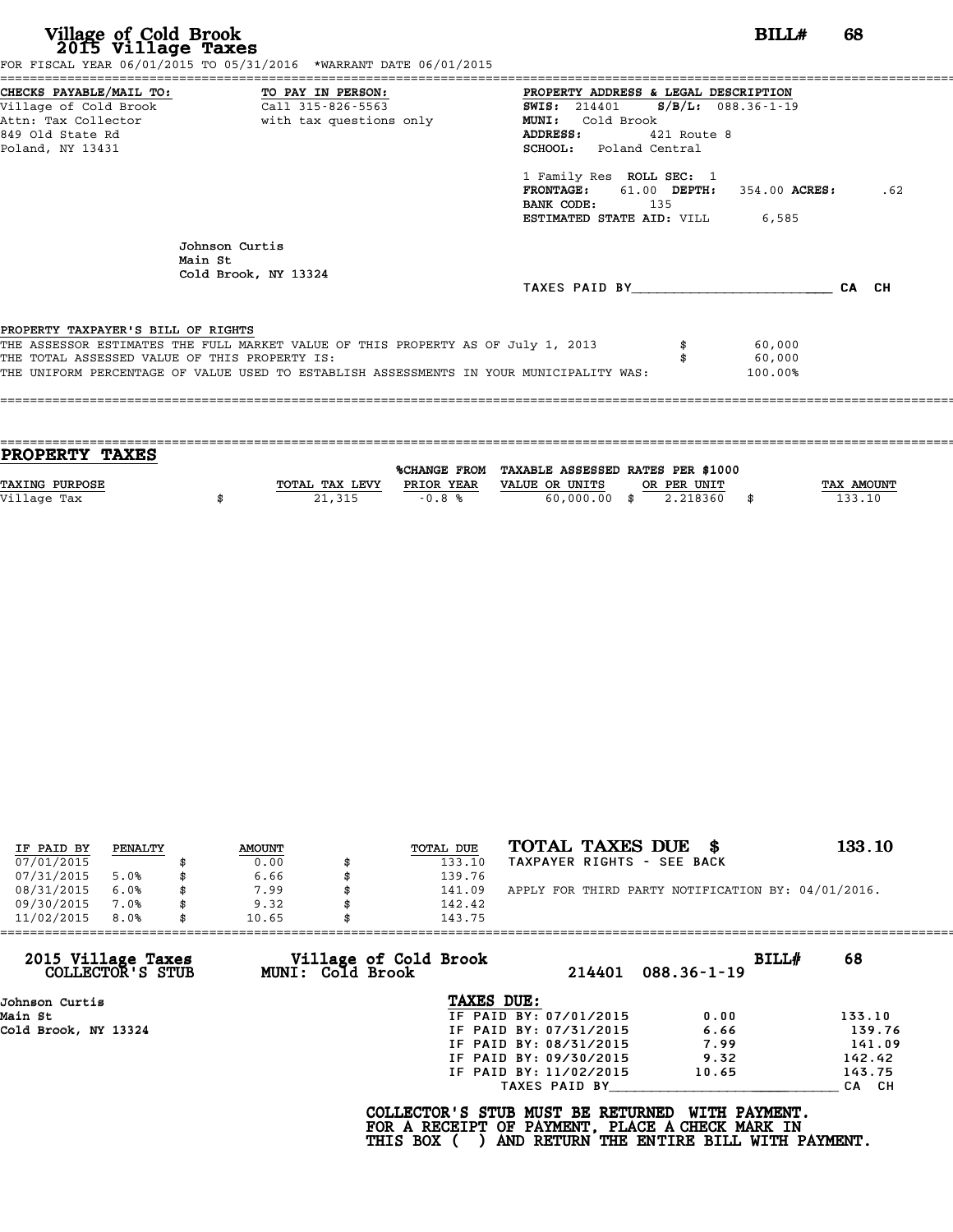# Village of Cold Brook
## 2015 Village Taxes

**BILL# 68**

FOR FISCAL YEAR 06/01/2015 TO 05/31/2016 *WARRANT DATE 06/01/2015

**CHECKS PAYABLE/MAIL TO:**
Village of Cold Brook
Attn: Tax Collector
849 Old State Rd
Poland, NY 13431

**TO PAY IN PERSON:**
Call 315-826-5563
with tax questions only

**PROPERTY ADDRESS & LEGAL DESCRIPTION**
**SWIS:** 214401 **S/B/L:** 088.36-1-19
**MUNI:** Cold Brook
**ADDRESS:** 421 Route 8
**SCHOOL:** Poland Central

1 Family Res **ROLL SEC:** 1
**FRONTAGE:** 61.00 **DEPTH:** 354.00 **ACRES:** .62
**BANK CODE:** 135
**ESTIMATED STATE AID:** VILL 6,585

Johnson Curtis
Main St
Cold Brook, NY 13324

TAXES PAID BY\_\_\_\_\_\_\_\_\_\_\_\_\_\_\_\_\_\_\_\_\_\_\_\_ CA CH

**PROPERTY TAXPAYER'S BILL OF RIGHTS**

THE ASSESSOR ESTIMATES THE FULL MARKET VALUE OF THIS PROPERTY AS OF July 1, 2013 $ 60,000
THE TOTAL ASSESSED VALUE OF THIS PROPERTY IS: $ 60,000
THE UNIFORM PERCENTAGE OF VALUE USED TO ESTABLISH ASSESSMENTS IN YOUR MUNICIPALITY WAS: 100.00%

## PROPERTY TAXES

| TAXING PURPOSE | TOTAL TAX LEVY | %CHANGE FROM PRIOR YEAR | TAXABLE ASSESSED VALUE OR UNITS | RATES PER $1000 OR PER UNIT | TAX AMOUNT |
|---|---|---|---|---|---|
| Village Tax | $ 21,315 | -0.8 % | 60,000.00 | $ 2.218360 | $ 133.10 |

| IF PAID BY | PENALTY | AMOUNT | TOTAL DUE |
|---|---|---|---|
| 07/01/2015 | | $ 0.00 | $ 133.10 |
| 07/31/2015 | 5.0% | $ 6.66 | $ 139.76 |
| 08/31/2015 | 6.0% | $ 7.99 | $ 141.09 |
| 09/30/2015 | 7.0% | $ 9.32 | $ 142.42 |
| 11/02/2015 | 8.0% | $ 10.65 | $ 143.75 |

**TOTAL TAXES DUE $ 133.10**

TAXPAYER RIGHTS - SEE BACK

APPLY FOR THIRD PARTY NOTIFICATION BY: 04/01/2016.

---

**2015 Village Taxes COLLECTOR'S STUB**
**Village of Cold Brook MUNI: Cold Brook**
214401 088.36-1-19 **BILL# 68**

Johnson Curtis
Main St
Cold Brook, NY 13324

**TAXES DUE:**

| | | |
|---|---|---|
| IF PAID BY: 07/01/2015 | 0.00 | 133.10 |
| IF PAID BY: 07/31/2015 | 6.66 | 139.76 |
| IF PAID BY: 08/31/2015 | 7.99 | 141.09 |
| IF PAID BY: 09/30/2015 | 9.32 | 142.42 |
| IF PAID BY: 11/02/2015 | 10.65 | 143.75 |

TAXES PAID BY\_\_\_\_\_\_\_\_\_\_\_\_\_\_\_\_\_\_\_\_\_\_\_\_ CA CH

**COLLECTOR'S STUB MUST BE RETURNED WITH PAYMENT.**
**FOR A RECEIPT OF PAYMENT, PLACE A CHECK MARK IN**
**THIS BOX ( ) AND RETURN THE ENTIRE BILL WITH PAYMENT.**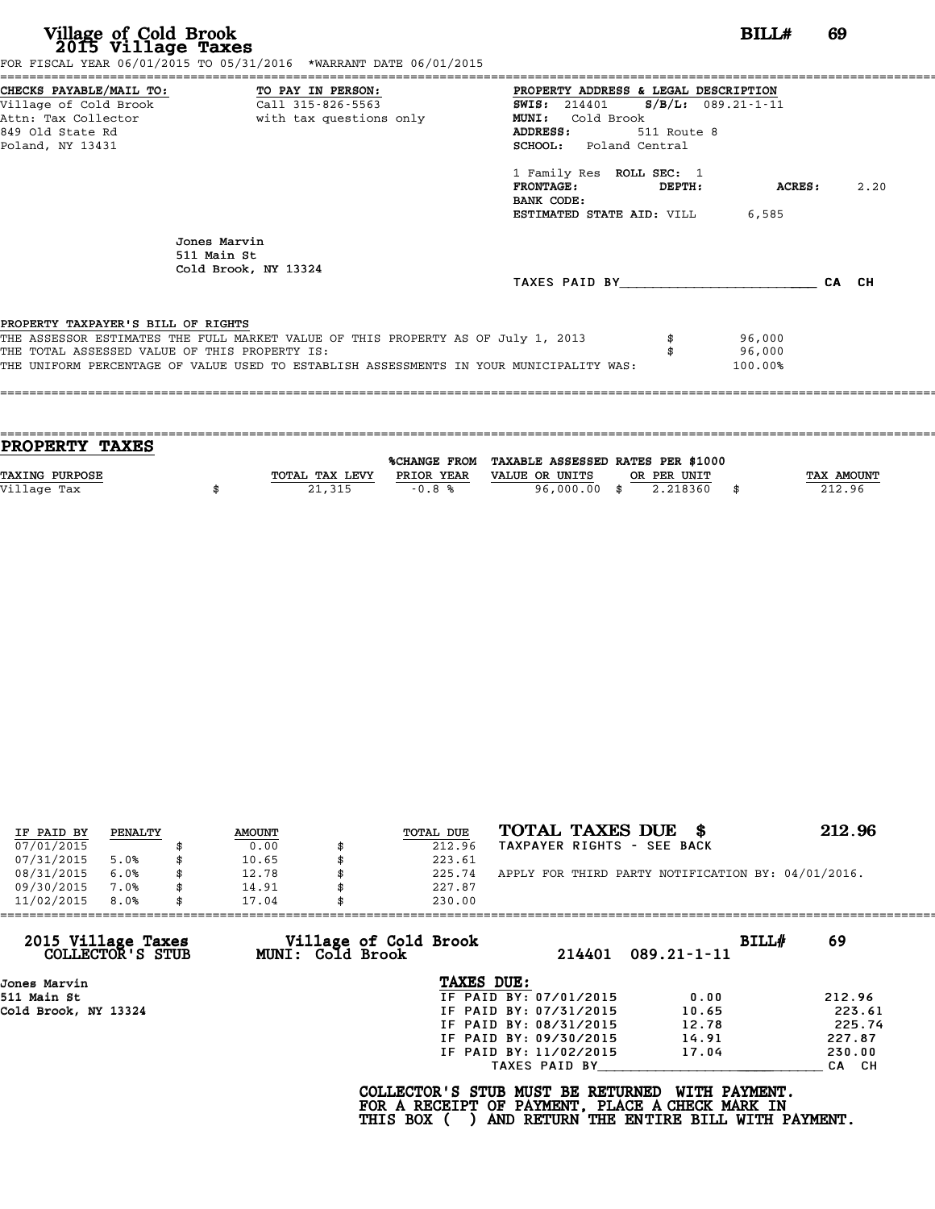# Village of Cold Brook
## 2015 Village Taxes

**BILL# 69**

FOR FISCAL YEAR 06/01/2015 TO 05/31/2016 *WARRANT DATE 06/01/2015

**CHECKS PAYABLE/MAIL TO:**
Village of Cold Brook
Attn: Tax Collector
849 Old State Rd
Poland, NY 13431

**TO PAY IN PERSON:**
Call 315-826-5563
with tax questions only

**PROPERTY ADDRESS & LEGAL DESCRIPTION**
**SWIS:** 214401 **S/B/L:** 089.21-1-11
**MUNI:** Cold Brook
**ADDRESS:** 511 Route 8
**SCHOOL:** Poland Central

1 Family Res **ROLL SEC:** 1
**FRONTAGE:** **DEPTH:** **ACRES:** 2.20
**BANK CODE:**
**ESTIMATED STATE AID:** VILL 6,585

Jones Marvin
511 Main St
Cold Brook, NY 13324

TAXES PAID BY________________________ CA CH

**PROPERTY TAXPAYER'S BILL OF RIGHTS**

THE ASSESSOR ESTIMATES THE FULL MARKET VALUE OF THIS PROPERTY AS OF July 1, 2013 $ 96,000
THE TOTAL ASSESSED VALUE OF THIS PROPERTY IS: $ 96,000
THE UNIFORM PERCENTAGE OF VALUE USED TO ESTABLISH ASSESSMENTS IN YOUR MUNICIPALITY WAS: 100.00%

## PROPERTY TAXES

| TAXING PURPOSE | TOTAL TAX LEVY | %CHANGE FROM PRIOR YEAR | TAXABLE ASSESSED VALUE OR UNITS | RATES PER $1000 OR PER UNIT | TAX AMOUNT |
|---|---|---|---|---|---|
| Village Tax | $ 21,315 | -0.8 % | 96,000.00 | $ 2.218360 | $ 212.96 |

| IF PAID BY | PENALTY | AMOUNT | TOTAL DUE |
|---|---|---|---|
| 07/01/2015 | | $ 0.00 | $ 212.96 |
| 07/31/2015 | 5.0% | $ 10.65 | $ 223.61 |
| 08/31/2015 | 6.0% | $ 12.78 | $ 225.74 |
| 09/30/2015 | 7.0% | $ 14.91 | $ 227.87 |
| 11/02/2015 | 8.0% | $ 17.04 | $ 230.00 |

**TOTAL TAXES DUE $ 212.96**
TAXPAYER RIGHTS - SEE BACK

APPLY FOR THIRD PARTY NOTIFICATION BY: 04/01/2016.

---

**2015 Village Taxes COLLECTOR'S STUB** — Village of Cold Brook MUNI: Cold Brook — 214401 089.21-1-11 — **BILL# 69**

Jones Marvin
511 Main St
Cold Brook, NY 13324

**TAXES DUE:**

| | | |
|---|---|---|
| IF PAID BY: 07/01/2015 | 0.00 | 212.96 |
| IF PAID BY: 07/31/2015 | 10.65 | 223.61 |
| IF PAID BY: 08/31/2015 | 12.78 | 225.74 |
| IF PAID BY: 09/30/2015 | 14.91 | 227.87 |
| IF PAID BY: 11/02/2015 | 17.04 | 230.00 |

TAXES PAID BY____________________________ CA CH

**COLLECTOR'S STUB MUST BE RETURNED WITH PAYMENT.
FOR A RECEIPT OF PAYMENT, PLACE A CHECK MARK IN
THIS BOX ( ) AND RETURN THE ENTIRE BILL WITH PAYMENT.**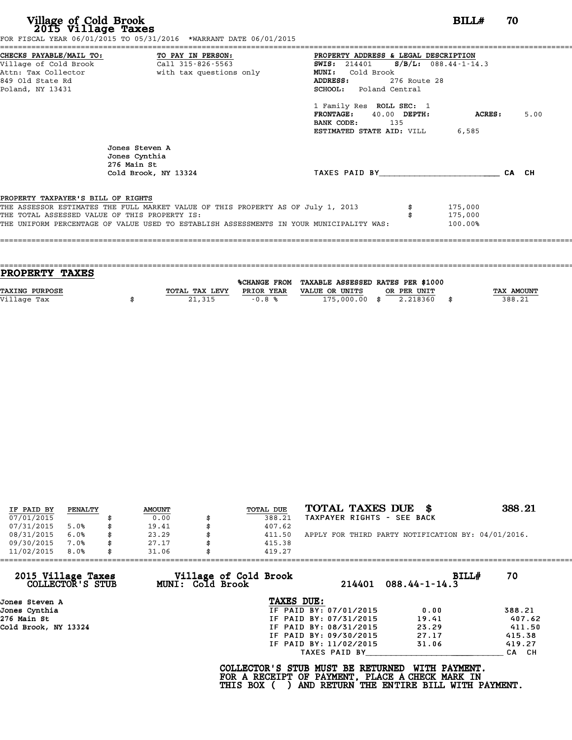# Village of Cold Brook
## 2015 Village Taxes

**BILL# 70**

FOR FISCAL YEAR 06/01/2015 TO 05/31/2016 *WARRANT DATE 06/01/2015

**CHECKS PAYABLE/MAIL TO:**
Village of Cold Brook
Attn: Tax Collector
849 Old State Rd
Poland, NY 13431

**TO PAY IN PERSON:**
Call 315-826-5563
with tax questions only

**PROPERTY ADDRESS & LEGAL DESCRIPTION**
**SWIS:** 214401 **S/B/L:** 088.44-1-14.3
**MUNI:** Cold Brook
**ADDRESS:** 276 Route 28
**SCHOOL:** Poland Central

1 Family Res **ROLL SEC:** 1
**FRONTAGE:** 40.00 **DEPTH:** **ACRES:** 5.00
**BANK CODE:** 135
**ESTIMATED STATE AID:** VILL 6,585

Jones Steven A
Jones Cynthia
276 Main St
Cold Brook, NY 13324

TAXES PAID BY________________________ CA CH

**PROPERTY TAXPAYER'S BILL OF RIGHTS**

THE ASSESSOR ESTIMATES THE FULL MARKET VALUE OF THIS PROPERTY AS OF July 1, 2013 $ 175,000
THE TOTAL ASSESSED VALUE OF THIS PROPERTY IS: $ 175,000
THE UNIFORM PERCENTAGE OF VALUE USED TO ESTABLISH ASSESSMENTS IN YOUR MUNICIPALITY WAS: 100.00%

## PROPERTY TAXES

| TAXING PURPOSE | TOTAL TAX LEVY | %CHANGE FROM PRIOR YEAR | TAXABLE ASSESSED VALUE OR UNITS | RATES PER $1000 OR PER UNIT | TAX AMOUNT |
|---|---|---|---|---|---|
| Village Tax | $ 21,315 | -0.8 % | 175,000.00 | $ 2.218360 | $ 388.21 |

| IF PAID BY | PENALTY | AMOUNT | TOTAL DUE |
|---|---|---|---|
| 07/01/2015 | | $ 0.00 | $ 388.21 |
| 07/31/2015 | 5.0% | $ 19.41 | $ 407.62 |
| 08/31/2015 | 6.0% | $ 23.29 | $ 411.50 |
| 09/30/2015 | 7.0% | $ 27.17 | $ 415.38 |
| 11/02/2015 | 8.0% | $ 31.06 | $ 419.27 |

**TOTAL TAXES DUE $ 388.21**
TAXPAYER RIGHTS - SEE BACK

APPLY FOR THIRD PARTY NOTIFICATION BY: 04/01/2016.

---

**2015 Village Taxes COLLECTOR'S STUB**
**Village of Cold Brook MUNI: Cold Brook** 214401 088.44-1-14.3 **BILL# 70**

Jones Steven A
Jones Cynthia
276 Main St
Cold Brook, NY 13324

**TAXES DUE:**

| | | |
|---|---|---|
| IF PAID BY: 07/01/2015 | 0.00 | 388.21 |
| IF PAID BY: 07/31/2015 | 19.41 | 407.62 |
| IF PAID BY: 08/31/2015 | 23.29 | 411.50 |
| IF PAID BY: 09/30/2015 | 27.17 | 415.38 |
| IF PAID BY: 11/02/2015 | 31.06 | 419.27 |

TAXES PAID BY____________________________ CA CH

**COLLECTOR'S STUB MUST BE RETURNED WITH PAYMENT.
FOR A RECEIPT OF PAYMENT, PLACE A CHECK MARK IN
THIS BOX ( ) AND RETURN THE ENTIRE BILL WITH PAYMENT.**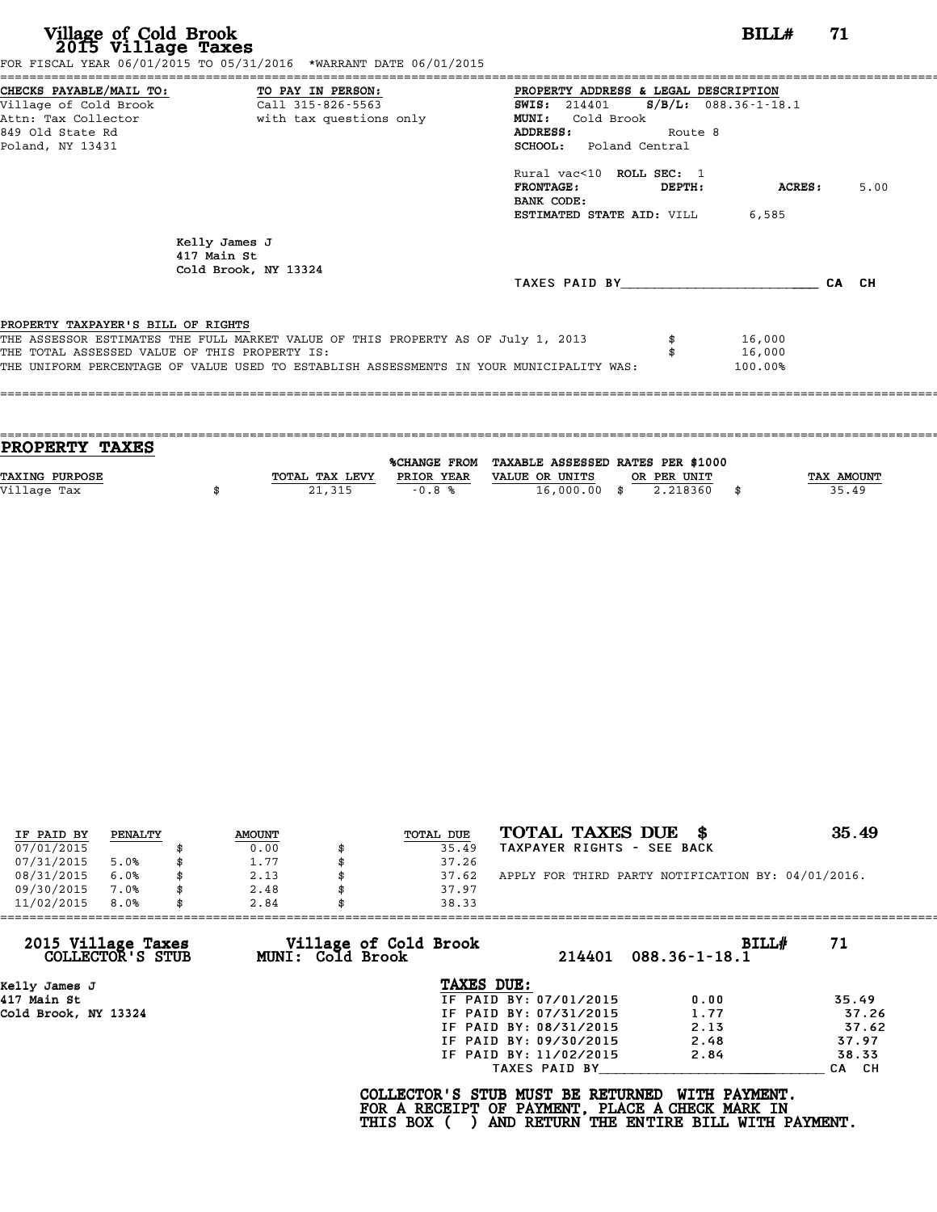# Village of Cold Brook
## 2015 Village Taxes

**BILL# 71**

FOR FISCAL YEAR 06/01/2015 TO 05/31/2016 *WARRANT DATE 06/01/2015

**CHECKS PAYABLE/MAIL TO:**
Village of Cold Brook
Attn: Tax Collector
849 Old State Rd
Poland, NY 13431

**TO PAY IN PERSON:**
Call 315-826-5563
with tax questions only

**PROPERTY ADDRESS & LEGAL DESCRIPTION**
**SWIS:** 214401 **S/B/L:** 088.36-1-18.1
**MUNI:** Cold Brook
**ADDRESS:** Route 8
**SCHOOL:** Poland Central

Rural vac<10 **ROLL SEC:** 1
**FRONTAGE:** **DEPTH:** **ACRES:** 5.00
**BANK CODE:**
**ESTIMATED STATE AID:** VILL 6,585

Kelly James J
417 Main St
Cold Brook, NY 13324

TAXES PAID BY________________________ CA CH

**PROPERTY TAXPAYER'S BILL OF RIGHTS**

THE ASSESSOR ESTIMATES THE FULL MARKET VALUE OF THIS PROPERTY AS OF July 1, 2013 $ 16,000
THE TOTAL ASSESSED VALUE OF THIS PROPERTY IS: $ 16,000
THE UNIFORM PERCENTAGE OF VALUE USED TO ESTABLISH ASSESSMENTS IN YOUR MUNICIPALITY WAS: 100.00%

## PROPERTY TAXES

| TAXING PURPOSE | TOTAL TAX LEVY | %CHANGE FROM PRIOR YEAR | TAXABLE ASSESSED VALUE OR UNITS | RATES PER $1000 OR PER UNIT | TAX AMOUNT |
|---|---|---|---|---|---|
| Village Tax | $ 21,315 | -0.8 % | 16,000.00 | $ 2.218360 | $ 35.49 |

| IF PAID BY | PENALTY | AMOUNT | TOTAL DUE |
|---|---|---|---|
| 07/01/2015 | | $ 0.00 | $ 35.49 |
| 07/31/2015 | 5.0% | $ 1.77 | $ 37.26 |
| 08/31/2015 | 6.0% | $ 2.13 | $ 37.62 |
| 09/30/2015 | 7.0% | $ 2.48 | $ 37.97 |
| 11/02/2015 | 8.0% | $ 2.84 | $ 38.33 |

**TOTAL TAXES DUE $ 35.49**
TAXPAYER RIGHTS - SEE BACK

APPLY FOR THIRD PARTY NOTIFICATION BY: 04/01/2016.

---

**2015 Village Taxes COLLECTOR'S STUB**
**Village of Cold Brook MUNI: Cold Brook**
214401 088.36-1-18.1 **BILL# 71**

Kelly James J
417 Main St
Cold Brook, NY 13324

**TAXES DUE:**

| | | |
|---|---|---|
| IF PAID BY: 07/01/2015 | 0.00 | 35.49 |
| IF PAID BY: 07/31/2015 | 1.77 | 37.26 |
| IF PAID BY: 08/31/2015 | 2.13 | 37.62 |
| IF PAID BY: 09/30/2015 | 2.48 | 37.97 |
| IF PAID BY: 11/02/2015 | 2.84 | 38.33 |

TAXES PAID BY____________________________ CA CH

**COLLECTOR'S STUB MUST BE RETURNED WITH PAYMENT.**
**FOR A RECEIPT OF PAYMENT, PLACE A CHECK MARK IN**
**THIS BOX ( ) AND RETURN THE ENTIRE BILL WITH PAYMENT.**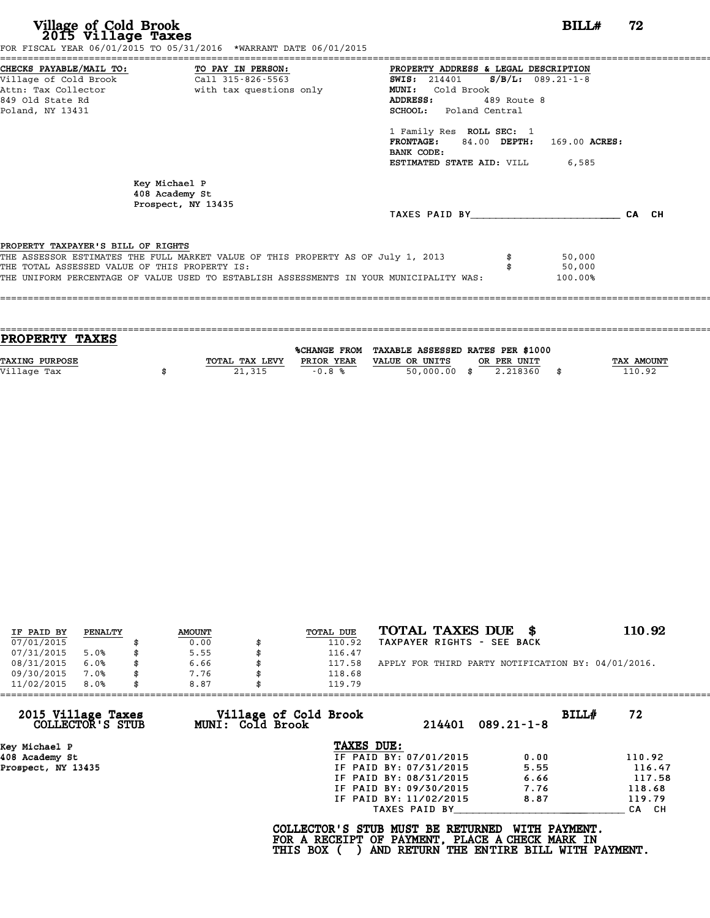# Village of Cold Brook
## 2015 Village Taxes

**BILL# 72**

FOR FISCAL YEAR 06/01/2015 TO 05/31/2016 *WARRANT DATE 06/01/2015

**CHECKS PAYABLE/MAIL TO:**
Village of Cold Brook
Attn: Tax Collector
849 Old State Rd
Poland, NY 13431

**TO PAY IN PERSON:**
Call 315-826-5563
with tax questions only

**PROPERTY ADDRESS & LEGAL DESCRIPTION**
**SWIS:** 214401 **S/B/L:** 089.21-1-8
**MUNI:** Cold Brook
**ADDRESS:** 489 Route 8
**SCHOOL:** Poland Central

1 Family Res **ROLL SEC:** 1
**FRONTAGE:** 84.00 **DEPTH:** 169.00 **ACRES:**
**BANK CODE:**
**ESTIMATED STATE AID:** VILL 6,585

Key Michael P
408 Academy St
Prospect, NY 13435

TAXES PAID BY________________________ CA CH

**PROPERTY TAXPAYER'S BILL OF RIGHTS**

| | | |
|---|---|---|
| THE ASSESSOR ESTIMATES THE FULL MARKET VALUE OF THIS PROPERTY AS OF July 1, 2013 | $ | 50,000 |
| THE TOTAL ASSESSED VALUE OF THIS PROPERTY IS: | $ | 50,000 |
| THE UNIFORM PERCENTAGE OF VALUE USED TO ESTABLISH ASSESSMENTS IN YOUR MUNICIPALITY WAS: | | 100.00% |

## PROPERTY TAXES

| TAXING PURPOSE | | TOTAL TAX LEVY | %CHANGE FROM PRIOR YEAR | TAXABLE ASSESSED VALUE OR UNITS | | RATES PER $1000 OR PER UNIT | | TAX AMOUNT |
|---|---|---|---|---|---|---|---|---|
| Village Tax | $ | 21,315 | -0.8 % | 50,000.00 | $ | 2.218360 | $ | 110.92 |

| IF PAID BY | PENALTY | | AMOUNT | | TOTAL DUE |
|---|---|---|---|---|---|
| 07/01/2015 | | $ | 0.00 | $ | 110.92 |
| 07/31/2015 | 5.0% | $ | 5.55 | $ | 116.47 |
| 08/31/2015 | 6.0% | $ | 6.66 | $ | 117.58 |
| 09/30/2015 | 7.0% | $ | 7.76 | $ | 118.68 |
| 11/02/2015 | 8.0% | $ | 8.87 | $ | 119.79 |

**TOTAL TAXES DUE $ 110.92**
TAXPAYER RIGHTS - SEE BACK

APPLY FOR THIRD PARTY NOTIFICATION BY: 04/01/2016.

---

**2015 Village Taxes COLLECTOR'S STUB** | **Village of Cold Brook MUNI: Cold Brook** | 214401 089.21-1-8 | **BILL# 72**

Key Michael P
408 Academy St
Prospect, NY 13435

**TAXES DUE:**

| | | |
|---|---|---|
| IF PAID BY: 07/01/2015 | 0.00 | 110.92 |
| IF PAID BY: 07/31/2015 | 5.55 | 116.47 |
| IF PAID BY: 08/31/2015 | 6.66 | 117.58 |
| IF PAID BY: 09/30/2015 | 7.76 | 118.68 |
| IF PAID BY: 11/02/2015 | 8.87 | 119.79 |

TAXES PAID BY____________________________ CA CH

**COLLECTOR'S STUB MUST BE RETURNED WITH PAYMENT.**
**FOR A RECEIPT OF PAYMENT, PLACE A CHECK MARK IN**
**THIS BOX ( ) AND RETURN THE ENTIRE BILL WITH PAYMENT.**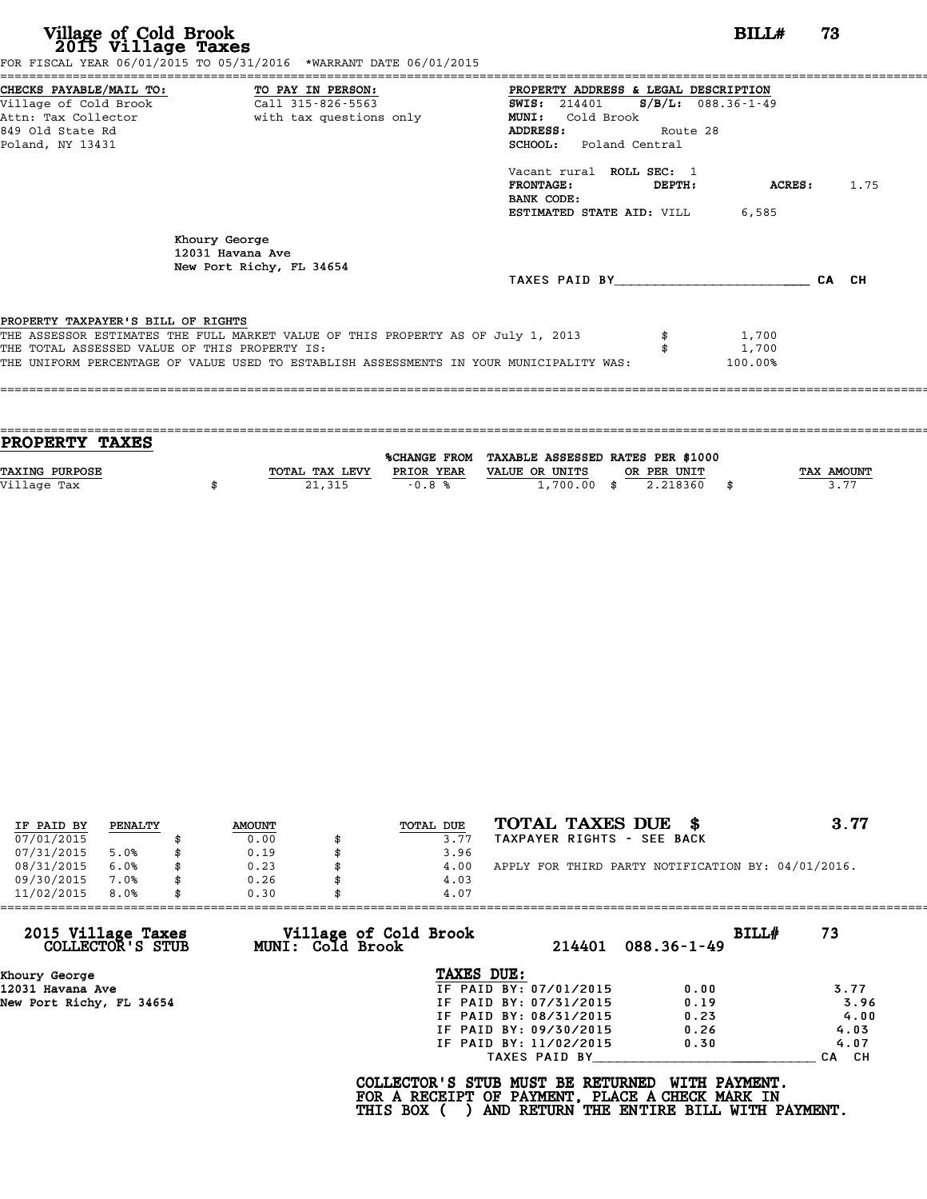# Village of Cold Brook
## 2015 Village Taxes

**BILL# 73**

FOR FISCAL YEAR 06/01/2015 TO 05/31/2016 *WARRANT DATE 06/01/2015

**CHECKS PAYABLE/MAIL TO:**
Village of Cold Brook
Attn: Tax Collector
849 Old State Rd
Poland, NY 13431

**TO PAY IN PERSON:**
Call 315-826-5563
with tax questions only

**PROPERTY ADDRESS & LEGAL DESCRIPTION**
**SWIS:** 214401 **S/B/L:** 088.36-1-49
**MUNI:** Cold Brook
**ADDRESS:** Route 28
**SCHOOL:** Poland Central

Vacant rural **ROLL SEC:** 1
**FRONTAGE:** **DEPTH:** **ACRES:** 1.75
**BANK CODE:**
**ESTIMATED STATE AID:** VILL 6,585

Khoury George
12031 Havana Ave
New Port Richy, FL 34654

TAXES PAID BY________________________ CA CH

**PROPERTY TAXPAYER'S BILL OF RIGHTS**

THE ASSESSOR ESTIMATES THE FULL MARKET VALUE OF THIS PROPERTY AS OF July 1, 2013 $ 1,700
THE TOTAL ASSESSED VALUE OF THIS PROPERTY IS: $ 1,700
THE UNIFORM PERCENTAGE OF VALUE USED TO ESTABLISH ASSESSMENTS IN YOUR MUNICIPALITY WAS: 100.00%

## PROPERTY TAXES

| TAXING PURPOSE | TOTAL TAX LEVY | %CHANGE FROM PRIOR YEAR | TAXABLE ASSESSED VALUE OR UNITS | RATES PER $1000 OR PER UNIT | TAX AMOUNT |
|---|---|---|---|---|---|
| Village Tax | $ 21,315 | -0.8 % | 1,700.00 | $ 2.218360 | $ 3.77 |

| IF PAID BY | PENALTY | AMOUNT | TOTAL DUE |
|---|---|---|---|
| 07/01/2015 | | $ 0.00 | $ 3.77 |
| 07/31/2015 | 5.0% | $ 0.19 | $ 3.96 |
| 08/31/2015 | 6.0% | $ 0.23 | $ 4.00 |
| 09/30/2015 | 7.0% | $ 0.26 | $ 4.03 |
| 11/02/2015 | 8.0% | $ 0.30 | $ 4.07 |

**TOTAL TAXES DUE $ 3.77**
TAXPAYER RIGHTS - SEE BACK

APPLY FOR THIRD PARTY NOTIFICATION BY: 04/01/2016.

---

**2015 Village Taxes COLLECTOR'S STUB**
**Village of Cold Brook MUNI: Cold Brook** 214401 088.36-1-49 **BILL# 73**

Khoury George
12031 Havana Ave
New Port Richy, FL 34654

**TAXES DUE:**

| | | |
|---|---|---|
| IF PAID BY: 07/01/2015 | 0.00 | 3.77 |
| IF PAID BY: 07/31/2015 | 0.19 | 3.96 |
| IF PAID BY: 08/31/2015 | 0.23 | 4.00 |
| IF PAID BY: 09/30/2015 | 0.26 | 4.03 |
| IF PAID BY: 11/02/2015 | 0.30 | 4.07 |

TAXES PAID BY____________________________ CA CH

**COLLECTOR'S STUB MUST BE RETURNED WITH PAYMENT.
FOR A RECEIPT OF PAYMENT, PLACE A CHECK MARK IN
THIS BOX ( ) AND RETURN THE ENTIRE BILL WITH PAYMENT.**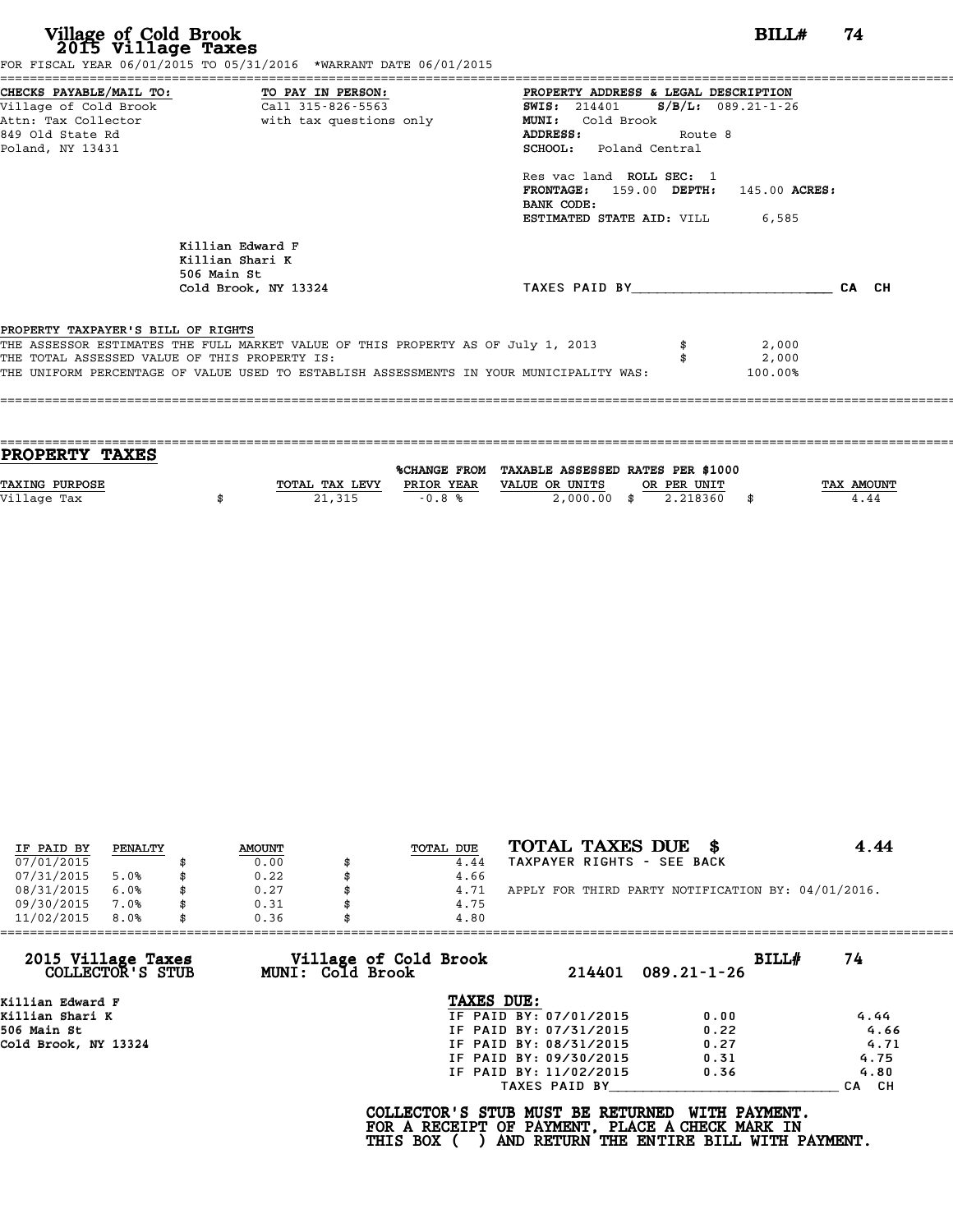# Village of Cold Brook
## 2015 Village Taxes

**BILL# 74**

FOR FISCAL YEAR 06/01/2015 TO 05/31/2016 *WARRANT DATE 06/01/2015

**CHECKS PAYABLE/MAIL TO:**
Village of Cold Brook
Attn: Tax Collector
849 Old State Rd
Poland, NY 13431

**TO PAY IN PERSON:**
Call 315-826-5563
with tax questions only

**PROPERTY ADDRESS & LEGAL DESCRIPTION**
**SWIS:** 214401 **S/B/L:** 089.21-1-26
**MUNI:** Cold Brook
**ADDRESS:** Route 8
**SCHOOL:** Poland Central

Res vac land **ROLL SEC:** 1
**FRONTAGE:** 159.00 **DEPTH:** 145.00 **ACRES:**
**BANK CODE:**
**ESTIMATED STATE AID:** VILL 6,585

Killian Edward F
Killian Shari K
506 Main St
Cold Brook, NY 13324

TAXES PAID BY________________________ CA CH

PROPERTY TAXPAYER'S BILL OF RIGHTS

THE ASSESSOR ESTIMATES THE FULL MARKET VALUE OF THIS PROPERTY AS OF July 1, 2013 $ 2,000
THE TOTAL ASSESSED VALUE OF THIS PROPERTY IS: $ 2,000
THE UNIFORM PERCENTAGE OF VALUE USED TO ESTABLISH ASSESSMENTS IN YOUR MUNICIPALITY WAS: 100.00%

## PROPERTY TAXES

| TAXING PURPOSE | TOTAL TAX LEVY | %CHANGE FROM PRIOR YEAR | TAXABLE ASSESSED VALUE OR UNITS | RATES PER $1000 OR PER UNIT | TAX AMOUNT |
|---|---|---|---|---|---|
| Village Tax | $ 21,315 | -0.8 % | 2,000.00 | $ 2.218360 | $ 4.44 |

| IF PAID BY | PENALTY | AMOUNT | TOTAL DUE |
|---|---|---|---|
| 07/01/2015 | | $ 0.00 | $ 4.44 |
| 07/31/2015 | 5.0% | $ 0.22 | $ 4.66 |
| 08/31/2015 | 6.0% | $ 0.27 | $ 4.71 |
| 09/30/2015 | 7.0% | $ 0.31 | $ 4.75 |
| 11/02/2015 | 8.0% | $ 0.36 | $ 4.80 |

**TOTAL TAXES DUE $ 4.44**
TAXPAYER RIGHTS - SEE BACK

APPLY FOR THIRD PARTY NOTIFICATION BY: 04/01/2016.

---

**2015 Village Taxes COLLECTOR'S STUB**
**Village of Cold Brook MUNI: Cold Brook** 214401 089.21-1-26 **BILL# 74**

Killian Edward F
Killian Shari K
506 Main St
Cold Brook, NY 13324

**TAXES DUE:**

| | | |
|---|---|---|
| IF PAID BY: 07/01/2015 | 0.00 | 4.44 |
| IF PAID BY: 07/31/2015 | 0.22 | 4.66 |
| IF PAID BY: 08/31/2015 | 0.27 | 4.71 |
| IF PAID BY: 09/30/2015 | 0.31 | 4.75 |
| IF PAID BY: 11/02/2015 | 0.36 | 4.80 |

TAXES PAID BY________________________ CA CH

**COLLECTOR'S STUB MUST BE RETURNED WITH PAYMENT. FOR A RECEIPT OF PAYMENT, PLACE A CHECK MARK IN THIS BOX ( ) AND RETURN THE ENTIRE BILL WITH PAYMENT.**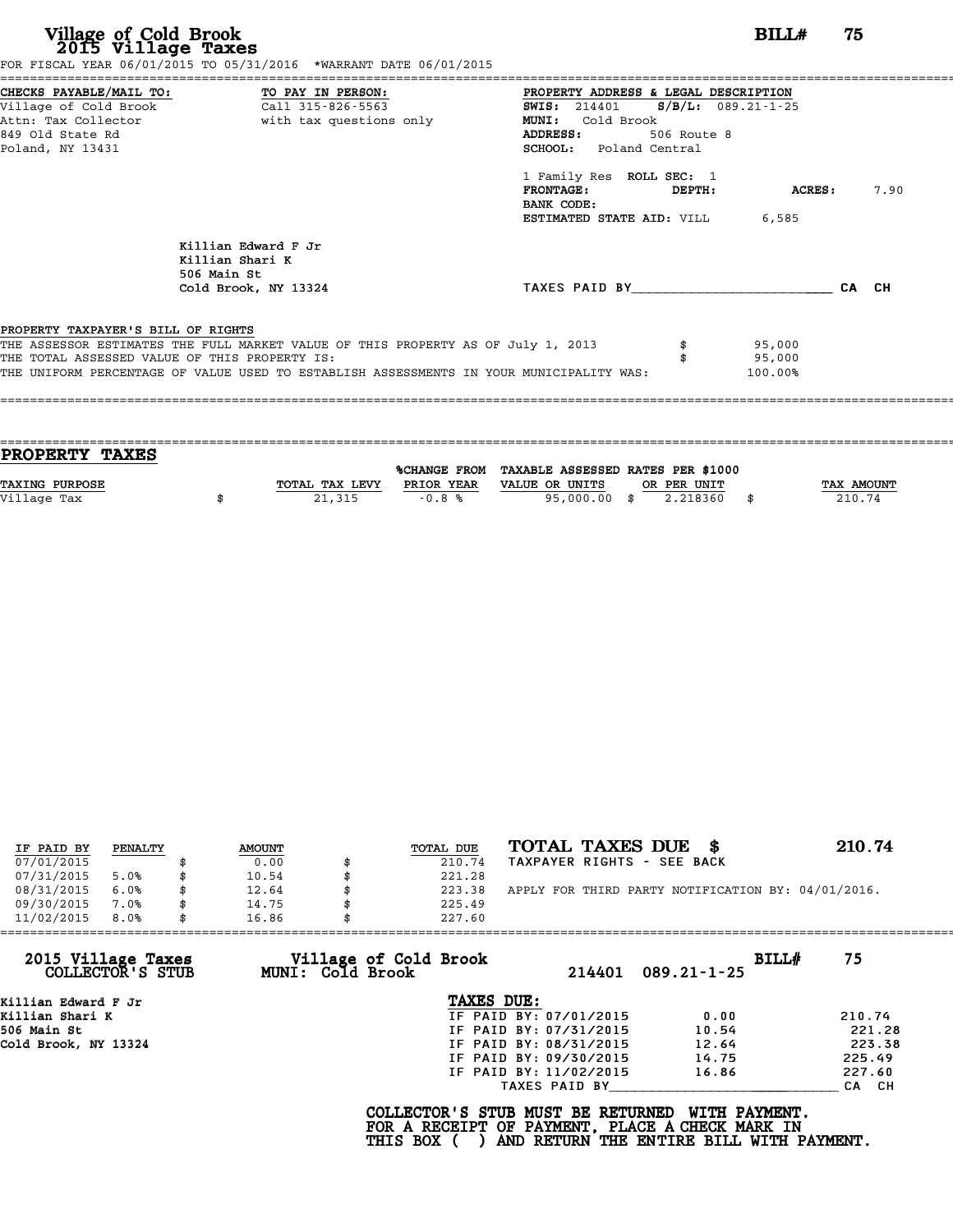# Village of Cold Brook
## 2015 Village Taxes

**BILL# 75**

FOR FISCAL YEAR 06/01/2015 TO 05/31/2016 *WARRANT DATE 06/01/2015

**CHECKS PAYABLE/MAIL TO:**
Village of Cold Brook
Attn: Tax Collector
849 Old State Rd
Poland, NY 13431

**TO PAY IN PERSON:**
Call 315-826-5563
with tax questions only

**PROPERTY ADDRESS & LEGAL DESCRIPTION**
**SWIS:** 214401 **S/B/L:** 089.21-1-25
**MUNI:** Cold Brook
**ADDRESS:** 506 Route 8
**SCHOOL:** Poland Central

1 Family Res **ROLL SEC:** 1
**FRONTAGE:** **DEPTH:** **ACRES:** 7.90
**BANK CODE:**
**ESTIMATED STATE AID:** VILL 6,585

Killian Edward F Jr
Killian Shari K
506 Main St
Cold Brook, NY 13324

TAXES PAID BY________________________ CA CH

**PROPERTY TAXPAYER'S BILL OF RIGHTS**

THE ASSESSOR ESTIMATES THE FULL MARKET VALUE OF THIS PROPERTY AS OF July 1, 2013 $ 95,000
THE TOTAL ASSESSED VALUE OF THIS PROPERTY IS: $ 95,000
THE UNIFORM PERCENTAGE OF VALUE USED TO ESTABLISH ASSESSMENTS IN YOUR MUNICIPALITY WAS: 100.00%

## PROPERTY TAXES

| TAXING PURPOSE | TOTAL TAX LEVY | %CHANGE FROM PRIOR YEAR | TAXABLE ASSESSED VALUE OR UNITS | RATES PER $1000 OR PER UNIT | TAX AMOUNT |
|---|---|---|---|---|---|
| Village Tax | $ 21,315 | -0.8 % | 95,000.00 | $ 2.218360 | $ 210.74 |

| IF PAID BY | PENALTY | AMOUNT | TOTAL DUE |
|---|---|---|---|
| 07/01/2015 | | $ 0.00 | $ 210.74 |
| 07/31/2015 | 5.0% | $ 10.54 | $ 221.28 |
| 08/31/2015 | 6.0% | $ 12.64 | $ 223.38 |
| 09/30/2015 | 7.0% | $ 14.75 | $ 225.49 |
| 11/02/2015 | 8.0% | $ 16.86 | $ 227.60 |

**TOTAL TAXES DUE $ 210.74**
TAXPAYER RIGHTS - SEE BACK

APPLY FOR THIRD PARTY NOTIFICATION BY: 04/01/2016.

---

**2015 Village Taxes COLLECTOR'S STUB**
**Village of Cold Brook MUNI: Cold Brook** 214401 089.21-1-25 **BILL# 75**

Killian Edward F Jr
Killian Shari K
506 Main St
Cold Brook, NY 13324

**TAXES DUE:**

| | | |
|---|---|---|
| IF PAID BY: 07/01/2015 | 0.00 | 210.74 |
| IF PAID BY: 07/31/2015 | 10.54 | 221.28 |
| IF PAID BY: 08/31/2015 | 12.64 | 223.38 |
| IF PAID BY: 09/30/2015 | 14.75 | 225.49 |
| IF PAID BY: 11/02/2015 | 16.86 | 227.60 |

TAXES PAID BY____________________________ CA CH

**COLLECTOR'S STUB MUST BE RETURNED WITH PAYMENT.**
**FOR A RECEIPT OF PAYMENT, PLACE A CHECK MARK IN THIS BOX ( ) AND RETURN THE ENTIRE BILL WITH PAYMENT.**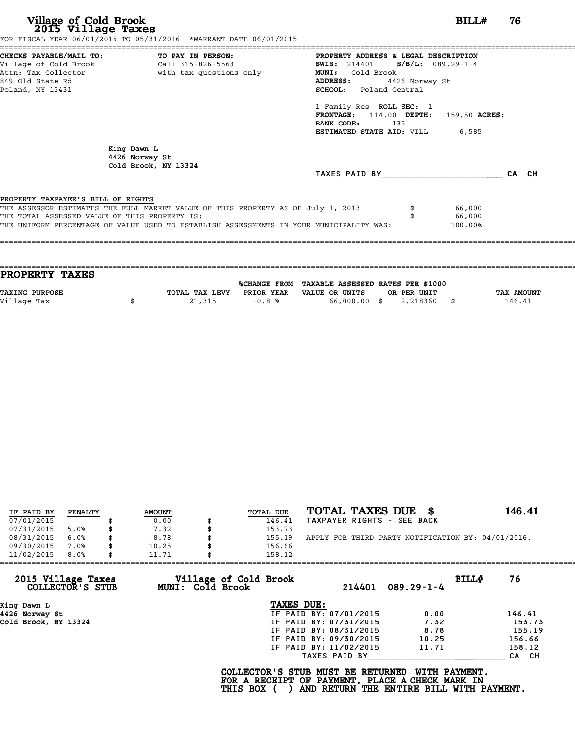# Village of Cold Brook
## 2015 Village Taxes

**BILL# 76**

FOR FISCAL YEAR 06/01/2015 TO 05/31/2016 *WARRANT DATE 06/01/2015

**CHECKS PAYABLE/MAIL TO:**
Village of Cold Brook
Attn: Tax Collector
849 Old State Rd
Poland, NY 13431

**TO PAY IN PERSON:**
Call 315-826-5563
with tax questions only

**PROPERTY ADDRESS & LEGAL DESCRIPTION**
**SWIS:** 214401 **S/B/L:** 089.29-1-4
**MUNI:** Cold Brook
**ADDRESS:** 4426 Norway St
**SCHOOL:** Poland Central

1 Family Res **ROLL SEC:** 1
**FRONTAGE:** 114.00 **DEPTH:** 159.50 **ACRES:**
**BANK CODE:** 135
**ESTIMATED STATE AID:** VILL 6,585

King Dawn L
4426 Norway St
Cold Brook, NY 13324

TAXES PAID BY________________________ CA CH

**PROPERTY TAXPAYER'S BILL OF RIGHTS**

THE ASSESSOR ESTIMATES THE FULL MARKET VALUE OF THIS PROPERTY AS OF July 1, 2013 $ 66,000
THE TOTAL ASSESSED VALUE OF THIS PROPERTY IS: $ 66,000
THE UNIFORM PERCENTAGE OF VALUE USED TO ESTABLISH ASSESSMENTS IN YOUR MUNICIPALITY WAS: 100.00%

## PROPERTY TAXES

| TAXING PURPOSE | TOTAL TAX LEVY | %CHANGE FROM PRIOR YEAR | TAXABLE ASSESSED VALUE OR UNITS | RATES PER $1000 OR PER UNIT | TAX AMOUNT |
|---|---|---|---|---|---|
| Village Tax | $ 21,315 | -0.8 % | 66,000.00 | $ 2.218360 | $ 146.41 |

| IF PAID BY | PENALTY | AMOUNT | TOTAL DUE |
|---|---|---|---|
| 07/01/2015 | | $ 0.00 | $ 146.41 |
| 07/31/2015 | 5.0% | $ 7.32 | $ 153.73 |
| 08/31/2015 | 6.0% | $ 8.78 | $ 155.19 |
| 09/30/2015 | 7.0% | $ 10.25 | $ 156.66 |
| 11/02/2015 | 8.0% | $ 11.71 | $ 158.12 |

**TOTAL TAXES DUE $ 146.41**
TAXPAYER RIGHTS - SEE BACK

APPLY FOR THIRD PARTY NOTIFICATION BY: 04/01/2016.

---

**2015 Village Taxes COLLECTOR'S STUB**
**Village of Cold Brook MUNI: Cold Brook** 214401 089.29-1-4 **BILL# 76**

King Dawn L
4426 Norway St
Cold Brook, NY 13324

**TAXES DUE:**

| | | |
|---|---|---|
| IF PAID BY: 07/01/2015 | 0.00 | 146.41 |
| IF PAID BY: 07/31/2015 | 7.32 | 153.73 |
| IF PAID BY: 08/31/2015 | 8.78 | 155.19 |
| IF PAID BY: 09/30/2015 | 10.25 | 156.66 |
| IF PAID BY: 11/02/2015 | 11.71 | 158.12 |

TAXES PAID BY______________________________ CA CH

**COLLECTOR'S STUB MUST BE RETURNED WITH PAYMENT.
FOR A RECEIPT OF PAYMENT, PLACE A CHECK MARK IN
THIS BOX ( ) AND RETURN THE ENTIRE BILL WITH PAYMENT.**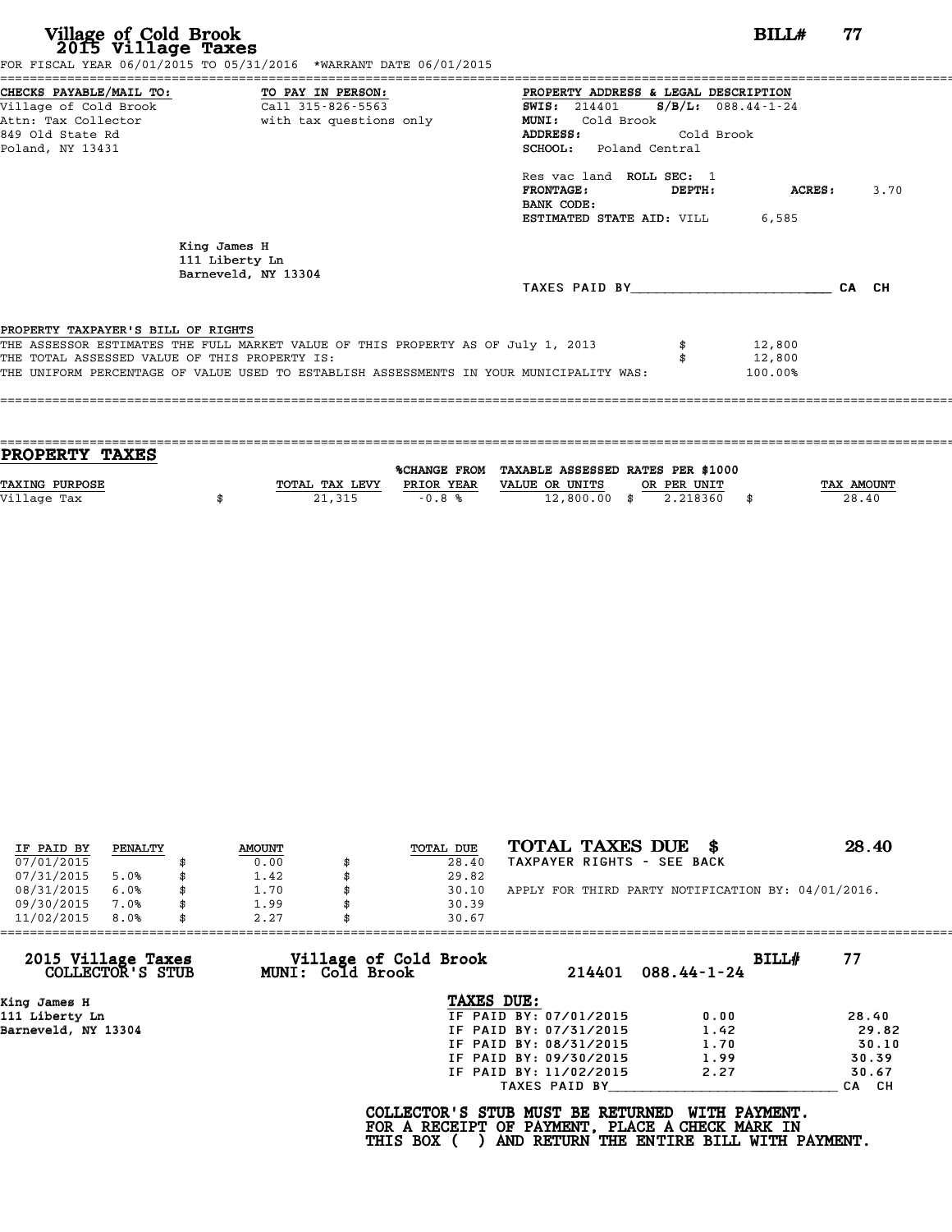# Village of Cold Brook
## 2015 Village Taxes

**BILL# 77**

FOR FISCAL YEAR 06/01/2015 TO 05/31/2016 *WARRANT DATE 06/01/2015

**CHECKS PAYABLE/MAIL TO:**
Village of Cold Brook
Attn: Tax Collector
849 Old State Rd
Poland, NY 13431

**TO PAY IN PERSON:**
Call 315-826-5563
with tax questions only

**PROPERTY ADDRESS & LEGAL DESCRIPTION**
**SWIS:** 214401 **S/B/L:** 088.44-1-24
**MUNI:** Cold Brook
**ADDRESS:** Cold Brook
**SCHOOL:** Poland Central

Res vac land **ROLL SEC:** 1
**FRONTAGE:** **DEPTH:** **ACRES:** 3.70
**BANK CODE:**
**ESTIMATED STATE AID:** VILL 6,585

King James H
111 Liberty Ln
Barneveld, NY 13304

TAXES PAID BY________________________ CA CH

**PROPERTY TAXPAYER'S BILL OF RIGHTS**

THE ASSESSOR ESTIMATES THE FULL MARKET VALUE OF THIS PROPERTY AS OF July 1, 2013 $ 12,800
THE TOTAL ASSESSED VALUE OF THIS PROPERTY IS: $ 12,800
THE UNIFORM PERCENTAGE OF VALUE USED TO ESTABLISH ASSESSMENTS IN YOUR MUNICIPALITY WAS: 100.00%

## PROPERTY TAXES

| TAXING PURPOSE | TOTAL TAX LEVY | %CHANGE FROM PRIOR YEAR | TAXABLE ASSESSED VALUE OR UNITS | RATES PER $1000 OR PER UNIT | TAX AMOUNT |
|---|---|---|---|---|---|
| Village Tax | $ 21,315 | -0.8 % | 12,800.00 | $ 2.218360 | $ 28.40 |

| IF PAID BY | PENALTY | AMOUNT | TOTAL DUE |
|---|---|---|---|
| 07/01/2015 | | $ 0.00 | $ 28.40 |
| 07/31/2015 | 5.0% | $ 1.42 | $ 29.82 |
| 08/31/2015 | 6.0% | $ 1.70 | $ 30.10 |
| 09/30/2015 | 7.0% | $ 1.99 | $ 30.39 |
| 11/02/2015 | 8.0% | $ 2.27 | $ 30.67 |

**TOTAL TAXES DUE $ 28.40**
TAXPAYER RIGHTS - SEE BACK

APPLY FOR THIRD PARTY NOTIFICATION BY: 04/01/2016.

---

**2015 Village Taxes COLLECTOR'S STUB** — **Village of Cold Brook MUNI: Cold Brook** — 214401 088.44-1-24 — **BILL# 77**

King James H
111 Liberty Ln
Barneveld, NY 13304

**TAXES DUE:**

| | | |
|---|---|---|
| IF PAID BY: 07/01/2015 | 0.00 | 28.40 |
| IF PAID BY: 07/31/2015 | 1.42 | 29.82 |
| IF PAID BY: 08/31/2015 | 1.70 | 30.10 |
| IF PAID BY: 09/30/2015 | 1.99 | 30.39 |
| IF PAID BY: 11/02/2015 | 2.27 | 30.67 |

TAXES PAID BY____________________________ CA CH

**COLLECTOR'S STUB MUST BE RETURNED WITH PAYMENT.
FOR A RECEIPT OF PAYMENT, PLACE A CHECK MARK IN
THIS BOX ( ) AND RETURN THE ENTIRE BILL WITH PAYMENT.**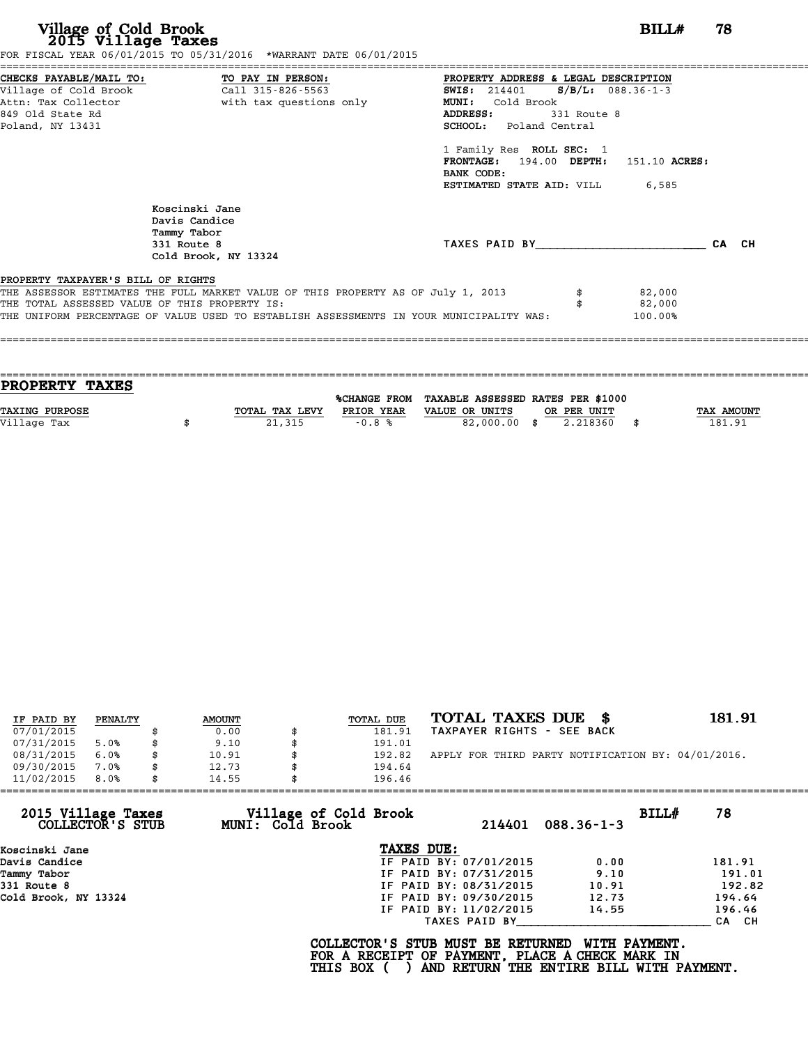# Village of Cold Brook
## 2015 Village Taxes

**BILL# 78**

FOR FISCAL YEAR 06/01/2015 TO 05/31/2016 *WARRANT DATE 06/01/2015

**CHECKS PAYABLE/MAIL TO:**
Village of Cold Brook
Attn: Tax Collector
849 Old State Rd
Poland, NY 13431

**TO PAY IN PERSON:**
Call 315-826-5563
with tax questions only

**PROPERTY ADDRESS & LEGAL DESCRIPTION**
**SWIS:** 214401 **S/B/L:** 088.36-1-3
**MUNI:** Cold Brook
**ADDRESS:** 331 Route 8
**SCHOOL:** Poland Central

1 Family Res **ROLL SEC:** 1
**FRONTAGE:** 194.00 **DEPTH:** 151.10 **ACRES:**
**BANK CODE:**
**ESTIMATED STATE AID:** VILL 6,585

Koscinski Jane
Davis Candice
Tammy Tabor
331 Route 8
Cold Brook, NY 13324

TAXES PAID BY________________________ CA CH

**PROPERTY TAXPAYER'S BILL OF RIGHTS**

| | |
|---|---|
| THE ASSESSOR ESTIMATES THE FULL MARKET VALUE OF THIS PROPERTY AS OF July 1, 2013 | $ 82,000 |
| THE TOTAL ASSESSED VALUE OF THIS PROPERTY IS: | $ 82,000 |
| THE UNIFORM PERCENTAGE OF VALUE USED TO ESTABLISH ASSESSMENTS IN YOUR MUNICIPALITY WAS: | 100.00% |

## PROPERTY TAXES

| TAXING PURPOSE | TOTAL TAX LEVY | %CHANGE FROM PRIOR YEAR | TAXABLE ASSESSED VALUE OR UNITS | RATES PER $1000 OR PER UNIT | TAX AMOUNT |
|---|---|---|---|---|---|
| Village Tax | $ 21,315 | -0.8 % | 82,000.00 | $ 2.218360 | $ 181.91 |

| IF PAID BY | PENALTY | AMOUNT | TOTAL DUE |
|---|---|---|---|
| 07/01/2015 | | $ 0.00 | $ 181.91 |
| 07/31/2015 | 5.0% | $ 9.10 | $ 191.01 |
| 08/31/2015 | 6.0% | $ 10.91 | $ 192.82 |
| 09/30/2015 | 7.0% | $ 12.73 | $ 194.64 |
| 11/02/2015 | 8.0% | $ 14.55 | $ 196.46 |

**TOTAL TAXES DUE $ 181.91**
TAXPAYER RIGHTS - SEE BACK

APPLY FOR THIRD PARTY NOTIFICATION BY: 04/01/2016.

---

**2015 Village Taxes COLLECTOR'S STUB** — **Village of Cold Brook MUNI: Cold Brook** — 214401 088.36-1-3 — **BILL# 78**

Koscinski Jane
Davis Candice
Tammy Tabor
331 Route 8
Cold Brook, NY 13324

**TAXES DUE:**

| | | |
|---|---|---|
| IF PAID BY: 07/01/2015 | 0.00 | 181.91 |
| IF PAID BY: 07/31/2015 | 9.10 | 191.01 |
| IF PAID BY: 08/31/2015 | 10.91 | 192.82 |
| IF PAID BY: 09/30/2015 | 12.73 | 194.64 |
| IF PAID BY: 11/02/2015 | 14.55 | 196.46 |

TAXES PAID BY____________________________ CA CH

**COLLECTOR'S STUB MUST BE RETURNED WITH PAYMENT.
FOR A RECEIPT OF PAYMENT, PLACE A CHECK MARK IN
THIS BOX ( ) AND RETURN THE ENTIRE BILL WITH PAYMENT.**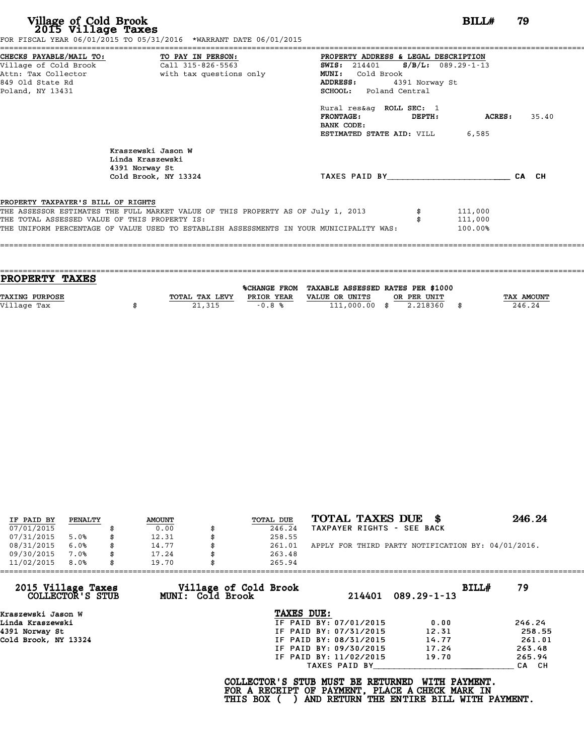# Village of Cold Brook
## 2015 Village Taxes

**BILL# 79**

FOR FISCAL YEAR 06/01/2015 TO 05/31/2016 *WARRANT DATE 06/01/2015

**CHECKS PAYABLE/MAIL TO:**
Village of Cold Brook
Attn: Tax Collector
849 Old State Rd
Poland, NY 13431

**TO PAY IN PERSON:**
Call 315-826-5563
with tax questions only

**PROPERTY ADDRESS & LEGAL DESCRIPTION**
**SWIS:** 214401 **S/B/L:** 089.29-1-13
**MUNI:** Cold Brook
**ADDRESS:** 4391 Norway St
**SCHOOL:** Poland Central

Rural res&ag **ROLL SEC:** 1
**FRONTAGE:** **DEPTH:** **ACRES:** 35.40
**BANK CODE:**
**ESTIMATED STATE AID:** VILL 6,585

Kraszewski Jason W
Linda Kraszewski
4391 Norway St
Cold Brook, NY 13324

TAXES PAID BY________________________ CA CH

**PROPERTY TAXPAYER'S BILL OF RIGHTS**

THE ASSESSOR ESTIMATES THE FULL MARKET VALUE OF THIS PROPERTY AS OF July 1, 2013 $ 111,000
THE TOTAL ASSESSED VALUE OF THIS PROPERTY IS: $ 111,000
THE UNIFORM PERCENTAGE OF VALUE USED TO ESTABLISH ASSESSMENTS IN YOUR MUNICIPALITY WAS: 100.00%

## PROPERTY TAXES

| TAXING PURPOSE | TOTAL TAX LEVY | %CHANGE FROM PRIOR YEAR | TAXABLE ASSESSED VALUE OR UNITS | RATES PER $1000 OR PER UNIT | TAX AMOUNT |
|---|---|---|---|---|---|
| Village Tax | $ 21,315 | -0.8 % | 111,000.00 | $ 2.218360 | $ 246.24 |

| IF PAID BY | PENALTY | AMOUNT | TOTAL DUE |
|---|---|---|---|
| 07/01/2015 | | $ 0.00 | $ 246.24 |
| 07/31/2015 | 5.0% | $ 12.31 | $ 258.55 |
| 08/31/2015 | 6.0% | $ 14.77 | $ 261.01 |
| 09/30/2015 | 7.0% | $ 17.24 | $ 263.48 |
| 11/02/2015 | 8.0% | $ 19.70 | $ 265.94 |

**TOTAL TAXES DUE $ 246.24**
TAXPAYER RIGHTS - SEE BACK

APPLY FOR THIRD PARTY NOTIFICATION BY: 04/01/2016.

---

**2015 Village Taxes COLLECTOR'S STUB** — **Village of Cold Brook MUNI: Cold Brook** — 214401 089.29-1-13 — **BILL# 79**

Kraszewski Jason W
Linda Kraszewski
4391 Norway St
Cold Brook, NY 13324

**TAXES DUE:**

| | | |
|---|---|---|
| IF PAID BY: 07/01/2015 | 0.00 | 246.24 |
| IF PAID BY: 07/31/2015 | 12.31 | 258.55 |
| IF PAID BY: 08/31/2015 | 14.77 | 261.01 |
| IF PAID BY: 09/30/2015 | 17.24 | 263.48 |
| IF PAID BY: 11/02/2015 | 19.70 | 265.94 |

TAXES PAID BY____________________________ CA CH

**COLLECTOR'S STUB MUST BE RETURNED WITH PAYMENT.**
**FOR A RECEIPT OF PAYMENT, PLACE A CHECK MARK IN THIS BOX ( ) AND RETURN THE ENTIRE BILL WITH PAYMENT.**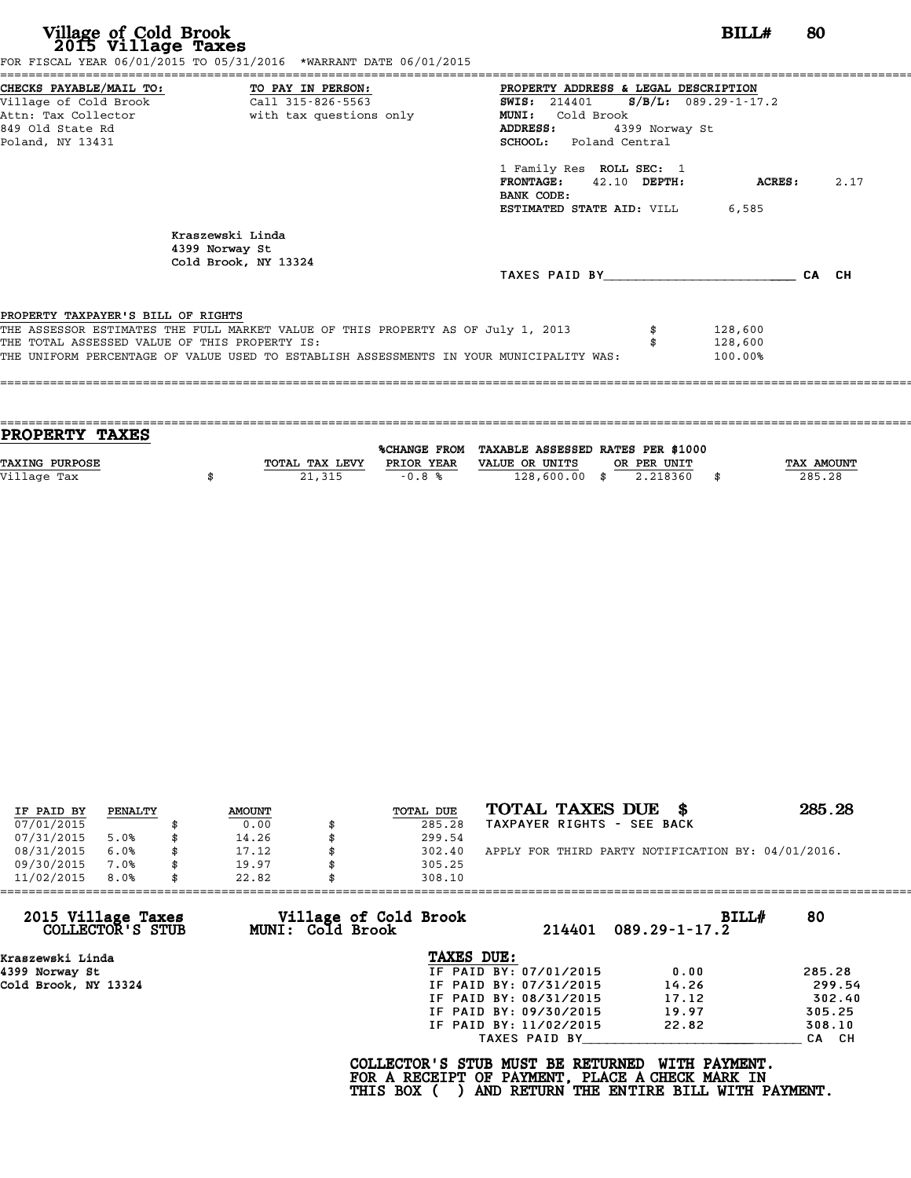# Village of Cold Brook
## 2015 Village Taxes

**BILL# 80**

FOR FISCAL YEAR 06/01/2015 TO 05/31/2016 *WARRANT DATE 06/01/2015

**CHECKS PAYABLE/MAIL TO:**
Village of Cold Brook
Attn: Tax Collector
849 Old State Rd
Poland, NY 13431

**TO PAY IN PERSON:**
Call 315-826-5563
with tax questions only

**PROPERTY ADDRESS & LEGAL DESCRIPTION**
**SWIS:** 214401 **S/B/L:** 089.29-1-17.2
**MUNI:** Cold Brook
**ADDRESS:** 4399 Norway St
**SCHOOL:** Poland Central

1 Family Res **ROLL SEC:** 1
**FRONTAGE:** 42.10 **DEPTH:** **ACRES:** 2.17
**BANK CODE:**
**ESTIMATED STATE AID:** VILL 6,585

Kraszewski Linda
4399 Norway St
Cold Brook, NY 13324

TAXES PAID BY________________________ CA CH

PROPERTY TAXPAYER'S BILL OF RIGHTS

THE ASSESSOR ESTIMATES THE FULL MARKET VALUE OF THIS PROPERTY AS OF July 1, 2013 $ 128,600
THE TOTAL ASSESSED VALUE OF THIS PROPERTY IS: $ 128,600
THE UNIFORM PERCENTAGE OF VALUE USED TO ESTABLISH ASSESSMENTS IN YOUR MUNICIPALITY WAS: 100.00%

## PROPERTY TAXES

| TAXING PURPOSE | TOTAL TAX LEVY | %CHANGE FROM PRIOR YEAR | TAXABLE ASSESSED VALUE OR UNITS | RATES PER $1000 OR PER UNIT | TAX AMOUNT |
|---|---|---|---|---|---|
| Village Tax | $ 21,315 | -0.8 % | 128,600.00 | $ 2.218360 | $ 285.28 |

| IF PAID BY | PENALTY | AMOUNT | TOTAL DUE |
|---|---|---|---|
| 07/01/2015 | | $ 0.00 | $ 285.28 |
| 07/31/2015 | 5.0% | $ 14.26 | $ 299.54 |
| 08/31/2015 | 6.0% | $ 17.12 | $ 302.40 |
| 09/30/2015 | 7.0% | $ 19.97 | $ 305.25 |
| 11/02/2015 | 8.0% | $ 22.82 | $ 308.10 |

**TOTAL TAXES DUE $ 285.28**
TAXPAYER RIGHTS - SEE BACK

APPLY FOR THIRD PARTY NOTIFICATION BY: 04/01/2016.

**2015 Village Taxes COLLECTOR'S STUB** — **Village of Cold Brook MUNI: Cold Brook** — 214401 089.29-1-17.2 — **BILL# 80**

Kraszewski Linda
4399 Norway St
Cold Brook, NY 13324

**TAXES DUE:**

| | | |
|---|---|---|
| IF PAID BY: 07/01/2015 | 0.00 | 285.28 |
| IF PAID BY: 07/31/2015 | 14.26 | 299.54 |
| IF PAID BY: 08/31/2015 | 17.12 | 302.40 |
| IF PAID BY: 09/30/2015 | 19.97 | 305.25 |
| IF PAID BY: 11/02/2015 | 22.82 | 308.10 |

TAXES PAID BY____________________________ CA CH

**COLLECTOR'S STUB MUST BE RETURNED WITH PAYMENT.**
**FOR A RECEIPT OF PAYMENT, PLACE A CHECK MARK IN**
**THIS BOX ( ) AND RETURN THE ENTIRE BILL WITH PAYMENT.**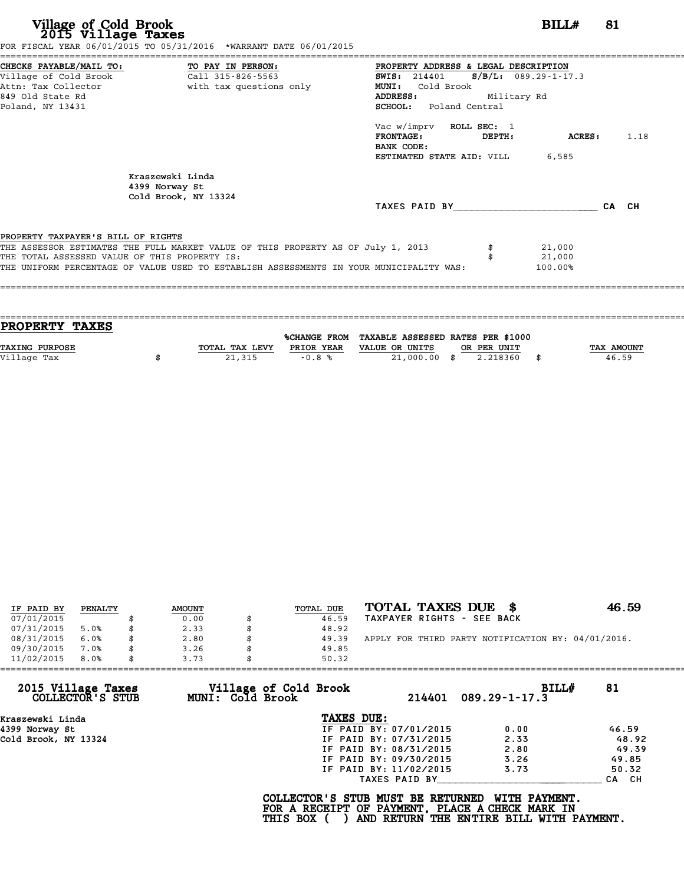# Village of Cold Brook
## 2015 Village Taxes

**BILL# 81**

FOR FISCAL YEAR 06/01/2015 TO 05/31/2016 *WARRANT DATE 06/01/2015

**CHECKS PAYABLE/MAIL TO:**
Village of Cold Brook
Attn: Tax Collector
849 Old State Rd
Poland, NY 13431

**TO PAY IN PERSON:**
Call 315-826-5563
with tax questions only

**PROPERTY ADDRESS & LEGAL DESCRIPTION**
**SWIS:** 214401 **S/B/L:** 089.29-1-17.3
**MUNI:** Cold Brook
**ADDRESS:** Military Rd
**SCHOOL:** Poland Central

Vac w/imprv **ROLL SEC:** 1
**FRONTAGE:** **DEPTH:** **ACRES:** 1.18
**BANK CODE:**
**ESTIMATED STATE AID:** VILL 6,585

Kraszewski Linda
4399 Norway St
Cold Brook, NY 13324

TAXES PAID BY________________________ CA CH

**PROPERTY TAXPAYER'S BILL OF RIGHTS**

THE ASSESSOR ESTIMATES THE FULL MARKET VALUE OF THIS PROPERTY AS OF July 1, 2013 $ 21,000
THE TOTAL ASSESSED VALUE OF THIS PROPERTY IS: $ 21,000
THE UNIFORM PERCENTAGE OF VALUE USED TO ESTABLISH ASSESSMENTS IN YOUR MUNICIPALITY WAS: 100.00%

## PROPERTY TAXES

| TAXING PURPOSE | | TOTAL TAX LEVY | %CHANGE FROM PRIOR YEAR | TAXABLE ASSESSED VALUE OR UNITS | | RATES PER $1000 OR PER UNIT | | TAX AMOUNT |
|---|---|---|---|---|---|---|---|---|
| Village Tax | $ | 21,315 | -0.8 % | 21,000.00 | $ | 2.218360 | $ | 46.59 |

| IF PAID BY | PENALTY | | AMOUNT | | TOTAL DUE |
|---|---|---|---|---|---|
| 07/01/2015 | | $ | 0.00 | $ | 46.59 |
| 07/31/2015 | 5.0% | $ | 2.33 | $ | 48.92 |
| 08/31/2015 | 6.0% | $ | 2.80 | $ | 49.39 |
| 09/30/2015 | 7.0% | $ | 3.26 | $ | 49.85 |
| 11/02/2015 | 8.0% | $ | 3.73 | $ | 50.32 |

**TOTAL TAXES DUE $ 46.59**
TAXPAYER RIGHTS - SEE BACK

APPLY FOR THIRD PARTY NOTIFICATION BY: 04/01/2016.

---

**2015 Village Taxes COLLECTOR'S STUB**
**Village of Cold Brook MUNI: Cold Brook**
214401 089.29-1-17.3 **BILL# 81**

Kraszewski Linda
4399 Norway St
Cold Brook, NY 13324

**TAXES DUE:**

| | | |
|---|---|---|
| IF PAID BY: 07/01/2015 | 0.00 | 46.59 |
| IF PAID BY: 07/31/2015 | 2.33 | 48.92 |
| IF PAID BY: 08/31/2015 | 2.80 | 49.39 |
| IF PAID BY: 09/30/2015 | 3.26 | 49.85 |
| IF PAID BY: 11/02/2015 | 3.73 | 50.32 |

TAXES PAID BY____________________________ CA CH

**COLLECTOR'S STUB MUST BE RETURNED WITH PAYMENT.
FOR A RECEIPT OF PAYMENT, PLACE A CHECK MARK IN
THIS BOX ( ) AND RETURN THE ENTIRE BILL WITH PAYMENT.**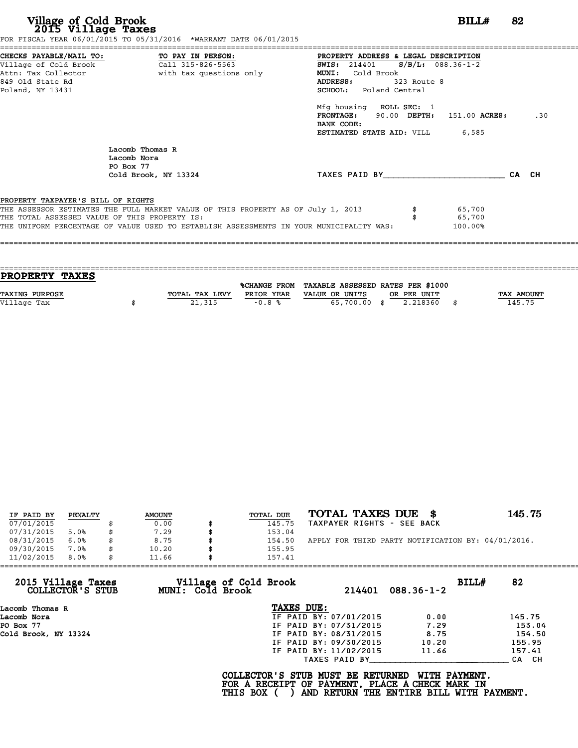# Village of Cold Brook
## 2015 Village Taxes

**BILL#** 82

FOR FISCAL YEAR 06/01/2015 TO 05/31/2016 *WARRANT DATE 06/01/2015

**CHECKS PAYABLE/MAIL TO:**
Village of Cold Brook
Attn: Tax Collector
849 Old State Rd
Poland, NY 13431

**TO PAY IN PERSON:**
Call 315-826-5563
with tax questions only

**PROPERTY ADDRESS & LEGAL DESCRIPTION**
**SWIS:** 214401 **S/B/L:** 088.36-1-2
**MUNI:** Cold Brook
**ADDRESS:** 323 Route 8
**SCHOOL:** Poland Central

Mfg housing **ROLL SEC:** 1
**FRONTAGE:** 90.00 **DEPTH:** 151.00 **ACRES:** .30
**BANK CODE:**
**ESTIMATED STATE AID:** VILL 6,585

Lacomb Thomas R
Lacomb Nora
PO Box 77
Cold Brook, NY 13324

TAXES PAID BY________________________ CA CH

**PROPERTY TAXPAYER'S BILL OF RIGHTS**

THE ASSESSOR ESTIMATES THE FULL MARKET VALUE OF THIS PROPERTY AS OF July 1, 2013 $ 65,700
THE TOTAL ASSESSED VALUE OF THIS PROPERTY IS: $ 65,700
THE UNIFORM PERCENTAGE OF VALUE USED TO ESTABLISH ASSESSMENTS IN YOUR MUNICIPALITY WAS: 100.00%

## PROPERTY TAXES

| TAXING PURPOSE | TOTAL TAX LEVY | %CHANGE FROM PRIOR YEAR | TAXABLE ASSESSED VALUE OR UNITS | RATES PER $1000 OR PER UNIT | TAX AMOUNT |
|---|---|---|---|---|---|
| Village Tax | $ 21,315 | -0.8 % | 65,700.00 | $ 2.218360 | $ 145.75 |

| IF PAID BY | PENALTY | AMOUNT | TOTAL DUE |
|---|---|---|---|
| 07/01/2015 | | $ 0.00 | $ 145.75 |
| 07/31/2015 | 5.0% | $ 7.29 | $ 153.04 |
| 08/31/2015 | 6.0% | $ 8.75 | $ 154.50 |
| 09/30/2015 | 7.0% | $ 10.20 | $ 155.95 |
| 11/02/2015 | 8.0% | $ 11.66 | $ 157.41 |

**TOTAL TAXES DUE $ 145.75**
TAXPAYER RIGHTS - SEE BACK

APPLY FOR THIRD PARTY NOTIFICATION BY: 04/01/2016.

---

**2015 Village Taxes COLLECTOR'S STUB**
**Village of Cold Brook MUNI: Cold Brook**
214401 088.36-1-2
**BILL#** 82

Lacomb Thomas R
Lacomb Nora
PO Box 77
Cold Brook, NY 13324

**TAXES DUE:**

| | | |
|---|---|---|
| IF PAID BY: 07/01/2015 | 0.00 | 145.75 |
| IF PAID BY: 07/31/2015 | 7.29 | 153.04 |
| IF PAID BY: 08/31/2015 | 8.75 | 154.50 |
| IF PAID BY: 09/30/2015 | 10.20 | 155.95 |
| IF PAID BY: 11/02/2015 | 11.66 | 157.41 |

TAXES PAID BY____________________________ CA CH

**COLLECTOR'S STUB MUST BE RETURNED WITH PAYMENT.**
**FOR A RECEIPT OF PAYMENT, PLACE A CHECK MARK IN THIS BOX ( ) AND RETURN THE ENTIRE BILL WITH PAYMENT.**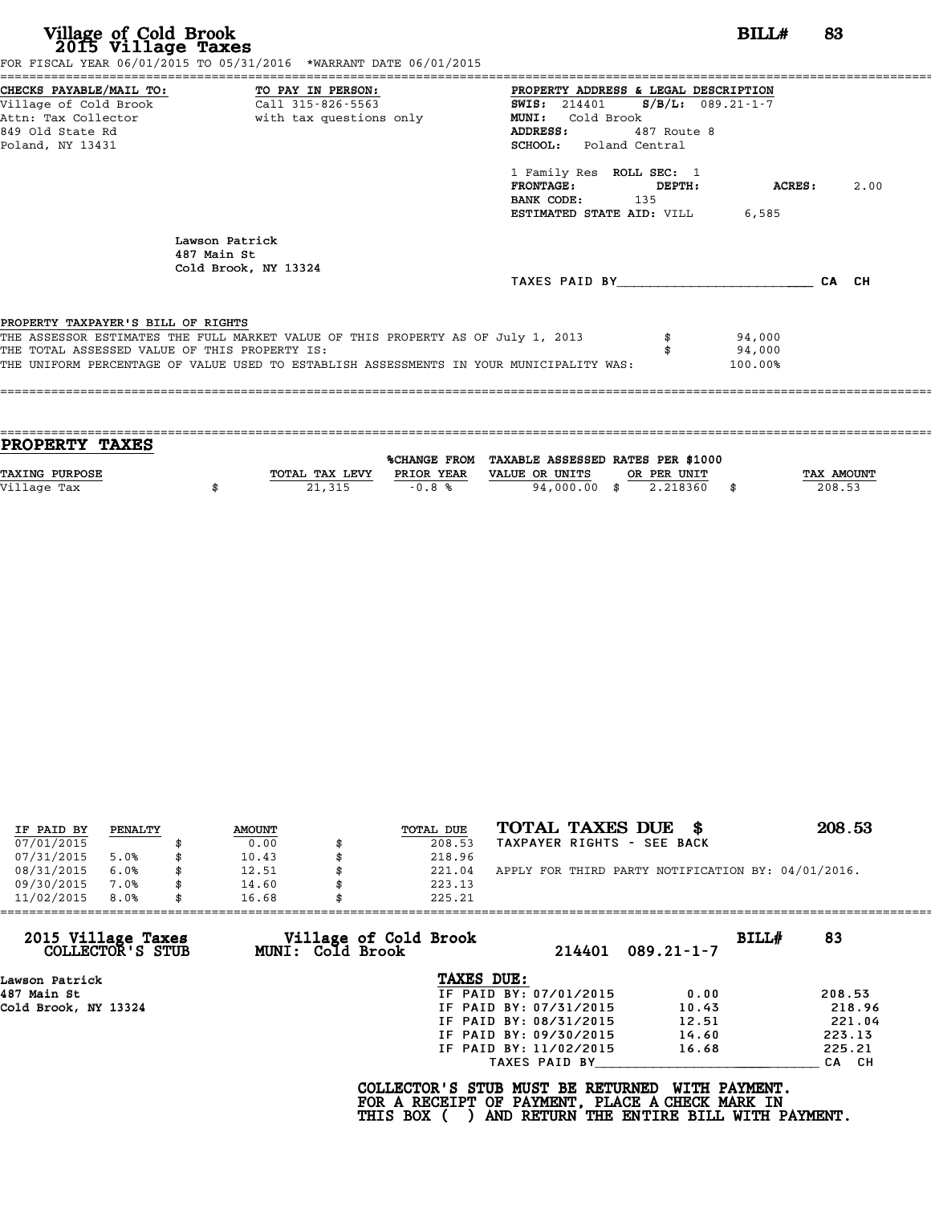# Village of Cold Brook
## 2015 Village Taxes

**BILL# 83**

FOR FISCAL YEAR 06/01/2015 TO 05/31/2016 *WARRANT DATE 06/01/2015

**CHECKS PAYABLE/MAIL TO:**
Village of Cold Brook
Attn: Tax Collector
849 Old State Rd
Poland, NY 13431

**TO PAY IN PERSON:**
Call 315-826-5563
with tax questions only

**PROPERTY ADDRESS & LEGAL DESCRIPTION**
**SWIS:** 214401 **S/B/L:** 089.21-1-7
**MUNI:** Cold Brook
**ADDRESS:** 487 Route 8
**SCHOOL:** Poland Central

1 Family Res **ROLL SEC:** 1
**FRONTAGE:** **DEPTH:** **ACRES:** 2.00
**BANK CODE:** 135
**ESTIMATED STATE AID:** VILL 6,585

Lawson Patrick
487 Main St
Cold Brook, NY 13324

TAXES PAID BY________________________ CA CH

**PROPERTY TAXPAYER'S BILL OF RIGHTS**

| | |
|---|---|
| THE ASSESSOR ESTIMATES THE FULL MARKET VALUE OF THIS PROPERTY AS OF July 1, 2013 | $ 94,000 |
| THE TOTAL ASSESSED VALUE OF THIS PROPERTY IS: | $ 94,000 |
| THE UNIFORM PERCENTAGE OF VALUE USED TO ESTABLISH ASSESSMENTS IN YOUR MUNICIPALITY WAS: | 100.00% |

## PROPERTY TAXES

| TAXING PURPOSE | TOTAL TAX LEVY | %CHANGE FROM PRIOR YEAR | TAXABLE ASSESSED VALUE OR UNITS | RATES PER $1000 OR PER UNIT | TAX AMOUNT |
|---|---|---|---|---|---|
| Village Tax | $ 21,315 | -0.8 % | 94,000.00 | $ 2.218360 | $ 208.53 |

| IF PAID BY | PENALTY | AMOUNT | TOTAL DUE |
|---|---|---|---|
| 07/01/2015 | | $ 0.00 | $ 208.53 |
| 07/31/2015 | 5.0% | $ 10.43 | $ 218.96 |
| 08/31/2015 | 6.0% | $ 12.51 | $ 221.04 |
| 09/30/2015 | 7.0% | $ 14.60 | $ 223.13 |
| 11/02/2015 | 8.0% | $ 16.68 | $ 225.21 |

**TOTAL TAXES DUE $ 208.53**
TAXPAYER RIGHTS - SEE BACK

APPLY FOR THIRD PARTY NOTIFICATION BY: 04/01/2016.

---

**2015 Village Taxes COLLECTOR'S STUB** — **Village of Cold Brook MUNI: Cold Brook** — 214401 089.21-1-7 — **BILL# 83**

Lawson Patrick
487 Main St
Cold Brook, NY 13324

**TAXES DUE:**

| | | |
|---|---|---|
| IF PAID BY: 07/01/2015 | 0.00 | 208.53 |
| IF PAID BY: 07/31/2015 | 10.43 | 218.96 |
| IF PAID BY: 08/31/2015 | 12.51 | 221.04 |
| IF PAID BY: 09/30/2015 | 14.60 | 223.13 |
| IF PAID BY: 11/02/2015 | 16.68 | 225.21 |

TAXES PAID BY____________________________ CA CH

**COLLECTOR'S STUB MUST BE RETURNED WITH PAYMENT. FOR A RECEIPT OF PAYMENT, PLACE A CHECK MARK IN THIS BOX ( ) AND RETURN THE ENTIRE BILL WITH PAYMENT.**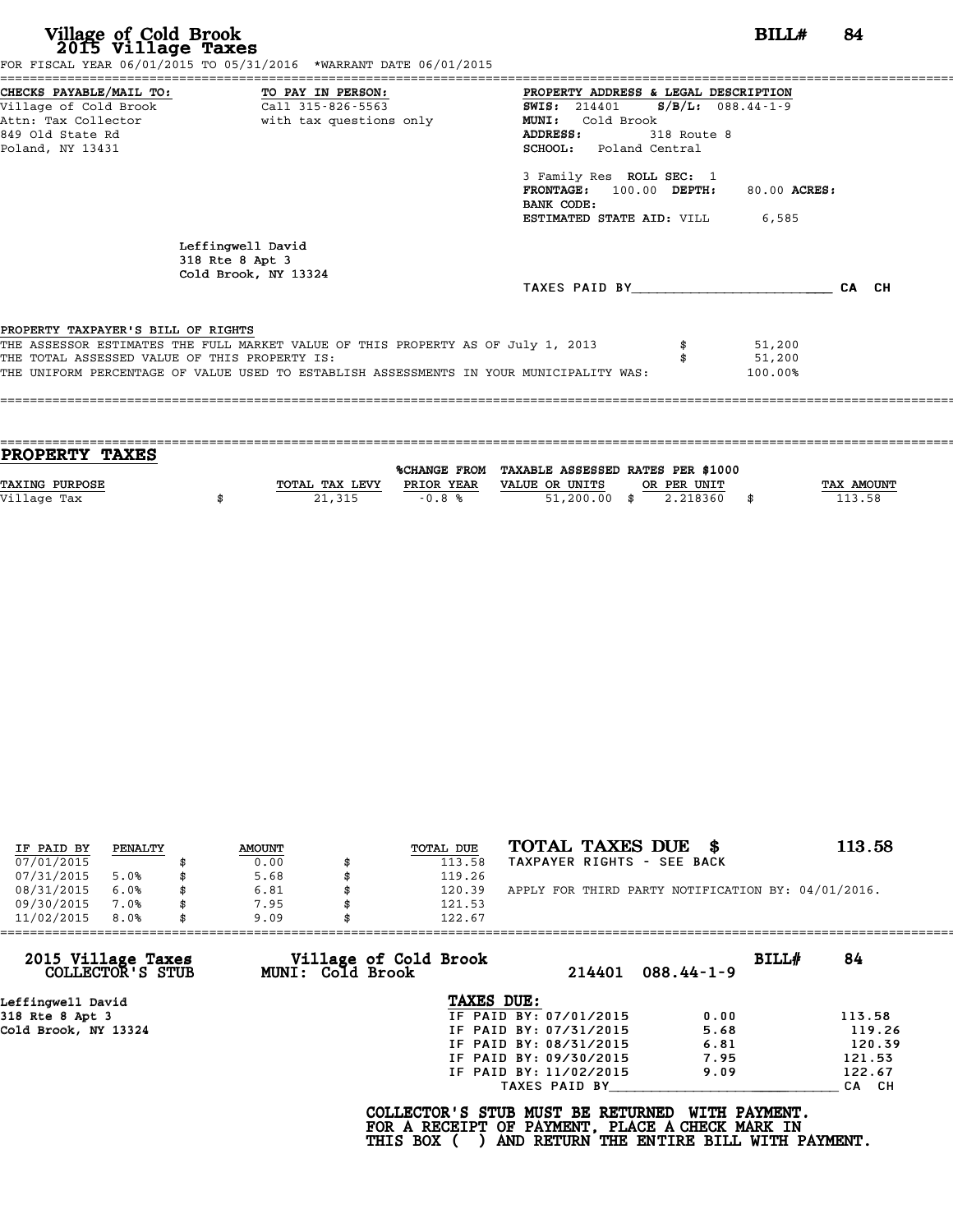# Village of Cold Brook
## 2015 Village Taxes

**BILL# 84**

FOR FISCAL YEAR 06/01/2015 TO 05/31/2016 *WARRANT DATE 06/01/2015

**CHECKS PAYABLE/MAIL TO:**
Village of Cold Brook
Attn: Tax Collector
849 Old State Rd
Poland, NY 13431

**TO PAY IN PERSON:**
Call 315-826-5563
with tax questions only

**PROPERTY ADDRESS & LEGAL DESCRIPTION**
**SWIS:** 214401 **S/B/L:** 088.44-1-9
**MUNI:** Cold Brook
**ADDRESS:** 318 Route 8
**SCHOOL:** Poland Central

3 Family Res **ROLL SEC:** 1
**FRONTAGE:** 100.00 **DEPTH:** 80.00 **ACRES:**
**BANK CODE:**
**ESTIMATED STATE AID:** VILL 6,585

Leffingwell David
318 Rte 8 Apt 3
Cold Brook, NY 13324

TAXES PAID BY________________________ CA CH

**PROPERTY TAXPAYER'S BILL OF RIGHTS**

THE ASSESSOR ESTIMATES THE FULL MARKET VALUE OF THIS PROPERTY AS OF July 1, 2013 $ 51,200
THE TOTAL ASSESSED VALUE OF THIS PROPERTY IS: $ 51,200
THE UNIFORM PERCENTAGE OF VALUE USED TO ESTABLISH ASSESSMENTS IN YOUR MUNICIPALITY WAS: 100.00%

## PROPERTY TAXES

| TAXING PURPOSE | TOTAL TAX LEVY | %CHANGE FROM PRIOR YEAR | TAXABLE ASSESSED VALUE OR UNITS | RATES PER $1000 OR PER UNIT | TAX AMOUNT |
|---|---|---|---|---|---|
| Village Tax | $ 21,315 | -0.8 % | 51,200.00 | $ 2.218360 | $ 113.58 |

| IF PAID BY | PENALTY | AMOUNT | TOTAL DUE |
|---|---|---|---|
| 07/01/2015 | | $ 0.00 | $ 113.58 |
| 07/31/2015 | 5.0% | $ 5.68 | $ 119.26 |
| 08/31/2015 | 6.0% | $ 6.81 | $ 120.39 |
| 09/30/2015 | 7.0% | $ 7.95 | $ 121.53 |
| 11/02/2015 | 8.0% | $ 9.09 | $ 122.67 |

**TOTAL TAXES DUE $ 113.58**
TAXPAYER RIGHTS - SEE BACK

APPLY FOR THIRD PARTY NOTIFICATION BY: 04/01/2016.

---

**2015 Village Taxes COLLECTOR'S STUB**
**Village of Cold Brook MUNI: Cold Brook** 214401 088.44-1-9 **BILL# 84**

Leffingwell David
318 Rte 8 Apt 3
Cold Brook, NY 13324

**TAXES DUE:**

| | | |
|---|---|---|
| IF PAID BY: 07/01/2015 | 0.00 | 113.58 |
| IF PAID BY: 07/31/2015 | 5.68 | 119.26 |
| IF PAID BY: 08/31/2015 | 6.81 | 120.39 |
| IF PAID BY: 09/30/2015 | 7.95 | 121.53 |
| IF PAID BY: 11/02/2015 | 9.09 | 122.67 |

TAXES PAID BY____________________________ CA CH

**COLLECTOR'S STUB MUST BE RETURNED WITH PAYMENT.**
**FOR A RECEIPT OF PAYMENT, PLACE A CHECK MARK IN**
**THIS BOX ( ) AND RETURN THE ENTIRE BILL WITH PAYMENT.**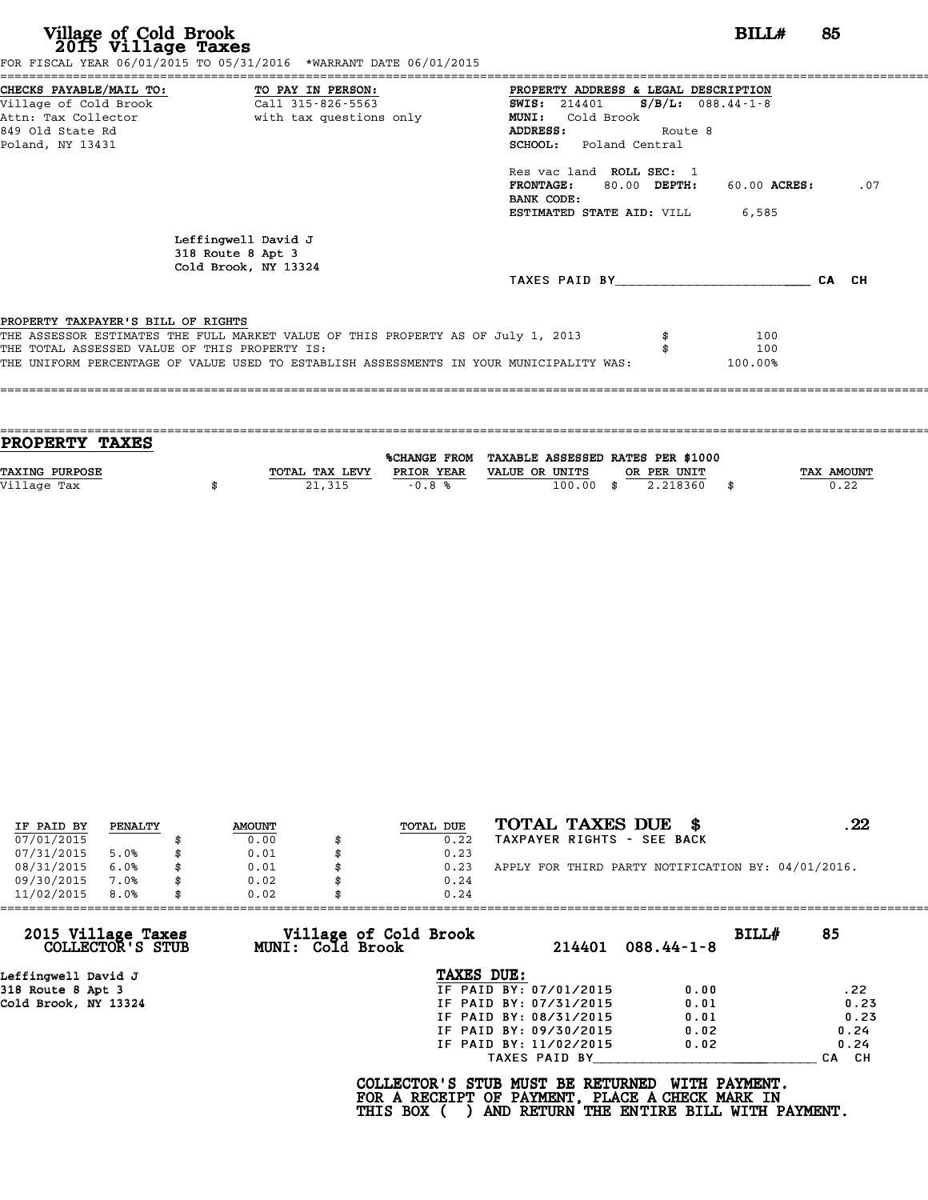# Village of Cold Brook
## 2015 Village Taxes

**BILL# 85**

FOR FISCAL YEAR 06/01/2015 TO 05/31/2016 *WARRANT DATE 06/01/2015

**CHECKS PAYABLE/MAIL TO:**
Village of Cold Brook
Attn: Tax Collector
849 Old State Rd
Poland, NY 13431

**TO PAY IN PERSON:**
Call 315-826-5563
with tax questions only

**PROPERTY ADDRESS & LEGAL DESCRIPTION**
**SWIS:** 214401 **S/B/L:** 088.44-1-8
**MUNI:** Cold Brook
**ADDRESS:** Route 8
**SCHOOL:** Poland Central

Res vac land **ROLL SEC:** 1
**FRONTAGE:** 80.00 **DEPTH:** 60.00 **ACRES:** .07
**BANK CODE:**
**ESTIMATED STATE AID:** VILL 6,585

Leffingwell David J
318 Route 8 Apt 3
Cold Brook, NY 13324

TAXES PAID BY________________________ CA CH

**PROPERTY TAXPAYER'S BILL OF RIGHTS**

THE ASSESSOR ESTIMATES THE FULL MARKET VALUE OF THIS PROPERTY AS OF July 1, 2013 $ 100
THE TOTAL ASSESSED VALUE OF THIS PROPERTY IS: $ 100
THE UNIFORM PERCENTAGE OF VALUE USED TO ESTABLISH ASSESSMENTS IN YOUR MUNICIPALITY WAS: 100.00%

## PROPERTY TAXES

| TAXING PURPOSE | TOTAL TAX LEVY | %CHANGE FROM PRIOR YEAR | TAXABLE ASSESSED VALUE OR UNITS | RATES PER $1000 OR PER UNIT | TAX AMOUNT |
|---|---|---|---|---|---|
| Village Tax | $ 21,315 | -0.8 % | 100.00 | $ 2.218360 | $ 0.22 |

| IF PAID BY | PENALTY | AMOUNT | TOTAL DUE |
|---|---|---|---|
| 07/01/2015 | | $ 0.00 | $ 0.22 |
| 07/31/2015 | 5.0% | $ 0.01 | $ 0.23 |
| 08/31/2015 | 6.0% | $ 0.01 | $ 0.23 |
| 09/30/2015 | 7.0% | $ 0.02 | $ 0.24 |
| 11/02/2015 | 8.0% | $ 0.02 | $ 0.24 |

**TOTAL TAXES DUE $ .22**
TAXPAYER RIGHTS - SEE BACK

APPLY FOR THIRD PARTY NOTIFICATION BY: 04/01/2016.

---

**2015 Village Taxes COLLECTOR'S STUB** — **Village of Cold Brook MUNI: Cold Brook** — 214401 088.44-1-8 — **BILL# 85**

Leffingwell David J
318 Route 8 Apt 3
Cold Brook, NY 13324

**TAXES DUE:**

| | | |
|---|---|---|
| IF PAID BY: 07/01/2015 | 0.00 | .22 |
| IF PAID BY: 07/31/2015 | 0.01 | 0.23 |
| IF PAID BY: 08/31/2015 | 0.01 | 0.23 |
| IF PAID BY: 09/30/2015 | 0.02 | 0.24 |
| IF PAID BY: 11/02/2015 | 0.02 | 0.24 |

TAXES PAID BY____________________________ CA CH

**COLLECTOR'S STUB MUST BE RETURNED WITH PAYMENT.**
**FOR A RECEIPT OF PAYMENT, PLACE A CHECK MARK IN THIS BOX ( ) AND RETURN THE ENTIRE BILL WITH PAYMENT.**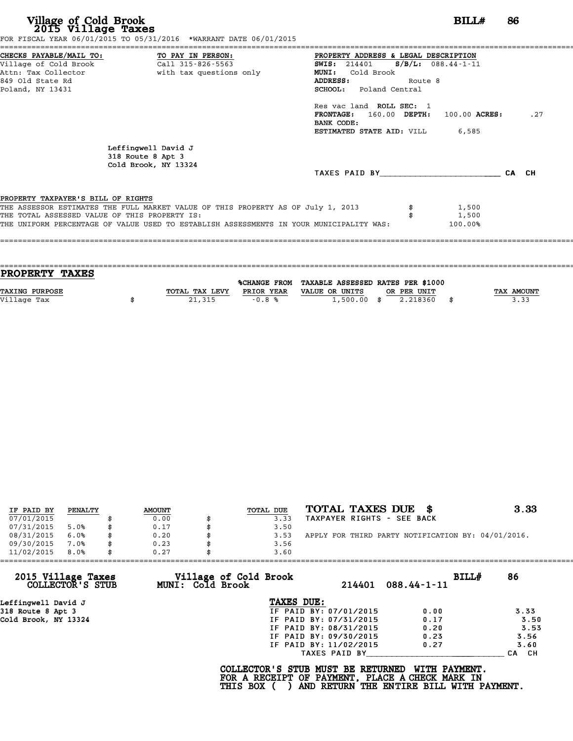# Village of Cold Brook
## 2015 Village Taxes

**BILL# 86**

FOR FISCAL YEAR 06/01/2015 TO 05/31/2016 *WARRANT DATE 06/01/2015

**CHECKS PAYABLE/MAIL TO:**
Village of Cold Brook
Attn: Tax Collector
849 Old State Rd
Poland, NY 13431

**TO PAY IN PERSON:**
Call 315-826-5563
with tax questions only

**PROPERTY ADDRESS & LEGAL DESCRIPTION**
**SWIS:** 214401 **S/B/L:** 088.44-1-11
**MUNI:** Cold Brook
**ADDRESS:** Route 8
**SCHOOL:** Poland Central

Res vac land **ROLL SEC:** 1
**FRONTAGE:** 160.00 **DEPTH:** 100.00 **ACRES:** .27
**BANK CODE:**
**ESTIMATED STATE AID:** VILL 6,585

Leffingwell David J
318 Route 8 Apt 3
Cold Brook, NY 13324

TAXES PAID BY________________________ CA CH

PROPERTY TAXPAYER'S BILL OF RIGHTS

| | |
|---|---|
| THE ASSESSOR ESTIMATES THE FULL MARKET VALUE OF THIS PROPERTY AS OF July 1, 2013 | $ 1,500 |
| THE TOTAL ASSESSED VALUE OF THIS PROPERTY IS: | $ 1,500 |
| THE UNIFORM PERCENTAGE OF VALUE USED TO ESTABLISH ASSESSMENTS IN YOUR MUNICIPALITY WAS: | 100.00% |

## PROPERTY TAXES

| TAXING PURPOSE | TOTAL TAX LEVY | %CHANGE FROM PRIOR YEAR | TAXABLE ASSESSED VALUE OR UNITS | RATES PER $1000 OR PER UNIT | TAX AMOUNT |
|---|---|---|---|---|---|
| Village Tax | $ 21,315 | -0.8 % | 1,500.00 | $ 2.218360 | $ 3.33 |

| IF PAID BY | PENALTY | AMOUNT | TOTAL DUE |
|---|---|---|---|
| 07/01/2015 | | $ 0.00 | $ 3.33 |
| 07/31/2015 | 5.0% | $ 0.17 | $ 3.50 |
| 08/31/2015 | 6.0% | $ 0.20 | $ 3.53 |
| 09/30/2015 | 7.0% | $ 0.23 | $ 3.56 |
| 11/02/2015 | 8.0% | $ 0.27 | $ 3.60 |

**TOTAL TAXES DUE $ 3.33**
TAXPAYER RIGHTS - SEE BACK

APPLY FOR THIRD PARTY NOTIFICATION BY: 04/01/2016.

**2015 Village Taxes COLLECTOR'S STUB** — **Village of Cold Brook MUNI: Cold Brook** — 214401 088.44-1-11 — **BILL# 86**

Leffingwell David J
318 Route 8 Apt 3
Cold Brook, NY 13324

**TAXES DUE:**

| | | |
|---|---|---|
| IF PAID BY: 07/01/2015 | 0.00 | 3.33 |
| IF PAID BY: 07/31/2015 | 0.17 | 3.50 |
| IF PAID BY: 08/31/2015 | 0.20 | 3.53 |
| IF PAID BY: 09/30/2015 | 0.23 | 3.56 |
| IF PAID BY: 11/02/2015 | 0.27 | 3.60 |

TAXES PAID BY____________________________ CA CH

**COLLECTOR'S STUB MUST BE RETURNED WITH PAYMENT.
FOR A RECEIPT OF PAYMENT, PLACE A CHECK MARK IN
THIS BOX ( ) AND RETURN THE ENTIRE BILL WITH PAYMENT.**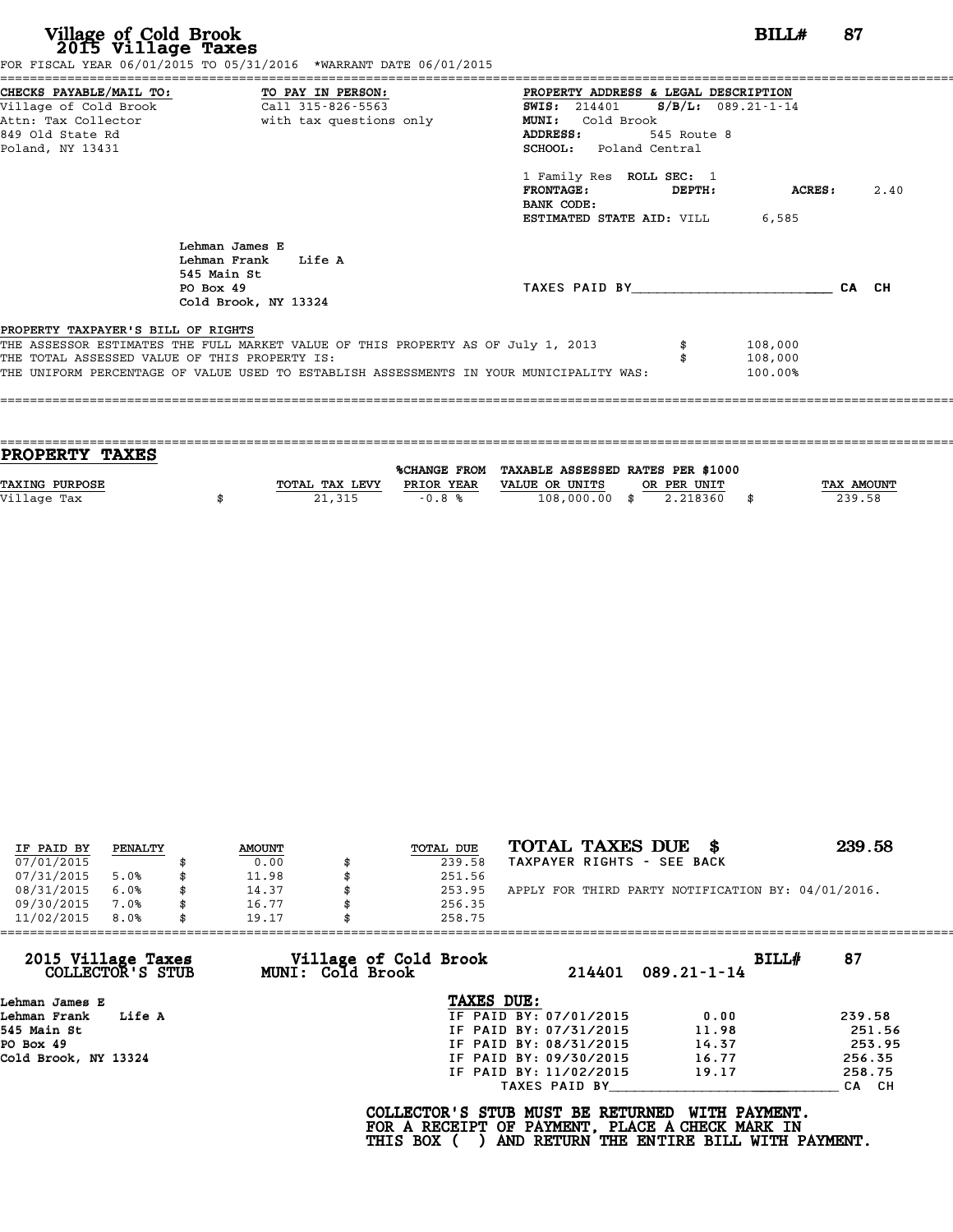# Village of Cold Brook
## 2015 Village Taxes

**BILL# 87**

FOR FISCAL YEAR 06/01/2015 TO 05/31/2016 *WARRANT DATE 06/01/2015

**CHECKS PAYABLE/MAIL TO:**
Village of Cold Brook
Attn: Tax Collector
849 Old State Rd
Poland, NY 13431

**TO PAY IN PERSON:**
Call 315-826-5563
with tax questions only

**PROPERTY ADDRESS & LEGAL DESCRIPTION**
**SWIS:** 214401 **S/B/L:** 089.21-1-14
**MUNI:** Cold Brook
**ADDRESS:** 545 Route 8
**SCHOOL:** Poland Central

1 Family Res **ROLL SEC:** 1
**FRONTAGE:** **DEPTH:** **ACRES:** 2.40
**BANK CODE:**
**ESTIMATED STATE AID:** VILL 6,585

Lehman James E
Lehman Frank Life A
545 Main St
PO Box 49
Cold Brook, NY 13324

TAXES PAID BY________________________ CA CH

**PROPERTY TAXPAYER'S BILL OF RIGHTS**

| | | |
|---|---|---|
| THE ASSESSOR ESTIMATES THE FULL MARKET VALUE OF THIS PROPERTY AS OF July 1, 2013 | $ | 108,000 |
| THE TOTAL ASSESSED VALUE OF THIS PROPERTY IS: | $ | 108,000 |
| THE UNIFORM PERCENTAGE OF VALUE USED TO ESTABLISH ASSESSMENTS IN YOUR MUNICIPALITY WAS: | | 100.00% |

## PROPERTY TAXES

| TAXING PURPOSE | | TOTAL TAX LEVY | %CHANGE FROM PRIOR YEAR | TAXABLE ASSESSED VALUE OR UNITS | | RATES PER $1000 OR PER UNIT | | TAX AMOUNT |
|---|---|---|---|---|---|---|---|---|
| Village Tax | $ | 21,315 | -0.8 % | 108,000.00 | $ | 2.218360 | $ | 239.58 |

| IF PAID BY | PENALTY | | AMOUNT | | TOTAL DUE |
|---|---|---|---|---|---|
| 07/01/2015 | | $ | 0.00 | $ | 239.58 |
| 07/31/2015 | 5.0% | $ | 11.98 | $ | 251.56 |
| 08/31/2015 | 6.0% | $ | 14.37 | $ | 253.95 |
| 09/30/2015 | 7.0% | $ | 16.77 | $ | 256.35 |
| 11/02/2015 | 8.0% | $ | 19.17 | $ | 258.75 |

**TOTAL TAXES DUE $ 239.58**
TAXPAYER RIGHTS - SEE BACK

APPLY FOR THIRD PARTY NOTIFICATION BY: 04/01/2016.

---

**2015 Village Taxes COLLECTOR'S STUB** — **Village of Cold Brook MUNI: Cold Brook** — 214401 089.21-1-14 — **BILL# 87**

Lehman James E
Lehman Frank Life A
545 Main St
PO Box 49
Cold Brook, NY 13324

**TAXES DUE:**

| | | |
|---|---|---|
| IF PAID BY: 07/01/2015 | 0.00 | 239.58 |
| IF PAID BY: 07/31/2015 | 11.98 | 251.56 |
| IF PAID BY: 08/31/2015 | 14.37 | 253.95 |
| IF PAID BY: 09/30/2015 | 16.77 | 256.35 |
| IF PAID BY: 11/02/2015 | 19.17 | 258.75 |

TAXES PAID BY____________________________ CA CH

**COLLECTOR'S STUB MUST BE RETURNED WITH PAYMENT.**
**FOR A RECEIPT OF PAYMENT, PLACE A CHECK MARK IN THIS BOX ( ) AND RETURN THE ENTIRE BILL WITH PAYMENT.**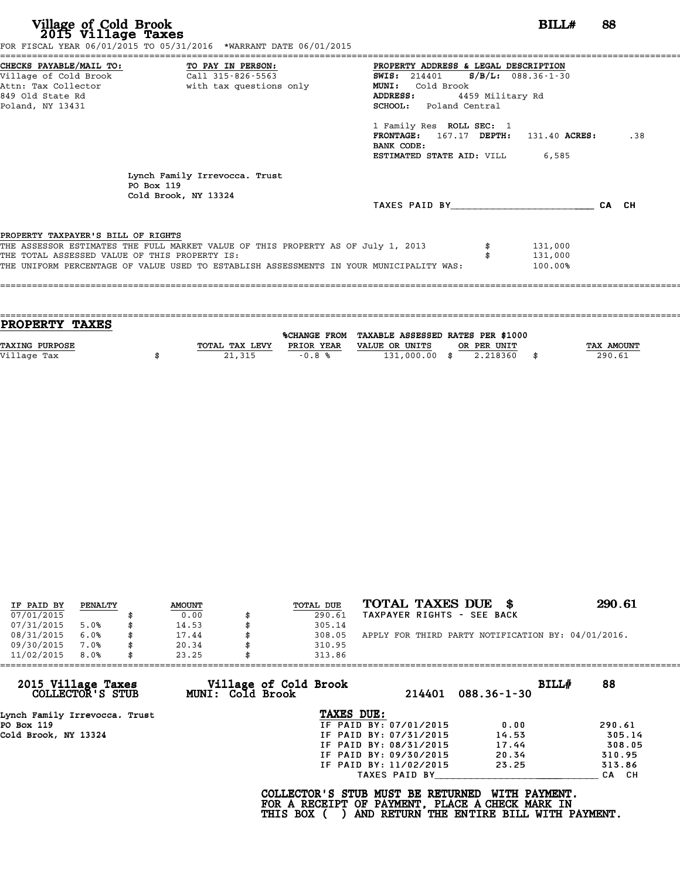# Village of Cold Brook
## 2015 Village Taxes

**BILL# 88**

FOR FISCAL YEAR 06/01/2015 TO 05/31/2016 *WARRANT DATE 06/01/2015

**CHECKS PAYABLE/MAIL TO:**
Village of Cold Brook
Attn: Tax Collector
849 Old State Rd
Poland, NY 13431

**TO PAY IN PERSON:**
Call 315-826-5563
with tax questions only

**PROPERTY ADDRESS & LEGAL DESCRIPTION**
**SWIS:** 214401 **S/B/L:** 088.36-1-30
**MUNI:** Cold Brook
**ADDRESS:** 4459 Military Rd
**SCHOOL:** Poland Central

1 Family Res **ROLL SEC:** 1
**FRONTAGE:** 167.17 **DEPTH:** 131.40 **ACRES:** .38
**BANK CODE:**
**ESTIMATED STATE AID:** VILL 6,585

Lynch Family Irrevocca. Trust
PO Box 119
Cold Brook, NY 13324

TAXES PAID BY________________________ CA CH

**PROPERTY TAXPAYER'S BILL OF RIGHTS**

| | |
|---|---|
| THE ASSESSOR ESTIMATES THE FULL MARKET VALUE OF THIS PROPERTY AS OF July 1, 2013 | $ 131,000 |
| THE TOTAL ASSESSED VALUE OF THIS PROPERTY IS: | $ 131,000 |
| THE UNIFORM PERCENTAGE OF VALUE USED TO ESTABLISH ASSESSMENTS IN YOUR MUNICIPALITY WAS: | 100.00% |

## PROPERTY TAXES

| TAXING PURPOSE | TOTAL TAX LEVY | %CHANGE FROM PRIOR YEAR | TAXABLE ASSESSED VALUE OR UNITS | RATES PER $1000 OR PER UNIT | TAX AMOUNT |
|---|---|---|---|---|---|
| Village Tax | $ 21,315 | -0.8 % | 131,000.00 | $ 2.218360 | $ 290.61 |

| IF PAID BY | PENALTY | AMOUNT | TOTAL DUE |
|---|---|---|---|
| 07/01/2015 | | $ 0.00 | $ 290.61 |
| 07/31/2015 | 5.0% | $ 14.53 | $ 305.14 |
| 08/31/2015 | 6.0% | $ 17.44 | $ 308.05 |
| 09/30/2015 | 7.0% | $ 20.34 | $ 310.95 |
| 11/02/2015 | 8.0% | $ 23.25 | $ 313.86 |

**TOTAL TAXES DUE $ 290.61**
TAXPAYER RIGHTS - SEE BACK

APPLY FOR THIRD PARTY NOTIFICATION BY: 04/01/2016.

---

**2015 Village Taxes**
**COLLECTOR'S STUB**

**Village of Cold Brook**
**MUNI: Cold Brook**

214401 088.36-1-30 **BILL# 88**

Lynch Family Irrevocca. Trust
PO Box 119
Cold Brook, NY 13324

**TAXES DUE:**

| | | |
|---|---|---|
| IF PAID BY: 07/01/2015 | 0.00 | 290.61 |
| IF PAID BY: 07/31/2015 | 14.53 | 305.14 |
| IF PAID BY: 08/31/2015 | 17.44 | 308.05 |
| IF PAID BY: 09/30/2015 | 20.34 | 310.95 |
| IF PAID BY: 11/02/2015 | 23.25 | 313.86 |

TAXES PAID BY________________________ CA CH

**COLLECTOR'S STUB MUST BE RETURNED WITH PAYMENT.**
**FOR A RECEIPT OF PAYMENT, PLACE A CHECK MARK IN**
**THIS BOX ( ) AND RETURN THE ENTIRE BILL WITH PAYMENT.**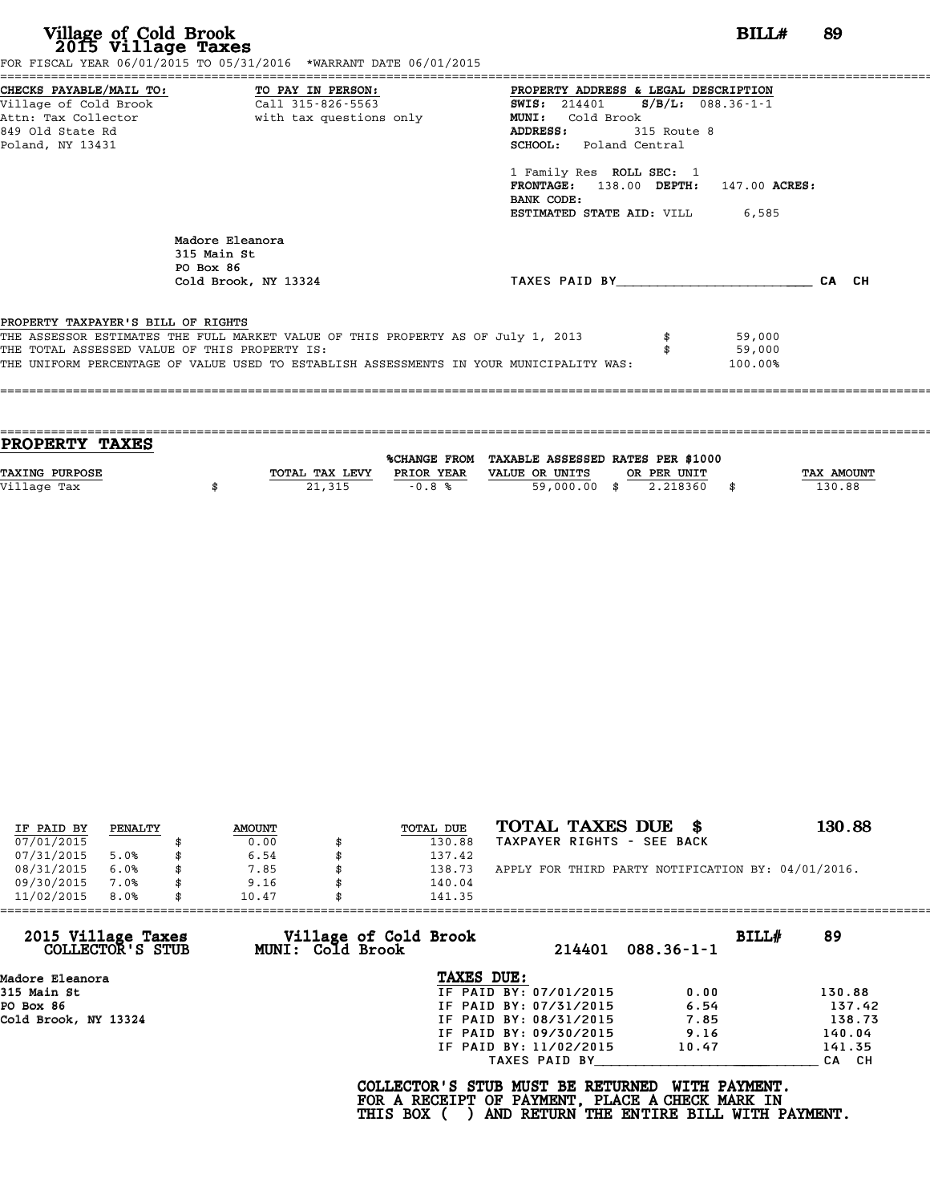# Village of Cold Brook
## 2015 Village Taxes

**BILL# 89**

FOR FISCAL YEAR 06/01/2015 TO 05/31/2016 *WARRANT DATE 06/01/2015

**CHECKS PAYABLE/MAIL TO:**
Village of Cold Brook
Attn: Tax Collector
849 Old State Rd
Poland, NY 13431

**TO PAY IN PERSON:**
Call 315-826-5563
with tax questions only

**PROPERTY ADDRESS & LEGAL DESCRIPTION**
**SWIS:** 214401 **S/B/L:** 088.36-1-1
**MUNI:** Cold Brook
**ADDRESS:** 315 Route 8
**SCHOOL:** Poland Central

1 Family Res **ROLL SEC:** 1
**FRONTAGE:** 138.00 **DEPTH:** 147.00 **ACRES:**
**BANK CODE:**
**ESTIMATED STATE AID:** VILL 6,585

Madore Eleanora
315 Main St
PO Box 86
Cold Brook, NY 13324

TAXES PAID BY________________________ CA CH

**PROPERTY TAXPAYER'S BILL OF RIGHTS**

THE ASSESSOR ESTIMATES THE FULL MARKET VALUE OF THIS PROPERTY AS OF July 1, 2013 $ 59,000
THE TOTAL ASSESSED VALUE OF THIS PROPERTY IS: $ 59,000
THE UNIFORM PERCENTAGE OF VALUE USED TO ESTABLISH ASSESSMENTS IN YOUR MUNICIPALITY WAS: 100.00%

## PROPERTY TAXES

| TAXING PURPOSE | TOTAL TAX LEVY | %CHANGE FROM PRIOR YEAR | TAXABLE ASSESSED VALUE OR UNITS | RATES PER $1000 OR PER UNIT | TAX AMOUNT |
|---|---|---|---|---|---|
| Village Tax | $ 21,315 | -0.8 % | 59,000.00 | $ 2.218360 | $ 130.88 |

| IF PAID BY | PENALTY | AMOUNT | TOTAL DUE |
|---|---|---|---|
| 07/01/2015 | | $ 0.00 | $ 130.88 |
| 07/31/2015 | 5.0% | $ 6.54 | $ 137.42 |
| 08/31/2015 | 6.0% | $ 7.85 | $ 138.73 |
| 09/30/2015 | 7.0% | $ 9.16 | $ 140.04 |
| 11/02/2015 | 8.0% | $ 10.47 | $ 141.35 |

**TOTAL TAXES DUE $ 130.88**

TAXPAYER RIGHTS - SEE BACK

APPLY FOR THIRD PARTY NOTIFICATION BY: 04/01/2016.

---

**2015 Village Taxes COLLECTOR'S STUB**

**Village of Cold Brook MUNI: Cold Brook** 214401 088.36-1-1 **BILL# 89**

Madore Eleanora
315 Main St
PO Box 86
Cold Brook, NY 13324

**TAXES DUE:**

| | | |
|---|---|---|
| IF PAID BY: 07/01/2015 | 0.00 | 130.88 |
| IF PAID BY: 07/31/2015 | 6.54 | 137.42 |
| IF PAID BY: 08/31/2015 | 7.85 | 138.73 |
| IF PAID BY: 09/30/2015 | 9.16 | 140.04 |
| IF PAID BY: 11/02/2015 | 10.47 | 141.35 |

TAXES PAID BY____________________________ CA CH

**COLLECTOR'S STUB MUST BE RETURNED WITH PAYMENT.**
**FOR A RECEIPT OF PAYMENT, PLACE A CHECK MARK IN**
**THIS BOX ( ) AND RETURN THE ENTIRE BILL WITH PAYMENT.**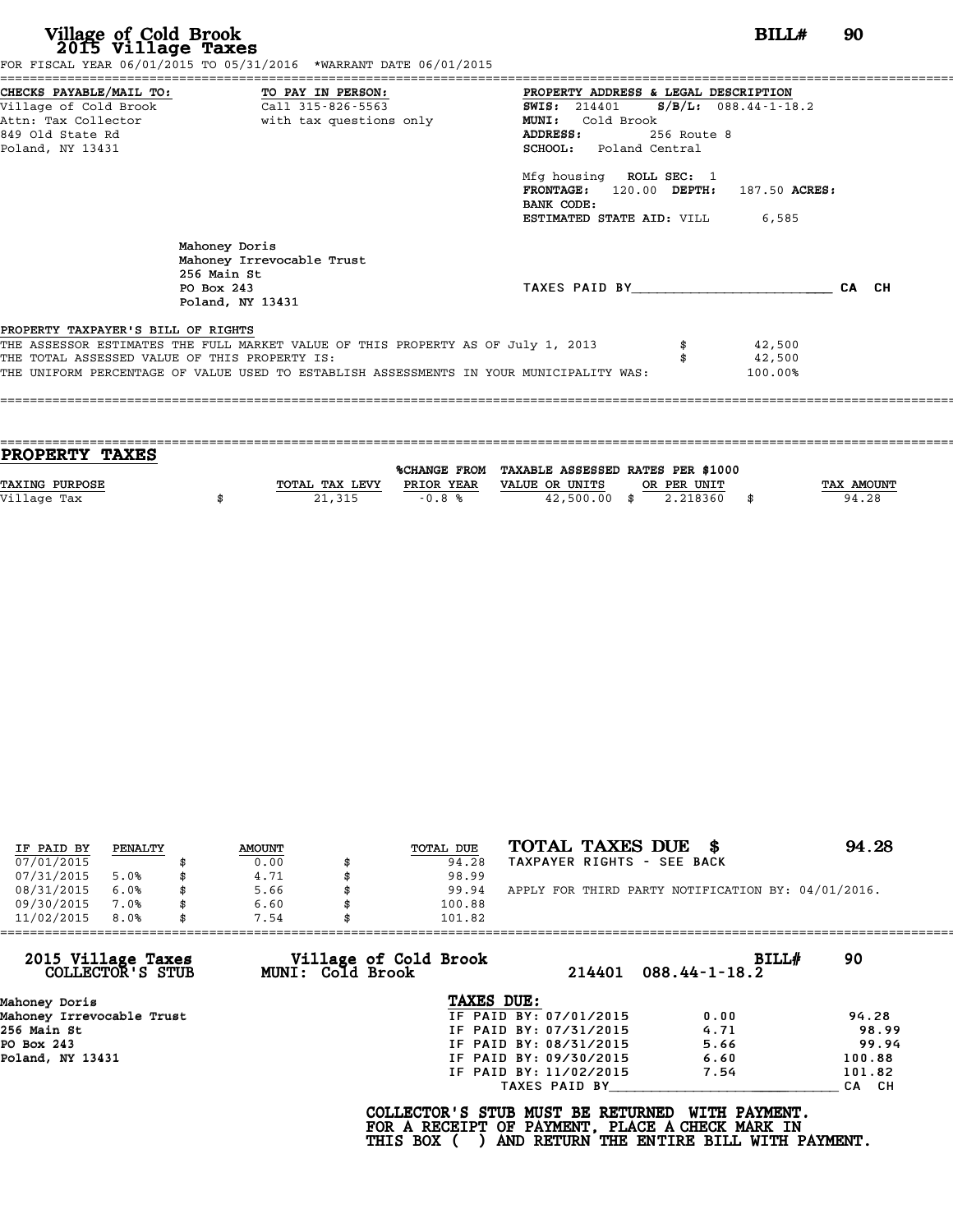# Village of Cold Brook
## 2015 Village Taxes

**BILL# 90**

FOR FISCAL YEAR 06/01/2015 TO 05/31/2016 *WARRANT DATE 06/01/2015

**CHECKS PAYABLE/MAIL TO:**
Village of Cold Brook
Attn: Tax Collector
849 Old State Rd
Poland, NY 13431

**TO PAY IN PERSON:**
Call 315-826-5563
with tax questions only

**PROPERTY ADDRESS & LEGAL DESCRIPTION**
**SWIS:** 214401 **S/B/L:** 088.44-1-18.2
**MUNI:** Cold Brook
**ADDRESS:** 256 Route 8
**SCHOOL:** Poland Central

Mfg housing **ROLL SEC:** 1
**FRONTAGE:** 120.00 **DEPTH:** 187.50 **ACRES:**
**BANK CODE:**
**ESTIMATED STATE AID:** VILL 6,585

Mahoney Doris
Mahoney Irrevocable Trust
256 Main St
PO Box 243
Poland, NY 13431

TAXES PAID BY________________________ CA CH

**PROPERTY TAXPAYER'S BILL OF RIGHTS**

THE ASSESSOR ESTIMATES THE FULL MARKET VALUE OF THIS PROPERTY AS OF July 1, 2013 $ 42,500
THE TOTAL ASSESSED VALUE OF THIS PROPERTY IS: $ 42,500
THE UNIFORM PERCENTAGE OF VALUE USED TO ESTABLISH ASSESSMENTS IN YOUR MUNICIPALITY WAS: 100.00%

## PROPERTY TAXES

| TAXING PURPOSE | TOTAL TAX LEVY | %CHANGE FROM PRIOR YEAR | TAXABLE ASSESSED VALUE OR UNITS | RATES PER $1000 OR PER UNIT | TAX AMOUNT |
|---|---|---|---|---|---|
| Village Tax | $ 21,315 | -0.8 % | 42,500.00 | $ 2.218360 | $ 94.28 |

| IF PAID BY | PENALTY | AMOUNT | TOTAL DUE |
|---|---|---|---|
| 07/01/2015 | | $ 0.00 | $ 94.28 |
| 07/31/2015 | 5.0% | $ 4.71 | $ 98.99 |
| 08/31/2015 | 6.0% | $ 5.66 | $ 99.94 |
| 09/30/2015 | 7.0% | $ 6.60 | $ 100.88 |
| 11/02/2015 | 8.0% | $ 7.54 | $ 101.82 |

**TOTAL TAXES DUE $ 94.28**
TAXPAYER RIGHTS - SEE BACK

APPLY FOR THIRD PARTY NOTIFICATION BY: 04/01/2016.

---

**2015 Village Taxes COLLECTOR'S STUB**
**Village of Cold Brook MUNI: Cold Brook**
214401 088.44-1-18.2 **BILL# 90**

Mahoney Doris
Mahoney Irrevocable Trust
256 Main St
PO Box 243
Poland, NY 13431

**TAXES DUE:**

| | | |
|---|---|---|
| IF PAID BY: 07/01/2015 | 0.00 | 94.28 |
| IF PAID BY: 07/31/2015 | 4.71 | 98.99 |
| IF PAID BY: 08/31/2015 | 5.66 | 99.94 |
| IF PAID BY: 09/30/2015 | 6.60 | 100.88 |
| IF PAID BY: 11/02/2015 | 7.54 | 101.82 |

TAXES PAID BY____________________________ CA CH

**COLLECTOR'S STUB MUST BE RETURNED WITH PAYMENT.
FOR A RECEIPT OF PAYMENT, PLACE A CHECK MARK IN
THIS BOX ( ) AND RETURN THE ENTIRE BILL WITH PAYMENT.**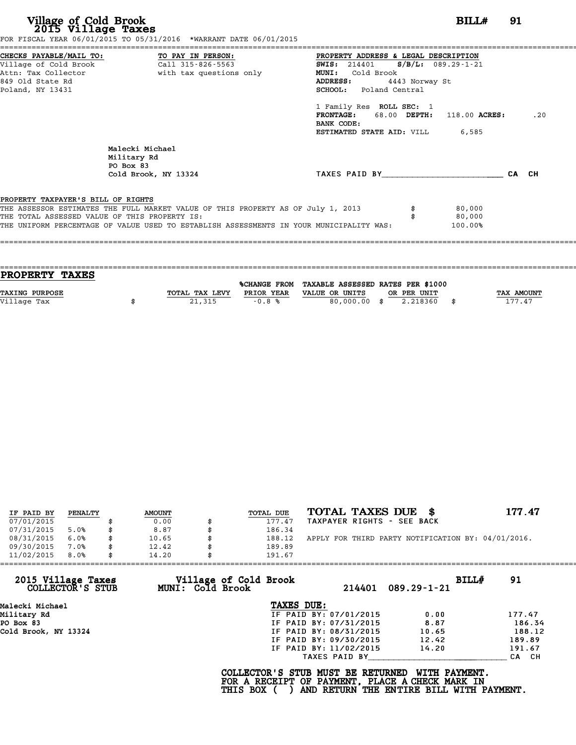# Village of Cold Brook
## 2015 Village Taxes

**BILL# 91**

FOR FISCAL YEAR 06/01/2015 TO 05/31/2016 *WARRANT DATE 06/01/2015

**CHECKS PAYABLE/MAIL TO:**
Village of Cold Brook
Attn: Tax Collector
849 Old State Rd
Poland, NY 13431

**TO PAY IN PERSON:**
Call 315-826-5563
with tax questions only

**PROPERTY ADDRESS & LEGAL DESCRIPTION**
**SWIS:** 214401 **S/B/L:** 089.29-1-21
**MUNI:** Cold Brook
**ADDRESS:** 4443 Norway St
**SCHOOL:** Poland Central

1 Family Res **ROLL SEC:** 1
**FRONTAGE:** 68.00 **DEPTH:** 118.00 **ACRES:** .20
**BANK CODE:**
**ESTIMATED STATE AID:** VILL 6,585

Malecki Michael
Military Rd
PO Box 83
Cold Brook, NY 13324

TAXES PAID BY________________________ CA CH

**PROPERTY TAXPAYER'S BILL OF RIGHTS**

THE ASSESSOR ESTIMATES THE FULL MARKET VALUE OF THIS PROPERTY AS OF July 1, 2013 $ 80,000
THE TOTAL ASSESSED VALUE OF THIS PROPERTY IS: $ 80,000
THE UNIFORM PERCENTAGE OF VALUE USED TO ESTABLISH ASSESSMENTS IN YOUR MUNICIPALITY WAS: 100.00%

## PROPERTY TAXES

| TAXING PURPOSE | TOTAL TAX LEVY | %CHANGE FROM PRIOR YEAR | TAXABLE ASSESSED VALUE OR UNITS | RATES PER $1000 OR PER UNIT | TAX AMOUNT |
|---|---|---|---|---|---|
| Village Tax | $ 21,315 | -0.8 % | 80,000.00 | $ 2.218360 | $ 177.47 |

| IF PAID BY | PENALTY | AMOUNT | TOTAL DUE |
|---|---|---|---|
| 07/01/2015 | | $ 0.00 | $ 177.47 |
| 07/31/2015 | 5.0% | $ 8.87 | $ 186.34 |
| 08/31/2015 | 6.0% | $ 10.65 | $ 188.12 |
| 09/30/2015 | 7.0% | $ 12.42 | $ 189.89 |
| 11/02/2015 | 8.0% | $ 14.20 | $ 191.67 |

**TOTAL TAXES DUE $ 177.47**

TAXPAYER RIGHTS - SEE BACK

APPLY FOR THIRD PARTY NOTIFICATION BY: 04/01/2016.

---

**2015 Village Taxes COLLECTOR'S STUB**
**Village of Cold Brook MUNI: Cold Brook** 214401 089.29-1-21 **BILL# 91**

Malecki Michael
Military Rd
PO Box 83
Cold Brook, NY 13324

**TAXES DUE:**

| | | |
|---|---|---|
| IF PAID BY: 07/01/2015 | 0.00 | 177.47 |
| IF PAID BY: 07/31/2015 | 8.87 | 186.34 |
| IF PAID BY: 08/31/2015 | 10.65 | 188.12 |
| IF PAID BY: 09/30/2015 | 12.42 | 189.89 |
| IF PAID BY: 11/02/2015 | 14.20 | 191.67 |

TAXES PAID BY____________________________ CA CH

**COLLECTOR'S STUB MUST BE RETURNED WITH PAYMENT.
FOR A RECEIPT OF PAYMENT, PLACE A CHECK MARK IN
THIS BOX ( ) AND RETURN THE ENTIRE BILL WITH PAYMENT.**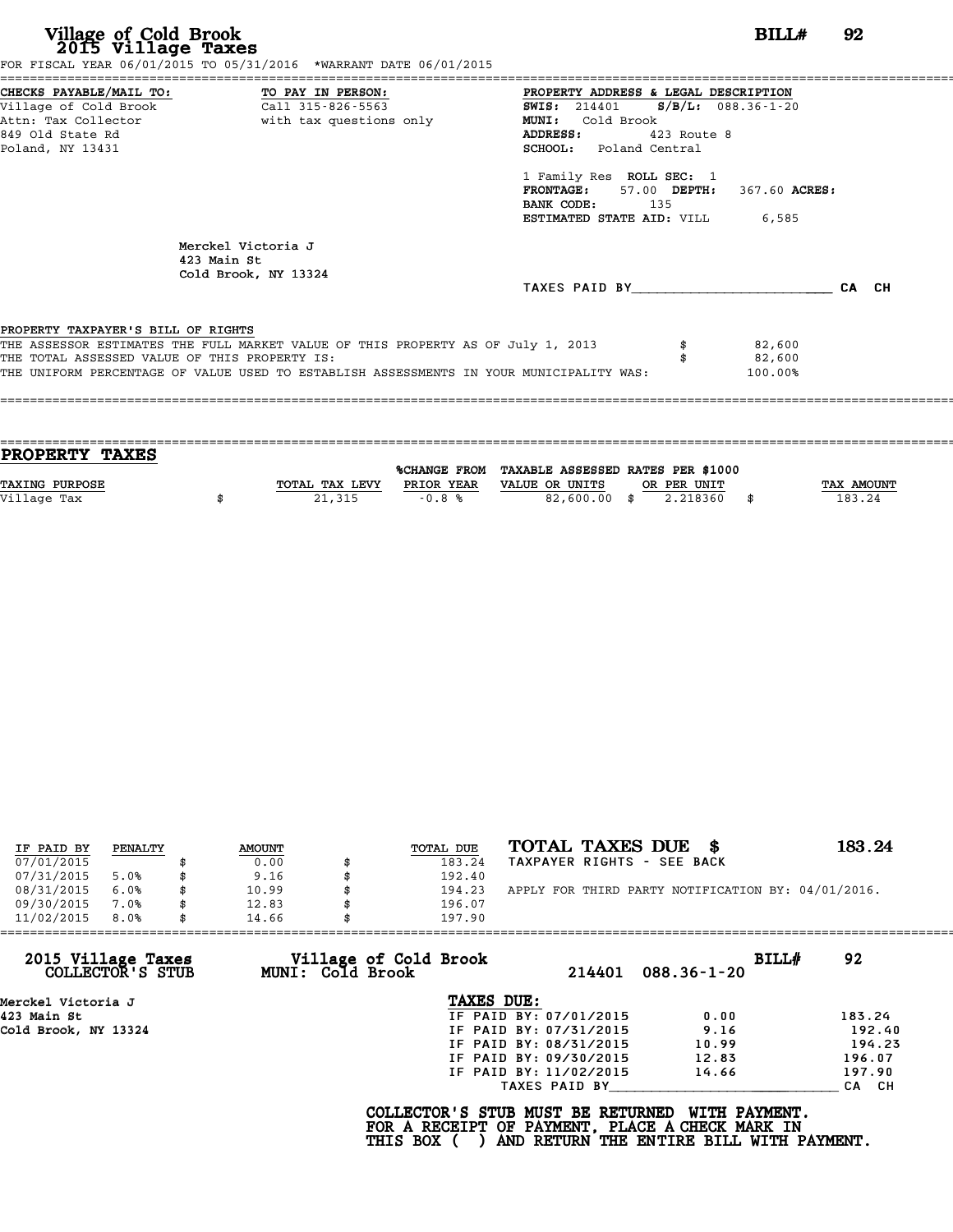# Village of Cold Brook
## 2015 Village Taxes

**BILL# 92**

FOR FISCAL YEAR 06/01/2015 TO 05/31/2016 *WARRANT DATE 06/01/2015

**CHECKS PAYABLE/MAIL TO:**
Village of Cold Brook
Attn: Tax Collector
849 Old State Rd
Poland, NY 13431

**TO PAY IN PERSON:**
Call 315-826-5563
with tax questions only

**PROPERTY ADDRESS & LEGAL DESCRIPTION**
**SWIS:** 214401 **S/B/L:** 088.36-1-20
**MUNI:** Cold Brook
**ADDRESS:** 423 Route 8
**SCHOOL:** Poland Central

1 Family Res **ROLL SEC:** 1
**FRONTAGE:** 57.00 **DEPTH:** 367.60 **ACRES:**
**BANK CODE:** 135
**ESTIMATED STATE AID:** VILL 6,585

Merckel Victoria J
423 Main St
Cold Brook, NY 13324

TAXES PAID BY________________________ CA CH

**PROPERTY TAXPAYER'S BILL OF RIGHTS**

THE ASSESSOR ESTIMATES THE FULL MARKET VALUE OF THIS PROPERTY AS OF July 1, 2013 $ 82,600
THE TOTAL ASSESSED VALUE OF THIS PROPERTY IS: $ 82,600
THE UNIFORM PERCENTAGE OF VALUE USED TO ESTABLISH ASSESSMENTS IN YOUR MUNICIPALITY WAS: 100.00%

## PROPERTY TAXES

| TAXING PURPOSE | | TOTAL TAX LEVY | %CHANGE FROM PRIOR YEAR | TAXABLE ASSESSED VALUE OR UNITS | | RATES PER $1000 OR PER UNIT | | TAX AMOUNT |
|---|---|---|---|---|---|---|---|---|
| Village Tax | $ | 21,315 | -0.8 % | 82,600.00 | $ | 2.218360 | $ | 183.24 |

| IF PAID BY | PENALTY | | AMOUNT | | TOTAL DUE |
|---|---|---|---|---|---|
| 07/01/2015 | | $ | 0.00 | $ | 183.24 |
| 07/31/2015 | 5.0% | $ | 9.16 | $ | 192.40 |
| 08/31/2015 | 6.0% | $ | 10.99 | $ | 194.23 |
| 09/30/2015 | 7.0% | $ | 12.83 | $ | 196.07 |
| 11/02/2015 | 8.0% | $ | 14.66 | $ | 197.90 |

**TOTAL TAXES DUE $ 183.24**
TAXPAYER RIGHTS - SEE BACK

APPLY FOR THIRD PARTY NOTIFICATION BY: 04/01/2016.

**2015 Village Taxes COLLECTOR'S STUB** **Village of Cold Brook MUNI: Cold Brook** 214401 088.36-1-20 **BILL# 92**

Merckel Victoria J
423 Main St
Cold Brook, NY 13324

**TAXES DUE:**

| | | |
|---|---|---|
| IF PAID BY: 07/01/2015 | 0.00 | 183.24 |
| IF PAID BY: 07/31/2015 | 9.16 | 192.40 |
| IF PAID BY: 08/31/2015 | 10.99 | 194.23 |
| IF PAID BY: 09/30/2015 | 12.83 | 196.07 |
| IF PAID BY: 11/02/2015 | 14.66 | 197.90 |

TAXES PAID BY____________________________ CA CH

**COLLECTOR'S STUB MUST BE RETURNED WITH PAYMENT.
FOR A RECEIPT OF PAYMENT, PLACE A CHECK MARK IN
THIS BOX ( ) AND RETURN THE ENTIRE BILL WITH PAYMENT.**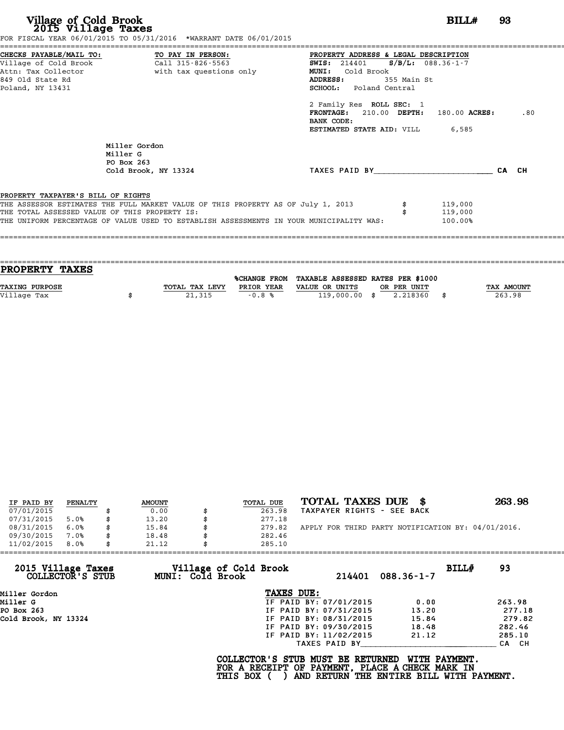# Village of Cold Brook
## 2015 Village Taxes

**BILL# 93**

FOR FISCAL YEAR 06/01/2015 TO 05/31/2016 *WARRANT DATE 06/01/2015

**CHECKS PAYABLE/MAIL TO:**
Village of Cold Brook
Attn: Tax Collector
849 Old State Rd
Poland, NY 13431

**TO PAY IN PERSON:**
Call 315-826-5563
with tax questions only

**PROPERTY ADDRESS & LEGAL DESCRIPTION**
**SWIS:** 214401 **S/B/L:** 088.36-1-7
**MUNI:** Cold Brook
**ADDRESS:** 355 Main St
**SCHOOL:** Poland Central

2 Family Res **ROLL SEC:** 1
**FRONTAGE:** 210.00 **DEPTH:** 180.00 **ACRES:** .80
**BANK CODE:**
**ESTIMATED STATE AID:** VILL 6,585

Miller Gordon
Miller G
PO Box 263
Cold Brook, NY 13324

TAXES PAID BY________________________ CA CH

**PROPERTY TAXPAYER'S BILL OF RIGHTS**

| | | |
|---|---|---|
| THE ASSESSOR ESTIMATES THE FULL MARKET VALUE OF THIS PROPERTY AS OF July 1, 2013 | $ | 119,000 |
| THE TOTAL ASSESSED VALUE OF THIS PROPERTY IS: | $ | 119,000 |
| THE UNIFORM PERCENTAGE OF VALUE USED TO ESTABLISH ASSESSMENTS IN YOUR MUNICIPALITY WAS: | | 100.00% |

## PROPERTY TAXES

| TAXING PURPOSE | | TOTAL TAX LEVY | %CHANGE FROM PRIOR YEAR | TAXABLE ASSESSED VALUE OR UNITS | | RATES PER $1000 OR PER UNIT | | TAX AMOUNT |
|---|---|---|---|---|---|---|---|---|
| Village Tax | $ | 21,315 | -0.8 % | 119,000.00 | $ | 2.218360 | $ | 263.98 |

| IF PAID BY | PENALTY | | AMOUNT | | TOTAL DUE |
|---|---|---|---|---|---|
| 07/01/2015 | | $ | 0.00 | $ | 263.98 |
| 07/31/2015 | 5.0% | $ | 13.20 | $ | 277.18 |
| 08/31/2015 | 6.0% | $ | 15.84 | $ | 279.82 |
| 09/30/2015 | 7.0% | $ | 18.48 | $ | 282.46 |
| 11/02/2015 | 8.0% | $ | 21.12 | $ | 285.10 |

**TOTAL TAXES DUE $ 263.98**
TAXPAYER RIGHTS - SEE BACK

APPLY FOR THIRD PARTY NOTIFICATION BY: 04/01/2016.

---

**2015 Village Taxes COLLECTOR'S STUB**
**Village of Cold Brook MUNI: Cold Brook** 214401 088.36-1-7 **BILL# 93**

Miller Gordon
Miller G
PO Box 263
Cold Brook, NY 13324

**TAXES DUE:**

| | | |
|---|---|---|
| IF PAID BY: 07/01/2015 | 0.00 | 263.98 |
| IF PAID BY: 07/31/2015 | 13.20 | 277.18 |
| IF PAID BY: 08/31/2015 | 15.84 | 279.82 |
| IF PAID BY: 09/30/2015 | 18.48 | 282.46 |
| IF PAID BY: 11/02/2015 | 21.12 | 285.10 |

TAXES PAID BY____________________________ CA CH

**COLLECTOR'S STUB MUST BE RETURNED WITH PAYMENT. FOR A RECEIPT OF PAYMENT, PLACE A CHECK MARK IN THIS BOX ( ) AND RETURN THE ENTIRE BILL WITH PAYMENT.**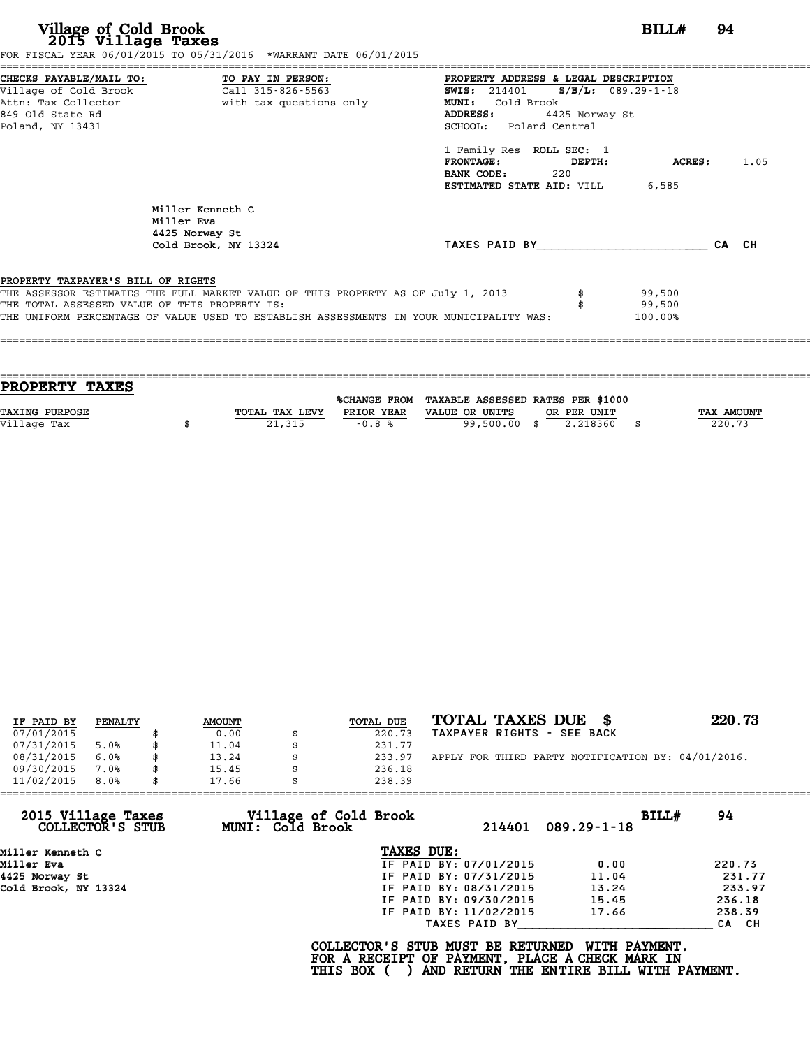# Village of Cold Brook
## 2015 Village Taxes

**BILL# 94**

FOR FISCAL YEAR 06/01/2015 TO 05/31/2016 \*WARRANT DATE 06/01/2015

**CHECKS PAYABLE/MAIL TO:**
Village of Cold Brook
Attn: Tax Collector
849 Old State Rd
Poland, NY 13431

**TO PAY IN PERSON:**
Call 315-826-5563
with tax questions only

**PROPERTY ADDRESS & LEGAL DESCRIPTION**
**SWIS:** 214401 **S/B/L:** 089.29-1-18
**MUNI:** Cold Brook
**ADDRESS:** 4425 Norway St
**SCHOOL:** Poland Central

1 Family Res **ROLL SEC:** 1
**FRONTAGE:** **DEPTH:** **ACRES:** 1.05
**BANK CODE:** 220
**ESTIMATED STATE AID:** VILL 6,585

Miller Kenneth C
Miller Eva
4425 Norway St
Cold Brook, NY 13324

TAXES PAID BY_________________________ CA CH

**PROPERTY TAXPAYER'S BILL OF RIGHTS**

THE ASSESSOR ESTIMATES THE FULL MARKET VALUE OF THIS PROPERTY AS OF July 1, 2013 $ 99,500
THE TOTAL ASSESSED VALUE OF THIS PROPERTY IS: $ 99,500
THE UNIFORM PERCENTAGE OF VALUE USED TO ESTABLISH ASSESSMENTS IN YOUR MUNICIPALITY WAS: 100.00%

## PROPERTY TAXES

| TAXING PURPOSE | TOTAL TAX LEVY | %CHANGE FROM PRIOR YEAR | TAXABLE ASSESSED VALUE OR UNITS | RATES PER $1000 OR PER UNIT | TAX AMOUNT |
|---|---|---|---|---|---|
| Village Tax | $ 21,315 | -0.8 % | 99,500.00 | $ 2.218360 | $ 220.73 |

| IF PAID BY | PENALTY | AMOUNT | TOTAL DUE |
|---|---|---|---|
| 07/01/2015 | | $ 0.00 | $ 220.73 |
| 07/31/2015 | 5.0% | $ 11.04 | $ 231.77 |
| 08/31/2015 | 6.0% | $ 13.24 | $ 233.97 |
| 09/30/2015 | 7.0% | $ 15.45 | $ 236.18 |
| 11/02/2015 | 8.0% | $ 17.66 | $ 238.39 |

**TOTAL TAXES DUE $ 220.73**
TAXPAYER RIGHTS - SEE BACK

APPLY FOR THIRD PARTY NOTIFICATION BY: 04/01/2016.

---

**2015 Village Taxes COLLECTOR'S STUB**
**Village of Cold Brook MUNI: Cold Brook** 214401 089.29-1-18 **BILL# 94**

Miller Kenneth C
Miller Eva
4425 Norway St
Cold Brook, NY 13324

**TAXES DUE:**

| | | |
|---|---|---|
| IF PAID BY: 07/01/2015 | 0.00 | 220.73 |
| IF PAID BY: 07/31/2015 | 11.04 | 231.77 |
| IF PAID BY: 08/31/2015 | 13.24 | 233.97 |
| IF PAID BY: 09/30/2015 | 15.45 | 236.18 |
| IF PAID BY: 11/02/2015 | 17.66 | 238.39 |

TAXES PAID BY_________________________ CA CH

**COLLECTOR'S STUB MUST BE RETURNED WITH PAYMENT. FOR A RECEIPT OF PAYMENT, PLACE A CHECK MARK IN THIS BOX ( ) AND RETURN THE ENTIRE BILL WITH PAYMENT.**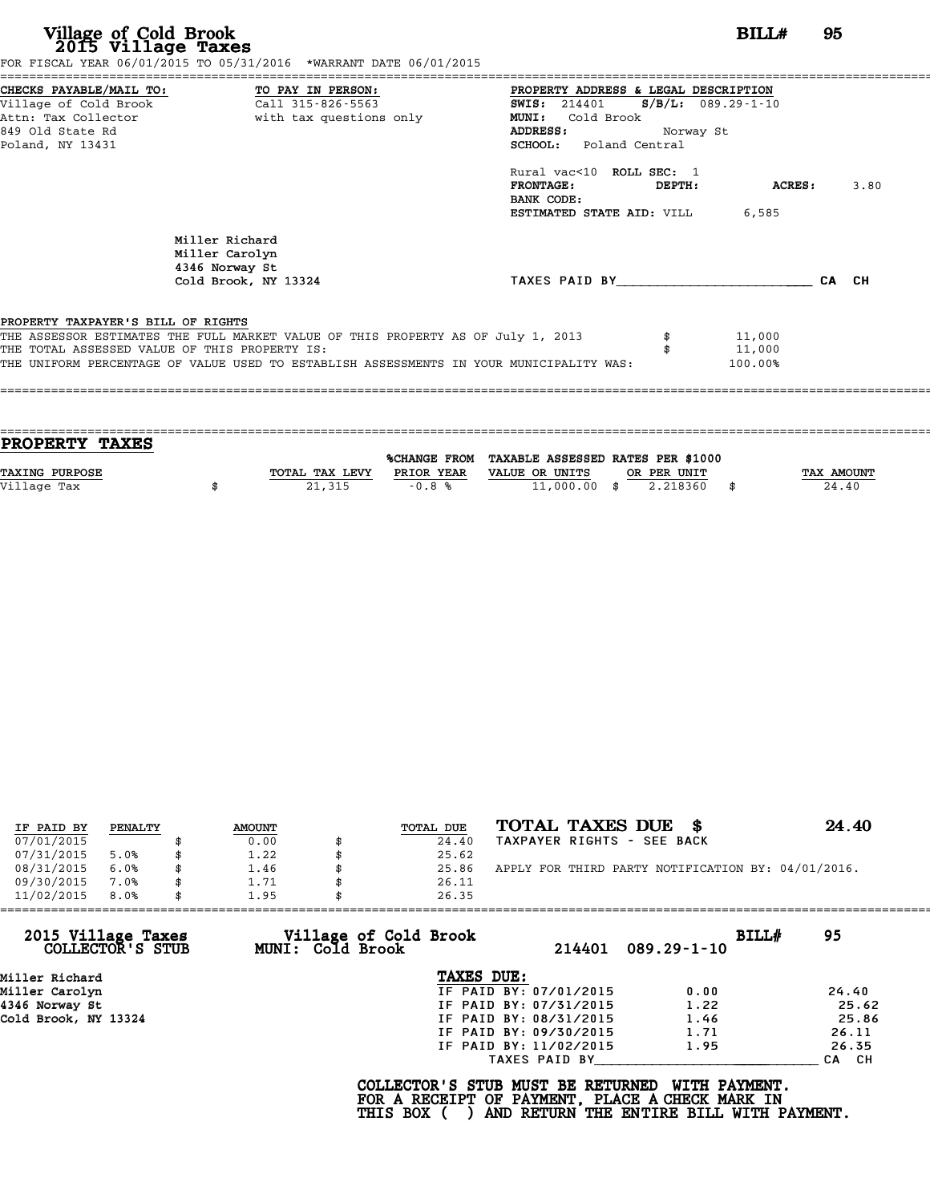# Village of Cold Brook
## 2015 Village Taxes

**BILL# 95**

FOR FISCAL YEAR 06/01/2015 TO 05/31/2016 *WARRANT DATE 06/01/2015

**CHECKS PAYABLE/MAIL TO:**
Village of Cold Brook
Attn: Tax Collector
849 Old State Rd
Poland, NY 13431

**TO PAY IN PERSON:**
Call 315-826-5563
with tax questions only

**PROPERTY ADDRESS & LEGAL DESCRIPTION**
**SWIS:** 214401 **S/B/L:** 089.29-1-10
**MUNI:** Cold Brook
**ADDRESS:** Norway St
**SCHOOL:** Poland Central

Rural vac<10 **ROLL SEC:** 1
**FRONTAGE:** **DEPTH:** **ACRES:** 3.80
**BANK CODE:**
**ESTIMATED STATE AID:** VILL 6,585

Miller Richard
Miller Carolyn
4346 Norway St
Cold Brook, NY 13324

TAXES PAID BY________________________ CA CH

**PROPERTY TAXPAYER'S BILL OF RIGHTS**

THE ASSESSOR ESTIMATES THE FULL MARKET VALUE OF THIS PROPERTY AS OF July 1, 2013 $ 11,000
THE TOTAL ASSESSED VALUE OF THIS PROPERTY IS: $ 11,000
THE UNIFORM PERCENTAGE OF VALUE USED TO ESTABLISH ASSESSMENTS IN YOUR MUNICIPALITY WAS: 100.00%

## PROPERTY TAXES

| TAXING PURPOSE | TOTAL TAX LEVY | %CHANGE FROM PRIOR YEAR | TAXABLE ASSESSED VALUE OR UNITS | RATES PER $1000 OR PER UNIT | TAX AMOUNT |
|---|---|---|---|---|---|
| Village Tax | $ 21,315 | -0.8 % | 11,000.00 | $ 2.218360 | $ 24.40 |

| IF PAID BY | PENALTY | AMOUNT | TOTAL DUE |
|---|---|---|---|
| 07/01/2015 | | $ 0.00 | $ 24.40 |
| 07/31/2015 | 5.0% | $ 1.22 | $ 25.62 |
| 08/31/2015 | 6.0% | $ 1.46 | $ 25.86 |
| 09/30/2015 | 7.0% | $ 1.71 | $ 26.11 |
| 11/02/2015 | 8.0% | $ 1.95 | $ 26.35 |

**TOTAL TAXES DUE $ 24.40**
TAXPAYER RIGHTS - SEE BACK

APPLY FOR THIRD PARTY NOTIFICATION BY: 04/01/2016.

---

**2015 Village Taxes — COLLECTOR'S STUB**
**Village of Cold Brook — MUNI: Cold Brook**
214401 089.29-1-10
**BILL# 95**

Miller Richard
Miller Carolyn
4346 Norway St
Cold Brook, NY 13324

**TAXES DUE:**

| | | |
|---|---|---|
| IF PAID BY: 07/01/2015 | 0.00 | 24.40 |
| IF PAID BY: 07/31/2015 | 1.22 | 25.62 |
| IF PAID BY: 08/31/2015 | 1.46 | 25.86 |
| IF PAID BY: 09/30/2015 | 1.71 | 26.11 |
| IF PAID BY: 11/02/2015 | 1.95 | 26.35 |

TAXES PAID BY________________________ CA CH

**COLLECTOR'S STUB MUST BE RETURNED WITH PAYMENT.
FOR A RECEIPT OF PAYMENT, PLACE A CHECK MARK IN
THIS BOX ( ) AND RETURN THE ENTIRE BILL WITH PAYMENT.**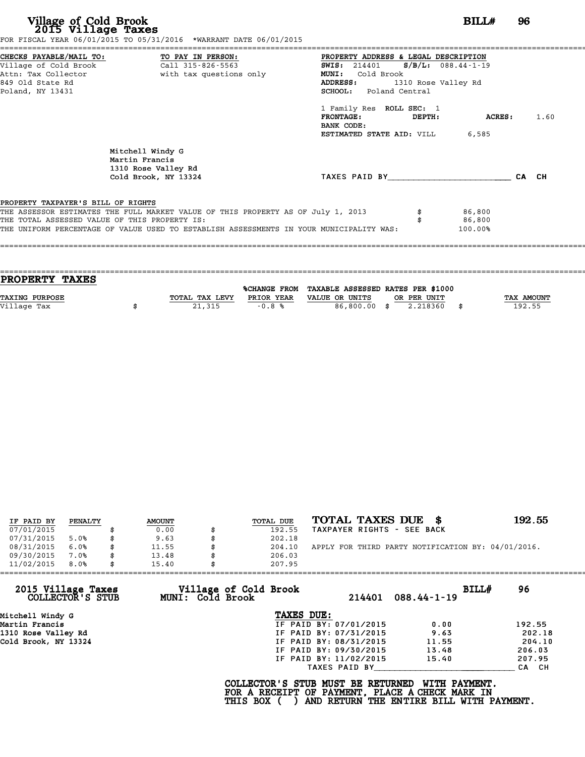# Village of Cold Brook
## 2015 Village Taxes

**BILL# 96**

FOR FISCAL YEAR 06/01/2015 TO 05/31/2016 *WARRANT DATE 06/01/2015

**CHECKS PAYABLE/MAIL TO:**
Village of Cold Brook
Attn: Tax Collector
849 Old State Rd
Poland, NY 13431

**TO PAY IN PERSON:**
Call 315-826-5563
with tax questions only

**PROPERTY ADDRESS & LEGAL DESCRIPTION**
**SWIS:** 214401 **S/B/L:** 088.44-1-19
**MUNI:** Cold Brook
**ADDRESS:** 1310 Rose Valley Rd
**SCHOOL:** Poland Central

1 Family Res **ROLL SEC:** 1
**FRONTAGE:** **DEPTH:** **ACRES:** 1.60
**BANK CODE:**
**ESTIMATED STATE AID:** VILL 6,585

Mitchell Windy G
Martin Francis
1310 Rose Valley Rd
Cold Brook, NY 13324

TAXES PAID BY________________________ CA CH

**PROPERTY TAXPAYER'S BILL OF RIGHTS**

THE ASSESSOR ESTIMATES THE FULL MARKET VALUE OF THIS PROPERTY AS OF July 1, 2013 $ 86,800
THE TOTAL ASSESSED VALUE OF THIS PROPERTY IS: $ 86,800
THE UNIFORM PERCENTAGE OF VALUE USED TO ESTABLISH ASSESSMENTS IN YOUR MUNICIPALITY WAS: 100.00%

## PROPERTY TAXES

| TAXING PURPOSE | TOTAL TAX LEVY | %CHANGE FROM PRIOR YEAR | TAXABLE ASSESSED VALUE OR UNITS | RATES PER $1000 OR PER UNIT | TAX AMOUNT |
|---|---|---|---|---|---|
| Village Tax | $ 21,315 | -0.8 % | 86,800.00 | $ 2.218360 | $ 192.55 |

| IF PAID BY | PENALTY | AMOUNT | TOTAL DUE |
|---|---|---|---|
| 07/01/2015 | | $ 0.00 | $ 192.55 |
| 07/31/2015 | 5.0% | $ 9.63 | $ 202.18 |
| 08/31/2015 | 6.0% | $ 11.55 | $ 204.10 |
| 09/30/2015 | 7.0% | $ 13.48 | $ 206.03 |
| 11/02/2015 | 8.0% | $ 15.40 | $ 207.95 |

**TOTAL TAXES DUE $ 192.55**

TAXPAYER RIGHTS - SEE BACK

APPLY FOR THIRD PARTY NOTIFICATION BY: 04/01/2016.

---

**2015 Village Taxes — COLLECTOR'S STUB**
**Village of Cold Brook — MUNI: Cold Brook**
214401 088.44-1-19 **BILL# 96**

Mitchell Windy G
Martin Francis
1310 Rose Valley Rd
Cold Brook, NY 13324

**TAXES DUE:**

| | | |
|---|---|---|
| IF PAID BY: 07/01/2015 | 0.00 | 192.55 |
| IF PAID BY: 07/31/2015 | 9.63 | 202.18 |
| IF PAID BY: 08/31/2015 | 11.55 | 204.10 |
| IF PAID BY: 09/30/2015 | 13.48 | 206.03 |
| IF PAID BY: 11/02/2015 | 15.40 | 207.95 |

TAXES PAID BY______________________________ CA CH

**COLLECTOR'S STUB MUST BE RETURNED WITH PAYMENT.**
**FOR A RECEIPT OF PAYMENT, PLACE A CHECK MARK IN**
**THIS BOX ( ) AND RETURN THE ENTIRE BILL WITH PAYMENT.**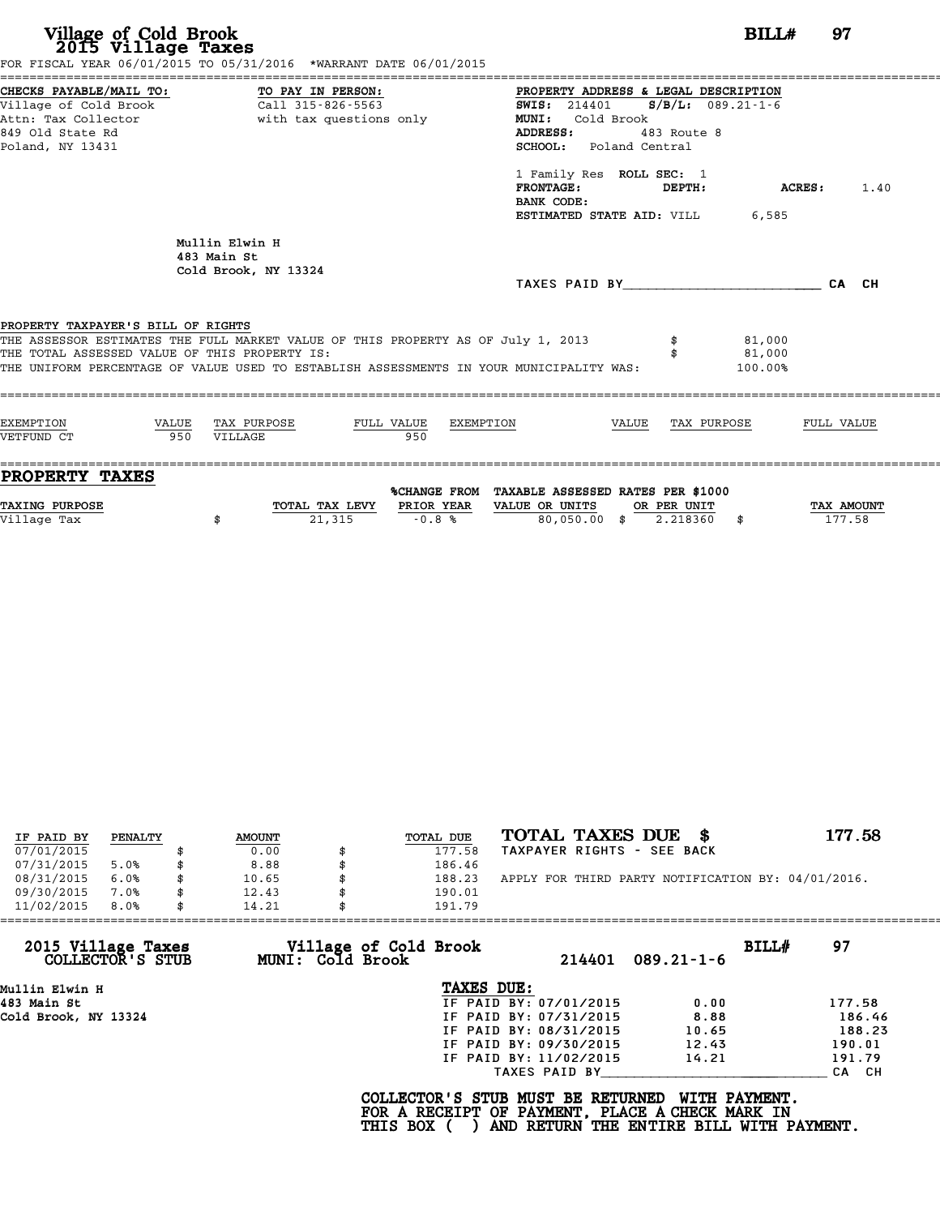# Village of Cold Brook
## 2015 Village Taxes

**BILL# 97**

FOR FISCAL YEAR 06/01/2015 TO 05/31/2016 *WARRANT DATE 06/01/2015

**CHECKS PAYABLE/MAIL TO:**
Village of Cold Brook
Attn: Tax Collector
849 Old State Rd
Poland, NY 13431

**TO PAY IN PERSON:**
Call 315-826-5563
with tax questions only

**PROPERTY ADDRESS & LEGAL DESCRIPTION**
**SWIS:** 214401 **S/B/L:** 089.21-1-6
**MUNI:** Cold Brook
**ADDRESS:** 483 Route 8
**SCHOOL:** Poland Central

1 Family Res **ROLL SEC:** 1
**FRONTAGE:** **DEPTH:** **ACRES:** 1.40
**BANK CODE:**
**ESTIMATED STATE AID:** VILL 6,585

Mullin Elwin H
483 Main St
Cold Brook, NY 13324

TAXES PAID BY________________________ CA CH

**PROPERTY TAXPAYER'S BILL OF RIGHTS**

THE ASSESSOR ESTIMATES THE FULL MARKET VALUE OF THIS PROPERTY AS OF July 1, 2013 $ 81,000
THE TOTAL ASSESSED VALUE OF THIS PROPERTY IS: $ 81,000
THE UNIFORM PERCENTAGE OF VALUE USED TO ESTABLISH ASSESSMENTS IN YOUR MUNICIPALITY WAS: 100.00%

| EXEMPTION | VALUE | TAX PURPOSE | FULL VALUE | EXEMPTION | VALUE | TAX PURPOSE | FULL VALUE |
|---|---|---|---|---|---|---|---|
| VETFUND CT | 950 | VILLAGE | 950 | | | | |

## PROPERTY TAXES

| TAXING PURPOSE | TOTAL TAX LEVY | %CHANGE FROM PRIOR YEAR | TAXABLE ASSESSED VALUE OR UNITS | RATES PER $1000 OR PER UNIT | TAX AMOUNT |
|---|---|---|---|---|---|
| Village Tax | $ 21,315 | -0.8 % | 80,050.00 | $ 2.218360 | $ 177.58 |

| IF PAID BY | PENALTY | AMOUNT | TOTAL DUE |
|---|---|---|---|
| 07/01/2015 | | $ 0.00 | $ 177.58 |
| 07/31/2015 | 5.0% | $ 8.88 | $ 186.46 |
| 08/31/2015 | 6.0% | $ 10.65 | $ 188.23 |
| 09/30/2015 | 7.0% | $ 12.43 | $ 190.01 |
| 11/02/2015 | 8.0% | $ 14.21 | $ 191.79 |

**TOTAL TAXES DUE $ 177.58**
TAXPAYER RIGHTS - SEE BACK

APPLY FOR THIRD PARTY NOTIFICATION BY: 04/01/2016.

---

**2015 Village Taxes COLLECTOR'S STUB** — **Village of Cold Brook MUNI: Cold Brook** — 214401 089.21-1-6 — **BILL# 97**

Mullin Elwin H
483 Main St
Cold Brook, NY 13324

**TAXES DUE:**

| | | |
|---|---|---|
| IF PAID BY: 07/01/2015 | 0.00 | 177.58 |
| IF PAID BY: 07/31/2015 | 8.88 | 186.46 |
| IF PAID BY: 08/31/2015 | 10.65 | 188.23 |
| IF PAID BY: 09/30/2015 | 12.43 | 190.01 |
| IF PAID BY: 11/02/2015 | 14.21 | 191.79 |

TAXES PAID BY____________________________ CA CH

**COLLECTOR'S STUB MUST BE RETURNED WITH PAYMENT.**
**FOR A RECEIPT OF PAYMENT, PLACE A CHECK MARK IN**
**THIS BOX ( ) AND RETURN THE ENTIRE BILL WITH PAYMENT.**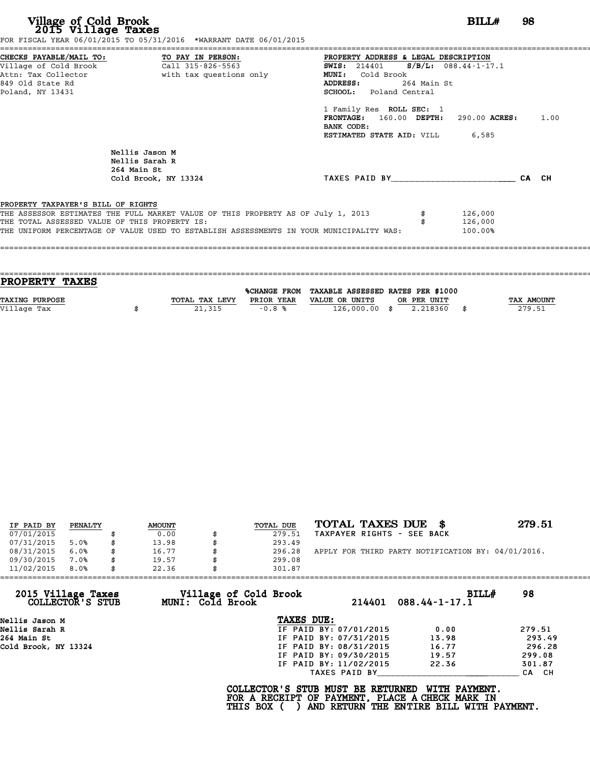# Village of Cold Brook
## 2015 Village Taxes

**BILL# 98**

FOR FISCAL YEAR 06/01/2015 TO 05/31/2016 *WARRANT DATE 06/01/2015

**CHECKS PAYABLE/MAIL TO:**
Village of Cold Brook
Attn: Tax Collector
849 Old State Rd
Poland, NY 13431

**TO PAY IN PERSON:**
Call 315-826-5563
with tax questions only

**PROPERTY ADDRESS & LEGAL DESCRIPTION**
**SWIS:** 214401 **S/B/L:** 088.44-1-17.1
**MUNI:** Cold Brook
**ADDRESS:** 264 Main St
**SCHOOL:** Poland Central

1 Family Res **ROLL SEC:** 1
**FRONTAGE:** 160.00 **DEPTH:** 290.00 **ACRES:** 1.00
**BANK CODE:**
**ESTIMATED STATE AID:** VILL 6,585

Nellis Jason M
Nellis Sarah R
264 Main St
Cold Brook, NY 13324

TAXES PAID BY________________________ CA CH

**PROPERTY TAXPAYER'S BILL OF RIGHTS**

THE ASSESSOR ESTIMATES THE FULL MARKET VALUE OF THIS PROPERTY AS OF July 1, 2013 $ 126,000
THE TOTAL ASSESSED VALUE OF THIS PROPERTY IS: $ 126,000
THE UNIFORM PERCENTAGE OF VALUE USED TO ESTABLISH ASSESSMENTS IN YOUR MUNICIPALITY WAS: 100.00%

## PROPERTY TAXES

| TAXING PURPOSE | TOTAL TAX LEVY | %CHANGE FROM PRIOR YEAR | TAXABLE ASSESSED VALUE OR UNITS | RATES PER $1000 OR PER UNIT | TAX AMOUNT |
|---|---|---|---|---|---|
| Village Tax | $ 21,315 | -0.8 % | 126,000.00 | $ 2.218360 | $ 279.51 |

| IF PAID BY | PENALTY | AMOUNT | TOTAL DUE |
|---|---|---|---|
| 07/01/2015 | | $ 0.00 | $ 279.51 |
| 07/31/2015 | 5.0% | $ 13.98 | $ 293.49 |
| 08/31/2015 | 6.0% | $ 16.77 | $ 296.28 |
| 09/30/2015 | 7.0% | $ 19.57 | $ 299.08 |
| 11/02/2015 | 8.0% | $ 22.36 | $ 301.87 |

**TOTAL TAXES DUE $ 279.51**
TAXPAYER RIGHTS - SEE BACK

APPLY FOR THIRD PARTY NOTIFICATION BY: 04/01/2016.

---

**2015 Village Taxes COLLECTOR'S STUB** — **Village of Cold Brook MUNI: Cold Brook** — 214401 088.44-1-17.1 — **BILL# 98**

Nellis Jason M
Nellis Sarah R
264 Main St
Cold Brook, NY 13324

**TAXES DUE:**

| | | |
|---|---|---|
| IF PAID BY: 07/01/2015 | 0.00 | 279.51 |
| IF PAID BY: 07/31/2015 | 13.98 | 293.49 |
| IF PAID BY: 08/31/2015 | 16.77 | 296.28 |
| IF PAID BY: 09/30/2015 | 19.57 | 299.08 |
| IF PAID BY: 11/02/2015 | 22.36 | 301.87 |

TAXES PAID BY____________________________ CA CH

**COLLECTOR'S STUB MUST BE RETURNED WITH PAYMENT.**
**FOR A RECEIPT OF PAYMENT, PLACE A CHECK MARK IN THIS BOX ( ) AND RETURN THE ENTIRE BILL WITH PAYMENT.**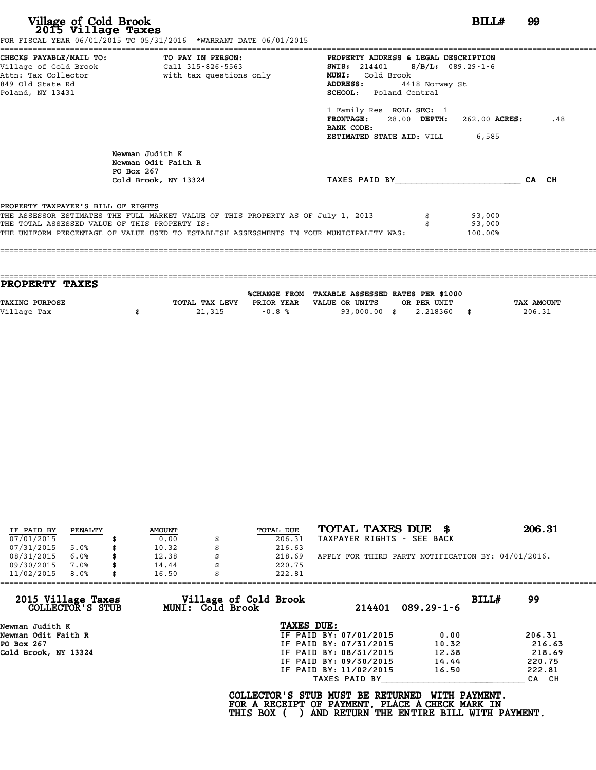# Village of Cold Brook
## 2015 Village Taxes

**BILL# 99**

FOR FISCAL YEAR 06/01/2015 TO 05/31/2016 *WARRANT DATE 06/01/2015

**CHECKS PAYABLE/MAIL TO:**
Village of Cold Brook
Attn: Tax Collector
849 Old State Rd
Poland, NY 13431

**TO PAY IN PERSON:**
Call 315-826-5563
with tax questions only

**PROPERTY ADDRESS & LEGAL DESCRIPTION**
**SWIS:** 214401 **S/B/L:** 089.29-1-6
**MUNI:** Cold Brook
**ADDRESS:** 4418 Norway St
**SCHOOL:** Poland Central

1 Family Res **ROLL SEC:** 1
**FRONTAGE:** 28.00 **DEPTH:** 262.00 **ACRES:** .48
**BANK CODE:**
**ESTIMATED STATE AID:** VILL 6,585

Newman Judith K
Newman Odit Faith R
PO Box 267
Cold Brook, NY 13324

TAXES PAID BY________________________ CA CH

**PROPERTY TAXPAYER'S BILL OF RIGHTS**

THE ASSESSOR ESTIMATES THE FULL MARKET VALUE OF THIS PROPERTY AS OF July 1, 2013 $ 93,000
THE TOTAL ASSESSED VALUE OF THIS PROPERTY IS: $ 93,000
THE UNIFORM PERCENTAGE OF VALUE USED TO ESTABLISH ASSESSMENTS IN YOUR MUNICIPALITY WAS: 100.00%

## PROPERTY TAXES

| TAXING PURPOSE | TOTAL TAX LEVY | %CHANGE FROM PRIOR YEAR | TAXABLE ASSESSED VALUE OR UNITS | RATES PER $1000 OR PER UNIT | TAX AMOUNT |
|---|---|---|---|---|---|
| Village Tax | $ 21,315 | -0.8 % | 93,000.00 | $ 2.218360 | $ 206.31 |

| IF PAID BY | PENALTY | AMOUNT | TOTAL DUE |
|---|---|---|---|
| 07/01/2015 | | $ 0.00 | $ 206.31 |
| 07/31/2015 | 5.0% | $ 10.32 | $ 216.63 |
| 08/31/2015 | 6.0% | $ 12.38 | $ 218.69 |
| 09/30/2015 | 7.0% | $ 14.44 | $ 220.75 |
| 11/02/2015 | 8.0% | $ 16.50 | $ 222.81 |

**TOTAL TAXES DUE $ 206.31**
TAXPAYER RIGHTS - SEE BACK

APPLY FOR THIRD PARTY NOTIFICATION BY: 04/01/2016.

---

**2015 Village Taxes COLLECTOR'S STUB** — **Village of Cold Brook MUNI: Cold Brook** — 214401 089.29-1-6 — **BILL# 99**

Newman Judith K
Newman Odit Faith R
PO Box 267
Cold Brook, NY 13324

**TAXES DUE:**

| | | |
|---|---|---|
| IF PAID BY: 07/01/2015 | 0.00 | 206.31 |
| IF PAID BY: 07/31/2015 | 10.32 | 216.63 |
| IF PAID BY: 08/31/2015 | 12.38 | 218.69 |
| IF PAID BY: 09/30/2015 | 14.44 | 220.75 |
| IF PAID BY: 11/02/2015 | 16.50 | 222.81 |

TAXES PAID BY____________________________ CA CH

**COLLECTOR'S STUB MUST BE RETURNED WITH PAYMENT.**
**FOR A RECEIPT OF PAYMENT, PLACE A CHECK MARK IN THIS BOX ( ) AND RETURN THE ENTIRE BILL WITH PAYMENT.**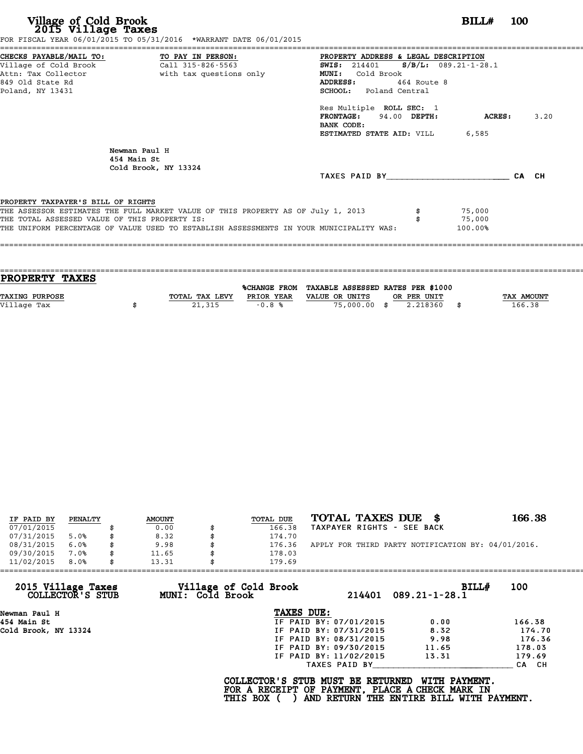# Village of Cold Brook
## 2015 Village Taxes

**BILL# 100**

FOR FISCAL YEAR 06/01/2015 TO 05/31/2016 *WARRANT DATE 06/01/2015

**CHECKS PAYABLE/MAIL TO:**
Village of Cold Brook
Attn: Tax Collector
849 Old State Rd
Poland, NY 13431

**TO PAY IN PERSON:**
Call 315-826-5563
with tax questions only

**PROPERTY ADDRESS & LEGAL DESCRIPTION**
**SWIS:** 214401 **S/B/L:** 089.21-1-28.1
**MUNI:** Cold Brook
**ADDRESS:** 464 Route 8
**SCHOOL:** Poland Central

Res Multiple **ROLL SEC:** 1
**FRONTAGE:** 94.00 **DEPTH:** **ACRES:** 3.20
**BANK CODE:**
**ESTIMATED STATE AID:** VILL 6,585

Newman Paul H
454 Main St
Cold Brook, NY 13324

TAXES PAID BY________________________ CA CH

**PROPERTY TAXPAYER'S BILL OF RIGHTS**

THE ASSESSOR ESTIMATES THE FULL MARKET VALUE OF THIS PROPERTY AS OF July 1, 2013 $ 75,000
THE TOTAL ASSESSED VALUE OF THIS PROPERTY IS: $ 75,000
THE UNIFORM PERCENTAGE OF VALUE USED TO ESTABLISH ASSESSMENTS IN YOUR MUNICIPALITY WAS: 100.00%

## PROPERTY TAXES

| TAXING PURPOSE | | TOTAL TAX LEVY | %CHANGE FROM PRIOR YEAR | TAXABLE ASSESSED VALUE OR UNITS | | RATES PER $1000 OR PER UNIT | | TAX AMOUNT |
|---|---|---|---|---|---|---|---|---|
| Village Tax | $ | 21,315 | -0.8 % | 75,000.00 | $ | 2.218360 | $ | 166.38 |

| IF PAID BY | PENALTY | | AMOUNT | | TOTAL DUE |
|---|---|---|---|---|---|
| 07/01/2015 | | $ | 0.00 | $ | 166.38 |
| 07/31/2015 | 5.0% | $ | 8.32 | $ | 174.70 |
| 08/31/2015 | 6.0% | $ | 9.98 | $ | 176.36 |
| 09/30/2015 | 7.0% | $ | 11.65 | $ | 178.03 |
| 11/02/2015 | 8.0% | $ | 13.31 | $ | 179.69 |

**TOTAL TAXES DUE $ 166.38**
TAXPAYER RIGHTS - SEE BACK

APPLY FOR THIRD PARTY NOTIFICATION BY: 04/01/2016.

**2015 Village Taxes** **COLLECTOR'S STUB** — **Village of Cold Brook** **MUNI: Cold Brook** — 214401 089.21-1-28.1 — **BILL# 100**

Newman Paul H
454 Main St
Cold Brook, NY 13324

**TAXES DUE:**

| | | |
|---|---|---|
| IF PAID BY: 07/01/2015 | 0.00 | 166.38 |
| IF PAID BY: 07/31/2015 | 8.32 | 174.70 |
| IF PAID BY: 08/31/2015 | 9.98 | 176.36 |
| IF PAID BY: 09/30/2015 | 11.65 | 178.03 |
| IF PAID BY: 11/02/2015 | 13.31 | 179.69 |

TAXES PAID BY____________________________ CA CH

**COLLECTOR'S STUB MUST BE RETURNED WITH PAYMENT.**
**FOR A RECEIPT OF PAYMENT, PLACE A CHECK MARK IN**
**THIS BOX ( ) AND RETURN THE ENTIRE BILL WITH PAYMENT.**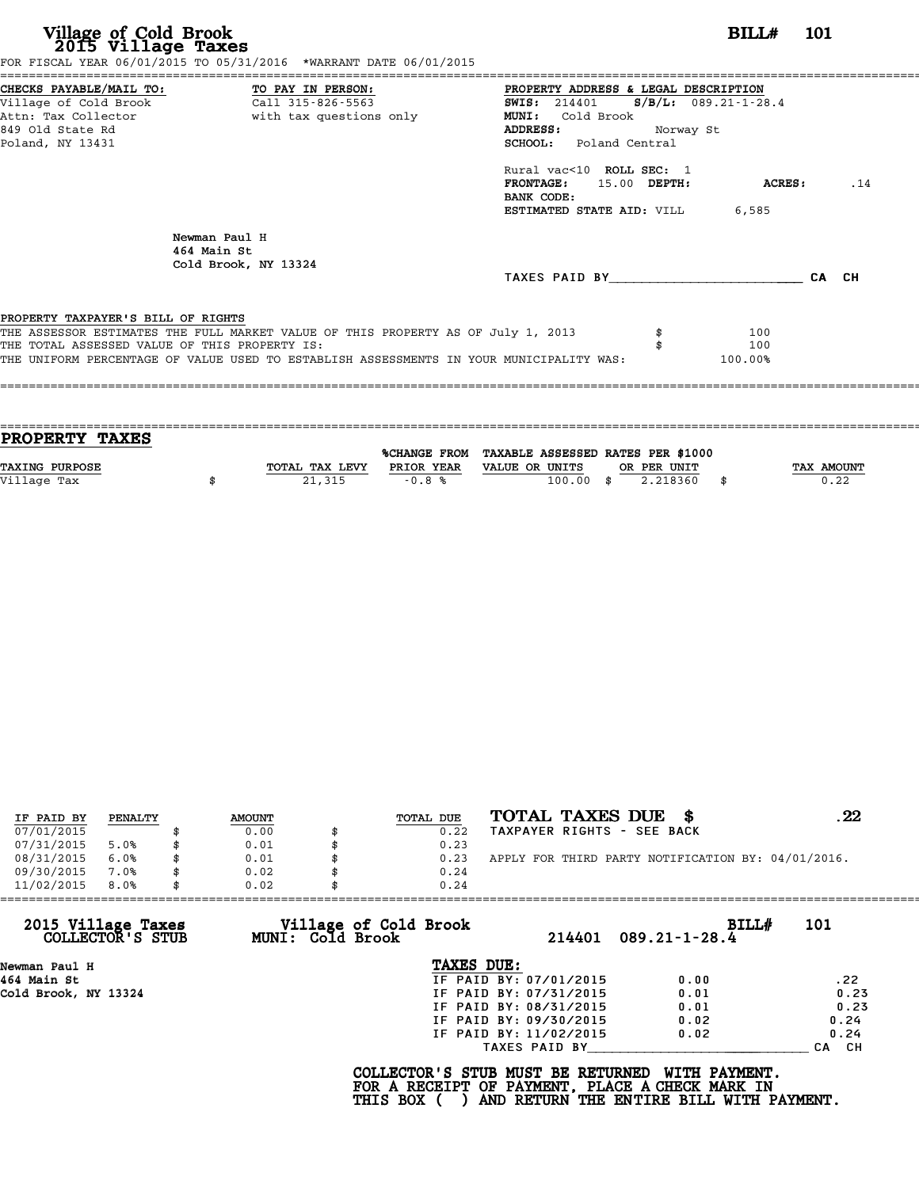# Village of Cold Brook
## 2015 Village Taxes

**BILL# 101**

FOR FISCAL YEAR 06/01/2015 TO 05/31/2016 *WARRANT DATE 06/01/2015

**CHECKS PAYABLE/MAIL TO:**
Village of Cold Brook
Attn: Tax Collector
849 Old State Rd
Poland, NY 13431

**TO PAY IN PERSON:**
Call 315-826-5563
with tax questions only

**PROPERTY ADDRESS & LEGAL DESCRIPTION**
**SWIS:** 214401 **S/B/L:** 089.21-1-28.4
**MUNI:** Cold Brook
**ADDRESS:** Norway St
**SCHOOL:** Poland Central

Rural vac<10 **ROLL SEC:** 1
**FRONTAGE:** 15.00 **DEPTH:** **ACRES:** .14
**BANK CODE:**
**ESTIMATED STATE AID:** VILL 6,585

Newman Paul H
464 Main St
Cold Brook, NY 13324

TAXES PAID BY________________________ CA CH

**PROPERTY TAXPAYER'S BILL OF RIGHTS**

THE ASSESSOR ESTIMATES THE FULL MARKET VALUE OF THIS PROPERTY AS OF July 1, 2013 $ 100
THE TOTAL ASSESSED VALUE OF THIS PROPERTY IS: $ 100
THE UNIFORM PERCENTAGE OF VALUE USED TO ESTABLISH ASSESSMENTS IN YOUR MUNICIPALITY WAS: 100.00%

## PROPERTY TAXES

| TAXING PURPOSE | TOTAL TAX LEVY | %CHANGE FROM PRIOR YEAR | TAXABLE ASSESSED VALUE OR UNITS | RATES PER $1000 OR PER UNIT | TAX AMOUNT |
|---|---|---|---|---|---|
| Village Tax | $ 21,315 | -0.8 % | 100.00 | $ 2.218360 | $ 0.22 |

| IF PAID BY | PENALTY | AMOUNT | TOTAL DUE |
|---|---|---|---|
| 07/01/2015 | | $ 0.00 | $ 0.22 |
| 07/31/2015 | 5.0% | $ 0.01 | $ 0.23 |
| 08/31/2015 | 6.0% | $ 0.01 | $ 0.23 |
| 09/30/2015 | 7.0% | $ 0.02 | $ 0.24 |
| 11/02/2015 | 8.0% | $ 0.02 | $ 0.24 |

**TOTAL TAXES DUE $ .22**
TAXPAYER RIGHTS - SEE BACK

APPLY FOR THIRD PARTY NOTIFICATION BY: 04/01/2016.

---

**2015 Village Taxes COLLECTOR'S STUB** — **Village of Cold Brook MUNI: Cold Brook** — 214401 089.21-1-28.4 — **BILL# 101**

Newman Paul H
464 Main St
Cold Brook, NY 13324

**TAXES DUE:**

| | | |
|---|---|---|
| IF PAID BY: 07/01/2015 | 0.00 | .22 |
| IF PAID BY: 07/31/2015 | 0.01 | 0.23 |
| IF PAID BY: 08/31/2015 | 0.01 | 0.23 |
| IF PAID BY: 09/30/2015 | 0.02 | 0.24 |
| IF PAID BY: 11/02/2015 | 0.02 | 0.24 |

TAXES PAID BY______________________________ CA CH

**COLLECTOR'S STUB MUST BE RETURNED WITH PAYMENT.
FOR A RECEIPT OF PAYMENT, PLACE A CHECK MARK IN
THIS BOX ( ) AND RETURN THE ENTIRE BILL WITH PAYMENT.**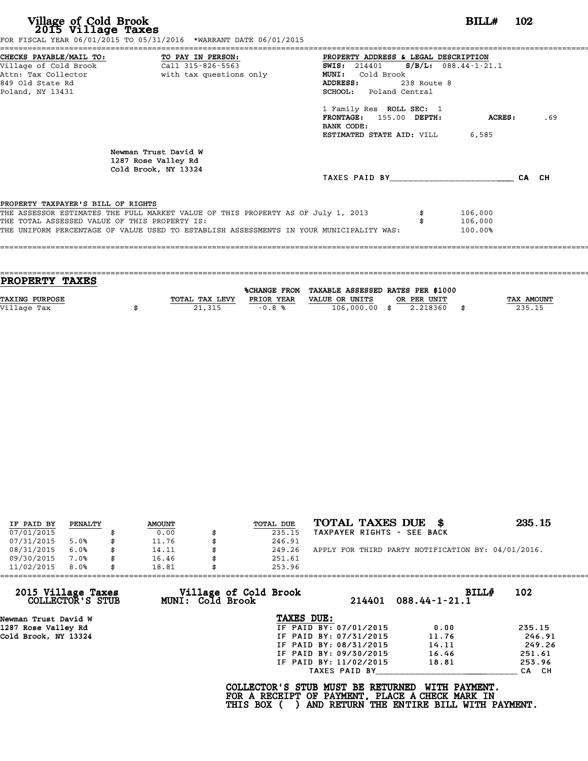# Village of Cold Brook
## 2015 Village Taxes

**BILL# 102**

FOR FISCAL YEAR 06/01/2015 TO 05/31/2016 *WARRANT DATE 06/01/2015

**CHECKS PAYABLE/MAIL TO:**
Village of Cold Brook
Attn: Tax Collector
849 Old State Rd
Poland, NY 13431

**TO PAY IN PERSON:**
Call 315-826-5563
with tax questions only

**PROPERTY ADDRESS & LEGAL DESCRIPTION**
**SWIS:** 214401 **S/B/L:** 088.44-1-21.1
**MUNI:** Cold Brook
**ADDRESS:** 238 Route 8
**SCHOOL:** Poland Central

1 Family Res **ROLL SEC:** 1
**FRONTAGE:** 155.00 **DEPTH:** **ACRES:** .69
**BANK CODE:**
**ESTIMATED STATE AID:** VILL 6,585

Newman Trust David W
1287 Rose Valley Rd
Cold Brook, NY 13324

TAXES PAID BY________________________ CA CH

**PROPERTY TAXPAYER'S BILL OF RIGHTS**

THE ASSESSOR ESTIMATES THE FULL MARKET VALUE OF THIS PROPERTY AS OF July 1, 2013 $ 106,000
THE TOTAL ASSESSED VALUE OF THIS PROPERTY IS: $ 106,000
THE UNIFORM PERCENTAGE OF VALUE USED TO ESTABLISH ASSESSMENTS IN YOUR MUNICIPALITY WAS: 100.00%

## PROPERTY TAXES

| TAXING PURPOSE | TOTAL TAX LEVY | %CHANGE FROM PRIOR YEAR | TAXABLE ASSESSED VALUE OR UNITS | RATES PER $1000 OR PER UNIT | TAX AMOUNT |
|---|---|---|---|---|---|
| Village Tax | $ 21,315 | -0.8 % | 106,000.00 | $ 2.218360 | $ 235.15 |

| IF PAID BY | PENALTY | AMOUNT | TOTAL DUE |
|---|---|---|---|
| 07/01/2015 | | $ 0.00 | $ 235.15 |
| 07/31/2015 | 5.0% | $ 11.76 | $ 246.91 |
| 08/31/2015 | 6.0% | $ 14.11 | $ 249.26 |
| 09/30/2015 | 7.0% | $ 16.46 | $ 251.61 |
| 11/02/2015 | 8.0% | $ 18.81 | $ 253.96 |

**TOTAL TAXES DUE $ 235.15**
TAXPAYER RIGHTS - SEE BACK

APPLY FOR THIRD PARTY NOTIFICATION BY: 04/01/2016.

---

**2015 Village Taxes COLLECTOR'S STUB** — **Village of Cold Brook MUNI: Cold Brook** — 214401 088.44-1-21.1 — **BILL# 102**

Newman Trust David W
1287 Rose Valley Rd
Cold Brook, NY 13324

**TAXES DUE:**

| | | |
|---|---|---|
| IF PAID BY: 07/01/2015 | 0.00 | 235.15 |
| IF PAID BY: 07/31/2015 | 11.76 | 246.91 |
| IF PAID BY: 08/31/2015 | 14.11 | 249.26 |
| IF PAID BY: 09/30/2015 | 16.46 | 251.61 |
| IF PAID BY: 11/02/2015 | 18.81 | 253.96 |

TAXES PAID BY____________________________ CA CH

**COLLECTOR'S STUB MUST BE RETURNED WITH PAYMENT.
FOR A RECEIPT OF PAYMENT, PLACE A CHECK MARK IN
THIS BOX ( ) AND RETURN THE ENTIRE BILL WITH PAYMENT.**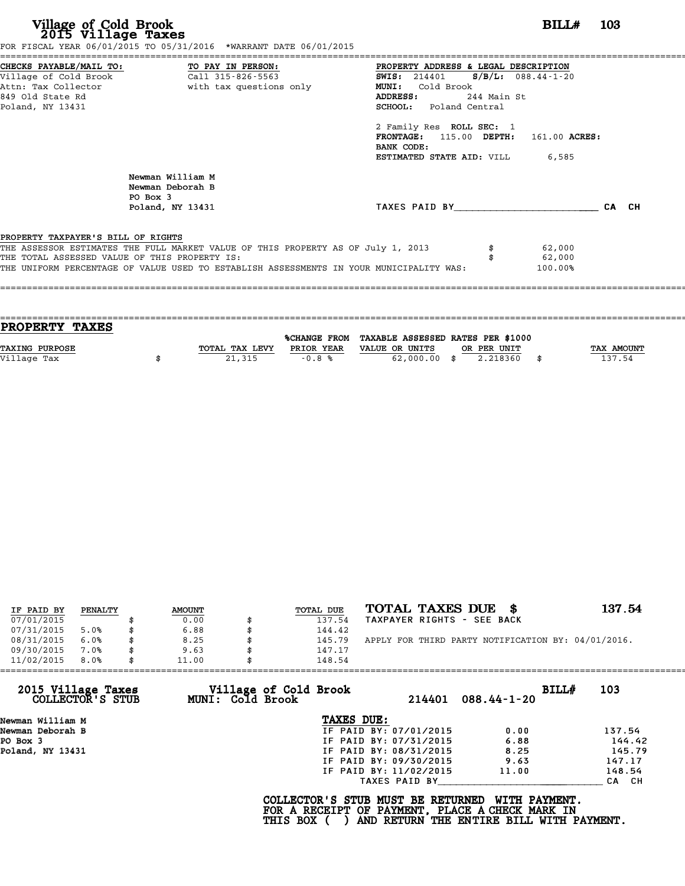# Village of Cold Brook
## 2015 Village Taxes

**BILL# 103**

FOR FISCAL YEAR 06/01/2015 TO 05/31/2016 *WARRANT DATE 06/01/2015

**CHECKS PAYABLE/MAIL TO:**
Village of Cold Brook
Attn: Tax Collector
849 Old State Rd
Poland, NY 13431

**TO PAY IN PERSON:**
Call 315-826-5563
with tax questions only

**PROPERTY ADDRESS & LEGAL DESCRIPTION**
**SWIS:** 214401 **S/B/L:** 088.44-1-20
**MUNI:** Cold Brook
**ADDRESS:** 244 Main St
**SCHOOL:** Poland Central

2 Family Res **ROLL SEC:** 1
**FRONTAGE:** 115.00 **DEPTH:** 161.00 **ACRES:**
**BANK CODE:**
**ESTIMATED STATE AID:** VILL 6,585

Newman William M
Newman Deborah B
PO Box 3
Poland, NY 13431

TAXES PAID BY________________________ CA CH

PROPERTY TAXPAYER'S BILL OF RIGHTS

| | | |
|---|---|---|
| THE ASSESSOR ESTIMATES THE FULL MARKET VALUE OF THIS PROPERTY AS OF July 1, 2013 | $ | 62,000 |
| THE TOTAL ASSESSED VALUE OF THIS PROPERTY IS: | $ | 62,000 |
| THE UNIFORM PERCENTAGE OF VALUE USED TO ESTABLISH ASSESSMENTS IN YOUR MUNICIPALITY WAS: | | 100.00% |

## PROPERTY TAXES

| TAXING PURPOSE | TOTAL TAX LEVY | %CHANGE FROM PRIOR YEAR | TAXABLE ASSESSED VALUE OR UNITS | RATES PER $1000 OR PER UNIT | TAX AMOUNT |
|---|---|---|---|---|---|
| Village Tax | $ 21,315 | -0.8 % | 62,000.00 | $ 2.218360 | $ 137.54 |

| IF PAID BY | PENALTY | AMOUNT | TOTAL DUE |
|---|---|---|---|
| 07/01/2015 | | $ 0.00 | $ 137.54 |
| 07/31/2015 | 5.0% | $ 6.88 | $ 144.42 |
| 08/31/2015 | 6.0% | $ 8.25 | $ 145.79 |
| 09/30/2015 | 7.0% | $ 9.63 | $ 147.17 |
| 11/02/2015 | 8.0% | $ 11.00 | $ 148.54 |

**TOTAL TAXES DUE $ 137.54**
TAXPAYER RIGHTS - SEE BACK

APPLY FOR THIRD PARTY NOTIFICATION BY: 04/01/2016.

---

**2015 Village Taxes COLLECTOR'S STUB** — **Village of Cold Brook MUNI: Cold Brook** — 214401 088.44-1-20 — **BILL# 103**

Newman William M
Newman Deborah B
PO Box 3
Poland, NY 13431

**TAXES DUE:**

| | | |
|---|---|---|
| IF PAID BY: 07/01/2015 | 0.00 | 137.54 |
| IF PAID BY: 07/31/2015 | 6.88 | 144.42 |
| IF PAID BY: 08/31/2015 | 8.25 | 145.79 |
| IF PAID BY: 09/30/2015 | 9.63 | 147.17 |
| IF PAID BY: 11/02/2015 | 11.00 | 148.54 |

TAXES PAID BY____________________________ CA CH

**COLLECTOR'S STUB MUST BE RETURNED WITH PAYMENT.
FOR A RECEIPT OF PAYMENT, PLACE A CHECK MARK IN
THIS BOX ( ) AND RETURN THE ENTIRE BILL WITH PAYMENT.**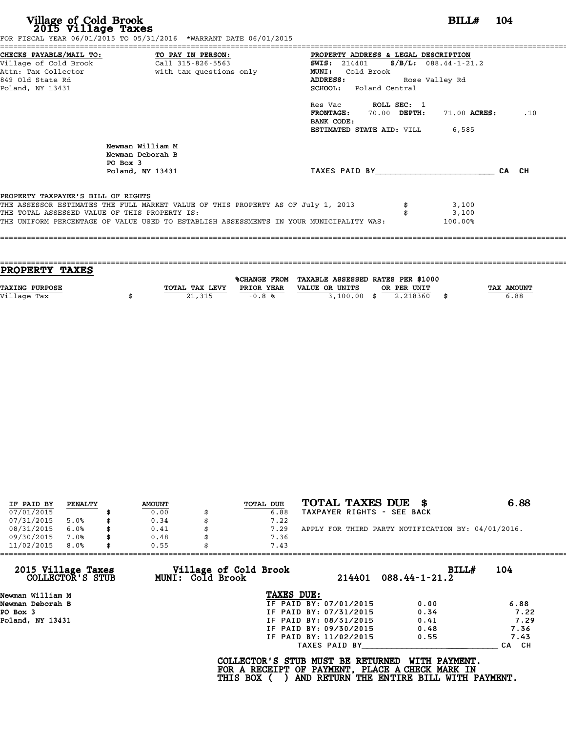# Village of Cold Brook
## 2015 Village Taxes

**BILL# 104**

FOR FISCAL YEAR 06/01/2015 TO 05/31/2016 *WARRANT DATE 06/01/2015

**CHECKS PAYABLE/MAIL TO:**
Village of Cold Brook
Attn: Tax Collector
849 Old State Rd
Poland, NY 13431

**TO PAY IN PERSON:**
Call 315-826-5563
with tax questions only

**PROPERTY ADDRESS & LEGAL DESCRIPTION**
**SWIS:** 214401 **S/B/L:** 088.44-1-21.2
**MUNI:** Cold Brook
**ADDRESS:** Rose Valley Rd
**SCHOOL:** Poland Central

Res Vac **ROLL SEC:** 1
**FRONTAGE:** 70.00 **DEPTH:** 71.00 **ACRES:** .10
**BANK CODE:**
**ESTIMATED STATE AID:** VILL 6,585

Newman William M
Newman Deborah B
PO Box 3
Poland, NY 13431

TAXES PAID BY________________________ CA CH

**PROPERTY TAXPAYER'S BILL OF RIGHTS**

THE ASSESSOR ESTIMATES THE FULL MARKET VALUE OF THIS PROPERTY AS OF July 1, 2013 $ 3,100
THE TOTAL ASSESSED VALUE OF THIS PROPERTY IS: $ 3,100
THE UNIFORM PERCENTAGE OF VALUE USED TO ESTABLISH ASSESSMENTS IN YOUR MUNICIPALITY WAS: 100.00%

## PROPERTY TAXES

| TAXING PURPOSE | TOTAL TAX LEVY | %CHANGE FROM PRIOR YEAR | TAXABLE ASSESSED VALUE OR UNITS | RATES PER $1000 OR PER UNIT | TAX AMOUNT |
|---|---|---|---|---|---|
| Village Tax | $ 21,315 | -0.8 % | 3,100.00 | $ 2.218360 | $ 6.88 |

| IF PAID BY | PENALTY | AMOUNT | TOTAL DUE |
|---|---|---|---|
| 07/01/2015 | | $ 0.00 | $ 6.88 |
| 07/31/2015 | 5.0% | $ 0.34 | $ 7.22 |
| 08/31/2015 | 6.0% | $ 0.41 | $ 7.29 |
| 09/30/2015 | 7.0% | $ 0.48 | $ 7.36 |
| 11/02/2015 | 8.0% | $ 0.55 | $ 7.43 |

**TOTAL TAXES DUE $ 6.88**
TAXPAYER RIGHTS - SEE BACK

APPLY FOR THIRD PARTY NOTIFICATION BY: 04/01/2016.

---

**2015 Village Taxes COLLECTOR'S STUB** — **Village of Cold Brook MUNI: Cold Brook** — 214401 088.44-1-21.2 — **BILL# 104**

Newman William M
Newman Deborah B
PO Box 3
Poland, NY 13431

**TAXES DUE:**

| | | |
|---|---|---|
| IF PAID BY: 07/01/2015 | 0.00 | 6.88 |
| IF PAID BY: 07/31/2015 | 0.34 | 7.22 |
| IF PAID BY: 08/31/2015 | 0.41 | 7.29 |
| IF PAID BY: 09/30/2015 | 0.48 | 7.36 |
| IF PAID BY: 11/02/2015 | 0.55 | 7.43 |

TAXES PAID BY________________________ CA CH

**COLLECTOR'S STUB MUST BE RETURNED WITH PAYMENT.**
**FOR A RECEIPT OF PAYMENT, PLACE A CHECK MARK IN THIS BOX ( ) AND RETURN THE ENTIRE BILL WITH PAYMENT.**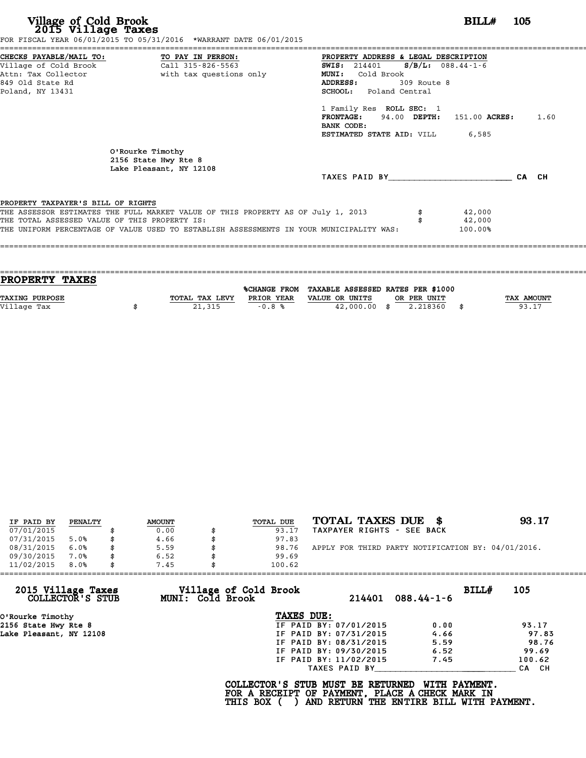# Village of Cold Brook
## 2015 Village Taxes

**BILL# 105**

FOR FISCAL YEAR 06/01/2015 TO 05/31/2016 *WARRANT DATE 06/01/2015

**CHECKS PAYABLE/MAIL TO:**
Village of Cold Brook
Attn: Tax Collector
849 Old State Rd
Poland, NY 13431

**TO PAY IN PERSON:**
Call 315-826-5563
with tax questions only

**PROPERTY ADDRESS & LEGAL DESCRIPTION**
**SWIS:** 214401 **S/B/L:** 088.44-1-6
**MUNI:** Cold Brook
**ADDRESS:** 309 Route 8
**SCHOOL:** Poland Central

1 Family Res **ROLL SEC:** 1
**FRONTAGE:** 94.00 **DEPTH:** 151.00 **ACRES:** 1.60
**BANK CODE:**
**ESTIMATED STATE AID:** VILL 6,585

O'Rourke Timothy
2156 State Hwy Rte 8
Lake Pleasant, NY 12108

TAXES PAID BY________________________ CA CH

**PROPERTY TAXPAYER'S BILL OF RIGHTS**

THE ASSESSOR ESTIMATES THE FULL MARKET VALUE OF THIS PROPERTY AS OF July 1, 2013 $ 42,000
THE TOTAL ASSESSED VALUE OF THIS PROPERTY IS: $ 42,000
THE UNIFORM PERCENTAGE OF VALUE USED TO ESTABLISH ASSESSMENTS IN YOUR MUNICIPALITY WAS: 100.00%

## PROPERTY TAXES

| TAXING PURPOSE | TOTAL TAX LEVY | %CHANGE FROM PRIOR YEAR | TAXABLE ASSESSED VALUE OR UNITS | RATES PER $1000 OR PER UNIT | TAX AMOUNT |
|---|---|---|---|---|---|
| Village Tax | $ 21,315 | -0.8 % | 42,000.00 | $ 2.218360 | $ 93.17 |

| IF PAID BY | PENALTY | AMOUNT | TOTAL DUE |
|---|---|---|---|
| 07/01/2015 | | $ 0.00 | $ 93.17 |
| 07/31/2015 | 5.0% | $ 4.66 | $ 97.83 |
| 08/31/2015 | 6.0% | $ 5.59 | $ 98.76 |
| 09/30/2015 | 7.0% | $ 6.52 | $ 99.69 |
| 11/02/2015 | 8.0% | $ 7.45 | $ 100.62 |

**TOTAL TAXES DUE $ 93.17**
TAXPAYER RIGHTS - SEE BACK

APPLY FOR THIRD PARTY NOTIFICATION BY: 04/01/2016.

---

**2015 Village Taxes COLLECTOR'S STUB**
**Village of Cold Brook MUNI: Cold Brook** 214401 088.44-1-6 **BILL# 105**

O'Rourke Timothy
2156 State Hwy Rte 8
Lake Pleasant, NY 12108

**TAXES DUE:**

| | | |
|---|---|---|
| IF PAID BY: 07/01/2015 | 0.00 | 93.17 |
| IF PAID BY: 07/31/2015 | 4.66 | 97.83 |
| IF PAID BY: 08/31/2015 | 5.59 | 98.76 |
| IF PAID BY: 09/30/2015 | 6.52 | 99.69 |
| IF PAID BY: 11/02/2015 | 7.45 | 100.62 |

TAXES PAID BY____________________________ CA CH

**COLLECTOR'S STUB MUST BE RETURNED WITH PAYMENT.**
**FOR A RECEIPT OF PAYMENT, PLACE A CHECK MARK IN THIS BOX ( ) AND RETURN THE ENTIRE BILL WITH PAYMENT.**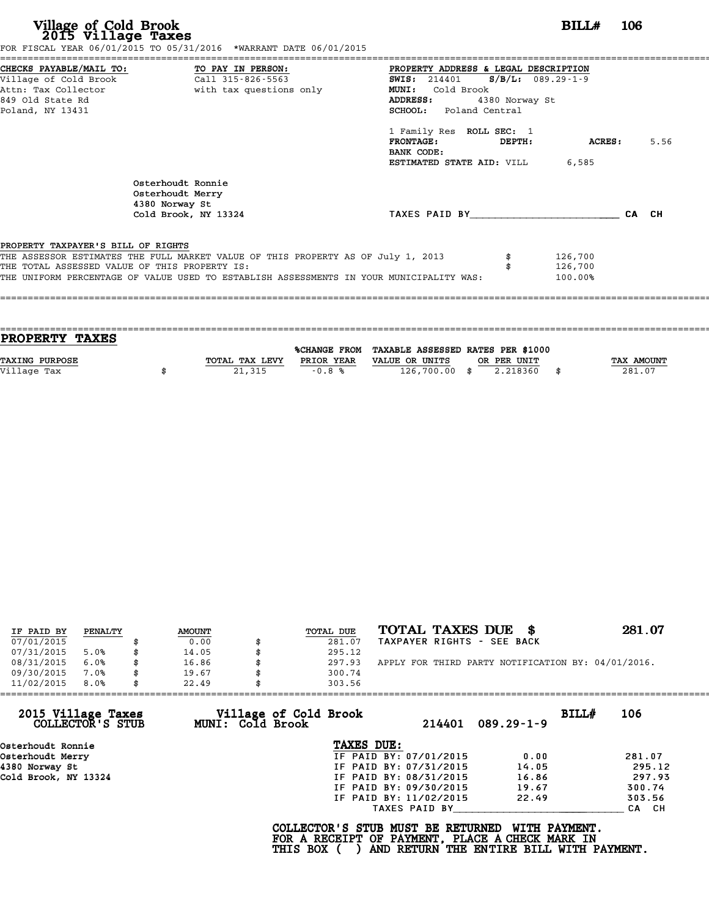# Village of Cold Brook
## 2015 Village Taxes

**BILL# 106**

FOR FISCAL YEAR 06/01/2015 TO 05/31/2016 *WARRANT DATE 06/01/2015

**CHECKS PAYABLE/MAIL TO:**
Village of Cold Brook
Attn: Tax Collector
849 Old State Rd
Poland, NY 13431

**TO PAY IN PERSON:**
Call 315-826-5563
with tax questions only

**PROPERTY ADDRESS & LEGAL DESCRIPTION**
**SWIS:** 214401 **S/B/L:** 089.29-1-9
**MUNI:** Cold Brook
**ADDRESS:** 4380 Norway St
**SCHOOL:** Poland Central

1 Family Res **ROLL SEC:** 1
**FRONTAGE:** **DEPTH:** **ACRES:** 5.56
**BANK CODE:**
**ESTIMATED STATE AID:** VILL 6,585

Osterhoudt Ronnie
Osterhoudt Merry
4380 Norway St
Cold Brook, NY 13324

TAXES PAID BY________________________ CA CH

**PROPERTY TAXPAYER'S BILL OF RIGHTS**

THE ASSESSOR ESTIMATES THE FULL MARKET VALUE OF THIS PROPERTY AS OF July 1, 2013 $ 126,700
THE TOTAL ASSESSED VALUE OF THIS PROPERTY IS: $ 126,700
THE UNIFORM PERCENTAGE OF VALUE USED TO ESTABLISH ASSESSMENTS IN YOUR MUNICIPALITY WAS: 100.00%

## PROPERTY TAXES

| TAXING PURPOSE | TOTAL TAX LEVY | %CHANGE FROM PRIOR YEAR | TAXABLE ASSESSED VALUE OR UNITS | RATES PER $1000 OR PER UNIT | TAX AMOUNT |
|---|---|---|---|---|---|
| Village Tax | $ 21,315 | -0.8 % | 126,700.00 | $ 2.218360 | $ 281.07 |

| IF PAID BY | PENALTY | AMOUNT | TOTAL DUE |
|---|---|---|---|
| 07/01/2015 | | $ 0.00 | $ 281.07 |
| 07/31/2015 | 5.0% | $ 14.05 | $ 295.12 |
| 08/31/2015 | 6.0% | $ 16.86 | $ 297.93 |
| 09/30/2015 | 7.0% | $ 19.67 | $ 300.74 |
| 11/02/2015 | 8.0% | $ 22.49 | $ 303.56 |

**TOTAL TAXES DUE $ 281.07**
TAXPAYER RIGHTS - SEE BACK

APPLY FOR THIRD PARTY NOTIFICATION BY: 04/01/2016.

---

**2015 Village Taxes COLLECTOR'S STUB** — **Village of Cold Brook MUNI: Cold Brook** — 214401 089.29-1-9 — **BILL# 106**

Osterhoudt Ronnie
Osterhoudt Merry
4380 Norway St
Cold Brook, NY 13324

**TAXES DUE:**

| | | |
|---|---|---|
| IF PAID BY: 07/01/2015 | 0.00 | 281.07 |
| IF PAID BY: 07/31/2015 | 14.05 | 295.12 |
| IF PAID BY: 08/31/2015 | 16.86 | 297.93 |
| IF PAID BY: 09/30/2015 | 19.67 | 300.74 |
| IF PAID BY: 11/02/2015 | 22.49 | 303.56 |

TAXES PAID BY____________________________ CA CH

**COLLECTOR'S STUB MUST BE RETURNED WITH PAYMENT.
FOR A RECEIPT OF PAYMENT, PLACE A CHECK MARK IN
THIS BOX ( ) AND RETURN THE ENTIRE BILL WITH PAYMENT.**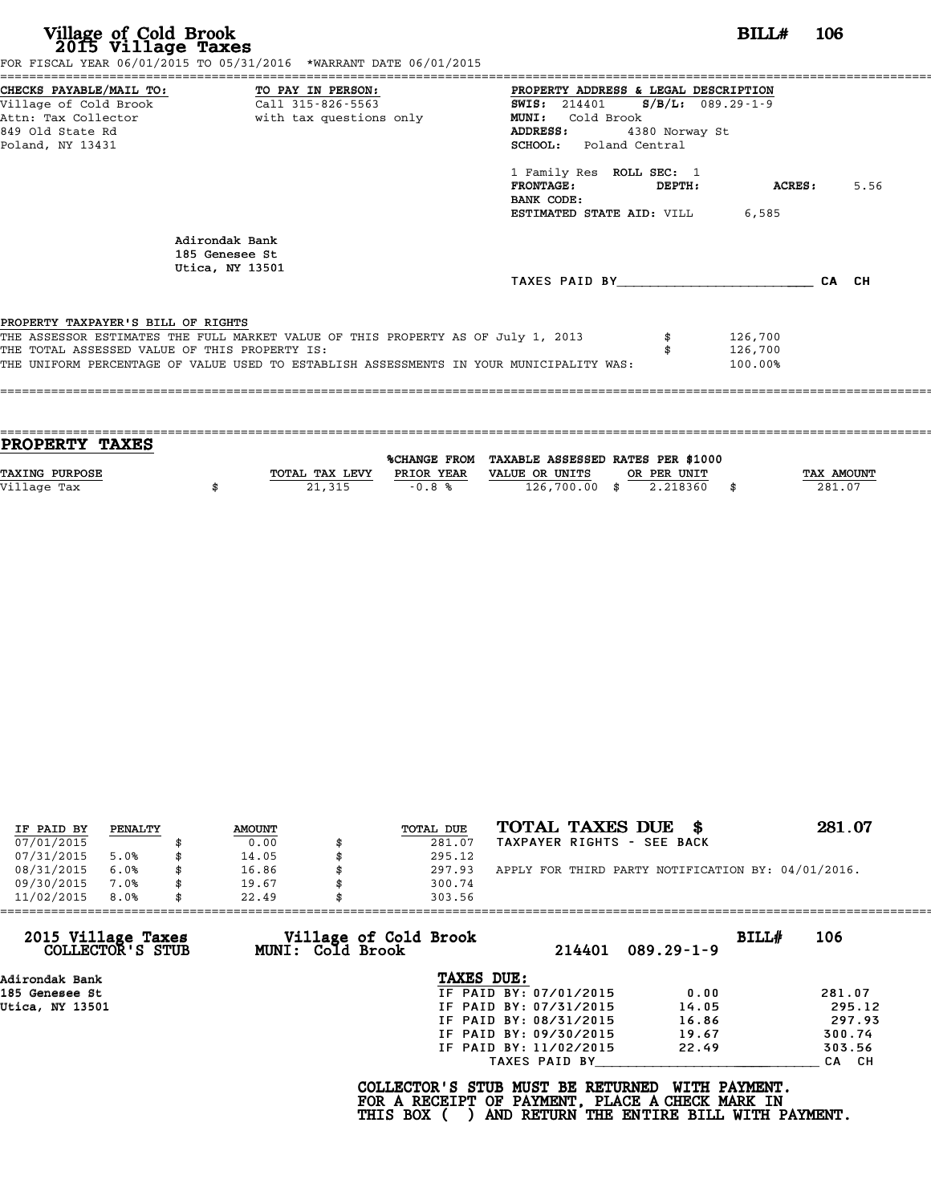# Village of Cold Brook
## 2015 Village Taxes

**BILL# 106**

FOR FISCAL YEAR 06/01/2015 TO 05/31/2016 *WARRANT DATE 06/01/2015

**CHECKS PAYABLE/MAIL TO:**
Village of Cold Brook
Attn: Tax Collector
849 Old State Rd
Poland, NY 13431

**TO PAY IN PERSON:**
Call 315-826-5563
with tax questions only

**PROPERTY ADDRESS & LEGAL DESCRIPTION**
**SWIS:** 214401 **S/B/L:** 089.29-1-9
**MUNI:** Cold Brook
**ADDRESS:** 4380 Norway St
**SCHOOL:** Poland Central

1 Family Res **ROLL SEC:** 1
**FRONTAGE:** **DEPTH:** **ACRES:** 5.56
**BANK CODE:**
**ESTIMATED STATE AID:** VILL 6,585

Adirondak Bank
185 Genesee St
Utica, NY 13501

TAXES PAID BY________________________ CA CH

**PROPERTY TAXPAYER'S BILL OF RIGHTS**

THE ASSESSOR ESTIMATES THE FULL MARKET VALUE OF THIS PROPERTY AS OF July 1, 2013 $ 126,700
THE TOTAL ASSESSED VALUE OF THIS PROPERTY IS: $ 126,700
THE UNIFORM PERCENTAGE OF VALUE USED TO ESTABLISH ASSESSMENTS IN YOUR MUNICIPALITY WAS: 100.00%

## PROPERTY TAXES

| TAXING PURPOSE | TOTAL TAX LEVY | %CHANGE FROM PRIOR YEAR | TAXABLE ASSESSED VALUE OR UNITS | RATES PER $1000 OR PER UNIT | TAX AMOUNT |
|---|---|---|---|---|---|
| Village Tax | $ 21,315 | -0.8 % | 126,700.00 | $ 2.218360 | $ 281.07 |

| IF PAID BY | PENALTY | AMOUNT | TOTAL DUE |
|---|---|---|---|
| 07/01/2015 | | $ 0.00 | $ 281.07 |
| 07/31/2015 | 5.0% | $ 14.05 | $ 295.12 |
| 08/31/2015 | 6.0% | $ 16.86 | $ 297.93 |
| 09/30/2015 | 7.0% | $ 19.67 | $ 300.74 |
| 11/02/2015 | 8.0% | $ 22.49 | $ 303.56 |

**TOTAL TAXES DUE $ 281.07**
TAXPAYER RIGHTS - SEE BACK

APPLY FOR THIRD PARTY NOTIFICATION BY: 04/01/2016.

---

**2015 Village Taxes COLLECTOR'S STUB**
**Village of Cold Brook MUNI: Cold Brook** 214401 089.29-1-9 **BILL# 106**

Adirondak Bank
185 Genesee St
Utica, NY 13501

**TAXES DUE:**

| | | |
|---|---|---|
| IF PAID BY: 07/01/2015 | 0.00 | 281.07 |
| IF PAID BY: 07/31/2015 | 14.05 | 295.12 |
| IF PAID BY: 08/31/2015 | 16.86 | 297.93 |
| IF PAID BY: 09/30/2015 | 19.67 | 300.74 |
| IF PAID BY: 11/02/2015 | 22.49 | 303.56 |

TAXES PAID BY____________________________ CA CH

**COLLECTOR'S STUB MUST BE RETURNED WITH PAYMENT.**
**FOR A RECEIPT OF PAYMENT, PLACE A CHECK MARK IN**
**THIS BOX ( ) AND RETURN THE ENTIRE BILL WITH PAYMENT.**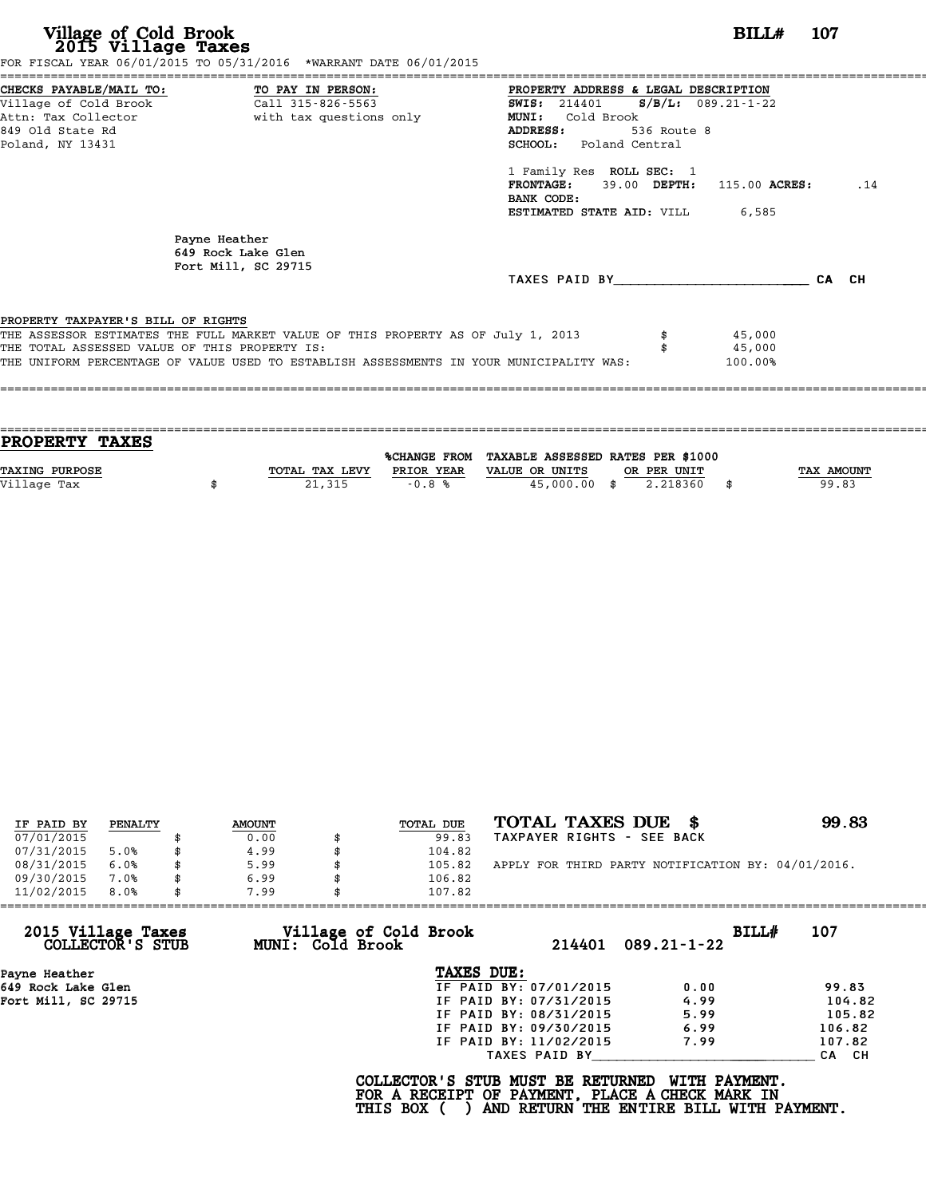# Village of Cold Brook
## 2015 Village Taxes

**BILL# 107**

FOR FISCAL YEAR 06/01/2015 TO 05/31/2016 *WARRANT DATE 06/01/2015

**CHECKS PAYABLE/MAIL TO:**
Village of Cold Brook
Attn: Tax Collector
849 Old State Rd
Poland, NY 13431

**TO PAY IN PERSON:**
Call 315-826-5563
with tax questions only

**PROPERTY ADDRESS & LEGAL DESCRIPTION**
**SWIS:** 214401 **S/B/L:** 089.21-1-22
**MUNI:** Cold Brook
**ADDRESS:** 536 Route 8
**SCHOOL:** Poland Central

1 Family Res **ROLL SEC:** 1
**FRONTAGE:** 39.00 **DEPTH:** 115.00 **ACRES:** .14
**BANK CODE:**
**ESTIMATED STATE AID:** VILL 6,585

Payne Heather
649 Rock Lake Glen
Fort Mill, SC 29715

TAXES PAID BY________________________ CA CH

**PROPERTY TAXPAYER'S BILL OF RIGHTS**

THE ASSESSOR ESTIMATES THE FULL MARKET VALUE OF THIS PROPERTY AS OF July 1, 2013 $ 45,000
THE TOTAL ASSESSED VALUE OF THIS PROPERTY IS: $ 45,000
THE UNIFORM PERCENTAGE OF VALUE USED TO ESTABLISH ASSESSMENTS IN YOUR MUNICIPALITY WAS: 100.00%

## PROPERTY TAXES

| TAXING PURPOSE | TOTAL TAX LEVY | %CHANGE FROM PRIOR YEAR | TAXABLE ASSESSED VALUE OR UNITS | RATES PER $1000 OR PER UNIT | TAX AMOUNT |
|---|---|---|---|---|---|
| Village Tax | $ 21,315 | -0.8 % | 45,000.00 | $ 2.218360 | $ 99.83 |

| IF PAID BY | PENALTY | AMOUNT | TOTAL DUE |
|---|---|---|---|
| 07/01/2015 | | $ 0.00 | $ 99.83 |
| 07/31/2015 | 5.0% | $ 4.99 | $ 104.82 |
| 08/31/2015 | 6.0% | $ 5.99 | $ 105.82 |
| 09/30/2015 | 7.0% | $ 6.99 | $ 106.82 |
| 11/02/2015 | 8.0% | $ 7.99 | $ 107.82 |

**TOTAL TAXES DUE $ 99.83**
TAXPAYER RIGHTS - SEE BACK

APPLY FOR THIRD PARTY NOTIFICATION BY: 04/01/2016.

---

**2015 Village Taxes COLLECTOR'S STUB** — **Village of Cold Brook MUNI: Cold Brook** — 214401 089.21-1-22 — **BILL# 107**

Payne Heather
649 Rock Lake Glen
Fort Mill, SC 29715

**TAXES DUE:**

| | | |
|---|---|---|
| IF PAID BY: 07/01/2015 | 0.00 | 99.83 |
| IF PAID BY: 07/31/2015 | 4.99 | 104.82 |
| IF PAID BY: 08/31/2015 | 5.99 | 105.82 |
| IF PAID BY: 09/30/2015 | 6.99 | 106.82 |
| IF PAID BY: 11/02/2015 | 7.99 | 107.82 |

TAXES PAID BY____________________________ CA CH

**COLLECTOR'S STUB MUST BE RETURNED WITH PAYMENT.
FOR A RECEIPT OF PAYMENT, PLACE A CHECK MARK IN
THIS BOX ( ) AND RETURN THE ENTIRE BILL WITH PAYMENT.**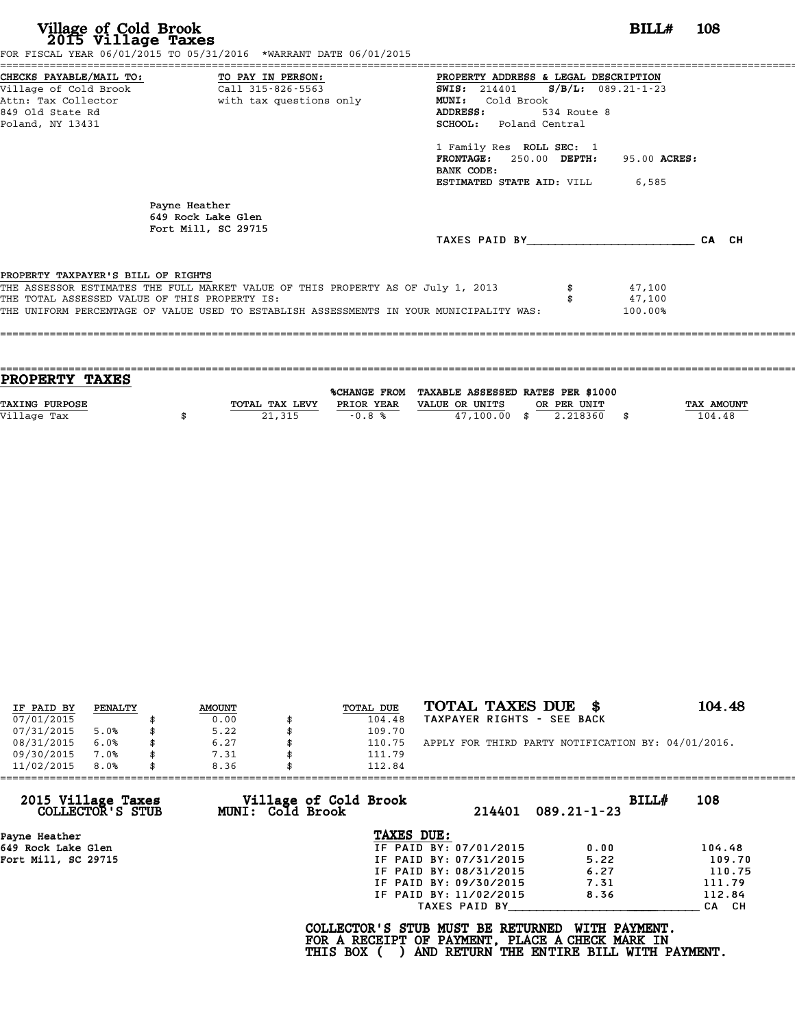# Village of Cold Brook
## 2015 Village Taxes

**BILL# 108**

FOR FISCAL YEAR 06/01/2015 TO 05/31/2016 *WARRANT DATE 06/01/2015

**CHECKS PAYABLE/MAIL TO:**
Village of Cold Brook
Attn: Tax Collector
849 Old State Rd
Poland, NY 13431

**TO PAY IN PERSON:**
Call 315-826-5563
with tax questions only

**PROPERTY ADDRESS & LEGAL DESCRIPTION**
**SWIS:** 214401 **S/B/L:** 089.21-1-23
**MUNI:** Cold Brook
**ADDRESS:** 534 Route 8
**SCHOOL:** Poland Central

1 Family Res **ROLL SEC:** 1
**FRONTAGE:** 250.00 **DEPTH:** 95.00 **ACRES:**
**BANK CODE:**
**ESTIMATED STATE AID:** VILL 6,585

Payne Heather
649 Rock Lake Glen
Fort Mill, SC 29715

TAXES PAID BY________________________ CA CH

**PROPERTY TAXPAYER'S BILL OF RIGHTS**

THE ASSESSOR ESTIMATES THE FULL MARKET VALUE OF THIS PROPERTY AS OF July 1, 2013 $ 47,100
THE TOTAL ASSESSED VALUE OF THIS PROPERTY IS: $ 47,100
THE UNIFORM PERCENTAGE OF VALUE USED TO ESTABLISH ASSESSMENTS IN YOUR MUNICIPALITY WAS: 100.00%

## PROPERTY TAXES

| TAXING PURPOSE | TOTAL TAX LEVY | %CHANGE FROM PRIOR YEAR | TAXABLE ASSESSED VALUE OR UNITS | RATES PER $1000 OR PER UNIT | TAX AMOUNT |
|---|---|---|---|---|---|
| Village Tax | $ 21,315 | -0.8 % | 47,100.00 | $ 2.218360 | $ 104.48 |

| IF PAID BY | PENALTY | AMOUNT | TOTAL DUE |
|---|---|---|---|
| 07/01/2015 | | $ 0.00 | $ 104.48 |
| 07/31/2015 | 5.0% | $ 5.22 | $ 109.70 |
| 08/31/2015 | 6.0% | $ 6.27 | $ 110.75 |
| 09/30/2015 | 7.0% | $ 7.31 | $ 111.79 |
| 11/02/2015 | 8.0% | $ 8.36 | $ 112.84 |

**TOTAL TAXES DUE $ 104.48**
TAXPAYER RIGHTS - SEE BACK

APPLY FOR THIRD PARTY NOTIFICATION BY: 04/01/2016.

---

**2015 Village Taxes COLLECTOR'S STUB** — **Village of Cold Brook MUNI: Cold Brook** — 214401 089.21-1-23 — **BILL# 108**

Payne Heather
649 Rock Lake Glen
Fort Mill, SC 29715

**TAXES DUE:**

| | | |
|---|---|---|
| IF PAID BY: 07/01/2015 | 0.00 | 104.48 |
| IF PAID BY: 07/31/2015 | 5.22 | 109.70 |
| IF PAID BY: 08/31/2015 | 6.27 | 110.75 |
| IF PAID BY: 09/30/2015 | 7.31 | 111.79 |
| IF PAID BY: 11/02/2015 | 8.36 | 112.84 |

TAXES PAID BY____________________________ CA CH

**COLLECTOR'S STUB MUST BE RETURNED WITH PAYMENT.**
**FOR A RECEIPT OF PAYMENT, PLACE A CHECK MARK IN**
**THIS BOX ( ) AND RETURN THE ENTIRE BILL WITH PAYMENT.**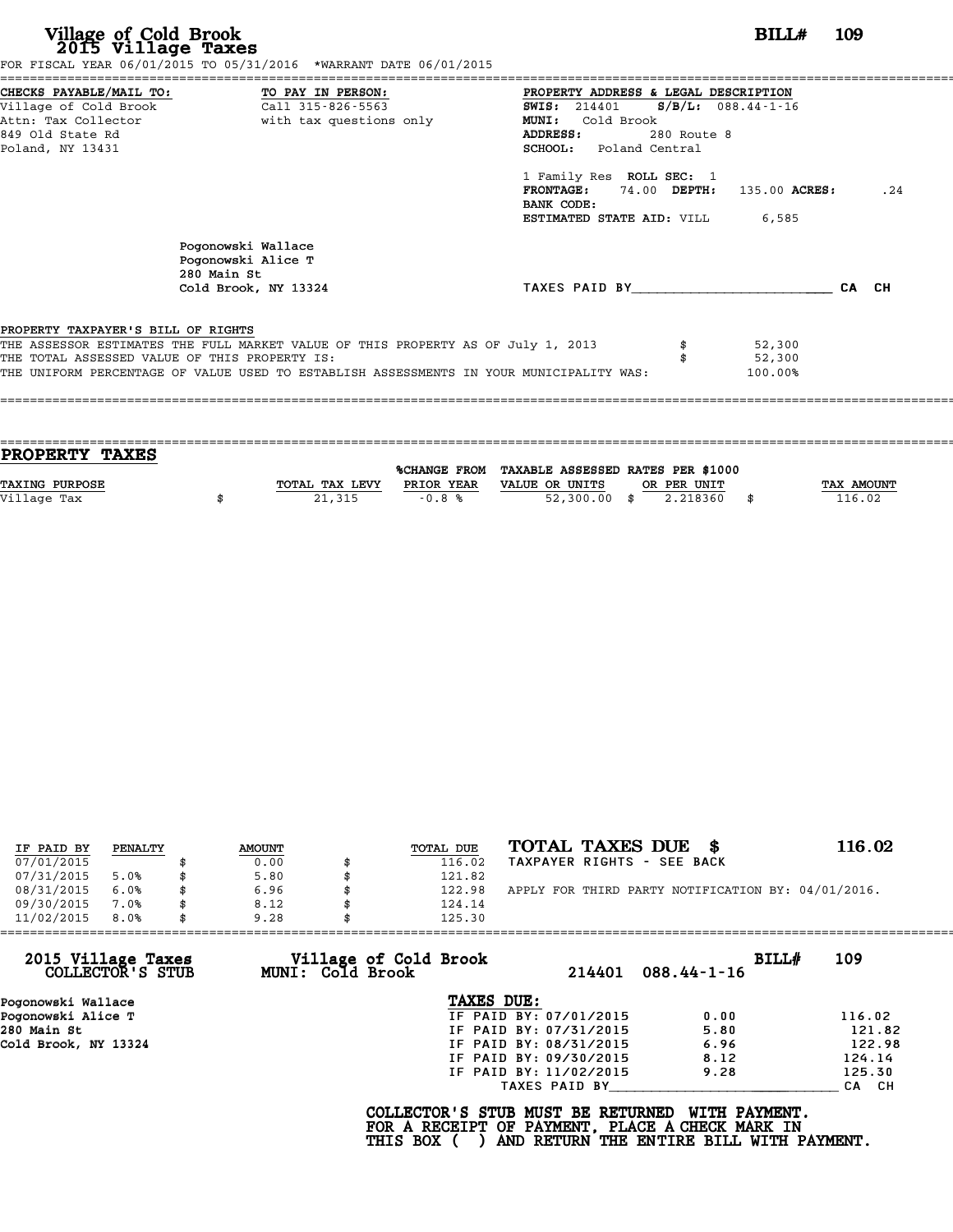# Village of Cold Brook
## 2015 Village Taxes

**BILL# 109**

FOR FISCAL YEAR 06/01/2015 TO 05/31/2016 *WARRANT DATE 06/01/2015

**CHECKS PAYABLE/MAIL TO:**
Village of Cold Brook
Attn: Tax Collector
849 Old State Rd
Poland, NY 13431

**TO PAY IN PERSON:**
Call 315-826-5563
with tax questions only

**PROPERTY ADDRESS & LEGAL DESCRIPTION**
**SWIS:** 214401 **S/B/L:** 088.44-1-16
**MUNI:** Cold Brook
**ADDRESS:** 280 Route 8
**SCHOOL:** Poland Central

1 Family Res **ROLL SEC:** 1
**FRONTAGE:** 74.00 **DEPTH:** 135.00 **ACRES:** .24
**BANK CODE:**
**ESTIMATED STATE AID:** VILL 6,585

Pogonowski Wallace
Pogonowski Alice T
280 Main St
Cold Brook, NY 13324

TAXES PAID BY________________________ CA CH

**PROPERTY TAXPAYER'S BILL OF RIGHTS**

THE ASSESSOR ESTIMATES THE FULL MARKET VALUE OF THIS PROPERTY AS OF July 1, 2013 $ 52,300
THE TOTAL ASSESSED VALUE OF THIS PROPERTY IS: $ 52,300
THE UNIFORM PERCENTAGE OF VALUE USED TO ESTABLISH ASSESSMENTS IN YOUR MUNICIPALITY WAS: 100.00%

## PROPERTY TAXES

| TAXING PURPOSE | TOTAL TAX LEVY | %CHANGE FROM PRIOR YEAR | TAXABLE ASSESSED VALUE OR UNITS | RATES PER $1000 OR PER UNIT | TAX AMOUNT |
|---|---|---|---|---|---|
| Village Tax | $ 21,315 | -0.8 % | 52,300.00 | $ 2.218360 | $ 116.02 |

| IF PAID BY | PENALTY | AMOUNT | TOTAL DUE |
|---|---|---|---|
| 07/01/2015 | | $ 0.00 | $ 116.02 |
| 07/31/2015 | 5.0% | $ 5.80 | $ 121.82 |
| 08/31/2015 | 6.0% | $ 6.96 | $ 122.98 |
| 09/30/2015 | 7.0% | $ 8.12 | $ 124.14 |
| 11/02/2015 | 8.0% | $ 9.28 | $ 125.30 |

**TOTAL TAXES DUE $ 116.02**
TAXPAYER RIGHTS - SEE BACK

APPLY FOR THIRD PARTY NOTIFICATION BY: 04/01/2016.

---

**2015 Village Taxes COLLECTOR'S STUB** — **Village of Cold Brook MUNI: Cold Brook** — 214401 088.44-1-16 — **BILL# 109**

Pogonowski Wallace
Pogonowski Alice T
280 Main St
Cold Brook, NY 13324

**TAXES DUE:**

| | | |
|---|---|---|
| IF PAID BY: 07/01/2015 | 0.00 | 116.02 |
| IF PAID BY: 07/31/2015 | 5.80 | 121.82 |
| IF PAID BY: 08/31/2015 | 6.96 | 122.98 |
| IF PAID BY: 09/30/2015 | 8.12 | 124.14 |
| IF PAID BY: 11/02/2015 | 9.28 | 125.30 |

TAXES PAID BY____________________________ CA CH

**COLLECTOR'S STUB MUST BE RETURNED WITH PAYMENT.
FOR A RECEIPT OF PAYMENT, PLACE A CHECK MARK IN
THIS BOX ( ) AND RETURN THE ENTIRE BILL WITH PAYMENT.**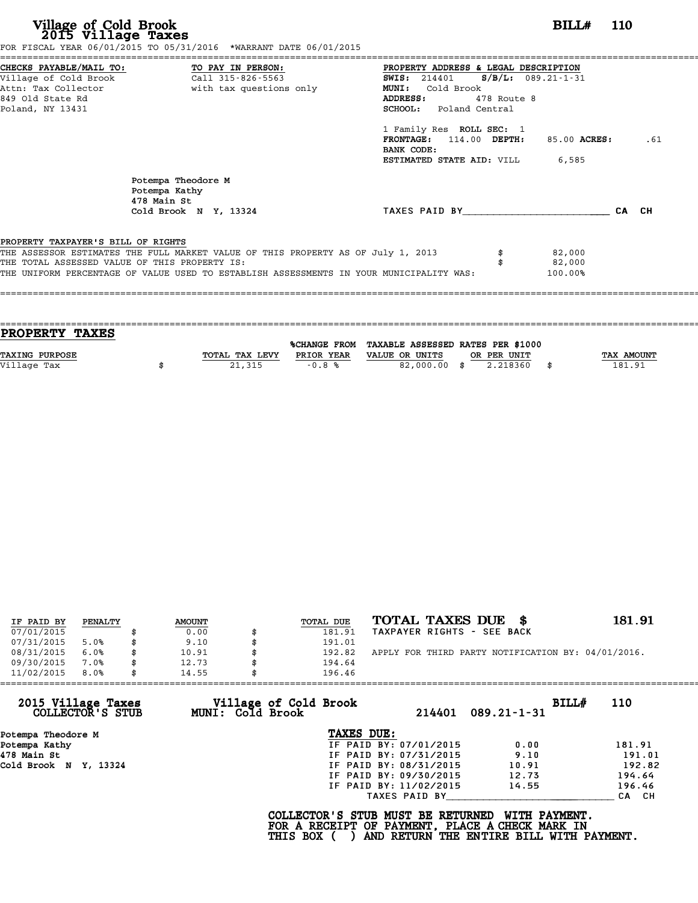# Village of Cold Brook
## 2015 Village Taxes

**BILL# 110**

FOR FISCAL YEAR 06/01/2015 TO 05/31/2016 *WARRANT DATE 06/01/2015

**CHECKS PAYABLE/MAIL TO:**
Village of Cold Brook
Attn: Tax Collector
849 Old State Rd
Poland, NY 13431

**TO PAY IN PERSON:**
Call 315-826-5563
with tax questions only

**PROPERTY ADDRESS & LEGAL DESCRIPTION**
**SWIS:** 214401 **S/B/L:** 089.21-1-31
**MUNI:** Cold Brook
**ADDRESS:** 478 Route 8
**SCHOOL:** Poland Central

1 Family Res **ROLL SEC:** 1
**FRONTAGE:** 114.00 **DEPTH:** 85.00 **ACRES:** .61
**BANK CODE:**
**ESTIMATED STATE AID:** VILL 6,585

Potempa Theodore M
Potempa Kathy
478 Main St
Cold Brook N Y, 13324

TAXES PAID BY________________________ CA CH

**PROPERTY TAXPAYER'S BILL OF RIGHTS**

| | | |
|---|---|---|
| THE ASSESSOR ESTIMATES THE FULL MARKET VALUE OF THIS PROPERTY AS OF July 1, 2013 | $ | 82,000 |
| THE TOTAL ASSESSED VALUE OF THIS PROPERTY IS: | $ | 82,000 |
| THE UNIFORM PERCENTAGE OF VALUE USED TO ESTABLISH ASSESSMENTS IN YOUR MUNICIPALITY WAS: | | 100.00% |

## PROPERTY TAXES

| TAXING PURPOSE | TOTAL TAX LEVY | %CHANGE FROM PRIOR YEAR | TAXABLE ASSESSED VALUE OR UNITS | RATES PER $1000 OR PER UNIT | TAX AMOUNT |
|---|---|---|---|---|---|
| Village Tax | $ 21,315 | -0.8 % | 82,000.00 | $ 2.218360 | $ 181.91 |

| IF PAID BY | PENALTY | AMOUNT | TOTAL DUE |
|---|---|---|---|
| 07/01/2015 | | $ 0.00 | $ 181.91 |
| 07/31/2015 | 5.0% | $ 9.10 | $ 191.01 |
| 08/31/2015 | 6.0% | $ 10.91 | $ 192.82 |
| 09/30/2015 | 7.0% | $ 12.73 | $ 194.64 |
| 11/02/2015 | 8.0% | $ 14.55 | $ 196.46 |

**TOTAL TAXES DUE $ 181.91**
TAXPAYER RIGHTS - SEE BACK

APPLY FOR THIRD PARTY NOTIFICATION BY: 04/01/2016.

---

**2015 Village Taxes COLLECTOR'S STUB** — **Village of Cold Brook MUNI: Cold Brook** — 214401 089.21-1-31 — **BILL# 110**

Potempa Theodore M
Potempa Kathy
478 Main St
Cold Brook N Y, 13324

**TAXES DUE:**

| | | |
|---|---|---|
| IF PAID BY: 07/01/2015 | 0.00 | 181.91 |
| IF PAID BY: 07/31/2015 | 9.10 | 191.01 |
| IF PAID BY: 08/31/2015 | 10.91 | 192.82 |
| IF PAID BY: 09/30/2015 | 12.73 | 194.64 |
| IF PAID BY: 11/02/2015 | 14.55 | 196.46 |

TAXES PAID BY____________________________ CA CH

**COLLECTOR'S STUB MUST BE RETURNED WITH PAYMENT.
FOR A RECEIPT OF PAYMENT, PLACE A CHECK MARK IN
THIS BOX ( ) AND RETURN THE ENTIRE BILL WITH PAYMENT.**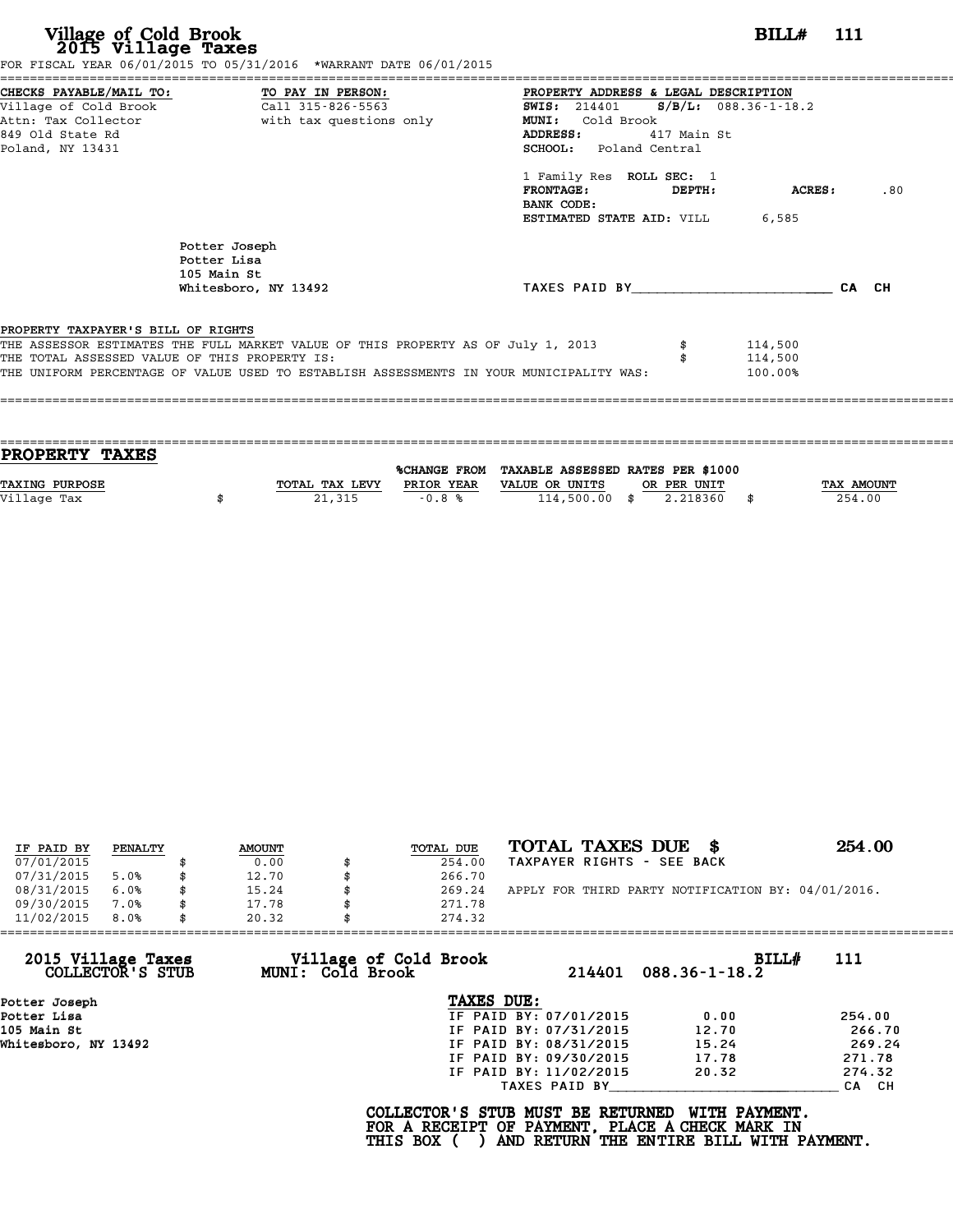# Village of Cold Brook
## 2015 Village Taxes

**BILL# 111**

FOR FISCAL YEAR 06/01/2015 TO 05/31/2016 *WARRANT DATE 06/01/2015

**CHECKS PAYABLE/MAIL TO:**
Village of Cold Brook
Attn: Tax Collector
849 Old State Rd
Poland, NY 13431

**TO PAY IN PERSON:**
Call 315-826-5563
with tax questions only

**PROPERTY ADDRESS & LEGAL DESCRIPTION**
**SWIS:** 214401 **S/B/L:** 088.36-1-18.2
**MUNI:** Cold Brook
**ADDRESS:** 417 Main St
**SCHOOL:** Poland Central

1 Family Res **ROLL SEC:** 1
**FRONTAGE:** **DEPTH:** **ACRES:** .80
**BANK CODE:**
**ESTIMATED STATE AID:** VILL 6,585

Potter Joseph
Potter Lisa
105 Main St
Whitesboro, NY 13492

TAXES PAID BY________________________ CA CH

**PROPERTY TAXPAYER'S BILL OF RIGHTS**

THE ASSESSOR ESTIMATES THE FULL MARKET VALUE OF THIS PROPERTY AS OF July 1, 2013 $ 114,500
THE TOTAL ASSESSED VALUE OF THIS PROPERTY IS: $ 114,500
THE UNIFORM PERCENTAGE OF VALUE USED TO ESTABLISH ASSESSMENTS IN YOUR MUNICIPALITY WAS: 100.00%

## PROPERTY TAXES

| TAXING PURPOSE | | TOTAL TAX LEVY | %CHANGE FROM PRIOR YEAR | TAXABLE ASSESSED VALUE OR UNITS | | RATES PER $1000 OR PER UNIT | | TAX AMOUNT |
|---|---|---|---|---|---|---|---|---|
| Village Tax | $ | 21,315 | -0.8 % | 114,500.00 | $ | 2.218360 | $ | 254.00 |

| IF PAID BY | PENALTY | | AMOUNT | | TOTAL DUE |
|---|---|---|---|---|---|
| 07/01/2015 | | $ | 0.00 | $ | 254.00 |
| 07/31/2015 | 5.0% | $ | 12.70 | $ | 266.70 |
| 08/31/2015 | 6.0% | $ | 15.24 | $ | 269.24 |
| 09/30/2015 | 7.0% | $ | 17.78 | $ | 271.78 |
| 11/02/2015 | 8.0% | $ | 20.32 | $ | 274.32 |

**TOTAL TAXES DUE $ 254.00**
TAXPAYER RIGHTS - SEE BACK

APPLY FOR THIRD PARTY NOTIFICATION BY: 04/01/2016.

**2015 Village Taxes COLLECTOR'S STUB** **Village of Cold Brook MUNI: Cold Brook** 214401 088.36-1-18.2 **BILL# 111**

Potter Joseph
Potter Lisa
105 Main St
Whitesboro, NY 13492

**TAXES DUE:**

| | | |
|---|---|---|
| IF PAID BY: 07/01/2015 | 0.00 | 254.00 |
| IF PAID BY: 07/31/2015 | 12.70 | 266.70 |
| IF PAID BY: 08/31/2015 | 15.24 | 269.24 |
| IF PAID BY: 09/30/2015 | 17.78 | 271.78 |
| IF PAID BY: 11/02/2015 | 20.32 | 274.32 |

TAXES PAID BY____________________________ CA CH

**COLLECTOR'S STUB MUST BE RETURNED WITH PAYMENT.**
**FOR A RECEIPT OF PAYMENT, PLACE A CHECK MARK IN**
**THIS BOX ( ) AND RETURN THE ENTIRE BILL WITH PAYMENT.**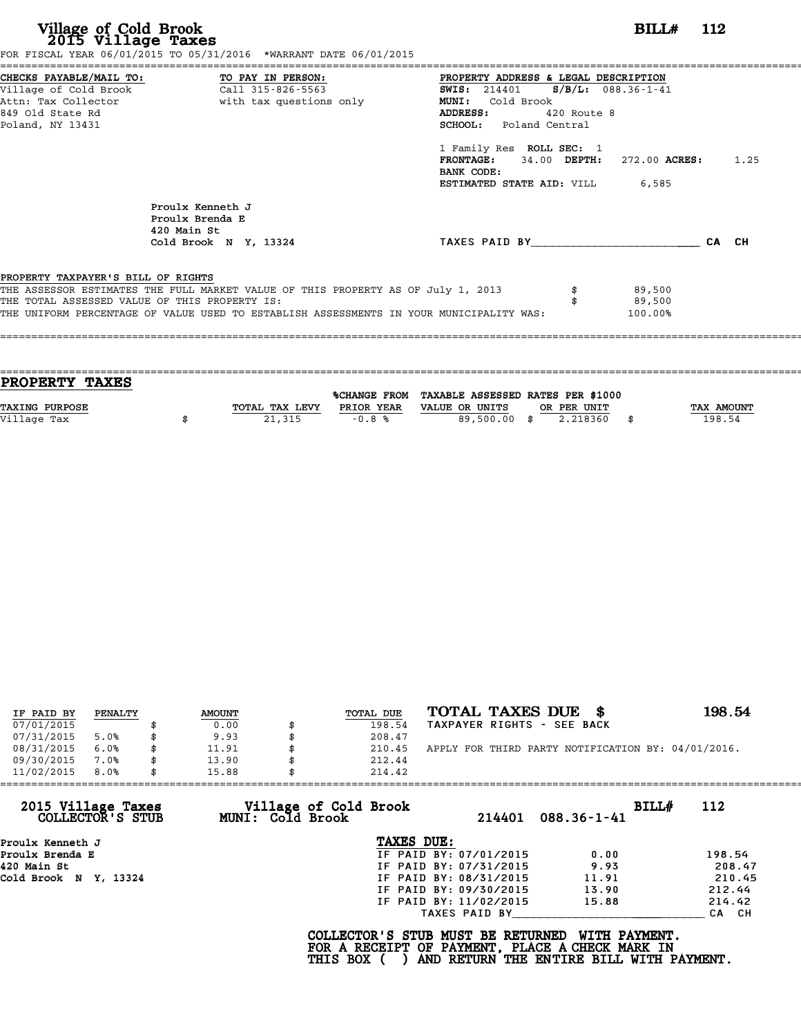# Village of Cold Brook
## 2015 Village Taxes

**BILL# 112**

FOR FISCAL YEAR 06/01/2015 TO 05/31/2016 *WARRANT DATE 06/01/2015

**CHECKS PAYABLE/MAIL TO:**
Village of Cold Brook
Attn: Tax Collector
849 Old State Rd
Poland, NY 13431

**TO PAY IN PERSON:**
Call 315-826-5563
with tax questions only

**PROPERTY ADDRESS & LEGAL DESCRIPTION**
**SWIS:** 214401 **S/B/L:** 088.36-1-41
**MUNI:** Cold Brook
**ADDRESS:** 420 Route 8
**SCHOOL:** Poland Central

1 Family Res **ROLL SEC:** 1
**FRONTAGE:** 34.00 **DEPTH:** 272.00 **ACRES:** 1.25
**BANK CODE:**
**ESTIMATED STATE AID:** VILL 6,585

Proulx Kenneth J
Proulx Brenda E
420 Main St
Cold Brook N Y, 13324

TAXES PAID BY________________________ CA CH

**PROPERTY TAXPAYER'S BILL OF RIGHTS**

THE ASSESSOR ESTIMATES THE FULL MARKET VALUE OF THIS PROPERTY AS OF July 1, 2013 $ 89,500
THE TOTAL ASSESSED VALUE OF THIS PROPERTY IS: $ 89,500
THE UNIFORM PERCENTAGE OF VALUE USED TO ESTABLISH ASSESSMENTS IN YOUR MUNICIPALITY WAS: 100.00%

## PROPERTY TAXES

| TAXING PURPOSE | TOTAL TAX LEVY | %CHANGE FROM PRIOR YEAR | TAXABLE ASSESSED VALUE OR UNITS | RATES PER $1000 OR PER UNIT | TAX AMOUNT |
|---|---|---|---|---|---|
| Village Tax | $ 21,315 | -0.8 % | 89,500.00 | $ 2.218360 | $ 198.54 |

| IF PAID BY | PENALTY | AMOUNT | TOTAL DUE |
|---|---|---|---|
| 07/01/2015 | | $ 0.00 | $ 198.54 |
| 07/31/2015 | 5.0% | $ 9.93 | $ 208.47 |
| 08/31/2015 | 6.0% | $ 11.91 | $ 210.45 |
| 09/30/2015 | 7.0% | $ 13.90 | $ 212.44 |
| 11/02/2015 | 8.0% | $ 15.88 | $ 214.42 |

**TOTAL TAXES DUE $ 198.54**
TAXPAYER RIGHTS - SEE BACK

APPLY FOR THIRD PARTY NOTIFICATION BY: 04/01/2016.

---

**2015 Village Taxes COLLECTOR'S STUB** | **Village of Cold Brook MUNI: Cold Brook** | 214401 088.36-1-41 | **BILL# 112**

Proulx Kenneth J
Proulx Brenda E
420 Main St
Cold Brook N Y, 13324

**TAXES DUE:**

| | | |
|---|---|---|
| IF PAID BY: 07/01/2015 | 0.00 | 198.54 |
| IF PAID BY: 07/31/2015 | 9.93 | 208.47 |
| IF PAID BY: 08/31/2015 | 11.91 | 210.45 |
| IF PAID BY: 09/30/2015 | 13.90 | 212.44 |
| IF PAID BY: 11/02/2015 | 15.88 | 214.42 |

TAXES PAID BY____________________________ CA CH

**COLLECTOR'S STUB MUST BE RETURNED WITH PAYMENT.
FOR A RECEIPT OF PAYMENT, PLACE A CHECK MARK IN
THIS BOX ( ) AND RETURN THE ENTIRE BILL WITH PAYMENT.**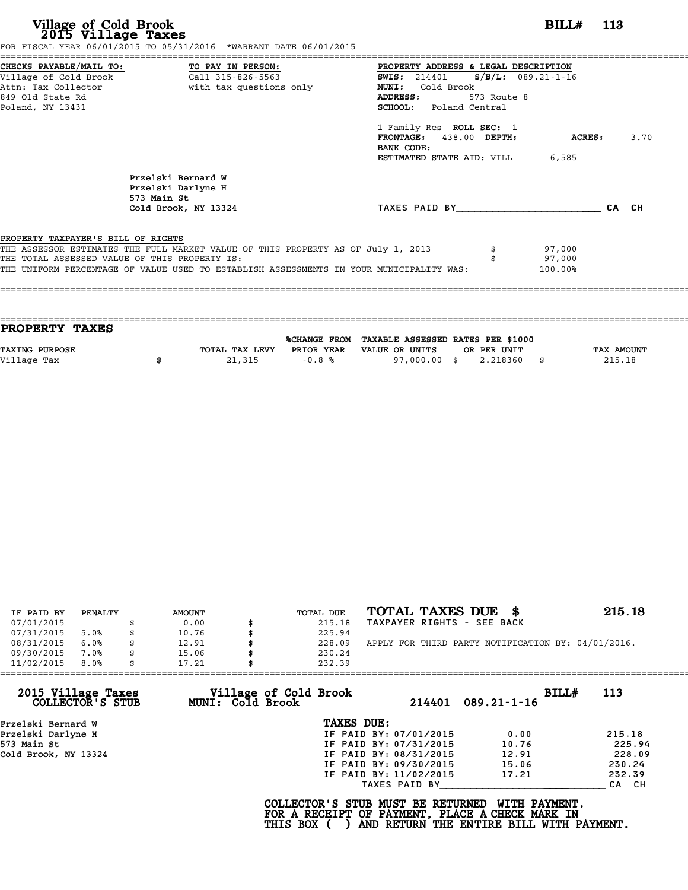# Village of Cold Brook
## 2015 Village Taxes

**BILL# 113**

FOR FISCAL YEAR 06/01/2015 TO 05/31/2016 *WARRANT DATE 06/01/2015

**CHECKS PAYABLE/MAIL TO:**
Village of Cold Brook
Attn: Tax Collector
849 Old State Rd
Poland, NY 13431

**TO PAY IN PERSON:**
Call 315-826-5563
with tax questions only

**PROPERTY ADDRESS & LEGAL DESCRIPTION**
**SWIS:** 214401 **S/B/L:** 089.21-1-16
**MUNI:** Cold Brook
**ADDRESS:** 573 Route 8
**SCHOOL:** Poland Central

1 Family Res **ROLL SEC:** 1
**FRONTAGE:** 438.00 **DEPTH:** **ACRES:** 3.70
**BANK CODE:**
**ESTIMATED STATE AID:** VILL 6,585

Przelski Bernard W
Przelski Darlyne H
573 Main St
Cold Brook, NY 13324

TAXES PAID BY________________________ CA CH

**PROPERTY TAXPAYER'S BILL OF RIGHTS**

THE ASSESSOR ESTIMATES THE FULL MARKET VALUE OF THIS PROPERTY AS OF July 1, 2013 $ 97,000
THE TOTAL ASSESSED VALUE OF THIS PROPERTY IS: $ 97,000
THE UNIFORM PERCENTAGE OF VALUE USED TO ESTABLISH ASSESSMENTS IN YOUR MUNICIPALITY WAS: 100.00%

## PROPERTY TAXES

| TAXING PURPOSE | TOTAL TAX LEVY | %CHANGE FROM PRIOR YEAR | TAXABLE ASSESSED VALUE OR UNITS | RATES PER $1000 OR PER UNIT | TAX AMOUNT |
|---|---|---|---|---|---|
| Village Tax | $ 21,315 | -0.8 % | 97,000.00 | $ 2.218360 | $ 215.18 |

| IF PAID BY | PENALTY | AMOUNT | TOTAL DUE |
|---|---|---|---|
| 07/01/2015 | | $ 0.00 | $ 215.18 |
| 07/31/2015 | 5.0% | $ 10.76 | $ 225.94 |
| 08/31/2015 | 6.0% | $ 12.91 | $ 228.09 |
| 09/30/2015 | 7.0% | $ 15.06 | $ 230.24 |
| 11/02/2015 | 8.0% | $ 17.21 | $ 232.39 |

**TOTAL TAXES DUE $ 215.18**
TAXPAYER RIGHTS - SEE BACK

APPLY FOR THIRD PARTY NOTIFICATION BY: 04/01/2016.

---

**2015 Village Taxes COLLECTOR'S STUB** — **Village of Cold Brook MUNI: Cold Brook** — 214401 089.21-1-16 — **BILL# 113**

Przelski Bernard W
Przelski Darlyne H
573 Main St
Cold Brook, NY 13324

**TAXES DUE:**

| | | |
|---|---|---|
| IF PAID BY: 07/01/2015 | 0.00 | 215.18 |
| IF PAID BY: 07/31/2015 | 10.76 | 225.94 |
| IF PAID BY: 08/31/2015 | 12.91 | 228.09 |
| IF PAID BY: 09/30/2015 | 15.06 | 230.24 |
| IF PAID BY: 11/02/2015 | 17.21 | 232.39 |

TAXES PAID BY____________________________ CA CH

**COLLECTOR'S STUB MUST BE RETURNED WITH PAYMENT.
FOR A RECEIPT OF PAYMENT, PLACE A CHECK MARK IN
THIS BOX ( ) AND RETURN THE ENTIRE BILL WITH PAYMENT.**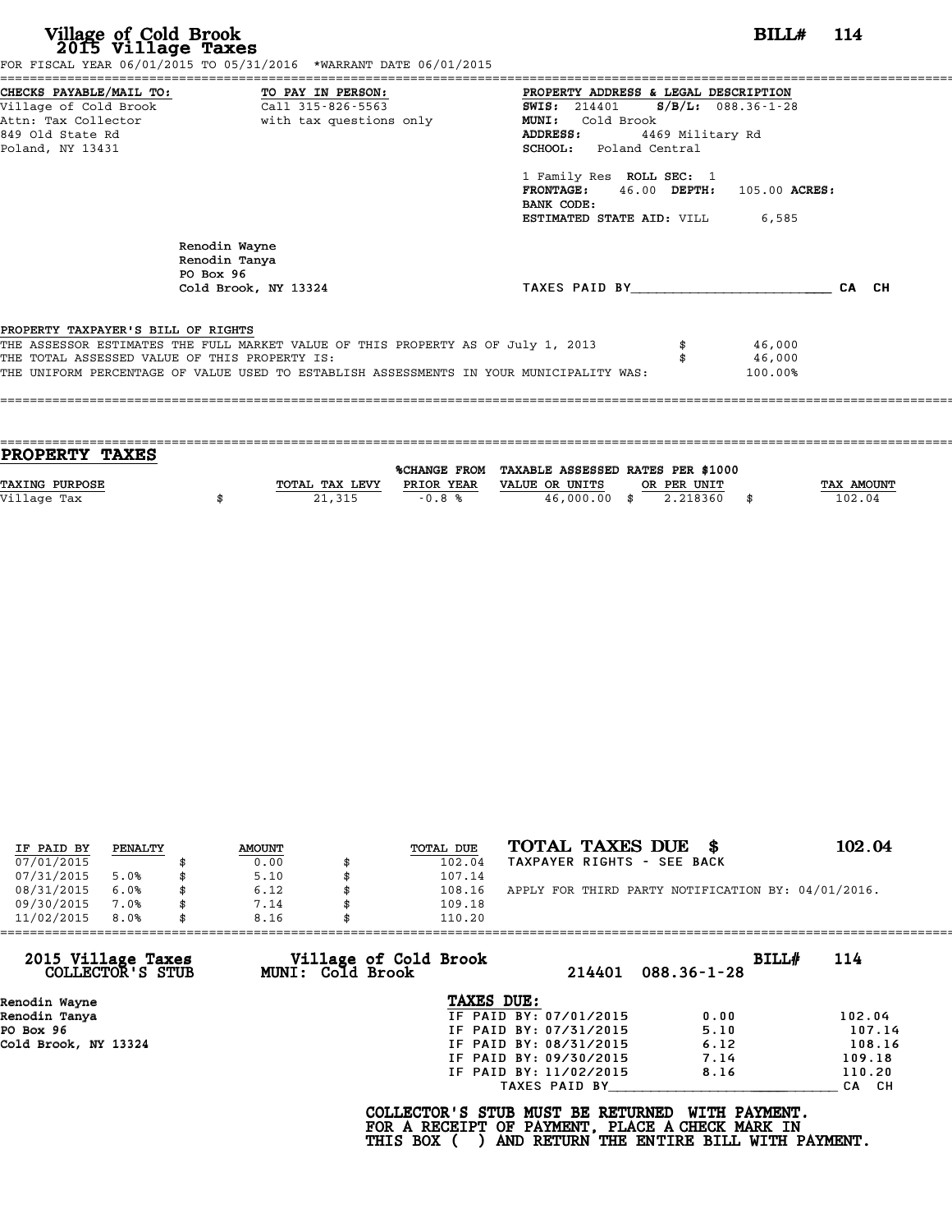# Village of Cold Brook
## 2015 Village Taxes

**BILL# 114**

FOR FISCAL YEAR 06/01/2015 TO 05/31/2016 *WARRANT DATE 06/01/2015

**CHECKS PAYABLE/MAIL TO:**
Village of Cold Brook
Attn: Tax Collector
849 Old State Rd
Poland, NY 13431

**TO PAY IN PERSON:**
Call 315-826-5563
with tax questions only

**PROPERTY ADDRESS & LEGAL DESCRIPTION**
**SWIS:** 214401 **S/B/L:** 088.36-1-28
**MUNI:** Cold Brook
**ADDRESS:** 4469 Military Rd
**SCHOOL:** Poland Central

1 Family Res **ROLL SEC:** 1
**FRONTAGE:** 46.00 **DEPTH:** 105.00 **ACRES:**
**BANK CODE:**
**ESTIMATED STATE AID:** VILL 6,585

Renodin Wayne
Renodin Tanya
PO Box 96
Cold Brook, NY 13324

TAXES PAID BY_______________________ CA CH

**PROPERTY TAXPAYER'S BILL OF RIGHTS**

THE ASSESSOR ESTIMATES THE FULL MARKET VALUE OF THIS PROPERTY AS OF July 1, 2013 $ 46,000
THE TOTAL ASSESSED VALUE OF THIS PROPERTY IS: $ 46,000
THE UNIFORM PERCENTAGE OF VALUE USED TO ESTABLISH ASSESSMENTS IN YOUR MUNICIPALITY WAS: 100.00%

## PROPERTY TAXES

| TAXING PURPOSE | TOTAL TAX LEVY | %CHANGE FROM PRIOR YEAR | TAXABLE ASSESSED VALUE OR UNITS | RATES PER $1000 OR PER UNIT | TAX AMOUNT |
|---|---|---|---|---|---|
| Village Tax | $ 21,315 | -0.8 % | 46,000.00 | $ 2.218360 | $ 102.04 |

| IF PAID BY | PENALTY | AMOUNT | TOTAL DUE |
|---|---|---|---|
| 07/01/2015 | | $ 0.00 | $ 102.04 |
| 07/31/2015 | 5.0% | $ 5.10 | $ 107.14 |
| 08/31/2015 | 6.0% | $ 6.12 | $ 108.16 |
| 09/30/2015 | 7.0% | $ 7.14 | $ 109.18 |
| 11/02/2015 | 8.0% | $ 8.16 | $ 110.20 |

**TOTAL TAXES DUE $ 102.04**

TAXPAYER RIGHTS - SEE BACK

APPLY FOR THIRD PARTY NOTIFICATION BY: 04/01/2016.

---

**2015 Village Taxes COLLECTOR'S STUB** — **Village of Cold Brook MUNI: Cold Brook** — 214401 088.36-1-28 — **BILL# 114**

Renodin Wayne
Renodin Tanya
PO Box 96
Cold Brook, NY 13324

**TAXES DUE:**

| | | |
|---|---|---|
| IF PAID BY: 07/01/2015 | 0.00 | 102.04 |
| IF PAID BY: 07/31/2015 | 5.10 | 107.14 |
| IF PAID BY: 08/31/2015 | 6.12 | 108.16 |
| IF PAID BY: 09/30/2015 | 7.14 | 109.18 |
| IF PAID BY: 11/02/2015 | 8.16 | 110.20 |

TAXES PAID BY_______________________ CA CH

**COLLECTOR'S STUB MUST BE RETURNED WITH PAYMENT.
FOR A RECEIPT OF PAYMENT, PLACE A CHECK MARK IN
THIS BOX ( ) AND RETURN THE ENTIRE BILL WITH PAYMENT.**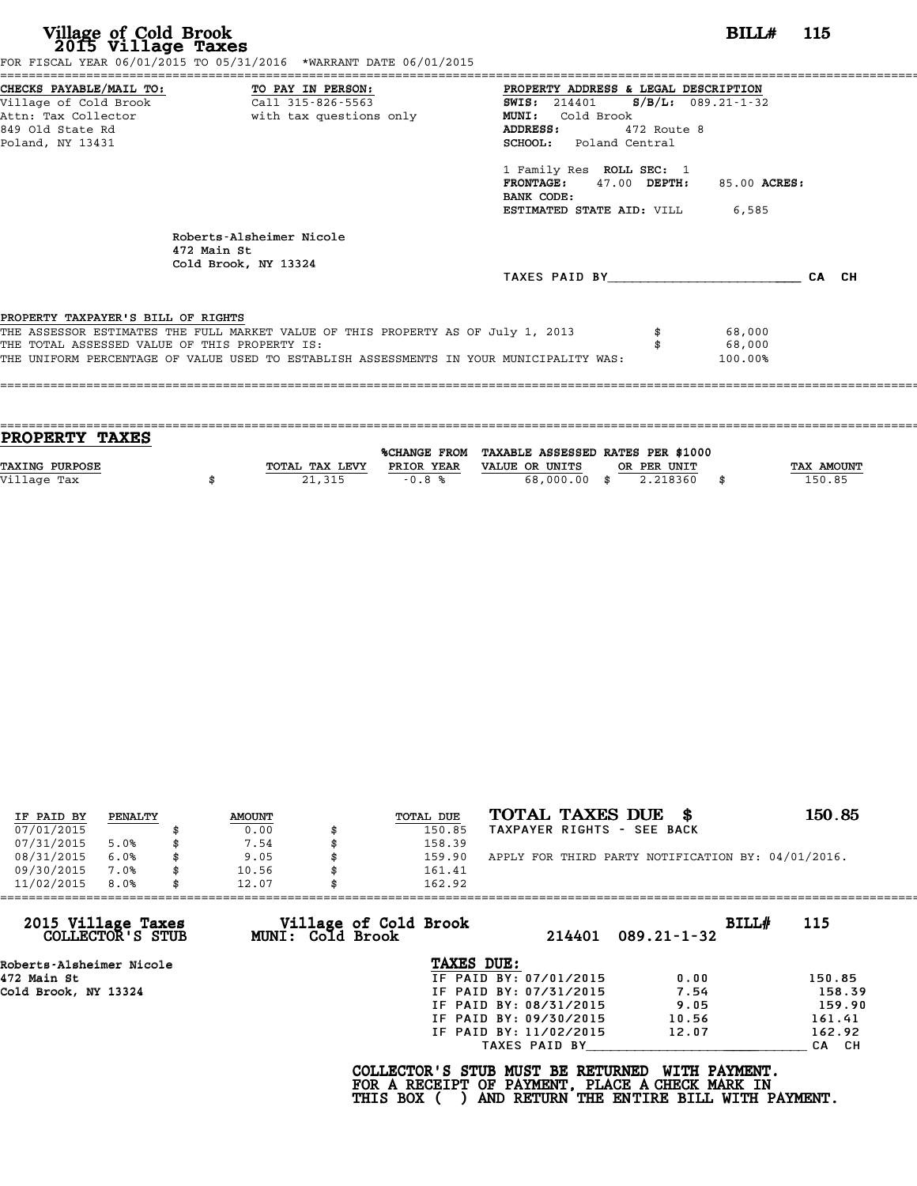# Village of Cold Brook
## 2015 Village Taxes

**BILL# 115**

FOR FISCAL YEAR 06/01/2015 TO 05/31/2016 *WARRANT DATE 06/01/2015

**CHECKS PAYABLE/MAIL TO:**
Village of Cold Brook
Attn: Tax Collector
849 Old State Rd
Poland, NY 13431

**TO PAY IN PERSON:**
Call 315-826-5563
with tax questions only

**PROPERTY ADDRESS & LEGAL DESCRIPTION**
**SWIS:** 214401 **S/B/L:** 089.21-1-32
**MUNI:** Cold Brook
**ADDRESS:** 472 Route 8
**SCHOOL:** Poland Central

1 Family Res **ROLL SEC:** 1
**FRONTAGE:** 47.00 **DEPTH:** 85.00 **ACRES:**
**BANK CODE:**
**ESTIMATED STATE AID:** VILL 6,585

Roberts-Alsheimer Nicole
472 Main St
Cold Brook, NY 13324

TAXES PAID BY________________________ CA CH

**PROPERTY TAXPAYER'S BILL OF RIGHTS**

THE ASSESSOR ESTIMATES THE FULL MARKET VALUE OF THIS PROPERTY AS OF July 1, 2013 $ 68,000
THE TOTAL ASSESSED VALUE OF THIS PROPERTY IS: $ 68,000
THE UNIFORM PERCENTAGE OF VALUE USED TO ESTABLISH ASSESSMENTS IN YOUR MUNICIPALITY WAS: 100.00%

## PROPERTY TAXES

| TAXING PURPOSE | TOTAL TAX LEVY | %CHANGE FROM PRIOR YEAR | TAXABLE ASSESSED VALUE OR UNITS | RATES PER $1000 OR PER UNIT | TAX AMOUNT |
|---|---|---|---|---|---|
| Village Tax | $ 21,315 | -0.8 % | 68,000.00 | $ 2.218360 | $ 150.85 |

| IF PAID BY | PENALTY | AMOUNT | TOTAL DUE |
|---|---|---|---|
| 07/01/2015 | | $ 0.00 | $ 150.85 |
| 07/31/2015 | 5.0% | $ 7.54 | $ 158.39 |
| 08/31/2015 | 6.0% | $ 9.05 | $ 159.90 |
| 09/30/2015 | 7.0% | $ 10.56 | $ 161.41 |
| 11/02/2015 | 8.0% | $ 12.07 | $ 162.92 |

**TOTAL TAXES DUE $ 150.85**
TAXPAYER RIGHTS - SEE BACK

APPLY FOR THIRD PARTY NOTIFICATION BY: 04/01/2016.

---

**2015 Village Taxes COLLECTOR'S STUB**
**Village of Cold Brook MUNI: Cold Brook** 214401 089.21-1-32 **BILL# 115**

Roberts-Alsheimer Nicole
472 Main St
Cold Brook, NY 13324

**TAXES DUE:**

| | | |
|---|---|---|
| IF PAID BY: 07/01/2015 | 0.00 | 150.85 |
| IF PAID BY: 07/31/2015 | 7.54 | 158.39 |
| IF PAID BY: 08/31/2015 | 9.05 | 159.90 |
| IF PAID BY: 09/30/2015 | 10.56 | 161.41 |
| IF PAID BY: 11/02/2015 | 12.07 | 162.92 |

TAXES PAID BY____________________________ CA CH

**COLLECTOR'S STUB MUST BE RETURNED WITH PAYMENT.**
**FOR A RECEIPT OF PAYMENT, PLACE A CHECK MARK IN**
**THIS BOX ( ) AND RETURN THE ENTIRE BILL WITH PAYMENT.**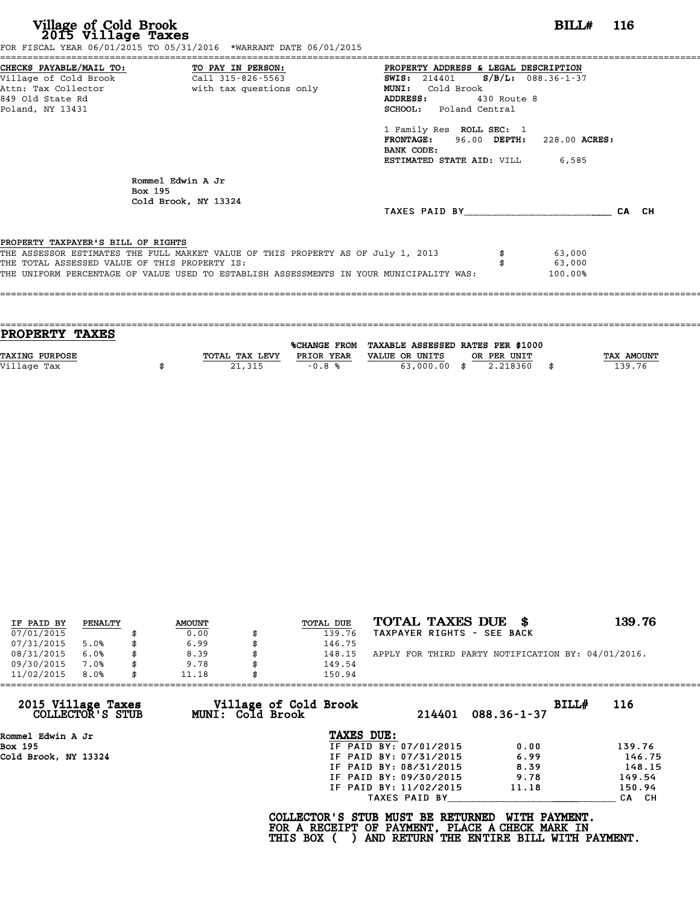# Village of Cold Brook
## 2015 Village Taxes

**BILL# 116**

FOR FISCAL YEAR 06/01/2015 TO 05/31/2016 *WARRANT DATE 06/01/2015

**CHECKS PAYABLE/MAIL TO:**
Village of Cold Brook
Attn: Tax Collector
849 Old State Rd
Poland, NY 13431

**TO PAY IN PERSON:**
Call 315-826-5563
with tax questions only

**PROPERTY ADDRESS & LEGAL DESCRIPTION**
**SWIS:** 214401 **S/B/L:** 088.36-1-37
**MUNI:** Cold Brook
**ADDRESS:** 430 Route 8
**SCHOOL:** Poland Central

1 Family Res **ROLL SEC:** 1
**FRONTAGE:** 96.00 **DEPTH:** 228.00 **ACRES:**
**BANK CODE:**
**ESTIMATED STATE AID:** VILL 6,585

Rommel Edwin A Jr
Box 195
Cold Brook, NY 13324

TAXES PAID BY________________________ CA CH

**PROPERTY TAXPAYER'S BILL OF RIGHTS**

| | | |
|---|---|---|
| THE ASSESSOR ESTIMATES THE FULL MARKET VALUE OF THIS PROPERTY AS OF July 1, 2013 | $ | 63,000 |
| THE TOTAL ASSESSED VALUE OF THIS PROPERTY IS: | $ | 63,000 |
| THE UNIFORM PERCENTAGE OF VALUE USED TO ESTABLISH ASSESSMENTS IN YOUR MUNICIPALITY WAS: | | 100.00% |

## PROPERTY TAXES

| TAXING PURPOSE | | TOTAL TAX LEVY | %CHANGE FROM PRIOR YEAR | TAXABLE ASSESSED VALUE OR UNITS | | RATES PER $1000 OR PER UNIT | | TAX AMOUNT |
|---|---|---|---|---|---|---|---|---|
| Village Tax | $ | 21,315 | -0.8 % | 63,000.00 | $ | 2.218360 | $ | 139.76 |

| IF PAID BY | PENALTY | | AMOUNT | | TOTAL DUE |
|---|---|---|---|---|---|
| 07/01/2015 | | $ | 0.00 | $ | 139.76 |
| 07/31/2015 | 5.0% | $ | 6.99 | $ | 146.75 |
| 08/31/2015 | 6.0% | $ | 8.39 | $ | 148.15 |
| 09/30/2015 | 7.0% | $ | 9.78 | $ | 149.54 |
| 11/02/2015 | 8.0% | $ | 11.18 | $ | 150.94 |

**TOTAL TAXES DUE $ 139.76**

TAXPAYER RIGHTS - SEE BACK

APPLY FOR THIRD PARTY NOTIFICATION BY: 04/01/2016.

---

**2015 Village Taxes COLLECTOR'S STUB** — **Village of Cold Brook MUNI: Cold Brook** — 214401 088.36-1-37 — **BILL# 116**

Rommel Edwin A Jr
Box 195
Cold Brook, NY 13324

**TAXES DUE:**

| | | |
|---|---|---|
| IF PAID BY: 07/01/2015 | 0.00 | 139.76 |
| IF PAID BY: 07/31/2015 | 6.99 | 146.75 |
| IF PAID BY: 08/31/2015 | 8.39 | 148.15 |
| IF PAID BY: 09/30/2015 | 9.78 | 149.54 |
| IF PAID BY: 11/02/2015 | 11.18 | 150.94 |

TAXES PAID BY____________________________ CA CH

**COLLECTOR'S STUB MUST BE RETURNED WITH PAYMENT.
FOR A RECEIPT OF PAYMENT, PLACE A CHECK MARK IN
THIS BOX ( ) AND RETURN THE ENTIRE BILL WITH PAYMENT.**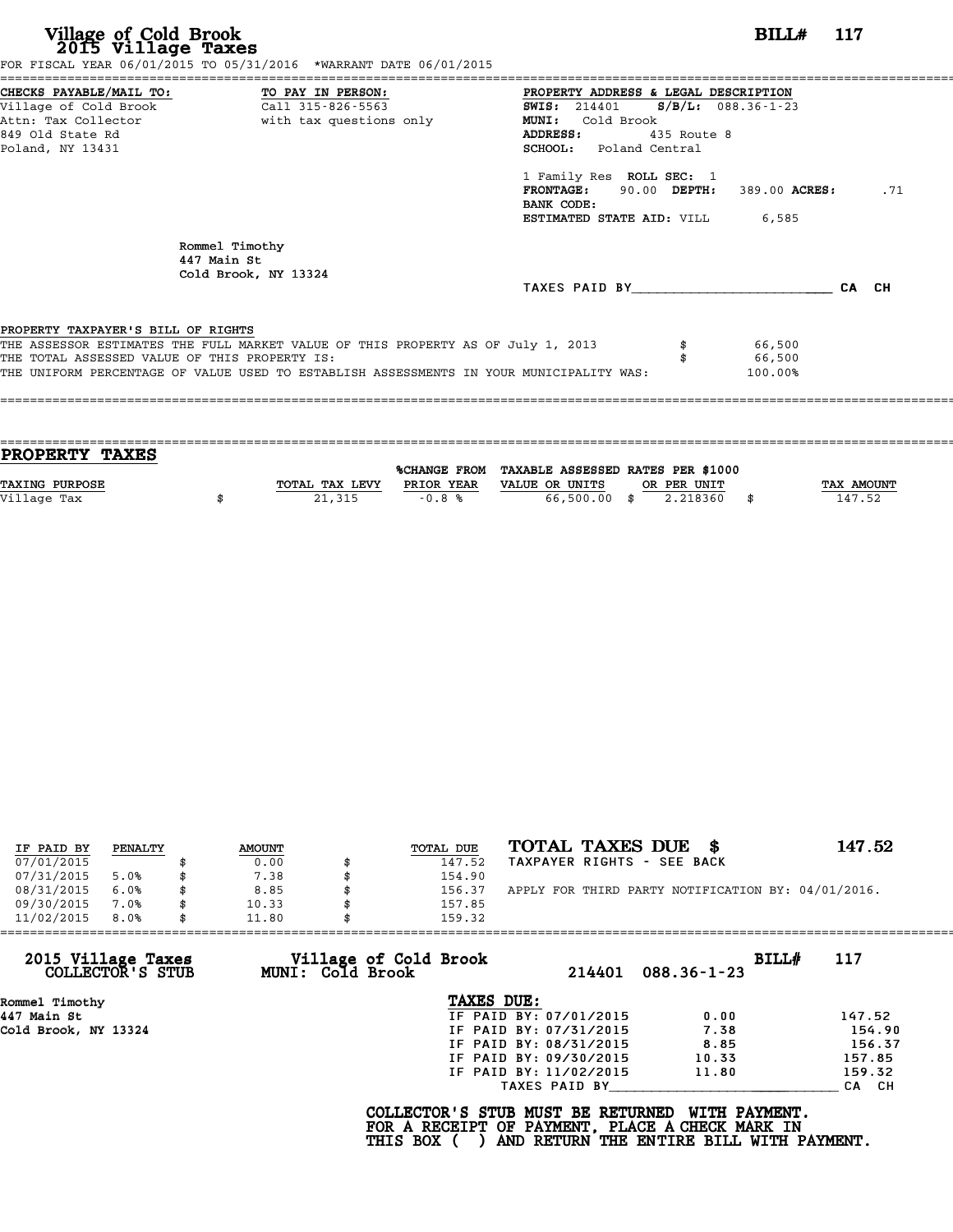# Village of Cold Brook
## 2015 Village Taxes

**BILL# 117**

FOR FISCAL YEAR 06/01/2015 TO 05/31/2016 *WARRANT DATE 06/01/2015

**CHECKS PAYABLE/MAIL TO:**
Village of Cold Brook
Attn: Tax Collector
849 Old State Rd
Poland, NY 13431

**TO PAY IN PERSON:**
Call 315-826-5563
with tax questions only

**PROPERTY ADDRESS & LEGAL DESCRIPTION**
**SWIS:** 214401 **S/B/L:** 088.36-1-23
**MUNI:** Cold Brook
**ADDRESS:** 435 Route 8
**SCHOOL:** Poland Central

1 Family Res **ROLL SEC:** 1
**FRONTAGE:** 90.00 **DEPTH:** 389.00 **ACRES:** .71
**BANK CODE:**
**ESTIMATED STATE AID:** VILL 6,585

Rommel Timothy
447 Main St
Cold Brook, NY 13324

TAXES PAID BY________________________ CA CH

**PROPERTY TAXPAYER'S BILL OF RIGHTS**

THE ASSESSOR ESTIMATES THE FULL MARKET VALUE OF THIS PROPERTY AS OF July 1, 2013 $ 66,500
THE TOTAL ASSESSED VALUE OF THIS PROPERTY IS: $ 66,500
THE UNIFORM PERCENTAGE OF VALUE USED TO ESTABLISH ASSESSMENTS IN YOUR MUNICIPALITY WAS: 100.00%

## PROPERTY TAXES

| TAXING PURPOSE | TOTAL TAX LEVY | %CHANGE FROM PRIOR YEAR | TAXABLE ASSESSED VALUE OR UNITS | RATES PER $1000 OR PER UNIT | TAX AMOUNT |
|---|---|---|---|---|---|
| Village Tax | $ 21,315 | -0.8 % | 66,500.00 | $ 2.218360 | $ 147.52 |

| IF PAID BY | PENALTY | AMOUNT | TOTAL DUE |
|---|---|---|---|
| 07/01/2015 | | $ 0.00 | $ 147.52 |
| 07/31/2015 | 5.0% | $ 7.38 | $ 154.90 |
| 08/31/2015 | 6.0% | $ 8.85 | $ 156.37 |
| 09/30/2015 | 7.0% | $ 10.33 | $ 157.85 |
| 11/02/2015 | 8.0% | $ 11.80 | $ 159.32 |

**TOTAL TAXES DUE $ 147.52**
TAXPAYER RIGHTS - SEE BACK

APPLY FOR THIRD PARTY NOTIFICATION BY: 04/01/2016.

**2015 Village Taxes COLLECTOR'S STUB**
**Village of Cold Brook MUNI: Cold Brook**
214401 088.36-1-23
**BILL# 117**

Rommel Timothy
447 Main St
Cold Brook, NY 13324

**TAXES DUE:**

| | | |
|---|---|---|
| IF PAID BY: 07/01/2015 | 0.00 | 147.52 |
| IF PAID BY: 07/31/2015 | 7.38 | 154.90 |
| IF PAID BY: 08/31/2015 | 8.85 | 156.37 |
| IF PAID BY: 09/30/2015 | 10.33 | 157.85 |
| IF PAID BY: 11/02/2015 | 11.80 | 159.32 |

TAXES PAID BY____________________________ CA CH

**COLLECTOR'S STUB MUST BE RETURNED WITH PAYMENT.
FOR A RECEIPT OF PAYMENT, PLACE A CHECK MARK IN
THIS BOX ( ) AND RETURN THE ENTIRE BILL WITH PAYMENT.**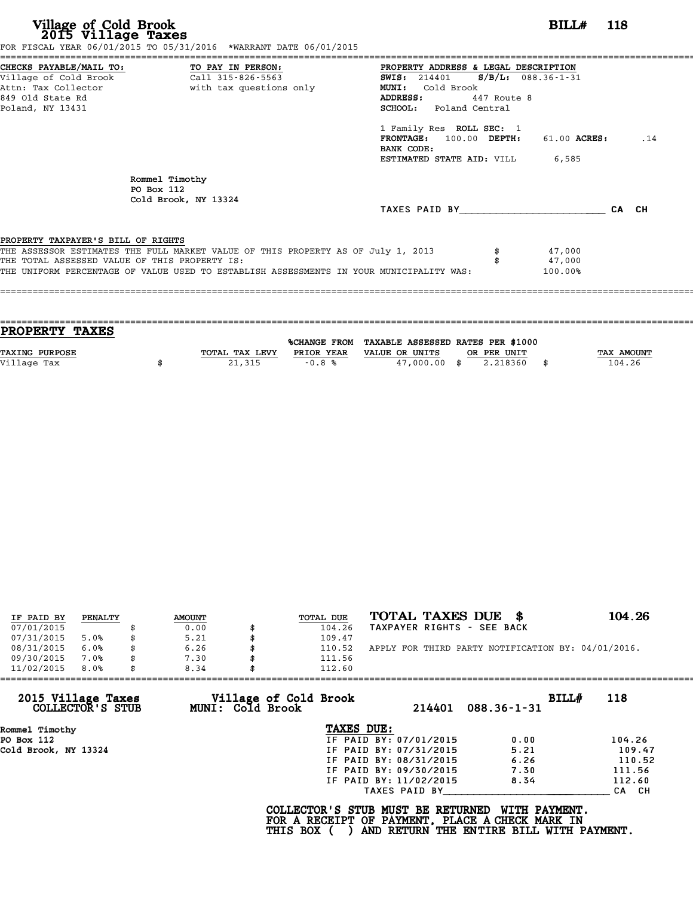# Village of Cold Brook
## 2015 Village Taxes

**BILL# 118**

FOR FISCAL YEAR 06/01/2015 TO 05/31/2016 *WARRANT DATE 06/01/2015

**CHECKS PAYABLE/MAIL TO:**
Village of Cold Brook
Attn: Tax Collector
849 Old State Rd
Poland, NY 13431

**TO PAY IN PERSON:**
Call 315-826-5563
with tax questions only

**PROPERTY ADDRESS & LEGAL DESCRIPTION**
**SWIS:** 214401 **S/B/L:** 088.36-1-31
**MUNI:** Cold Brook
**ADDRESS:** 447 Route 8
**SCHOOL:** Poland Central

1 Family Res **ROLL SEC:** 1
**FRONTAGE:** 100.00 **DEPTH:** 61.00 **ACRES:** .14
**BANK CODE:**
**ESTIMATED STATE AID:** VILL 6,585

Rommel Timothy
PO Box 112
Cold Brook, NY 13324

TAXES PAID BY________________________ CA CH

**PROPERTY TAXPAYER'S BILL OF RIGHTS**

| | | |
|---|---|---|
| THE ASSESSOR ESTIMATES THE FULL MARKET VALUE OF THIS PROPERTY AS OF July 1, 2013 | $ | 47,000 |
| THE TOTAL ASSESSED VALUE OF THIS PROPERTY IS: | $ | 47,000 |
| THE UNIFORM PERCENTAGE OF VALUE USED TO ESTABLISH ASSESSMENTS IN YOUR MUNICIPALITY WAS: | | 100.00% |

## PROPERTY TAXES

| TAXING PURPOSE | TOTAL TAX LEVY | %CHANGE FROM PRIOR YEAR | TAXABLE ASSESSED VALUE OR UNITS | RATES PER $1000 OR PER UNIT | TAX AMOUNT |
|---|---|---|---|---|---|
| Village Tax | $ 21,315 | -0.8 % | 47,000.00 | $ 2.218360 | $ 104.26 |

| IF PAID BY | PENALTY | AMOUNT | TOTAL DUE |
|---|---|---|---|
| 07/01/2015 | | $ 0.00 | $ 104.26 |
| 07/31/2015 | 5.0% | $ 5.21 | $ 109.47 |
| 08/31/2015 | 6.0% | $ 6.26 | $ 110.52 |
| 09/30/2015 | 7.0% | $ 7.30 | $ 111.56 |
| 11/02/2015 | 8.0% | $ 8.34 | $ 112.60 |

**TOTAL TAXES DUE $ 104.26**
TAXPAYER RIGHTS - SEE BACK

APPLY FOR THIRD PARTY NOTIFICATION BY: 04/01/2016.

---

**2015 Village Taxes COLLECTOR'S STUB**
**Village of Cold Brook MUNI: Cold Brook**
214401 088.36-1-31 **BILL# 118**

Rommel Timothy
PO Box 112
Cold Brook, NY 13324

**TAXES DUE:**

| | | |
|---|---|---|
| IF PAID BY: 07/01/2015 | 0.00 | 104.26 |
| IF PAID BY: 07/31/2015 | 5.21 | 109.47 |
| IF PAID BY: 08/31/2015 | 6.26 | 110.52 |
| IF PAID BY: 09/30/2015 | 7.30 | 111.56 |
| IF PAID BY: 11/02/2015 | 8.34 | 112.60 |

TAXES PAID BY____________________________ CA CH

**COLLECTOR'S STUB MUST BE RETURNED WITH PAYMENT. FOR A RECEIPT OF PAYMENT, PLACE A CHECK MARK IN THIS BOX ( ) AND RETURN THE ENTIRE BILL WITH PAYMENT.**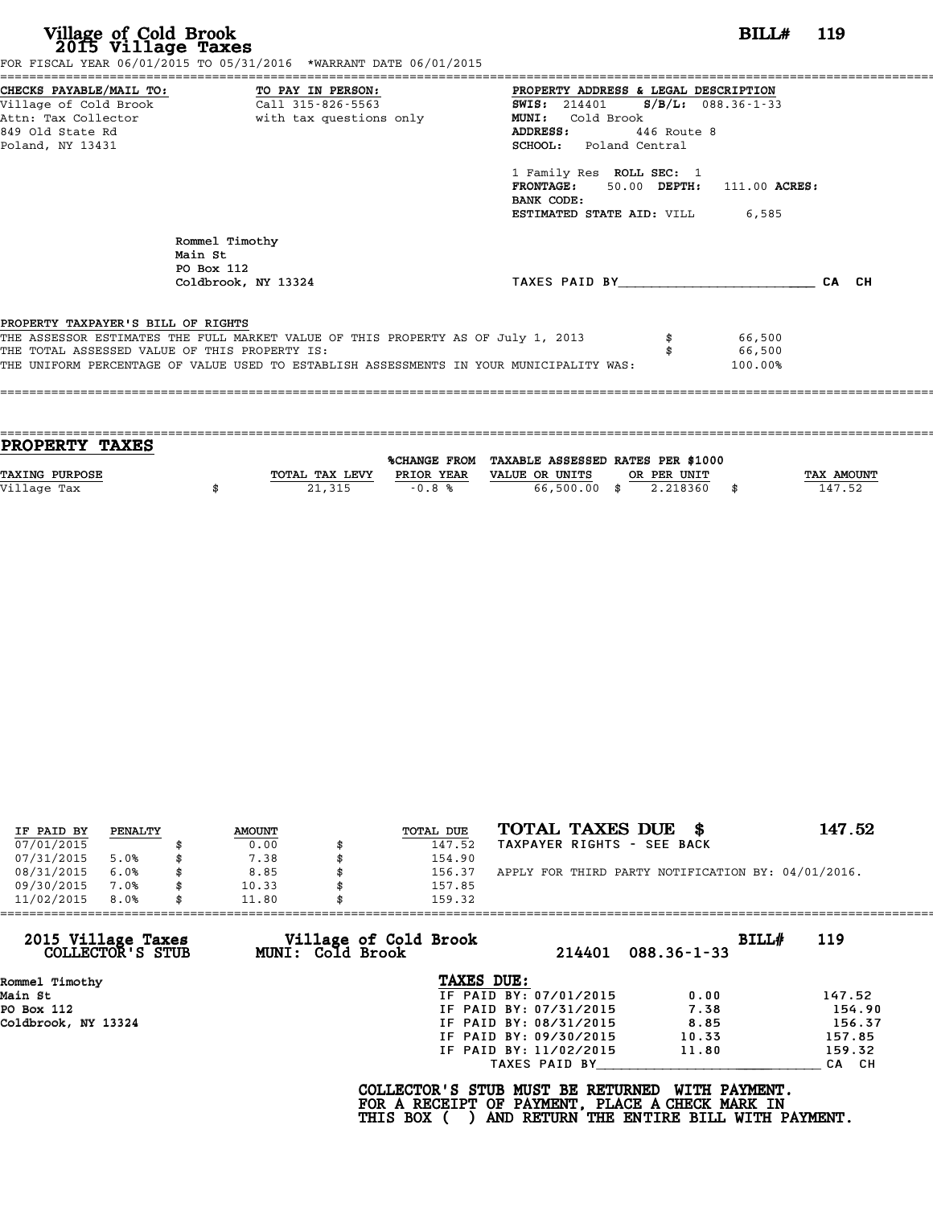# Village of Cold Brook
## 2015 Village Taxes

**BILL# 119**

FOR FISCAL YEAR 06/01/2015 TO 05/31/2016 *WARRANT DATE 06/01/2015

| CHECKS PAYABLE/MAIL TO: | TO PAY IN PERSON: | PROPERTY ADDRESS & LEGAL DESCRIPTION |
|---|---|---|
| Village of Cold Brook | Call 315-826-5563 | **SWIS:** 214401 **S/B/L:** 088.36-1-33 |
| Attn: Tax Collector | with tax questions only | **MUNI:** Cold Brook |
| 849 Old State Rd | | **ADDRESS:** 446 Route 8 |
| Poland, NY 13431 | | **SCHOOL:** Poland Central |

1 Family Res **ROLL SEC:** 1
**FRONTAGE:** 50.00 **DEPTH:** 111.00 **ACRES:**
**BANK CODE:**
**ESTIMATED STATE AID:** VILL 6,585

Rommel Timothy
Main St
PO Box 112
Coldbrook, NY 13324

TAXES PAID BY________________________ CA CH

**PROPERTY TAXPAYER'S BILL OF RIGHTS**

THE ASSESSOR ESTIMATES THE FULL MARKET VALUE OF THIS PROPERTY AS OF July 1, 2013 $ 66,500
THE TOTAL ASSESSED VALUE OF THIS PROPERTY IS: $ 66,500
THE UNIFORM PERCENTAGE OF VALUE USED TO ESTABLISH ASSESSMENTS IN YOUR MUNICIPALITY WAS: 100.00%

## PROPERTY TAXES

| TAXING PURPOSE | TOTAL TAX LEVY | %CHANGE FROM PRIOR YEAR | TAXABLE ASSESSED VALUE OR UNITS | RATES PER $1000 OR PER UNIT | TAX AMOUNT |
|---|---|---|---|---|---|
| Village Tax | $ 21,315 | -0.8 % | 66,500.00 | $ 2.218360 | $ 147.52 |

| IF PAID BY | PENALTY | AMOUNT | TOTAL DUE |
|---|---|---|---|
| 07/01/2015 | | $ 0.00 | $ 147.52 |
| 07/31/2015 | 5.0% | $ 7.38 | $ 154.90 |
| 08/31/2015 | 6.0% | $ 8.85 | $ 156.37 |
| 09/30/2015 | 7.0% | $ 10.33 | $ 157.85 |
| 11/02/2015 | 8.0% | $ 11.80 | $ 159.32 |

**TOTAL TAXES DUE $ 147.52**

TAXPAYER RIGHTS - SEE BACK

APPLY FOR THIRD PARTY NOTIFICATION BY: 04/01/2016.

---

**2015 Village Taxes COLLECTOR'S STUB** — Village of Cold Brook MUNI: Cold Brook — 214401 088.36-1-33 — **BILL# 119**

Rommel Timothy
Main St
PO Box 112
Coldbrook, NY 13324

**TAXES DUE:**

| | | |
|---|---|---|
| IF PAID BY: 07/01/2015 | 0.00 | 147.52 |
| IF PAID BY: 07/31/2015 | 7.38 | 154.90 |
| IF PAID BY: 08/31/2015 | 8.85 | 156.37 |
| IF PAID BY: 09/30/2015 | 10.33 | 157.85 |
| IF PAID BY: 11/02/2015 | 11.80 | 159.32 |

TAXES PAID BY____________________________ CA CH

**COLLECTOR'S STUB MUST BE RETURNED WITH PAYMENT. FOR A RECEIPT OF PAYMENT, PLACE A CHECK MARK IN THIS BOX ( ) AND RETURN THE ENTIRE BILL WITH PAYMENT.**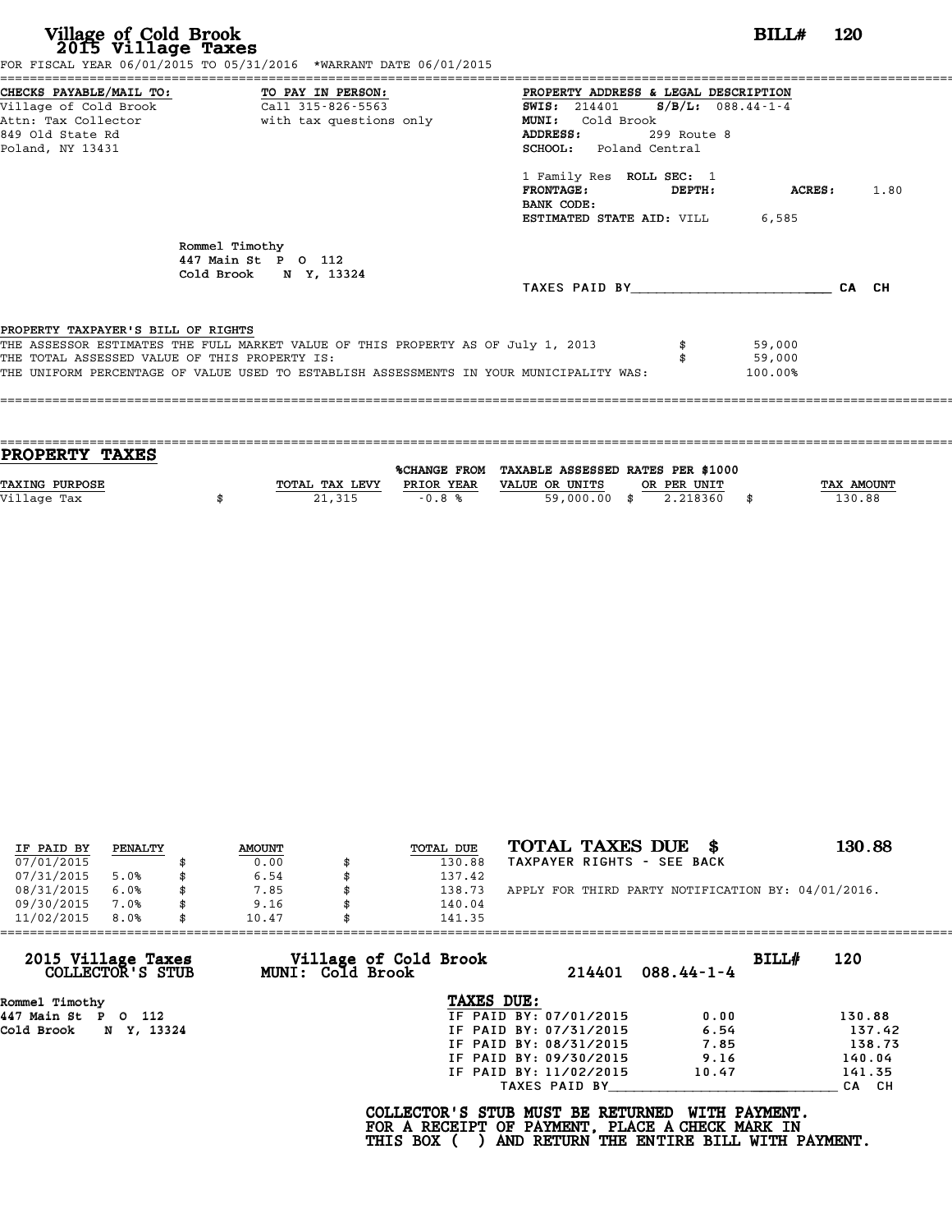# Village of Cold Brook
## 2015 Village Taxes

**BILL# 120**

FOR FISCAL YEAR 06/01/2015 TO 05/31/2016 *WARRANT DATE 06/01/2015

**CHECKS PAYABLE/MAIL TO:**
Village of Cold Brook
Attn: Tax Collector
849 Old State Rd
Poland, NY 13431

**TO PAY IN PERSON:**
Call 315-826-5563
with tax questions only

**PROPERTY ADDRESS & LEGAL DESCRIPTION**
**SWIS:** 214401 **S/B/L:** 088.44-1-4
**MUNI:** Cold Brook
**ADDRESS:** 299 Route 8
**SCHOOL:** Poland Central

1 Family Res **ROLL SEC:** 1
**FRONTAGE:** **DEPTH:** **ACRES:** 1.80
**BANK CODE:**
**ESTIMATED STATE AID:** VILL 6,585

Rommel Timothy
447 Main St P O 112
Cold Brook N Y, 13324

TAXES PAID BY________________________ CA CH

**PROPERTY TAXPAYER'S BILL OF RIGHTS**

THE ASSESSOR ESTIMATES THE FULL MARKET VALUE OF THIS PROPERTY AS OF July 1, 2013 $ 59,000
THE TOTAL ASSESSED VALUE OF THIS PROPERTY IS: $ 59,000
THE UNIFORM PERCENTAGE OF VALUE USED TO ESTABLISH ASSESSMENTS IN YOUR MUNICIPALITY WAS: 100.00%

## PROPERTY TAXES

| TAXING PURPOSE | TOTAL TAX LEVY | %CHANGE FROM PRIOR YEAR | TAXABLE ASSESSED VALUE OR UNITS | RATES PER $1000 OR PER UNIT | TAX AMOUNT |
|---|---|---|---|---|---|
| Village Tax | $ 21,315 | -0.8 % | 59,000.00 | $ 2.218360 | $ 130.88 |

| IF PAID BY | PENALTY | AMOUNT | TOTAL DUE |
|---|---|---|---|
| 07/01/2015 | | $ 0.00 | $ 130.88 |
| 07/31/2015 | 5.0% | $ 6.54 | $ 137.42 |
| 08/31/2015 | 6.0% | $ 7.85 | $ 138.73 |
| 09/30/2015 | 7.0% | $ 9.16 | $ 140.04 |
| 11/02/2015 | 8.0% | $ 10.47 | $ 141.35 |

**TOTAL TAXES DUE $ 130.88**

TAXPAYER RIGHTS - SEE BACK

APPLY FOR THIRD PARTY NOTIFICATION BY: 04/01/2016.

---

**2015 Village Taxes COLLECTOR'S STUB**

**Village of Cold Brook MUNI: Cold Brook** 214401 088.44-1-4 **BILL# 120**

Rommel Timothy
447 Main St P O 112
Cold Brook N Y, 13324

**TAXES DUE:**

| | | |
|---|---|---|
| IF PAID BY: 07/01/2015 | 0.00 | 130.88 |
| IF PAID BY: 07/31/2015 | 6.54 | 137.42 |
| IF PAID BY: 08/31/2015 | 7.85 | 138.73 |
| IF PAID BY: 09/30/2015 | 9.16 | 140.04 |
| IF PAID BY: 11/02/2015 | 10.47 | 141.35 |

TAXES PAID BY____________________________ CA CH

**COLLECTOR'S STUB MUST BE RETURNED WITH PAYMENT.**
**FOR A RECEIPT OF PAYMENT, PLACE A CHECK MARK IN**
**THIS BOX ( ) AND RETURN THE ENTIRE BILL WITH PAYMENT.**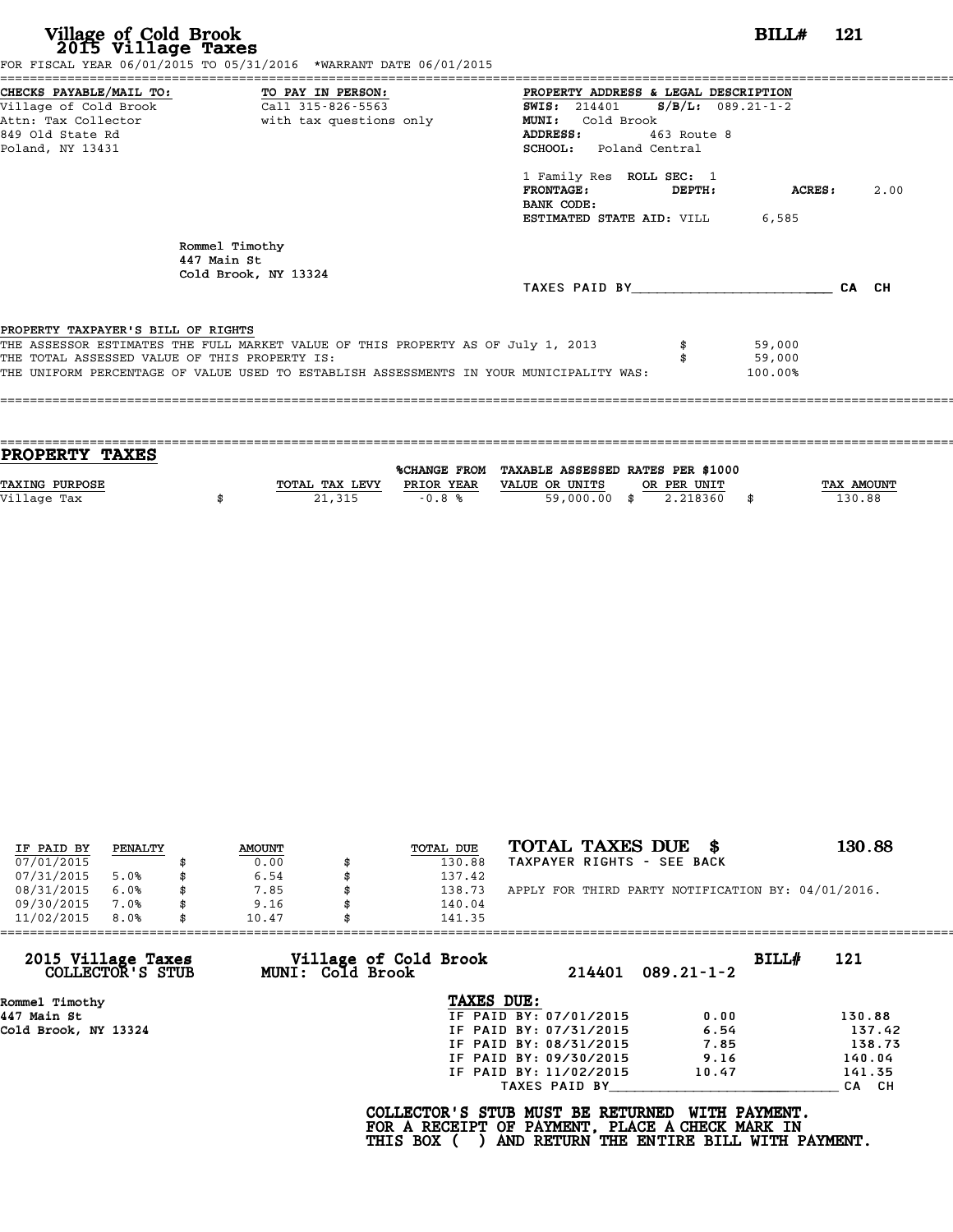# Village of Cold Brook
## 2015 Village Taxes

**BILL# 121**

FOR FISCAL YEAR 06/01/2015 TO 05/31/2016 *WARRANT DATE 06/01/2015

**CHECKS PAYABLE/MAIL TO:**
Village of Cold Brook
Attn: Tax Collector
849 Old State Rd
Poland, NY 13431

**TO PAY IN PERSON:**
Call 315-826-5563
with tax questions only

**PROPERTY ADDRESS & LEGAL DESCRIPTION**
**SWIS:** 214401 **S/B/L:** 089.21-1-2
**MUNI:** Cold Brook
**ADDRESS:** 463 Route 8
**SCHOOL:** Poland Central

1 Family Res **ROLL SEC:** 1
**FRONTAGE:** **DEPTH:** **ACRES:** 2.00
**BANK CODE:**
**ESTIMATED STATE AID:** VILL 6,585

Rommel Timothy
447 Main St
Cold Brook, NY 13324

TAXES PAID BY_________________________ CA CH

**PROPERTY TAXPAYER'S BILL OF RIGHTS**

| | |
|---|---|
| THE ASSESSOR ESTIMATES THE FULL MARKET VALUE OF THIS PROPERTY AS OF July 1, 2013 | $ 59,000 |
| THE TOTAL ASSESSED VALUE OF THIS PROPERTY IS: | $ 59,000 |
| THE UNIFORM PERCENTAGE OF VALUE USED TO ESTABLISH ASSESSMENTS IN YOUR MUNICIPALITY WAS: | 100.00% |

## PROPERTY TAXES

| TAXING PURPOSE | TOTAL TAX LEVY | %CHANGE FROM PRIOR YEAR | TAXABLE ASSESSED VALUE OR UNITS | RATES PER $1000 OR PER UNIT | TAX AMOUNT |
|---|---|---|---|---|---|
| Village Tax | $ 21,315 | -0.8 % | 59,000.00 | $ 2.218360 | $ 130.88 |

| IF PAID BY | PENALTY | AMOUNT | TOTAL DUE |
|---|---|---|---|
| 07/01/2015 | | $ 0.00 | $ 130.88 |
| 07/31/2015 | 5.0% | $ 6.54 | $ 137.42 |
| 08/31/2015 | 6.0% | $ 7.85 | $ 138.73 |
| 09/30/2015 | 7.0% | $ 9.16 | $ 140.04 |
| 11/02/2015 | 8.0% | $ 10.47 | $ 141.35 |

**TOTAL TAXES DUE $ 130.88**

TAXPAYER RIGHTS - SEE BACK

APPLY FOR THIRD PARTY NOTIFICATION BY: 04/01/2016.

---

**2015 Village Taxes COLLECTOR'S STUB** — **Village of Cold Brook MUNI: Cold Brook** — 214401 089.21-1-2 — **BILL# 121**

Rommel Timothy
447 Main St
Cold Brook, NY 13324

**TAXES DUE:**

| | | |
|---|---|---|
| IF PAID BY: 07/01/2015 | 0.00 | 130.88 |
| IF PAID BY: 07/31/2015 | 6.54 | 137.42 |
| IF PAID BY: 08/31/2015 | 7.85 | 138.73 |
| IF PAID BY: 09/30/2015 | 9.16 | 140.04 |
| IF PAID BY: 11/02/2015 | 10.47 | 141.35 |

TAXES PAID BY_________________________ CA CH

**COLLECTOR'S STUB MUST BE RETURNED WITH PAYMENT. FOR A RECEIPT OF PAYMENT, PLACE A CHECK MARK IN THIS BOX ( ) AND RETURN THE ENTIRE BILL WITH PAYMENT.**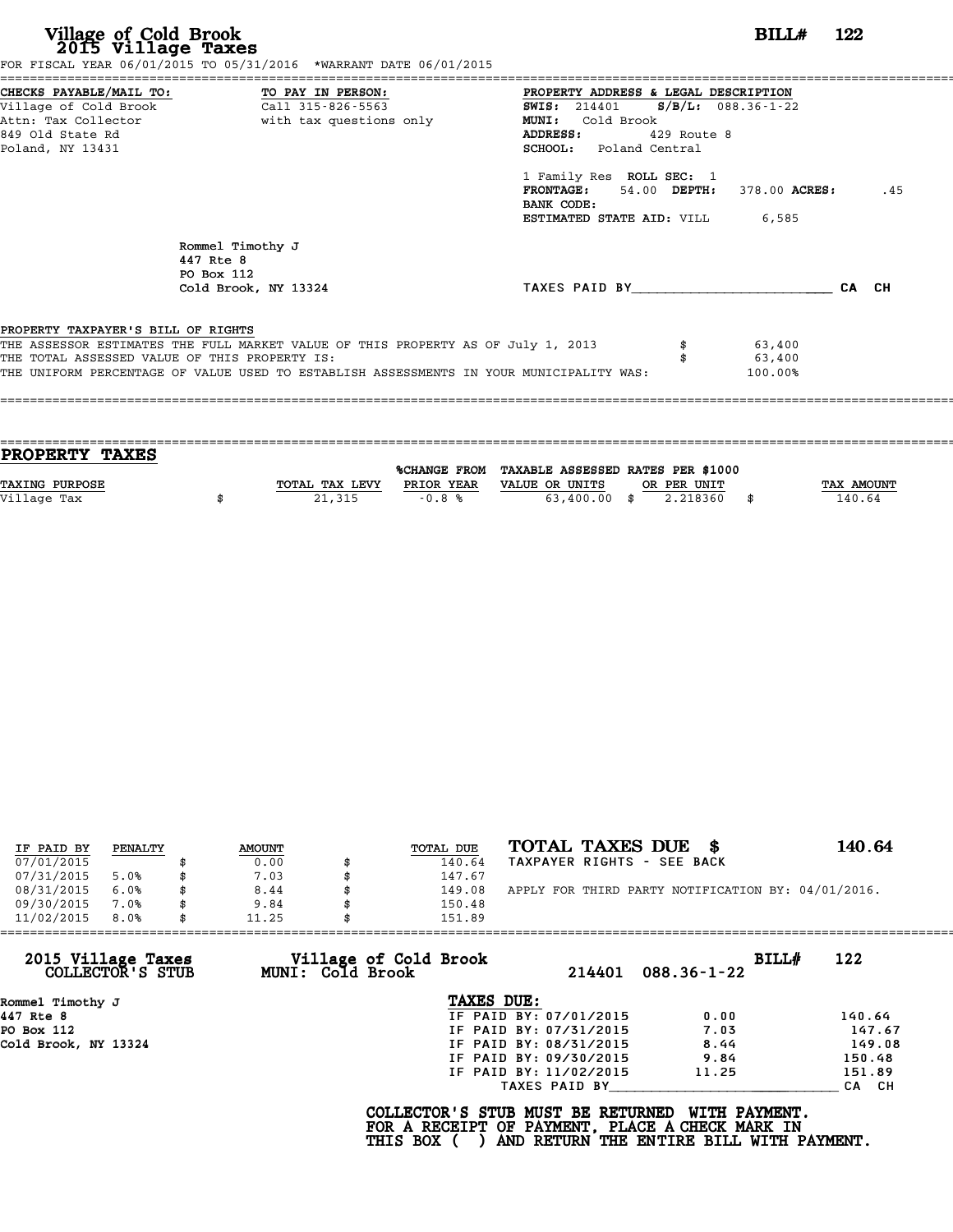# Village of Cold Brook
## 2015 Village Taxes

**BILL# 122**

FOR FISCAL YEAR 06/01/2015 TO 05/31/2016 *WARRANT DATE 06/01/2015

**CHECKS PAYABLE/MAIL TO:**
Village of Cold Brook
Attn: Tax Collector
849 Old State Rd
Poland, NY 13431

**TO PAY IN PERSON:**
Call 315-826-5563
with tax questions only

**PROPERTY ADDRESS & LEGAL DESCRIPTION**
**SWIS:** 214401 **S/B/L:** 088.36-1-22
**MUNI:** Cold Brook
**ADDRESS:** 429 Route 8
**SCHOOL:** Poland Central

1 Family Res **ROLL SEC:** 1
**FRONTAGE:** 54.00 **DEPTH:** 378.00 **ACRES:** .45
**BANK CODE:**
**ESTIMATED STATE AID:** VILL 6,585

Rommel Timothy J
447 Rte 8
PO Box 112
Cold Brook, NY 13324

TAXES PAID BY________________________ CA CH

**PROPERTY TAXPAYER'S BILL OF RIGHTS**

THE ASSESSOR ESTIMATES THE FULL MARKET VALUE OF THIS PROPERTY AS OF July 1, 2013 $ 63,400
THE TOTAL ASSESSED VALUE OF THIS PROPERTY IS: $ 63,400
THE UNIFORM PERCENTAGE OF VALUE USED TO ESTABLISH ASSESSMENTS IN YOUR MUNICIPALITY WAS: 100.00%

## PROPERTY TAXES

| TAXING PURPOSE | TOTAL TAX LEVY | %CHANGE FROM PRIOR YEAR | TAXABLE ASSESSED VALUE OR UNITS | RATES PER $1000 OR PER UNIT | TAX AMOUNT |
|---|---|---|---|---|---|
| Village Tax | $ 21,315 | -0.8 % | 63,400.00 | $ 2.218360 | $ 140.64 |

| IF PAID BY | PENALTY | AMOUNT | TOTAL DUE |
|---|---|---|---|
| 07/01/2015 | | $ 0.00 | $ 140.64 |
| 07/31/2015 | 5.0% | $ 7.03 | $ 147.67 |
| 08/31/2015 | 6.0% | $ 8.44 | $ 149.08 |
| 09/30/2015 | 7.0% | $ 9.84 | $ 150.48 |
| 11/02/2015 | 8.0% | $ 11.25 | $ 151.89 |

**TOTAL TAXES DUE $ 140.64**
TAXPAYER RIGHTS - SEE BACK

APPLY FOR THIRD PARTY NOTIFICATION BY: 04/01/2016.

**2015 Village Taxes COLLECTOR'S STUB** — **Village of Cold Brook MUNI: Cold Brook** — 214401 088.36-1-22 — **BILL# 122**

Rommel Timothy J
447 Rte 8
PO Box 112
Cold Brook, NY 13324

**TAXES DUE:**

| | | |
|---|---|---|
| IF PAID BY: 07/01/2015 | 0.00 | 140.64 |
| IF PAID BY: 07/31/2015 | 7.03 | 147.67 |
| IF PAID BY: 08/31/2015 | 8.44 | 149.08 |
| IF PAID BY: 09/30/2015 | 9.84 | 150.48 |
| IF PAID BY: 11/02/2015 | 11.25 | 151.89 |

TAXES PAID BY____________________________ CA CH

**COLLECTOR'S STUB MUST BE RETURNED WITH PAYMENT.**
**FOR A RECEIPT OF PAYMENT, PLACE A CHECK MARK IN**
**THIS BOX ( ) AND RETURN THE ENTIRE BILL WITH PAYMENT.**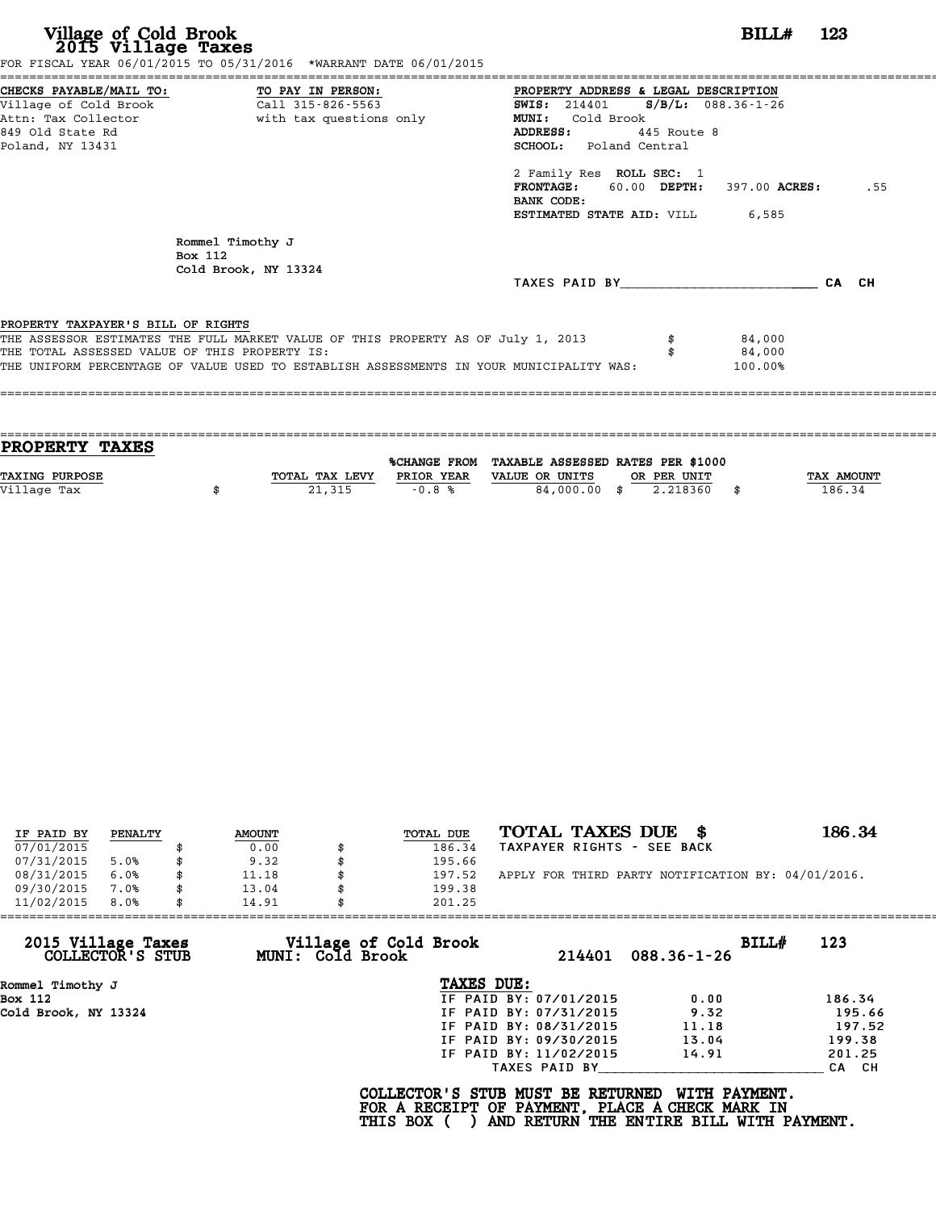**Village of Cold Brook**
**2015 Village Taxes**

**BILL# 123**

FOR FISCAL YEAR 06/01/2015 TO 05/31/2016 \*WARRANT DATE 06/01/2015

**CHECKS PAYABLE/MAIL TO:**
Village of Cold Brook
Attn: Tax Collector
849 Old State Rd
Poland, NY 13431

**TO PAY IN PERSON:**
Call 315-826-5563
with tax questions only

**PROPERTY ADDRESS & LEGAL DESCRIPTION**
**SWIS:** 214401 **S/B/L:** 088.36-1-26
**MUNI:** Cold Brook
**ADDRESS:** 445 Route 8
**SCHOOL:** Poland Central

2 Family Res **ROLL SEC:** 1
**FRONTAGE:** 60.00 **DEPTH:** 397.00 **ACRES:** .55
**BANK CODE:**
**ESTIMATED STATE AID:** VILL 6,585

Rommel Timothy J
Box 112
Cold Brook, NY 13324

TAXES PAID BY\_\_\_\_\_\_\_\_\_\_\_\_\_\_\_\_\_\_\_\_\_\_\_\_ CA CH

**PROPERTY TAXPAYER'S BILL OF RIGHTS**

| | | |
|---|---|---|
| THE ASSESSOR ESTIMATES THE FULL MARKET VALUE OF THIS PROPERTY AS OF July 1, 2013 | $ | 84,000 |
| THE TOTAL ASSESSED VALUE OF THIS PROPERTY IS: | $ | 84,000 |
| THE UNIFORM PERCENTAGE OF VALUE USED TO ESTABLISH ASSESSMENTS IN YOUR MUNICIPALITY WAS: | | 100.00% |

## PROPERTY TAXES

| TAXING PURPOSE | TOTAL TAX LEVY | %CHANGE FROM PRIOR YEAR | TAXABLE ASSESSED VALUE OR UNITS | RATES PER $1000 OR PER UNIT | TAX AMOUNT |
|---|---|---|---|---|---|
| Village Tax | $ 21,315 | -0.8 % | 84,000.00 | $ 2.218360 | $ 186.34 |

| IF PAID BY | PENALTY | AMOUNT | TOTAL DUE |
|---|---|---|---|
| 07/01/2015 | | $ 0.00 | $ 186.34 |
| 07/31/2015 | 5.0% | $ 9.32 | $ 195.66 |
| 08/31/2015 | 6.0% | $ 11.18 | $ 197.52 |
| 09/30/2015 | 7.0% | $ 13.04 | $ 199.38 |
| 11/02/2015 | 8.0% | $ 14.91 | $ 201.25 |

**TOTAL TAXES DUE $ 186.34**
TAXPAYER RIGHTS - SEE BACK

APPLY FOR THIRD PARTY NOTIFICATION BY: 04/01/2016.

**2015 Village Taxes COLLECTOR'S STUB** — **Village of Cold Brook MUNI: Cold Brook** — 214401 088.36-1-26 — **BILL# 123**

Rommel Timothy J
Box 112
Cold Brook, NY 13324

**TAXES DUE:**

| | | |
|---|---|---|
| IF PAID BY: 07/01/2015 | 0.00 | 186.34 |
| IF PAID BY: 07/31/2015 | 9.32 | 195.66 |
| IF PAID BY: 08/31/2015 | 11.18 | 197.52 |
| IF PAID BY: 09/30/2015 | 13.04 | 199.38 |
| IF PAID BY: 11/02/2015 | 14.91 | 201.25 |

TAXES PAID BY\_\_\_\_\_\_\_\_\_\_\_\_\_\_\_\_\_\_\_\_\_\_\_\_ CA CH

**COLLECTOR'S STUB MUST BE RETURNED WITH PAYMENT.**
**FOR A RECEIPT OF PAYMENT, PLACE A CHECK MARK IN**
**THIS BOX ( ) AND RETURN THE ENTIRE BILL WITH PAYMENT.**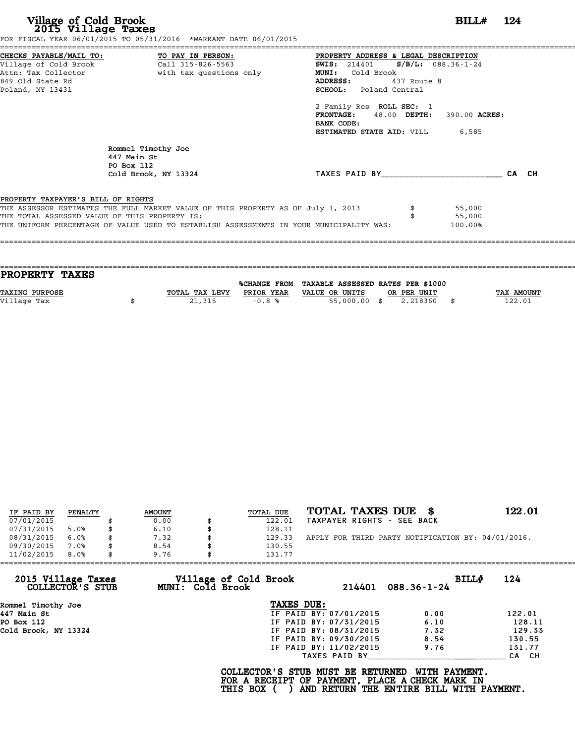# Village of Cold Brook
## 2015 Village Taxes

**BILL# 124**

FOR FISCAL YEAR 06/01/2015 TO 05/31/2016 *WARRANT DATE 06/01/2015

| CHECKS PAYABLE/MAIL TO: | TO PAY IN PERSON: | PROPERTY ADDRESS & LEGAL DESCRIPTION |
|---|---|---|
| Village of Cold Brook | Call 315-826-5563 | **SWIS:** 214401 **S/B/L:** 088.36-1-24 |
| Attn: Tax Collector | with tax questions only | **MUNI:** Cold Brook |
| 849 Old State Rd | | **ADDRESS:** 437 Route 8 |
| Poland, NY 13431 | | **SCHOOL:** Poland Central |

2 Family Res **ROLL SEC:** 1
**FRONTAGE:** 48.00 **DEPTH:** 390.00 **ACRES:**
**BANK CODE:**
**ESTIMATED STATE AID:** VILL 6,585

Rommel Timothy Joe
447 Main St
PO Box 112
Cold Brook, NY 13324

TAXES PAID BY________________________ CA CH

**PROPERTY TAXPAYER'S BILL OF RIGHTS**

THE ASSESSOR ESTIMATES THE FULL MARKET VALUE OF THIS PROPERTY AS OF July 1, 2013 $ 55,000
THE TOTAL ASSESSED VALUE OF THIS PROPERTY IS: $ 55,000
THE UNIFORM PERCENTAGE OF VALUE USED TO ESTABLISH ASSESSMENTS IN YOUR MUNICIPALITY WAS: 100.00%

## PROPERTY TAXES

| TAXING PURPOSE | TOTAL TAX LEVY | %CHANGE FROM PRIOR YEAR | TAXABLE ASSESSED VALUE OR UNITS | RATES PER $1000 OR PER UNIT | TAX AMOUNT |
|---|---|---|---|---|---|
| Village Tax | $ 21,315 | -0.8 % | 55,000.00 | $ 2.218360 | $ 122.01 |

| IF PAID BY | PENALTY | AMOUNT | TOTAL DUE |
|---|---|---|---|
| 07/01/2015 | | $ 0.00 | $ 122.01 |
| 07/31/2015 | 5.0% | $ 6.10 | $ 128.11 |
| 08/31/2015 | 6.0% | $ 7.32 | $ 129.33 |
| 09/30/2015 | 7.0% | $ 8.54 | $ 130.55 |
| 11/02/2015 | 8.0% | $ 9.76 | $ 131.77 |

**TOTAL TAXES DUE $ 122.01**

TAXPAYER RIGHTS - SEE BACK

APPLY FOR THIRD PARTY NOTIFICATION BY: 04/01/2016.

---

**2015 Village Taxes COLLECTOR'S STUB** — **Village of Cold Brook MUNI: Cold Brook** — 214401 088.36-1-24 — **BILL# 124**

Rommel Timothy Joe
447 Main St
PO Box 112
Cold Brook, NY 13324

**TAXES DUE:**

| | | |
|---|---|---|
| IF PAID BY: 07/01/2015 | 0.00 | 122.01 |
| IF PAID BY: 07/31/2015 | 6.10 | 128.11 |
| IF PAID BY: 08/31/2015 | 7.32 | 129.33 |
| IF PAID BY: 09/30/2015 | 8.54 | 130.55 |
| IF PAID BY: 11/02/2015 | 9.76 | 131.77 |

TAXES PAID BY____________________________ CA CH

**COLLECTOR'S STUB MUST BE RETURNED WITH PAYMENT. FOR A RECEIPT OF PAYMENT, PLACE A CHECK MARK IN THIS BOX ( ) AND RETURN THE ENTIRE BILL WITH PAYMENT.**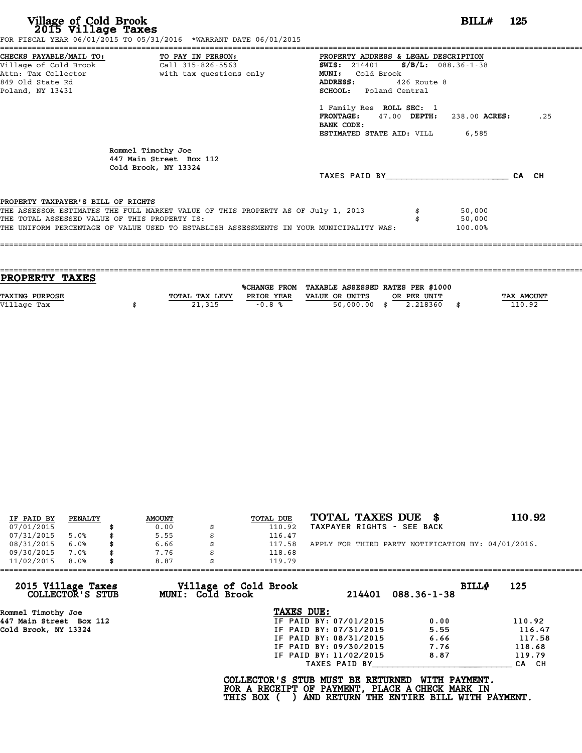# Village of Cold Brook
## 2015 Village Taxes

**BILL# 125**

FOR FISCAL YEAR 06/01/2015 TO 05/31/2016 *WARRANT DATE 06/01/2015

**CHECKS PAYABLE/MAIL TO:**
Village of Cold Brook
Attn: Tax Collector
849 Old State Rd
Poland, NY 13431

**TO PAY IN PERSON:**
Call 315-826-5563
with tax questions only

**PROPERTY ADDRESS & LEGAL DESCRIPTION**
**SWIS:** 214401 **S/B/L:** 088.36-1-38
**MUNI:** Cold Brook
**ADDRESS:** 426 Route 8
**SCHOOL:** Poland Central

1 Family Res **ROLL SEC:** 1
**FRONTAGE:** 47.00 **DEPTH:** 238.00 **ACRES:** .25
**BANK CODE:**
**ESTIMATED STATE AID:** VILL 6,585

Rommel Timothy Joe
447 Main Street Box 112
Cold Brook, NY 13324

TAXES PAID BY________________________ CA CH

**PROPERTY TAXPAYER'S BILL OF RIGHTS**

THE ASSESSOR ESTIMATES THE FULL MARKET VALUE OF THIS PROPERTY AS OF July 1, 2013 $ 50,000
THE TOTAL ASSESSED VALUE OF THIS PROPERTY IS: $ 50,000
THE UNIFORM PERCENTAGE OF VALUE USED TO ESTABLISH ASSESSMENTS IN YOUR MUNICIPALITY WAS: 100.00%

## PROPERTY TAXES

| TAXING PURPOSE | TOTAL TAX LEVY | %CHANGE FROM PRIOR YEAR | TAXABLE ASSESSED VALUE OR UNITS | RATES PER $1000 OR PER UNIT | TAX AMOUNT |
|---|---|---|---|---|---|
| Village Tax | $ 21,315 | -0.8 % | 50,000.00 | $ 2.218360 | $ 110.92 |

| IF PAID BY | PENALTY | AMOUNT | TOTAL DUE |
|---|---|---|---|
| 07/01/2015 | | $ 0.00 | $ 110.92 |
| 07/31/2015 | 5.0% | $ 5.55 | $ 116.47 |
| 08/31/2015 | 6.0% | $ 6.66 | $ 117.58 |
| 09/30/2015 | 7.0% | $ 7.76 | $ 118.68 |
| 11/02/2015 | 8.0% | $ 8.87 | $ 119.79 |

**TOTAL TAXES DUE $ 110.92**
TAXPAYER RIGHTS - SEE BACK

APPLY FOR THIRD PARTY NOTIFICATION BY: 04/01/2016.

---

**2015 Village Taxes COLLECTOR'S STUB** — **Village of Cold Brook MUNI: Cold Brook** — 214401 088.36-1-38 — **BILL# 125**

Rommel Timothy Joe
447 Main Street Box 112
Cold Brook, NY 13324

**TAXES DUE:**

| | | |
|---|---|---|
| IF PAID BY: 07/01/2015 | 0.00 | 110.92 |
| IF PAID BY: 07/31/2015 | 5.55 | 116.47 |
| IF PAID BY: 08/31/2015 | 6.66 | 117.58 |
| IF PAID BY: 09/30/2015 | 7.76 | 118.68 |
| IF PAID BY: 11/02/2015 | 8.87 | 119.79 |

TAXES PAID BY____________________________ CA CH

**COLLECTOR'S STUB MUST BE RETURNED WITH PAYMENT.
FOR A RECEIPT OF PAYMENT, PLACE A CHECK MARK IN
THIS BOX ( ) AND RETURN THE ENTIRE BILL WITH PAYMENT.**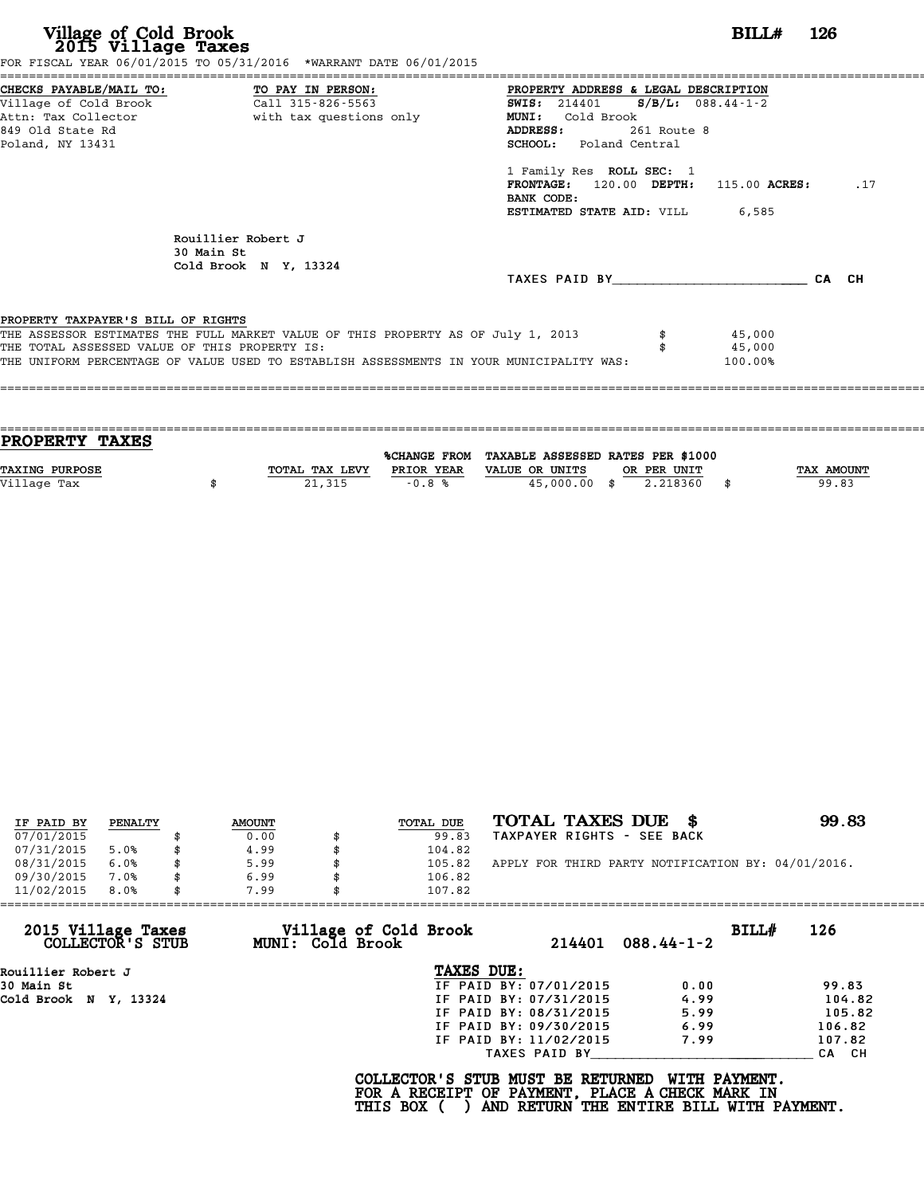**Village of Cold Brook**
**2015 Village Taxes**

**BILL# 126**

FOR FISCAL YEAR 06/01/2015 TO 05/31/2016 *WARRANT DATE 06/01/2015

| CHECKS PAYABLE/MAIL TO: | TO PAY IN PERSON: | PROPERTY ADDRESS & LEGAL DESCRIPTION |
|---|---|---|
| Village of Cold Brook | Call 315-826-5563 | **SWIS:** 214401 **S/B/L:** 088.44-1-2 |
| Attn: Tax Collector | with tax questions only | **MUNI:** Cold Brook |
| 849 Old State Rd | | **ADDRESS:** 261 Route 8 |
| Poland, NY 13431 | | **SCHOOL:** Poland Central |

1 Family Res **ROLL SEC:** 1
**FRONTAGE:** 120.00 **DEPTH:** 115.00 **ACRES:** .17
**BANK CODE:**
**ESTIMATED STATE AID:** VILL 6,585

Rouillier Robert J
30 Main St
Cold Brook N Y, 13324

TAXES PAID BY________________________ CA CH

**PROPERTY TAXPAYER'S BILL OF RIGHTS**

| | | |
|---|---|---|
| THE ASSESSOR ESTIMATES THE FULL MARKET VALUE OF THIS PROPERTY AS OF July 1, 2013 | $ | 45,000 |
| THE TOTAL ASSESSED VALUE OF THIS PROPERTY IS: | $ | 45,000 |
| THE UNIFORM PERCENTAGE OF VALUE USED TO ESTABLISH ASSESSMENTS IN YOUR MUNICIPALITY WAS: | | 100.00% |

## PROPERTY TAXES

| TAXING PURPOSE | TOTAL TAX LEVY | %CHANGE FROM PRIOR YEAR | TAXABLE ASSESSED VALUE OR UNITS | RATES PER $1000 OR PER UNIT | TAX AMOUNT |
|---|---|---|---|---|---|
| Village Tax | $ 21,315 | -0.8 % | 45,000.00 | $ 2.218360 | $ 99.83 |

| IF PAID BY | PENALTY | AMOUNT | TOTAL DUE |
|---|---|---|---|
| 07/01/2015 | | $ 0.00 | $ 99.83 |
| 07/31/2015 | 5.0% | $ 4.99 | $ 104.82 |
| 08/31/2015 | 6.0% | $ 5.99 | $ 105.82 |
| 09/30/2015 | 7.0% | $ 6.99 | $ 106.82 |
| 11/02/2015 | 8.0% | $ 7.99 | $ 107.82 |

**TOTAL TAXES DUE $ 99.83**
TAXPAYER RIGHTS - SEE BACK

APPLY FOR THIRD PARTY NOTIFICATION BY: 04/01/2016.

**2015 Village Taxes COLLECTOR'S STUB** — **Village of Cold Brook MUNI: Cold Brook** — 214401 088.44-1-2 — **BILL# 126**

Rouillier Robert J
30 Main St
Cold Brook N Y, 13324

**TAXES DUE:**

| | | |
|---|---|---|
| IF PAID BY: 07/01/2015 | 0.00 | 99.83 |
| IF PAID BY: 07/31/2015 | 4.99 | 104.82 |
| IF PAID BY: 08/31/2015 | 5.99 | 105.82 |
| IF PAID BY: 09/30/2015 | 6.99 | 106.82 |
| IF PAID BY: 11/02/2015 | 7.99 | 107.82 |

TAXES PAID BY________________________ CA CH

**COLLECTOR'S STUB MUST BE RETURNED WITH PAYMENT.**
**FOR A RECEIPT OF PAYMENT, PLACE A CHECK MARK IN**
**THIS BOX ( ) AND RETURN THE ENTIRE BILL WITH PAYMENT.**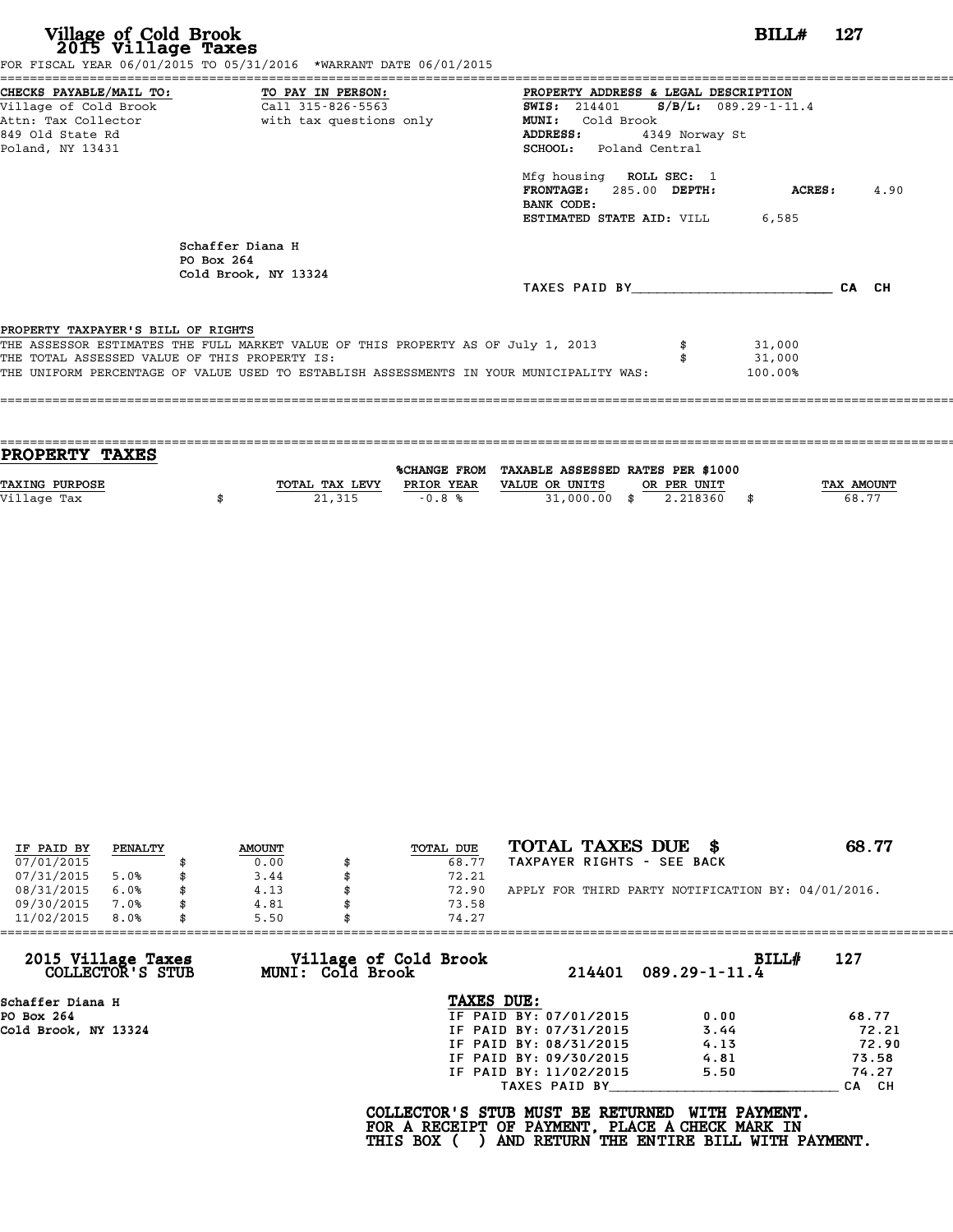# Village of Cold Brook
## 2015 Village Taxes

**BILL# 127**

FOR FISCAL YEAR 06/01/2015 TO 05/31/2016 *WARRANT DATE 06/01/2015

**CHECKS PAYABLE/MAIL TO:**
Village of Cold Brook
Attn: Tax Collector
849 Old State Rd
Poland, NY 13431

**TO PAY IN PERSON:**
Call 315-826-5563
with tax questions only

**PROPERTY ADDRESS & LEGAL DESCRIPTION**
**SWIS:** 214401 **S/B/L:** 089.29-1-11.4
**MUNI:** Cold Brook
**ADDRESS:** 4349 Norway St
**SCHOOL:** Poland Central

Mfg housing **ROLL SEC:** 1
**FRONTAGE:** 285.00 **DEPTH:** **ACRES:** 4.90
**BANK CODE:**
**ESTIMATED STATE AID:** VILL 6,585

Schaffer Diana H
PO Box 264
Cold Brook, NY 13324

TAXES PAID BY________________________ CA CH

**PROPERTY TAXPAYER'S BILL OF RIGHTS**

| | | |
|---|---|---|
| THE ASSESSOR ESTIMATES THE FULL MARKET VALUE OF THIS PROPERTY AS OF July 1, 2013 | $ | 31,000 |
| THE TOTAL ASSESSED VALUE OF THIS PROPERTY IS: | $ | 31,000 |
| THE UNIFORM PERCENTAGE OF VALUE USED TO ESTABLISH ASSESSMENTS IN YOUR MUNICIPALITY WAS: | | 100.00% |

## PROPERTY TAXES

| TAXING PURPOSE | TOTAL TAX LEVY | %CHANGE FROM PRIOR YEAR | TAXABLE ASSESSED VALUE OR UNITS | RATES PER $1000 OR PER UNIT | TAX AMOUNT |
|---|---|---|---|---|---|
| Village Tax | $ 21,315 | -0.8 % | 31,000.00 | $ 2.218360 | $ 68.77 |

| IF PAID BY | PENALTY | AMOUNT | TOTAL DUE |
|---|---|---|---|
| 07/01/2015 | | $ 0.00 | $ 68.77 |
| 07/31/2015 | 5.0% | $ 3.44 | $ 72.21 |
| 08/31/2015 | 6.0% | $ 4.13 | $ 72.90 |
| 09/30/2015 | 7.0% | $ 4.81 | $ 73.58 |
| 11/02/2015 | 8.0% | $ 5.50 | $ 74.27 |

**TOTAL TAXES DUE $ 68.77**

TAXPAYER RIGHTS - SEE BACK

APPLY FOR THIRD PARTY NOTIFICATION BY: 04/01/2016.

---

**2015 Village Taxes COLLECTOR'S STUB** — **Village of Cold Brook MUNI: Cold Brook** — 214401 089.29-1-11.4 — **BILL# 127**

Schaffer Diana H
PO Box 264
Cold Brook, NY 13324

**TAXES DUE:**

| | | |
|---|---|---|
| IF PAID BY: 07/01/2015 | 0.00 | 68.77 |
| IF PAID BY: 07/31/2015 | 3.44 | 72.21 |
| IF PAID BY: 08/31/2015 | 4.13 | 72.90 |
| IF PAID BY: 09/30/2015 | 4.81 | 73.58 |
| IF PAID BY: 11/02/2015 | 5.50 | 74.27 |

TAXES PAID BY____________________________ CA CH

**COLLECTOR'S STUB MUST BE RETURNED WITH PAYMENT.
FOR A RECEIPT OF PAYMENT, PLACE A CHECK MARK IN
THIS BOX ( ) AND RETURN THE ENTIRE BILL WITH PAYMENT.**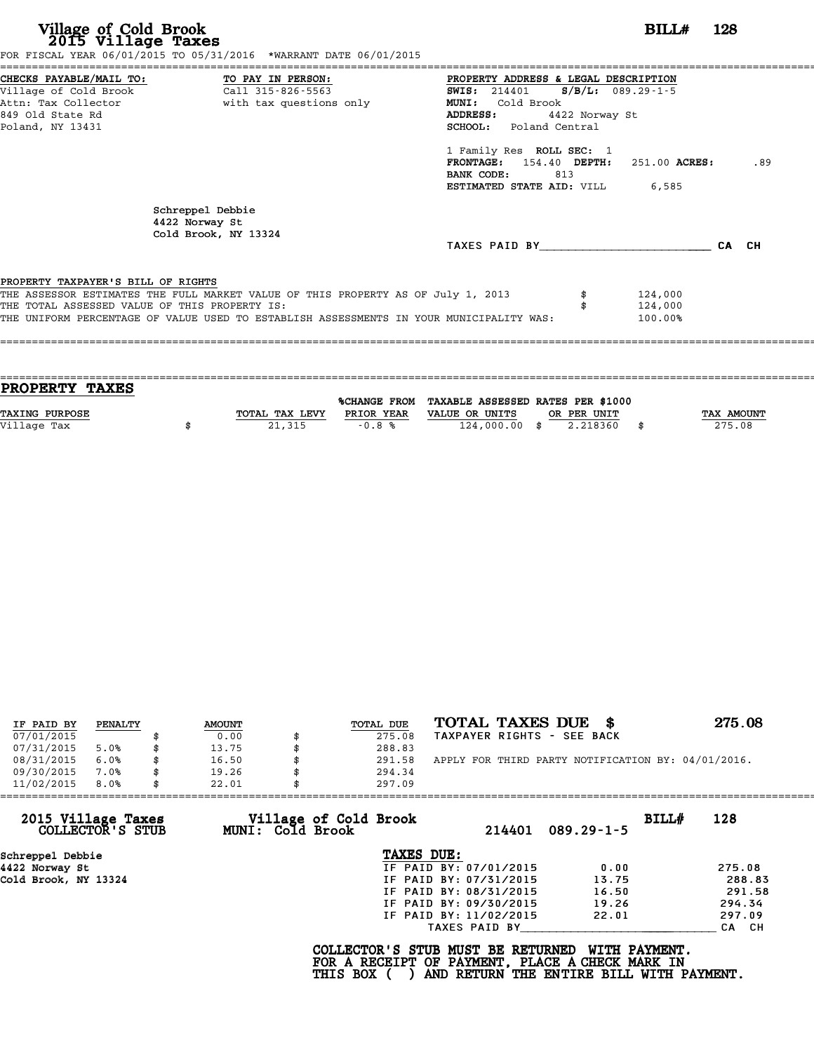# Village of Cold Brook
## 2015 Village Taxes

**BILL# 128**

FOR FISCAL YEAR 06/01/2015 TO 05/31/2016 *WARRANT DATE 06/01/2015

**CHECKS PAYABLE/MAIL TO:**
Village of Cold Brook
Attn: Tax Collector
849 Old State Rd
Poland, NY 13431

**TO PAY IN PERSON:**
Call 315-826-5563
with tax questions only

**PROPERTY ADDRESS & LEGAL DESCRIPTION**
**SWIS:** 214401 **S/B/L:** 089.29-1-5
**MUNI:** Cold Brook
**ADDRESS:** 4422 Norway St
**SCHOOL:** Poland Central

1 Family Res **ROLL SEC:** 1
**FRONTAGE:** 154.40 **DEPTH:** 251.00 **ACRES:** .89
**BANK CODE:** 813
**ESTIMATED STATE AID:** VILL 6,585

Schreppel Debbie
4422 Norway St
Cold Brook, NY 13324

TAXES PAID BY________________________ CA CH

**PROPERTY TAXPAYER'S BILL OF RIGHTS**

| | | |
|---|---|---|
| THE ASSESSOR ESTIMATES THE FULL MARKET VALUE OF THIS PROPERTY AS OF July 1, 2013 | $ | 124,000 |
| THE TOTAL ASSESSED VALUE OF THIS PROPERTY IS: | $ | 124,000 |
| THE UNIFORM PERCENTAGE OF VALUE USED TO ESTABLISH ASSESSMENTS IN YOUR MUNICIPALITY WAS: | | 100.00% |

## PROPERTY TAXES

| TAXING PURPOSE | | TOTAL TAX LEVY | %CHANGE FROM PRIOR YEAR | TAXABLE ASSESSED VALUE OR UNITS | | RATES PER $1000 OR PER UNIT | | TAX AMOUNT |
|---|---|---|---|---|---|---|---|---|
| Village Tax | $ | 21,315 | -0.8 % | 124,000.00 | $ | 2.218360 | $ | 275.08 |

| IF PAID BY | PENALTY | | AMOUNT | | TOTAL DUE |
|---|---|---|---|---|---|
| 07/01/2015 | | $ | 0.00 | $ | 275.08 |
| 07/31/2015 | 5.0% | $ | 13.75 | $ | 288.83 |
| 08/31/2015 | 6.0% | $ | 16.50 | $ | 291.58 |
| 09/30/2015 | 7.0% | $ | 19.26 | $ | 294.34 |
| 11/02/2015 | 8.0% | $ | 22.01 | $ | 297.09 |

**TOTAL TAXES DUE $ 275.08**
TAXPAYER RIGHTS - SEE BACK

APPLY FOR THIRD PARTY NOTIFICATION BY: 04/01/2016.

---

**2015 Village Taxes COLLECTOR'S STUB** | **Village of Cold Brook MUNI: Cold Brook** | 214401 089.29-1-5 | **BILL# 128**

Schreppel Debbie
4422 Norway St
Cold Brook, NY 13324

**TAXES DUE:**

| | | |
|---|---|---|
| IF PAID BY: 07/01/2015 | 0.00 | 275.08 |
| IF PAID BY: 07/31/2015 | 13.75 | 288.83 |
| IF PAID BY: 08/31/2015 | 16.50 | 291.58 |
| IF PAID BY: 09/30/2015 | 19.26 | 294.34 |
| IF PAID BY: 11/02/2015 | 22.01 | 297.09 |

TAXES PAID BY________________________ CA CH

**COLLECTOR'S STUB MUST BE RETURNED WITH PAYMENT.
FOR A RECEIPT OF PAYMENT, PLACE A CHECK MARK IN
THIS BOX ( ) AND RETURN THE ENTIRE BILL WITH PAYMENT.**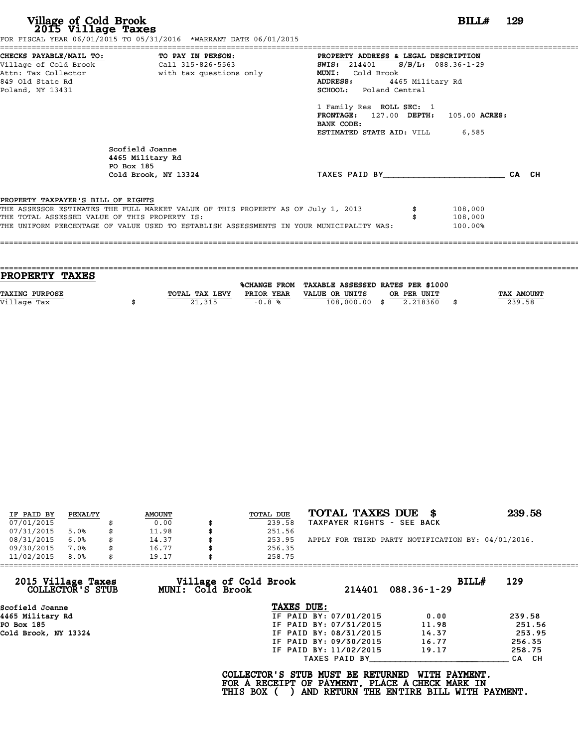# Village of Cold Brook
## 2015 Village Taxes

**BILL# 129**

FOR FISCAL YEAR 06/01/2015 TO 05/31/2016 *WARRANT DATE 06/01/2015

**CHECKS PAYABLE/MAIL TO:**
Village of Cold Brook
Attn: Tax Collector
849 Old State Rd
Poland, NY 13431

**TO PAY IN PERSON:**
Call 315-826-5563
with tax questions only

**PROPERTY ADDRESS & LEGAL DESCRIPTION**
**SWIS:** 214401 **S/B/L:** 088.36-1-29
**MUNI:** Cold Brook
**ADDRESS:** 4465 Military Rd
**SCHOOL:** Poland Central

1 Family Res **ROLL SEC:** 1
**FRONTAGE:** 127.00 **DEPTH:** 105.00 **ACRES:**
**BANK CODE:**
**ESTIMATED STATE AID:** VILL 6,585

Scofield Joanne
4465 Military Rd
PO Box 185
Cold Brook, NY 13324

TAXES PAID BY________________________ CA CH

**PROPERTY TAXPAYER'S BILL OF RIGHTS**

| | | |
|---|---|---|
| THE ASSESSOR ESTIMATES THE FULL MARKET VALUE OF THIS PROPERTY AS OF July 1, 2013 | $ | 108,000 |
| THE TOTAL ASSESSED VALUE OF THIS PROPERTY IS: | $ | 108,000 |
| THE UNIFORM PERCENTAGE OF VALUE USED TO ESTABLISH ASSESSMENTS IN YOUR MUNICIPALITY WAS: | | 100.00% |

## PROPERTY TAXES

| TAXING PURPOSE | TOTAL TAX LEVY | %CHANGE FROM PRIOR YEAR | TAXABLE ASSESSED VALUE OR UNITS | RATES PER $1000 OR PER UNIT | TAX AMOUNT |
|---|---|---|---|---|---|
| Village Tax | $ 21,315 | -0.8 % | 108,000.00 | $ 2.218360 | $ 239.58 |

| IF PAID BY | PENALTY | AMOUNT | TOTAL DUE |
|---|---|---|---|
| 07/01/2015 | | $ 0.00 | $ 239.58 |
| 07/31/2015 | 5.0% | $ 11.98 | $ 251.56 |
| 08/31/2015 | 6.0% | $ 14.37 | $ 253.95 |
| 09/30/2015 | 7.0% | $ 16.77 | $ 256.35 |
| 11/02/2015 | 8.0% | $ 19.17 | $ 258.75 |

**TOTAL TAXES DUE $ 239.58**

TAXPAYER RIGHTS - SEE BACK

APPLY FOR THIRD PARTY NOTIFICATION BY: 04/01/2016.

---

**2015 Village Taxes COLLECTOR'S STUB**

**Village of Cold Brook MUNI: Cold Brook** 214401 088.36-1-29 **BILL# 129**

Scofield Joanne
4465 Military Rd
PO Box 185
Cold Brook, NY 13324

**TAXES DUE:**

| | | |
|---|---|---|
| IF PAID BY: 07/01/2015 | 0.00 | 239.58 |
| IF PAID BY: 07/31/2015 | 11.98 | 251.56 |
| IF PAID BY: 08/31/2015 | 14.37 | 253.95 |
| IF PAID BY: 09/30/2015 | 16.77 | 256.35 |
| IF PAID BY: 11/02/2015 | 19.17 | 258.75 |

TAXES PAID BY____________________________ CA CH

**COLLECTOR'S STUB MUST BE RETURNED WITH PAYMENT.
FOR A RECEIPT OF PAYMENT, PLACE A CHECK MARK IN
THIS BOX ( ) AND RETURN THE ENTIRE BILL WITH PAYMENT.**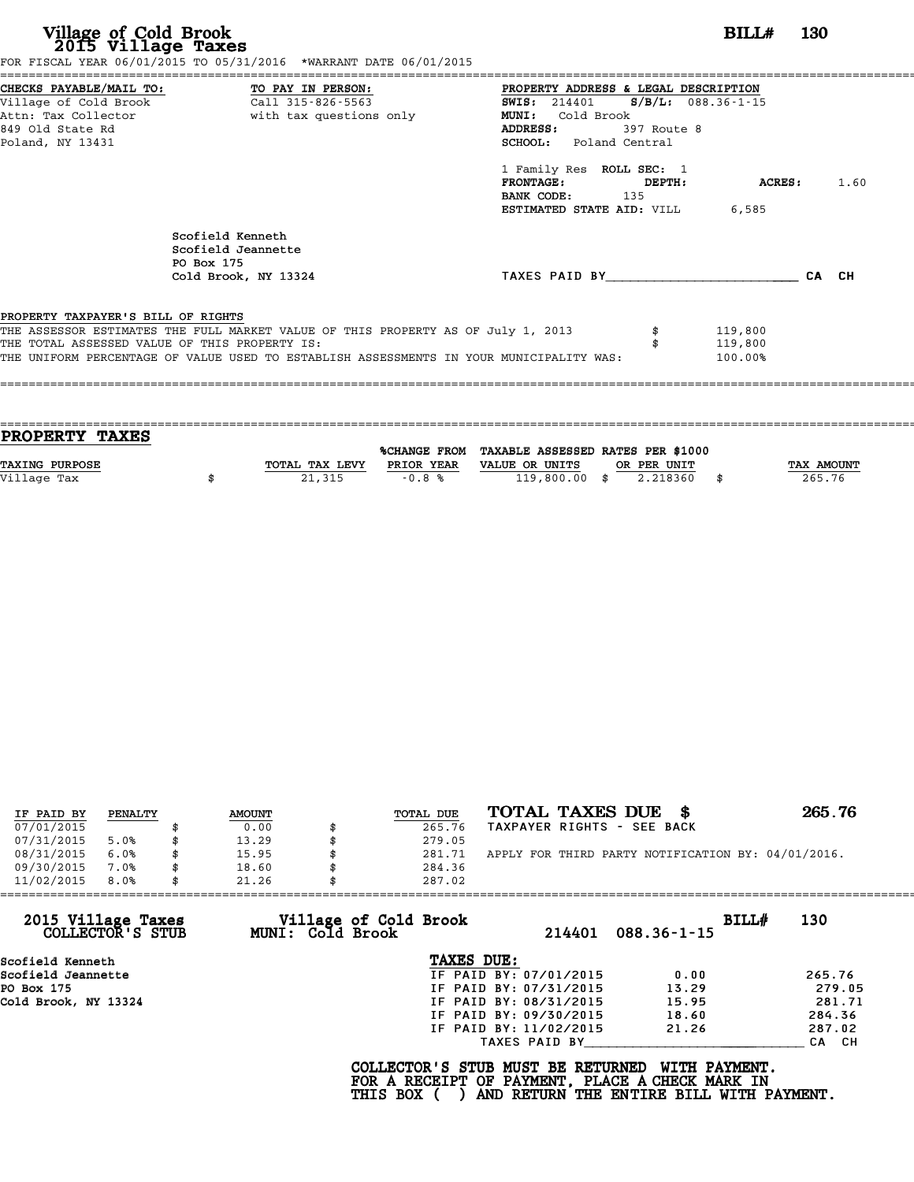# Village of Cold Brook
## 2015 Village Taxes

**BILL# 130**

FOR FISCAL YEAR 06/01/2015 TO 05/31/2016 \*WARRANT DATE 06/01/2015

**CHECKS PAYABLE/MAIL TO:**
Village of Cold Brook
Attn: Tax Collector
849 Old State Rd
Poland, NY 13431

**TO PAY IN PERSON:**
Call 315-826-5563
with tax questions only

**PROPERTY ADDRESS & LEGAL DESCRIPTION**
**SWIS:** 214401 **S/B/L:** 088.36-1-15
**MUNI:** Cold Brook
**ADDRESS:** 397 Route 8
**SCHOOL:** Poland Central

1 Family Res **ROLL SEC:** 1
**FRONTAGE:** **DEPTH:** **ACRES:** 1.60
**BANK CODE:** 135
**ESTIMATED STATE AID:** VILL 6,585

Scofield Kenneth
Scofield Jeannette
PO Box 175
Cold Brook, NY 13324

TAXES PAID BY\_\_\_\_\_\_\_\_\_\_\_\_\_\_\_\_\_\_\_\_\_\_\_\_ CA CH

**PROPERTY TAXPAYER'S BILL OF RIGHTS**

THE ASSESSOR ESTIMATES THE FULL MARKET VALUE OF THIS PROPERTY AS OF July 1, 2013 $ 119,800
THE TOTAL ASSESSED VALUE OF THIS PROPERTY IS: $ 119,800
THE UNIFORM PERCENTAGE OF VALUE USED TO ESTABLISH ASSESSMENTS IN YOUR MUNICIPALITY WAS: 100.00%

## PROPERTY TAXES

| TAXING PURPOSE | TOTAL TAX LEVY | %CHANGE FROM PRIOR YEAR | TAXABLE ASSESSED VALUE OR UNITS | RATES PER $1000 OR PER UNIT | TAX AMOUNT |
|---|---|---|---|---|---|
| Village Tax | $ 21,315 | -0.8 % | 119,800.00 | $ 2.218360 | $ 265.76 |

| IF PAID BY | PENALTY | AMOUNT | TOTAL DUE |
|---|---|---|---|
| 07/01/2015 | | $ 0.00 | $ 265.76 |
| 07/31/2015 | 5.0% | $ 13.29 | $ 279.05 |
| 08/31/2015 | 6.0% | $ 15.95 | $ 281.71 |
| 09/30/2015 | 7.0% | $ 18.60 | $ 284.36 |
| 11/02/2015 | 8.0% | $ 21.26 | $ 287.02 |

**TOTAL TAXES DUE $ 265.76**
TAXPAYER RIGHTS - SEE BACK

APPLY FOR THIRD PARTY NOTIFICATION BY: 04/01/2016.

---

**2015 Village Taxes COLLECTOR'S STUB** — **Village of Cold Brook MUNI: Cold Brook** — 214401 088.36-1-15 — **BILL# 130**

Scofield Kenneth
Scofield Jeannette
PO Box 175
Cold Brook, NY 13324

**TAXES DUE:**

| | | |
|---|---|---|
| IF PAID BY: 07/01/2015 | 0.00 | 265.76 |
| IF PAID BY: 07/31/2015 | 13.29 | 279.05 |
| IF PAID BY: 08/31/2015 | 15.95 | 281.71 |
| IF PAID BY: 09/30/2015 | 18.60 | 284.36 |
| IF PAID BY: 11/02/2015 | 21.26 | 287.02 |

TAXES PAID BY\_\_\_\_\_\_\_\_\_\_\_\_\_\_\_\_\_\_\_\_\_\_\_\_ CA CH

**COLLECTOR'S STUB MUST BE RETURNED WITH PAYMENT.
FOR A RECEIPT OF PAYMENT, PLACE A CHECK MARK IN
THIS BOX ( ) AND RETURN THE ENTIRE BILL WITH PAYMENT.**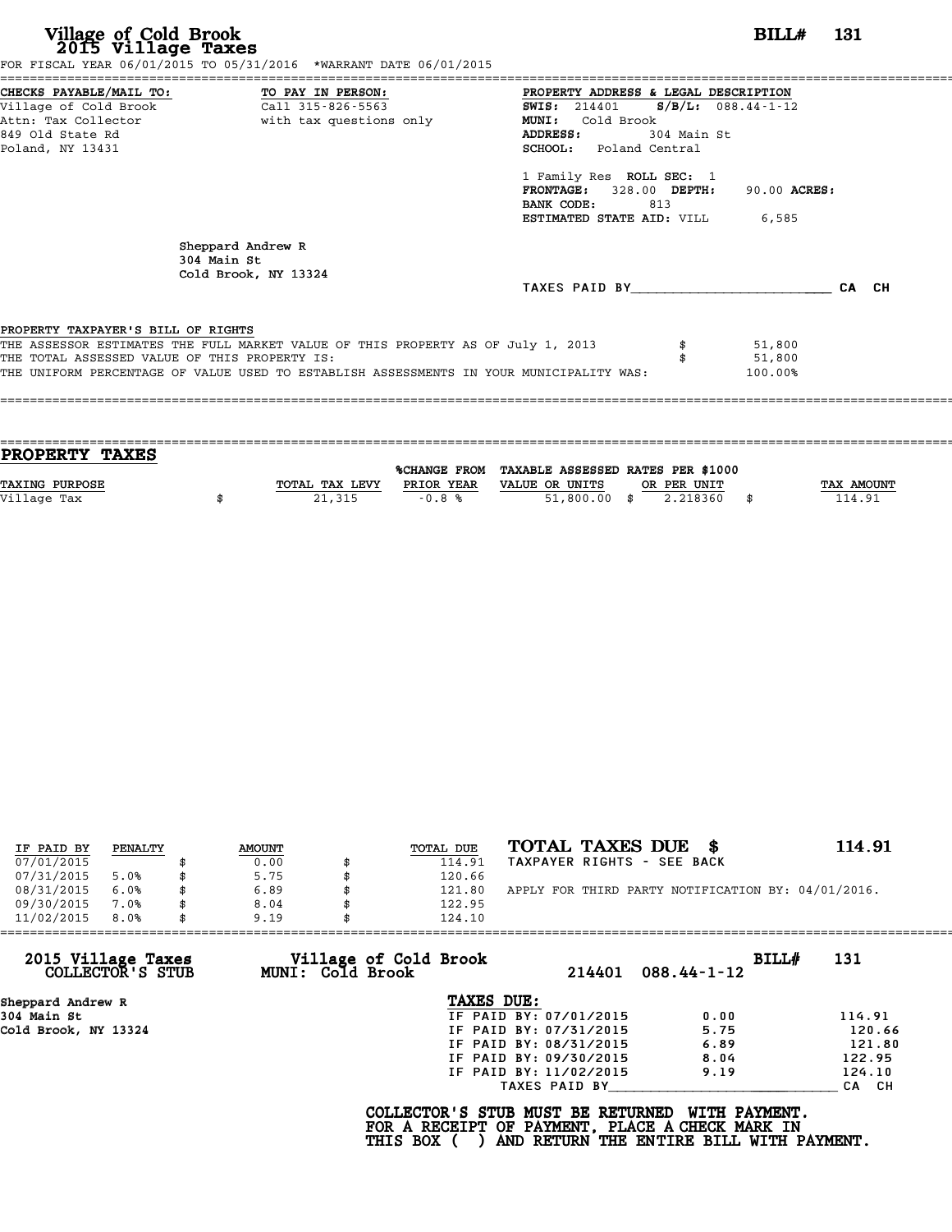# Village of Cold Brook
## 2015 Village Taxes

**BILL# 131**

FOR FISCAL YEAR 06/01/2015 TO 05/31/2016 *WARRANT DATE 06/01/2015

**CHECKS PAYABLE/MAIL TO:**
Village of Cold Brook
Attn: Tax Collector
849 Old State Rd
Poland, NY 13431

**TO PAY IN PERSON:**
Call 315-826-5563
with tax questions only

**PROPERTY ADDRESS & LEGAL DESCRIPTION**
**SWIS:** 214401 **S/B/L:** 088.44-1-12
**MUNI:** Cold Brook
**ADDRESS:** 304 Main St
**SCHOOL:** Poland Central

1 Family Res **ROLL SEC:** 1
**FRONTAGE:** 328.00 **DEPTH:** 90.00 **ACRES:**
**BANK CODE:** 813
**ESTIMATED STATE AID:** VILL 6,585

Sheppard Andrew R
304 Main St
Cold Brook, NY 13324

TAXES PAID BY_______________________ CA CH

**PROPERTY TAXPAYER'S BILL OF RIGHTS**

THE ASSESSOR ESTIMATES THE FULL MARKET VALUE OF THIS PROPERTY AS OF July 1, 2013 $ 51,800
THE TOTAL ASSESSED VALUE OF THIS PROPERTY IS: $ 51,800
THE UNIFORM PERCENTAGE OF VALUE USED TO ESTABLISH ASSESSMENTS IN YOUR MUNICIPALITY WAS: 100.00%

## PROPERTY TAXES

| TAXING PURPOSE | TOTAL TAX LEVY | %CHANGE FROM PRIOR YEAR | TAXABLE ASSESSED VALUE OR UNITS | RATES PER $1000 OR PER UNIT | TAX AMOUNT |
|---|---|---|---|---|---|
| Village Tax | $ 21,315 | -0.8 % | 51,800.00 | $ 2.218360 | $ 114.91 |

| IF PAID BY | PENALTY | AMOUNT | TOTAL DUE |
|---|---|---|---|
| 07/01/2015 | | $ 0.00 | $ 114.91 |
| 07/31/2015 | 5.0% | $ 5.75 | $ 120.66 |
| 08/31/2015 | 6.0% | $ 6.89 | $ 121.80 |
| 09/30/2015 | 7.0% | $ 8.04 | $ 122.95 |
| 11/02/2015 | 8.0% | $ 9.19 | $ 124.10 |

**TOTAL TAXES DUE $ 114.91**
TAXPAYER RIGHTS - SEE BACK

APPLY FOR THIRD PARTY NOTIFICATION BY: 04/01/2016.

**2015 Village Taxes COLLECTOR'S STUB** — **Village of Cold Brook MUNI: Cold Brook** — 214401 088.44-1-12 — **BILL# 131**

Sheppard Andrew R
304 Main St
Cold Brook, NY 13324

**TAXES DUE:**

| | | |
|---|---|---|
| IF PAID BY: 07/01/2015 | 0.00 | 114.91 |
| IF PAID BY: 07/31/2015 | 5.75 | 120.66 |
| IF PAID BY: 08/31/2015 | 6.89 | 121.80 |
| IF PAID BY: 09/30/2015 | 8.04 | 122.95 |
| IF PAID BY: 11/02/2015 | 9.19 | 124.10 |

TAXES PAID BY_______________________ CA CH

**COLLECTOR'S STUB MUST BE RETURNED WITH PAYMENT.**
**FOR A RECEIPT OF PAYMENT, PLACE A CHECK MARK IN**
**THIS BOX ( ) AND RETURN THE ENTIRE BILL WITH PAYMENT.**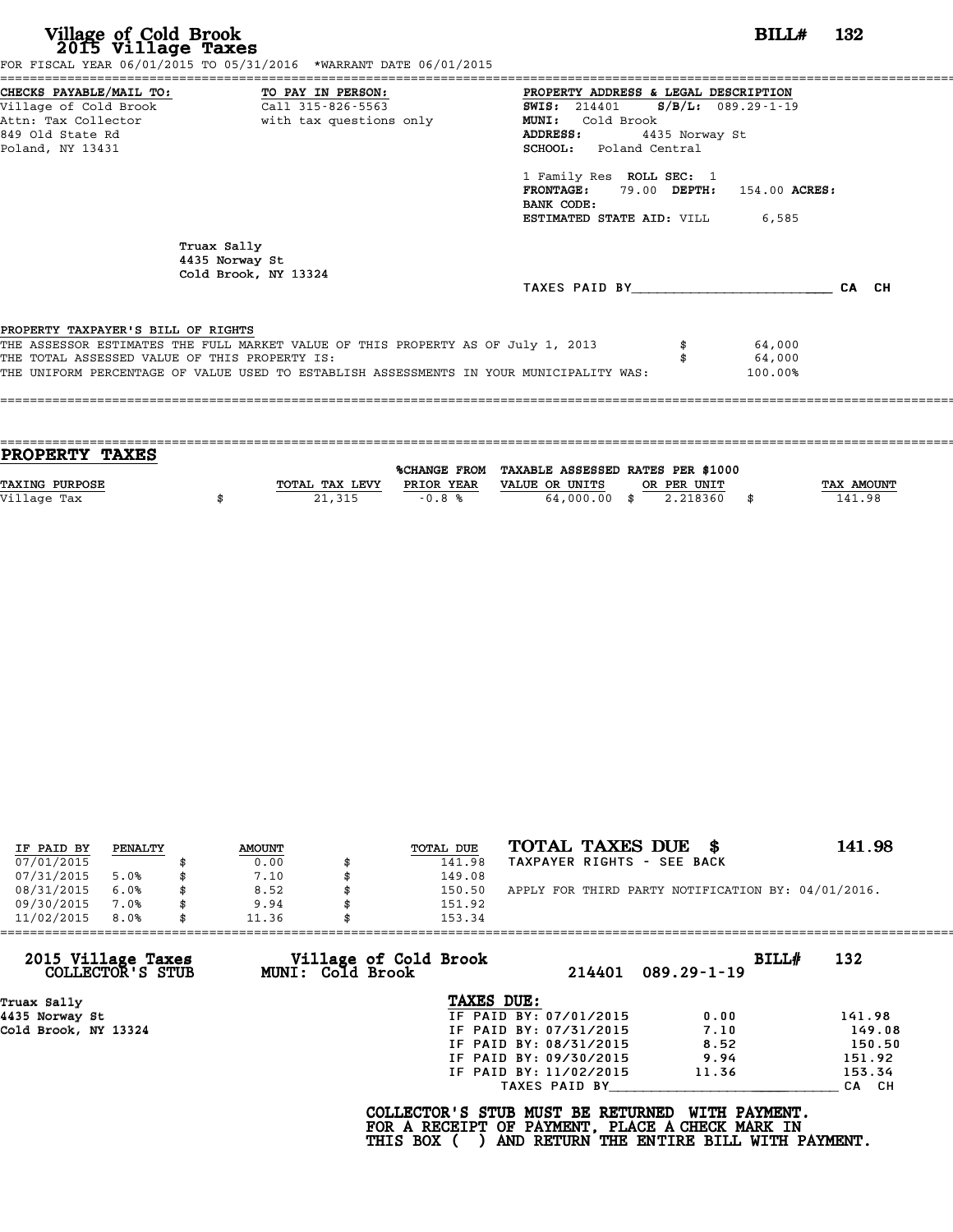**Village of Cold Brook**
**2015 Village Taxes**

**BILL# 132**

FOR FISCAL YEAR 06/01/2015 TO 05/31/2016 *WARRANT DATE 06/01/2015

**CHECKS PAYABLE/MAIL TO:**
Village of Cold Brook
Attn: Tax Collector
849 Old State Rd
Poland, NY 13431

**TO PAY IN PERSON:**
Call 315-826-5563
with tax questions only

**PROPERTY ADDRESS & LEGAL DESCRIPTION**
**SWIS:** 214401 **S/B/L:** 089.29-1-19
**MUNI:** Cold Brook
**ADDRESS:** 4435 Norway St
**SCHOOL:** Poland Central

1 Family Res **ROLL SEC:** 1
**FRONTAGE:** 79.00 **DEPTH:** 154.00 **ACRES:**
**BANK CODE:**
**ESTIMATED STATE AID:** VILL 6,585

Truax Sally
4435 Norway St
Cold Brook, NY 13324

TAXES PAID BY________________________ CA CH

**PROPERTY TAXPAYER'S BILL OF RIGHTS**

THE ASSESSOR ESTIMATES THE FULL MARKET VALUE OF THIS PROPERTY AS OF July 1, 2013 $ 64,000
THE TOTAL ASSESSED VALUE OF THIS PROPERTY IS: $ 64,000
THE UNIFORM PERCENTAGE OF VALUE USED TO ESTABLISH ASSESSMENTS IN YOUR MUNICIPALITY WAS: 100.00%

## PROPERTY TAXES

| TAXING PURPOSE | TOTAL TAX LEVY | %CHANGE FROM PRIOR YEAR | TAXABLE ASSESSED VALUE OR UNITS | RATES PER $1000 OR PER UNIT | TAX AMOUNT |
|---|---|---|---|---|---|
| Village Tax | $ 21,315 | -0.8 % | 64,000.00 | $ 2.218360 | $ 141.98 |

| IF PAID BY | PENALTY | AMOUNT | TOTAL DUE |
|---|---|---|---|
| 07/01/2015 | | $ 0.00 | $ 141.98 |
| 07/31/2015 | 5.0% | $ 7.10 | $ 149.08 |
| 08/31/2015 | 6.0% | $ 8.52 | $ 150.50 |
| 09/30/2015 | 7.0% | $ 9.94 | $ 151.92 |
| 11/02/2015 | 8.0% | $ 11.36 | $ 153.34 |

**TOTAL TAXES DUE $ 141.98**
TAXPAYER RIGHTS - SEE BACK

APPLY FOR THIRD PARTY NOTIFICATION BY: 04/01/2016.

**2015 Village Taxes COLLECTOR'S STUB**
**Village of Cold Brook MUNI: Cold Brook** 214401 089.29-1-19 **BILL# 132**

Truax Sally
4435 Norway St
Cold Brook, NY 13324

**TAXES DUE:**

| | | |
|---|---|---|
| IF PAID BY: 07/01/2015 | 0.00 | 141.98 |
| IF PAID BY: 07/31/2015 | 7.10 | 149.08 |
| IF PAID BY: 08/31/2015 | 8.52 | 150.50 |
| IF PAID BY: 09/30/2015 | 9.94 | 151.92 |
| IF PAID BY: 11/02/2015 | 11.36 | 153.34 |

TAXES PAID BY____________________________ CA CH

**COLLECTOR'S STUB MUST BE RETURNED WITH PAYMENT.**
**FOR A RECEIPT OF PAYMENT, PLACE A CHECK MARK IN**
**THIS BOX ( ) AND RETURN THE ENTIRE BILL WITH PAYMENT.**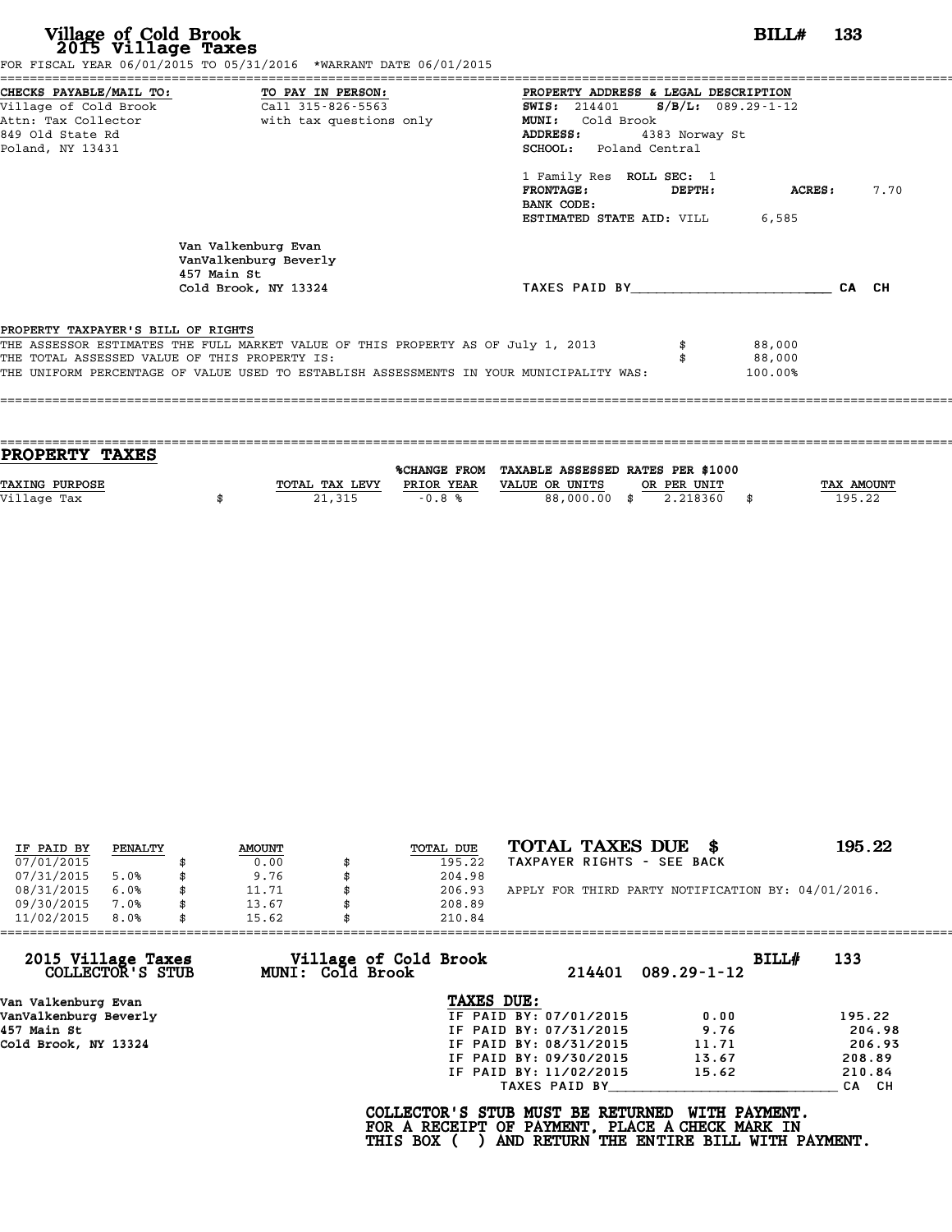# Village of Cold Brook
## 2015 Village Taxes

**BILL# 133**

FOR FISCAL YEAR 06/01/2015 TO 05/31/2016 *WARRANT DATE 06/01/2015

**CHECKS PAYABLE/MAIL TO:**
Village of Cold Brook
Attn: Tax Collector
849 Old State Rd
Poland, NY 13431

**TO PAY IN PERSON:**
Call 315-826-5563
with tax questions only

**PROPERTY ADDRESS & LEGAL DESCRIPTION**
**SWIS:** 214401 **S/B/L:** 089.29-1-12
**MUNI:** Cold Brook
**ADDRESS:** 4383 Norway St
**SCHOOL:** Poland Central

1 Family Res **ROLL SEC:** 1
**FRONTAGE:** **DEPTH:** **ACRES:** 7.70
**BANK CODE:**
**ESTIMATED STATE AID:** VILL 6,585

Van Valkenburg Evan
VanValkenburg Beverly
457 Main St
Cold Brook, NY 13324

TAXES PAID BY________________________ CA CH

**PROPERTY TAXPAYER'S BILL OF RIGHTS**

THE ASSESSOR ESTIMATES THE FULL MARKET VALUE OF THIS PROPERTY AS OF July 1, 2013 $ 88,000
THE TOTAL ASSESSED VALUE OF THIS PROPERTY IS: $ 88,000
THE UNIFORM PERCENTAGE OF VALUE USED TO ESTABLISH ASSESSMENTS IN YOUR MUNICIPALITY WAS: 100.00%

## PROPERTY TAXES

| TAXING PURPOSE | TOTAL TAX LEVY | %CHANGE FROM PRIOR YEAR | TAXABLE ASSESSED VALUE OR UNITS | RATES PER $1000 OR PER UNIT | TAX AMOUNT |
|---|---|---|---|---|---|
| Village Tax | $ 21,315 | -0.8 % | 88,000.00 | $ 2.218360 | $ 195.22 |

| IF PAID BY | PENALTY | AMOUNT | TOTAL DUE |
|---|---|---|---|
| 07/01/2015 | | $ 0.00 | $ 195.22 |
| 07/31/2015 | 5.0% | $ 9.76 | $ 204.98 |
| 08/31/2015 | 6.0% | $ 11.71 | $ 206.93 |
| 09/30/2015 | 7.0% | $ 13.67 | $ 208.89 |
| 11/02/2015 | 8.0% | $ 15.62 | $ 210.84 |

**TOTAL TAXES DUE $ 195.22**
TAXPAYER RIGHTS - SEE BACK

APPLY FOR THIRD PARTY NOTIFICATION BY: 04/01/2016.

---

**2015 Village Taxes COLLECTOR'S STUB** **Village of Cold Brook MUNI: Cold Brook** 214401 089.29-1-12 **BILL# 133**

Van Valkenburg Evan
VanValkenburg Beverly
457 Main St
Cold Brook, NY 13324

**TAXES DUE:**

| | | |
|---|---|---|
| IF PAID BY: 07/01/2015 | 0.00 | 195.22 |
| IF PAID BY: 07/31/2015 | 9.76 | 204.98 |
| IF PAID BY: 08/31/2015 | 11.71 | 206.93 |
| IF PAID BY: 09/30/2015 | 13.67 | 208.89 |
| IF PAID BY: 11/02/2015 | 15.62 | 210.84 |

TAXES PAID BY____________________________ CA CH

**COLLECTOR'S STUB MUST BE RETURNED WITH PAYMENT.
FOR A RECEIPT OF PAYMENT, PLACE A CHECK MARK IN
THIS BOX ( ) AND RETURN THE ENTIRE BILL WITH PAYMENT.**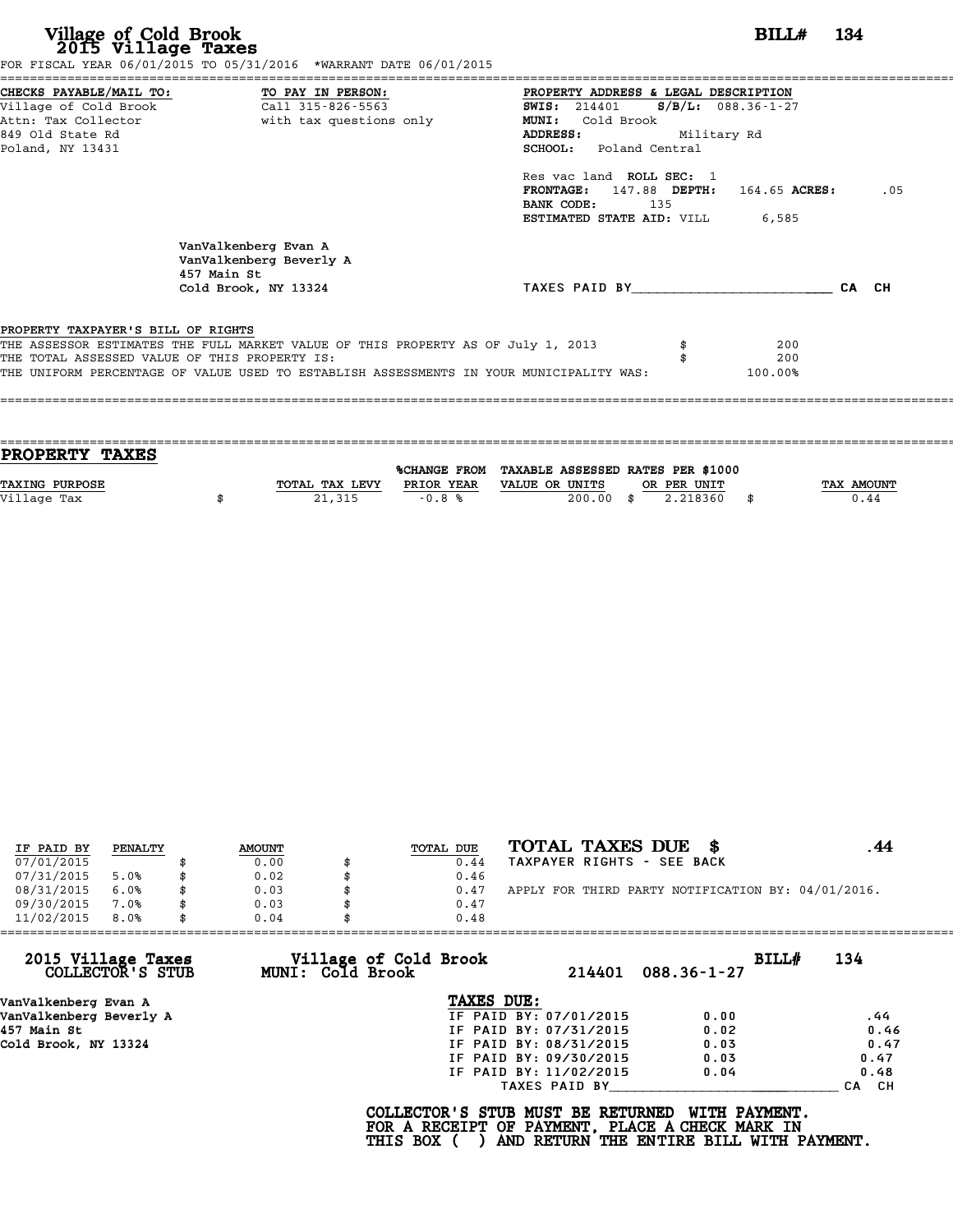# Village of Cold Brook
## 2015 Village Taxes

**BILL# 134**

FOR FISCAL YEAR 06/01/2015 TO 05/31/2016 *WARRANT DATE 06/01/2015

**CHECKS PAYABLE/MAIL TO:**
Village of Cold Brook
Attn: Tax Collector
849 Old State Rd
Poland, NY 13431

**TO PAY IN PERSON:**
Call 315-826-5563
with tax questions only

**PROPERTY ADDRESS & LEGAL DESCRIPTION**
**SWIS:** 214401 **S/B/L:** 088.36-1-27
**MUNI:** Cold Brook
**ADDRESS:** Military Rd
**SCHOOL:** Poland Central

Res vac land **ROLL SEC:** 1
**FRONTAGE:** 147.88 **DEPTH:** 164.65 **ACRES:** .05
**BANK CODE:** 135
**ESTIMATED STATE AID:** VILL 6,585

VanValkenberg Evan A
VanValkenberg Beverly A
457 Main St
Cold Brook, NY 13324

TAXES PAID BY________________________ CA CH

**PROPERTY TAXPAYER'S BILL OF RIGHTS**

THE ASSESSOR ESTIMATES THE FULL MARKET VALUE OF THIS PROPERTY AS OF July 1, 2013 $ 200
THE TOTAL ASSESSED VALUE OF THIS PROPERTY IS: $ 200
THE UNIFORM PERCENTAGE OF VALUE USED TO ESTABLISH ASSESSMENTS IN YOUR MUNICIPALITY WAS: 100.00%

## PROPERTY TAXES

| TAXING PURPOSE | TOTAL TAX LEVY | %CHANGE FROM PRIOR YEAR | TAXABLE ASSESSED VALUE OR UNITS | RATES PER $1000 OR PER UNIT | TAX AMOUNT |
|---|---|---|---|---|---|
| Village Tax | $ 21,315 | -0.8 % | 200.00 | $ 2.218360 | $ 0.44 |

| IF PAID BY | PENALTY | AMOUNT | TOTAL DUE |
|---|---|---|---|
| 07/01/2015 | | $ 0.00 | $ 0.44 |
| 07/31/2015 | 5.0% | $ 0.02 | $ 0.46 |
| 08/31/2015 | 6.0% | $ 0.03 | $ 0.47 |
| 09/30/2015 | 7.0% | $ 0.03 | $ 0.47 |
| 11/02/2015 | 8.0% | $ 0.04 | $ 0.48 |

**TOTAL TAXES DUE $ .44**
TAXPAYER RIGHTS - SEE BACK

APPLY FOR THIRD PARTY NOTIFICATION BY: 04/01/2016.

---

**2015 Village Taxes COLLECTOR'S STUB** — **Village of Cold Brook MUNI: Cold Brook** — 214401 088.36-1-27 — **BILL# 134**

VanValkenberg Evan A
VanValkenberg Beverly A
457 Main St
Cold Brook, NY 13324

**TAXES DUE:**

| | | |
|---|---|---|
| IF PAID BY: 07/01/2015 | 0.00 | .44 |
| IF PAID BY: 07/31/2015 | 0.02 | 0.46 |
| IF PAID BY: 08/31/2015 | 0.03 | 0.47 |
| IF PAID BY: 09/30/2015 | 0.03 | 0.47 |
| IF PAID BY: 11/02/2015 | 0.04 | 0.48 |

TAXES PAID BY________________________ CA CH

**COLLECTOR'S STUB MUST BE RETURNED WITH PAYMENT.**
**FOR A RECEIPT OF PAYMENT, PLACE A CHECK MARK IN THIS BOX ( ) AND RETURN THE ENTIRE BILL WITH PAYMENT.**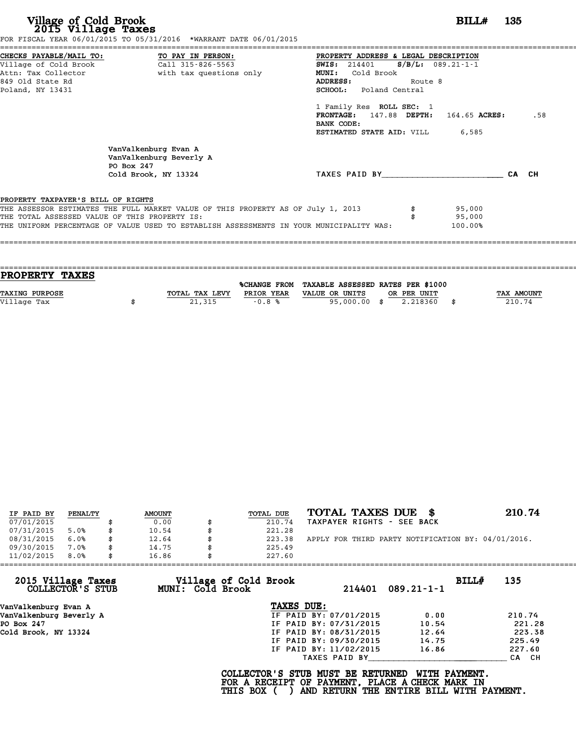# Village of Cold Brook
## 2015 Village Taxes

**BILL# 135**

FOR FISCAL YEAR 06/01/2015 TO 05/31/2016 *WARRANT DATE 06/01/2015

**CHECKS PAYABLE/MAIL TO:**
Village of Cold Brook
Attn: Tax Collector
849 Old State Rd
Poland, NY 13431

**TO PAY IN PERSON:**
Call 315-826-5563
with tax questions only

**PROPERTY ADDRESS & LEGAL DESCRIPTION**
**SWIS:** 214401 **S/B/L:** 089.21-1-1
**MUNI:** Cold Brook
**ADDRESS:** Route 8
**SCHOOL:** Poland Central

1 Family Res **ROLL SEC:** 1
**FRONTAGE:** 147.88 **DEPTH:** 164.65 **ACRES:** .58
**BANK CODE:**
**ESTIMATED STATE AID:** VILL 6,585

VanValkenburg Evan A
VanValkenburg Beverly A
PO Box 247
Cold Brook, NY 13324

TAXES PAID BY________________________ CA CH

**PROPERTY TAXPAYER'S BILL OF RIGHTS**

| | | |
|---|---|---|
| THE ASSESSOR ESTIMATES THE FULL MARKET VALUE OF THIS PROPERTY AS OF July 1, 2013 | $ | 95,000 |
| THE TOTAL ASSESSED VALUE OF THIS PROPERTY IS: | $ | 95,000 |
| THE UNIFORM PERCENTAGE OF VALUE USED TO ESTABLISH ASSESSMENTS IN YOUR MUNICIPALITY WAS: | | 100.00% |

## PROPERTY TAXES

| TAXING PURPOSE | TOTAL TAX LEVY | %CHANGE FROM PRIOR YEAR | TAXABLE ASSESSED VALUE OR UNITS | RATES PER $1000 OR PER UNIT | TAX AMOUNT |
|---|---|---|---|---|---|
| Village Tax | $ 21,315 | -0.8 % | 95,000.00 | $ 2.218360 | $ 210.74 |

| IF PAID BY | PENALTY | AMOUNT | TOTAL DUE |
|---|---|---|---|
| 07/01/2015 | | $ 0.00 | $ 210.74 |
| 07/31/2015 | 5.0% | $ 10.54 | $ 221.28 |
| 08/31/2015 | 6.0% | $ 12.64 | $ 223.38 |
| 09/30/2015 | 7.0% | $ 14.75 | $ 225.49 |
| 11/02/2015 | 8.0% | $ 16.86 | $ 227.60 |

**TOTAL TAXES DUE $ 210.74**
TAXPAYER RIGHTS - SEE BACK

APPLY FOR THIRD PARTY NOTIFICATION BY: 04/01/2016.

---

**2015 Village Taxes COLLECTOR'S STUB** — **Village of Cold Brook MUNI: Cold Brook** — 214401 089.21-1-1 — **BILL# 135**

VanValkenburg Evan A
VanValkenburg Beverly A
PO Box 247
Cold Brook, NY 13324

**TAXES DUE:**

| | | |
|---|---|---|
| IF PAID BY: 07/01/2015 | 0.00 | 210.74 |
| IF PAID BY: 07/31/2015 | 10.54 | 221.28 |
| IF PAID BY: 08/31/2015 | 12.64 | 223.38 |
| IF PAID BY: 09/30/2015 | 14.75 | 225.49 |
| IF PAID BY: 11/02/2015 | 16.86 | 227.60 |

TAXES PAID BY____________________________ CA CH

**COLLECTOR'S STUB MUST BE RETURNED WITH PAYMENT.**
**FOR A RECEIPT OF PAYMENT, PLACE A CHECK MARK IN**
**THIS BOX ( ) AND RETURN THE ENTIRE BILL WITH PAYMENT.**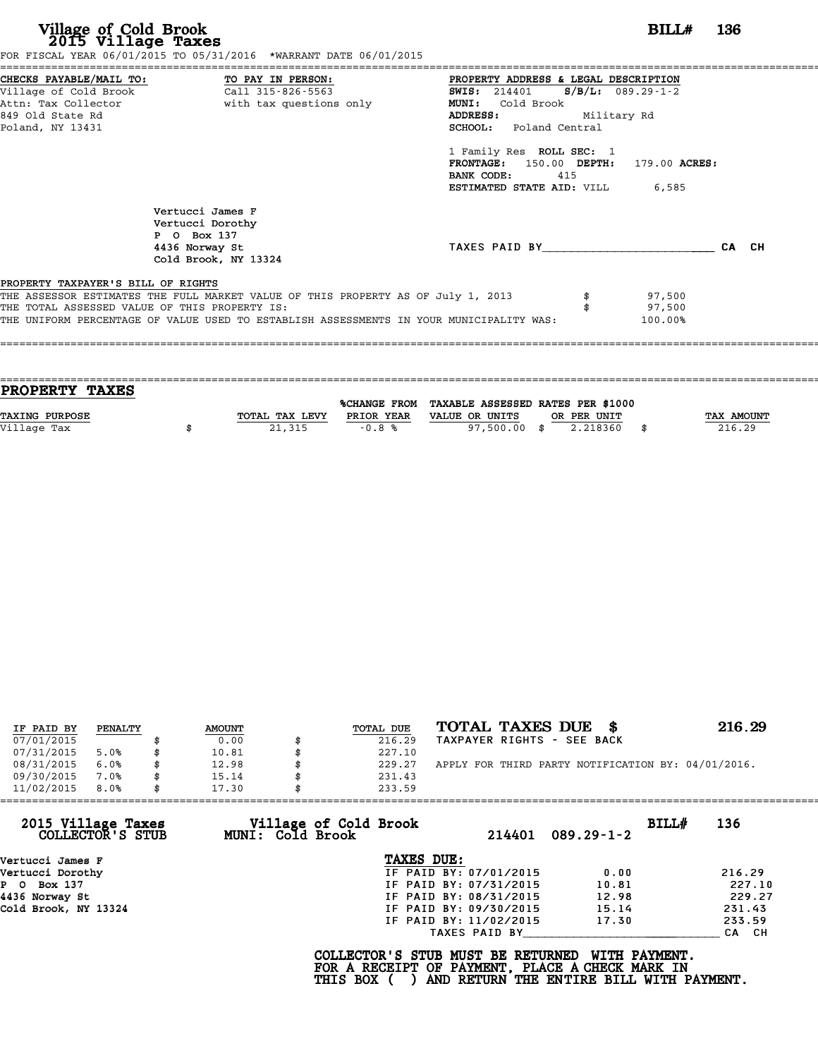# Village of Cold Brook
## 2015 Village Taxes

**BILL# 136**

FOR FISCAL YEAR 06/01/2015 TO 05/31/2016 *WARRANT DATE 06/01/2015

**CHECKS PAYABLE/MAIL TO:**
Village of Cold Brook
Attn: Tax Collector
849 Old State Rd
Poland, NY 13431

**TO PAY IN PERSON:**
Call 315-826-5563
with tax questions only

**PROPERTY ADDRESS & LEGAL DESCRIPTION**
**SWIS:** 214401 **S/B/L:** 089.29-1-2
**MUNI:** Cold Brook
**ADDRESS:** Military Rd
**SCHOOL:** Poland Central

1 Family Res **ROLL SEC:** 1
**FRONTAGE:** 150.00 **DEPTH:** 179.00 **ACRES:**
**BANK CODE:** 415
**ESTIMATED STATE AID:** VILL 6,585

Vertucci James F
Vertucci Dorothy
P O Box 137
4436 Norway St
Cold Brook, NY 13324

TAXES PAID BY________________________ CA CH

**PROPERTY TAXPAYER'S BILL OF RIGHTS**

THE ASSESSOR ESTIMATES THE FULL MARKET VALUE OF THIS PROPERTY AS OF July 1, 2013 $ 97,500
THE TOTAL ASSESSED VALUE OF THIS PROPERTY IS: $ 97,500
THE UNIFORM PERCENTAGE OF VALUE USED TO ESTABLISH ASSESSMENTS IN YOUR MUNICIPALITY WAS: 100.00%

## PROPERTY TAXES

| TAXING PURPOSE | TOTAL TAX LEVY | %CHANGE FROM PRIOR YEAR | TAXABLE ASSESSED VALUE OR UNITS | RATES PER $1000 OR PER UNIT | TAX AMOUNT |
|---|---|---|---|---|---|
| Village Tax | $ 21,315 | -0.8 % | 97,500.00 | $ 2.218360 | $ 216.29 |

| IF PAID BY | PENALTY | AMOUNT | TOTAL DUE |
|---|---|---|---|
| 07/01/2015 | | $ 0.00 | $ 216.29 |
| 07/31/2015 | 5.0% | $ 10.81 | $ 227.10 |
| 08/31/2015 | 6.0% | $ 12.98 | $ 229.27 |
| 09/30/2015 | 7.0% | $ 15.14 | $ 231.43 |
| 11/02/2015 | 8.0% | $ 17.30 | $ 233.59 |

**TOTAL TAXES DUE $ 216.29**
TAXPAYER RIGHTS - SEE BACK

APPLY FOR THIRD PARTY NOTIFICATION BY: 04/01/2016.

---

**2015 Village Taxes COLLECTOR'S STUB** — **Village of Cold Brook MUNI: Cold Brook** — 214401 089.29-1-2 — **BILL# 136**

Vertucci James F
Vertucci Dorothy
P O Box 137
4436 Norway St
Cold Brook, NY 13324

**TAXES DUE:**

| | | |
|---|---|---|
| IF PAID BY: 07/01/2015 | 0.00 | 216.29 |
| IF PAID BY: 07/31/2015 | 10.81 | 227.10 |
| IF PAID BY: 08/31/2015 | 12.98 | 229.27 |
| IF PAID BY: 09/30/2015 | 15.14 | 231.43 |
| IF PAID BY: 11/02/2015 | 17.30 | 233.59 |

TAXES PAID BY____________________________ CA CH

**COLLECTOR'S STUB MUST BE RETURNED WITH PAYMENT.**
**FOR A RECEIPT OF PAYMENT, PLACE A CHECK MARK IN THIS BOX ( ) AND RETURN THE ENTIRE BILL WITH PAYMENT.**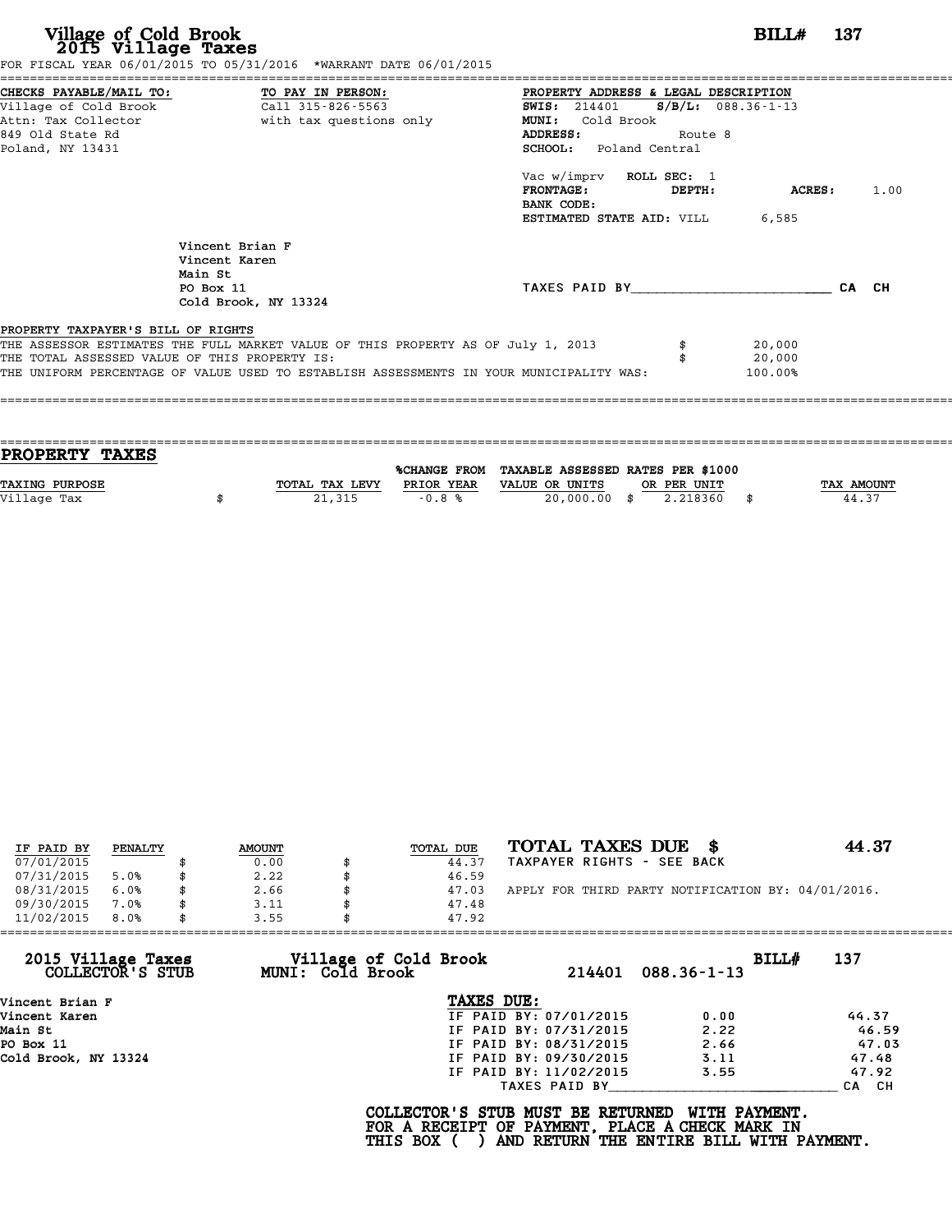# Village of Cold Brook
## 2015 Village Taxes

**BILL# 137**

FOR FISCAL YEAR 06/01/2015 TO 05/31/2016 *WARRANT DATE 06/01/2015

**CHECKS PAYABLE/MAIL TO:**
Village of Cold Brook
Attn: Tax Collector
849 Old State Rd
Poland, NY 13431

**TO PAY IN PERSON:**
Call 315-826-5563
with tax questions only

**PROPERTY ADDRESS & LEGAL DESCRIPTION**
**SWIS:** 214401 **S/B/L:** 088.36-1-13
**MUNI:** Cold Brook
**ADDRESS:** Route 8
**SCHOOL:** Poland Central

Vac w/imprv **ROLL SEC:** 1
**FRONTAGE:** **DEPTH:** **ACRES:** 1.00
**BANK CODE:**
**ESTIMATED STATE AID:** VILL 6,585

Vincent Brian F
Vincent Karen
Main St
PO Box 11
Cold Brook, NY 13324

TAXES PAID BY________________________ CA CH

**PROPERTY TAXPAYER'S BILL OF RIGHTS**

THE ASSESSOR ESTIMATES THE FULL MARKET VALUE OF THIS PROPERTY AS OF July 1, 2013 $ 20,000
THE TOTAL ASSESSED VALUE OF THIS PROPERTY IS: $ 20,000
THE UNIFORM PERCENTAGE OF VALUE USED TO ESTABLISH ASSESSMENTS IN YOUR MUNICIPALITY WAS: 100.00%

## PROPERTY TAXES

| TAXING PURPOSE | TOTAL TAX LEVY | %CHANGE FROM PRIOR YEAR | TAXABLE ASSESSED VALUE OR UNITS | RATES PER $1000 OR PER UNIT | TAX AMOUNT |
|---|---|---|---|---|---|
| Village Tax | $ 21,315 | -0.8 % | 20,000.00 | $ 2.218360 | $ 44.37 |

| IF PAID BY | PENALTY | AMOUNT | TOTAL DUE |
|---|---|---|---|
| 07/01/2015 | | $ 0.00 | $ 44.37 |
| 07/31/2015 | 5.0% | $ 2.22 | $ 46.59 |
| 08/31/2015 | 6.0% | $ 2.66 | $ 47.03 |
| 09/30/2015 | 7.0% | $ 3.11 | $ 47.48 |
| 11/02/2015 | 8.0% | $ 3.55 | $ 47.92 |

**TOTAL TAXES DUE $ 44.37**
TAXPAYER RIGHTS - SEE BACK

APPLY FOR THIRD PARTY NOTIFICATION BY: 04/01/2016.

---

**2015 Village Taxes COLLECTOR'S STUB** — **Village of Cold Brook MUNI: Cold Brook** — 214401 088.36-1-13 — **BILL# 137**

Vincent Brian F
Vincent Karen
Main St
PO Box 11
Cold Brook, NY 13324

**TAXES DUE:**

| | | |
|---|---|---|
| IF PAID BY: 07/01/2015 | 0.00 | 44.37 |
| IF PAID BY: 07/31/2015 | 2.22 | 46.59 |
| IF PAID BY: 08/31/2015 | 2.66 | 47.03 |
| IF PAID BY: 09/30/2015 | 3.11 | 47.48 |
| IF PAID BY: 11/02/2015 | 3.55 | 47.92 |

TAXES PAID BY____________________________ CA CH

**COLLECTOR'S STUB MUST BE RETURNED WITH PAYMENT.
FOR A RECEIPT OF PAYMENT, PLACE A CHECK MARK IN
THIS BOX ( ) AND RETURN THE ENTIRE BILL WITH PAYMENT.**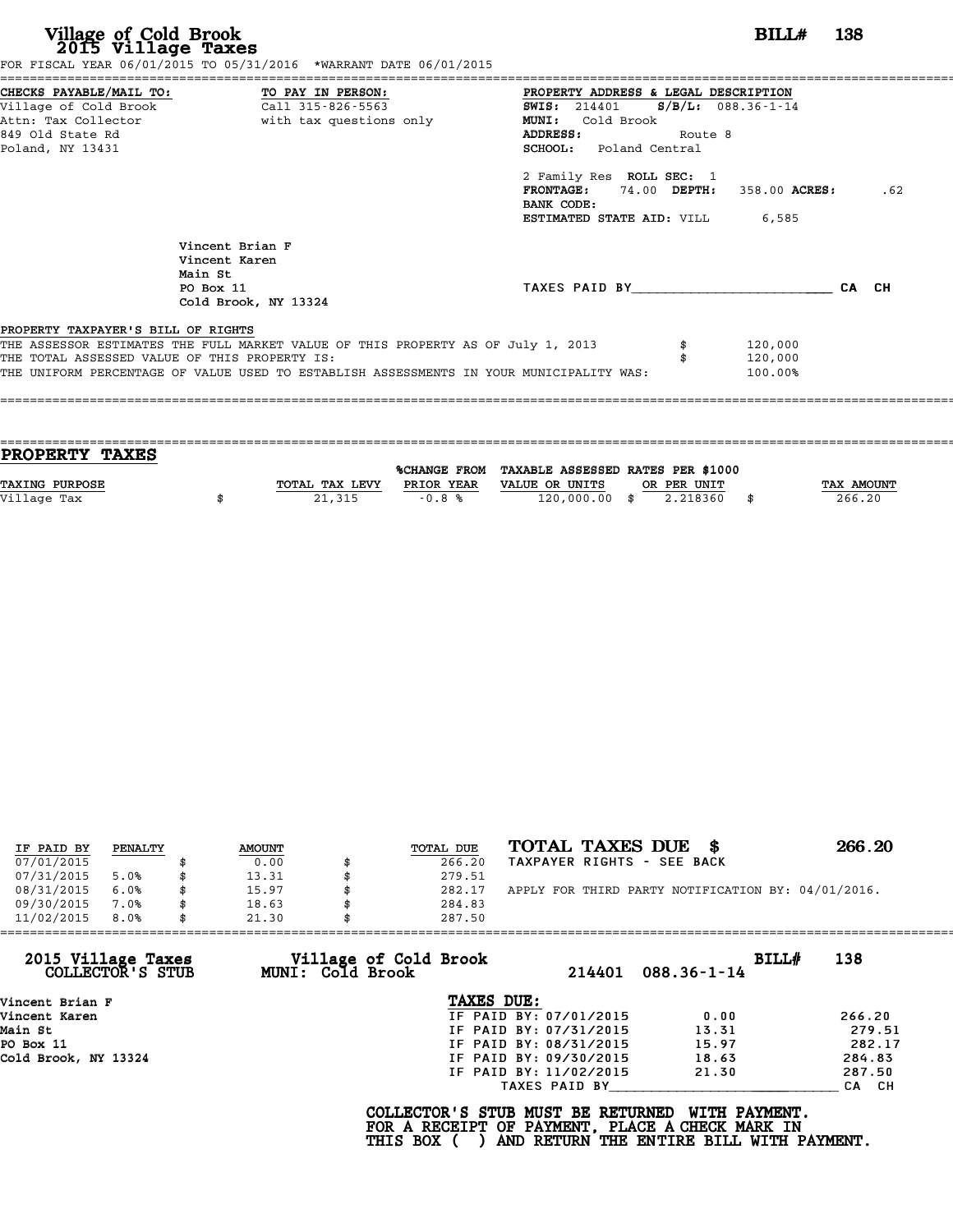# Village of Cold Brook
## 2015 Village Taxes

**BILL# 138**

FOR FISCAL YEAR 06/01/2015 TO 05/31/2016 *WARRANT DATE 06/01/2015

**CHECKS PAYABLE/MAIL TO:**
Village of Cold Brook
Attn: Tax Collector
849 Old State Rd
Poland, NY 13431

**TO PAY IN PERSON:**
Call 315-826-5563
with tax questions only

**PROPERTY ADDRESS & LEGAL DESCRIPTION**
**SWIS:** 214401 **S/B/L:** 088.36-1-14
**MUNI:** Cold Brook
**ADDRESS:** Route 8
**SCHOOL:** Poland Central

2 Family Res **ROLL SEC:** 1
**FRONTAGE:** 74.00 **DEPTH:** 358.00 **ACRES:** .62
**BANK CODE:**
**ESTIMATED STATE AID:** VILL 6,585

Vincent Brian F
Vincent Karen
Main St
PO Box 11
Cold Brook, NY 13324

TAXES PAID BY________________________ CA CH

**PROPERTY TAXPAYER'S BILL OF RIGHTS**

THE ASSESSOR ESTIMATES THE FULL MARKET VALUE OF THIS PROPERTY AS OF July 1, 2013 $ 120,000
THE TOTAL ASSESSED VALUE OF THIS PROPERTY IS: $ 120,000
THE UNIFORM PERCENTAGE OF VALUE USED TO ESTABLISH ASSESSMENTS IN YOUR MUNICIPALITY WAS: 100.00%

## PROPERTY TAXES

| TAXING PURPOSE | | TOTAL TAX LEVY | %CHANGE FROM PRIOR YEAR | TAXABLE ASSESSED VALUE OR UNITS | | RATES PER $1000 OR PER UNIT | | TAX AMOUNT |
|---|---|---|---|---|---|---|---|---|
| Village Tax | $ | 21,315 | -0.8 % | 120,000.00 | $ | 2.218360 | $ | 266.20 |

| IF PAID BY | PENALTY | | AMOUNT | | TOTAL DUE |
|---|---|---|---|---|---|
| 07/01/2015 | | $ | 0.00 | $ | 266.20 |
| 07/31/2015 | 5.0% | $ | 13.31 | $ | 279.51 |
| 08/31/2015 | 6.0% | $ | 15.97 | $ | 282.17 |
| 09/30/2015 | 7.0% | $ | 18.63 | $ | 284.83 |
| 11/02/2015 | 8.0% | $ | 21.30 | $ | 287.50 |

**TOTAL TAXES DUE $ 266.20**
TAXPAYER RIGHTS - SEE BACK

APPLY FOR THIRD PARTY NOTIFICATION BY: 04/01/2016.

---

**2015 Village Taxes COLLECTOR'S STUB**
**Village of Cold Brook MUNI: Cold Brook**
214401 088.36-1-14
**BILL# 138**

Vincent Brian F
Vincent Karen
Main St
PO Box 11
Cold Brook, NY 13324

**TAXES DUE:**

| | | |
|---|---|---|
| IF PAID BY: 07/01/2015 | 0.00 | 266.20 |
| IF PAID BY: 07/31/2015 | 13.31 | 279.51 |
| IF PAID BY: 08/31/2015 | 15.97 | 282.17 |
| IF PAID BY: 09/30/2015 | 18.63 | 284.83 |
| IF PAID BY: 11/02/2015 | 21.30 | 287.50 |

TAXES PAID BY____________________________ CA CH

**COLLECTOR'S STUB MUST BE RETURNED WITH PAYMENT.**
**FOR A RECEIPT OF PAYMENT, PLACE A CHECK MARK IN**
**THIS BOX ( ) AND RETURN THE ENTIRE BILL WITH PAYMENT.**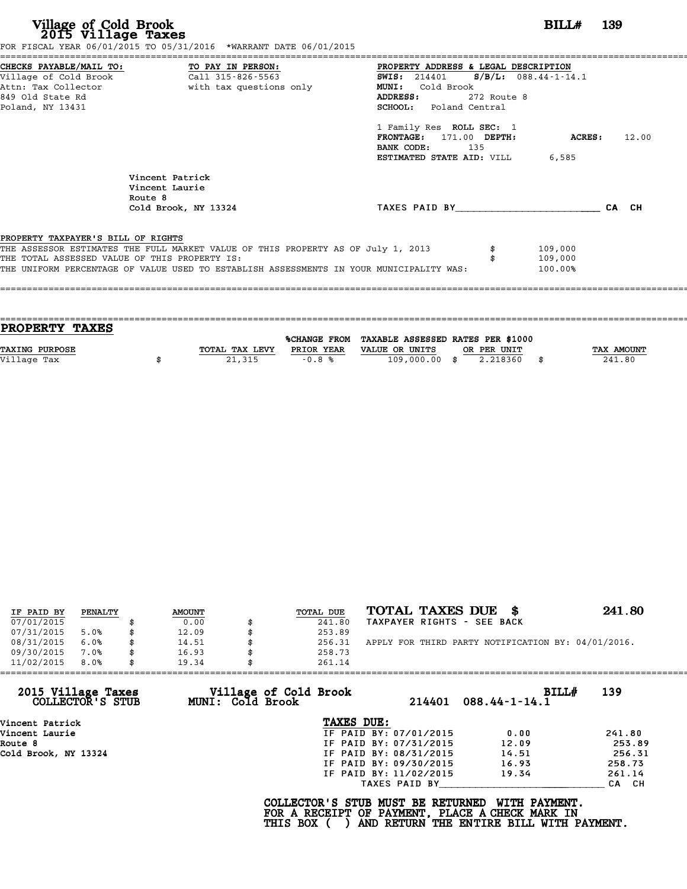# Village of Cold Brook
## 2015 Village Taxes

**BILL# 139**

FOR FISCAL YEAR 06/01/2015 TO 05/31/2016 *WARRANT DATE 06/01/2015

**CHECKS PAYABLE/MAIL TO:**
Village of Cold Brook
Attn: Tax Collector
849 Old State Rd
Poland, NY 13431

**TO PAY IN PERSON:**
Call 315-826-5563
with tax questions only

**PROPERTY ADDRESS & LEGAL DESCRIPTION**
**SWIS:** 214401 **S/B/L:** 088.44-1-14.1
**MUNI:** Cold Brook
**ADDRESS:** 272 Route 8
**SCHOOL:** Poland Central

1 Family Res **ROLL SEC:** 1
**FRONTAGE:** 171.00 **DEPTH:** **ACRES:** 12.00
**BANK CODE:** 135
**ESTIMATED STATE AID:** VILL 6,585

Vincent Patrick
Vincent Laurie
Route 8
Cold Brook, NY 13324

TAXES PAID BY________________________ CA CH

**PROPERTY TAXPAYER'S BILL OF RIGHTS**

THE ASSESSOR ESTIMATES THE FULL MARKET VALUE OF THIS PROPERTY AS OF July 1, 2013 $ 109,000
THE TOTAL ASSESSED VALUE OF THIS PROPERTY IS: $ 109,000
THE UNIFORM PERCENTAGE OF VALUE USED TO ESTABLISH ASSESSMENTS IN YOUR MUNICIPALITY WAS: 100.00%

## PROPERTY TAXES

| TAXING PURPOSE | TOTAL TAX LEVY | %CHANGE FROM PRIOR YEAR | TAXABLE ASSESSED VALUE OR UNITS | RATES PER $1000 OR PER UNIT | TAX AMOUNT |
|---|---|---|---|---|---|
| Village Tax | $ 21,315 | -0.8 % | 109,000.00 | $ 2.218360 | $ 241.80 |

| IF PAID BY | PENALTY | AMOUNT | TOTAL DUE |
|---|---|---|---|
| 07/01/2015 | | $ 0.00 | $ 241.80 |
| 07/31/2015 | 5.0% | $ 12.09 | $ 253.89 |
| 08/31/2015 | 6.0% | $ 14.51 | $ 256.31 |
| 09/30/2015 | 7.0% | $ 16.93 | $ 258.73 |
| 11/02/2015 | 8.0% | $ 19.34 | $ 261.14 |

**TOTAL TAXES DUE $ 241.80**
TAXPAYER RIGHTS - SEE BACK

APPLY FOR THIRD PARTY NOTIFICATION BY: 04/01/2016.

---

**2015 Village Taxes COLLECTOR'S STUB** — **Village of Cold Brook MUNI: Cold Brook** — 214401 088.44-1-14.1 — **BILL# 139**

Vincent Patrick
Vincent Laurie
Route 8
Cold Brook, NY 13324

**TAXES DUE:**

| | | |
|---|---|---|
| IF PAID BY: 07/01/2015 | 0.00 | 241.80 |
| IF PAID BY: 07/31/2015 | 12.09 | 253.89 |
| IF PAID BY: 08/31/2015 | 14.51 | 256.31 |
| IF PAID BY: 09/30/2015 | 16.93 | 258.73 |
| IF PAID BY: 11/02/2015 | 19.34 | 261.14 |

TAXES PAID BY____________________________ CA CH

**COLLECTOR'S STUB MUST BE RETURNED WITH PAYMENT.**
**FOR A RECEIPT OF PAYMENT, PLACE A CHECK MARK IN THIS BOX ( ) AND RETURN THE ENTIRE BILL WITH PAYMENT.**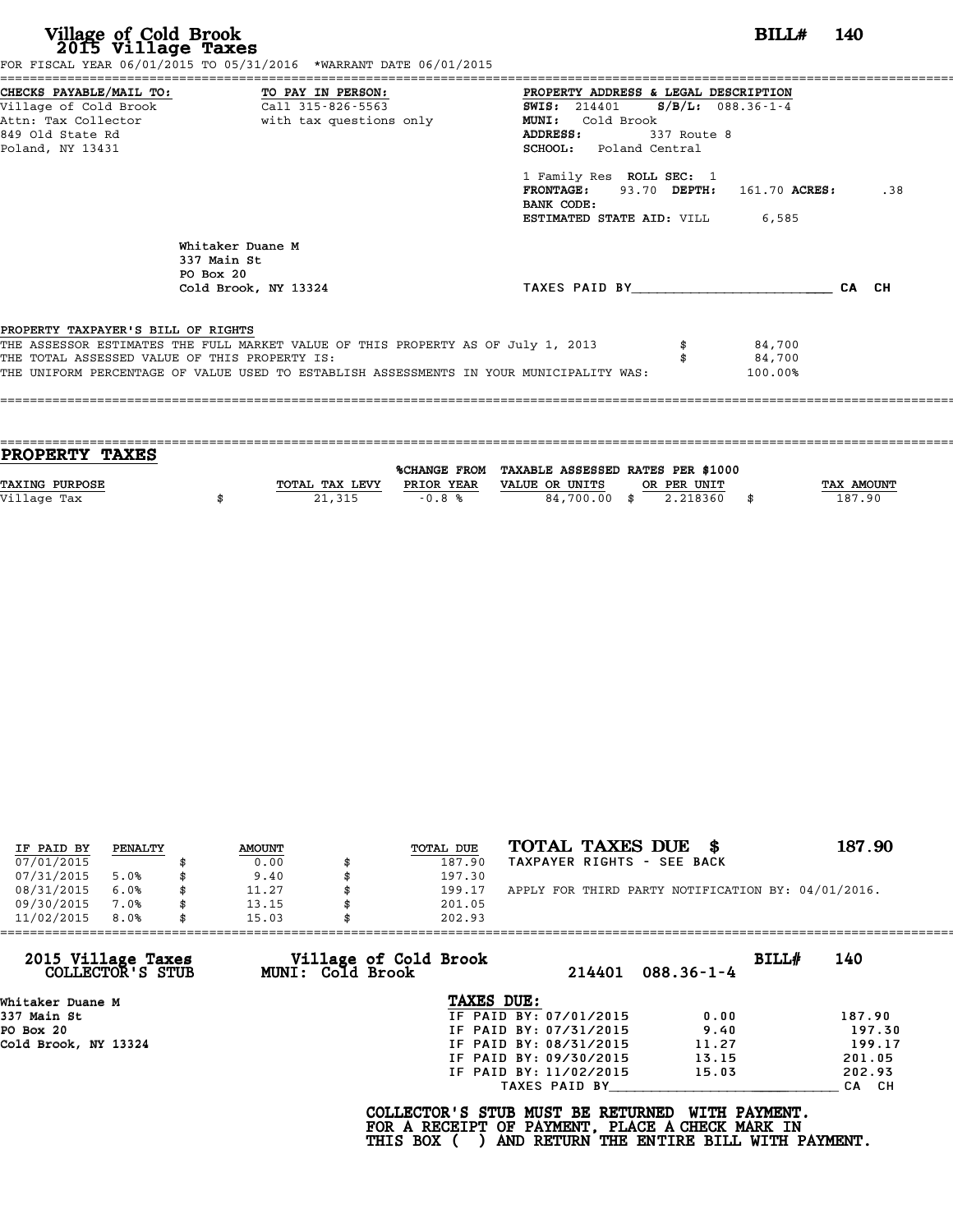# Village of Cold Brook
## 2015 Village Taxes

**BILL# 140**

FOR FISCAL YEAR 06/01/2015 TO 05/31/2016 *WARRANT DATE 06/01/2015

**CHECKS PAYABLE/MAIL TO:**
Village of Cold Brook
Attn: Tax Collector
849 Old State Rd
Poland, NY 13431

**TO PAY IN PERSON:**
Call 315-826-5563
with tax questions only

**PROPERTY ADDRESS & LEGAL DESCRIPTION**
**SWIS:** 214401 **S/B/L:** 088.36-1-4
**MUNI:** Cold Brook
**ADDRESS:** 337 Route 8
**SCHOOL:** Poland Central

1 Family Res **ROLL SEC:** 1
**FRONTAGE:** 93.70 **DEPTH:** 161.70 **ACRES:** .38
**BANK CODE:**
**ESTIMATED STATE AID:** VILL 6,585

Whitaker Duane M
337 Main St
PO Box 20
Cold Brook, NY 13324

TAXES PAID BY_________________________ CA CH

**PROPERTY TAXPAYER'S BILL OF RIGHTS**

| | |
|---|---|
| THE ASSESSOR ESTIMATES THE FULL MARKET VALUE OF THIS PROPERTY AS OF July 1, 2013 | $ 84,700 |
| THE TOTAL ASSESSED VALUE OF THIS PROPERTY IS: | $ 84,700 |
| THE UNIFORM PERCENTAGE OF VALUE USED TO ESTABLISH ASSESSMENTS IN YOUR MUNICIPALITY WAS: | 100.00% |

## PROPERTY TAXES

| TAXING PURPOSE | TOTAL TAX LEVY | %CHANGE FROM PRIOR YEAR | TAXABLE ASSESSED VALUE OR UNITS | RATES PER $1000 OR PER UNIT | TAX AMOUNT |
|---|---|---|---|---|---|
| Village Tax | $ 21,315 | -0.8 % | 84,700.00 | $ 2.218360 | $ 187.90 |

| IF PAID BY | PENALTY | AMOUNT | TOTAL DUE |
|---|---|---|---|
| 07/01/2015 | | $ 0.00 | $ 187.90 |
| 07/31/2015 | 5.0% | $ 9.40 | $ 197.30 |
| 08/31/2015 | 6.0% | $ 11.27 | $ 199.17 |
| 09/30/2015 | 7.0% | $ 13.15 | $ 201.05 |
| 11/02/2015 | 8.0% | $ 15.03 | $ 202.93 |

**TOTAL TAXES DUE $ 187.90**

TAXPAYER RIGHTS - SEE BACK

APPLY FOR THIRD PARTY NOTIFICATION BY: 04/01/2016.

---

**2015 Village Taxes COLLECTOR'S STUB** — **Village of Cold Brook MUNI: Cold Brook** — 214401 088.36-1-4 — **BILL# 140**

Whitaker Duane M
337 Main St
PO Box 20
Cold Brook, NY 13324

**TAXES DUE:**

| | | |
|---|---|---|
| IF PAID BY: 07/01/2015 | 0.00 | 187.90 |
| IF PAID BY: 07/31/2015 | 9.40 | 197.30 |
| IF PAID BY: 08/31/2015 | 11.27 | 199.17 |
| IF PAID BY: 09/30/2015 | 13.15 | 201.05 |
| IF PAID BY: 11/02/2015 | 15.03 | 202.93 |

TAXES PAID BY_____________________________ CA CH

**COLLECTOR'S STUB MUST BE RETURNED WITH PAYMENT.
FOR A RECEIPT OF PAYMENT, PLACE A CHECK MARK IN
THIS BOX ( ) AND RETURN THE ENTIRE BILL WITH PAYMENT.**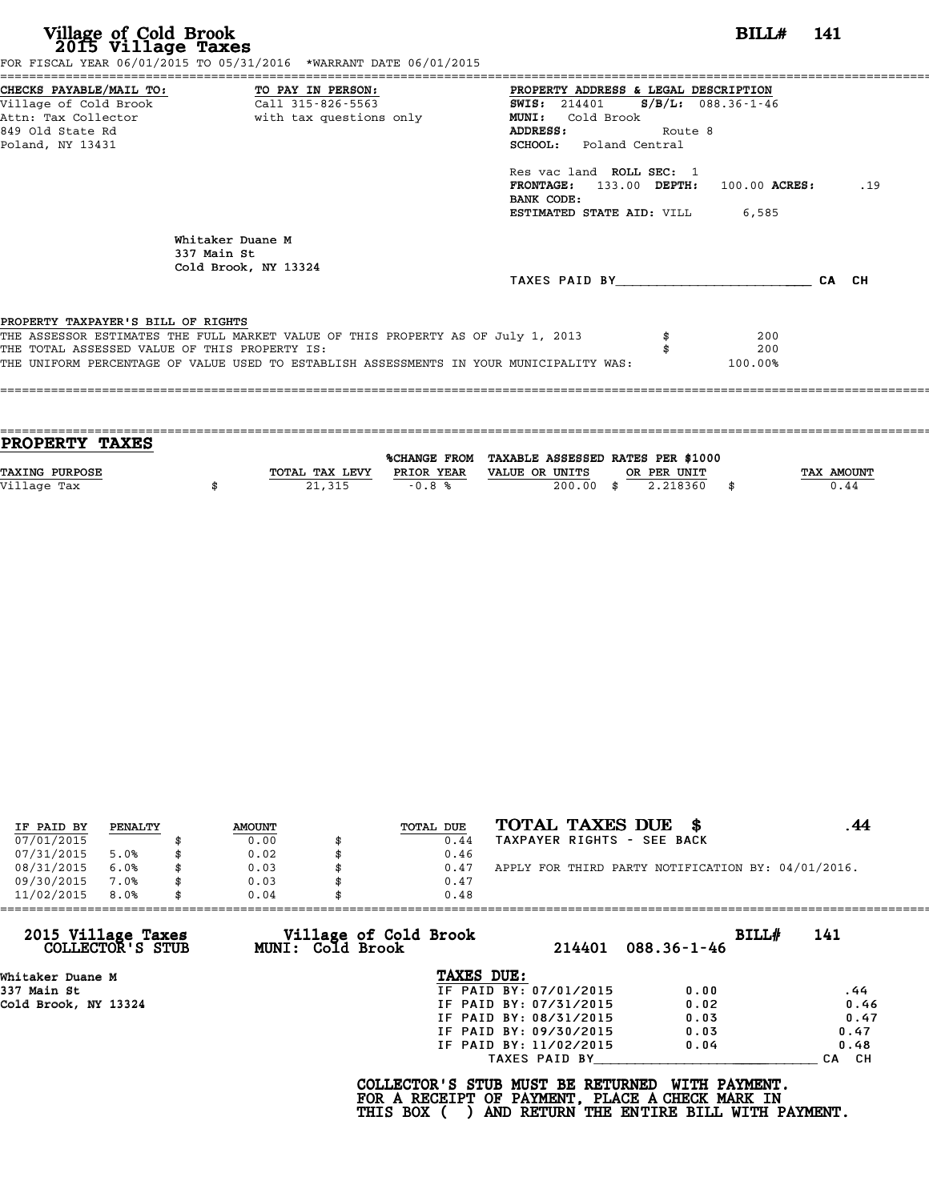# Village of Cold Brook
## 2015 Village Taxes

**BILL# 141**

FOR FISCAL YEAR 06/01/2015 TO 05/31/2016 *WARRANT DATE 06/01/2015

**CHECKS PAYABLE/MAIL TO:**
Village of Cold Brook
Attn: Tax Collector
849 Old State Rd
Poland, NY 13431

**TO PAY IN PERSON:**
Call 315-826-5563
with tax questions only

**PROPERTY ADDRESS & LEGAL DESCRIPTION**
**SWIS:** 214401 **S/B/L:** 088.36-1-46
**MUNI:** Cold Brook
**ADDRESS:** Route 8
**SCHOOL:** Poland Central

Res vac land **ROLL SEC:** 1
**FRONTAGE:** 133.00 **DEPTH:** 100.00 **ACRES:** .19
**BANK CODE:**
**ESTIMATED STATE AID:** VILL 6,585

Whitaker Duane M
337 Main St
Cold Brook, NY 13324

TAXES PAID BY________________________ CA CH

**PROPERTY TAXPAYER'S BILL OF RIGHTS**

THE ASSESSOR ESTIMATES THE FULL MARKET VALUE OF THIS PROPERTY AS OF July 1, 2013 $ 200
THE TOTAL ASSESSED VALUE OF THIS PROPERTY IS: $ 200
THE UNIFORM PERCENTAGE OF VALUE USED TO ESTABLISH ASSESSMENTS IN YOUR MUNICIPALITY WAS: 100.00%

## PROPERTY TAXES

| TAXING PURPOSE | TOTAL TAX LEVY | %CHANGE FROM PRIOR YEAR | TAXABLE ASSESSED VALUE OR UNITS | RATES PER $1000 OR PER UNIT | TAX AMOUNT |
|---|---|---|---|---|---|
| Village Tax | $ 21,315 | -0.8 % | 200.00 | $ 2.218360 | $ 0.44 |

| IF PAID BY | PENALTY | AMOUNT | TOTAL DUE |
|---|---|---|---|
| 07/01/2015 | | $ 0.00 | $ 0.44 |
| 07/31/2015 | 5.0% | $ 0.02 | $ 0.46 |
| 08/31/2015 | 6.0% | $ 0.03 | $ 0.47 |
| 09/30/2015 | 7.0% | $ 0.03 | $ 0.47 |
| 11/02/2015 | 8.0% | $ 0.04 | $ 0.48 |

**TOTAL TAXES DUE $ .44**
TAXPAYER RIGHTS - SEE BACK

APPLY FOR THIRD PARTY NOTIFICATION BY: 04/01/2016.

---

**2015 Village Taxes COLLECTOR'S STUB**
**Village of Cold Brook MUNI: Cold Brook** 214401 088.36-1-46 **BILL# 141**

Whitaker Duane M
337 Main St
Cold Brook, NY 13324

**TAXES DUE:**

| | | |
|---|---|---|
| IF PAID BY: 07/01/2015 | 0.00 | .44 |
| IF PAID BY: 07/31/2015 | 0.02 | 0.46 |
| IF PAID BY: 08/31/2015 | 0.03 | 0.47 |
| IF PAID BY: 09/30/2015 | 0.03 | 0.47 |
| IF PAID BY: 11/02/2015 | 0.04 | 0.48 |

TAXES PAID BY____________________________ CA CH

**COLLECTOR'S STUB MUST BE RETURNED WITH PAYMENT.
FOR A RECEIPT OF PAYMENT, PLACE A CHECK MARK IN
THIS BOX ( ) AND RETURN THE ENTIRE BILL WITH PAYMENT.**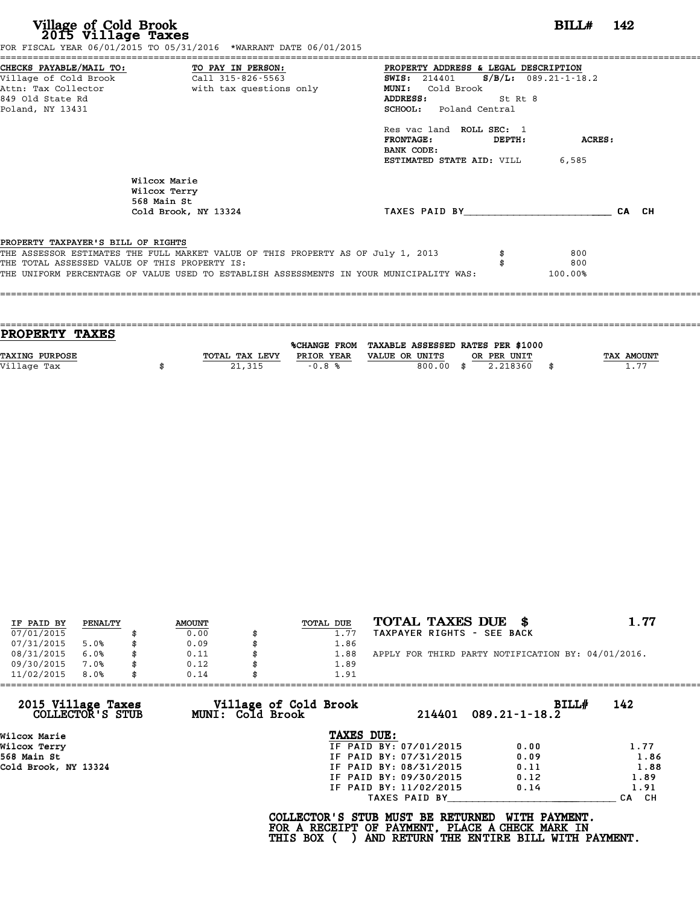# Village of Cold Brook
## 2015 Village Taxes

**BILL# 142**

FOR FISCAL YEAR 06/01/2015 TO 05/31/2016 *WARRANT DATE 06/01/2015

**CHECKS PAYABLE/MAIL TO:**
Village of Cold Brook
Attn: Tax Collector
849 Old State Rd
Poland, NY 13431

**TO PAY IN PERSON:**
Call 315-826-5563
with tax questions only

**PROPERTY ADDRESS & LEGAL DESCRIPTION**
**SWIS:** 214401 **S/B/L:** 089.21-1-18.2
**MUNI:** Cold Brook
**ADDRESS:** St Rt 8
**SCHOOL:** Poland Central

Res vac land **ROLL SEC:** 1
**FRONTAGE:** **DEPTH:** **ACRES:**
**BANK CODE:**
**ESTIMATED STATE AID:** VILL 6,585

Wilcox Marie
Wilcox Terry
568 Main St
Cold Brook, NY 13324

TAXES PAID BY________________________ CA CH

**PROPERTY TAXPAYER'S BILL OF RIGHTS**

| | |
|---|---|
| THE ASSESSOR ESTIMATES THE FULL MARKET VALUE OF THIS PROPERTY AS OF July 1, 2013 | $ 800 |
| THE TOTAL ASSESSED VALUE OF THIS PROPERTY IS: | $ 800 |
| THE UNIFORM PERCENTAGE OF VALUE USED TO ESTABLISH ASSESSMENTS IN YOUR MUNICIPALITY WAS: | 100.00% |

## PROPERTY TAXES

| TAXING PURPOSE | TOTAL TAX LEVY | %CHANGE FROM PRIOR YEAR | TAXABLE ASSESSED VALUE OR UNITS | RATES PER $1000 OR PER UNIT | TAX AMOUNT |
|---|---|---|---|---|---|
| Village Tax | $ 21,315 | -0.8 % | 800.00 | $ 2.218360 | $ 1.77 |

| IF PAID BY | PENALTY | AMOUNT | TOTAL DUE |
|---|---|---|---|
| 07/01/2015 | | $ 0.00 | $ 1.77 |
| 07/31/2015 | 5.0% | $ 0.09 | $ 1.86 |
| 08/31/2015 | 6.0% | $ 0.11 | $ 1.88 |
| 09/30/2015 | 7.0% | $ 0.12 | $ 1.89 |
| 11/02/2015 | 8.0% | $ 0.14 | $ 1.91 |

**TOTAL TAXES DUE $ 1.77**
TAXPAYER RIGHTS - SEE BACK

APPLY FOR THIRD PARTY NOTIFICATION BY: 04/01/2016.

---

**2015 Village Taxes COLLECTOR'S STUB** — **Village of Cold Brook MUNI: Cold Brook** — 214401 089.21-1-18.2 — **BILL# 142**

Wilcox Marie
Wilcox Terry
568 Main St
Cold Brook, NY 13324

**TAXES DUE:**

| | | |
|---|---|---|
| IF PAID BY: 07/01/2015 | 0.00 | 1.77 |
| IF PAID BY: 07/31/2015 | 0.09 | 1.86 |
| IF PAID BY: 08/31/2015 | 0.11 | 1.88 |
| IF PAID BY: 09/30/2015 | 0.12 | 1.89 |
| IF PAID BY: 11/02/2015 | 0.14 | 1.91 |

TAXES PAID BY________________________ CA CH

**COLLECTOR'S STUB MUST BE RETURNED WITH PAYMENT. FOR A RECEIPT OF PAYMENT, PLACE A CHECK MARK IN THIS BOX ( ) AND RETURN THE ENTIRE BILL WITH PAYMENT.**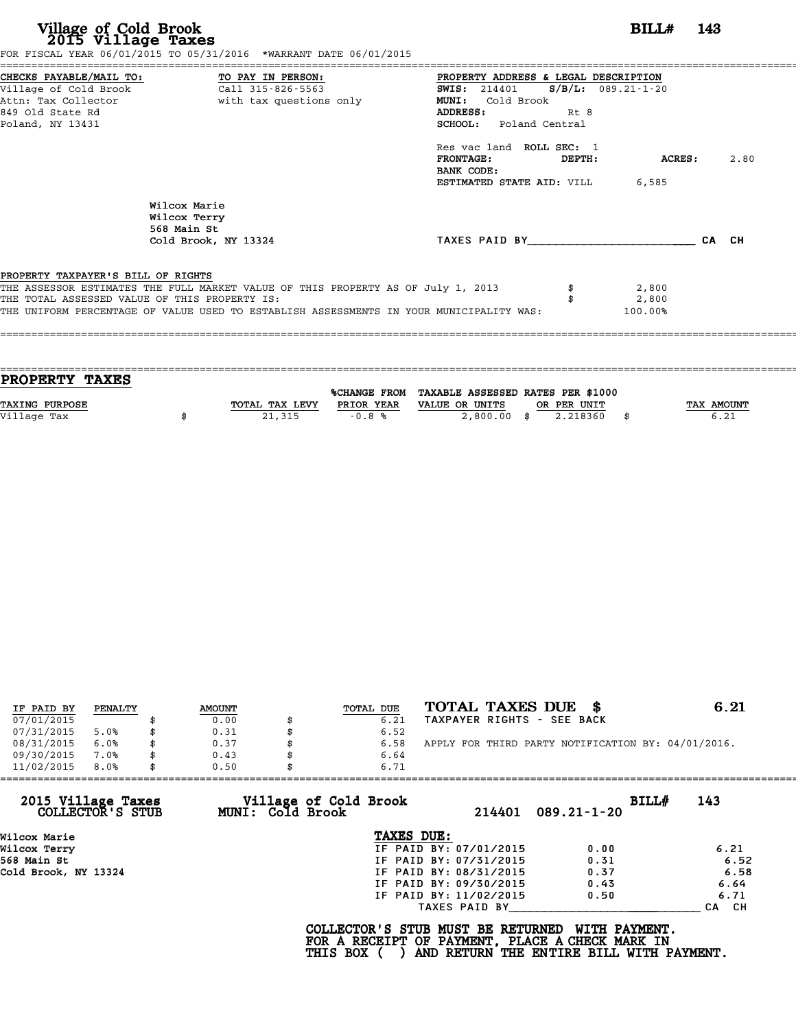# Village of Cold Brook
## 2015 Village Taxes

**BILL# 143**

FOR FISCAL YEAR 06/01/2015 TO 05/31/2016 *WARRANT DATE 06/01/2015

**CHECKS PAYABLE/MAIL TO:**
Village of Cold Brook
Attn: Tax Collector
849 Old State Rd
Poland, NY 13431

**TO PAY IN PERSON:**
Call 315-826-5563
with tax questions only

**PROPERTY ADDRESS & LEGAL DESCRIPTION**
**SWIS:** 214401 **S/B/L:** 089.21-1-20
**MUNI:** Cold Brook
**ADDRESS:** Rt 8
**SCHOOL:** Poland Central

Res vac land **ROLL SEC:** 1
**FRONTAGE:** **DEPTH:** **ACRES:** 2.80
**BANK CODE:**
**ESTIMATED STATE AID:** VILL 6,585

Wilcox Marie
Wilcox Terry
568 Main St
Cold Brook, NY 13324

TAXES PAID BY________________________ CA CH

**PROPERTY TAXPAYER'S BILL OF RIGHTS**

THE ASSESSOR ESTIMATES THE FULL MARKET VALUE OF THIS PROPERTY AS OF July 1, 2013 $ 2,800
THE TOTAL ASSESSED VALUE OF THIS PROPERTY IS: $ 2,800
THE UNIFORM PERCENTAGE OF VALUE USED TO ESTABLISH ASSESSMENTS IN YOUR MUNICIPALITY WAS: 100.00%

## PROPERTY TAXES

| TAXING PURPOSE | TOTAL TAX LEVY | %CHANGE FROM PRIOR YEAR | TAXABLE ASSESSED VALUE OR UNITS | RATES PER $1000 OR PER UNIT | TAX AMOUNT |
|---|---|---|---|---|---|
| Village Tax | $ 21,315 | -0.8 % | 2,800.00 | $ 2.218360 | $ 6.21 |

| IF PAID BY | PENALTY | AMOUNT | TOTAL DUE |
|---|---|---|---|
| 07/01/2015 | | $ 0.00 | $ 6.21 |
| 07/31/2015 | 5.0% | $ 0.31 | $ 6.52 |
| 08/31/2015 | 6.0% | $ 0.37 | $ 6.58 |
| 09/30/2015 | 7.0% | $ 0.43 | $ 6.64 |
| 11/02/2015 | 8.0% | $ 0.50 | $ 6.71 |

**TOTAL TAXES DUE $ 6.21**

TAXPAYER RIGHTS - SEE BACK

APPLY FOR THIRD PARTY NOTIFICATION BY: 04/01/2016.

---

**2015 Village Taxes COLLECTOR'S STUB**

**Village of Cold Brook**
**MUNI: Cold Brook**

214401 089.21-1-20 **BILL# 143**

Wilcox Marie
Wilcox Terry
568 Main St
Cold Brook, NY 13324

**TAXES DUE:**

| | | |
|---|---|---|
| IF PAID BY: 07/01/2015 | 0.00 | 6.21 |
| IF PAID BY: 07/31/2015 | 0.31 | 6.52 |
| IF PAID BY: 08/31/2015 | 0.37 | 6.58 |
| IF PAID BY: 09/30/2015 | 0.43 | 6.64 |
| IF PAID BY: 11/02/2015 | 0.50 | 6.71 |

TAXES PAID BY____________________________ CA CH

**COLLECTOR'S STUB MUST BE RETURNED WITH PAYMENT.**
**FOR A RECEIPT OF PAYMENT, PLACE A CHECK MARK IN**
**THIS BOX ( ) AND RETURN THE ENTIRE BILL WITH PAYMENT.**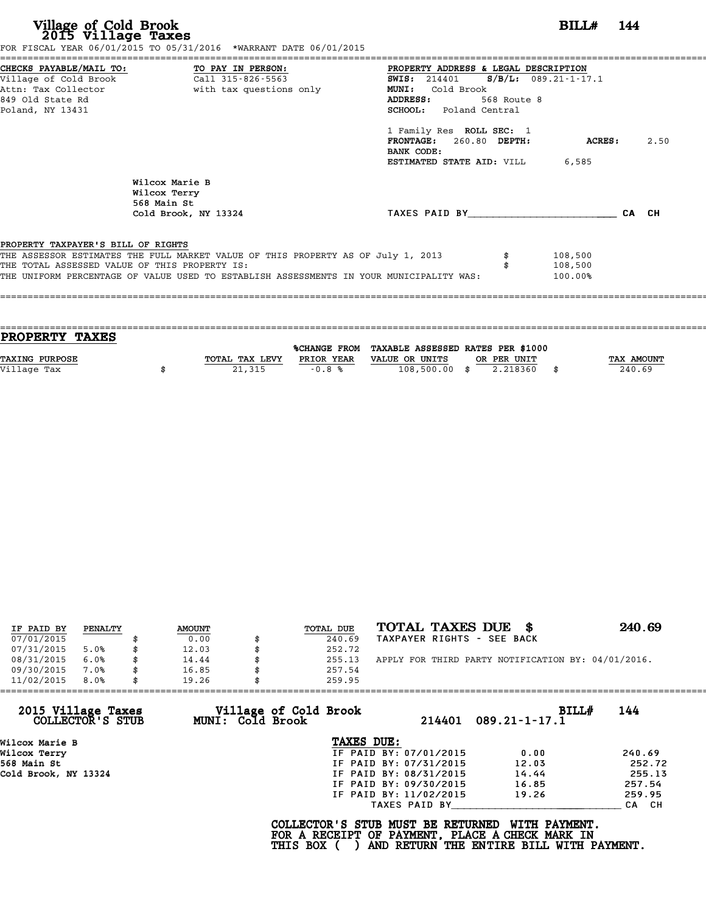# Village of Cold Brook
## 2015 Village Taxes

**BILL# 144**

FOR FISCAL YEAR 06/01/2015 TO 05/31/2016 \*WARRANT DATE 06/01/2015

**CHECKS PAYABLE/MAIL TO:**
Village of Cold Brook
Attn: Tax Collector
849 Old State Rd
Poland, NY 13431

**TO PAY IN PERSON:**
Call 315-826-5563
with tax questions only

**PROPERTY ADDRESS & LEGAL DESCRIPTION**
**SWIS:** 214401 **S/B/L:** 089.21-1-17.1
**MUNI:** Cold Brook
**ADDRESS:** 568 Route 8
**SCHOOL:** Poland Central

1 Family Res **ROLL SEC:** 1
**FRONTAGE:** 260.80 **DEPTH:** **ACRES:** 2.50
**BANK CODE:**
**ESTIMATED STATE AID:** VILL 6,585

Wilcox Marie B
Wilcox Terry
568 Main St
Cold Brook, NY 13324

TAXES PAID BY________________________ CA CH

**PROPERTY TAXPAYER'S BILL OF RIGHTS**

THE ASSESSOR ESTIMATES THE FULL MARKET VALUE OF THIS PROPERTY AS OF July 1, 2013 $ 108,500
THE TOTAL ASSESSED VALUE OF THIS PROPERTY IS: $ 108,500
THE UNIFORM PERCENTAGE OF VALUE USED TO ESTABLISH ASSESSMENTS IN YOUR MUNICIPALITY WAS: 100.00%

## PROPERTY TAXES

| TAXING PURPOSE | TOTAL TAX LEVY | %CHANGE FROM PRIOR YEAR | TAXABLE ASSESSED VALUE OR UNITS | RATES PER $1000 OR PER UNIT | TAX AMOUNT |
|---|---|---|---|---|---|
| Village Tax | $ 21,315 | -0.8 % | 108,500.00 | $ 2.218360 | $ 240.69 |

| IF PAID BY | PENALTY | AMOUNT | TOTAL DUE |
|---|---|---|---|
| 07/01/2015 | | $ 0.00 | $ 240.69 |
| 07/31/2015 | 5.0% | $ 12.03 | $ 252.72 |
| 08/31/2015 | 6.0% | $ 14.44 | $ 255.13 |
| 09/30/2015 | 7.0% | $ 16.85 | $ 257.54 |
| 11/02/2015 | 8.0% | $ 19.26 | $ 259.95 |

**TOTAL TAXES DUE $ 240.69**
TAXPAYER RIGHTS - SEE BACK

APPLY FOR THIRD PARTY NOTIFICATION BY: 04/01/2016.

---

**2015 Village Taxes COLLECTOR'S STUB** **Village of Cold Brook MUNI: Cold Brook** 214401 089.21-1-17.1 **BILL# 144**

Wilcox Marie B
Wilcox Terry
568 Main St
Cold Brook, NY 13324

**TAXES DUE:**

| | | |
|---|---|---|
| IF PAID BY: 07/01/2015 | 0.00 | 240.69 |
| IF PAID BY: 07/31/2015 | 12.03 | 252.72 |
| IF PAID BY: 08/31/2015 | 14.44 | 255.13 |
| IF PAID BY: 09/30/2015 | 16.85 | 257.54 |
| IF PAID BY: 11/02/2015 | 19.26 | 259.95 |

TAXES PAID BY____________________________ CA CH

**COLLECTOR'S STUB MUST BE RETURNED WITH PAYMENT.
FOR A RECEIPT OF PAYMENT, PLACE A CHECK MARK IN
THIS BOX ( ) AND RETURN THE ENTIRE BILL WITH PAYMENT.**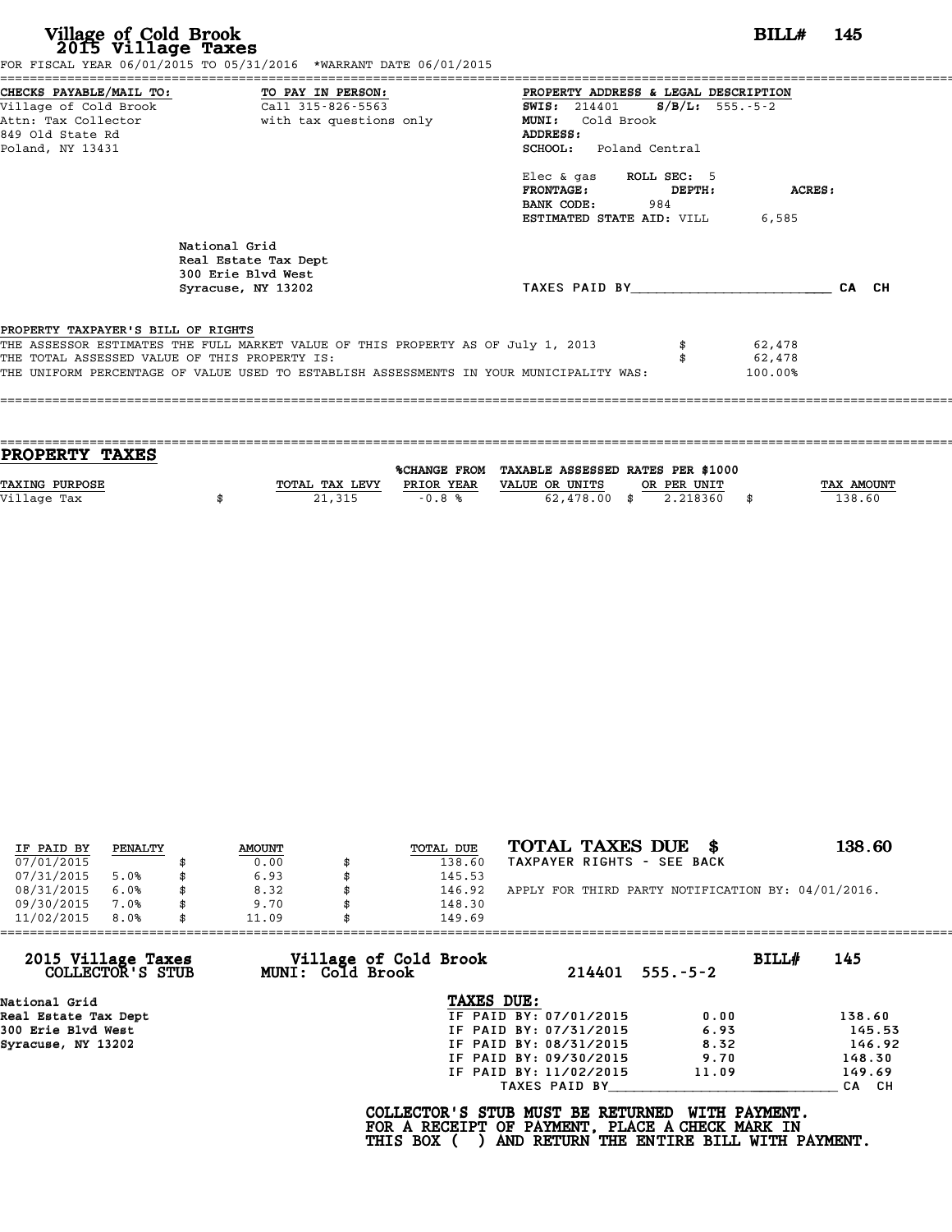# Village of Cold Brook
## 2015 Village Taxes

**BILL# 145**

FOR FISCAL YEAR 06/01/2015 TO 05/31/2016 *WARRANT DATE 06/01/2015

**CHECKS PAYABLE/MAIL TO:**
Village of Cold Brook
Attn: Tax Collector
849 Old State Rd
Poland, NY 13431

**TO PAY IN PERSON:**
Call 315-826-5563
with tax questions only

**PROPERTY ADDRESS & LEGAL DESCRIPTION**
**SWIS:** 214401 **S/B/L:** 555.-5-2
**MUNI:** Cold Brook
**ADDRESS:**
**SCHOOL:** Poland Central

Elec & gas **ROLL SEC:** 5
**FRONTAGE:** **DEPTH:** **ACRES:**
**BANK CODE:** 984
**ESTIMATED STATE AID:** VILL 6,585

National Grid
Real Estate Tax Dept
300 Erie Blvd West
Syracuse, NY 13202

TAXES PAID BY________________________ CA CH

**PROPERTY TAXPAYER'S BILL OF RIGHTS**

THE ASSESSOR ESTIMATES THE FULL MARKET VALUE OF THIS PROPERTY AS OF July 1, 2013 $ 62,478
THE TOTAL ASSESSED VALUE OF THIS PROPERTY IS: $ 62,478
THE UNIFORM PERCENTAGE OF VALUE USED TO ESTABLISH ASSESSMENTS IN YOUR MUNICIPALITY WAS: 100.00%

## PROPERTY TAXES

| TAXING PURPOSE | | TOTAL TAX LEVY | %CHANGE FROM PRIOR YEAR | TAXABLE ASSESSED VALUE OR UNITS | | RATES PER $1000 OR PER UNIT | | TAX AMOUNT |
|---|---|---|---|---|---|---|---|---|
| Village Tax | $ | 21,315 | -0.8 % | 62,478.00 | $ | 2.218360 | $ | 138.60 |

| IF PAID BY | PENALTY | | AMOUNT | | TOTAL DUE |
|---|---|---|---|---|---|
| 07/01/2015 | | $ | 0.00 | $ | 138.60 |
| 07/31/2015 | 5.0% | $ | 6.93 | $ | 145.53 |
| 08/31/2015 | 6.0% | $ | 8.32 | $ | 146.92 |
| 09/30/2015 | 7.0% | $ | 9.70 | $ | 148.30 |
| 11/02/2015 | 8.0% | $ | 11.09 | $ | 149.69 |

**TOTAL TAXES DUE $ 138.60**
TAXPAYER RIGHTS - SEE BACK

APPLY FOR THIRD PARTY NOTIFICATION BY: 04/01/2016.

---

**2015 Village Taxes COLLECTOR'S STUB** | **Village of Cold Brook MUNI: Cold Brook** | 214401 555.-5-2 | **BILL# 145**

National Grid
Real Estate Tax Dept
300 Erie Blvd West
Syracuse, NY 13202

**TAXES DUE:**

| | | |
|---|---|---|
| IF PAID BY: 07/01/2015 | 0.00 | 138.60 |
| IF PAID BY: 07/31/2015 | 6.93 | 145.53 |
| IF PAID BY: 08/31/2015 | 8.32 | 146.92 |
| IF PAID BY: 09/30/2015 | 9.70 | 148.30 |
| IF PAID BY: 11/02/2015 | 11.09 | 149.69 |

TAXES PAID BY____________________________ CA CH

**COLLECTOR'S STUB MUST BE RETURNED WITH PAYMENT.**
**FOR A RECEIPT OF PAYMENT, PLACE A CHECK MARK IN THIS BOX ( ) AND RETURN THE ENTIRE BILL WITH PAYMENT.**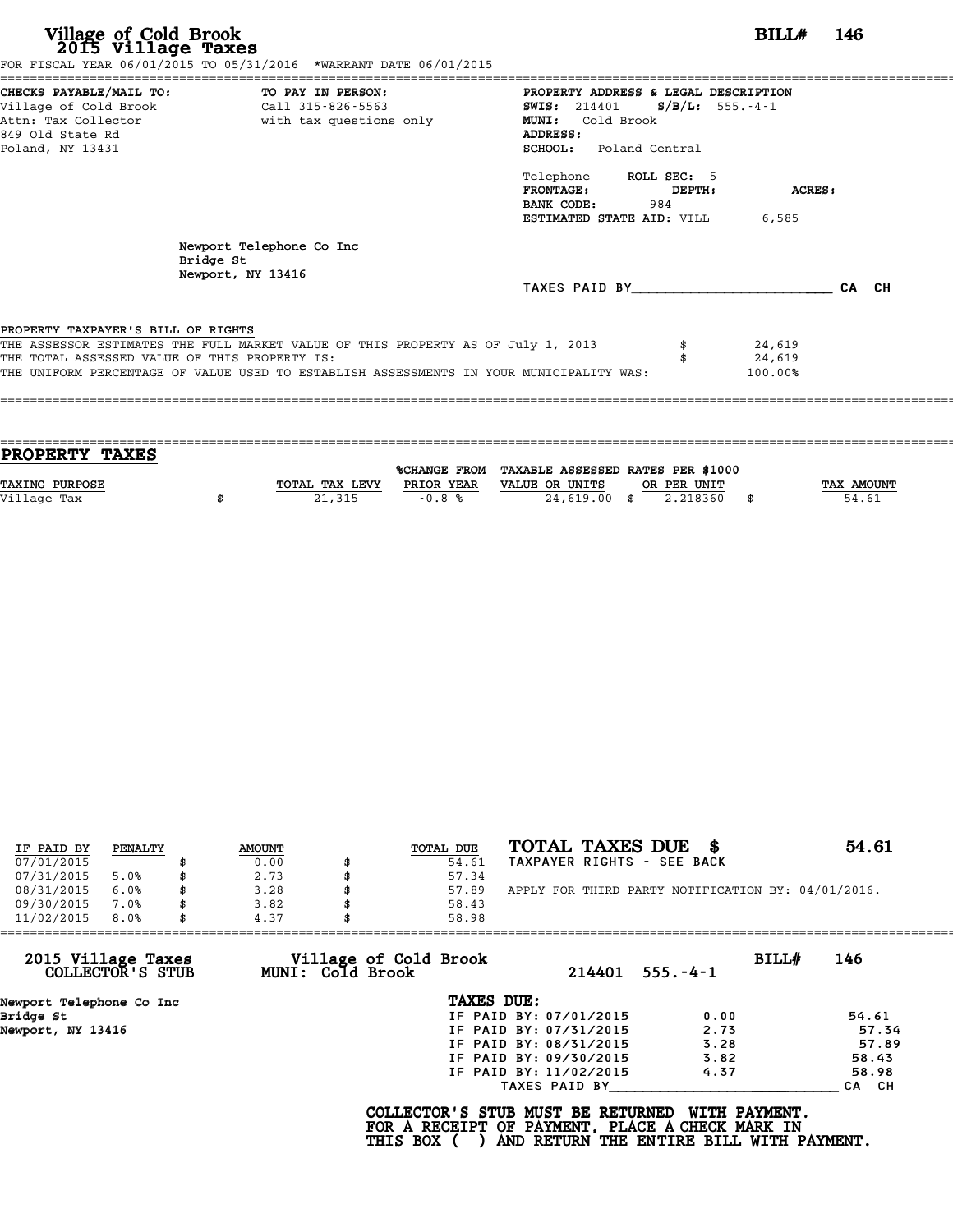# Village of Cold Brook
## 2015 Village Taxes

**BILL# 146**

FOR FISCAL YEAR 06/01/2015 TO 05/31/2016 *WARRANT DATE 06/01/2015

**CHECKS PAYABLE/MAIL TO:**
Village of Cold Brook
Attn: Tax Collector
849 Old State Rd
Poland, NY 13431

**TO PAY IN PERSON:**
Call 315-826-5563
with tax questions only

**PROPERTY ADDRESS & LEGAL DESCRIPTION**
**SWIS:** 214401 **S/B/L:** 555.-4-1
**MUNI:** Cold Brook
**ADDRESS:**
**SCHOOL:** Poland Central

Telephone **ROLL SEC:** 5
**FRONTAGE:** **DEPTH:** **ACRES:**
**BANK CODE:** 984
**ESTIMATED STATE AID:** VILL 6,585

Newport Telephone Co Inc
Bridge St
Newport, NY 13416

TAXES PAID BY________________________ CA CH

**PROPERTY TAXPAYER'S BILL OF RIGHTS**

THE ASSESSOR ESTIMATES THE FULL MARKET VALUE OF THIS PROPERTY AS OF July 1, 2013 $ 24,619
THE TOTAL ASSESSED VALUE OF THIS PROPERTY IS: $ 24,619
THE UNIFORM PERCENTAGE OF VALUE USED TO ESTABLISH ASSESSMENTS IN YOUR MUNICIPALITY WAS: 100.00%

## PROPERTY TAXES

| TAXING PURPOSE | TOTAL TAX LEVY | %CHANGE FROM PRIOR YEAR | TAXABLE ASSESSED VALUE OR UNITS | RATES PER $1000 OR PER UNIT | TAX AMOUNT |
|---|---|---|---|---|---|
| Village Tax | $ 21,315 | -0.8 % | 24,619.00 | $ 2.218360 | $ 54.61 |

| IF PAID BY | PENALTY | AMOUNT | TOTAL DUE |
|---|---|---|---|
| 07/01/2015 | | $ 0.00 | $ 54.61 |
| 07/31/2015 | 5.0% | $ 2.73 | $ 57.34 |
| 08/31/2015 | 6.0% | $ 3.28 | $ 57.89 |
| 09/30/2015 | 7.0% | $ 3.82 | $ 58.43 |
| 11/02/2015 | 8.0% | $ 4.37 | $ 58.98 |

**TOTAL TAXES DUE $ 54.61**
TAXPAYER RIGHTS - SEE BACK

APPLY FOR THIRD PARTY NOTIFICATION BY: 04/01/2016.

---

**2015 Village Taxes COLLECTOR'S STUB**
**Village of Cold Brook MUNI: Cold Brook** 214401 555.-4-1 **BILL# 146**

Newport Telephone Co Inc
Bridge St
Newport, NY 13416

**TAXES DUE:**

| | | |
|---|---|---|
| IF PAID BY: 07/01/2015 | 0.00 | 54.61 |
| IF PAID BY: 07/31/2015 | 2.73 | 57.34 |
| IF PAID BY: 08/31/2015 | 3.28 | 57.89 |
| IF PAID BY: 09/30/2015 | 3.82 | 58.43 |
| IF PAID BY: 11/02/2015 | 4.37 | 58.98 |

TAXES PAID BY____________________________ CA CH

**COLLECTOR'S STUB MUST BE RETURNED WITH PAYMENT.
FOR A RECEIPT OF PAYMENT, PLACE A CHECK MARK IN
THIS BOX ( ) AND RETURN THE ENTIRE BILL WITH PAYMENT.**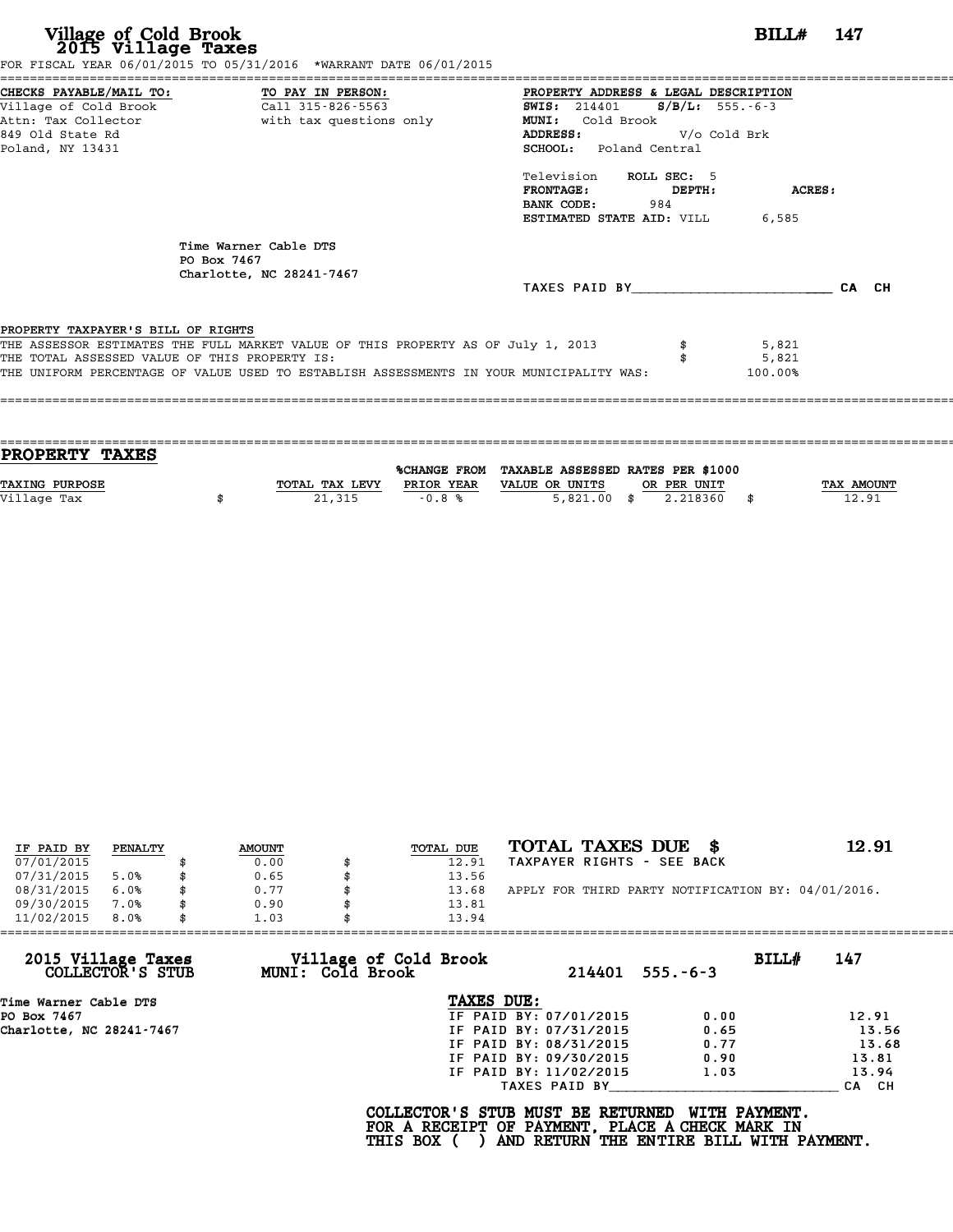# Village of Cold Brook
## 2015 Village Taxes

**BILL# 147**

FOR FISCAL YEAR 06/01/2015 TO 05/31/2016 *WARRANT DATE 06/01/2015

**CHECKS PAYABLE/MAIL TO:**
Village of Cold Brook
Attn: Tax Collector
849 Old State Rd
Poland, NY 13431

**TO PAY IN PERSON:**
Call 315-826-5563
with tax questions only

**PROPERTY ADDRESS & LEGAL DESCRIPTION**
**SWIS:** 214401 **S/B/L:** 555.-6-3
**MUNI:** Cold Brook
**ADDRESS:** V/o Cold Brk
**SCHOOL:** Poland Central

Television **ROLL SEC:** 5
**FRONTAGE:** **DEPTH:** **ACRES:**
**BANK CODE:** 984
**ESTIMATED STATE AID:** VILL 6,585

Time Warner Cable DTS
PO Box 7467
Charlotte, NC 28241-7467

TAXES PAID BY________________________ CA CH

**PROPERTY TAXPAYER'S BILL OF RIGHTS**

| | |
|---|---|
| THE ASSESSOR ESTIMATES THE FULL MARKET VALUE OF THIS PROPERTY AS OF July 1, 2013 | $ 5,821 |
| THE TOTAL ASSESSED VALUE OF THIS PROPERTY IS: | $ 5,821 |
| THE UNIFORM PERCENTAGE OF VALUE USED TO ESTABLISH ASSESSMENTS IN YOUR MUNICIPALITY WAS: | 100.00% |

## PROPERTY TAXES

| TAXING PURPOSE | TOTAL TAX LEVY | %CHANGE FROM PRIOR YEAR | TAXABLE ASSESSED VALUE OR UNITS | RATES PER $1000 OR PER UNIT | TAX AMOUNT |
|---|---|---|---|---|---|
| Village Tax | $ 21,315 | -0.8 % | 5,821.00 | $ 2.218360 | $ 12.91 |

| IF PAID BY | PENALTY | AMOUNT | TOTAL DUE |
|---|---|---|---|
| 07/01/2015 | | $ 0.00 | $ 12.91 |
| 07/31/2015 | 5.0% | $ 0.65 | $ 13.56 |
| 08/31/2015 | 6.0% | $ 0.77 | $ 13.68 |
| 09/30/2015 | 7.0% | $ 0.90 | $ 13.81 |
| 11/02/2015 | 8.0% | $ 1.03 | $ 13.94 |

**TOTAL TAXES DUE $ 12.91**
TAXPAYER RIGHTS - SEE BACK

APPLY FOR THIRD PARTY NOTIFICATION BY: 04/01/2016.

---

**2015 Village Taxes COLLECTOR'S STUB**
**Village of Cold Brook MUNI: Cold Brook** 214401 555.-6-3 **BILL# 147**

Time Warner Cable DTS
PO Box 7467
Charlotte, NC 28241-7467

**TAXES DUE:**

| | | |
|---|---|---|
| IF PAID BY: 07/01/2015 | 0.00 | 12.91 |
| IF PAID BY: 07/31/2015 | 0.65 | 13.56 |
| IF PAID BY: 08/31/2015 | 0.77 | 13.68 |
| IF PAID BY: 09/30/2015 | 0.90 | 13.81 |
| IF PAID BY: 11/02/2015 | 1.03 | 13.94 |

TAXES PAID BY____________________________ CA CH

**COLLECTOR'S STUB MUST BE RETURNED WITH PAYMENT.**
**FOR A RECEIPT OF PAYMENT, PLACE A CHECK MARK IN**
**THIS BOX ( ) AND RETURN THE ENTIRE BILL WITH PAYMENT.**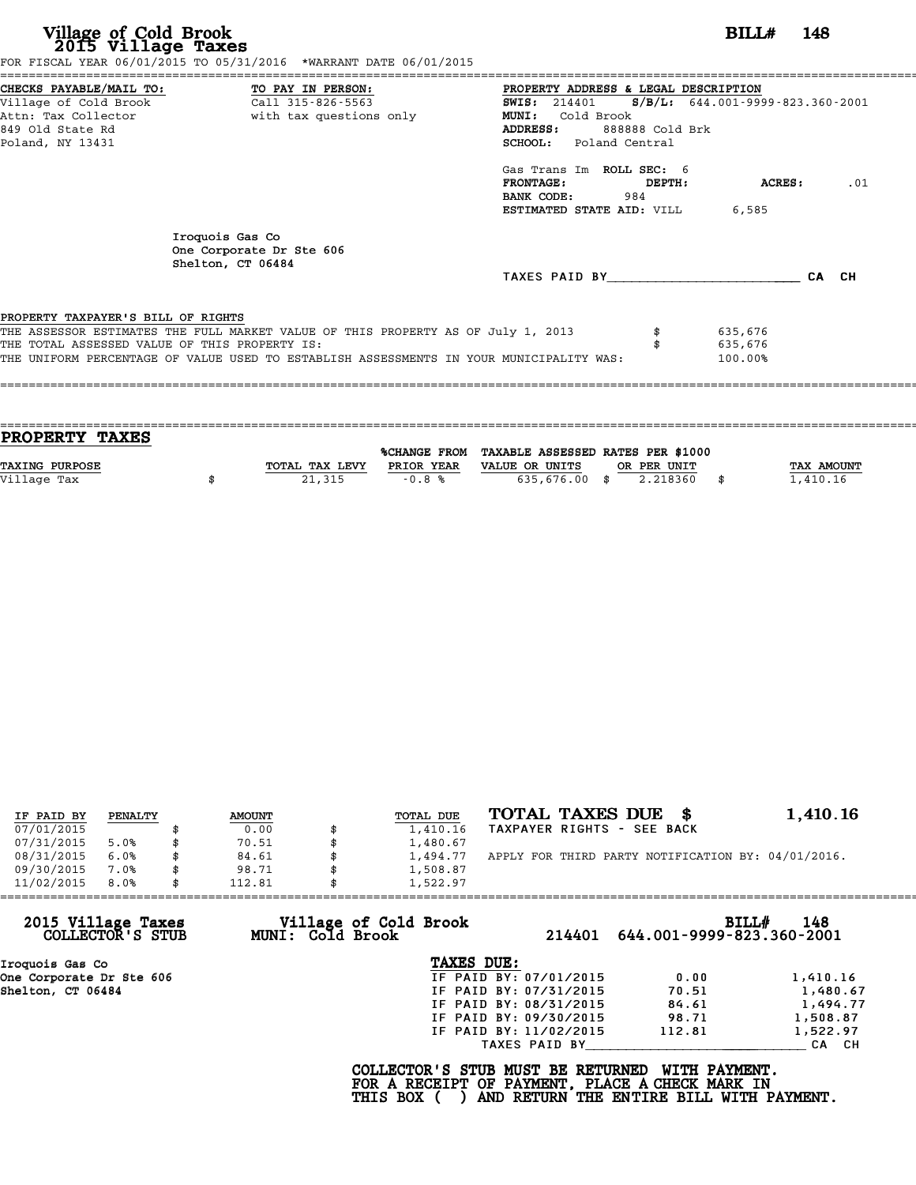# Village of Cold Brook
## 2015 Village Taxes

**BILL# 148**

FOR FISCAL YEAR 06/01/2015 TO 05/31/2016 *WARRANT DATE 06/01/2015

**CHECKS PAYABLE/MAIL TO:**
Village of Cold Brook
Attn: Tax Collector
849 Old State Rd
Poland, NY 13431

**TO PAY IN PERSON:**
Call 315-826-5563
with tax questions only

**PROPERTY ADDRESS & LEGAL DESCRIPTION**
**SWIS:** 214401 **S/B/L:** 644.001-9999-823.360-2001
**MUNI:** Cold Brook
**ADDRESS:** 888888 Cold Brk
**SCHOOL:** Poland Central

Gas Trans Im **ROLL SEC:** 6
**FRONTAGE:** **DEPTH:** **ACRES:** .01
**BANK CODE:** 984
**ESTIMATED STATE AID:** VILL 6,585

Iroquois Gas Co
One Corporate Dr Ste 606
Shelton, CT 06484

TAXES PAID BY________________________ CA CH

**PROPERTY TAXPAYER'S BILL OF RIGHTS**
THE ASSESSOR ESTIMATES THE FULL MARKET VALUE OF THIS PROPERTY AS OF July 1, 2013 $ 635,676
THE TOTAL ASSESSED VALUE OF THIS PROPERTY IS: $ 635,676
THE UNIFORM PERCENTAGE OF VALUE USED TO ESTABLISH ASSESSMENTS IN YOUR MUNICIPALITY WAS: 100.00%

## PROPERTY TAXES

| TAXING PURPOSE | TOTAL TAX LEVY | %CHANGE FROM PRIOR YEAR | TAXABLE ASSESSED VALUE OR UNITS | RATES PER $1000 OR PER UNIT | TAX AMOUNT |
|---|---|---|---|---|---|
| Village Tax | $ 21,315 | -0.8 % | 635,676.00 | $ 2.218360 | $ 1,410.16 |

| IF PAID BY | PENALTY | AMOUNT | TOTAL DUE |
|---|---|---|---|
| 07/01/2015 | | $ 0.00 | $ 1,410.16 |
| 07/31/2015 | 5.0% | $ 70.51 | $ 1,480.67 |
| 08/31/2015 | 6.0% | $ 84.61 | $ 1,494.77 |
| 09/30/2015 | 7.0% | $ 98.71 | $ 1,508.87 |
| 11/02/2015 | 8.0% | $ 112.81 | $ 1,522.97 |

**TOTAL TAXES DUE $ 1,410.16**
TAXPAYER RIGHTS - SEE BACK

APPLY FOR THIRD PARTY NOTIFICATION BY: 04/01/2016.

**2015 Village Taxes COLLECTOR'S STUB**
**Village of Cold Brook MUNI: Cold Brook**
214401 644.001-9999-823.360-2001 **BILL# 148**

Iroquois Gas Co
One Corporate Dr Ste 606
Shelton, CT 06484

**TAXES DUE:**

| | | |
|---|---|---|
| IF PAID BY: 07/01/2015 | 0.00 | 1,410.16 |
| IF PAID BY: 07/31/2015 | 70.51 | 1,480.67 |
| IF PAID BY: 08/31/2015 | 84.61 | 1,494.77 |
| IF PAID BY: 09/30/2015 | 98.71 | 1,508.87 |
| IF PAID BY: 11/02/2015 | 112.81 | 1,522.97 |

TAXES PAID BY____________________________ CA CH

**COLLECTOR'S STUB MUST BE RETURNED WITH PAYMENT.
FOR A RECEIPT OF PAYMENT, PLACE A CHECK MARK IN
THIS BOX ( ) AND RETURN THE ENTIRE BILL WITH PAYMENT.**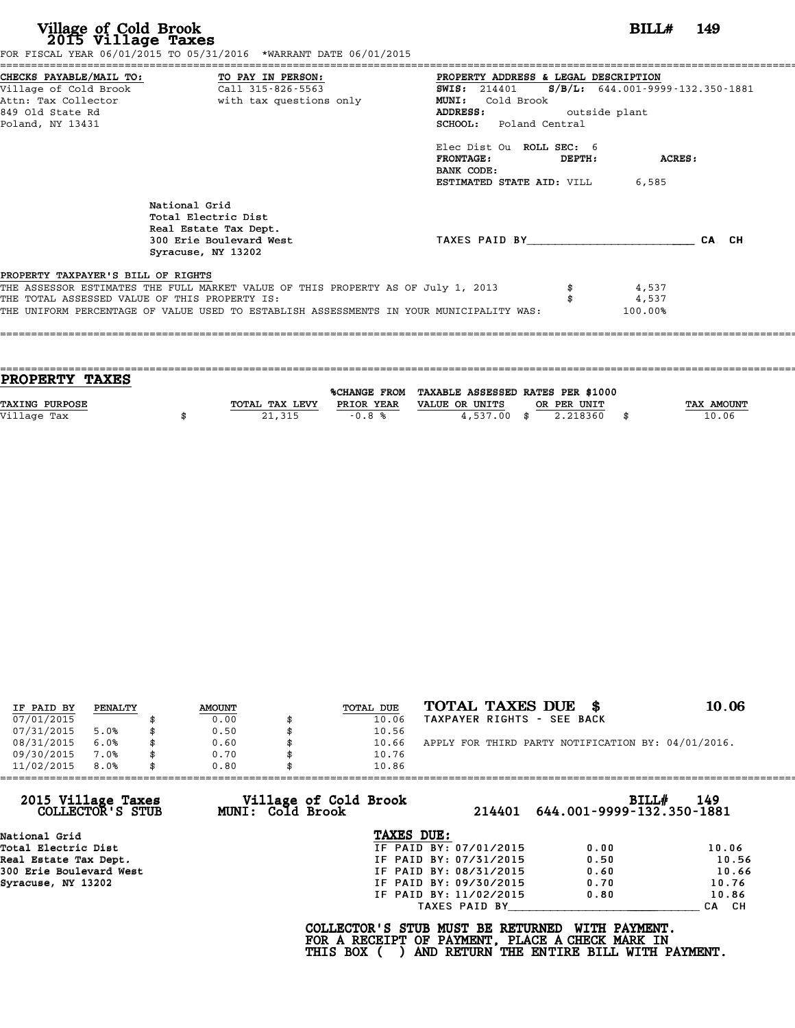# Village of Cold Brook
## 2015 Village Taxes

**BILL# 149**

FOR FISCAL YEAR 06/01/2015 TO 05/31/2016 *WARRANT DATE 06/01/2015

| CHECKS PAYABLE/MAIL TO: | TO PAY IN PERSON: | PROPERTY ADDRESS & LEGAL DESCRIPTION |
|---|---|---|
| Village of Cold Brook | Call 315-826-5563 | **SWIS:** 214401 **S/B/L:** 644.001-9999-132.350-1881 |
| Attn: Tax Collector | with tax questions only | **MUNI:** Cold Brook |
| 849 Old State Rd | | **ADDRESS:** outside plant |
| Poland, NY 13431 | | **SCHOOL:** Poland Central |

Elec Dist Ou **ROLL SEC:** 6
**FRONTAGE:** **DEPTH:** **ACRES:**
**BANK CODE:**
**ESTIMATED STATE AID:** VILL 6,585

National Grid
Total Electric Dist
Real Estate Tax Dept.
300 Erie Boulevard West
Syracuse, NY 13202

TAXES PAID BY________________________ CA CH

**PROPERTY TAXPAYER'S BILL OF RIGHTS**

THE ASSESSOR ESTIMATES THE FULL MARKET VALUE OF THIS PROPERTY AS OF July 1, 2013 $ 4,537
THE TOTAL ASSESSED VALUE OF THIS PROPERTY IS: $ 4,537
THE UNIFORM PERCENTAGE OF VALUE USED TO ESTABLISH ASSESSMENTS IN YOUR MUNICIPALITY WAS: 100.00%

## PROPERTY TAXES

| TAXING PURPOSE | TOTAL TAX LEVY | %CHANGE FROM PRIOR YEAR | TAXABLE ASSESSED VALUE OR UNITS | RATES PER $1000 OR PER UNIT | TAX AMOUNT |
|---|---|---|---|---|---|
| Village Tax | $ 21,315 | -0.8 % | 4,537.00 | $ 2.218360 | $ 10.06 |

| IF PAID BY | PENALTY | AMOUNT | TOTAL DUE |
|---|---|---|---|
| 07/01/2015 | | $ 0.00 | $ 10.06 |
| 07/31/2015 | 5.0% | $ 0.50 | $ 10.56 |
| 08/31/2015 | 6.0% | $ 0.60 | $ 10.66 |
| 09/30/2015 | 7.0% | $ 0.70 | $ 10.76 |
| 11/02/2015 | 8.0% | $ 0.80 | $ 10.86 |

**TOTAL TAXES DUE $ 10.06**

TAXPAYER RIGHTS - SEE BACK

APPLY FOR THIRD PARTY NOTIFICATION BY: 04/01/2016.

---

**2015 Village Taxes COLLECTOR'S STUB** — **Village of Cold Brook MUNI: Cold Brook** — 214401 644.001-9999-132.350-1881 — **BILL# 149**

National Grid
Total Electric Dist
Real Estate Tax Dept.
300 Erie Boulevard West
Syracuse, NY 13202

**TAXES DUE:**

| | | |
|---|---|---|
| IF PAID BY: 07/01/2015 | 0.00 | 10.06 |
| IF PAID BY: 07/31/2015 | 0.50 | 10.56 |
| IF PAID BY: 08/31/2015 | 0.60 | 10.66 |
| IF PAID BY: 09/30/2015 | 0.70 | 10.76 |
| IF PAID BY: 11/02/2015 | 0.80 | 10.86 |

TAXES PAID BY____________________________ CA CH

**COLLECTOR'S STUB MUST BE RETURNED WITH PAYMENT.**
**FOR A RECEIPT OF PAYMENT, PLACE A CHECK MARK IN THIS BOX ( ) AND RETURN THE ENTIRE BILL WITH PAYMENT.**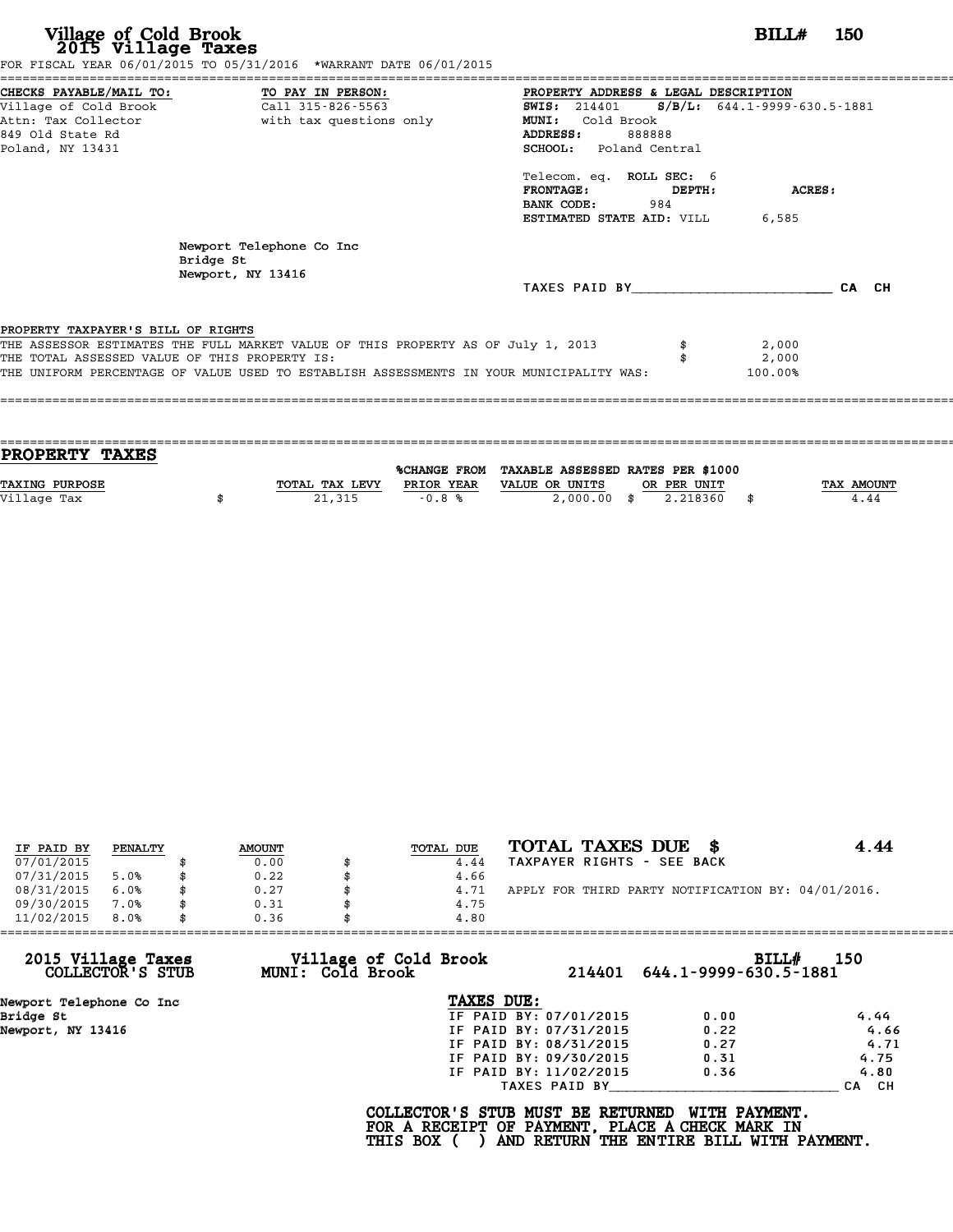# Village of Cold Brook
## 2015 Village Taxes

**BILL# 150**

FOR FISCAL YEAR 06/01/2015 TO 05/31/2016 *WARRANT DATE 06/01/2015

| CHECKS PAYABLE/MAIL TO: | TO PAY IN PERSON: | PROPERTY ADDRESS & LEGAL DESCRIPTION |
|---|---|---|
| Village of Cold Brook | Call 315-826-5563 | **SWIS:** 214401 **S/B/L:** 644.1-9999-630.5-1881 |
| Attn: Tax Collector | with tax questions only | **MUNI:** Cold Brook |
| 849 Old State Rd | | **ADDRESS:** 888888 |
| Poland, NY 13431 | | **SCHOOL:** Poland Central |

Telecom. eq. **ROLL SEC:** 6
**FRONTAGE:** **DEPTH:** **ACRES:**
**BANK CODE:** 984
**ESTIMATED STATE AID:** VILL 6,585

Newport Telephone Co Inc
Bridge St
Newport, NY 13416

TAXES PAID BY\_\_\_\_\_\_\_\_\_\_\_\_\_\_\_\_\_\_\_\_\_\_\_\_ CA CH

PROPERTY TAXPAYER'S BILL OF RIGHTS

| | |
|---|---|
| THE ASSESSOR ESTIMATES THE FULL MARKET VALUE OF THIS PROPERTY AS OF July 1, 2013 | $ 2,000 |
| THE TOTAL ASSESSED VALUE OF THIS PROPERTY IS: | $ 2,000 |
| THE UNIFORM PERCENTAGE OF VALUE USED TO ESTABLISH ASSESSMENTS IN YOUR MUNICIPALITY WAS: | 100.00% |

## PROPERTY TAXES

| TAXING PURPOSE | TOTAL TAX LEVY | %CHANGE FROM PRIOR YEAR | TAXABLE ASSESSED VALUE OR UNITS | RATES PER $1000 OR PER UNIT | TAX AMOUNT |
|---|---|---|---|---|---|
| Village Tax | $ 21,315 | -0.8 % | 2,000.00 | $ 2.218360 | $ 4.44 |

| IF PAID BY | PENALTY | AMOUNT | TOTAL DUE |
|---|---|---|---|
| 07/01/2015 | | $ 0.00 | $ 4.44 |
| 07/31/2015 | 5.0% | $ 0.22 | $ 4.66 |
| 08/31/2015 | 6.0% | $ 0.27 | $ 4.71 |
| 09/30/2015 | 7.0% | $ 0.31 | $ 4.75 |
| 11/02/2015 | 8.0% | $ 0.36 | $ 4.80 |

**TOTAL TAXES DUE $ 4.44**

TAXPAYER RIGHTS - SEE BACK

APPLY FOR THIRD PARTY NOTIFICATION BY: 04/01/2016.

---

**2015 Village Taxes COLLECTOR'S STUB** — **Village of Cold Brook MUNI: Cold Brook** — 214401 644.1-9999-630.5-1881 — **BILL# 150**

Newport Telephone Co Inc
Bridge St
Newport, NY 13416

**TAXES DUE:**

| | | |
|---|---|---|
| IF PAID BY: 07/01/2015 | 0.00 | 4.44 |
| IF PAID BY: 07/31/2015 | 0.22 | 4.66 |
| IF PAID BY: 08/31/2015 | 0.27 | 4.71 |
| IF PAID BY: 09/30/2015 | 0.31 | 4.75 |
| IF PAID BY: 11/02/2015 | 0.36 | 4.80 |

TAXES PAID BY\_\_\_\_\_\_\_\_\_\_\_\_\_\_\_\_\_\_\_\_\_\_\_\_ CA CH

**COLLECTOR'S STUB MUST BE RETURNED WITH PAYMENT. FOR A RECEIPT OF PAYMENT, PLACE A CHECK MARK IN THIS BOX ( ) AND RETURN THE ENTIRE BILL WITH PAYMENT.**